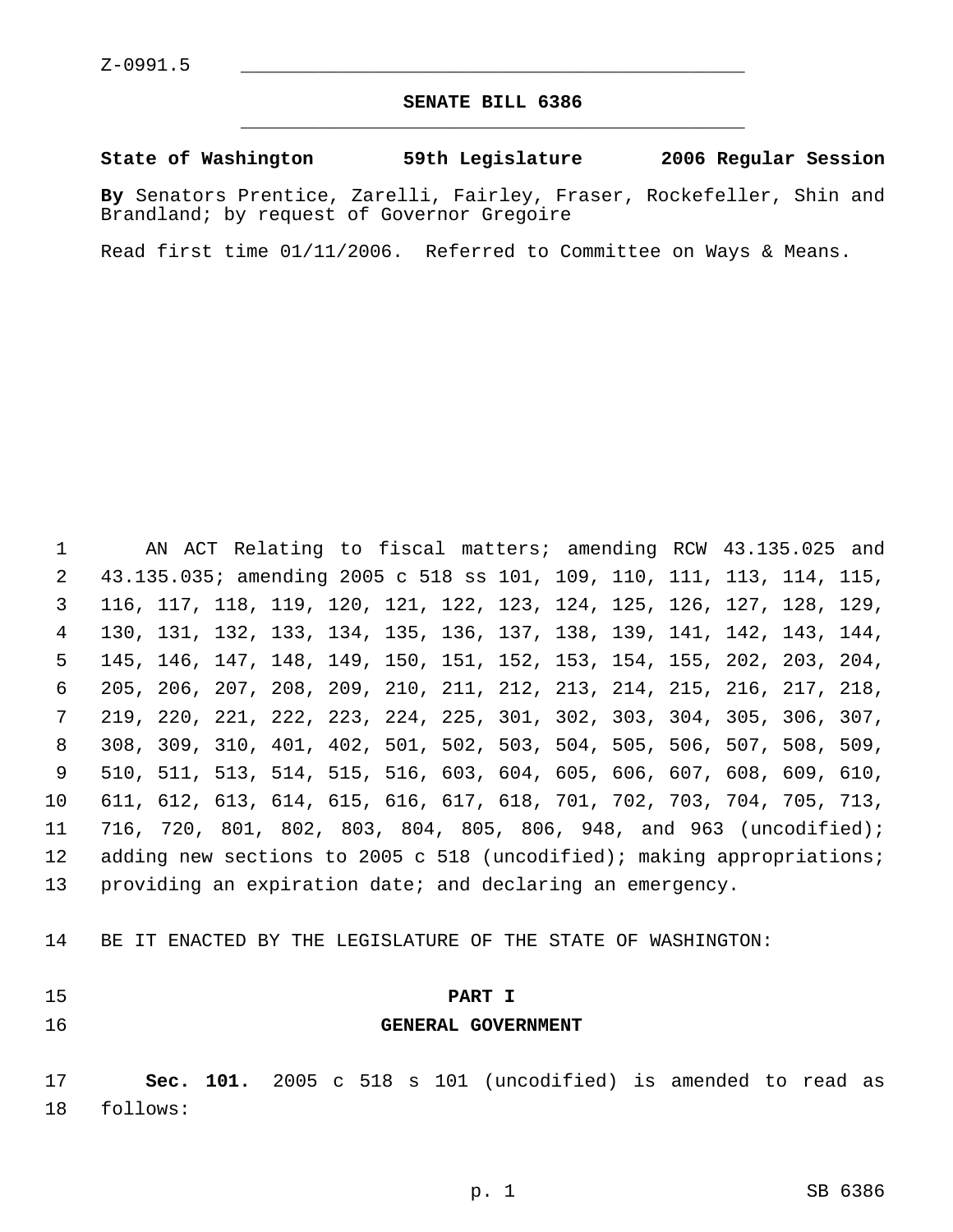Z-0991.5

# SENATE BILL 6386

**State of Washington 59th Legislature 2006 Regular Session**

**By** Senators Prentice, Zarelli, Fairley, Fraser, Rockefeller, Shin and Brandland; by request of Governor Gregoire

Read first time 01/11/2006. Referred to Committee on Ways & Means.

AN ACT Relating to fiscal matters; amending RCW 43.135.025 and 43.135.035; amending 2005 c 518 ss 101, 109, 110, 111, 113, 114, 115, 116, 117, 118, 119, 120, 121, 122, 123, 124, 125, 126, 127, 128, 129, 130, 131, 132, 133, 134, 135, 136, 137, 138, 139, 141, 142, 143, 144, 145, 146, 147, 148, 149, 150, 151, 152, 153, 154, 155, 202, 203, 204, 205, 206, 207, 208, 209, 210, 211, 212, 213, 214, 215, 216, 217, 218, 219, 220, 221, 222, 223, 224, 225, 301, 302, 303, 304, 305, 306, 307, 308, 309, 310, 401, 402, 501, 502, 503, 504, 505, 506, 507, 508, 509, 510, 511, 513, 514, 515, 516, 603, 604, 605, 606, 607, 608, 609, 610, 611, 612, 613, 614, 615, 616, 617, 618, 701, 702, 703, 704, 705, 713, 716, 720, 801, 802, 803, 804, 805, 806, 948, and 963 (uncodified); adding new sections to 2005 c 518 (uncodified); making appropriations; providing an expiration date; and declaring an emergency.

BE IT ENACTED BY THE LEGISLATURE OF THE STATE OF WASHINGTON:

## PART I
## GENERAL GOVERNMENT

**Sec. 101.** 2005 c 518 s 101 (uncodified) is amended to read as follows: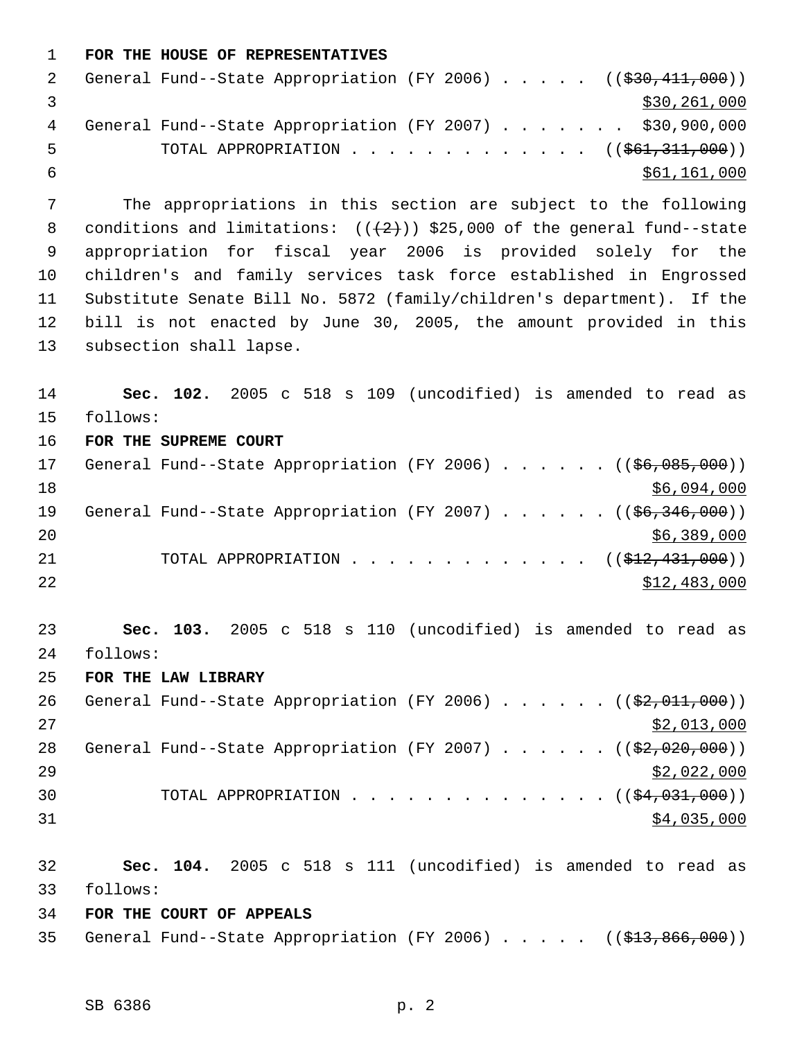**FOR THE HOUSE OF REPRESENTATIVES**

General Fund--State Appropriation (FY 2006) . . . . . (( ~~$30,411,000~~ )) $30,261,000

General Fund--State Appropriation (FY 2007) . . . . . . . $30,900,000

TOTAL APPROPRIATION . . . . . . . . . . . . . (( ~~$61,311,000~~ )) $61,161,000

The appropriations in this section are subject to the following conditions and limitations: (( ~~(2)~~ )) $25,000 of the general fund--state appropriation for fiscal year 2006 is provided solely for the children's and family services task force established in Engrossed Substitute Senate Bill No. 5872 (family/children's department). If the bill is not enacted by June 30, 2005, the amount provided in this subsection shall lapse.

**Sec. 102.** 2005 c 518 s 109 (uncodified) is amended to read as follows:

**FOR THE SUPREME COURT**

General Fund--State Appropriation (FY 2006) . . . . . . (( ~~$6,085,000~~ )) $6,094,000

General Fund--State Appropriation (FY 2007) . . . . . . (( ~~$6,346,000~~ )) $6,389,000

TOTAL APPROPRIATION . . . . . . . . . . . . . (( ~~$12,431,000~~ )) $12,483,000

**Sec. 103.** 2005 c 518 s 110 (uncodified) is amended to read as follows:

**FOR THE LAW LIBRARY**

General Fund--State Appropriation (FY 2006) . . . . . . (( ~~$2,011,000~~ )) $2,013,000

General Fund--State Appropriation (FY 2007) . . . . . . (( ~~$2,020,000~~ )) $2,022,000

TOTAL APPROPRIATION . . . . . . . . . . . . . . (( ~~$4,031,000~~ )) $4,035,000

**Sec. 104.** 2005 c 518 s 111 (uncodified) is amended to read as follows:

**FOR THE COURT OF APPEALS**

General Fund--State Appropriation (FY 2006) . . . . . (( ~~$13,866,000~~ ))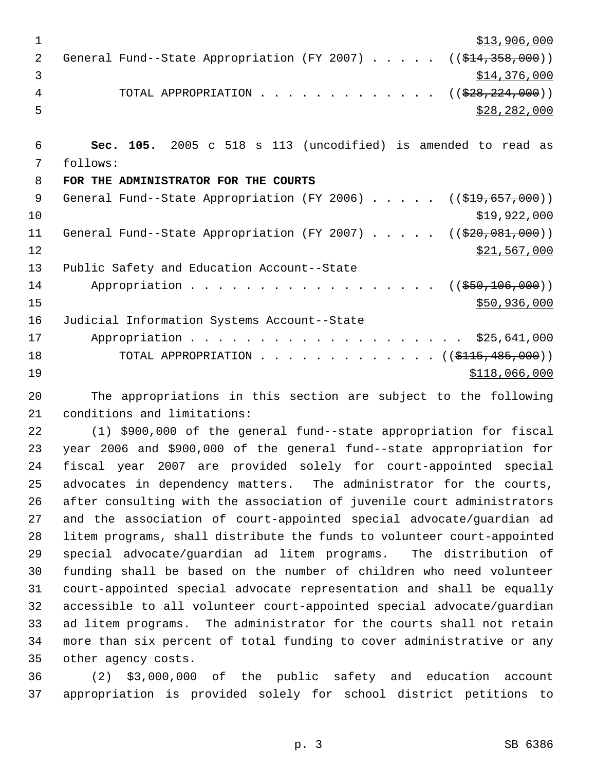$13,906,000
General Fund--State Appropriation (FY 2007) . . . . . ((~~$14,358,000~~))
$14,376,000
TOTAL APPROPRIATION . . . . . . . . . . . . . ((~~$28,224,000~~))
$28,282,000

**Sec. 105.** 2005 c 518 s 113 (uncodified) is amended to read as follows:

**FOR THE ADMINISTRATOR FOR THE COURTS**

General Fund--State Appropriation (FY 2006) . . . . . ((~~$19,657,000~~))
$19,922,000
General Fund--State Appropriation (FY 2007) . . . . . ((~~$20,081,000~~))
$21,567,000
Public Safety and Education Account--State
Appropriation . . . . . . . . . . . . . . . . . . . ((~~$50,106,000~~))
$50,936,000
Judicial Information Systems Account--State
Appropriation . . . . . . . . . . . . . . . . . . . . $25,641,000
TOTAL APPROPRIATION . . . . . . . . . . . . . ((~~$115,485,000~~))
$118,066,000

The appropriations in this section are subject to the following conditions and limitations:

(1) $900,000 of the general fund--state appropriation for fiscal year 2006 and $900,000 of the general fund--state appropriation for fiscal year 2007 are provided solely for court-appointed special advocates in dependency matters. The administrator for the courts, after consulting with the association of juvenile court administrators and the association of court-appointed special advocate/guardian ad litem programs, shall distribute the funds to volunteer court-appointed special advocate/guardian ad litem programs. The distribution of funding shall be based on the number of children who need volunteer court-appointed special advocate representation and shall be equally accessible to all volunteer court-appointed special advocate/guardian ad litem programs. The administrator for the courts shall not retain more than six percent of total funding to cover administrative or any other agency costs.

(2) $3,000,000 of the public safety and education account appropriation is provided solely for school district petitions to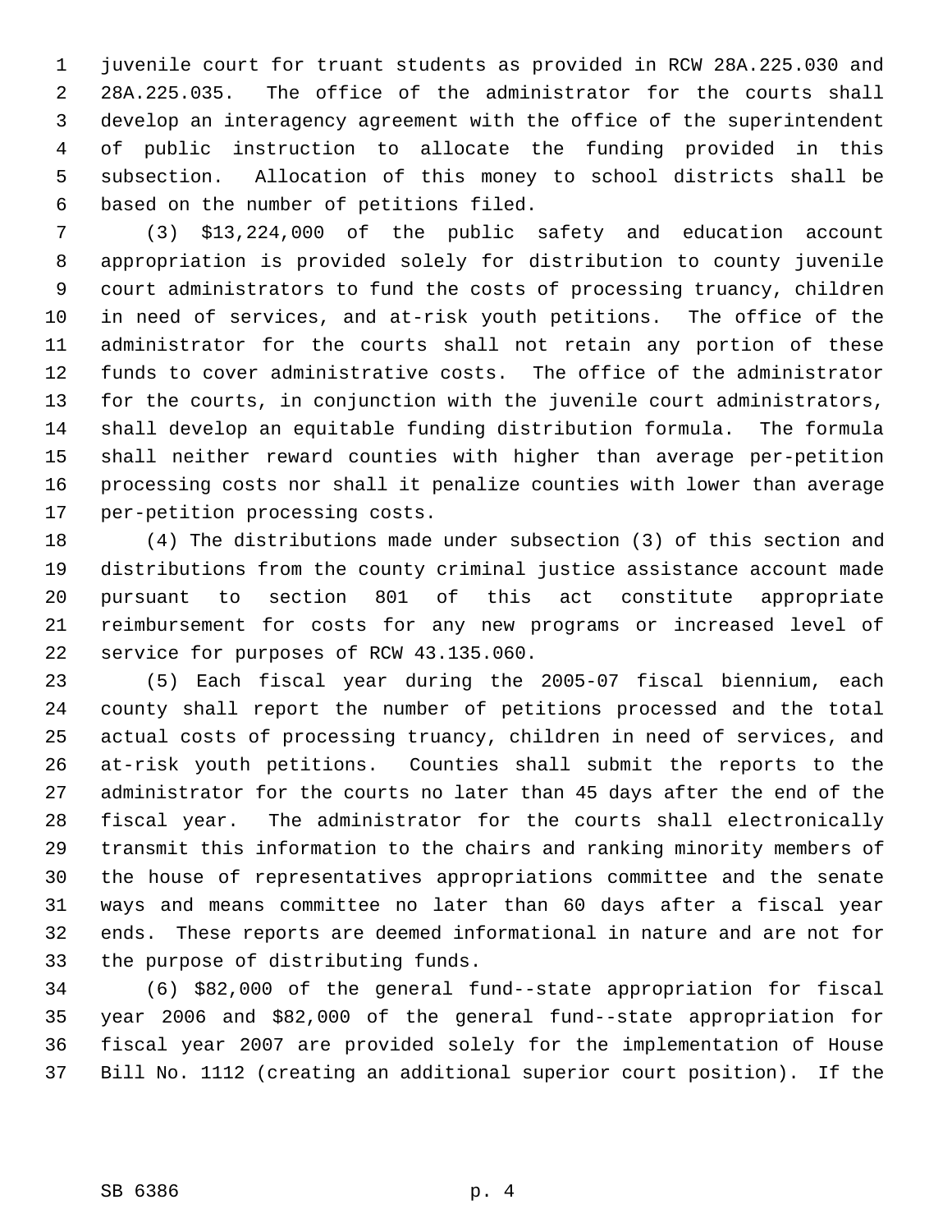juvenile court for truant students as provided in RCW 28A.225.030 and 28A.225.035. The office of the administrator for the courts shall develop an interagency agreement with the office of the superintendent of public instruction to allocate the funding provided in this subsection. Allocation of this money to school districts shall be based on the number of petitions filed.

(3) $13,224,000 of the public safety and education account appropriation is provided solely for distribution to county juvenile court administrators to fund the costs of processing truancy, children in need of services, and at-risk youth petitions. The office of the administrator for the courts shall not retain any portion of these funds to cover administrative costs. The office of the administrator for the courts, in conjunction with the juvenile court administrators, shall develop an equitable funding distribution formula. The formula shall neither reward counties with higher than average per-petition processing costs nor shall it penalize counties with lower than average per-petition processing costs.

(4) The distributions made under subsection (3) of this section and distributions from the county criminal justice assistance account made pursuant to section 801 of this act constitute appropriate reimbursement for costs for any new programs or increased level of service for purposes of RCW 43.135.060.

(5) Each fiscal year during the 2005-07 fiscal biennium, each county shall report the number of petitions processed and the total actual costs of processing truancy, children in need of services, and at-risk youth petitions. Counties shall submit the reports to the administrator for the courts no later than 45 days after the end of the fiscal year. The administrator for the courts shall electronically transmit this information to the chairs and ranking minority members of the house of representatives appropriations committee and the senate ways and means committee no later than 60 days after a fiscal year ends. These reports are deemed informational in nature and are not for the purpose of distributing funds.

(6) $82,000 of the general fund--state appropriation for fiscal year 2006 and $82,000 of the general fund--state appropriation for fiscal year 2007 are provided solely for the implementation of House Bill No. 1112 (creating an additional superior court position). If the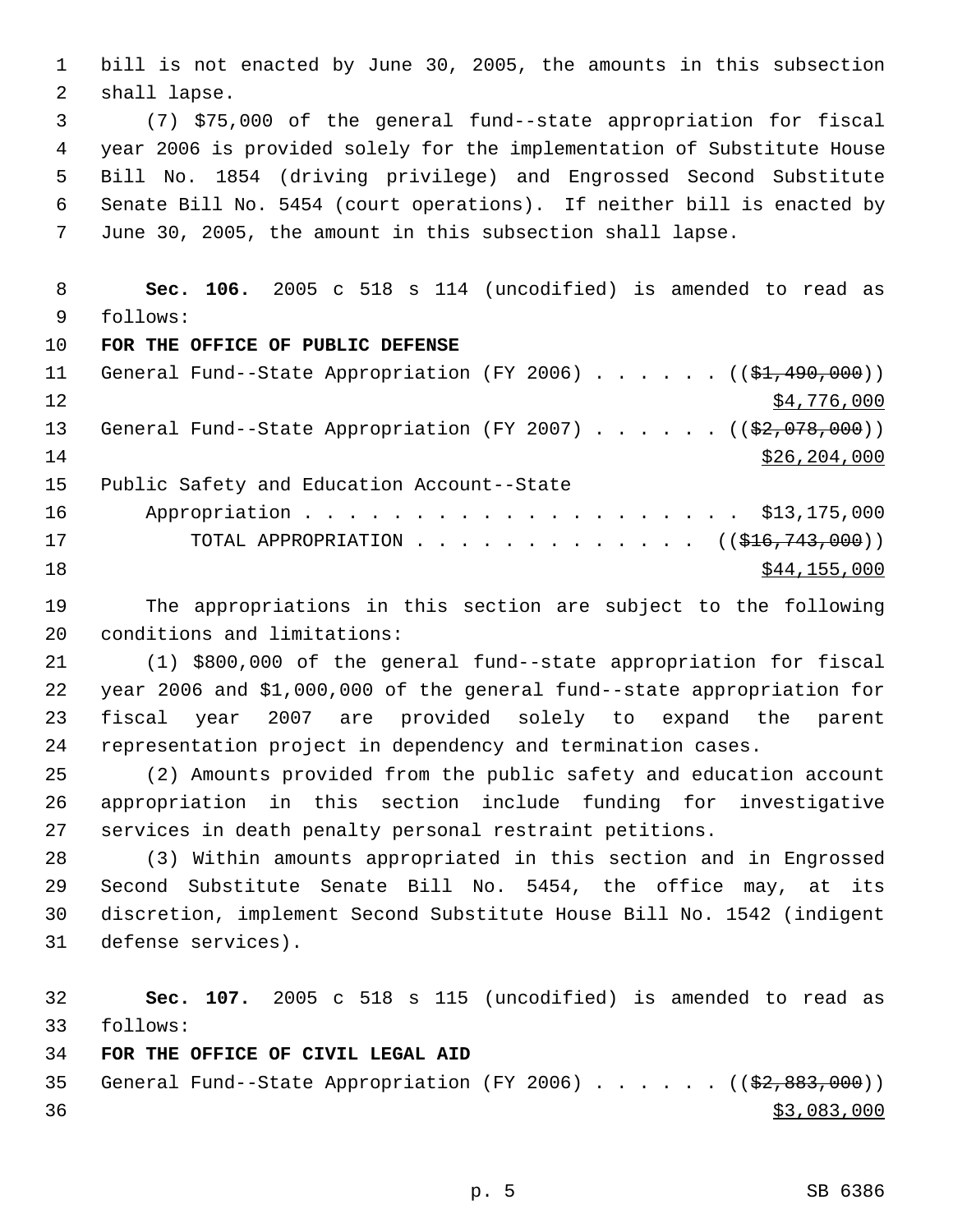bill is not enacted by June 30, 2005, the amounts in this subsection shall lapse.

(7) $75,000 of the general fund--state appropriation for fiscal year 2006 is provided solely for the implementation of Substitute House Bill No. 1854 (driving privilege) and Engrossed Second Substitute Senate Bill No. 5454 (court operations). If neither bill is enacted by June 30, 2005, the amount in this subsection shall lapse.

**Sec. 106.** 2005 c 518 s 114 (uncodified) is amended to read as follows:

**FOR THE OFFICE OF PUBLIC DEFENSE**

General Fund--State Appropriation (FY 2006) . . . . . . (($1,490,000)) $4,776,000

General Fund--State Appropriation (FY 2007) . . . . . . (($2,078,000)) $26,204,000

Public Safety and Education Account--State Appropriation . . . . . . . . . . . . . . . . . . . . . $13,175,000

TOTAL APPROPRIATION . . . . . . . . . . . . . . (($16,743,000)) $44,155,000

The appropriations in this section are subject to the following conditions and limitations:

(1) $800,000 of the general fund--state appropriation for fiscal year 2006 and $1,000,000 of the general fund--state appropriation for fiscal year 2007 are provided solely to expand the parent representation project in dependency and termination cases.

(2) Amounts provided from the public safety and education account appropriation in this section include funding for investigative services in death penalty personal restraint petitions.

(3) Within amounts appropriated in this section and in Engrossed Second Substitute Senate Bill No. 5454, the office may, at its discretion, implement Second Substitute House Bill No. 1542 (indigent defense services).

**Sec. 107.** 2005 c 518 s 115 (uncodified) is amended to read as follows:

**FOR THE OFFICE OF CIVIL LEGAL AID**

General Fund--State Appropriation (FY 2006) . . . . . . (($2,883,000)) $3,083,000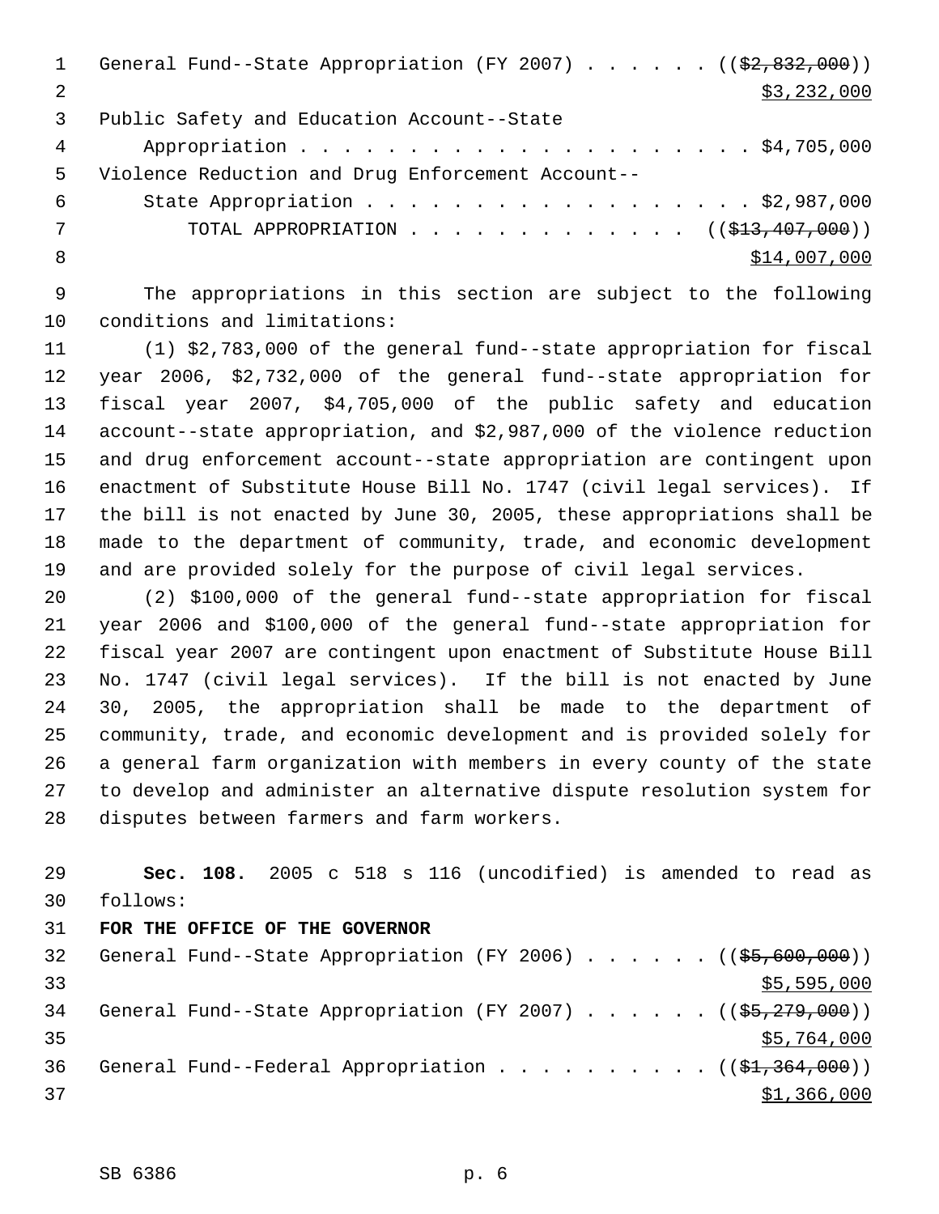General Fund--State Appropriation (FY 2007) . . . . . . ((~~$2,832,000~~))
$3,232,000

Public Safety and Education Account--State
Appropriation . . . . . . . . . . . . . . . . . . . . . $4,705,000

Violence Reduction and Drug Enforcement Account--
State Appropriation . . . . . . . . . . . . . . . . . . $2,987,000

TOTAL APPROPRIATION . . . . . . . . . . . . . ((~~$13,407,000~~))
$14,007,000

The appropriations in this section are subject to the following conditions and limitations:

(1) $2,783,000 of the general fund--state appropriation for fiscal year 2006, $2,732,000 of the general fund--state appropriation for fiscal year 2007, $4,705,000 of the public safety and education account--state appropriation, and $2,987,000 of the violence reduction and drug enforcement account--state appropriation are contingent upon enactment of Substitute House Bill No. 1747 (civil legal services). If the bill is not enacted by June 30, 2005, these appropriations shall be made to the department of community, trade, and economic development and are provided solely for the purpose of civil legal services.

(2) $100,000 of the general fund--state appropriation for fiscal year 2006 and $100,000 of the general fund--state appropriation for fiscal year 2007 are contingent upon enactment of Substitute House Bill No. 1747 (civil legal services). If the bill is not enacted by June 30, 2005, the appropriation shall be made to the department of community, trade, and economic development and is provided solely for a general farm organization with members in every county of the state to develop and administer an alternative dispute resolution system for disputes between farmers and farm workers.

**Sec. 108.** 2005 c 518 s 116 (uncodified) is amended to read as follows:

**FOR THE OFFICE OF THE GOVERNOR**

General Fund--State Appropriation (FY 2006) . . . . . . ((~~$5,600,000~~))
$5,595,000

General Fund--State Appropriation (FY 2007) . . . . . . ((~~$5,279,000~~))
$5,764,000

General Fund--Federal Appropriation . . . . . . . . . . ((~~$1,364,000~~))
$1,366,000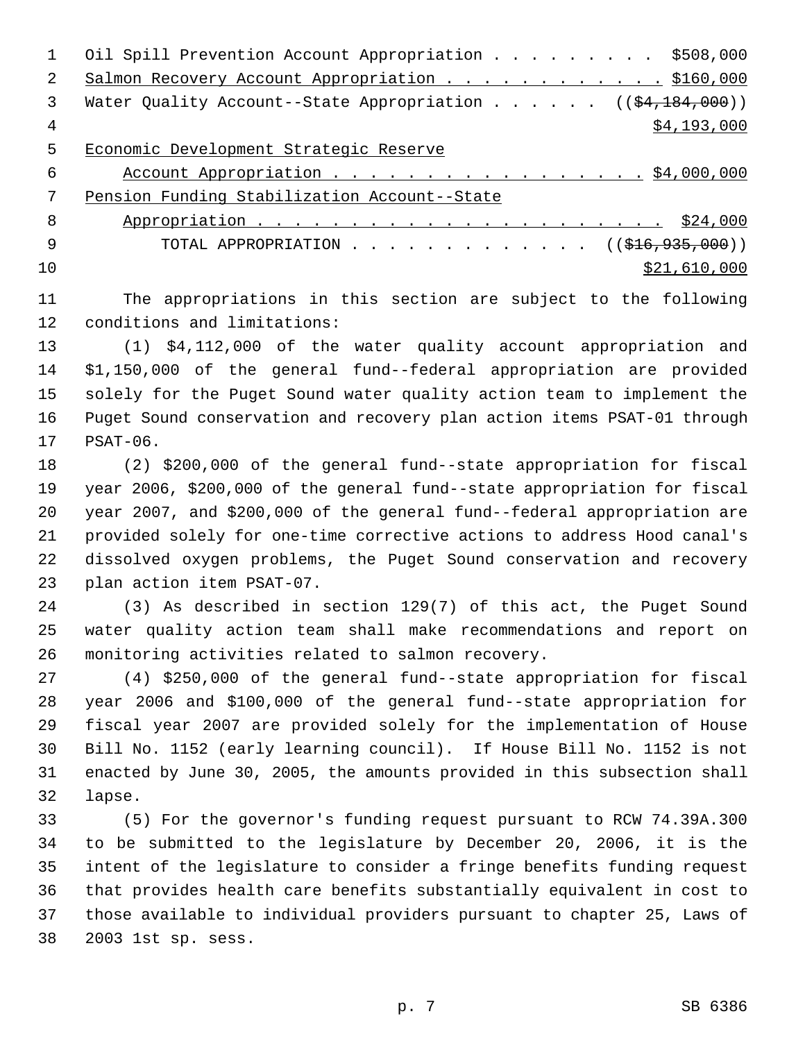Oil Spill Prevention Account Appropriation . . . . . . . . . $508,000
Salmon Recovery Account Appropriation . . . . . . . . . . . . $160,000
Water Quality Account--State Appropriation . . . . . . ((~~$4,184,000~~))
$4,193,000
Economic Development Strategic Reserve
Account Appropriation . . . . . . . . . . . . . . . . . $4,000,000
Pension Funding Stabilization Account--State
Appropriation . . . . . . . . . . . . . . . . . . . . . . $24,000
TOTAL APPROPRIATION . . . . . . . . . . . . . ((~~$16,935,000~~))
$21,610,000

The appropriations in this section are subject to the following conditions and limitations:

(1) $4,112,000 of the water quality account appropriation and $1,150,000 of the general fund--federal appropriation are provided solely for the Puget Sound water quality action team to implement the Puget Sound conservation and recovery plan action items PSAT-01 through PSAT-06.

(2) $200,000 of the general fund--state appropriation for fiscal year 2006, $200,000 of the general fund--state appropriation for fiscal year 2007, and $200,000 of the general fund--federal appropriation are provided solely for one-time corrective actions to address Hood canal's dissolved oxygen problems, the Puget Sound conservation and recovery plan action item PSAT-07.

(3) As described in section 129(7) of this act, the Puget Sound water quality action team shall make recommendations and report on monitoring activities related to salmon recovery.

(4) $250,000 of the general fund--state appropriation for fiscal year 2006 and $100,000 of the general fund--state appropriation for fiscal year 2007 are provided solely for the implementation of House Bill No. 1152 (early learning council). If House Bill No. 1152 is not enacted by June 30, 2005, the amounts provided in this subsection shall lapse.

(5) For the governor's funding request pursuant to RCW 74.39A.300 to be submitted to the legislature by December 20, 2006, it is the intent of the legislature to consider a fringe benefits funding request that provides health care benefits substantially equivalent in cost to those available to individual providers pursuant to chapter 25, Laws of 2003 1st sp. sess.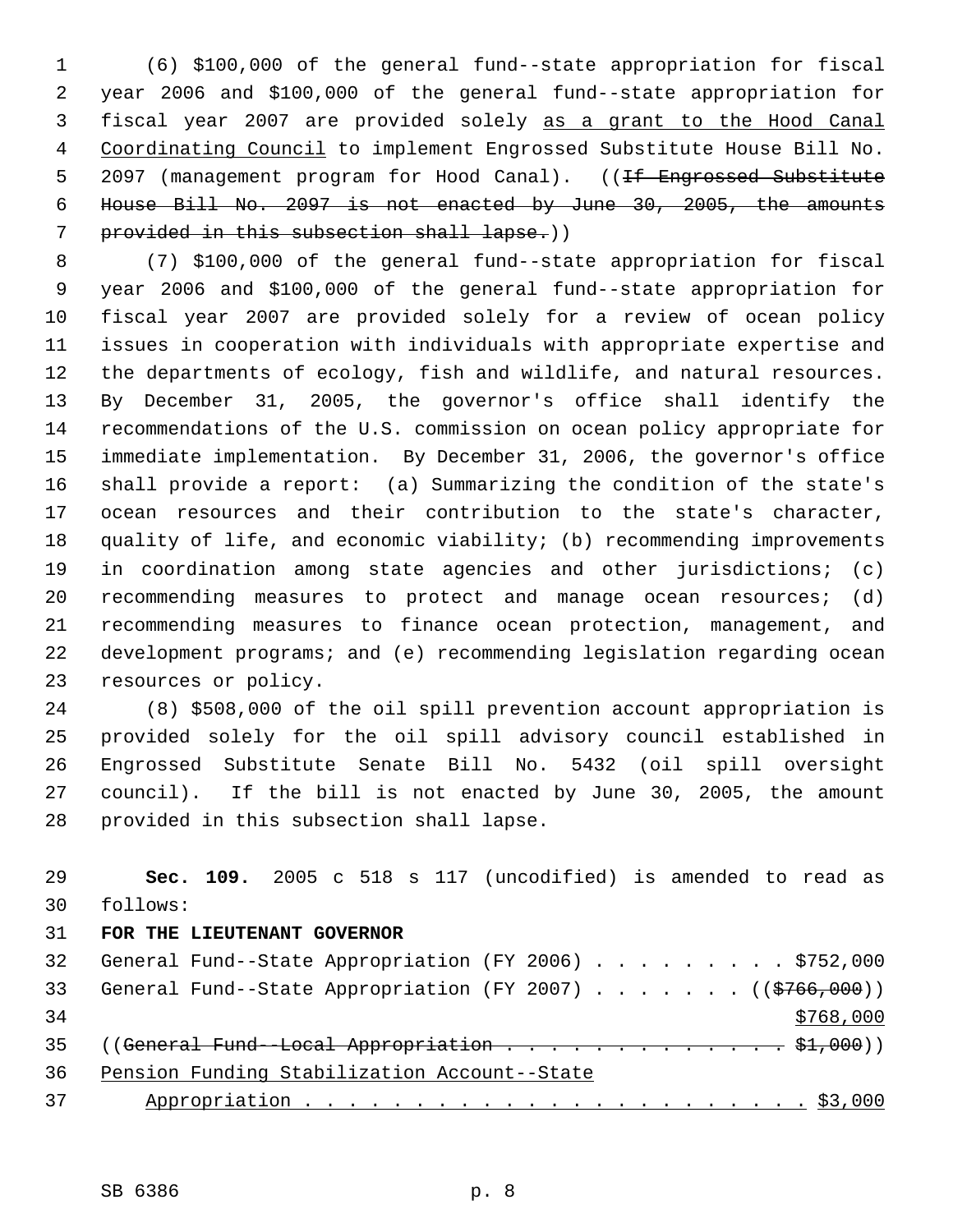(6) $100,000 of the general fund--state appropriation for fiscal year 2006 and $100,000 of the general fund--state appropriation for fiscal year 2007 are provided solely as a grant to the Hood Canal Coordinating Council to implement Engrossed Substitute House Bill No. 2097 (management program for Hood Canal). ((~~If Engrossed Substitute House Bill No. 2097 is not enacted by June 30, 2005, the amounts provided in this subsection shall lapse.~~))

(7) $100,000 of the general fund--state appropriation for fiscal year 2006 and $100,000 of the general fund--state appropriation for fiscal year 2007 are provided solely for a review of ocean policy issues in cooperation with individuals with appropriate expertise and the departments of ecology, fish and wildlife, and natural resources. By December 31, 2005, the governor's office shall identify the recommendations of the U.S. commission on ocean policy appropriate for immediate implementation. By December 31, 2006, the governor's office shall provide a report: (a) Summarizing the condition of the state's ocean resources and their contribution to the state's character, quality of life, and economic viability; (b) recommending improvements in coordination among state agencies and other jurisdictions; (c) recommending measures to protect and manage ocean resources; (d) recommending measures to finance ocean protection, management, and development programs; and (e) recommending legislation regarding ocean resources or policy.

(8) $508,000 of the oil spill prevention account appropriation is provided solely for the oil spill advisory council established in Engrossed Substitute Senate Bill No. 5432 (oil spill oversight council). If the bill is not enacted by June 30, 2005, the amount provided in this subsection shall lapse.

**Sec. 109.** 2005 c 518 s 117 (uncodified) is amended to read as follows:

**FOR THE LIEUTENANT GOVERNOR**

General Fund--State Appropriation (FY 2006) . . . . . . . . . $752,000
General Fund--State Appropriation (FY 2007) . . . . . . . ((~~$766,000~~))
$768,000
((~~General Fund--Local Appropriation . . . . . . . . . . . . . $1,000~~))
Pension Funding Stabilization Account--State
Appropriation . . . . . . . . . . . . . . . . . . . . . . . $3,000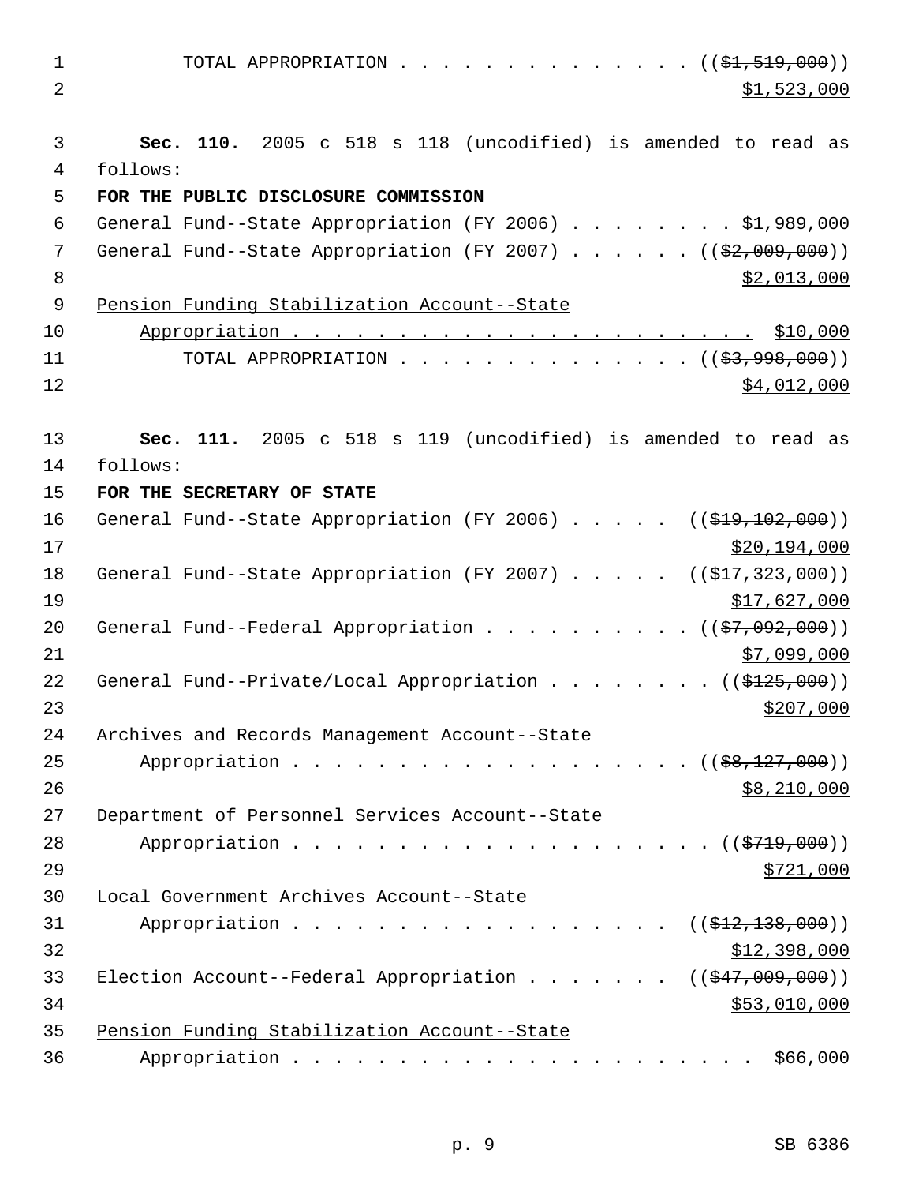TOTAL APPROPRIATION . . . . . . . . . . . . . . . (($1,519,000))
$1,523,000

**Sec. 110.** 2005 c 518 s 118 (uncodified) is amended to read as follows:

**FOR THE PUBLIC DISCLOSURE COMMISSION**

General Fund--State Appropriation (FY 2006) . . . . . . . . $1,989,000

General Fund--State Appropriation (FY 2007) . . . . . . (($2,009,000))
$2,013,000

Pension Funding Stabilization Account--State Appropriation . . . . . . . . . . . . . . . . . . . . . . $10,000

TOTAL APPROPRIATION . . . . . . . . . . . . . . . (($3,998,000))
$4,012,000

**Sec. 111.** 2005 c 518 s 119 (uncodified) is amended to read as follows:

**FOR THE SECRETARY OF STATE**

General Fund--State Appropriation (FY 2006) . . . . . (($19,102,000))
$20,194,000

General Fund--State Appropriation (FY 2007) . . . . . (($17,323,000))
$17,627,000

General Fund--Federal Appropriation . . . . . . . . . . (($7,092,000))
$7,099,000

General Fund--Private/Local Appropriation . . . . . . . . (($125,000))
$207,000

Archives and Records Management Account--State Appropriation . . . . . . . . . . . . . . . . . . . . (($8,127,000))
$8,210,000

Department of Personnel Services Account--State Appropriation . . . . . . . . . . . . . . . . . . . . . (($719,000))
$721,000

Local Government Archives Account--State Appropriation . . . . . . . . . . . . . . . . . . . . (($12,138,000))
$12,398,000

Election Account--Federal Appropriation . . . . . . . (($47,009,000))
$53,010,000

Pension Funding Stabilization Account--State Appropriation . . . . . . . . . . . . . . . . . . . . . . $66,000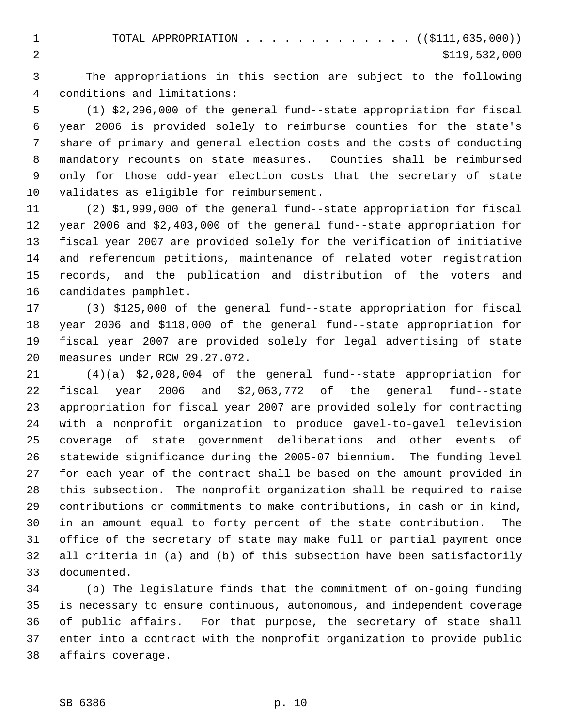TOTAL APPROPRIATION . . . . . . . . . . . . . . ((~~$111,635,000~~))
<u>$119,532,000</u>

The appropriations in this section are subject to the following conditions and limitations:

(1) $2,296,000 of the general fund--state appropriation for fiscal year 2006 is provided solely to reimburse counties for the state's share of primary and general election costs and the costs of conducting mandatory recounts on state measures. Counties shall be reimbursed only for those odd-year election costs that the secretary of state validates as eligible for reimbursement.

(2) $1,999,000 of the general fund--state appropriation for fiscal year 2006 and $2,403,000 of the general fund--state appropriation for fiscal year 2007 are provided solely for the verification of initiative and referendum petitions, maintenance of related voter registration records, and the publication and distribution of the voters and candidates pamphlet.

(3) $125,000 of the general fund--state appropriation for fiscal year 2006 and $118,000 of the general fund--state appropriation for fiscal year 2007 are provided solely for legal advertising of state measures under RCW 29.27.072.

(4)(a) $2,028,004 of the general fund--state appropriation for fiscal year 2006 and $2,063,772 of the general fund--state appropriation for fiscal year 2007 are provided solely for contracting with a nonprofit organization to produce gavel-to-gavel television coverage of state government deliberations and other events of statewide significance during the 2005-07 biennium. The funding level for each year of the contract shall be based on the amount provided in this subsection. The nonprofit organization shall be required to raise contributions or commitments to make contributions, in cash or in kind, in an amount equal to forty percent of the state contribution. The office of the secretary of state may make full or partial payment once all criteria in (a) and (b) of this subsection have been satisfactorily documented.

(b) The legislature finds that the commitment of on-going funding is necessary to ensure continuous, autonomous, and independent coverage of public affairs. For that purpose, the secretary of state shall enter into a contract with the nonprofit organization to provide public affairs coverage.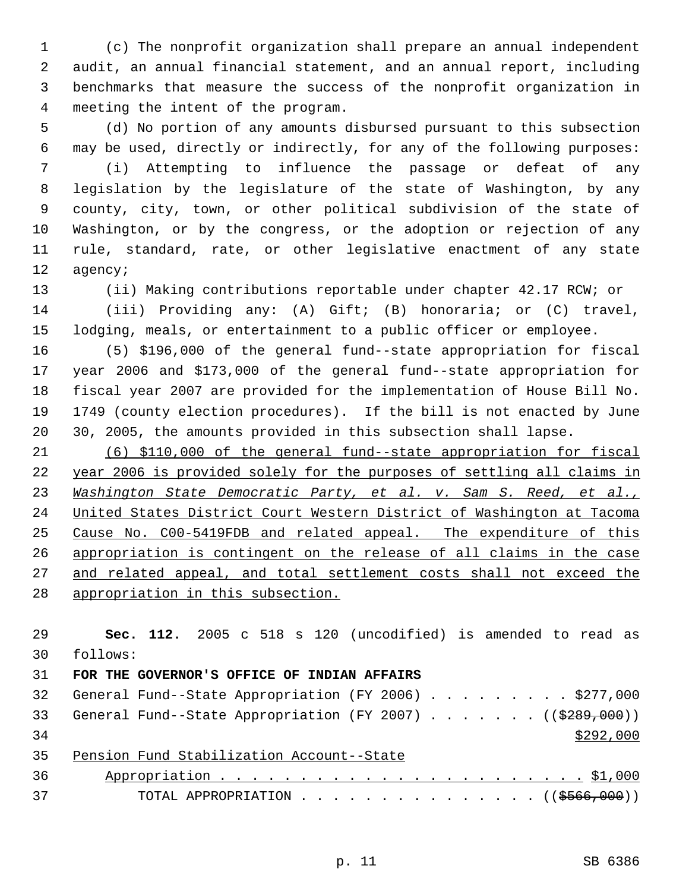(c) The nonprofit organization shall prepare an annual independent audit, an annual financial statement, and an annual report, including benchmarks that measure the success of the nonprofit organization in meeting the intent of the program.

(d) No portion of any amounts disbursed pursuant to this subsection may be used, directly or indirectly, for any of the following purposes:

(i) Attempting to influence the passage or defeat of any legislation by the legislature of the state of Washington, by any county, city, town, or other political subdivision of the state of Washington, or by the congress, or the adoption or rejection of any rule, standard, rate, or other legislative enactment of any state agency;

(ii) Making contributions reportable under chapter 42.17 RCW; or

(iii) Providing any: (A) Gift; (B) honoraria; or (C) travel, lodging, meals, or entertainment to a public officer or employee.

(5) $196,000 of the general fund--state appropriation for fiscal year 2006 and $173,000 of the general fund--state appropriation for fiscal year 2007 are provided for the implementation of House Bill No. 1749 (county election procedures). If the bill is not enacted by June 30, 2005, the amounts provided in this subsection shall lapse.

<u>(6) $110,000 of the general fund--state appropriation for fiscal year 2006 is provided solely for the purposes of settling all claims in *Washington State Democratic Party, et al. v. Sam S. Reed, et al.,* United States District Court Western District of Washington at Tacoma Cause No. C00-5419FDB and related appeal. The expenditure of this appropriation is contingent on the release of all claims in the case and related appeal, and total settlement costs shall not exceed the appropriation in this subsection.</u>

**Sec. 112.** 2005 c 518 s 120 (uncodified) is amended to read as follows:

**FOR THE GOVERNOR'S OFFICE OF INDIAN AFFAIRS**

General Fund--State Appropriation (FY 2006) . . . . . . . . . $277,000

General Fund--State Appropriation (FY 2007) . . . . . . . ((~~$289,000~~))
<u>$292,000</u>

<u>Pension Fund Stabilization Account--State Appropriation . . . . . . . . . . . . . . . . . . . . . . . . $1,000</u>

TOTAL APPROPRIATION . . . . . . . . . . . . . . . . ((~~$566,000~~))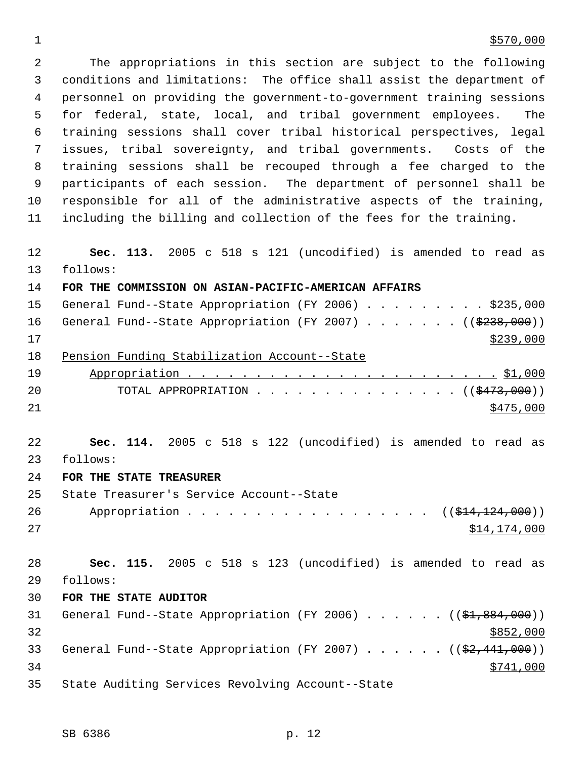$570,000

The appropriations in this section are subject to the following conditions and limitations: The office shall assist the department of personnel on providing the government-to-government training sessions for federal, state, local, and tribal government employees. The training sessions shall cover tribal historical perspectives, legal issues, tribal sovereignty, and tribal governments. Costs of the training sessions shall be recouped through a fee charged to the participants of each session. The department of personnel shall be responsible for all of the administrative aspects of the training, including the billing and collection of the fees for the training.

**Sec. 113.** 2005 c 518 s 121 (uncodified) is amended to read as follows:

**FOR THE COMMISSION ON ASIAN-PACIFIC-AMERICAN AFFAIRS**

General Fund--State Appropriation (FY 2006) . . . . . . . . . $235,000

General Fund--State Appropriation (FY 2007) . . . . . . . (($238,000)) $239,000

Pension Funding Stabilization Account--State Appropriation . . . . . . . . . . . . . . . . . . . . . . . $1,000

TOTAL APPROPRIATION . . . . . . . . . . . . . . . (($473,000)) $475,000

**Sec. 114.** 2005 c 518 s 122 (uncodified) is amended to read as follows:

**FOR THE STATE TREASURER**

State Treasurer's Service Account--State Appropriation . . . . . . . . . . . . . . . . . . (($14,124,000)) $14,174,000

**Sec. 115.** 2005 c 518 s 123 (uncodified) is amended to read as follows:

**FOR THE STATE AUDITOR**

General Fund--State Appropriation (FY 2006) . . . . . . (($1,884,000)) $852,000

General Fund--State Appropriation (FY 2007) . . . . . . (($2,441,000)) $741,000

State Auditing Services Revolving Account--State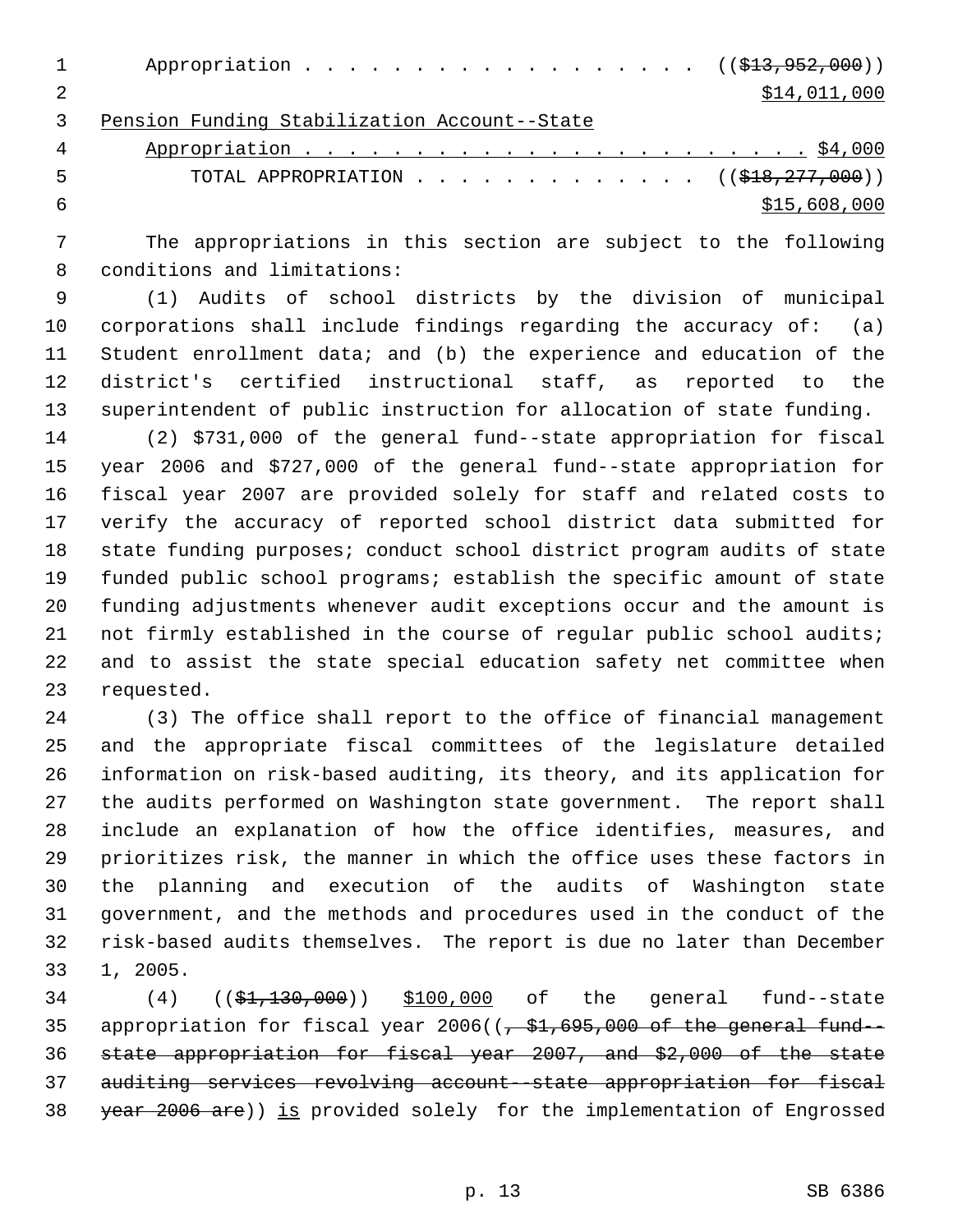Appropriation . . . . . . . . . . . . . . . . . . ((~~$13,952,000~~))
$14,011,000

Pension Funding Stabilization Account--State
Appropriation . . . . . . . . . . . . . . . . . . . . . . . $4,000

TOTAL APPROPRIATION . . . . . . . . . . . . . ((~~$18,277,000~~))
$15,608,000

The appropriations in this section are subject to the following conditions and limitations:

(1) Audits of school districts by the division of municipal corporations shall include findings regarding the accuracy of: (a) Student enrollment data; and (b) the experience and education of the district's certified instructional staff, as reported to the superintendent of public instruction for allocation of state funding.

(2) $731,000 of the general fund--state appropriation for fiscal year 2006 and $727,000 of the general fund--state appropriation for fiscal year 2007 are provided solely for staff and related costs to verify the accuracy of reported school district data submitted for state funding purposes; conduct school district program audits of state funded public school programs; establish the specific amount of state funding adjustments whenever audit exceptions occur and the amount is not firmly established in the course of regular public school audits; and to assist the state special education safety net committee when requested.

(3) The office shall report to the office of financial management and the appropriate fiscal committees of the legislature detailed information on risk-based auditing, its theory, and its application for the audits performed on Washington state government. The report shall include an explanation of how the office identifies, measures, and prioritizes risk, the manner in which the office uses these factors in the planning and execution of the audits of Washington state government, and the methods and procedures used in the conduct of the risk-based audits themselves. The report is due no later than December 1, 2005.

(4) ((~~$1,130,000~~)) $100,000 of the general fund--state appropriation for fiscal year 2006((~~, $1,695,000 of the general fund--state appropriation for fiscal year 2007, and $2,000 of the state auditing services revolving account--state appropriation for fiscal year 2006 are~~)) is provided solely for the implementation of Engrossed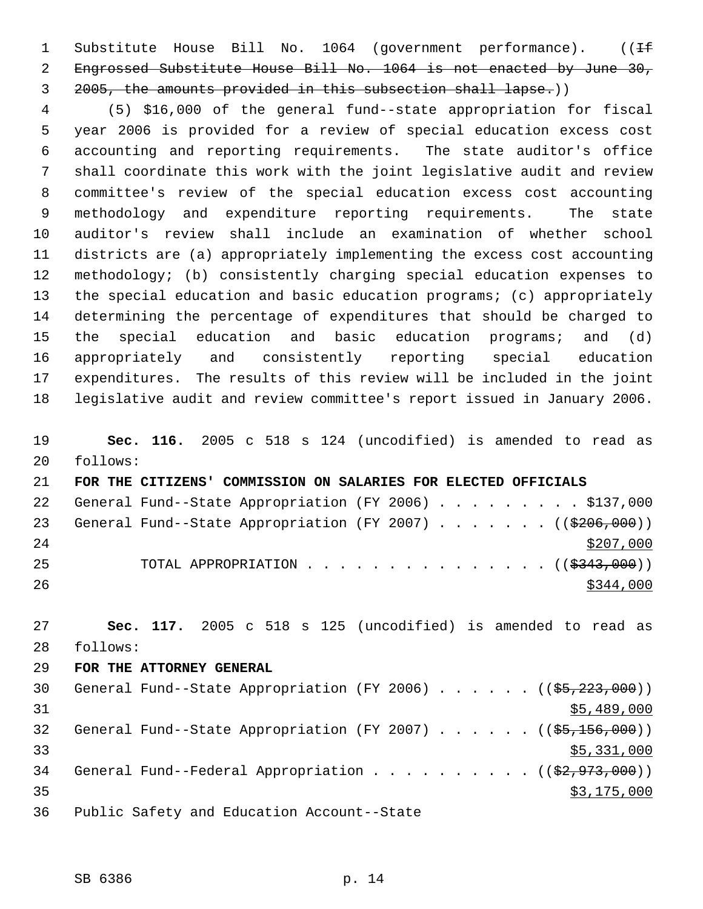Substitute House Bill No. 1064 (government performance). ((~~If Engrossed Substitute House Bill No. 1064 is not enacted by June 30, 2005, the amounts provided in this subsection shall lapse.~~))

(5) $16,000 of the general fund--state appropriation for fiscal year 2006 is provided for a review of special education excess cost accounting and reporting requirements. The state auditor's office shall coordinate this work with the joint legislative audit and review committee's review of the special education excess cost accounting methodology and expenditure reporting requirements. The state auditor's review shall include an examination of whether school districts are (a) appropriately implementing the excess cost accounting methodology; (b) consistently charging special education expenses to the special education and basic education programs; (c) appropriately determining the percentage of expenditures that should be charged to the special education and basic education programs; and (d) appropriately and consistently reporting special education expenditures. The results of this review will be included in the joint legislative audit and review committee's report issued in January 2006.

**Sec. 116.** 2005 c 518 s 124 (uncodified) is amended to read as follows:

**FOR THE CITIZENS' COMMISSION ON SALARIES FOR ELECTED OFFICIALS**

General Fund--State Appropriation (FY 2006) . . . . . . . . . $137,000

General Fund--State Appropriation (FY 2007) . . . . . . . ((~~$206,000~~)) <u>$207,000</u>

TOTAL APPROPRIATION . . . . . . . . . . . . . . . ((~~$343,000~~)) <u>$344,000</u>

**Sec. 117.** 2005 c 518 s 125 (uncodified) is amended to read as follows:

**FOR THE ATTORNEY GENERAL**

General Fund--State Appropriation (FY 2006) . . . . . . ((~~$5,223,000~~)) <u>$5,489,000</u>

General Fund--State Appropriation (FY 2007) . . . . . . ((~~$5,156,000~~)) <u>$5,331,000</u>

General Fund--Federal Appropriation . . . . . . . . . . ((~~$2,973,000~~)) <u>$3,175,000</u>

Public Safety and Education Account--State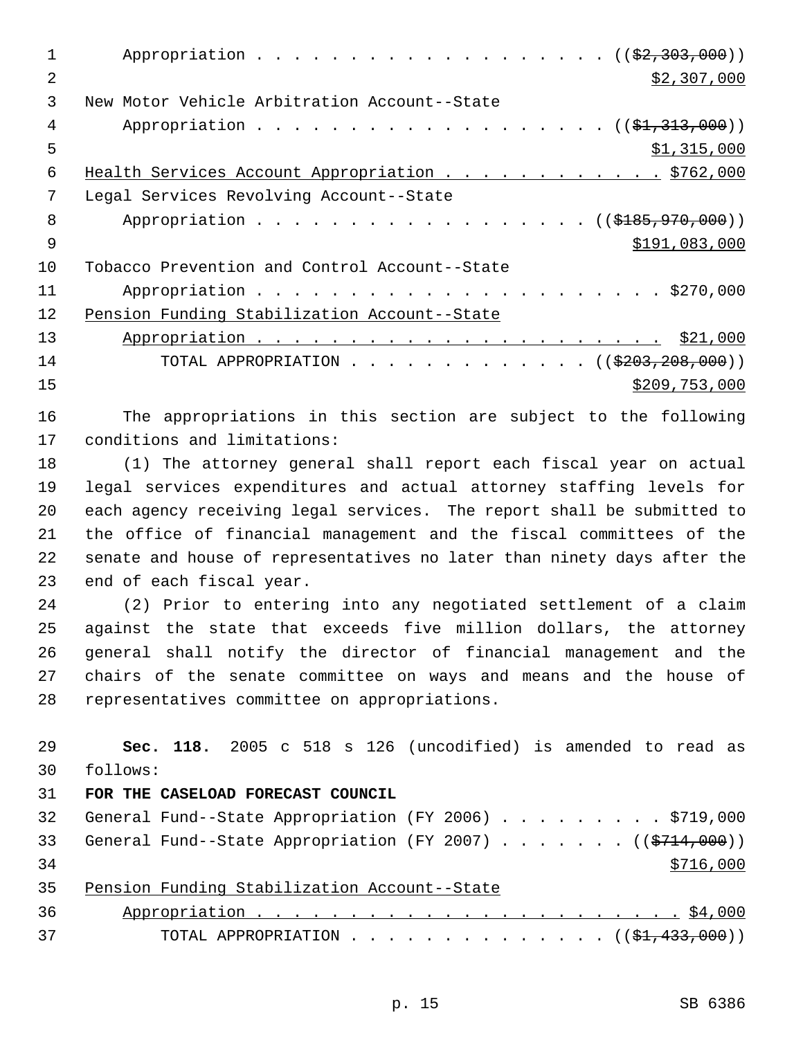Appropriation . . . . . . . . . . . . . . . . . . . (($2,303,000))
$2,307,000

New Motor Vehicle Arbitration Account--State
Appropriation . . . . . . . . . . . . . . . . . . . (($1,313,000))
$1,315,000

Health Services Account Appropriation . . . . . . . . . . . . $762,000

Legal Services Revolving Account--State
Appropriation . . . . . . . . . . . . . . . . . . (($185,970,000))
$191,083,000

Tobacco Prevention and Control Account--State
Appropriation . . . . . . . . . . . . . . . . . . . . . . $270,000

Pension Funding Stabilization Account--State
Appropriation . . . . . . . . . . . . . . . . . . . . . . $21,000

TOTAL APPROPRIATION . . . . . . . . . . . . . . (($203,208,000))
$209,753,000

The appropriations in this section are subject to the following conditions and limitations:

(1) The attorney general shall report each fiscal year on actual legal services expenditures and actual attorney staffing levels for each agency receiving legal services. The report shall be submitted to the office of financial management and the fiscal committees of the senate and house of representatives no later than ninety days after the end of each fiscal year.

(2) Prior to entering into any negotiated settlement of a claim against the state that exceeds five million dollars, the attorney general shall notify the director of financial management and the chairs of the senate committee on ways and means and the house of representatives committee on appropriations.

**Sec. 118.** 2005 c 518 s 126 (uncodified) is amended to read as follows:

**FOR THE CASELOAD FORECAST COUNCIL**

General Fund--State Appropriation (FY 2006) . . . . . . . . . $719,000

General Fund--State Appropriation (FY 2007) . . . . . . . (($714,000))
$716,000

Pension Funding Stabilization Account--State
Appropriation . . . . . . . . . . . . . . . . . . . . . . . $4,000

TOTAL APPROPRIATION . . . . . . . . . . . . . . (($1,433,000))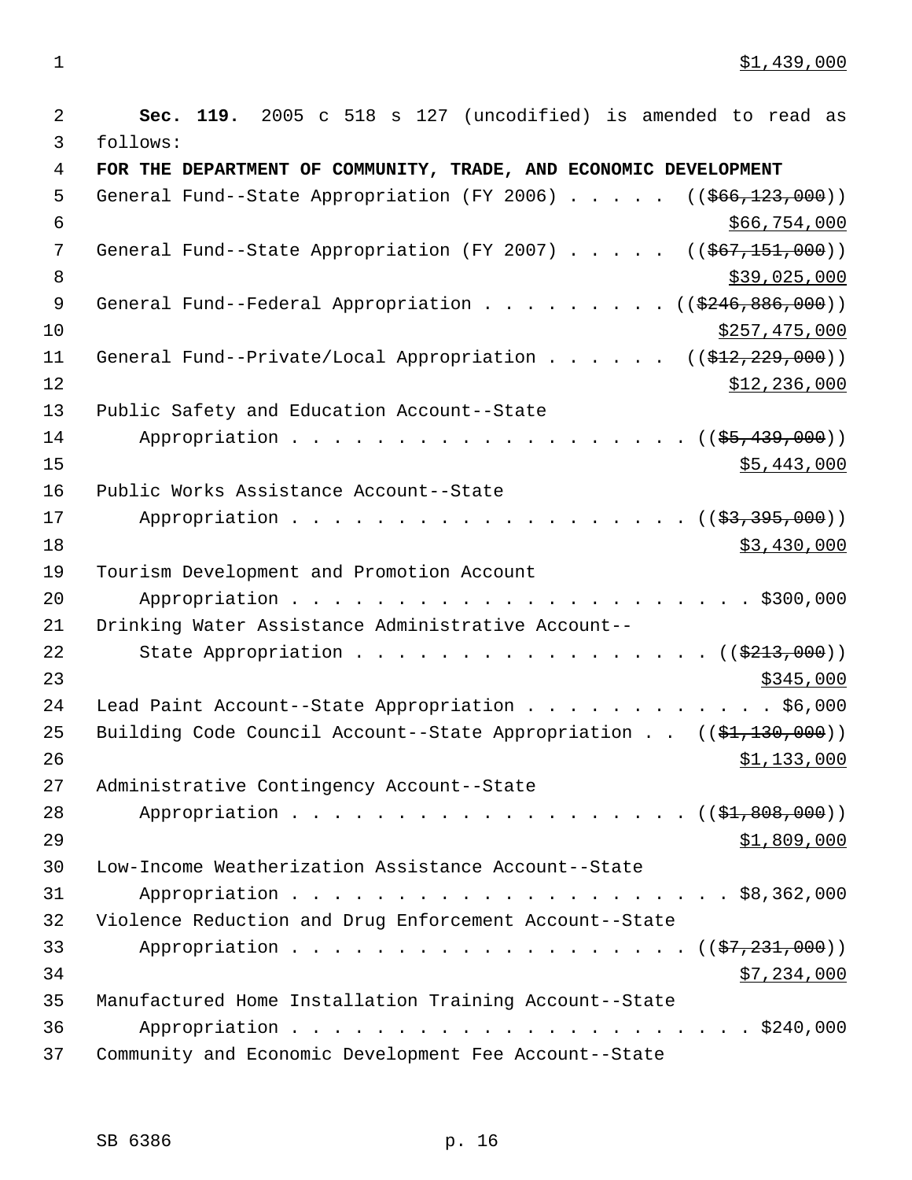$1,439,000

**Sec. 119.** 2005 c 518 s 127 (uncodified) is amended to read as follows:

**FOR THE DEPARTMENT OF COMMUNITY, TRADE, AND ECONOMIC DEVELOPMENT**

General Fund--State Appropriation (FY 2006) . . . . . ((~~$66,123,000~~))
$66,754,000

General Fund--State Appropriation (FY 2007) . . . . . ((~~$67,151,000~~))
$39,025,000

General Fund--Federal Appropriation . . . . . . . . . ((~~$246,886,000~~))
$257,475,000

General Fund--Private/Local Appropriation . . . . . . ((~~$12,229,000~~))
$12,236,000

Public Safety and Education Account--State
Appropriation . . . . . . . . . . . . . . . . . . . ((~~$5,439,000~~))
$5,443,000

Public Works Assistance Account--State
Appropriation . . . . . . . . . . . . . . . . . . . ((~~$3,395,000~~))
$3,430,000

Tourism Development and Promotion Account
Appropriation . . . . . . . . . . . . . . . . . . . . . . $300,000

Drinking Water Assistance Administrative Account--
State Appropriation . . . . . . . . . . . . . . . . . ((~~$213,000~~))
$345,000

Lead Paint Account--State Appropriation . . . . . . . . . . . . $6,000

Building Code Council Account--State Appropriation . . ((~~$1,130,000~~))
$1,133,000

Administrative Contingency Account--State
Appropriation . . . . . . . . . . . . . . . . . . . ((~~$1,808,000~~))
$1,809,000

Low-Income Weatherization Assistance Account--State
Appropriation . . . . . . . . . . . . . . . . . . . . . . $8,362,000

Violence Reduction and Drug Enforcement Account--State
Appropriation . . . . . . . . . . . . . . . . . . . ((~~$7,231,000~~))
$7,234,000

Manufactured Home Installation Training Account--State
Appropriation . . . . . . . . . . . . . . . . . . . . . . $240,000

Community and Economic Development Fee Account--State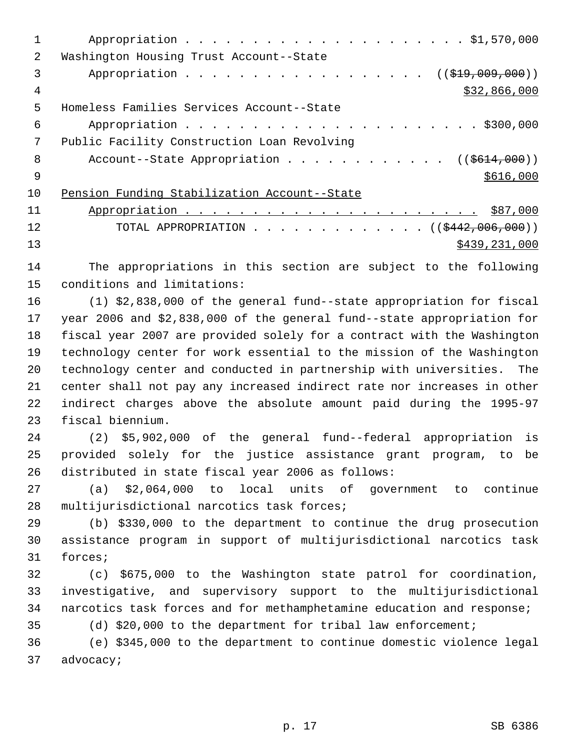Appropriation . . . . . . . . . . . . . . . . . . . . . $1,570,000

Washington Housing Trust Account--State

Appropriation . . . . . . . . . . . . . . . . . . (( ~~$19,009,000~~ ))

$32,866,000

Homeless Families Services Account--State

Appropriation . . . . . . . . . . . . . . . . . . . . . . $300,000

Public Facility Construction Loan Revolving

Account--State Appropriation . . . . . . . . . . . . (( ~~$614,000~~ ))

$616,000

Pension Funding Stabilization Account--State

Appropriation . . . . . . . . . . . . . . . . . . . . . . $87,000

TOTAL APPROPRIATION . . . . . . . . . . . . . (( ~~$442,006,000~~ ))

$439,231,000

The appropriations in this section are subject to the following conditions and limitations:

(1) $2,838,000 of the general fund--state appropriation for fiscal year 2006 and $2,838,000 of the general fund--state appropriation for fiscal year 2007 are provided solely for a contract with the Washington technology center for work essential to the mission of the Washington technology center and conducted in partnership with universities. The center shall not pay any increased indirect rate nor increases in other indirect charges above the absolute amount paid during the 1995-97 fiscal biennium.

(2) $5,902,000 of the general fund--federal appropriation is provided solely for the justice assistance grant program, to be distributed in state fiscal year 2006 as follows:

(a) $2,064,000 to local units of government to continue multijurisdictional narcotics task forces;

(b) $330,000 to the department to continue the drug prosecution assistance program in support of multijurisdictional narcotics task forces;

(c) $675,000 to the Washington state patrol for coordination, investigative, and supervisory support to the multijurisdictional narcotics task forces and for methamphetamine education and response;

(d) $20,000 to the department for tribal law enforcement;

(e) $345,000 to the department to continue domestic violence legal advocacy;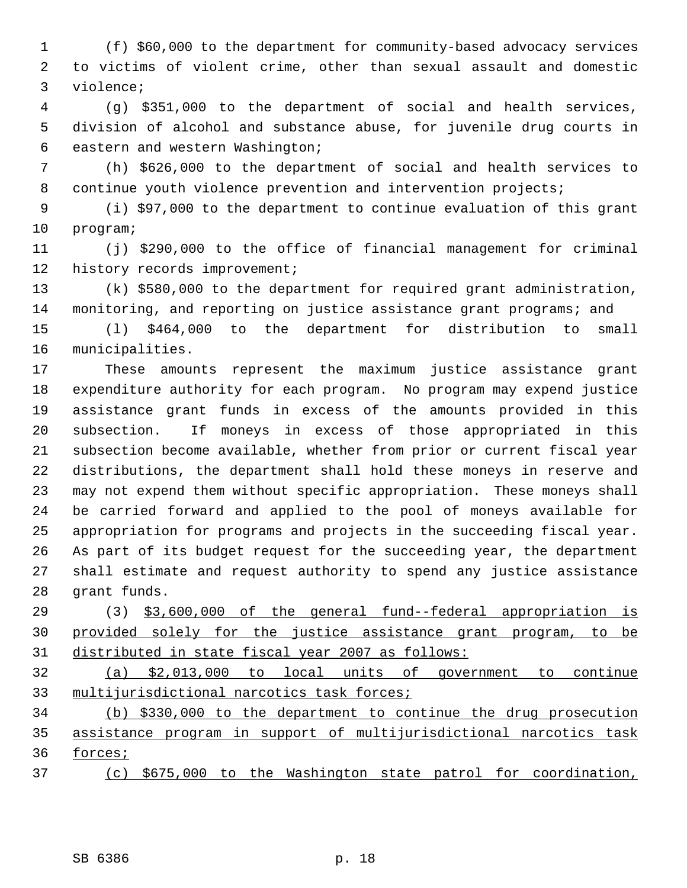(f) $60,000 to the department for community-based advocacy services to victims of violent crime, other than sexual assault and domestic violence;

(g) $351,000 to the department of social and health services, division of alcohol and substance abuse, for juvenile drug courts in eastern and western Washington;

(h) $626,000 to the department of social and health services to continue youth violence prevention and intervention projects;

(i) $97,000 to the department to continue evaluation of this grant program;

(j) $290,000 to the office of financial management for criminal history records improvement;

(k) $580,000 to the department for required grant administration, monitoring, and reporting on justice assistance grant programs; and

(l) $464,000 to the department for distribution to small municipalities.

These amounts represent the maximum justice assistance grant expenditure authority for each program. No program may expend justice assistance grant funds in excess of the amounts provided in this subsection. If moneys in excess of those appropriated in this subsection become available, whether from prior or current fiscal year distributions, the department shall hold these moneys in reserve and may not expend them without specific appropriation. These moneys shall be carried forward and applied to the pool of moneys available for appropriation for programs and projects in the succeeding fiscal year. As part of its budget request for the succeeding year, the department shall estimate and request authority to spend any justice assistance grant funds.

(3) <u>$3,600,000 of the general fund--federal appropriation is provided solely for the justice assistance grant program, to be distributed in state fiscal year 2007 as follows:</u>

<u>(a) $2,013,000 to local units of government to continue multijurisdictional narcotics task forces;</u>

<u>(b) $330,000 to the department to continue the drug prosecution assistance program in support of multijurisdictional narcotics task forces;</u>

<u>(c) $675,000 to the Washington state patrol for coordination,</u>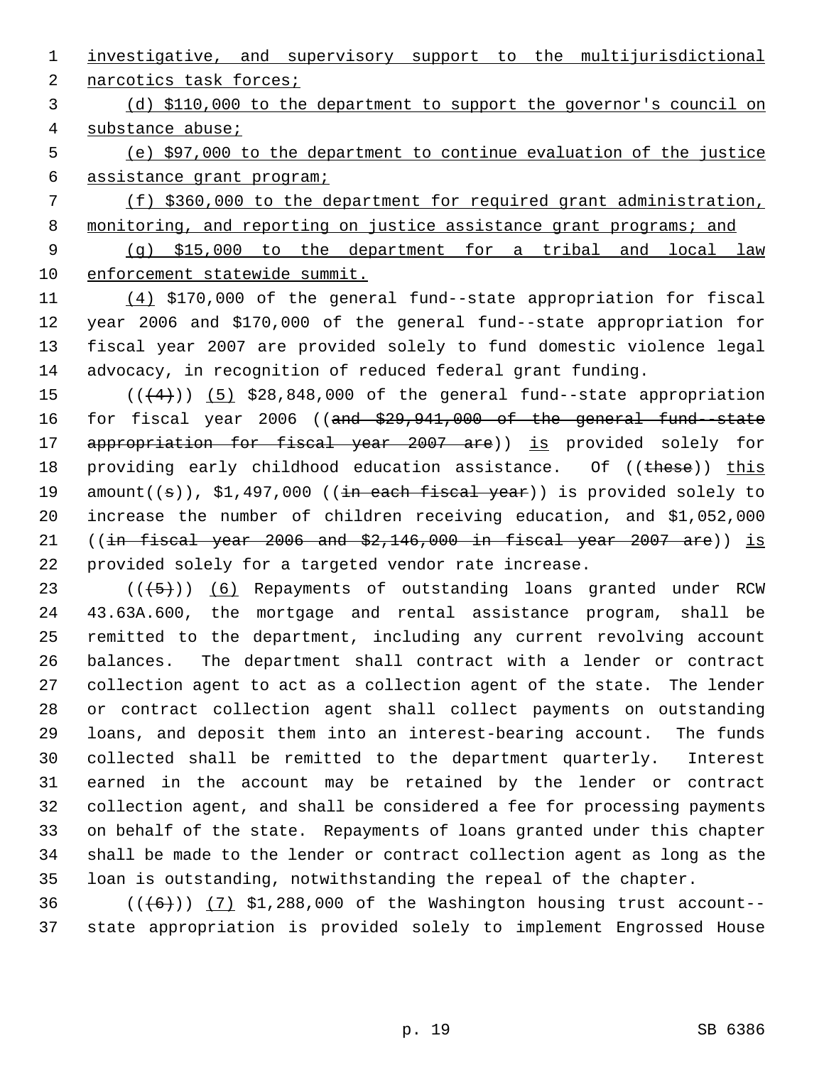investigative, and supervisory support to the multijurisdictional narcotics task forces;

(d) $110,000 to the department to support the governor's council on substance abuse;

(e) $97,000 to the department to continue evaluation of the justice assistance grant program;

(f) $360,000 to the department for required grant administration, monitoring, and reporting on justice assistance grant programs; and

(g) $15,000 to the department for a tribal and local law enforcement statewide summit.

(4) $170,000 of the general fund--state appropriation for fiscal year 2006 and $170,000 of the general fund--state appropriation for fiscal year 2007 are provided solely to fund domestic violence legal advocacy, in recognition of reduced federal grant funding.

(((4))) (5) $28,848,000 of the general fund--state appropriation for fiscal year 2006 ((and $29,941,000 of the general fund--state appropriation for fiscal year 2007 are)) is provided solely for providing early childhood education assistance. Of ((these)) this amount((s)), $1,497,000 ((in each fiscal year)) is provided solely to increase the number of children receiving education, and $1,052,000 ((in fiscal year 2006 and $2,146,000 in fiscal year 2007 are)) is provided solely for a targeted vendor rate increase.

(((5))) (6) Repayments of outstanding loans granted under RCW 43.63A.600, the mortgage and rental assistance program, shall be remitted to the department, including any current revolving account balances. The department shall contract with a lender or contract collection agent to act as a collection agent of the state. The lender or contract collection agent shall collect payments on outstanding loans, and deposit them into an interest-bearing account. The funds collected shall be remitted to the department quarterly. Interest earned in the account may be retained by the lender or contract collection agent, and shall be considered a fee for processing payments on behalf of the state. Repayments of loans granted under this chapter shall be made to the lender or contract collection agent as long as the loan is outstanding, notwithstanding the repeal of the chapter.

(((6))) (7) $1,288,000 of the Washington housing trust account--state appropriation is provided solely to implement Engrossed House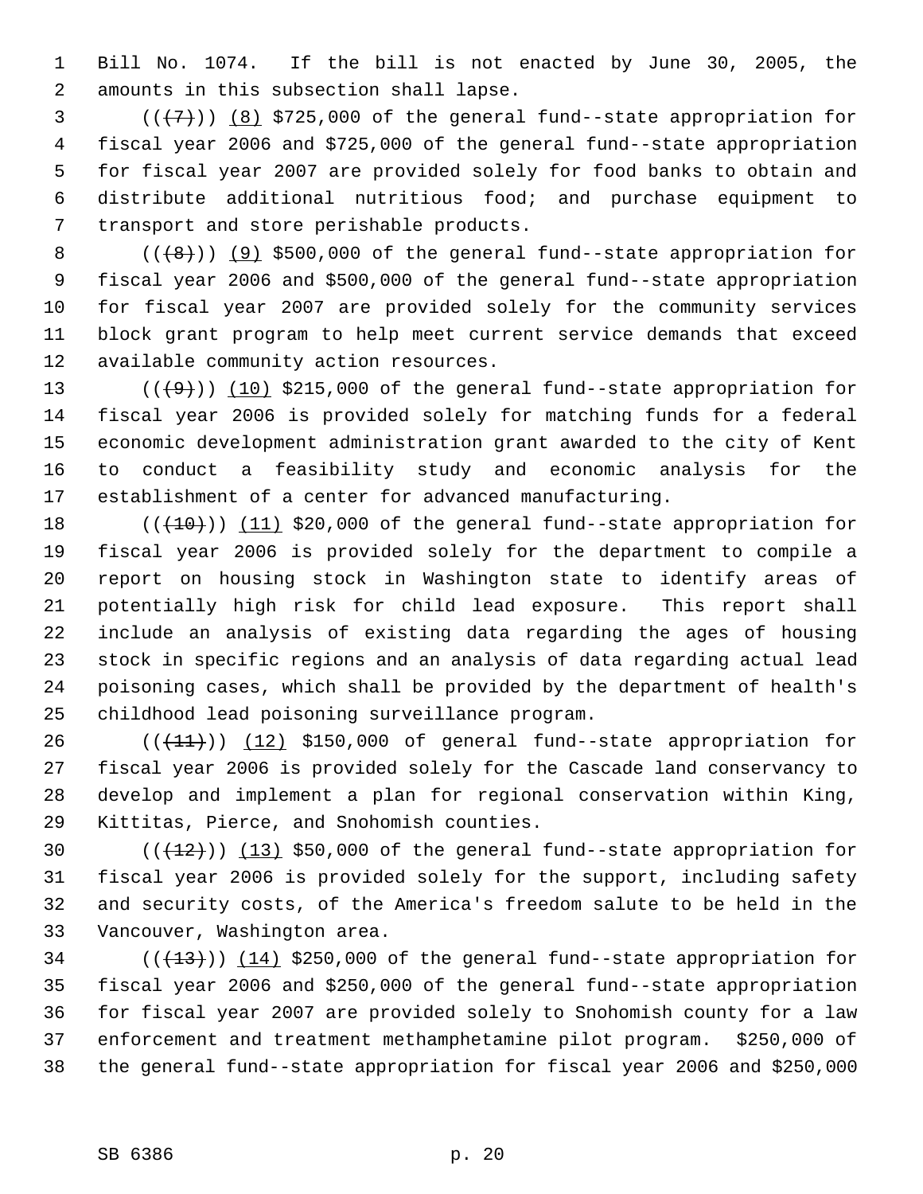Bill No. 1074. If the bill is not enacted by June 30, 2005, the amounts in this subsection shall lapse.

((~~(7)~~)) (8) $725,000 of the general fund--state appropriation for fiscal year 2006 and $725,000 of the general fund--state appropriation for fiscal year 2007 are provided solely for food banks to obtain and distribute additional nutritious food; and purchase equipment to transport and store perishable products.

((~~(8)~~)) (9) $500,000 of the general fund--state appropriation for fiscal year 2006 and $500,000 of the general fund--state appropriation for fiscal year 2007 are provided solely for the community services block grant program to help meet current service demands that exceed available community action resources.

((~~(9)~~)) (10) $215,000 of the general fund--state appropriation for fiscal year 2006 is provided solely for matching funds for a federal economic development administration grant awarded to the city of Kent to conduct a feasibility study and economic analysis for the establishment of a center for advanced manufacturing.

((~~(10)~~)) (11) $20,000 of the general fund--state appropriation for fiscal year 2006 is provided solely for the department to compile a report on housing stock in Washington state to identify areas of potentially high risk for child lead exposure. This report shall include an analysis of existing data regarding the ages of housing stock in specific regions and an analysis of data regarding actual lead poisoning cases, which shall be provided by the department of health's childhood lead poisoning surveillance program.

((~~(11)~~)) (12) $150,000 of general fund--state appropriation for fiscal year 2006 is provided solely for the Cascade land conservancy to develop and implement a plan for regional conservation within King, Kittitas, Pierce, and Snohomish counties.

((~~(12)~~)) (13) $50,000 of the general fund--state appropriation for fiscal year 2006 is provided solely for the support, including safety and security costs, of the America's freedom salute to be held in the Vancouver, Washington area.

((~~(13)~~)) (14) $250,000 of the general fund--state appropriation for fiscal year 2006 and $250,000 of the general fund--state appropriation for fiscal year 2007 are provided solely to Snohomish county for a law enforcement and treatment methamphetamine pilot program. $250,000 of the general fund--state appropriation for fiscal year 2006 and $250,000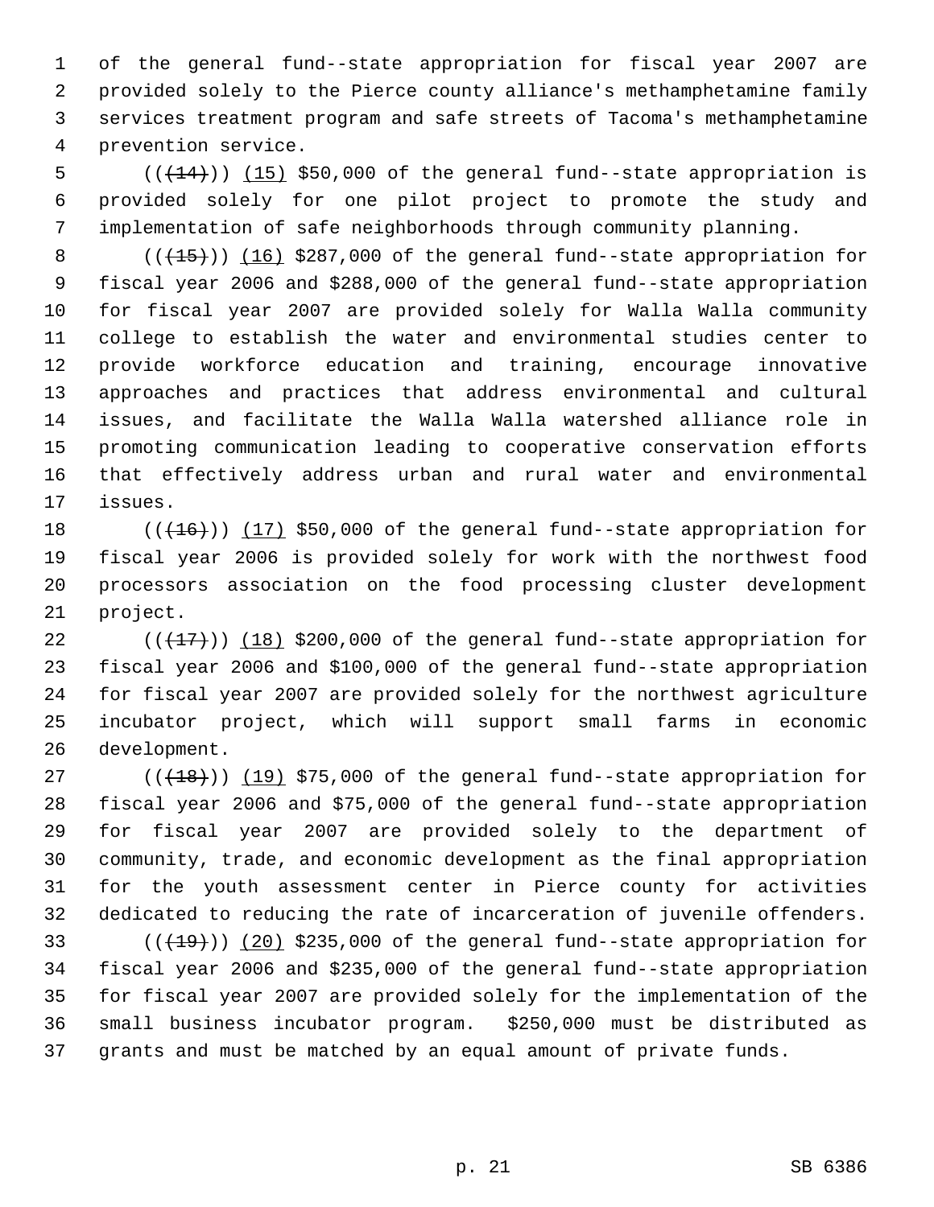of the general fund--state appropriation for fiscal year 2007 are provided solely to the Pierce county alliance's methamphetamine family services treatment program and safe streets of Tacoma's methamphetamine prevention service.

(((14))) (15) $50,000 of the general fund--state appropriation is provided solely for one pilot project to promote the study and implementation of safe neighborhoods through community planning.

(((15))) (16) $287,000 of the general fund--state appropriation for fiscal year 2006 and $288,000 of the general fund--state appropriation for fiscal year 2007 are provided solely for Walla Walla community college to establish the water and environmental studies center to provide workforce education and training, encourage innovative approaches and practices that address environmental and cultural issues, and facilitate the Walla Walla watershed alliance role in promoting communication leading to cooperative conservation efforts that effectively address urban and rural water and environmental issues.

(((16))) (17) $50,000 of the general fund--state appropriation for fiscal year 2006 is provided solely for work with the northwest food processors association on the food processing cluster development project.

(((17))) (18) $200,000 of the general fund--state appropriation for fiscal year 2006 and $100,000 of the general fund--state appropriation for fiscal year 2007 are provided solely for the northwest agriculture incubator project, which will support small farms in economic development.

(((18))) (19) $75,000 of the general fund--state appropriation for fiscal year 2006 and $75,000 of the general fund--state appropriation for fiscal year 2007 are provided solely to the department of community, trade, and economic development as the final appropriation for the youth assessment center in Pierce county for activities dedicated to reducing the rate of incarceration of juvenile offenders.

(((19))) (20) $235,000 of the general fund--state appropriation for fiscal year 2006 and $235,000 of the general fund--state appropriation for fiscal year 2007 are provided solely for the implementation of the small business incubator program. $250,000 must be distributed as grants and must be matched by an equal amount of private funds.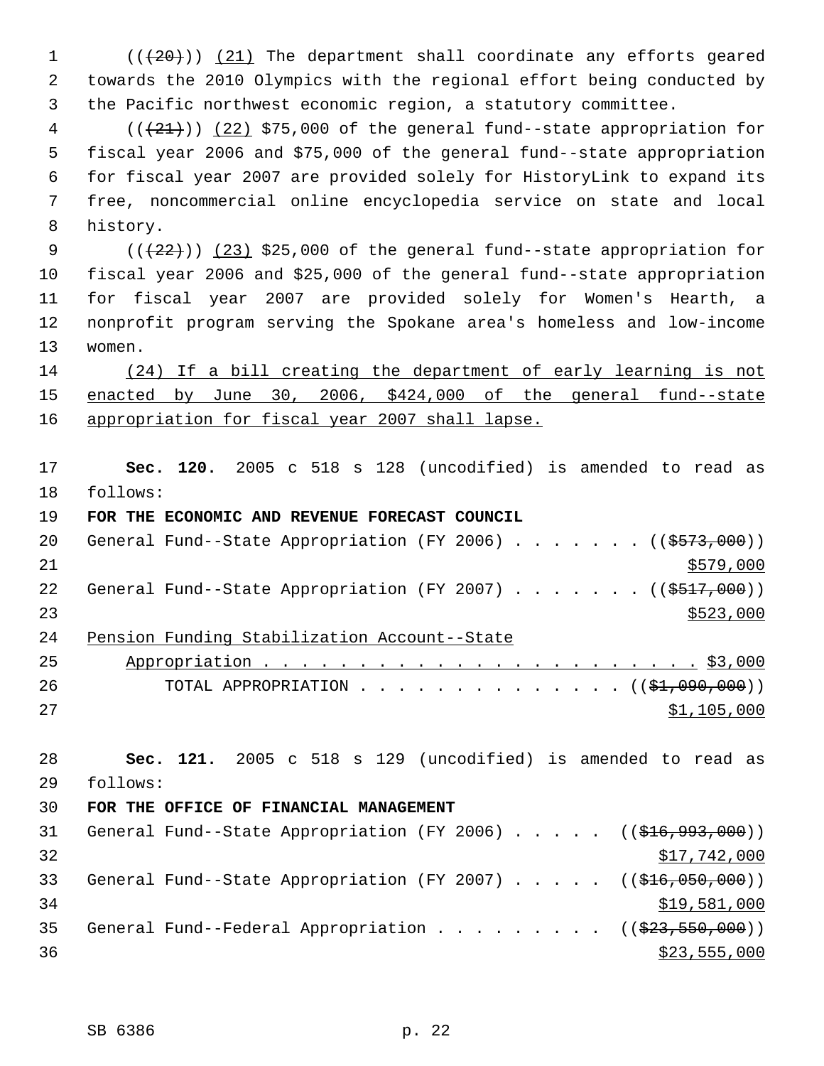((~~(20)~~)) (21) The department shall coordinate any efforts geared towards the 2010 Olympics with the regional effort being conducted by the Pacific northwest economic region, a statutory committee.

((~~(21)~~)) (22) $75,000 of the general fund--state appropriation for fiscal year 2006 and $75,000 of the general fund--state appropriation for fiscal year 2007 are provided solely for HistoryLink to expand its free, noncommercial online encyclopedia service on state and local history.

((~~(22)~~)) (23) $25,000 of the general fund--state appropriation for fiscal year 2006 and $25,000 of the general fund--state appropriation for fiscal year 2007 are provided solely for Women's Hearth, a nonprofit program serving the Spokane area's homeless and low-income women.

(24) If a bill creating the department of early learning is not enacted by June 30, 2006, $424,000 of the general fund--state appropriation for fiscal year 2007 shall lapse.

**Sec. 120.** 2005 c 518 s 128 (uncodified) is amended to read as follows:

**FOR THE ECONOMIC AND REVENUE FORECAST COUNCIL**

General Fund--State Appropriation (FY 2006) . . . . . . . ((~~$573,000~~)) $579,000

General Fund--State Appropriation (FY 2007) . . . . . . . ((~~$517,000~~)) $523,000

Pension Funding Stabilization Account--State Appropriation . . . . . . . . . . . . . . . . . . . . . . . . $3,000

TOTAL APPROPRIATION . . . . . . . . . . . . . . ((~~$1,090,000~~)) $1,105,000

**Sec. 121.** 2005 c 518 s 129 (uncodified) is amended to read as follows:

**FOR THE OFFICE OF FINANCIAL MANAGEMENT**

General Fund--State Appropriation (FY 2006) . . . . . ((~~$16,993,000~~)) $17,742,000

General Fund--State Appropriation (FY 2007) . . . . . ((~~$16,050,000~~)) $19,581,000

General Fund--Federal Appropriation . . . . . . . . . ((~~$23,550,000~~)) $23,555,000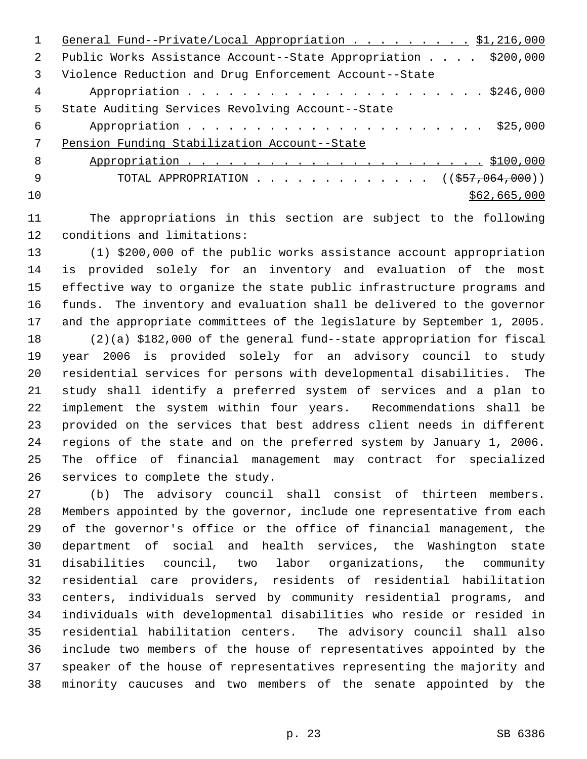General Fund--Private/Local Appropriation . . . . . . . . . $1,216,000
Public Works Assistance Account--State Appropriation . . . . $200,000
Violence Reduction and Drug Enforcement Account--State
Appropriation . . . . . . . . . . . . . . . . . . . . . . $246,000
State Auditing Services Revolving Account--State
Appropriation . . . . . . . . . . . . . . . . . . . . . . $25,000
Pension Funding Stabilization Account--State
Appropriation . . . . . . . . . . . . . . . . . . . . . . $100,000
TOTAL APPROPRIATION . . . . . . . . . . . . . (($57,064,000))
$62,665,000

The appropriations in this section are subject to the following conditions and limitations:

(1) $200,000 of the public works assistance account appropriation is provided solely for an inventory and evaluation of the most effective way to organize the state public infrastructure programs and funds. The inventory and evaluation shall be delivered to the governor and the appropriate committees of the legislature by September 1, 2005.

(2)(a) $182,000 of the general fund--state appropriation for fiscal year 2006 is provided solely for an advisory council to study residential services for persons with developmental disabilities. The study shall identify a preferred system of services and a plan to implement the system within four years. Recommendations shall be provided on the services that best address client needs in different regions of the state and on the preferred system by January 1, 2006. The office of financial management may contract for specialized services to complete the study.

(b) The advisory council shall consist of thirteen members. Members appointed by the governor, include one representative from each of the governor's office or the office of financial management, the department of social and health services, the Washington state disabilities council, two labor organizations, the community residential care providers, residents of residential habilitation centers, individuals served by community residential programs, and individuals with developmental disabilities who reside or resided in residential habilitation centers. The advisory council shall also include two members of the house of representatives appointed by the speaker of the house of representatives representing the majority and minority caucuses and two members of the senate appointed by the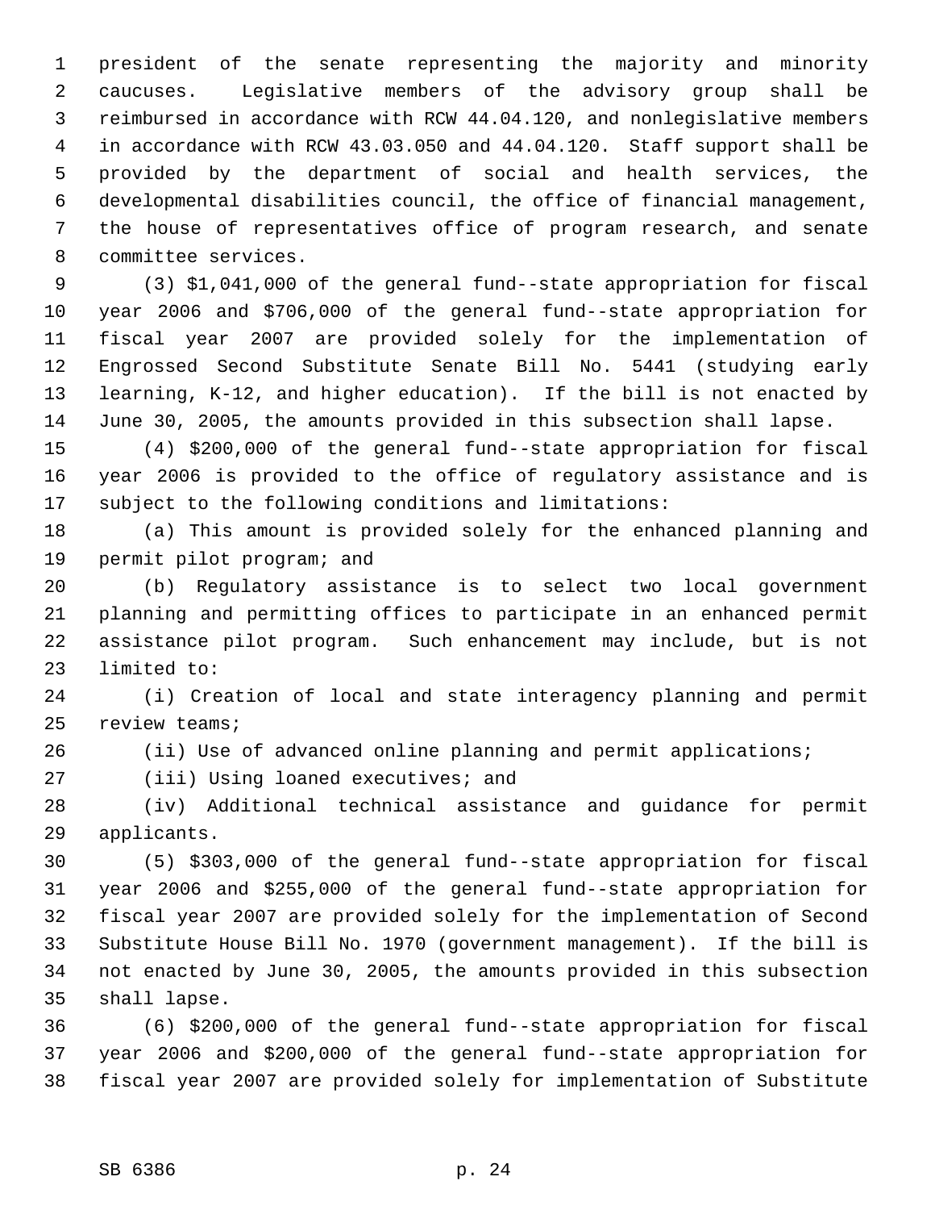president of the senate representing the majority and minority caucuses. Legislative members of the advisory group shall be reimbursed in accordance with RCW 44.04.120, and nonlegislative members in accordance with RCW 43.03.050 and 44.04.120. Staff support shall be provided by the department of social and health services, the developmental disabilities council, the office of financial management, the house of representatives office of program research, and senate committee services.

(3) $1,041,000 of the general fund--state appropriation for fiscal year 2006 and $706,000 of the general fund--state appropriation for fiscal year 2007 are provided solely for the implementation of Engrossed Second Substitute Senate Bill No. 5441 (studying early learning, K-12, and higher education). If the bill is not enacted by June 30, 2005, the amounts provided in this subsection shall lapse.

(4) $200,000 of the general fund--state appropriation for fiscal year 2006 is provided to the office of regulatory assistance and is subject to the following conditions and limitations:

(a) This amount is provided solely for the enhanced planning and permit pilot program; and

(b) Regulatory assistance is to select two local government planning and permitting offices to participate in an enhanced permit assistance pilot program. Such enhancement may include, but is not limited to:

(i) Creation of local and state interagency planning and permit review teams;

(ii) Use of advanced online planning and permit applications;

(iii) Using loaned executives; and

(iv) Additional technical assistance and guidance for permit applicants.

(5) $303,000 of the general fund--state appropriation for fiscal year 2006 and $255,000 of the general fund--state appropriation for fiscal year 2007 are provided solely for the implementation of Second Substitute House Bill No. 1970 (government management). If the bill is not enacted by June 30, 2005, the amounts provided in this subsection shall lapse.

(6) $200,000 of the general fund--state appropriation for fiscal year 2006 and $200,000 of the general fund--state appropriation for fiscal year 2007 are provided solely for implementation of Substitute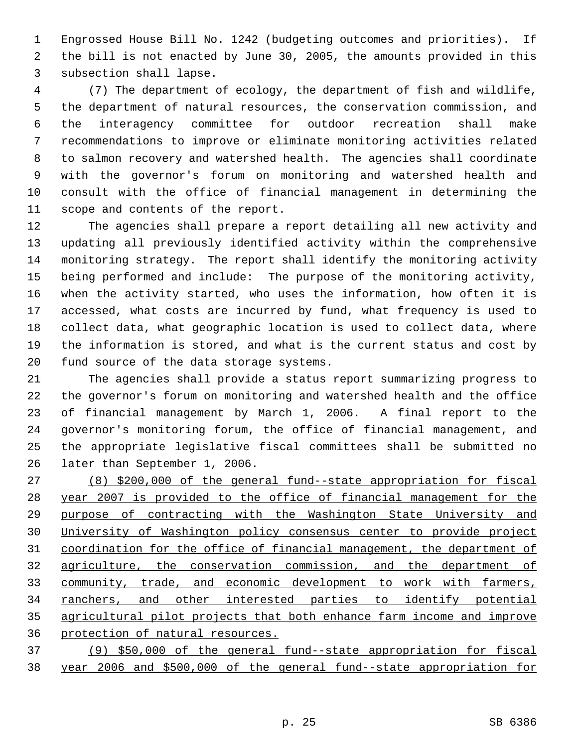Engrossed House Bill No. 1242 (budgeting outcomes and priorities). If the bill is not enacted by June 30, 2005, the amounts provided in this subsection shall lapse.

(7) The department of ecology, the department of fish and wildlife, the department of natural resources, the conservation commission, and the interagency committee for outdoor recreation shall make recommendations to improve or eliminate monitoring activities related to salmon recovery and watershed health. The agencies shall coordinate with the governor's forum on monitoring and watershed health and consult with the office of financial management in determining the scope and contents of the report.

The agencies shall prepare a report detailing all new activity and updating all previously identified activity within the comprehensive monitoring strategy. The report shall identify the monitoring activity being performed and include: The purpose of the monitoring activity, when the activity started, who uses the information, how often it is accessed, what costs are incurred by fund, what frequency is used to collect data, what geographic location is used to collect data, where the information is stored, and what is the current status and cost by fund source of the data storage systems.

The agencies shall provide a status report summarizing progress to the governor's forum on monitoring and watershed health and the office of financial management by March 1, 2006. A final report to the governor's monitoring forum, the office of financial management, and the appropriate legislative fiscal committees shall be submitted no later than September 1, 2006.

<u>(8) $200,000 of the general fund--state appropriation for fiscal year 2007 is provided to the office of financial management for the purpose of contracting with the Washington State University and University of Washington policy consensus center to provide project coordination for the office of financial management, the department of agriculture, the conservation commission, and the department of community, trade, and economic development to work with farmers, ranchers, and other interested parties to identify potential agricultural pilot projects that both enhance farm income and improve protection of natural resources.</u>

<u>(9) $50,000 of the general fund--state appropriation for fiscal year 2006 and $500,000 of the general fund--state appropriation for</u>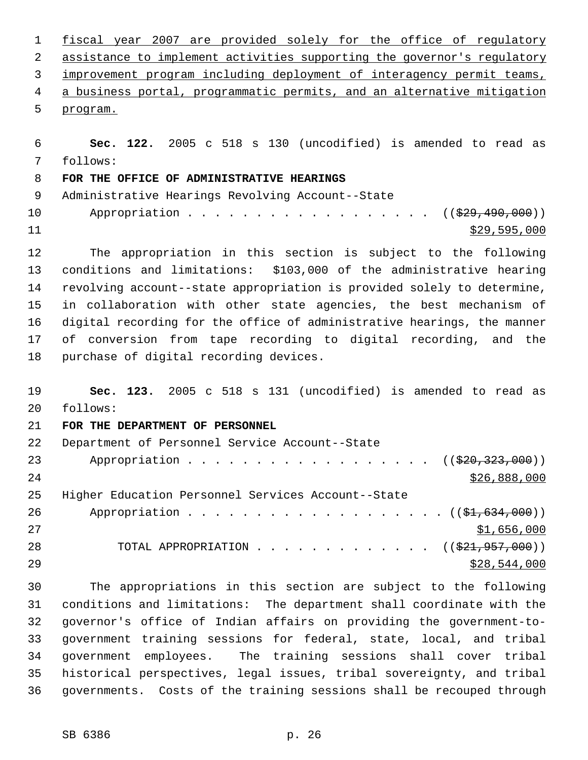fiscal year 2007 are provided solely for the office of regulatory assistance to implement activities supporting the governor's regulatory improvement program including deployment of interagency permit teams, a business portal, programmatic permits, and an alternative mitigation program.

**Sec. 122.** 2005 c 518 s 130 (uncodified) is amended to read as follows:

**FOR THE OFFICE OF ADMINISTRATIVE HEARINGS**

Administrative Hearings Revolving Account--State
Appropriation . . . . . . . . . . . . . . . . . . . ((~~$29,490,000~~))
$29,595,000

The appropriation in this section is subject to the following conditions and limitations: $103,000 of the administrative hearing revolving account--state appropriation is provided solely to determine, in collaboration with other state agencies, the best mechanism of digital recording for the office of administrative hearings, the manner of conversion from tape recording to digital recording, and the purchase of digital recording devices.

**Sec. 123.** 2005 c 518 s 131 (uncodified) is amended to read as follows:

**FOR THE DEPARTMENT OF PERSONNEL**

Department of Personnel Service Account--State
Appropriation . . . . . . . . . . . . . . . . . . . ((~~$20,323,000~~))
$26,888,000

Higher Education Personnel Services Account--State
Appropriation . . . . . . . . . . . . . . . . . . . . ((~~$1,634,000~~))
$1,656,000

TOTAL APPROPRIATION . . . . . . . . . . . . . ((~~$21,957,000~~))
$28,544,000

The appropriations in this section are subject to the following conditions and limitations: The department shall coordinate with the governor's office of Indian affairs on providing the government-to-government training sessions for federal, state, local, and tribal government employees. The training sessions shall cover tribal historical perspectives, legal issues, tribal sovereignty, and tribal governments. Costs of the training sessions shall be recouped through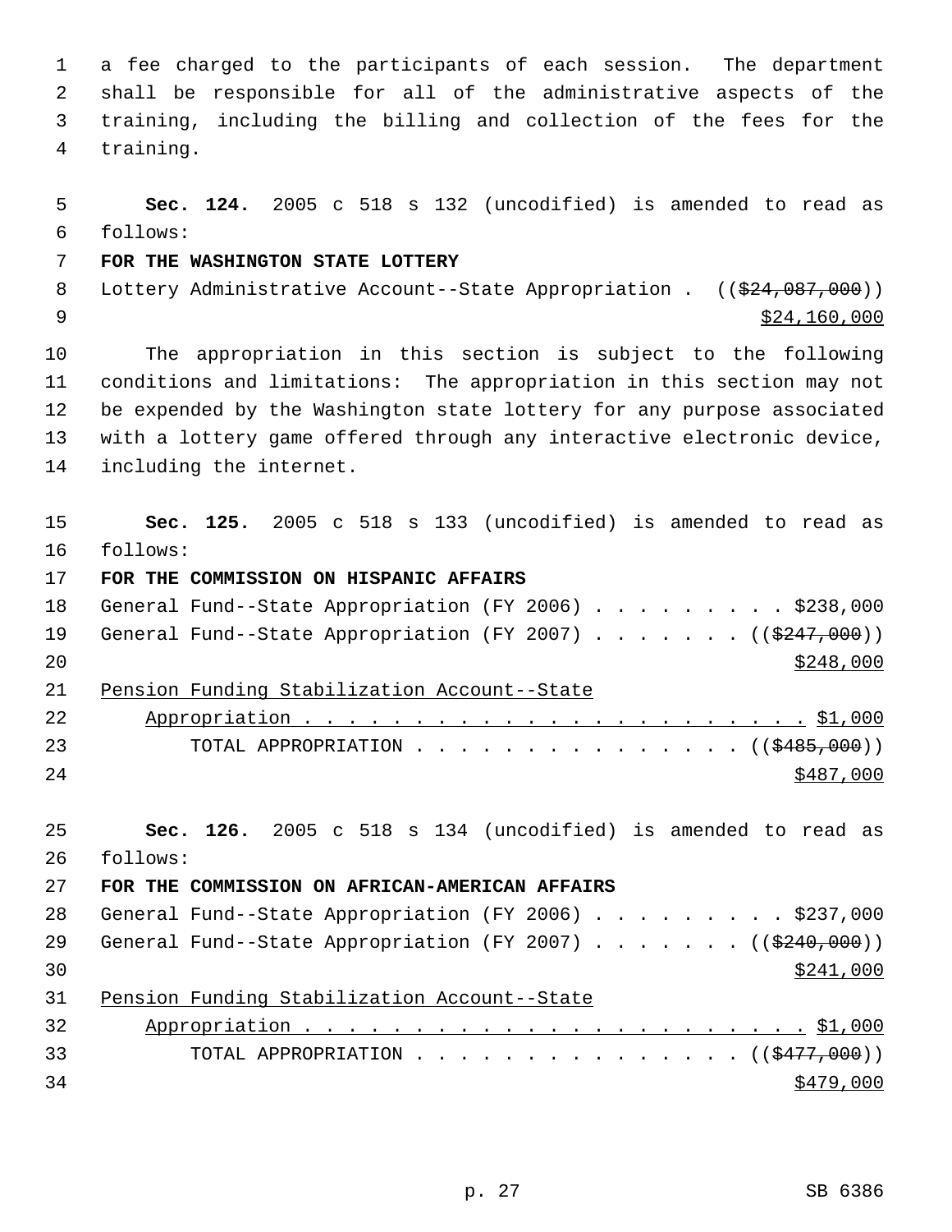a fee charged to the participants of each session. The department shall be responsible for all of the administrative aspects of the training, including the billing and collection of the fees for the training.

**Sec. 124.** 2005 c 518 s 132 (uncodified) is amended to read as follows:

**FOR THE WASHINGTON STATE LOTTERY**

Lottery Administrative Account--State Appropriation . ((~~$24,087,000~~)) <u>$24,160,000</u>

The appropriation in this section is subject to the following conditions and limitations: The appropriation in this section may not be expended by the Washington state lottery for any purpose associated with a lottery game offered through any interactive electronic device, including the internet.

**Sec. 125.** 2005 c 518 s 133 (uncodified) is amended to read as follows:

**FOR THE COMMISSION ON HISPANIC AFFAIRS**

General Fund--State Appropriation (FY 2006) . . . . . . . . . $238,000

General Fund--State Appropriation (FY 2007) . . . . . . . ((~~$247,000~~)) <u>$248,000</u>

<u>Pension Funding Stabilization Account--State Appropriation . . . . . . . . . . . . . . . . . . . . . . . $1,000</u>

TOTAL APPROPRIATION . . . . . . . . . . . . . . . ((~~$485,000~~)) <u>$487,000</u>

**Sec. 126.** 2005 c 518 s 134 (uncodified) is amended to read as follows:

**FOR THE COMMISSION ON AFRICAN-AMERICAN AFFAIRS**

General Fund--State Appropriation (FY 2006) . . . . . . . . . $237,000

General Fund--State Appropriation (FY 2007) . . . . . . . ((~~$240,000~~)) <u>$241,000</u>

<u>Pension Funding Stabilization Account--State Appropriation . . . . . . . . . . . . . . . . . . . . . . . $1,000</u>

TOTAL APPROPRIATION . . . . . . . . . . . . . . . ((~~$477,000~~)) <u>$479,000</u>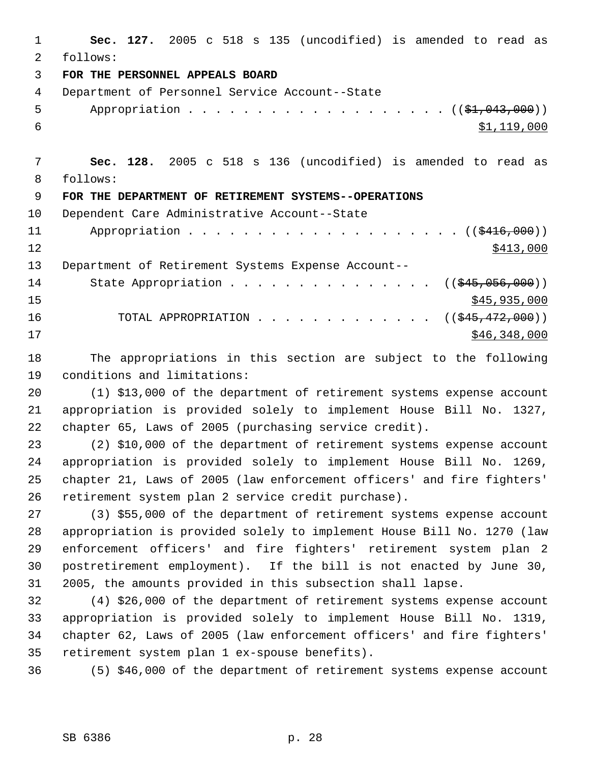**Sec. 127.** 2005 c 518 s 135 (uncodified) is amended to read as follows:

**FOR THE PERSONNEL APPEALS BOARD**

Department of Personnel Service Account--State Appropriation . . . . . . . . . . . . . . . . . . . . ((~~$1,043,000~~)) $1,119,000

**Sec. 128.** 2005 c 518 s 136 (uncodified) is amended to read as follows:

**FOR THE DEPARTMENT OF RETIREMENT SYSTEMS--OPERATIONS**

Dependent Care Administrative Account--State Appropriation . . . . . . . . . . . . . . . . . . . . ((~~$416,000~~)) $413,000

Department of Retirement Systems Expense Account--State Appropriation . . . . . . . . . . . . . . . . ((~~$45,056,000~~)) $45,935,000

TOTAL APPROPRIATION . . . . . . . . . . . . . ((~~$45,472,000~~)) $46,348,000

The appropriations in this section are subject to the following conditions and limitations:

(1) $13,000 of the department of retirement systems expense account appropriation is provided solely to implement House Bill No. 1327, chapter 65, Laws of 2005 (purchasing service credit).

(2) $10,000 of the department of retirement systems expense account appropriation is provided solely to implement House Bill No. 1269, chapter 21, Laws of 2005 (law enforcement officers' and fire fighters' retirement system plan 2 service credit purchase).

(3) $55,000 of the department of retirement systems expense account appropriation is provided solely to implement House Bill No. 1270 (law enforcement officers' and fire fighters' retirement system plan 2 postretirement employment). If the bill is not enacted by June 30, 2005, the amounts provided in this subsection shall lapse.

(4) $26,000 of the department of retirement systems expense account appropriation is provided solely to implement House Bill No. 1319, chapter 62, Laws of 2005 (law enforcement officers' and fire fighters' retirement system plan 1 ex-spouse benefits).

(5) $46,000 of the department of retirement systems expense account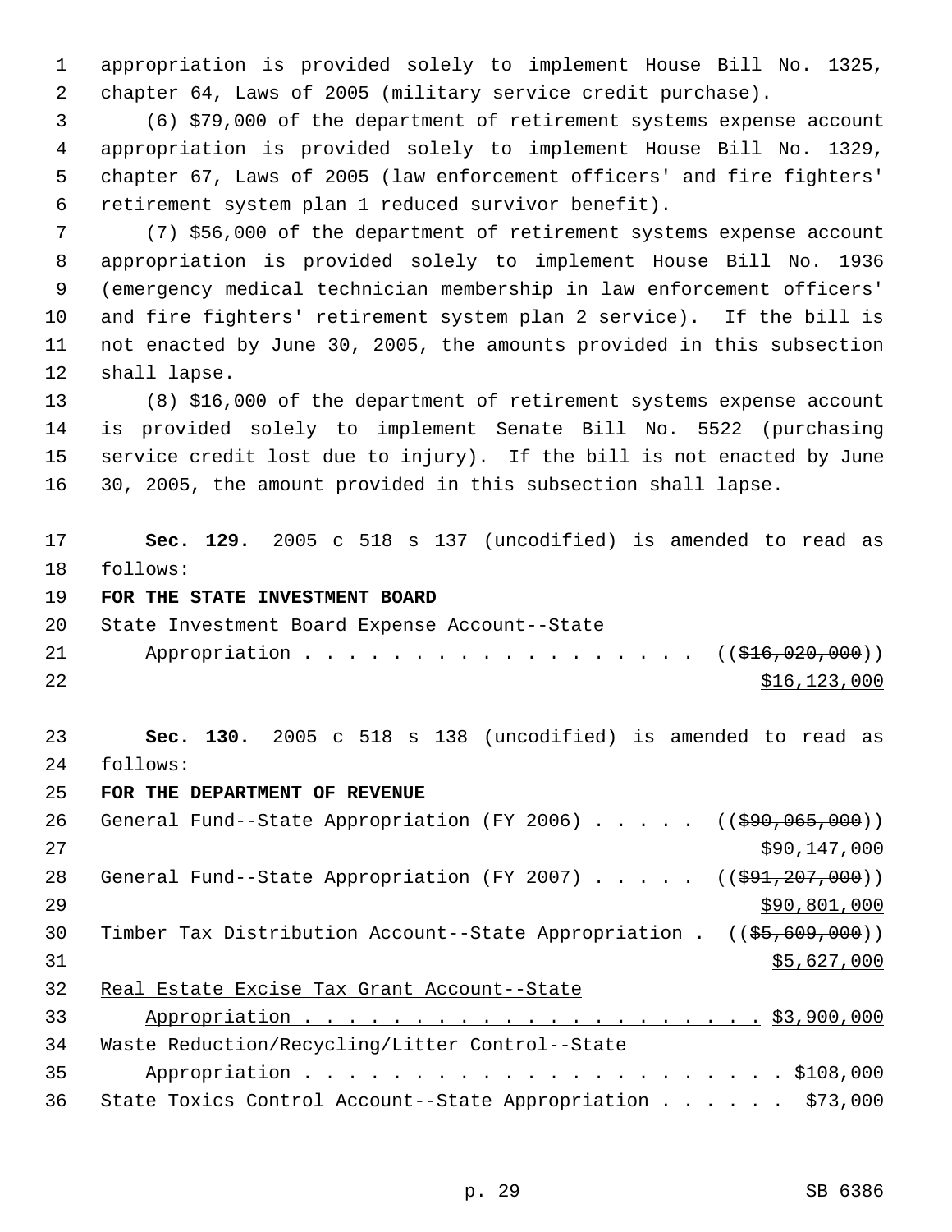appropriation is provided solely to implement House Bill No. 1325, chapter 64, Laws of 2005 (military service credit purchase).

(6) $79,000 of the department of retirement systems expense account appropriation is provided solely to implement House Bill No. 1329, chapter 67, Laws of 2005 (law enforcement officers' and fire fighters' retirement system plan 1 reduced survivor benefit).

(7) $56,000 of the department of retirement systems expense account appropriation is provided solely to implement House Bill No. 1936 (emergency medical technician membership in law enforcement officers' and fire fighters' retirement system plan 2 service). If the bill is not enacted by June 30, 2005, the amounts provided in this subsection shall lapse.

(8) $16,000 of the department of retirement systems expense account is provided solely to implement Senate Bill No. 5522 (purchasing service credit lost due to injury). If the bill is not enacted by June 30, 2005, the amount provided in this subsection shall lapse.

**Sec. 129.** 2005 c 518 s 137 (uncodified) is amended to read as follows:

**FOR THE STATE INVESTMENT BOARD**

State Investment Board Expense Account--State Appropriation . . . . . . . . . . . . . . . . . . (($16,020,000)) $16,123,000

**Sec. 130.** 2005 c 518 s 138 (uncodified) is amended to read as follows:

**FOR THE DEPARTMENT OF REVENUE**

General Fund--State Appropriation (FY 2006) . . . . . (($90,065,000)) $90,147,000

General Fund--State Appropriation (FY 2007) . . . . . (($91,207,000)) $90,801,000

Timber Tax Distribution Account--State Appropriation . (($5,609,000)) $5,627,000

Real Estate Excise Tax Grant Account--State Appropriation . . . . . . . . . . . . . . . . . . . . . $3,900,000

Waste Reduction/Recycling/Litter Control--State Appropriation . . . . . . . . . . . . . . . . . . . . . . . $108,000

State Toxics Control Account--State Appropriation . . . . . . $73,000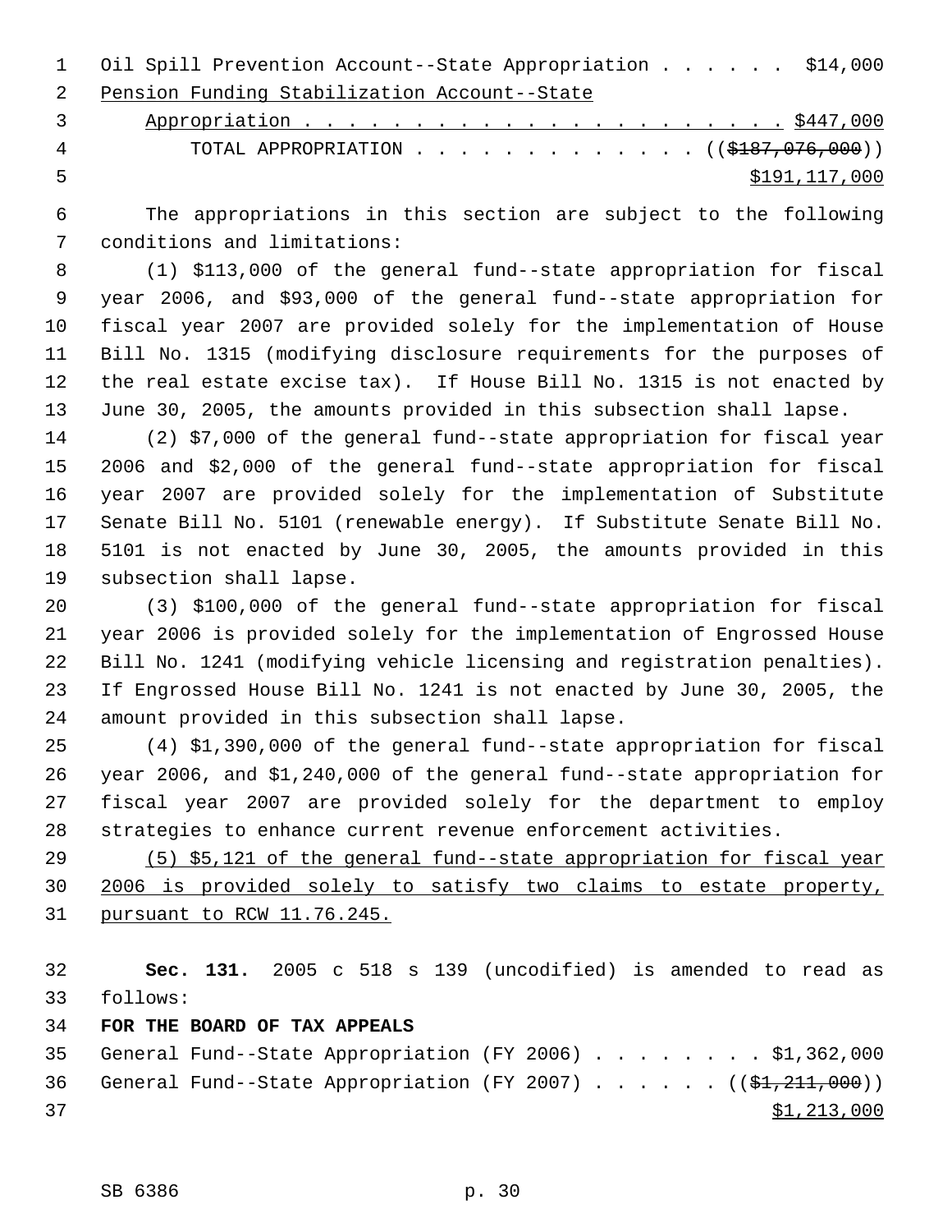Oil Spill Prevention Account--State Appropriation . . . . . . $14,000
Pension Funding Stabilization Account--State
Appropriation . . . . . . . . . . . . . . . . . . . . . . . $447,000
TOTAL APPROPRIATION . . . . . . . . . . . . . (($187,076,000))
$191,117,000

The appropriations in this section are subject to the following conditions and limitations:

(1) $113,000 of the general fund--state appropriation for fiscal year 2006, and $93,000 of the general fund--state appropriation for fiscal year 2007 are provided solely for the implementation of House Bill No. 1315 (modifying disclosure requirements for the purposes of the real estate excise tax). If House Bill No. 1315 is not enacted by June 30, 2005, the amounts provided in this subsection shall lapse.

(2) $7,000 of the general fund--state appropriation for fiscal year 2006 and $2,000 of the general fund--state appropriation for fiscal year 2007 are provided solely for the implementation of Substitute Senate Bill No. 5101 (renewable energy). If Substitute Senate Bill No. 5101 is not enacted by June 30, 2005, the amounts provided in this subsection shall lapse.

(3) $100,000 of the general fund--state appropriation for fiscal year 2006 is provided solely for the implementation of Engrossed House Bill No. 1241 (modifying vehicle licensing and registration penalties). If Engrossed House Bill No. 1241 is not enacted by June 30, 2005, the amount provided in this subsection shall lapse.

(4) $1,390,000 of the general fund--state appropriation for fiscal year 2006, and $1,240,000 of the general fund--state appropriation for fiscal year 2007 are provided solely for the department to employ strategies to enhance current revenue enforcement activities.

(5) $5,121 of the general fund--state appropriation for fiscal year 2006 is provided solely to satisfy two claims to estate property, pursuant to RCW 11.76.245.

**Sec. 131.** 2005 c 518 s 139 (uncodified) is amended to read as follows:

**FOR THE BOARD OF TAX APPEALS**

General Fund--State Appropriation (FY 2006) . . . . . . . . . $1,362,000
General Fund--State Appropriation (FY 2007) . . . . . . (($1,211,000))
$1,213,000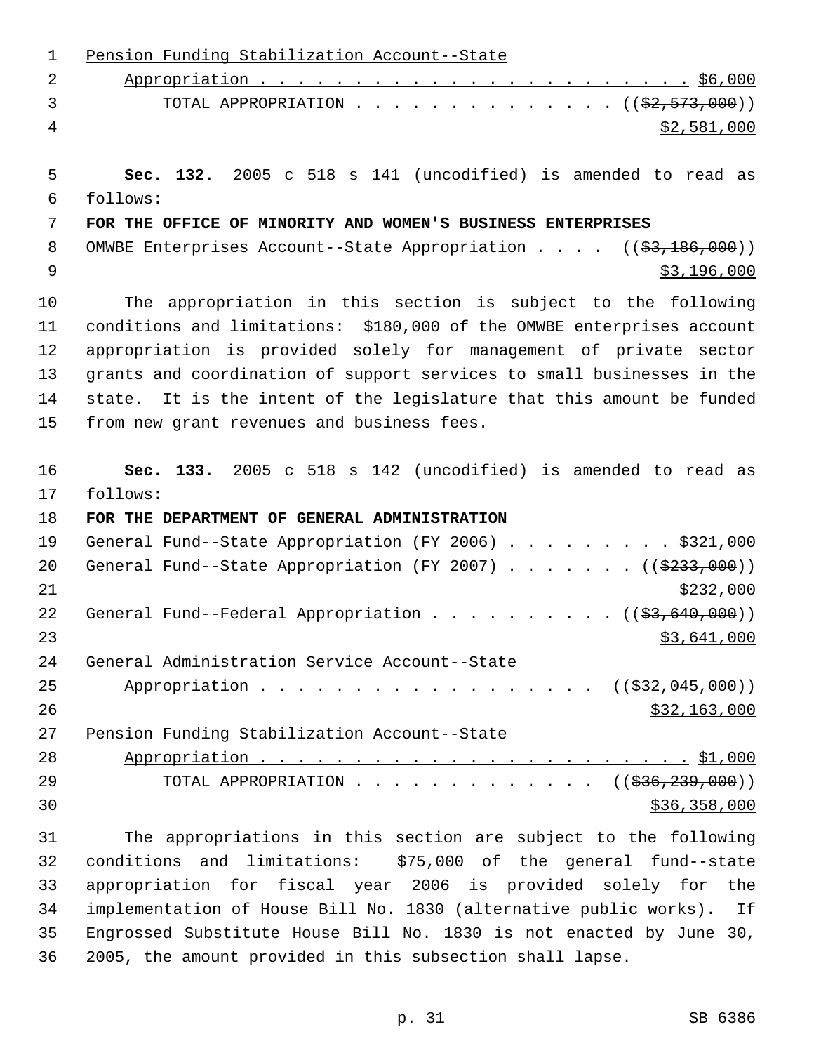Pension Funding Stabilization Account--State
Appropriation . . . . . . . . . . . . . . . . . . . . . . . . $6,000
TOTAL APPROPRIATION . . . . . . . . . . . . . . . (($2,573,000))
$2,581,000

**Sec. 132.** 2005 c 518 s 141 (uncodified) is amended to read as follows:

**FOR THE OFFICE OF MINORITY AND WOMEN'S BUSINESS ENTERPRISES**

OMWBE Enterprises Account--State Appropriation . . . . (($3,186,000))
$3,196,000

The appropriation in this section is subject to the following conditions and limitations: $180,000 of the OMWBE enterprises account appropriation is provided solely for management of private sector grants and coordination of support services to small businesses in the state. It is the intent of the legislature that this amount be funded from new grant revenues and business fees.

**Sec. 133.** 2005 c 518 s 142 (uncodified) is amended to read as follows:

**FOR THE DEPARTMENT OF GENERAL ADMINISTRATION**

General Fund--State Appropriation (FY 2006) . . . . . . . . . $321,000
General Fund--State Appropriation (FY 2007) . . . . . . . (($233,000))
$232,000
General Fund--Federal Appropriation . . . . . . . . . . (($3,640,000))
$3,641,000
General Administration Service Account--State
Appropriation . . . . . . . . . . . . . . . . . . . (($32,045,000))
$32,163,000
Pension Funding Stabilization Account--State
Appropriation . . . . . . . . . . . . . . . . . . . . . . . . $1,000
TOTAL APPROPRIATION . . . . . . . . . . . . . . (($36,239,000))
$36,358,000

The appropriations in this section are subject to the following conditions and limitations: $75,000 of the general fund--state appropriation for fiscal year 2006 is provided solely for the implementation of House Bill No. 1830 (alternative public works). If Engrossed Substitute House Bill No. 1830 is not enacted by June 30, 2005, the amount provided in this subsection shall lapse.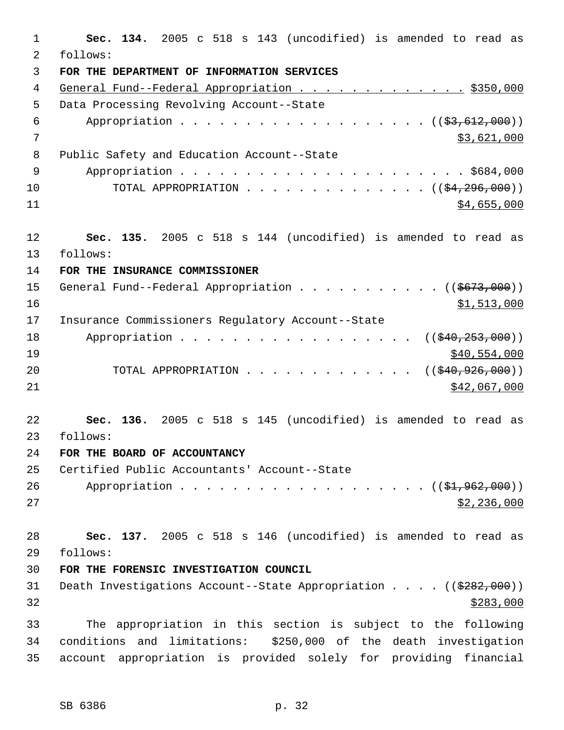**Sec. 134.** 2005 c 518 s 143 (uncodified) is amended to read as follows:

**FOR THE DEPARTMENT OF INFORMATION SERVICES**

<u>General Fund--Federal Appropriation . . . . . . . . . . . . . $350,000</u>

Data Processing Revolving Account--State Appropriation . . . . . . . . . . . . . . . . . . . . (( ~~$3,612,000~~ )) <u>$3,621,000</u>

Public Safety and Education Account--State Appropriation . . . . . . . . . . . . . . . . . . . . . . . $684,000

TOTAL APPROPRIATION . . . . . . . . . . . . . . . (( ~~$4,296,000~~ )) <u>$4,655,000</u>

**Sec. 135.** 2005 c 518 s 144 (uncodified) is amended to read as follows:

**FOR THE INSURANCE COMMISSIONER**

General Fund--Federal Appropriation . . . . . . . . . . . (( ~~$673,000~~ )) <u>$1,513,000</u>

Insurance Commissioners Regulatory Account--State Appropriation . . . . . . . . . . . . . . . . . . . (( ~~$40,253,000~~ )) <u>$40,554,000</u>

TOTAL APPROPRIATION . . . . . . . . . . . . . (( ~~$40,926,000~~ )) <u>$42,067,000</u>

**Sec. 136.** 2005 c 518 s 145 (uncodified) is amended to read as follows:

**FOR THE BOARD OF ACCOUNTANCY**

Certified Public Accountants' Account--State Appropriation . . . . . . . . . . . . . . . . . . . . (( ~~$1,962,000~~ )) <u>$2,236,000</u>

**Sec. 137.** 2005 c 518 s 146 (uncodified) is amended to read as follows:

**FOR THE FORENSIC INVESTIGATION COUNCIL**

Death Investigations Account--State Appropriation . . . . (( ~~$282,000~~ )) <u>$283,000</u>

The appropriation in this section is subject to the following conditions and limitations: $250,000 of the death investigation account appropriation is provided solely for providing financial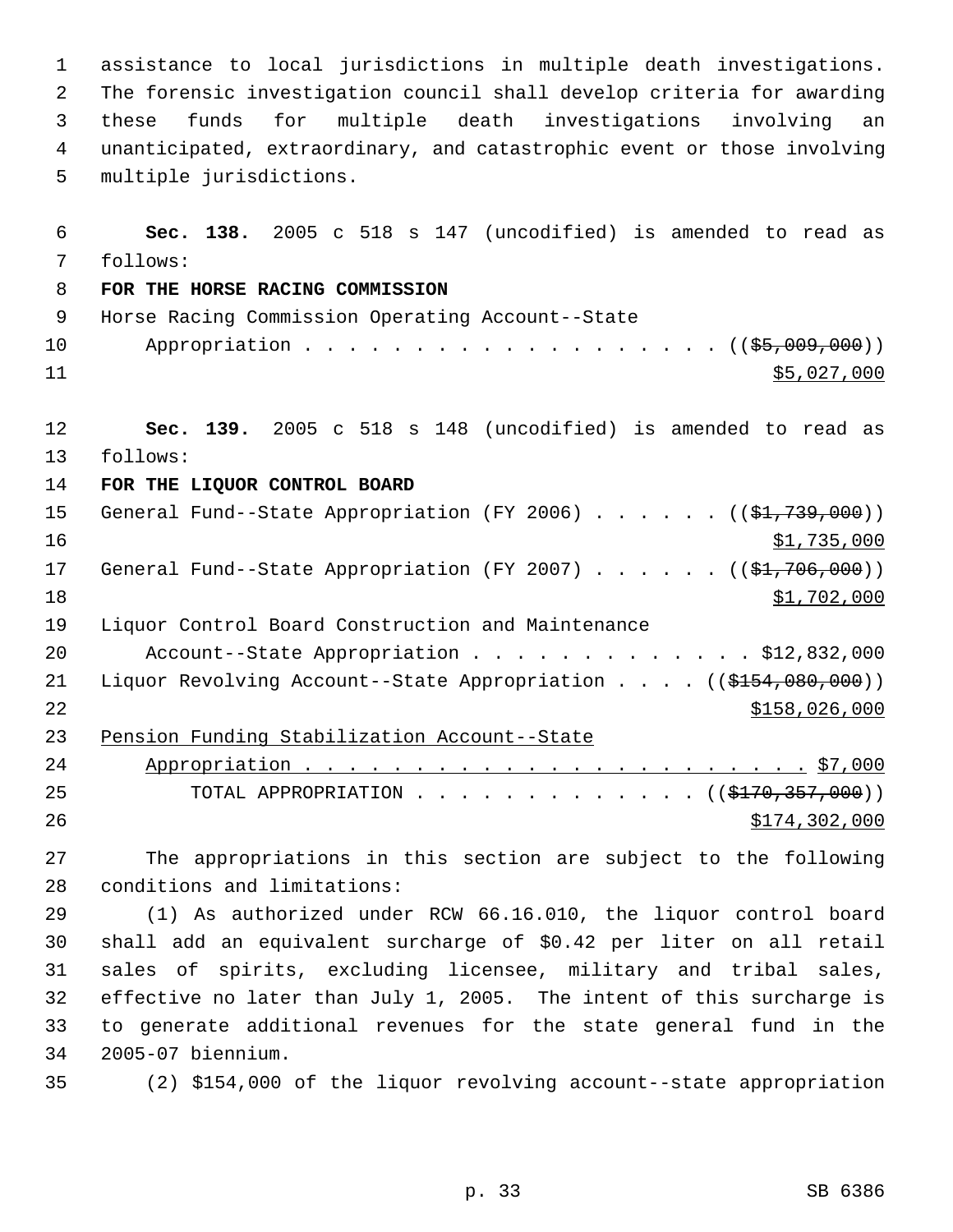assistance to local jurisdictions in multiple death investigations. The forensic investigation council shall develop criteria for awarding these funds for multiple death investigations involving an unanticipated, extraordinary, and catastrophic event or those involving multiple jurisdictions.

**Sec. 138.** 2005 c 518 s 147 (uncodified) is amended to read as follows:

**FOR THE HORSE RACING COMMISSION**

Horse Racing Commission Operating Account--State Appropriation . . . . . . . . . . . . . . . . . . . . (( ~~$5,009,000~~ )) $5,027,000

**Sec. 139.** 2005 c 518 s 148 (uncodified) is amended to read as follows:

**FOR THE LIQUOR CONTROL BOARD**

General Fund--State Appropriation (FY 2006) . . . . . . (( ~~$1,739,000~~ )) $1,735,000

General Fund--State Appropriation (FY 2007) . . . . . . (( ~~$1,706,000~~ )) $1,702,000

Liquor Control Board Construction and Maintenance Account--State Appropriation . . . . . . . . . . . . . $12,832,000

Liquor Revolving Account--State Appropriation . . . . (( ~~$154,080,000~~ )) $158,026,000

Pension Funding Stabilization Account--State Appropriation . . . . . . . . . . . . . . . . . . . . . . . . $7,000

TOTAL APPROPRIATION . . . . . . . . . . . . . (( ~~$170,357,000~~ )) $174,302,000

The appropriations in this section are subject to the following conditions and limitations:

(1) As authorized under RCW 66.16.010, the liquor control board shall add an equivalent surcharge of $0.42 per liter on all retail sales of spirits, excluding licensee, military and tribal sales, effective no later than July 1, 2005. The intent of this surcharge is to generate additional revenues for the state general fund in the 2005-07 biennium.

(2) $154,000 of the liquor revolving account--state appropriation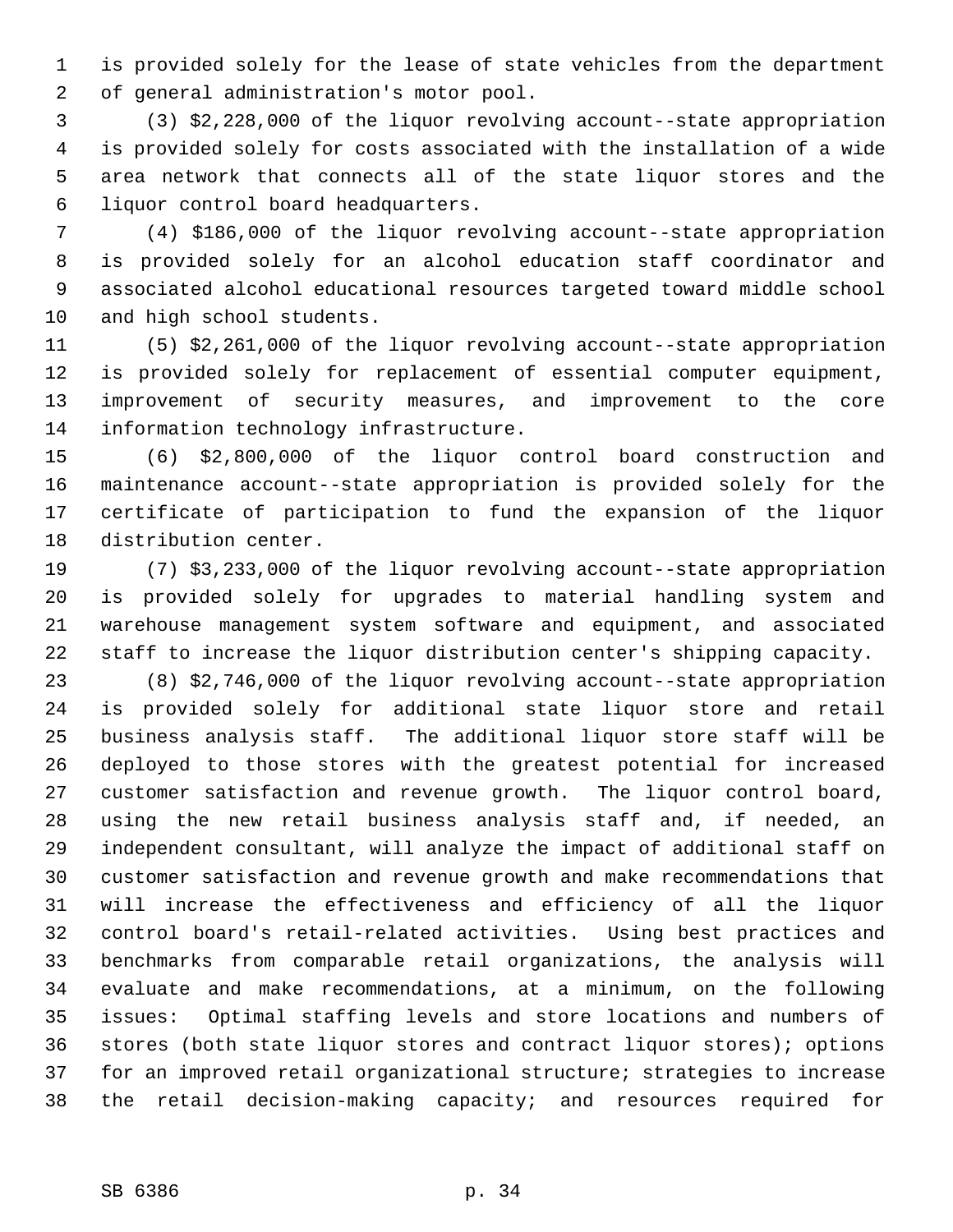is provided solely for the lease of state vehicles from the department of general administration's motor pool.

(3) $2,228,000 of the liquor revolving account--state appropriation is provided solely for costs associated with the installation of a wide area network that connects all of the state liquor stores and the liquor control board headquarters.

(4) $186,000 of the liquor revolving account--state appropriation is provided solely for an alcohol education staff coordinator and associated alcohol educational resources targeted toward middle school and high school students.

(5) $2,261,000 of the liquor revolving account--state appropriation is provided solely for replacement of essential computer equipment, improvement of security measures, and improvement to the core information technology infrastructure.

(6) $2,800,000 of the liquor control board construction and maintenance account--state appropriation is provided solely for the certificate of participation to fund the expansion of the liquor distribution center.

(7) $3,233,000 of the liquor revolving account--state appropriation is provided solely for upgrades to material handling system and warehouse management system software and equipment, and associated staff to increase the liquor distribution center's shipping capacity.

(8) $2,746,000 of the liquor revolving account--state appropriation is provided solely for additional state liquor store and retail business analysis staff. The additional liquor store staff will be deployed to those stores with the greatest potential for increased customer satisfaction and revenue growth. The liquor control board, using the new retail business analysis staff and, if needed, an independent consultant, will analyze the impact of additional staff on customer satisfaction and revenue growth and make recommendations that will increase the effectiveness and efficiency of all the liquor control board's retail-related activities. Using best practices and benchmarks from comparable retail organizations, the analysis will evaluate and make recommendations, at a minimum, on the following issues: Optimal staffing levels and store locations and numbers of stores (both state liquor stores and contract liquor stores); options for an improved retail organizational structure; strategies to increase the retail decision-making capacity; and resources required for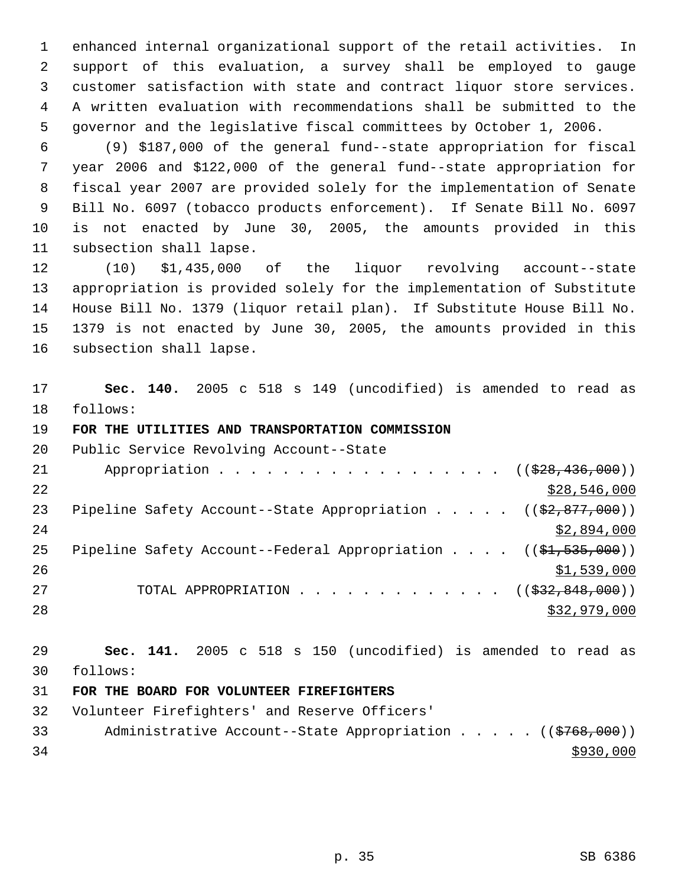enhanced internal organizational support of the retail activities. In support of this evaluation, a survey shall be employed to gauge customer satisfaction with state and contract liquor store services. A written evaluation with recommendations shall be submitted to the governor and the legislative fiscal committees by October 1, 2006.

(9) $187,000 of the general fund--state appropriation for fiscal year 2006 and $122,000 of the general fund--state appropriation for fiscal year 2007 are provided solely for the implementation of Senate Bill No. 6097 (tobacco products enforcement). If Senate Bill No. 6097 is not enacted by June 30, 2005, the amounts provided in this subsection shall lapse.

(10) $1,435,000 of the liquor revolving account--state appropriation is provided solely for the implementation of Substitute House Bill No. 1379 (liquor retail plan). If Substitute House Bill No. 1379 is not enacted by June 30, 2005, the amounts provided in this subsection shall lapse.

**Sec. 140.** 2005 c 518 s 149 (uncodified) is amended to read as follows:

**FOR THE UTILITIES AND TRANSPORTATION COMMISSION**

Public Service Revolving Account--State Appropriation . . . . . . . . . . . . . . . . . . (( ~~$28,436,000~~ ))
$28,546,000

Pipeline Safety Account--State Appropriation . . . . . (( ~~$2,877,000~~ ))
$2,894,000

Pipeline Safety Account--Federal Appropriation . . . . (( ~~$1,535,000~~ ))
$1,539,000

TOTAL APPROPRIATION . . . . . . . . . . . . . (( ~~$32,848,000~~ ))
$32,979,000

**Sec. 141.** 2005 c 518 s 150 (uncodified) is amended to read as follows:

**FOR THE BOARD FOR VOLUNTEER FIREFIGHTERS**

Volunteer Firefighters' and Reserve Officers' Administrative Account--State Appropriation . . . . . (( ~~$768,000~~ ))
$930,000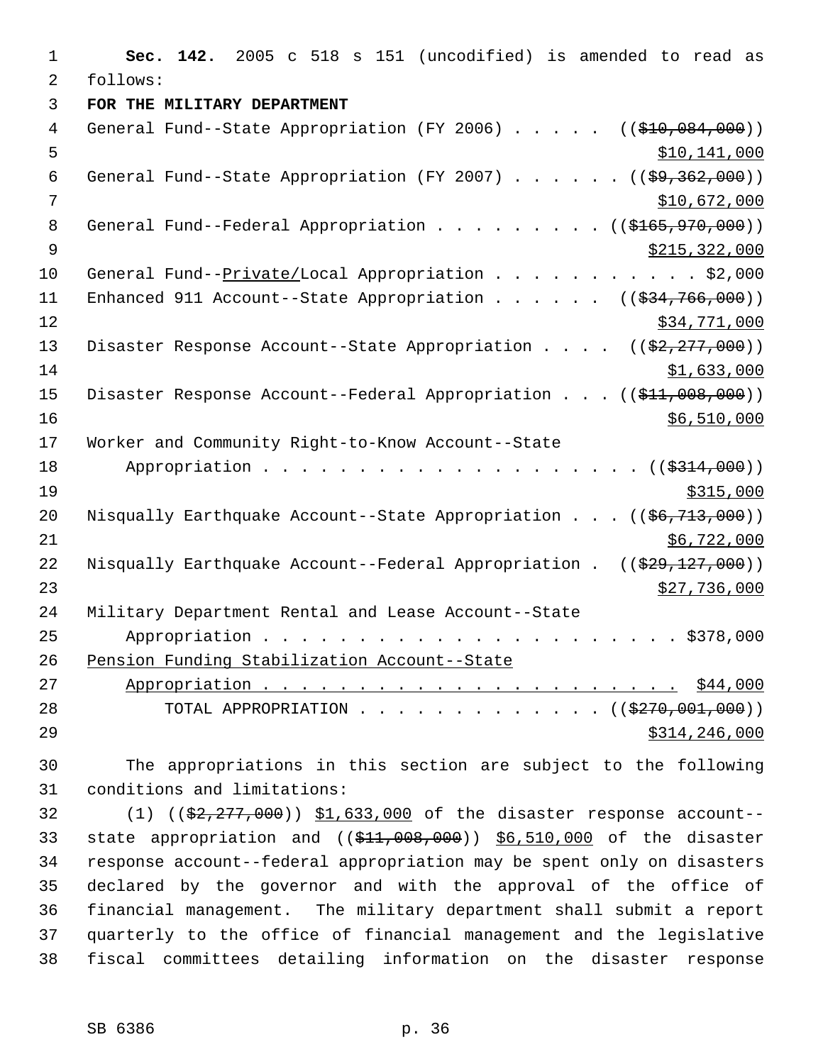**Sec. 142.** 2005 c 518 s 151 (uncodified) is amended to read as follows:

**FOR THE MILITARY DEPARTMENT**

General Fund--State Appropriation (FY 2006) . . . . . (($10,084,000)) $10,141,000

General Fund--State Appropriation (FY 2007) . . . . . . (($9,362,000)) $10,672,000

General Fund--Federal Appropriation . . . . . . . . . (($165,970,000)) $215,322,000

General Fund--Private/Local Appropriation . . . . . . . . . . . $2,000

Enhanced 911 Account--State Appropriation . . . . . . (($34,766,000)) $34,771,000

Disaster Response Account--State Appropriation . . . . (($2,277,000)) $1,633,000

Disaster Response Account--Federal Appropriation . . . (($11,008,000)) $6,510,000

Worker and Community Right-to-Know Account--State Appropriation . . . . . . . . . . . . . . . . . . . . (($314,000)) $315,000

Nisqually Earthquake Account--State Appropriation . . . (($6,713,000)) $6,722,000

Nisqually Earthquake Account--Federal Appropriation . (($29,127,000)) $27,736,000

Military Department Rental and Lease Account--State Appropriation . . . . . . . . . . . . . . . . . . . . . . $378,000

Pension Funding Stabilization Account--State Appropriation . . . . . . . . . . . . . . . . . . . . . . $44,000

TOTAL APPROPRIATION . . . . . . . . . . . . . (($270,001,000)) $314,246,000

The appropriations in this section are subject to the following conditions and limitations:

(1) (($2,277,000)) $1,633,000 of the disaster response account--state appropriation and (($11,008,000)) $6,510,000 of the disaster response account--federal appropriation may be spent only on disasters declared by the governor and with the approval of the office of financial management. The military department shall submit a report quarterly to the office of financial management and the legislative fiscal committees detailing information on the disaster response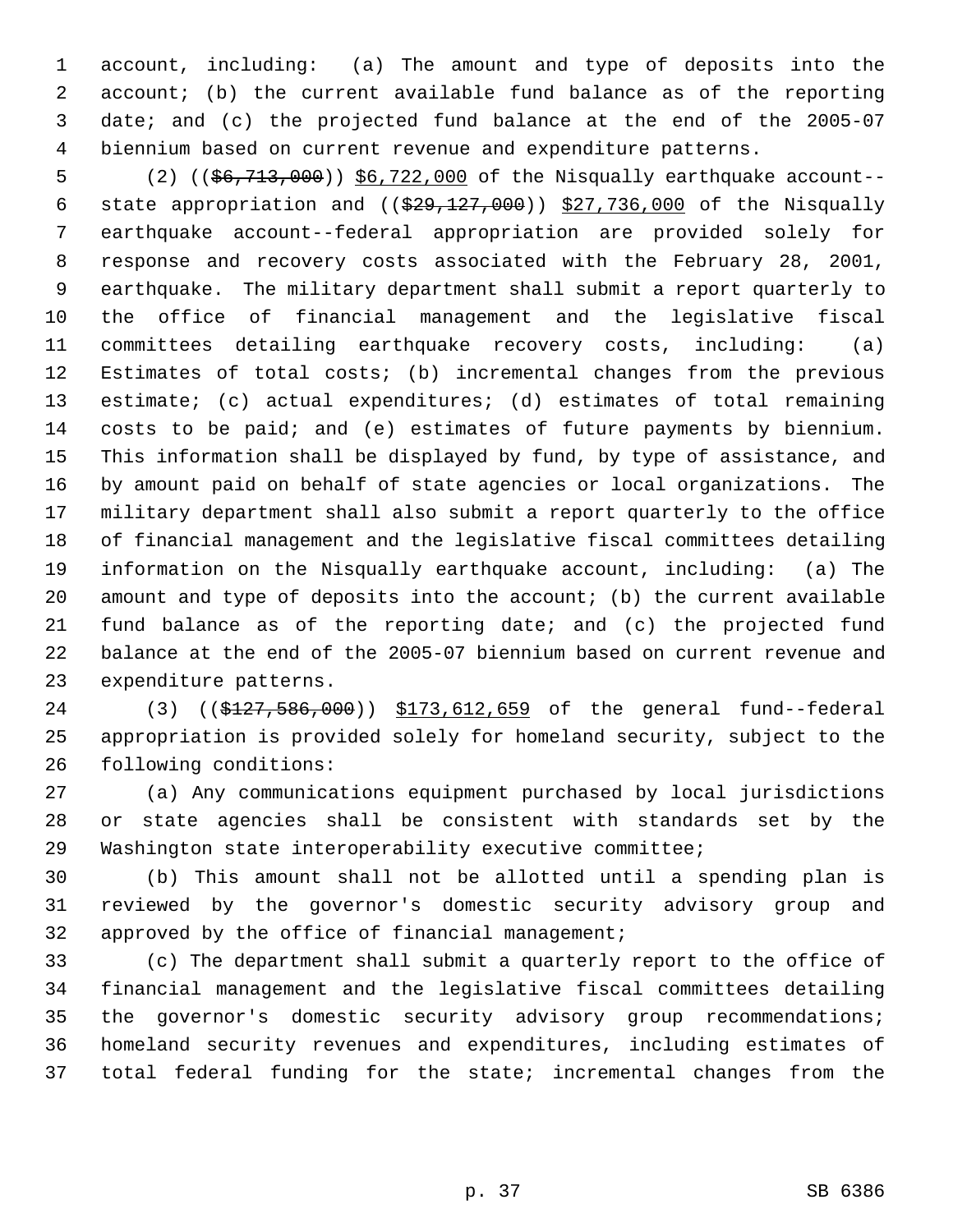account, including: (a) The amount and type of deposits into the account; (b) the current available fund balance as of the reporting date; and (c) the projected fund balance at the end of the 2005-07 biennium based on current revenue and expenditure patterns.

(2) ((~~$6,713,000~~)) $6,722,000 of the Nisqually earthquake account--state appropriation and ((~~$29,127,000~~)) $27,736,000 of the Nisqually earthquake account--federal appropriation are provided solely for response and recovery costs associated with the February 28, 2001, earthquake. The military department shall submit a report quarterly to the office of financial management and the legislative fiscal committees detailing earthquake recovery costs, including: (a) Estimates of total costs; (b) incremental changes from the previous estimate; (c) actual expenditures; (d) estimates of total remaining costs to be paid; and (e) estimates of future payments by biennium. This information shall be displayed by fund, by type of assistance, and by amount paid on behalf of state agencies or local organizations. The military department shall also submit a report quarterly to the office of financial management and the legislative fiscal committees detailing information on the Nisqually earthquake account, including: (a) The amount and type of deposits into the account; (b) the current available fund balance as of the reporting date; and (c) the projected fund balance at the end of the 2005-07 biennium based on current revenue and expenditure patterns.

(3) ((~~$127,586,000~~)) $173,612,659 of the general fund--federal appropriation is provided solely for homeland security, subject to the following conditions:

(a) Any communications equipment purchased by local jurisdictions or state agencies shall be consistent with standards set by the Washington state interoperability executive committee;

(b) This amount shall not be allotted until a spending plan is reviewed by the governor's domestic security advisory group and approved by the office of financial management;

(c) The department shall submit a quarterly report to the office of financial management and the legislative fiscal committees detailing the governor's domestic security advisory group recommendations; homeland security revenues and expenditures, including estimates of total federal funding for the state; incremental changes from the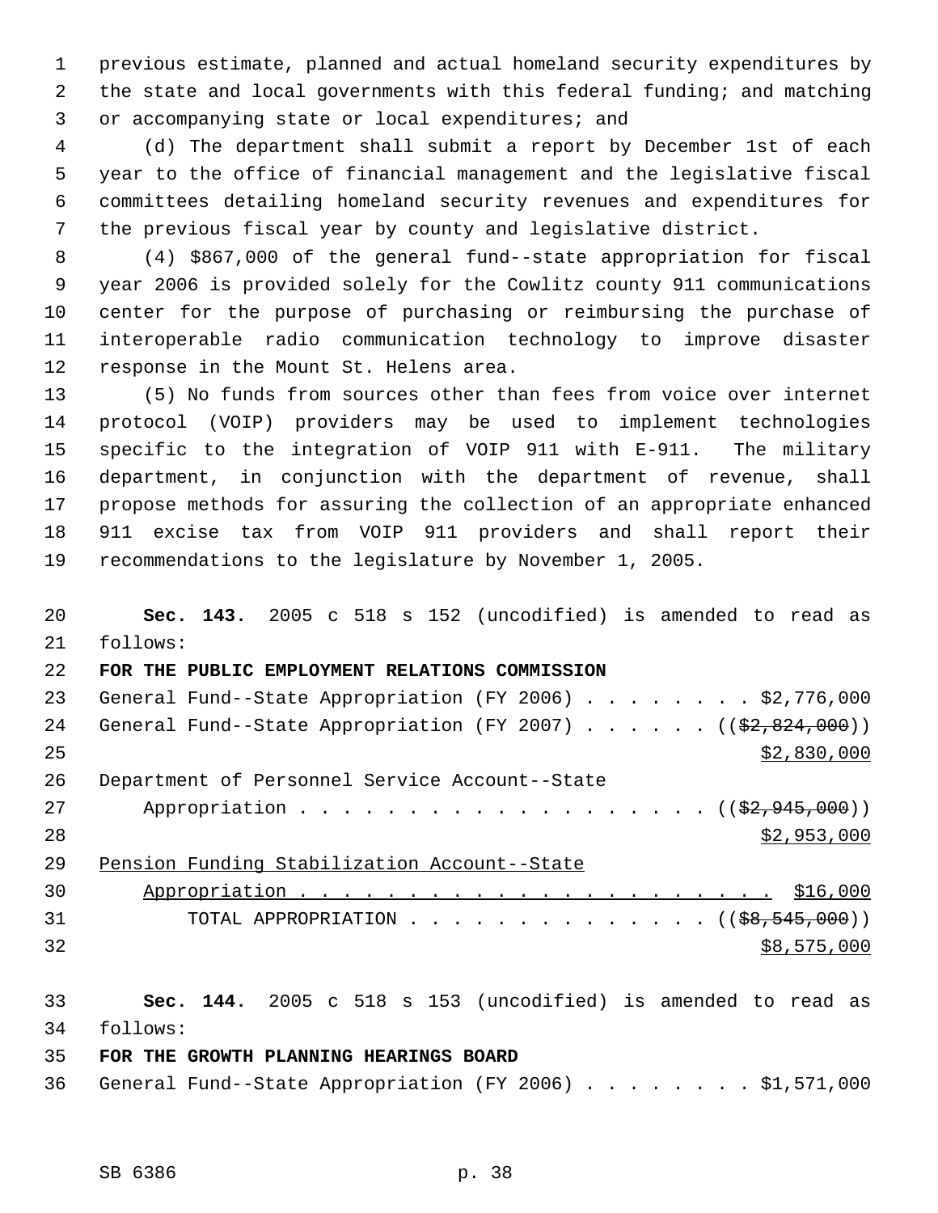previous estimate, planned and actual homeland security expenditures by the state and local governments with this federal funding; and matching or accompanying state or local expenditures; and

(d) The department shall submit a report by December 1st of each year to the office of financial management and the legislative fiscal committees detailing homeland security revenues and expenditures for the previous fiscal year by county and legislative district.

(4) $867,000 of the general fund--state appropriation for fiscal year 2006 is provided solely for the Cowlitz county 911 communications center for the purpose of purchasing or reimbursing the purchase of interoperable radio communication technology to improve disaster response in the Mount St. Helens area.

(5) No funds from sources other than fees from voice over internet protocol (VOIP) providers may be used to implement technologies specific to the integration of VOIP 911 with E-911. The military department, in conjunction with the department of revenue, shall propose methods for assuring the collection of an appropriate enhanced 911 excise tax from VOIP 911 providers and shall report their recommendations to the legislature by November 1, 2005.

**Sec. 143.** 2005 c 518 s 152 (uncodified) is amended to read as follows:

**FOR THE PUBLIC EMPLOYMENT RELATIONS COMMISSION**

General Fund--State Appropriation (FY 2006) . . . . . . . . $2,776,000

General Fund--State Appropriation (FY 2007) . . . . . . ((~~$2,824,000~~))

<u>$2,830,000</u>

Department of Personnel Service Account--State Appropriation . . . . . . . . . . . . . . . . . . . ((~~$2,945,000~~))

<u>$2,953,000</u>

<u>Pension Funding Stabilization Account--State Appropriation . . . . . . . . . . . . . . . . . . . . . . $16,000</u>

TOTAL APPROPRIATION . . . . . . . . . . . . . . ((~~$8,545,000~~))

<u>$8,575,000</u>

**Sec. 144.** 2005 c 518 s 153 (uncodified) is amended to read as follows:

**FOR THE GROWTH PLANNING HEARINGS BOARD**

General Fund--State Appropriation (FY 2006) . . . . . . . . $1,571,000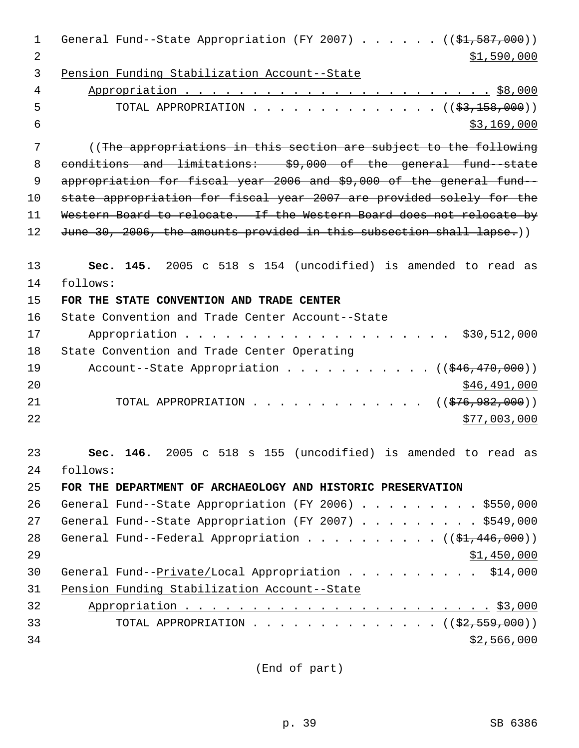General Fund--State Appropriation (FY 2007) . . . . . . (($1,587,000))
$1,590,000

Pension Funding Stabilization Account--State
Appropriation . . . . . . . . . . . . . . . . . . . . . . . $8,000

TOTAL APPROPRIATION . . . . . . . . . . . . . . (($3,158,000))
$3,169,000

((The appropriations in this section are subject to the following conditions and limitations: $9,000 of the general fund--state appropriation for fiscal year 2006 and $9,000 of the general fund--state appropriation for fiscal year 2007 are provided solely for the Western Board to relocate. If the Western Board does not relocate by June 30, 2006, the amounts provided in this subsection shall lapse.))

**Sec. 145.** 2005 c 518 s 154 (uncodified) is amended to read as follows:

**FOR THE STATE CONVENTION AND TRADE CENTER**

State Convention and Trade Center Account--State
Appropriation . . . . . . . . . . . . . . . . . . . . . $30,512,000

State Convention and Trade Center Operating
Account--State Appropriation . . . . . . . . . . . (($46,470,000))
$46,491,000

TOTAL APPROPRIATION . . . . . . . . . . . . . (($76,982,000))
$77,003,000

**Sec. 146.** 2005 c 518 s 155 (uncodified) is amended to read as follows:

**FOR THE DEPARTMENT OF ARCHAEOLOGY AND HISTORIC PRESERVATION**

General Fund--State Appropriation (FY 2006) . . . . . . . . . $550,000

General Fund--State Appropriation (FY 2007) . . . . . . . . . $549,000

General Fund--Federal Appropriation . . . . . . . . . . (($1,446,000))
$1,450,000

General Fund--Private/Local Appropriation . . . . . . . . . . $14,000

Pension Funding Stabilization Account--State
Appropriation . . . . . . . . . . . . . . . . . . . . . . . $3,000

TOTAL APPROPRIATION . . . . . . . . . . . . . . (($2,559,000))
$2,566,000

(End of part)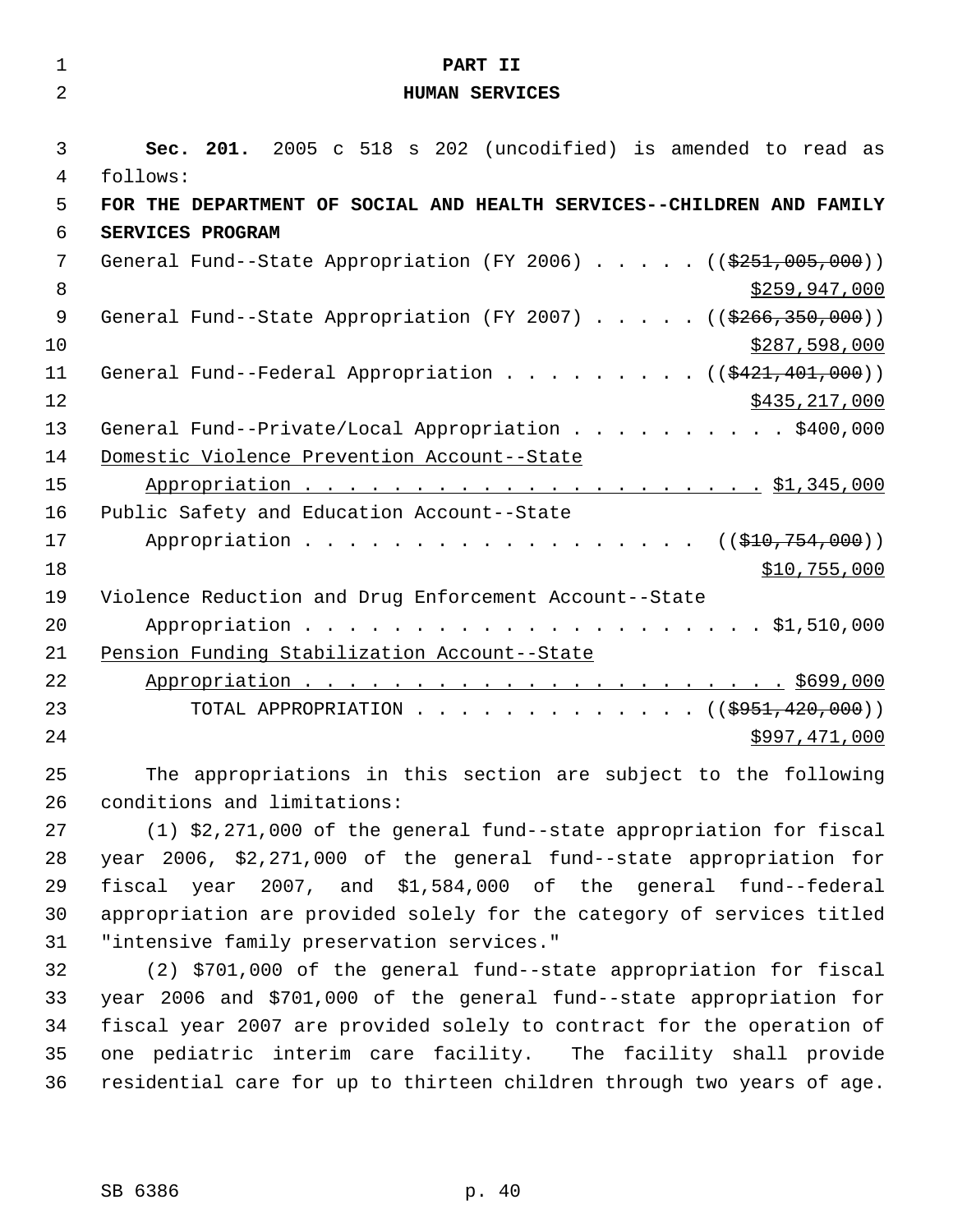# PART II
# HUMAN SERVICES

**Sec. 201.** 2005 c 518 s 202 (uncodified) is amended to read as follows:

**FOR THE DEPARTMENT OF SOCIAL AND HEALTH SERVICES--CHILDREN AND FAMILY SERVICES PROGRAM**

General Fund--State Appropriation (FY 2006) . . . . . (($251,005,000))
$259,947,000

General Fund--State Appropriation (FY 2007) . . . . . (($266,350,000))
$287,598,000

General Fund--Federal Appropriation . . . . . . . . . (($421,401,000))
$435,217,000

General Fund--Private/Local Appropriation . . . . . . . . . . $400,000

Domestic Violence Prevention Account--State
Appropriation . . . . . . . . . . . . . . . . . . . . . . $1,345,000

Public Safety and Education Account--State
Appropriation . . . . . . . . . . . . . . . . . . . (($10,754,000))
$10,755,000

Violence Reduction and Drug Enforcement Account--State
Appropriation . . . . . . . . . . . . . . . . . . . . . $1,510,000

Pension Funding Stabilization Account--State
Appropriation . . . . . . . . . . . . . . . . . . . . . . . $699,000

TOTAL APPROPRIATION . . . . . . . . . . . . . . (($951,420,000))
$997,471,000

The appropriations in this section are subject to the following conditions and limitations:

(1) $2,271,000 of the general fund--state appropriation for fiscal year 2006, $2,271,000 of the general fund--state appropriation for fiscal year 2007, and $1,584,000 of the general fund--federal appropriation are provided solely for the category of services titled "intensive family preservation services."

(2) $701,000 of the general fund--state appropriation for fiscal year 2006 and $701,000 of the general fund--state appropriation for fiscal year 2007 are provided solely to contract for the operation of one pediatric interim care facility. The facility shall provide residential care for up to thirteen children through two years of age.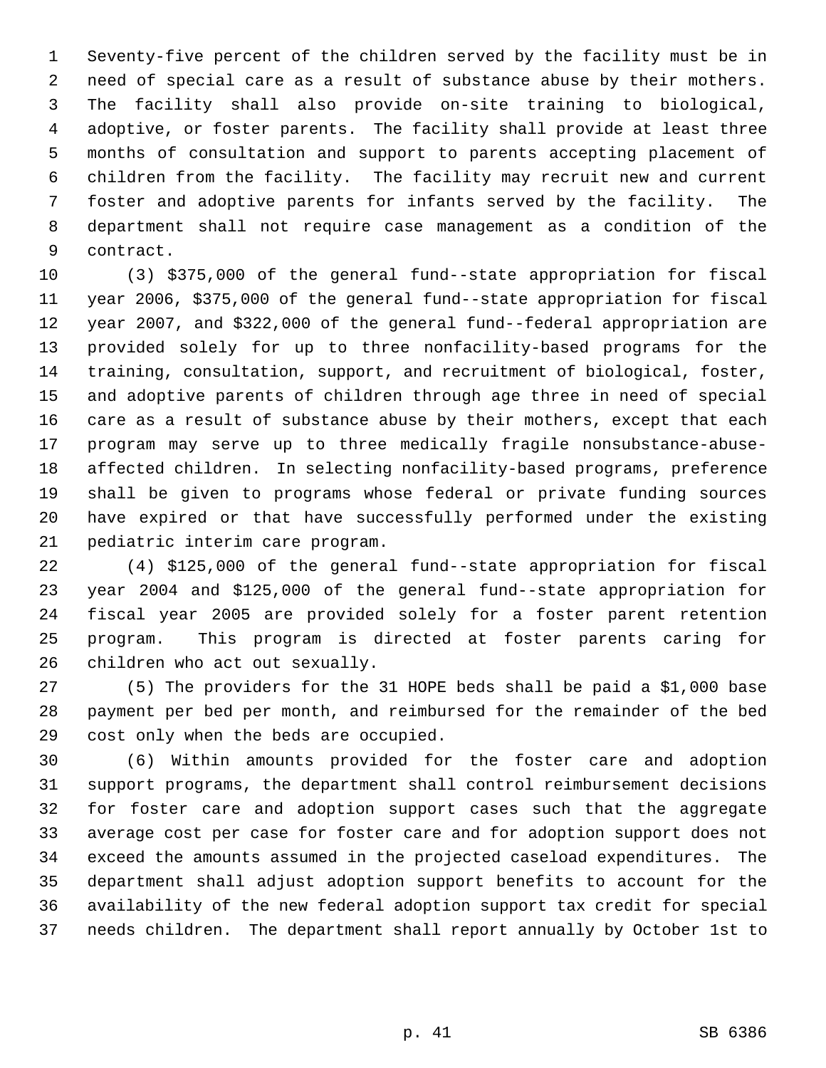Seventy-five percent of the children served by the facility must be in need of special care as a result of substance abuse by their mothers. The facility shall also provide on-site training to biological, adoptive, or foster parents. The facility shall provide at least three months of consultation and support to parents accepting placement of children from the facility. The facility may recruit new and current foster and adoptive parents for infants served by the facility. The department shall not require case management as a condition of the contract.

(3) $375,000 of the general fund--state appropriation for fiscal year 2006, $375,000 of the general fund--state appropriation for fiscal year 2007, and $322,000 of the general fund--federal appropriation are provided solely for up to three nonfacility-based programs for the training, consultation, support, and recruitment of biological, foster, and adoptive parents of children through age three in need of special care as a result of substance abuse by their mothers, except that each program may serve up to three medically fragile nonsubstance-abuse-affected children. In selecting nonfacility-based programs, preference shall be given to programs whose federal or private funding sources have expired or that have successfully performed under the existing pediatric interim care program.

(4) $125,000 of the general fund--state appropriation for fiscal year 2004 and $125,000 of the general fund--state appropriation for fiscal year 2005 are provided solely for a foster parent retention program. This program is directed at foster parents caring for children who act out sexually.

(5) The providers for the 31 HOPE beds shall be paid a $1,000 base payment per bed per month, and reimbursed for the remainder of the bed cost only when the beds are occupied.

(6) Within amounts provided for the foster care and adoption support programs, the department shall control reimbursement decisions for foster care and adoption support cases such that the aggregate average cost per case for foster care and for adoption support does not exceed the amounts assumed in the projected caseload expenditures. The department shall adjust adoption support benefits to account for the availability of the new federal adoption support tax credit for special needs children. The department shall report annually by October 1st to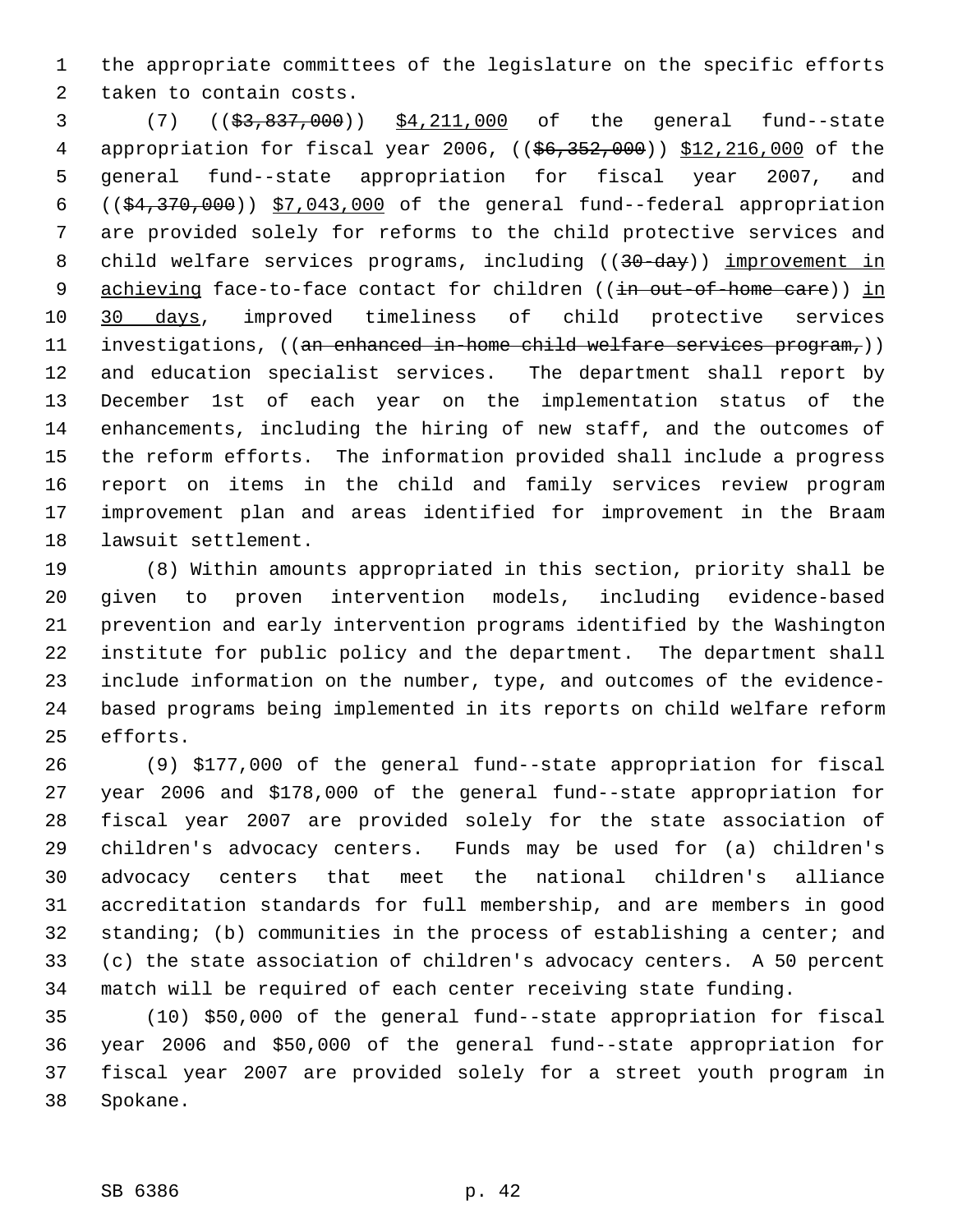the appropriate committees of the legislature on the specific efforts taken to contain costs.

(7) ((~~$3,837,000~~)) $4,211,000 of the general fund--state appropriation for fiscal year 2006, ((~~$6,352,000~~)) $12,216,000 of the general fund--state appropriation for fiscal year 2007, and ((~~$4,370,000~~)) $7,043,000 of the general fund--federal appropriation are provided solely for reforms to the child protective services and child welfare services programs, including ((~~30-day~~)) improvement in achieving face-to-face contact for children ((~~in out-of-home care~~)) in 30 days, improved timeliness of child protective services investigations, ((~~an enhanced in-home child welfare services program,~~)) and education specialist services. The department shall report by December 1st of each year on the implementation status of the enhancements, including the hiring of new staff, and the outcomes of the reform efforts. The information provided shall include a progress report on items in the child and family services review program improvement plan and areas identified for improvement in the Braam lawsuit settlement.

(8) Within amounts appropriated in this section, priority shall be given to proven intervention models, including evidence-based prevention and early intervention programs identified by the Washington institute for public policy and the department. The department shall include information on the number, type, and outcomes of the evidence-based programs being implemented in its reports on child welfare reform efforts.

(9) $177,000 of the general fund--state appropriation for fiscal year 2006 and $178,000 of the general fund--state appropriation for fiscal year 2007 are provided solely for the state association of children's advocacy centers. Funds may be used for (a) children's advocacy centers that meet the national children's alliance accreditation standards for full membership, and are members in good standing; (b) communities in the process of establishing a center; and (c) the state association of children's advocacy centers. A 50 percent match will be required of each center receiving state funding.

(10) $50,000 of the general fund--state appropriation for fiscal year 2006 and $50,000 of the general fund--state appropriation for fiscal year 2007 are provided solely for a street youth program in Spokane.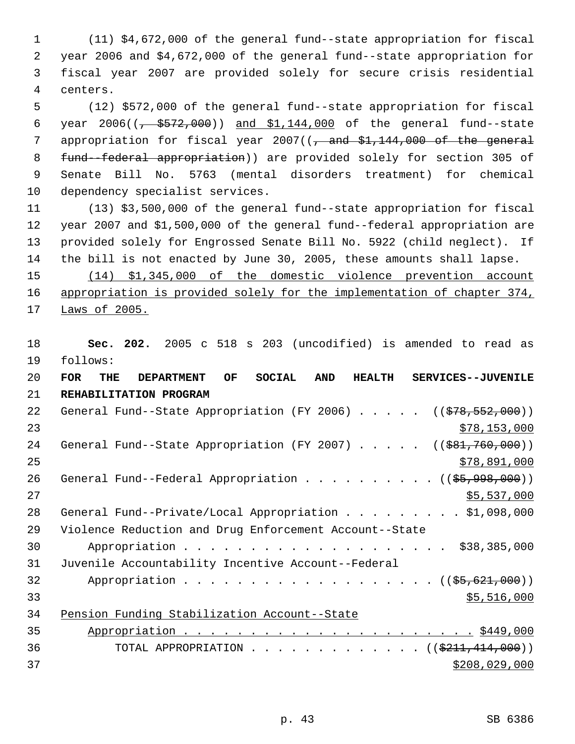(11) $4,672,000 of the general fund--state appropriation for fiscal year 2006 and $4,672,000 of the general fund--state appropriation for fiscal year 2007 are provided solely for secure crisis residential centers.

(12) $572,000 of the general fund--state appropriation for fiscal year 2006((~~, $572,000~~)) and $1,144,000 of the general fund--state appropriation for fiscal year 2007((~~, and $1,144,000 of the general fund--federal appropriation~~)) are provided solely for section 305 of Senate Bill No. 5763 (mental disorders treatment) for chemical dependency specialist services.

(13) $3,500,000 of the general fund--state appropriation for fiscal year 2007 and $1,500,000 of the general fund--federal appropriation are provided solely for Engrossed Senate Bill No. 5922 (child neglect). If the bill is not enacted by June 30, 2005, these amounts shall lapse.

(14) $1,345,000 of the domestic violence prevention account appropriation is provided solely for the implementation of chapter 374, Laws of 2005.

**Sec. 202.** 2005 c 518 s 203 (uncodified) is amended to read as follows:

**FOR THE DEPARTMENT OF SOCIAL AND HEALTH SERVICES--JUVENILE REHABILITATION PROGRAM**

General Fund--State Appropriation (FY 2006) . . . . . ((~~$78,552,000~~)) $78,153,000

General Fund--State Appropriation (FY 2007) . . . . . ((~~$81,760,000~~)) $78,891,000

General Fund--Federal Appropriation . . . . . . . . . . ((~~$5,998,000~~)) $5,537,000

General Fund--Private/Local Appropriation . . . . . . . . . $1,098,000

Violence Reduction and Drug Enforcement Account--State Appropriation . . . . . . . . . . . . . . . . . . . . . $38,385,000

Juvenile Accountability Incentive Account--Federal Appropriation . . . . . . . . . . . . . . . . . . . . ((~~$5,621,000~~)) $5,516,000

Pension Funding Stabilization Account--State Appropriation . . . . . . . . . . . . . . . . . . . . . . . $449,000

TOTAL APPROPRIATION . . . . . . . . . . . . . . ((~~$211,414,000~~)) $208,029,000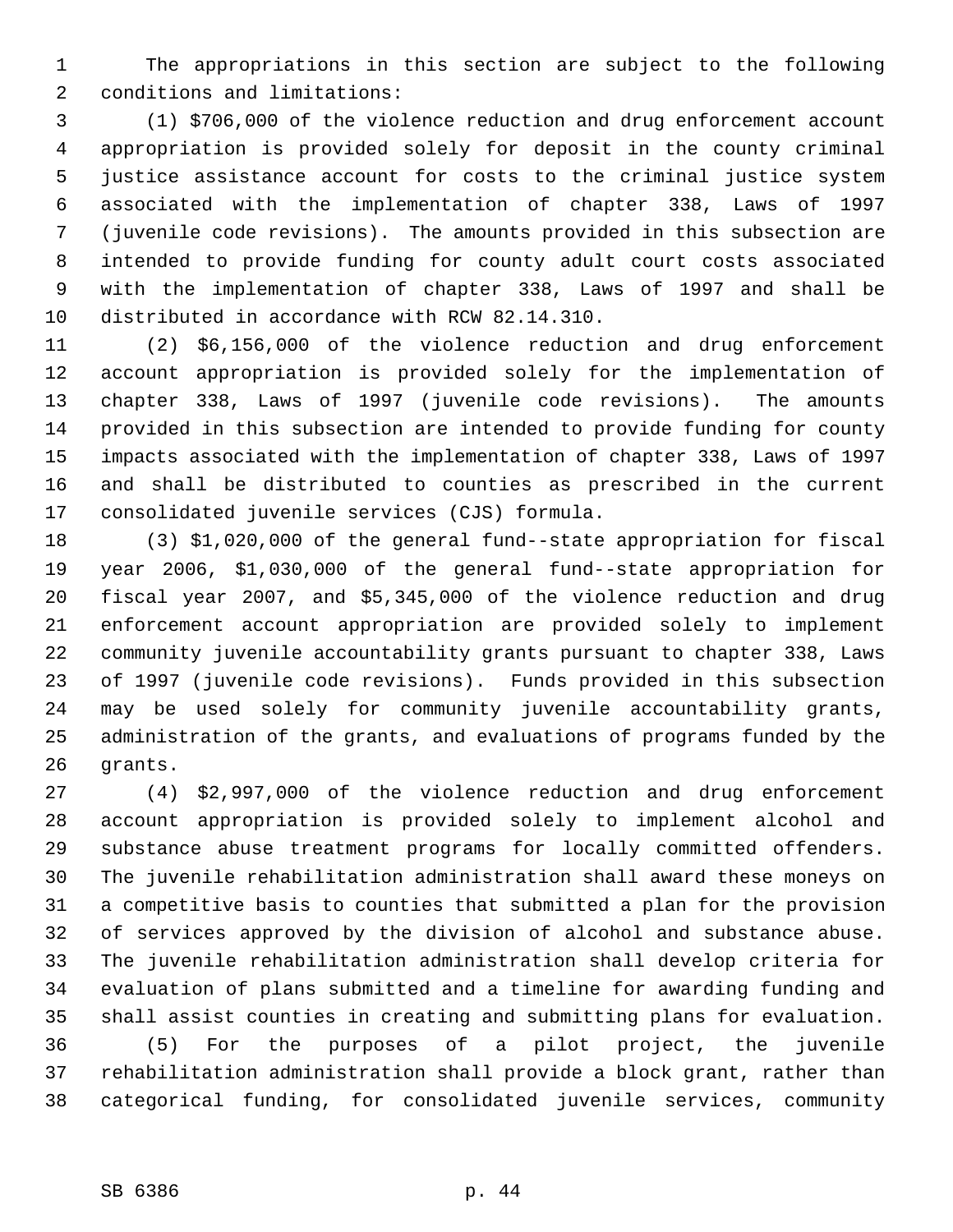The appropriations in this section are subject to the following conditions and limitations:

(1) $706,000 of the violence reduction and drug enforcement account appropriation is provided solely for deposit in the county criminal justice assistance account for costs to the criminal justice system associated with the implementation of chapter 338, Laws of 1997 (juvenile code revisions). The amounts provided in this subsection are intended to provide funding for county adult court costs associated with the implementation of chapter 338, Laws of 1997 and shall be distributed in accordance with RCW 82.14.310.

(2) $6,156,000 of the violence reduction and drug enforcement account appropriation is provided solely for the implementation of chapter 338, Laws of 1997 (juvenile code revisions). The amounts provided in this subsection are intended to provide funding for county impacts associated with the implementation of chapter 338, Laws of 1997 and shall be distributed to counties as prescribed in the current consolidated juvenile services (CJS) formula.

(3) $1,020,000 of the general fund--state appropriation for fiscal year 2006, $1,030,000 of the general fund--state appropriation for fiscal year 2007, and $5,345,000 of the violence reduction and drug enforcement account appropriation are provided solely to implement community juvenile accountability grants pursuant to chapter 338, Laws of 1997 (juvenile code revisions). Funds provided in this subsection may be used solely for community juvenile accountability grants, administration of the grants, and evaluations of programs funded by the grants.

(4) $2,997,000 of the violence reduction and drug enforcement account appropriation is provided solely to implement alcohol and substance abuse treatment programs for locally committed offenders. The juvenile rehabilitation administration shall award these moneys on a competitive basis to counties that submitted a plan for the provision of services approved by the division of alcohol and substance abuse. The juvenile rehabilitation administration shall develop criteria for evaluation of plans submitted and a timeline for awarding funding and shall assist counties in creating and submitting plans for evaluation.

(5) For the purposes of a pilot project, the juvenile rehabilitation administration shall provide a block grant, rather than categorical funding, for consolidated juvenile services, community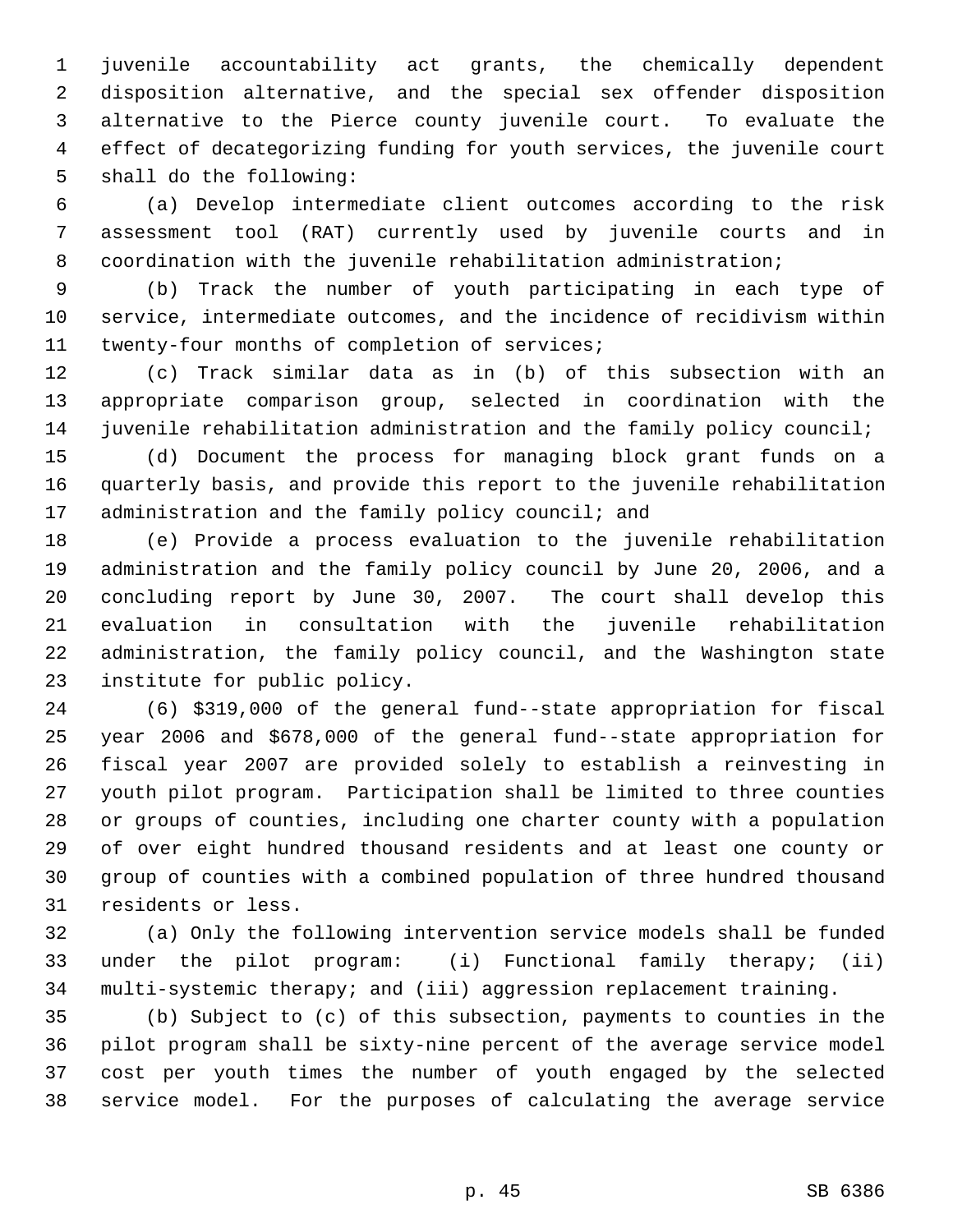juvenile accountability act grants, the chemically dependent disposition alternative, and the special sex offender disposition alternative to the Pierce county juvenile court. To evaluate the effect of decategorizing funding for youth services, the juvenile court shall do the following:

(a) Develop intermediate client outcomes according to the risk assessment tool (RAT) currently used by juvenile courts and in coordination with the juvenile rehabilitation administration;

(b) Track the number of youth participating in each type of service, intermediate outcomes, and the incidence of recidivism within twenty-four months of completion of services;

(c) Track similar data as in (b) of this subsection with an appropriate comparison group, selected in coordination with the juvenile rehabilitation administration and the family policy council;

(d) Document the process for managing block grant funds on a quarterly basis, and provide this report to the juvenile rehabilitation administration and the family policy council; and

(e) Provide a process evaluation to the juvenile rehabilitation administration and the family policy council by June 20, 2006, and a concluding report by June 30, 2007. The court shall develop this evaluation in consultation with the juvenile rehabilitation administration, the family policy council, and the Washington state institute for public policy.

(6) $319,000 of the general fund--state appropriation for fiscal year 2006 and $678,000 of the general fund--state appropriation for fiscal year 2007 are provided solely to establish a reinvesting in youth pilot program. Participation shall be limited to three counties or groups of counties, including one charter county with a population of over eight hundred thousand residents and at least one county or group of counties with a combined population of three hundred thousand residents or less.

(a) Only the following intervention service models shall be funded under the pilot program: (i) Functional family therapy; (ii) multi-systemic therapy; and (iii) aggression replacement training.

(b) Subject to (c) of this subsection, payments to counties in the pilot program shall be sixty-nine percent of the average service model cost per youth times the number of youth engaged by the selected service model. For the purposes of calculating the average service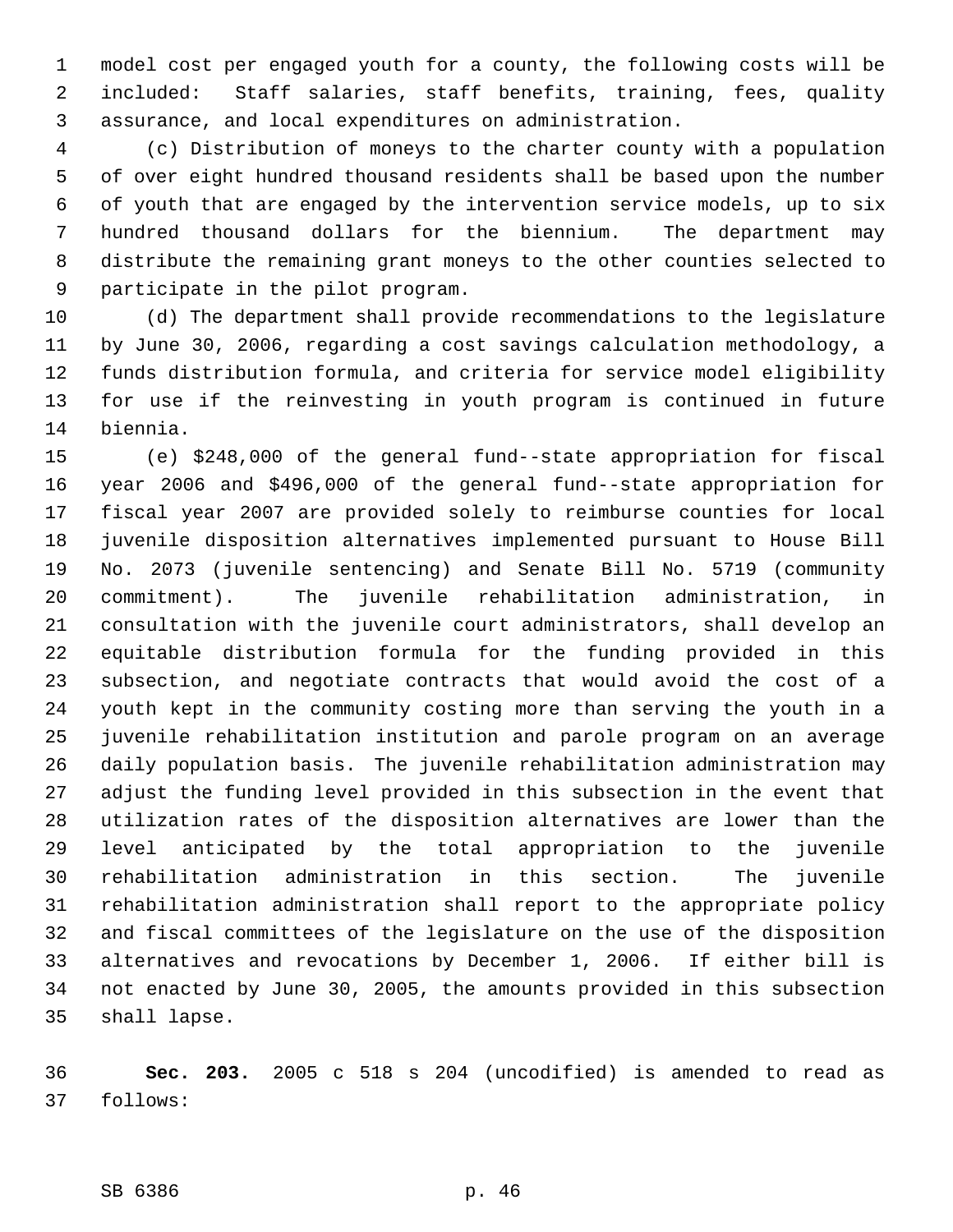model cost per engaged youth for a county, the following costs will be included: Staff salaries, staff benefits, training, fees, quality assurance, and local expenditures on administration.

(c) Distribution of moneys to the charter county with a population of over eight hundred thousand residents shall be based upon the number of youth that are engaged by the intervention service models, up to six hundred thousand dollars for the biennium. The department may distribute the remaining grant moneys to the other counties selected to participate in the pilot program.

(d) The department shall provide recommendations to the legislature by June 30, 2006, regarding a cost savings calculation methodology, a funds distribution formula, and criteria for service model eligibility for use if the reinvesting in youth program is continued in future biennia.

(e) $248,000 of the general fund--state appropriation for fiscal year 2006 and $496,000 of the general fund--state appropriation for fiscal year 2007 are provided solely to reimburse counties for local juvenile disposition alternatives implemented pursuant to House Bill No. 2073 (juvenile sentencing) and Senate Bill No. 5719 (community commitment). The juvenile rehabilitation administration, in consultation with the juvenile court administrators, shall develop an equitable distribution formula for the funding provided in this subsection, and negotiate contracts that would avoid the cost of a youth kept in the community costing more than serving the youth in a juvenile rehabilitation institution and parole program on an average daily population basis. The juvenile rehabilitation administration may adjust the funding level provided in this subsection in the event that utilization rates of the disposition alternatives are lower than the level anticipated by the total appropriation to the juvenile rehabilitation administration in this section. The juvenile rehabilitation administration shall report to the appropriate policy and fiscal committees of the legislature on the use of the disposition alternatives and revocations by December 1, 2006. If either bill is not enacted by June 30, 2005, the amounts provided in this subsection shall lapse.

**Sec. 203.** 2005 c 518 s 204 (uncodified) is amended to read as follows: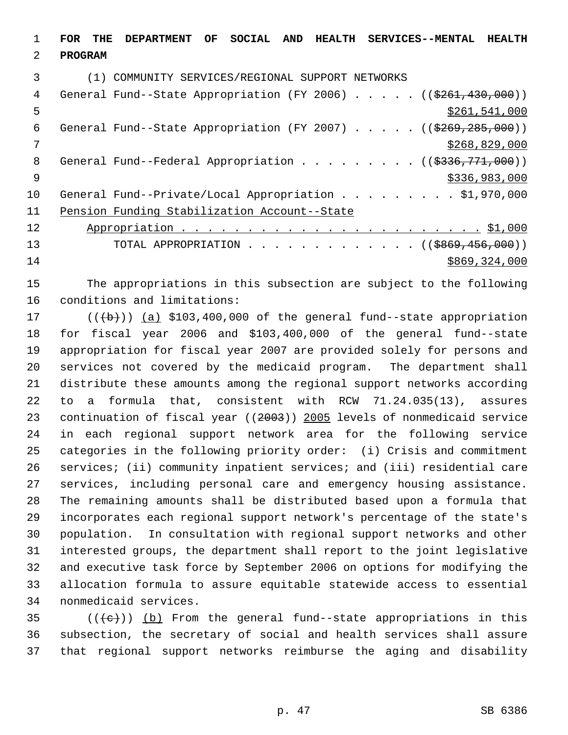**FOR THE DEPARTMENT OF SOCIAL AND HEALTH SERVICES--MENTAL HEALTH PROGRAM**

(1) COMMUNITY SERVICES/REGIONAL SUPPORT NETWORKS

General Fund--State Appropriation (FY 2006) . . . . . (($261,430,000)) $261,541,000

General Fund--State Appropriation (FY 2007) . . . . . (($269,285,000)) $268,829,000

General Fund--Federal Appropriation . . . . . . . . . (($336,771,000)) $336,983,000

General Fund--Private/Local Appropriation . . . . . . . . . $1,970,000

Pension Funding Stabilization Account--State Appropriation . . . . . . . . . . . . . . . . . . . . . . . . $1,000

TOTAL APPROPRIATION . . . . . . . . . . . . . . (($869,456,000)) $869,324,000

The appropriations in this subsection are subject to the following conditions and limitations:

(((b))) (a) $103,400,000 of the general fund--state appropriation for fiscal year 2006 and $103,400,000 of the general fund--state appropriation for fiscal year 2007 are provided solely for persons and services not covered by the medicaid program. The department shall distribute these amounts among the regional support networks according to a formula that, consistent with RCW 71.24.035(13), assures continuation of fiscal year ((2003)) 2005 levels of nonmedicaid service in each regional support network area for the following service categories in the following priority order: (i) Crisis and commitment services; (ii) community inpatient services; and (iii) residential care services, including personal care and emergency housing assistance. The remaining amounts shall be distributed based upon a formula that incorporates each regional support network's percentage of the state's population. In consultation with regional support networks and other interested groups, the department shall report to the joint legislative and executive task force by September 2006 on options for modifying the allocation formula to assure equitable statewide access to essential nonmedicaid services.

(((c))) (b) From the general fund--state appropriations in this subsection, the secretary of social and health services shall assure that regional support networks reimburse the aging and disability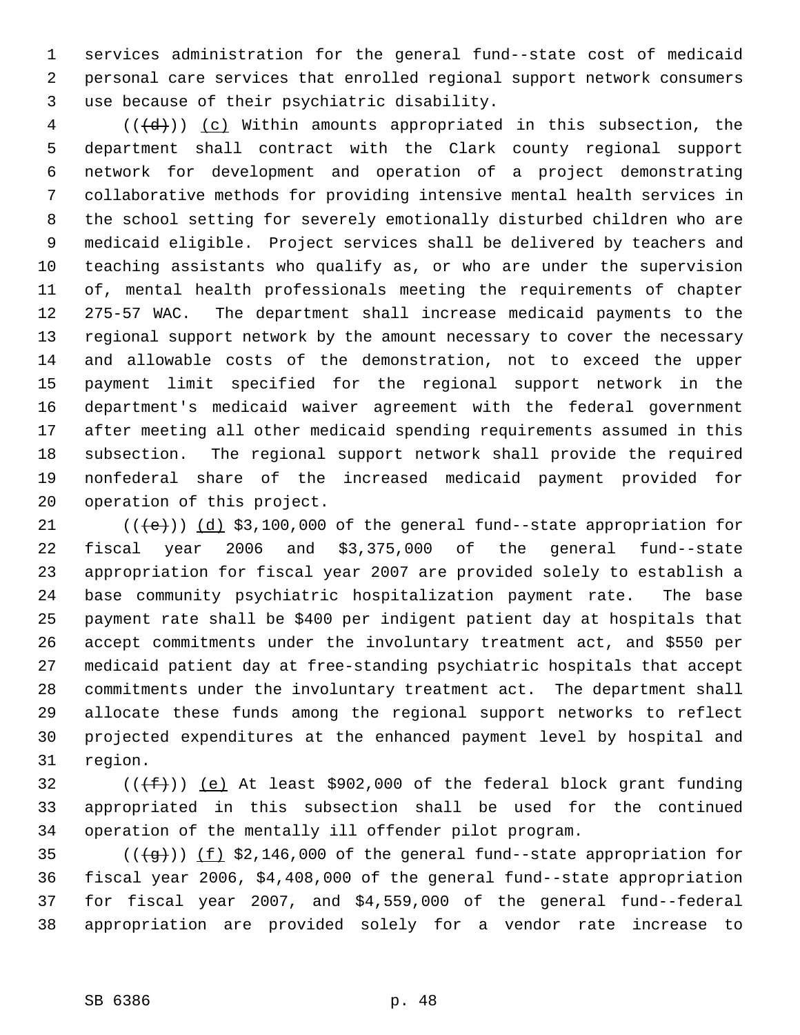services administration for the general fund--state cost of medicaid personal care services that enrolled regional support network consumers use because of their psychiatric disability.

(((d))) (c) Within amounts appropriated in this subsection, the department shall contract with the Clark county regional support network for development and operation of a project demonstrating collaborative methods for providing intensive mental health services in the school setting for severely emotionally disturbed children who are medicaid eligible. Project services shall be delivered by teachers and teaching assistants who qualify as, or who are under the supervision of, mental health professionals meeting the requirements of chapter 275-57 WAC. The department shall increase medicaid payments to the regional support network by the amount necessary to cover the necessary and allowable costs of the demonstration, not to exceed the upper payment limit specified for the regional support network in the department's medicaid waiver agreement with the federal government after meeting all other medicaid spending requirements assumed in this subsection. The regional support network shall provide the required nonfederal share of the increased medicaid payment provided for operation of this project.

(((e))) (d) $3,100,000 of the general fund--state appropriation for fiscal year 2006 and $3,375,000 of the general fund--state appropriation for fiscal year 2007 are provided solely to establish a base community psychiatric hospitalization payment rate. The base payment rate shall be $400 per indigent patient day at hospitals that accept commitments under the involuntary treatment act, and $550 per medicaid patient day at free-standing psychiatric hospitals that accept commitments under the involuntary treatment act. The department shall allocate these funds among the regional support networks to reflect projected expenditures at the enhanced payment level by hospital and region.

(((f))) (e) At least $902,000 of the federal block grant funding appropriated in this subsection shall be used for the continued operation of the mentally ill offender pilot program.

(((g))) (f) $2,146,000 of the general fund--state appropriation for fiscal year 2006, $4,408,000 of the general fund--state appropriation for fiscal year 2007, and $4,559,000 of the general fund--federal appropriation are provided solely for a vendor rate increase to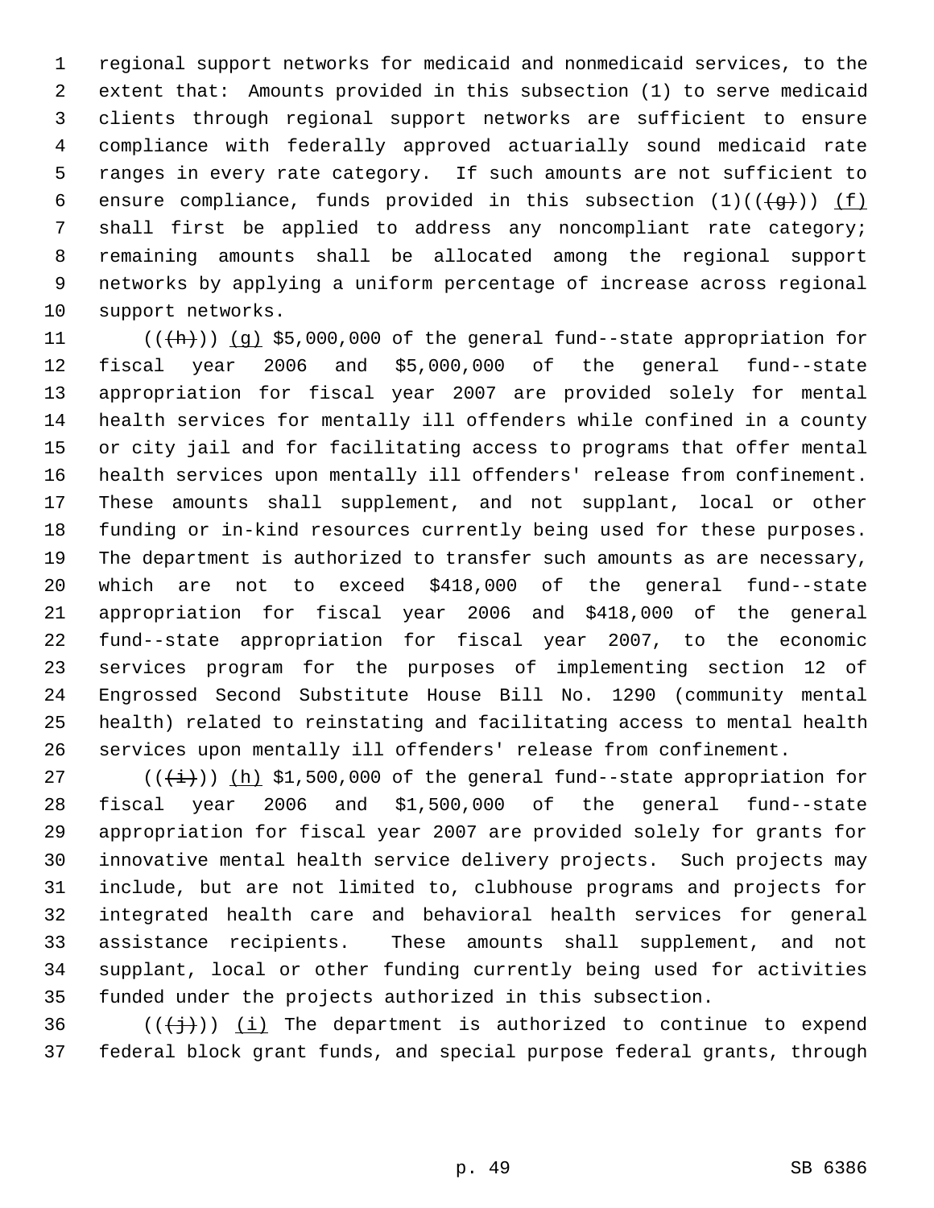regional support networks for medicaid and nonmedicaid services, to the extent that: Amounts provided in this subsection (1) to serve medicaid clients through regional support networks are sufficient to ensure compliance with federally approved actuarially sound medicaid rate ranges in every rate category. If such amounts are not sufficient to ensure compliance, funds provided in this subsection (1)(((g))) (f) shall first be applied to address any noncompliant rate category; remaining amounts shall be allocated among the regional support networks by applying a uniform percentage of increase across regional support networks.

(((h))) (g) $5,000,000 of the general fund--state appropriation for fiscal year 2006 and $5,000,000 of the general fund--state appropriation for fiscal year 2007 are provided solely for mental health services for mentally ill offenders while confined in a county or city jail and for facilitating access to programs that offer mental health services upon mentally ill offenders' release from confinement. These amounts shall supplement, and not supplant, local or other funding or in-kind resources currently being used for these purposes. The department is authorized to transfer such amounts as are necessary, which are not to exceed $418,000 of the general fund--state appropriation for fiscal year 2006 and $418,000 of the general fund--state appropriation for fiscal year 2007, to the economic services program for the purposes of implementing section 12 of Engrossed Second Substitute House Bill No. 1290 (community mental health) related to reinstating and facilitating access to mental health services upon mentally ill offenders' release from confinement.

(((i))) (h) $1,500,000 of the general fund--state appropriation for fiscal year 2006 and $1,500,000 of the general fund--state appropriation for fiscal year 2007 are provided solely for grants for innovative mental health service delivery projects. Such projects may include, but are not limited to, clubhouse programs and projects for integrated health care and behavioral health services for general assistance recipients. These amounts shall supplement, and not supplant, local or other funding currently being used for activities funded under the projects authorized in this subsection.

(((j))) (i) The department is authorized to continue to expend federal block grant funds, and special purpose federal grants, through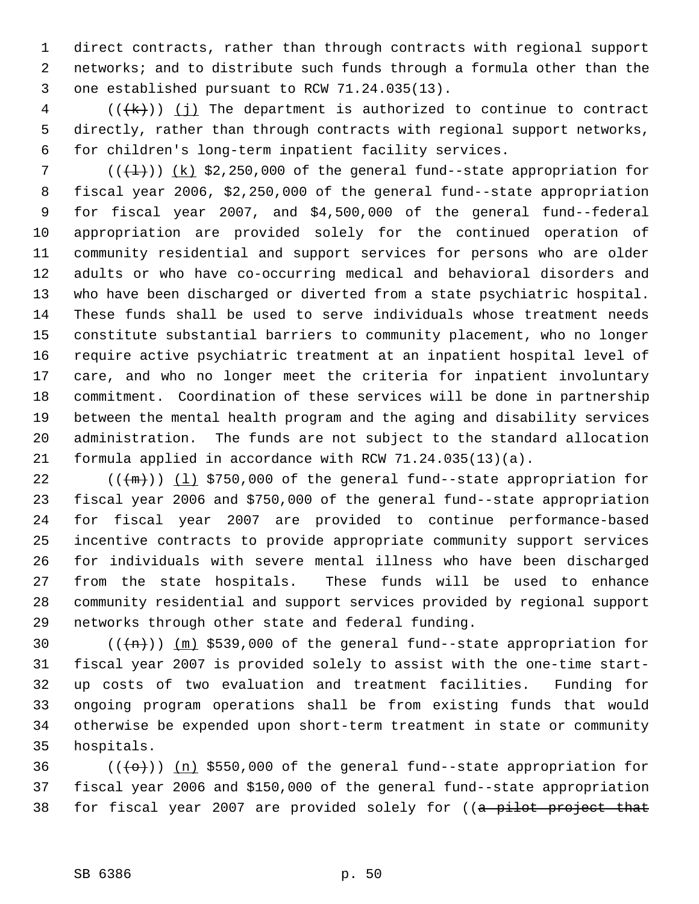direct contracts, rather than through contracts with regional support networks; and to distribute such funds through a formula other than the one established pursuant to RCW 71.24.035(13).

((~~(k)~~)) (j) The department is authorized to continue to contract directly, rather than through contracts with regional support networks, for children's long-term inpatient facility services.

((~~(l)~~)) (k) $2,250,000 of the general fund--state appropriation for fiscal year 2006, $2,250,000 of the general fund--state appropriation for fiscal year 2007, and $4,500,000 of the general fund--federal appropriation are provided solely for the continued operation of community residential and support services for persons who are older adults or who have co-occurring medical and behavioral disorders and who have been discharged or diverted from a state psychiatric hospital. These funds shall be used to serve individuals whose treatment needs constitute substantial barriers to community placement, who no longer require active psychiatric treatment at an inpatient hospital level of care, and who no longer meet the criteria for inpatient involuntary commitment. Coordination of these services will be done in partnership between the mental health program and the aging and disability services administration. The funds are not subject to the standard allocation formula applied in accordance with RCW 71.24.035(13)(a).

((~~(m)~~)) (l) $750,000 of the general fund--state appropriation for fiscal year 2006 and $750,000 of the general fund--state appropriation for fiscal year 2007 are provided to continue performance-based incentive contracts to provide appropriate community support services for individuals with severe mental illness who have been discharged from the state hospitals. These funds will be used to enhance community residential and support services provided by regional support networks through other state and federal funding.

((~~(n)~~)) (m) $539,000 of the general fund--state appropriation for fiscal year 2007 is provided solely to assist with the one-time start-up costs of two evaluation and treatment facilities. Funding for ongoing program operations shall be from existing funds that would otherwise be expended upon short-term treatment in state or community hospitals.

((~~(o)~~)) (n) $550,000 of the general fund--state appropriation for fiscal year 2006 and $150,000 of the general fund--state appropriation for fiscal year 2007 are provided solely for ((~~a pilot project that~~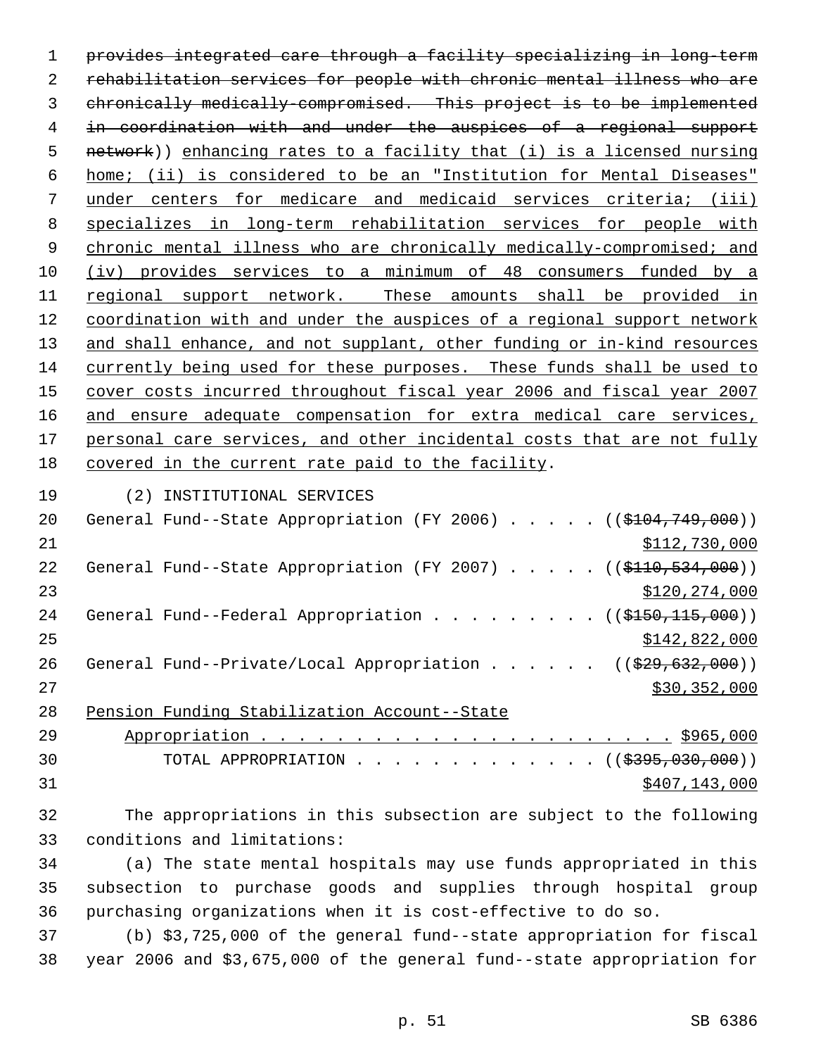~~provides integrated care through a facility specializing in long-term rehabilitation services for people with chronic mental illness who are chronically medically-compromised. This project is to be implemented in coordination with and under the auspices of a regional support network~~)) enhancing rates to a facility that (i) is a licensed nursing home; (ii) is considered to be an "Institution for Mental Diseases" under centers for medicare and medicaid services criteria; (iii) specializes in long-term rehabilitation services for people with chronic mental illness who are chronically medically-compromised; and (iv) provides services to a minimum of 48 consumers funded by a regional support network. These amounts shall be provided in coordination with and under the auspices of a regional support network and shall enhance, and not supplant, other funding or in-kind resources currently being used for these purposes. These funds shall be used to cover costs incurred throughout fiscal year 2006 and fiscal year 2007 and ensure adequate compensation for extra medical care services, personal care services, and other incidental costs that are not fully covered in the current rate paid to the facility.

(2) INSTITUTIONAL SERVICES

General Fund--State Appropriation (FY 2006) . . . . . ((~~$104,749,000~~))
$112,730,000

General Fund--State Appropriation (FY 2007) . . . . . ((~~$110,534,000~~))
$120,274,000

General Fund--Federal Appropriation . . . . . . . . . ((~~$150,115,000~~))
$142,822,000

General Fund--Private/Local Appropriation . . . . . . ((~~$29,632,000~~))
$30,352,000

Pension Funding Stabilization Account--State
Appropriation . . . . . . . . . . . . . . . . . . . . . . $965,000

TOTAL APPROPRIATION . . . . . . . . . . . . . ((~~$395,030,000~~))
$407,143,000

The appropriations in this subsection are subject to the following conditions and limitations:

(a) The state mental hospitals may use funds appropriated in this subsection to purchase goods and supplies through hospital group purchasing organizations when it is cost-effective to do so.

(b) $3,725,000 of the general fund--state appropriation for fiscal year 2006 and $3,675,000 of the general fund--state appropriation for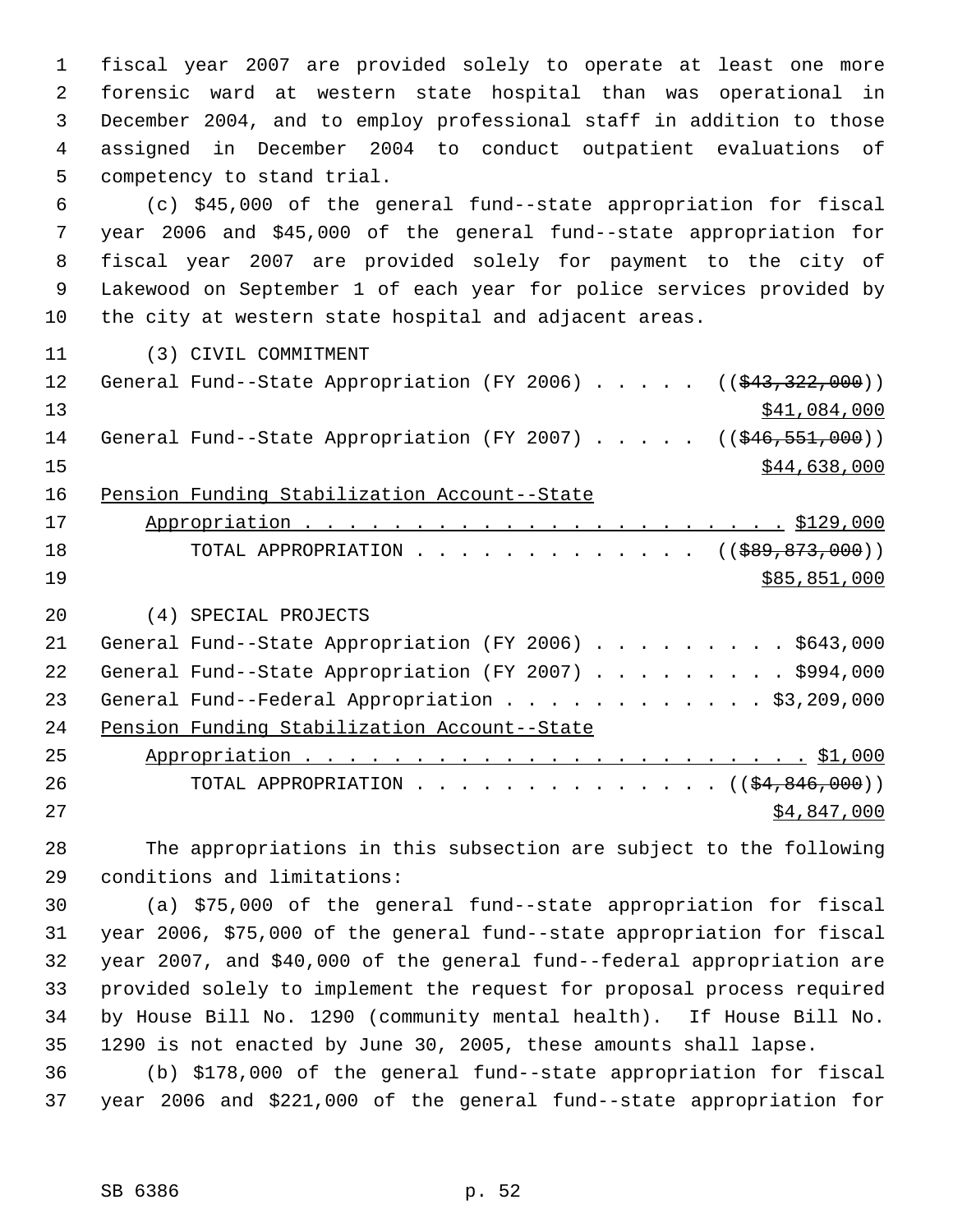fiscal year 2007 are provided solely to operate at least one more forensic ward at western state hospital than was operational in December 2004, and to employ professional staff in addition to those assigned in December 2004 to conduct outpatient evaluations of competency to stand trial.

(c) $45,000 of the general fund--state appropriation for fiscal year 2006 and $45,000 of the general fund--state appropriation for fiscal year 2007 are provided solely for payment to the city of Lakewood on September 1 of each year for police services provided by the city at western state hospital and adjacent areas.

(3) CIVIL COMMITMENT

General Fund--State Appropriation (FY 2006) . . . . . ((~~$43,322,000~~))
$41,084,000

General Fund--State Appropriation (FY 2007) . . . . . ((~~$46,551,000~~))
$44,638,000

Pension Funding Stabilization Account--State
Appropriation . . . . . . . . . . . . . . . . . . . . . . . . $129,000

TOTAL APPROPRIATION . . . . . . . . . . . . . . ((~~$89,873,000~~))
$85,851,000

(4) SPECIAL PROJECTS

General Fund--State Appropriation (FY 2006) . . . . . . . . . $643,000

General Fund--State Appropriation (FY 2007) . . . . . . . . . $994,000

General Fund--Federal Appropriation . . . . . . . . . . . . $3,209,000

Pension Funding Stabilization Account--State
Appropriation . . . . . . . . . . . . . . . . . . . . . . . . . $1,000

TOTAL APPROPRIATION . . . . . . . . . . . . . . ((~~$4,846,000~~))
$4,847,000

The appropriations in this subsection are subject to the following conditions and limitations:

(a) $75,000 of the general fund--state appropriation for fiscal year 2006, $75,000 of the general fund--state appropriation for fiscal year 2007, and $40,000 of the general fund--federal appropriation are provided solely to implement the request for proposal process required by House Bill No. 1290 (community mental health). If House Bill No. 1290 is not enacted by June 30, 2005, these amounts shall lapse.

(b) $178,000 of the general fund--state appropriation for fiscal year 2006 and $221,000 of the general fund--state appropriation for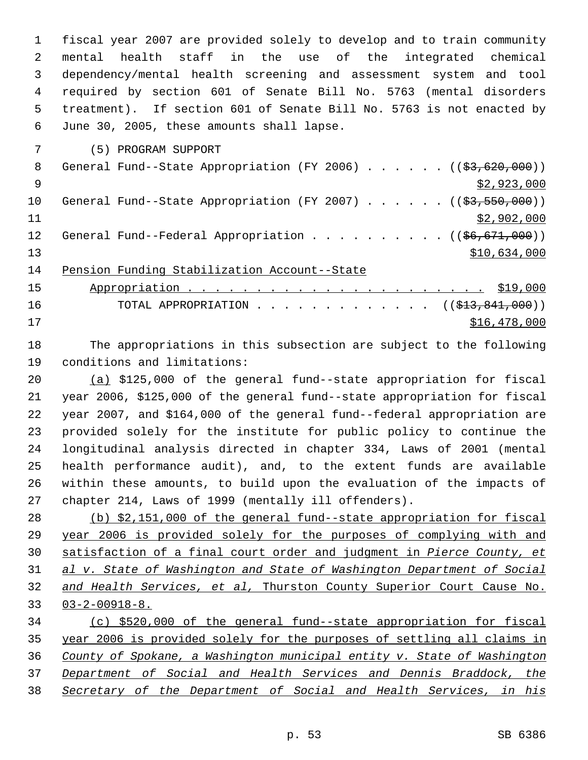fiscal year 2007 are provided solely to develop and to train community mental health staff in the use of the integrated chemical dependency/mental health screening and assessment system and tool required by section 601 of Senate Bill No. 5763 (mental disorders treatment). If section 601 of Senate Bill No. 5763 is not enacted by June 30, 2005, these amounts shall lapse.

(5) PROGRAM SUPPORT

General Fund--State Appropriation (FY 2006) . . . . . . (( ~~$3,620,000~~ )) $2,923,000

General Fund--State Appropriation (FY 2007) . . . . . . (( ~~$3,550,000~~ )) $2,902,000

General Fund--Federal Appropriation . . . . . . . . . . (( ~~$6,671,000~~ )) $10,634,000

Pension Funding Stabilization Account--State Appropriation . . . . . . . . . . . . . . . . . . . . . . $19,000

TOTAL APPROPRIATION . . . . . . . . . . . . . (( ~~$13,841,000~~ )) $16,478,000

The appropriations in this subsection are subject to the following conditions and limitations:

(a) $125,000 of the general fund--state appropriation for fiscal year 2006, $125,000 of the general fund--state appropriation for fiscal year 2007, and $164,000 of the general fund--federal appropriation are provided solely for the institute for public policy to continue the longitudinal analysis directed in chapter 334, Laws of 2001 (mental health performance audit), and, to the extent funds are available within these amounts, to build upon the evaluation of the impacts of chapter 214, Laws of 1999 (mentally ill offenders).

(b) $2,151,000 of the general fund--state appropriation for fiscal year 2006 is provided solely for the purposes of complying with and satisfaction of a final court order and judgment in *Pierce County, et al v. State of Washington and State of Washington Department of Social and Health Services, et al,* Thurston County Superior Court Cause No. 03-2-00918-8.

(c) $520,000 of the general fund--state appropriation for fiscal year 2006 is provided solely for the purposes of settling all claims in *County of Spokane, a Washington municipal entity v. State of Washington Department of Social and Health Services and Dennis Braddock, the Secretary of the Department of Social and Health Services, in his*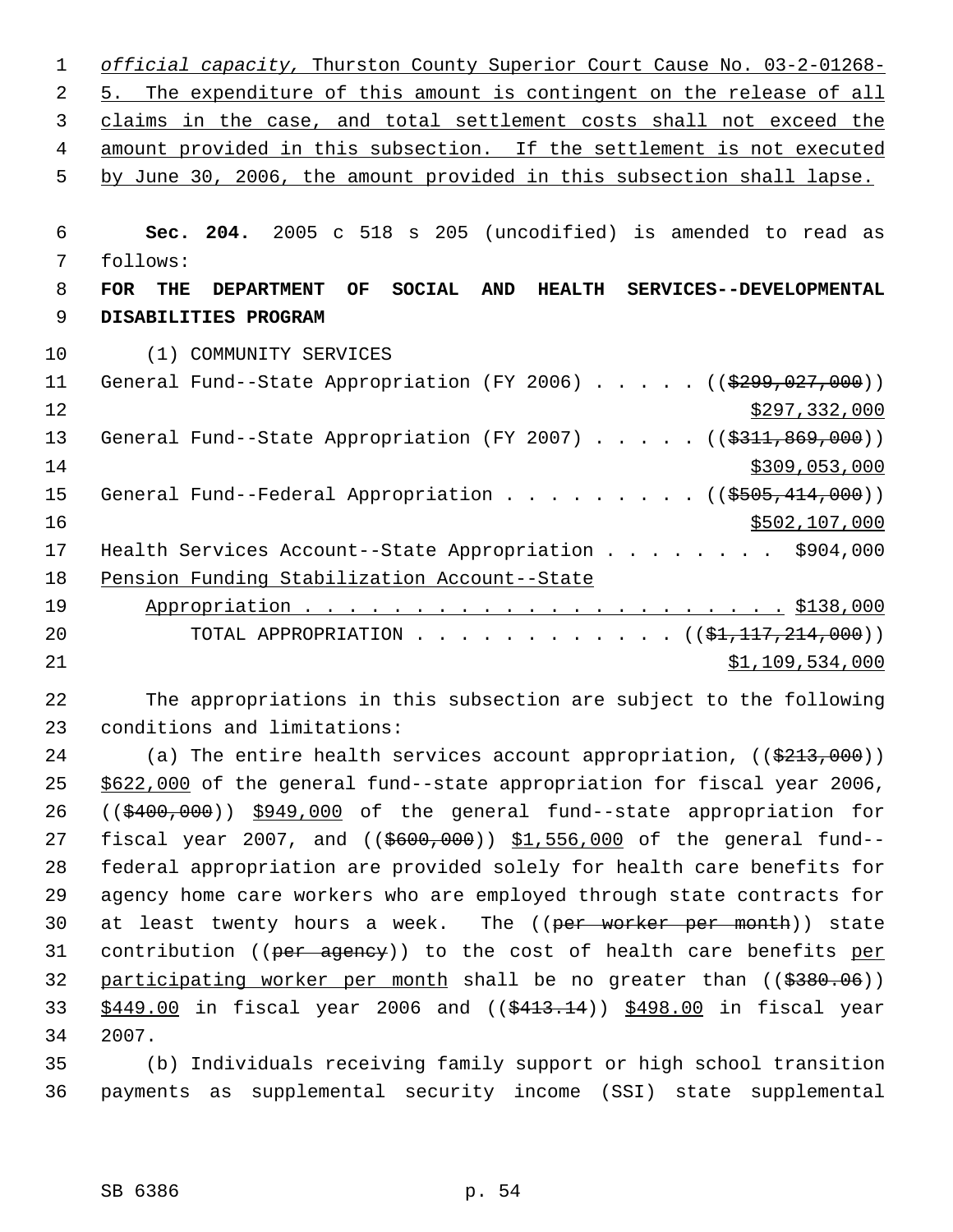official capacity, Thurston County Superior Court Cause No. 03-2-01268-5. The expenditure of this amount is contingent on the release of all claims in the case, and total settlement costs shall not exceed the amount provided in this subsection. If the settlement is not executed by June 30, 2006, the amount provided in this subsection shall lapse.

**Sec. 204.** 2005 c 518 s 205 (uncodified) is amended to read as follows:

**FOR THE DEPARTMENT OF SOCIAL AND HEALTH SERVICES--DEVELOPMENTAL DISABILITIES PROGRAM**

(1) COMMUNITY SERVICES

General Fund--State Appropriation (FY 2006) . . . . . (($299,027,000)) $297,332,000

General Fund--State Appropriation (FY 2007) . . . . . (($311,869,000)) $309,053,000

General Fund--Federal Appropriation . . . . . . . . . (($505,414,000)) $502,107,000

Health Services Account--State Appropriation . . . . . . . . $904,000

Pension Funding Stabilization Account--State Appropriation . . . . . . . . . . . . . . . . . . . . . . . $138,000

TOTAL APPROPRIATION . . . . . . . . . . . . (($1,117,214,000)) $1,109,534,000

The appropriations in this subsection are subject to the following conditions and limitations:

(a) The entire health services account appropriation, (($213,000)) $622,000 of the general fund--state appropriation for fiscal year 2006, (($400,000)) $949,000 of the general fund--state appropriation for fiscal year 2007, and (($600,000)) $1,556,000 of the general fund--federal appropriation are provided solely for health care benefits for agency home care workers who are employed through state contracts for at least twenty hours a week. The ((per worker per month)) state contribution ((per agency)) to the cost of health care benefits per participating worker per month shall be no greater than (($380.06)) $449.00 in fiscal year 2006 and (($413.14)) $498.00 in fiscal year 2007.

(b) Individuals receiving family support or high school transition payments as supplemental security income (SSI) state supplemental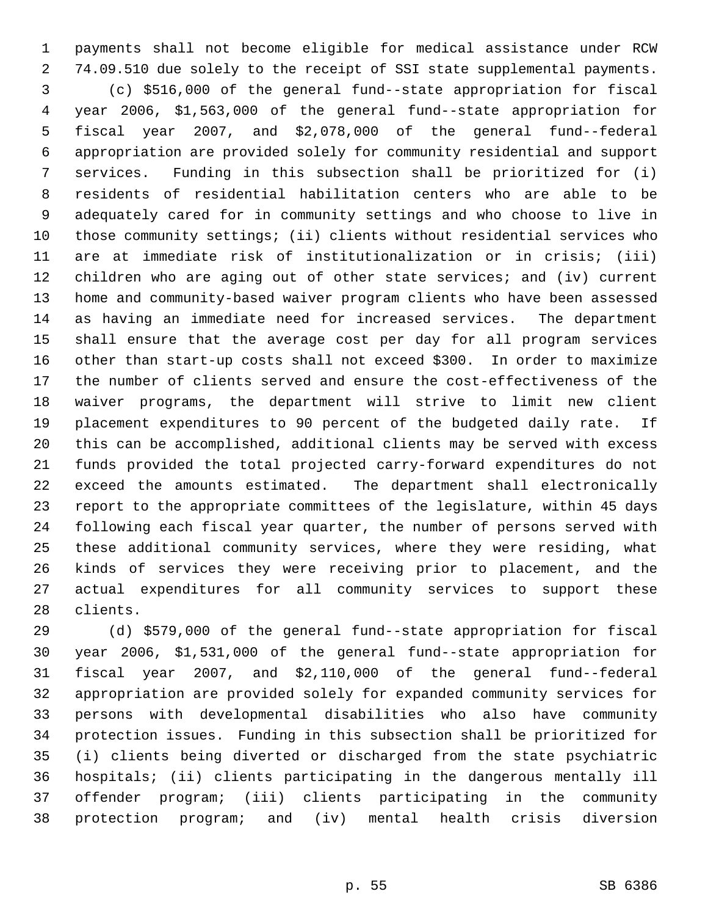payments shall not become eligible for medical assistance under RCW 74.09.510 due solely to the receipt of SSI state supplemental payments.

(c) $516,000 of the general fund--state appropriation for fiscal year 2006, $1,563,000 of the general fund--state appropriation for fiscal year 2007, and $2,078,000 of the general fund--federal appropriation are provided solely for community residential and support services. Funding in this subsection shall be prioritized for (i) residents of residential habilitation centers who are able to be adequately cared for in community settings and who choose to live in those community settings; (ii) clients without residential services who are at immediate risk of institutionalization or in crisis; (iii) children who are aging out of other state services; and (iv) current home and community-based waiver program clients who have been assessed as having an immediate need for increased services. The department shall ensure that the average cost per day for all program services other than start-up costs shall not exceed $300. In order to maximize the number of clients served and ensure the cost-effectiveness of the waiver programs, the department will strive to limit new client placement expenditures to 90 percent of the budgeted daily rate. If this can be accomplished, additional clients may be served with excess funds provided the total projected carry-forward expenditures do not exceed the amounts estimated. The department shall electronically report to the appropriate committees of the legislature, within 45 days following each fiscal year quarter, the number of persons served with these additional community services, where they were residing, what kinds of services they were receiving prior to placement, and the actual expenditures for all community services to support these clients.

(d) $579,000 of the general fund--state appropriation for fiscal year 2006, $1,531,000 of the general fund--state appropriation for fiscal year 2007, and $2,110,000 of the general fund--federal appropriation are provided solely for expanded community services for persons with developmental disabilities who also have community protection issues. Funding in this subsection shall be prioritized for (i) clients being diverted or discharged from the state psychiatric hospitals; (ii) clients participating in the dangerous mentally ill offender program; (iii) clients participating in the community protection program; and (iv) mental health crisis diversion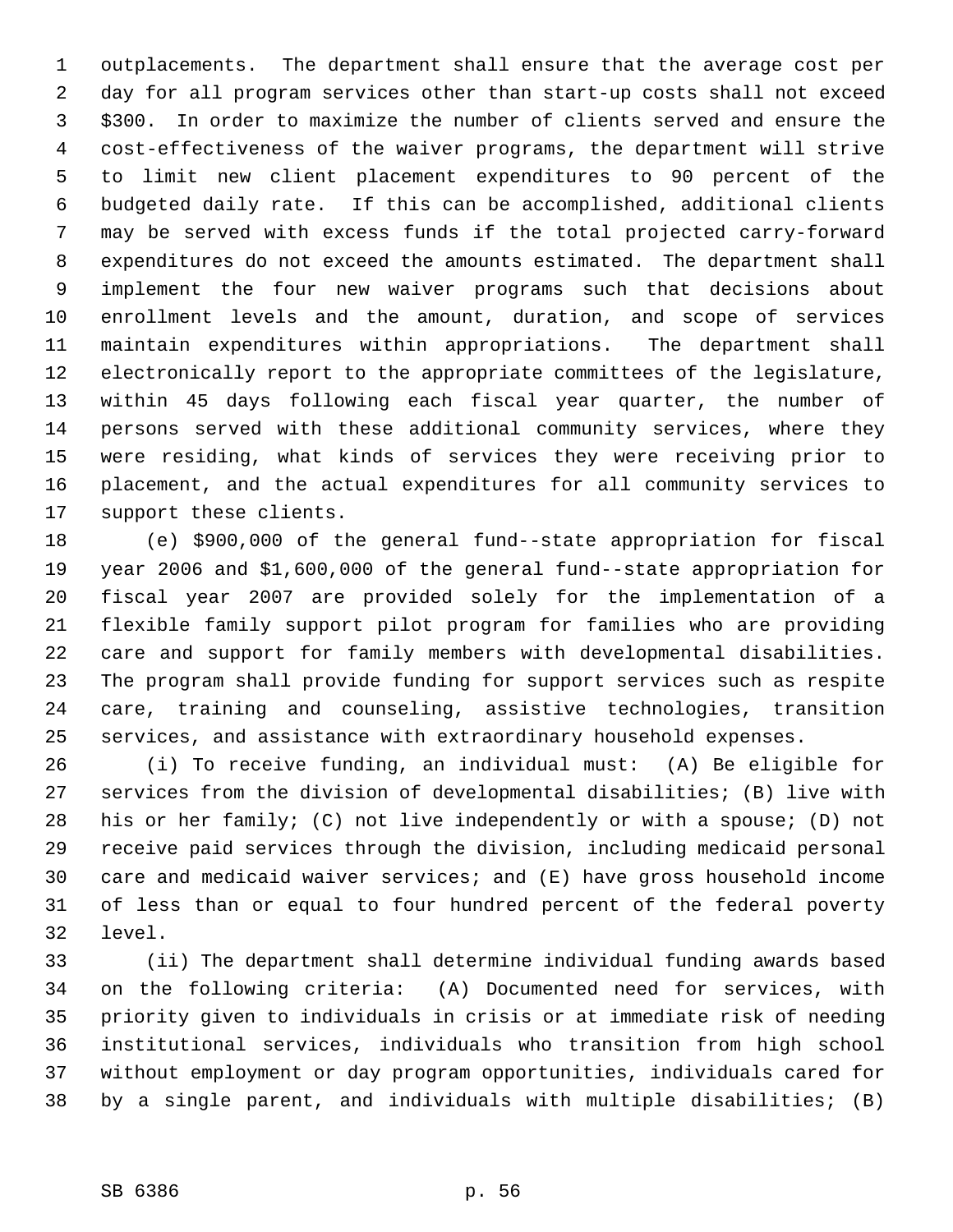outplacements. The department shall ensure that the average cost per day for all program services other than start-up costs shall not exceed $300. In order to maximize the number of clients served and ensure the cost-effectiveness of the waiver programs, the department will strive to limit new client placement expenditures to 90 percent of the budgeted daily rate. If this can be accomplished, additional clients may be served with excess funds if the total projected carry-forward expenditures do not exceed the amounts estimated. The department shall implement the four new waiver programs such that decisions about enrollment levels and the amount, duration, and scope of services maintain expenditures within appropriations. The department shall electronically report to the appropriate committees of the legislature, within 45 days following each fiscal year quarter, the number of persons served with these additional community services, where they were residing, what kinds of services they were receiving prior to placement, and the actual expenditures for all community services to support these clients.

(e) $900,000 of the general fund--state appropriation for fiscal year 2006 and $1,600,000 of the general fund--state appropriation for fiscal year 2007 are provided solely for the implementation of a flexible family support pilot program for families who are providing care and support for family members with developmental disabilities. The program shall provide funding for support services such as respite care, training and counseling, assistive technologies, transition services, and assistance with extraordinary household expenses.

(i) To receive funding, an individual must: (A) Be eligible for services from the division of developmental disabilities; (B) live with his or her family; (C) not live independently or with a spouse; (D) not receive paid services through the division, including medicaid personal care and medicaid waiver services; and (E) have gross household income of less than or equal to four hundred percent of the federal poverty level.

(ii) The department shall determine individual funding awards based on the following criteria: (A) Documented need for services, with priority given to individuals in crisis or at immediate risk of needing institutional services, individuals who transition from high school without employment or day program opportunities, individuals cared for by a single parent, and individuals with multiple disabilities; (B)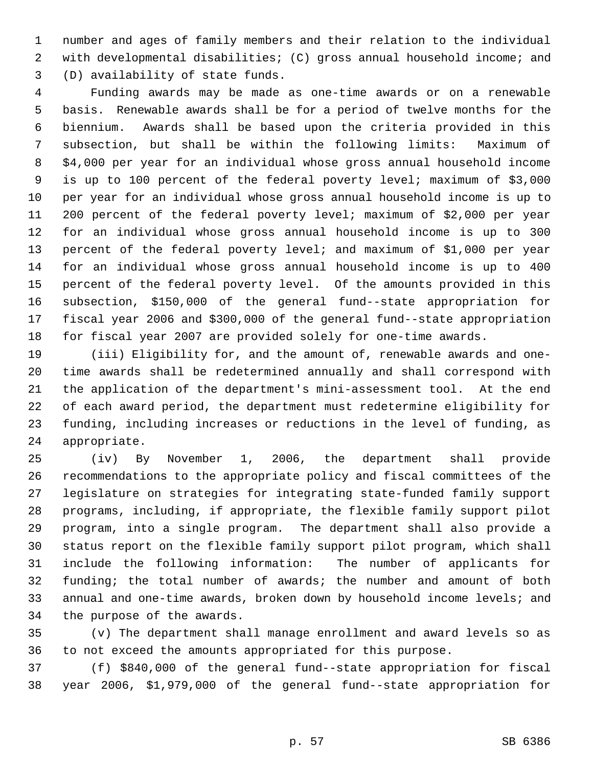number and ages of family members and their relation to the individual with developmental disabilities; (C) gross annual household income; and (D) availability of state funds.

Funding awards may be made as one-time awards or on a renewable basis. Renewable awards shall be for a period of twelve months for the biennium. Awards shall be based upon the criteria provided in this subsection, but shall be within the following limits: Maximum of $4,000 per year for an individual whose gross annual household income is up to 100 percent of the federal poverty level; maximum of $3,000 per year for an individual whose gross annual household income is up to 200 percent of the federal poverty level; maximum of $2,000 per year for an individual whose gross annual household income is up to 300 percent of the federal poverty level; and maximum of $1,000 per year for an individual whose gross annual household income is up to 400 percent of the federal poverty level. Of the amounts provided in this subsection, $150,000 of the general fund--state appropriation for fiscal year 2006 and $300,000 of the general fund--state appropriation for fiscal year 2007 are provided solely for one-time awards.

(iii) Eligibility for, and the amount of, renewable awards and one-time awards shall be redetermined annually and shall correspond with the application of the department's mini-assessment tool. At the end of each award period, the department must redetermine eligibility for funding, including increases or reductions in the level of funding, as appropriate.

(iv) By November 1, 2006, the department shall provide recommendations to the appropriate policy and fiscal committees of the legislature on strategies for integrating state-funded family support programs, including, if appropriate, the flexible family support pilot program, into a single program. The department shall also provide a status report on the flexible family support pilot program, which shall include the following information: The number of applicants for funding; the total number of awards; the number and amount of both annual and one-time awards, broken down by household income levels; and the purpose of the awards.

(v) The department shall manage enrollment and award levels so as to not exceed the amounts appropriated for this purpose.

(f) $840,000 of the general fund--state appropriation for fiscal year 2006, $1,979,000 of the general fund--state appropriation for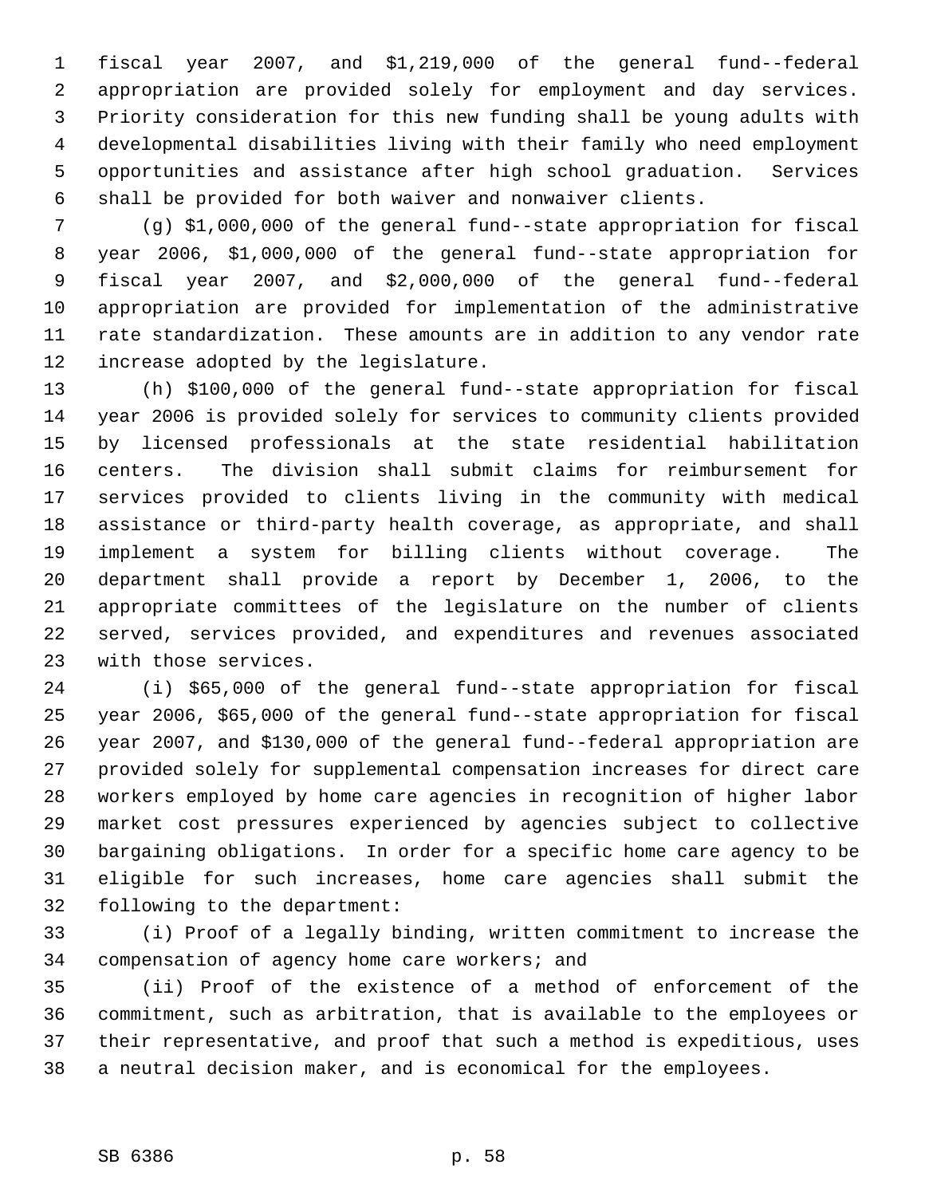fiscal year 2007, and $1,219,000 of the general fund--federal appropriation are provided solely for employment and day services. Priority consideration for this new funding shall be young adults with developmental disabilities living with their family who need employment opportunities and assistance after high school graduation. Services shall be provided for both waiver and nonwaiver clients.

(g) $1,000,000 of the general fund--state appropriation for fiscal year 2006, $1,000,000 of the general fund--state appropriation for fiscal year 2007, and $2,000,000 of the general fund--federal appropriation are provided for implementation of the administrative rate standardization. These amounts are in addition to any vendor rate increase adopted by the legislature.

(h) $100,000 of the general fund--state appropriation for fiscal year 2006 is provided solely for services to community clients provided by licensed professionals at the state residential habilitation centers. The division shall submit claims for reimbursement for services provided to clients living in the community with medical assistance or third-party health coverage, as appropriate, and shall implement a system for billing clients without coverage. The department shall provide a report by December 1, 2006, to the appropriate committees of the legislature on the number of clients served, services provided, and expenditures and revenues associated with those services.

(i) $65,000 of the general fund--state appropriation for fiscal year 2006, $65,000 of the general fund--state appropriation for fiscal year 2007, and $130,000 of the general fund--federal appropriation are provided solely for supplemental compensation increases for direct care workers employed by home care agencies in recognition of higher labor market cost pressures experienced by agencies subject to collective bargaining obligations. In order for a specific home care agency to be eligible for such increases, home care agencies shall submit the following to the department:

(i) Proof of a legally binding, written commitment to increase the compensation of agency home care workers; and

(ii) Proof of the existence of a method of enforcement of the commitment, such as arbitration, that is available to the employees or their representative, and proof that such a method is expeditious, uses a neutral decision maker, and is economical for the employees.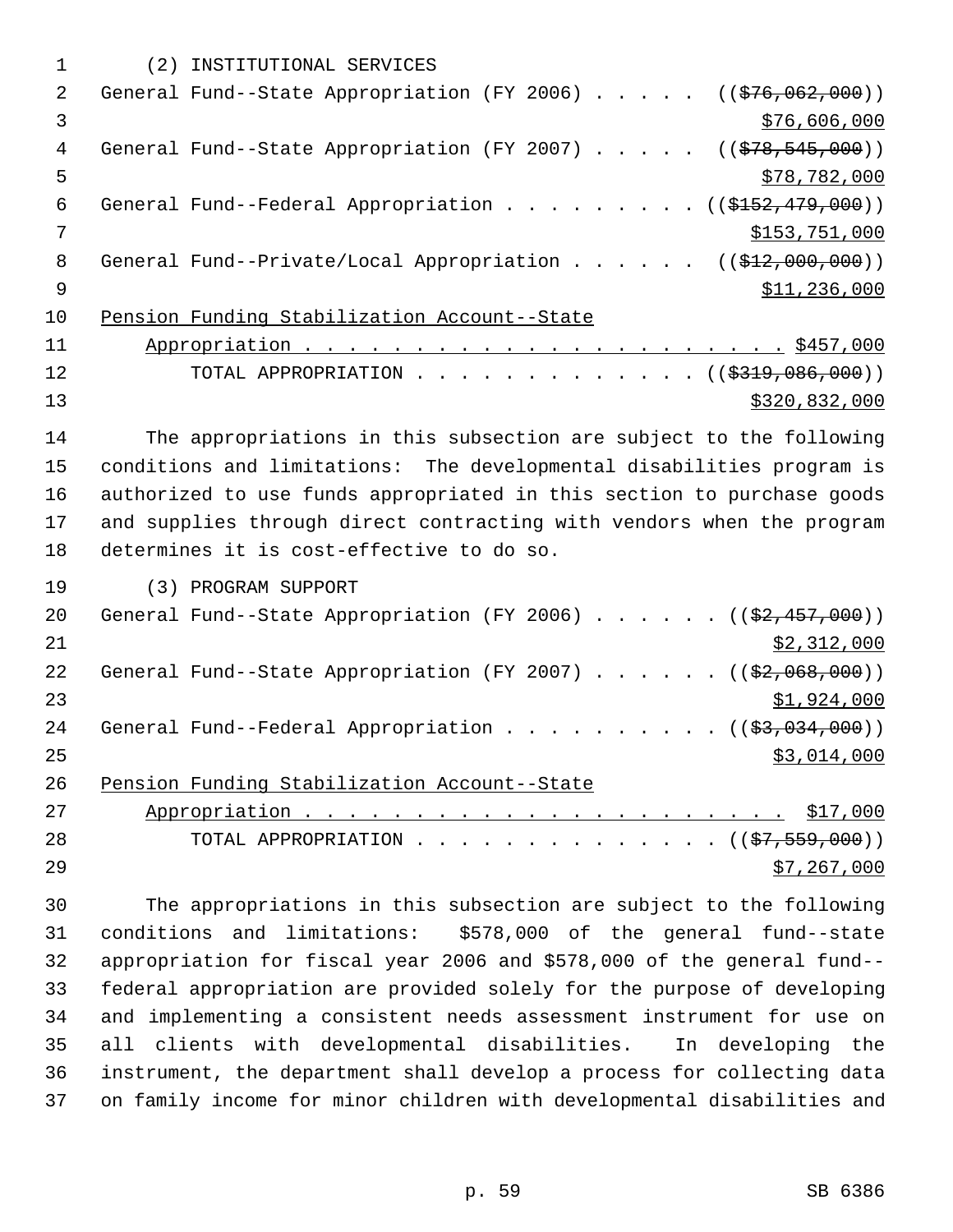(2) INSTITUTIONAL SERVICES

General Fund--State Appropriation (FY 2006) . . . . . (($76,062,000))
$76,606,000

General Fund--State Appropriation (FY 2007) . . . . . (($78,545,000))
$78,782,000

General Fund--Federal Appropriation . . . . . . . . . (($152,479,000))
$153,751,000

General Fund--Private/Local Appropriation . . . . . . (($12,000,000))
$11,236,000

Pension Funding Stabilization Account--State
Appropriation . . . . . . . . . . . . . . . . . . . . . . $457,000

TOTAL APPROPRIATION . . . . . . . . . . . . . . (($319,086,000))
$320,832,000

The appropriations in this subsection are subject to the following conditions and limitations: The developmental disabilities program is authorized to use funds appropriated in this section to purchase goods and supplies through direct contracting with vendors when the program determines it is cost-effective to do so.

(3) PROGRAM SUPPORT

General Fund--State Appropriation (FY 2006) . . . . . . (($2,457,000))
$2,312,000

General Fund--State Appropriation (FY 2007) . . . . . . (($2,068,000))
$1,924,000

General Fund--Federal Appropriation . . . . . . . . . . (($3,034,000))
$3,014,000

Pension Funding Stabilization Account--State
Appropriation . . . . . . . . . . . . . . . . . . . . . . $17,000

TOTAL APPROPRIATION . . . . . . . . . . . . . . (($7,559,000))
$7,267,000

The appropriations in this subsection are subject to the following conditions and limitations: $578,000 of the general fund--state appropriation for fiscal year 2006 and $578,000 of the general fund--federal appropriation are provided solely for the purpose of developing and implementing a consistent needs assessment instrument for use on all clients with developmental disabilities. In developing the instrument, the department shall develop a process for collecting data on family income for minor children with developmental disabilities and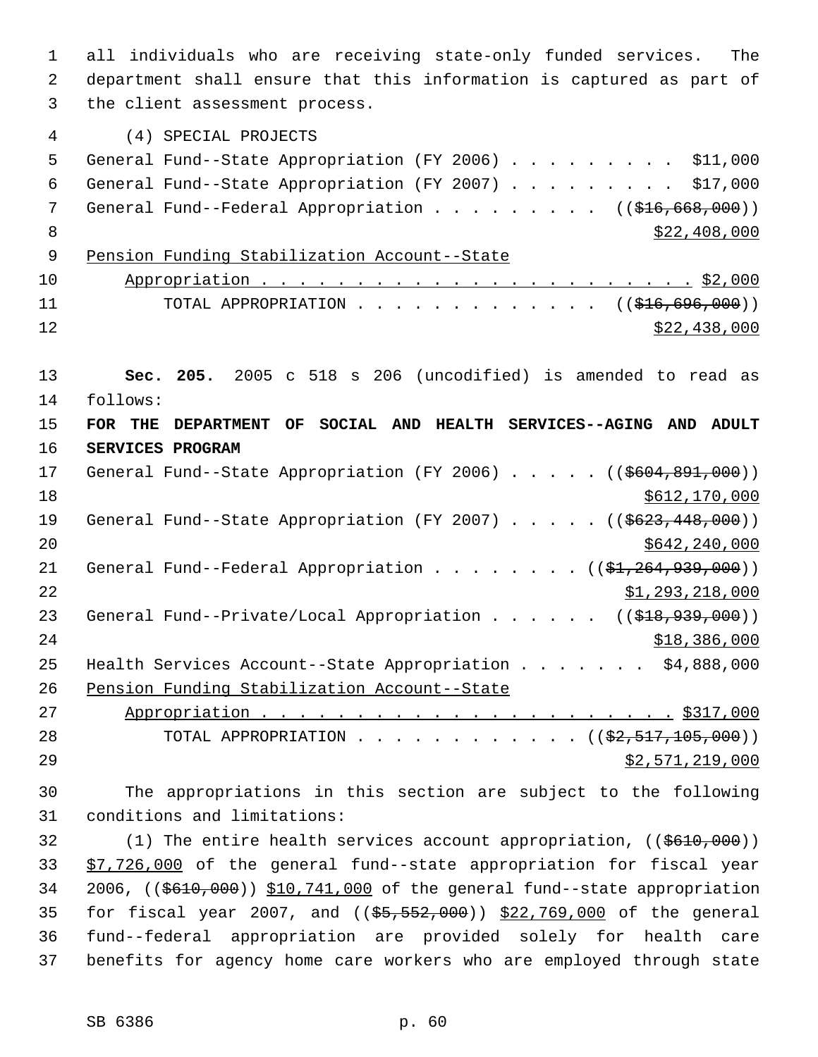all individuals who are receiving state-only funded services. The department shall ensure that this information is captured as part of the client assessment process.

(4) SPECIAL PROJECTS

General Fund--State Appropriation (FY 2006) . . . . . . . . . $11,000
General Fund--State Appropriation (FY 2007) . . . . . . . . . $17,000
General Fund--Federal Appropriation . . . . . . . . . (( ~~$16,668,000~~ ))
<u>$22,408,000</u>
<u>Pension Funding Stabilization Account--State</u>
<u>Appropriation . . . . . . . . . . . . . . . . . . . . . . . $2,000</u>
TOTAL APPROPRIATION . . . . . . . . . . . . . (( ~~$16,696,000~~ ))
<u>$22,438,000</u>

**Sec. 205.** 2005 c 518 s 206 (uncodified) is amended to read as follows:

**FOR THE DEPARTMENT OF SOCIAL AND HEALTH SERVICES--AGING AND ADULT SERVICES PROGRAM**

General Fund--State Appropriation (FY 2006) . . . . . (( ~~$604,891,000~~ ))
<u>$612,170,000</u>
General Fund--State Appropriation (FY 2007) . . . . . (( ~~$623,448,000~~ ))
<u>$642,240,000</u>
General Fund--Federal Appropriation . . . . . . . . (( ~~$1,264,939,000~~ ))
<u>$1,293,218,000</u>
General Fund--Private/Local Appropriation . . . . . . (( ~~$18,939,000~~ ))
<u>$18,386,000</u>
Health Services Account--State Appropriation . . . . . . . $4,888,000
<u>Pension Funding Stabilization Account--State</u>
<u>Appropriation . . . . . . . . . . . . . . . . . . . . . . $317,000</u>
TOTAL APPROPRIATION . . . . . . . . . . . . (( ~~$2,517,105,000~~ ))
<u>$2,571,219,000</u>

The appropriations in this section are subject to the following conditions and limitations:

(1) The entire health services account appropriation, (( ~~$610,000~~ )) <u>$7,726,000</u> of the general fund--state appropriation for fiscal year 2006, (( ~~$610,000~~ )) <u>$10,741,000</u> of the general fund--state appropriation for fiscal year 2007, and (( ~~$5,552,000~~ )) <u>$22,769,000</u> of the general fund--federal appropriation are provided solely for health care benefits for agency home care workers who are employed through state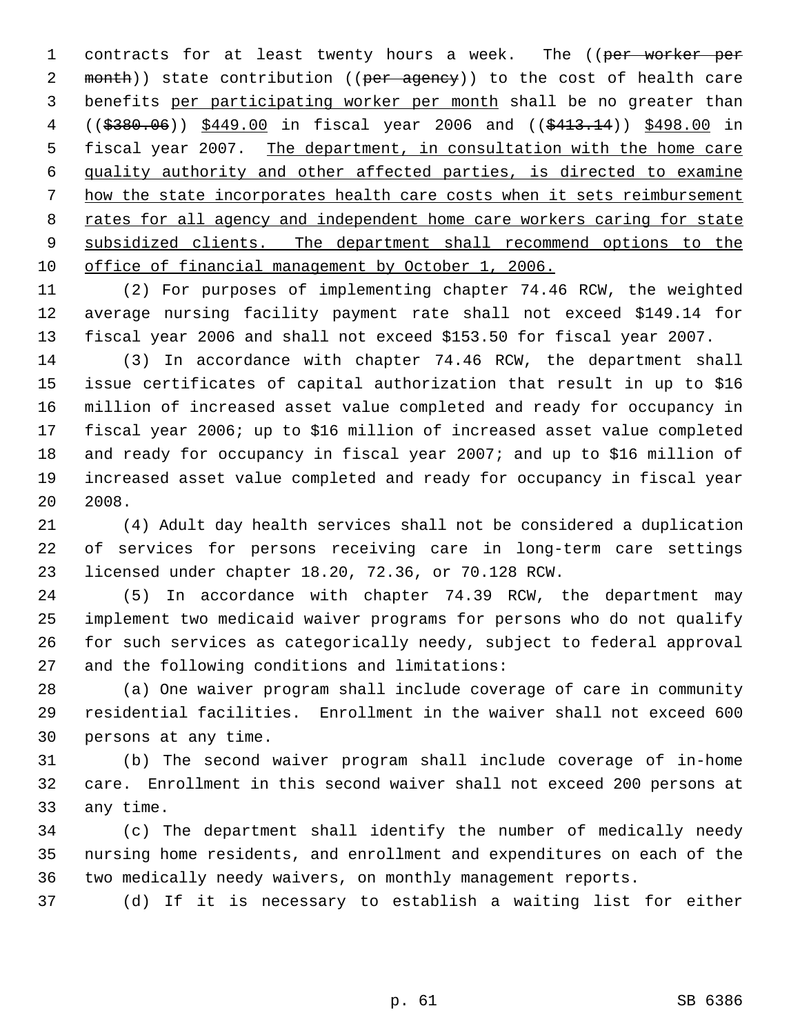contracts for at least twenty hours a week. The ((~~per worker per month~~)) state contribution ((~~per agency~~)) to the cost of health care benefits <u>per participating worker per month</u> shall be no greater than ((~~$380.06~~)) <u>$449.00</u> in fiscal year 2006 and ((~~$413.14~~)) <u>$498.00</u> in fiscal year 2007. <u>The department, in consultation with the home care quality authority and other affected parties, is directed to examine how the state incorporates health care costs when it sets reimbursement rates for all agency and independent home care workers caring for state subsidized clients. The department shall recommend options to the office of financial management by October 1, 2006.</u>

(2) For purposes of implementing chapter 74.46 RCW, the weighted average nursing facility payment rate shall not exceed $149.14 for fiscal year 2006 and shall not exceed $153.50 for fiscal year 2007.

(3) In accordance with chapter 74.46 RCW, the department shall issue certificates of capital authorization that result in up to $16 million of increased asset value completed and ready for occupancy in fiscal year 2006; up to $16 million of increased asset value completed and ready for occupancy in fiscal year 2007; and up to $16 million of increased asset value completed and ready for occupancy in fiscal year 2008.

(4) Adult day health services shall not be considered a duplication of services for persons receiving care in long-term care settings licensed under chapter 18.20, 72.36, or 70.128 RCW.

(5) In accordance with chapter 74.39 RCW, the department may implement two medicaid waiver programs for persons who do not qualify for such services as categorically needy, subject to federal approval and the following conditions and limitations:

(a) One waiver program shall include coverage of care in community residential facilities. Enrollment in the waiver shall not exceed 600 persons at any time.

(b) The second waiver program shall include coverage of in-home care. Enrollment in this second waiver shall not exceed 200 persons at any time.

(c) The department shall identify the number of medically needy nursing home residents, and enrollment and expenditures on each of the two medically needy waivers, on monthly management reports.

(d) If it is necessary to establish a waiting list for either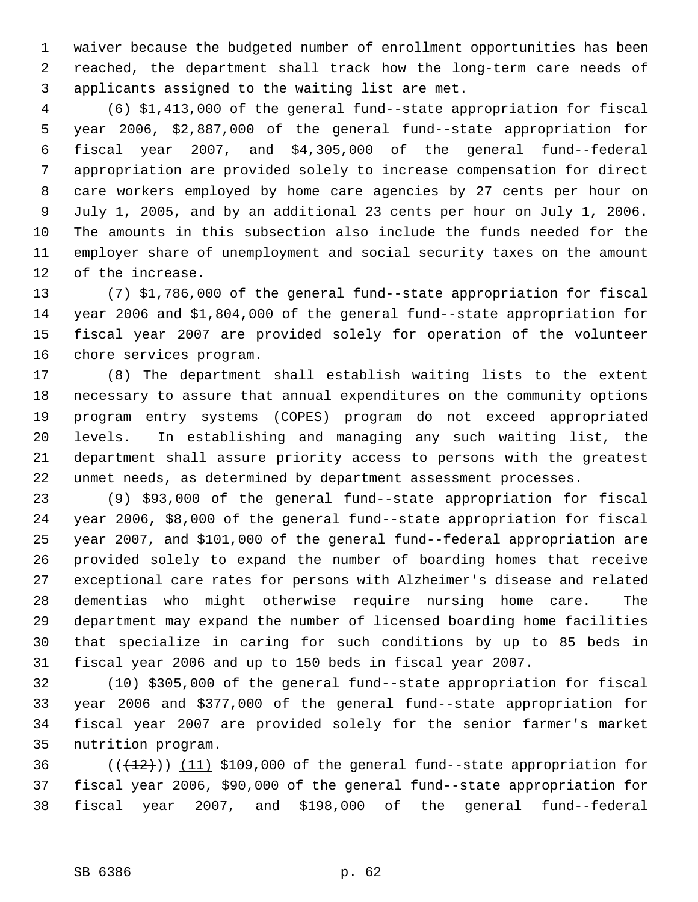waiver because the budgeted number of enrollment opportunities has been reached, the department shall track how the long-term care needs of applicants assigned to the waiting list are met.

(6) $1,413,000 of the general fund--state appropriation for fiscal year 2006, $2,887,000 of the general fund--state appropriation for fiscal year 2007, and $4,305,000 of the general fund--federal appropriation are provided solely to increase compensation for direct care workers employed by home care agencies by 27 cents per hour on July 1, 2005, and by an additional 23 cents per hour on July 1, 2006. The amounts in this subsection also include the funds needed for the employer share of unemployment and social security taxes on the amount of the increase.

(7) $1,786,000 of the general fund--state appropriation for fiscal year 2006 and $1,804,000 of the general fund--state appropriation for fiscal year 2007 are provided solely for operation of the volunteer chore services program.

(8) The department shall establish waiting lists to the extent necessary to assure that annual expenditures on the community options program entry systems (COPES) program do not exceed appropriated levels. In establishing and managing any such waiting list, the department shall assure priority access to persons with the greatest unmet needs, as determined by department assessment processes.

(9) $93,000 of the general fund--state appropriation for fiscal year 2006, $8,000 of the general fund--state appropriation for fiscal year 2007, and $101,000 of the general fund--federal appropriation are provided solely to expand the number of boarding homes that receive exceptional care rates for persons with Alzheimer's disease and related dementias who might otherwise require nursing home care. The department may expand the number of licensed boarding home facilities that specialize in caring for such conditions by up to 85 beds in fiscal year 2006 and up to 150 beds in fiscal year 2007.

(10) $305,000 of the general fund--state appropriation for fiscal year 2006 and $377,000 of the general fund--state appropriation for fiscal year 2007 are provided solely for the senior farmer's market nutrition program.

((~~(12)~~)) (11) $109,000 of the general fund--state appropriation for fiscal year 2006, $90,000 of the general fund--state appropriation for fiscal year 2007, and $198,000 of the general fund--federal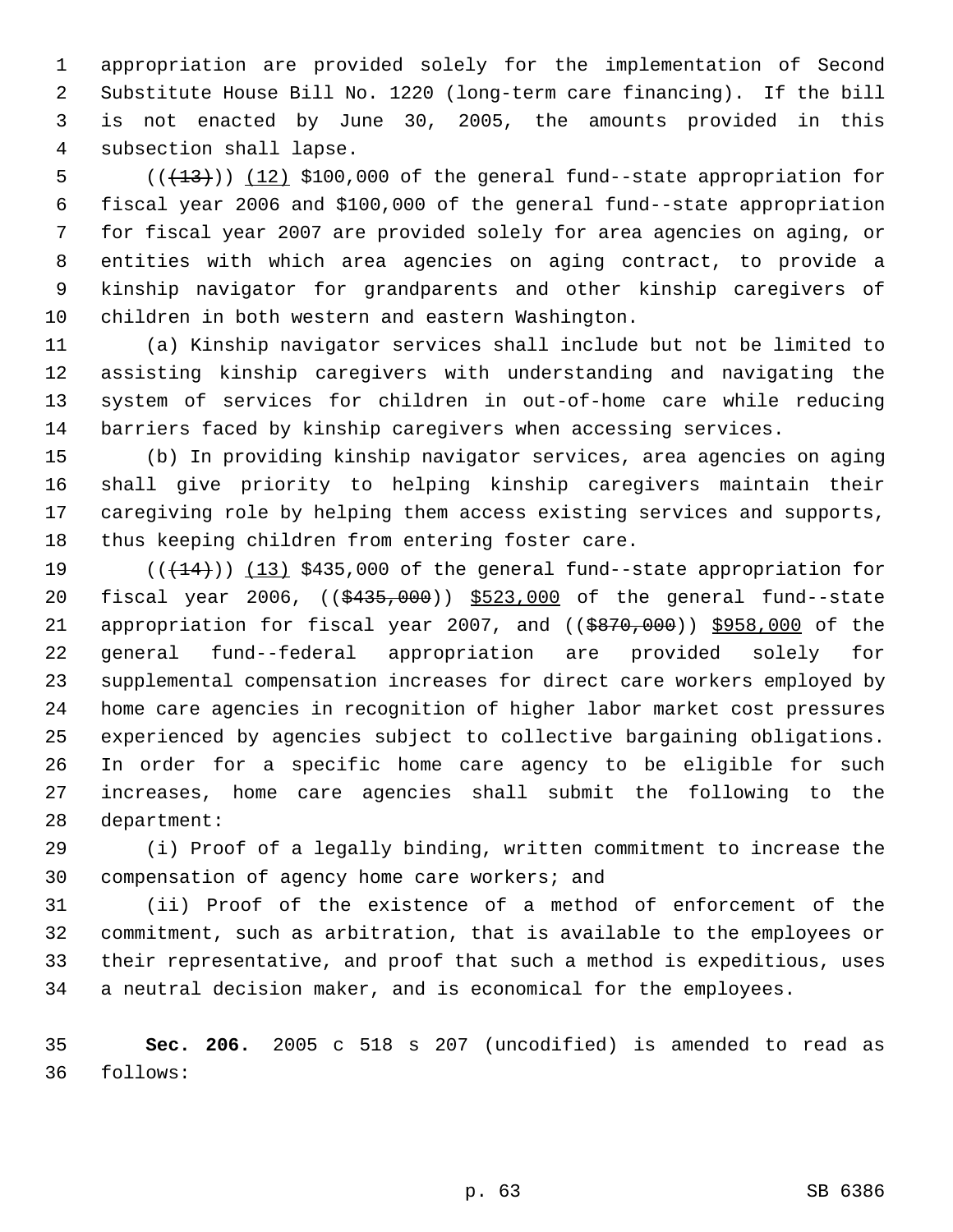appropriation are provided solely for the implementation of Second Substitute House Bill No. 1220 (long-term care financing). If the bill is not enacted by June 30, 2005, the amounts provided in this subsection shall lapse.

(((13))) (12) $100,000 of the general fund--state appropriation for fiscal year 2006 and $100,000 of the general fund--state appropriation for fiscal year 2007 are provided solely for area agencies on aging, or entities with which area agencies on aging contract, to provide a kinship navigator for grandparents and other kinship caregivers of children in both western and eastern Washington.

(a) Kinship navigator services shall include but not be limited to assisting kinship caregivers with understanding and navigating the system of services for children in out-of-home care while reducing barriers faced by kinship caregivers when accessing services.

(b) In providing kinship navigator services, area agencies on aging shall give priority to helping kinship caregivers maintain their caregiving role by helping them access existing services and supports, thus keeping children from entering foster care.

(((14))) (13) $435,000 of the general fund--state appropriation for fiscal year 2006, (($435,000)) $523,000 of the general fund--state appropriation for fiscal year 2007, and (($870,000)) $958,000 of the general fund--federal appropriation are provided solely for supplemental compensation increases for direct care workers employed by home care agencies in recognition of higher labor market cost pressures experienced by agencies subject to collective bargaining obligations. In order for a specific home care agency to be eligible for such increases, home care agencies shall submit the following to the department:

(i) Proof of a legally binding, written commitment to increase the compensation of agency home care workers; and

(ii) Proof of the existence of a method of enforcement of the commitment, such as arbitration, that is available to the employees or their representative, and proof that such a method is expeditious, uses a neutral decision maker, and is economical for the employees.

**Sec. 206.** 2005 c 518 s 207 (uncodified) is amended to read as follows: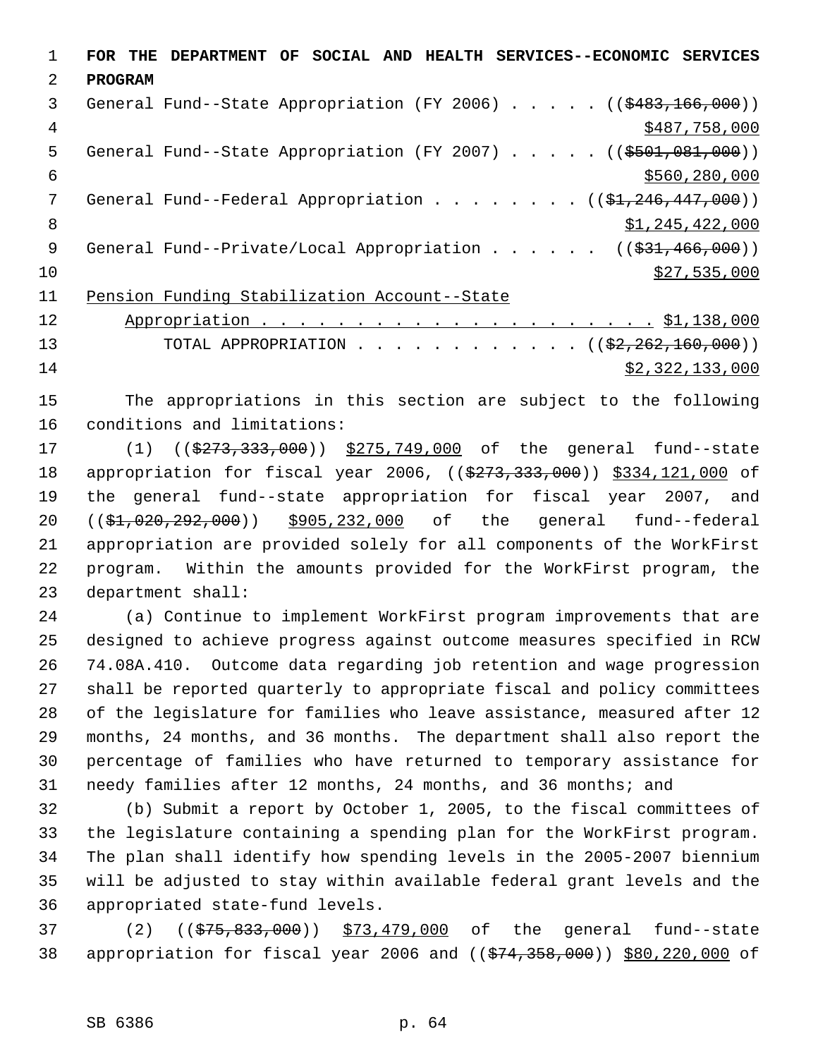**FOR THE DEPARTMENT OF SOCIAL AND HEALTH SERVICES--ECONOMIC SERVICES PROGRAM**

General Fund--State Appropriation (FY 2006) . . . . . (($483,166,000)) $487,758,000

General Fund--State Appropriation (FY 2007) . . . . . (($501,081,000)) $560,280,000

General Fund--Federal Appropriation . . . . . . . . (($1,246,447,000)) $1,245,422,000

General Fund--Private/Local Appropriation . . . . . . (($31,466,000)) $27,535,000

Pension Funding Stabilization Account--State Appropriation . . . . . . . . . . . . . . . . . . . . . . $1,138,000

TOTAL APPROPRIATION . . . . . . . . . . . . (($2,262,160,000)) $2,322,133,000

The appropriations in this section are subject to the following conditions and limitations:

(1) (($273,333,000)) $275,749,000 of the general fund--state appropriation for fiscal year 2006, (($273,333,000)) $334,121,000 of the general fund--state appropriation for fiscal year 2007, and (($1,020,292,000)) $905,232,000 of the general fund--federal appropriation are provided solely for all components of the WorkFirst program. Within the amounts provided for the WorkFirst program, the department shall:

(a) Continue to implement WorkFirst program improvements that are designed to achieve progress against outcome measures specified in RCW 74.08A.410. Outcome data regarding job retention and wage progression shall be reported quarterly to appropriate fiscal and policy committees of the legislature for families who leave assistance, measured after 12 months, 24 months, and 36 months. The department shall also report the percentage of families who have returned to temporary assistance for needy families after 12 months, 24 months, and 36 months; and

(b) Submit a report by October 1, 2005, to the fiscal committees of the legislature containing a spending plan for the WorkFirst program. The plan shall identify how spending levels in the 2005-2007 biennium will be adjusted to stay within available federal grant levels and the appropriated state-fund levels.

(2) (($75,833,000)) $73,479,000 of the general fund--state appropriation for fiscal year 2006 and (($74,358,000)) $80,220,000 of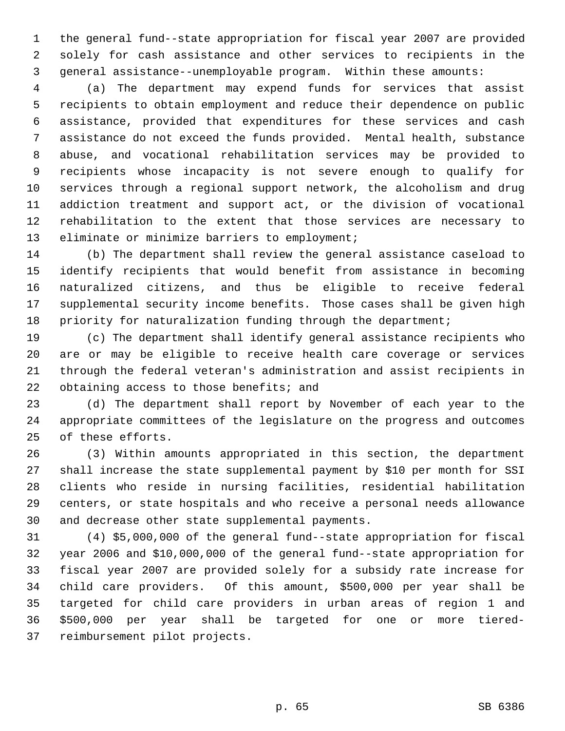the general fund--state appropriation for fiscal year 2007 are provided solely for cash assistance and other services to recipients in the general assistance--unemployable program. Within these amounts:

(a) The department may expend funds for services that assist recipients to obtain employment and reduce their dependence on public assistance, provided that expenditures for these services and cash assistance do not exceed the funds provided. Mental health, substance abuse, and vocational rehabilitation services may be provided to recipients whose incapacity is not severe enough to qualify for services through a regional support network, the alcoholism and drug addiction treatment and support act, or the division of vocational rehabilitation to the extent that those services are necessary to eliminate or minimize barriers to employment;

(b) The department shall review the general assistance caseload to identify recipients that would benefit from assistance in becoming naturalized citizens, and thus be eligible to receive federal supplemental security income benefits. Those cases shall be given high priority for naturalization funding through the department;

(c) The department shall identify general assistance recipients who are or may be eligible to receive health care coverage or services through the federal veteran's administration and assist recipients in obtaining access to those benefits; and

(d) The department shall report by November of each year to the appropriate committees of the legislature on the progress and outcomes of these efforts.

(3) Within amounts appropriated in this section, the department shall increase the state supplemental payment by $10 per month for SSI clients who reside in nursing facilities, residential habilitation centers, or state hospitals and who receive a personal needs allowance and decrease other state supplemental payments.

(4) $5,000,000 of the general fund--state appropriation for fiscal year 2006 and $10,000,000 of the general fund--state appropriation for fiscal year 2007 are provided solely for a subsidy rate increase for child care providers. Of this amount, $500,000 per year shall be targeted for child care providers in urban areas of region 1 and $500,000 per year shall be targeted for one or more tiered-reimbursement pilot projects.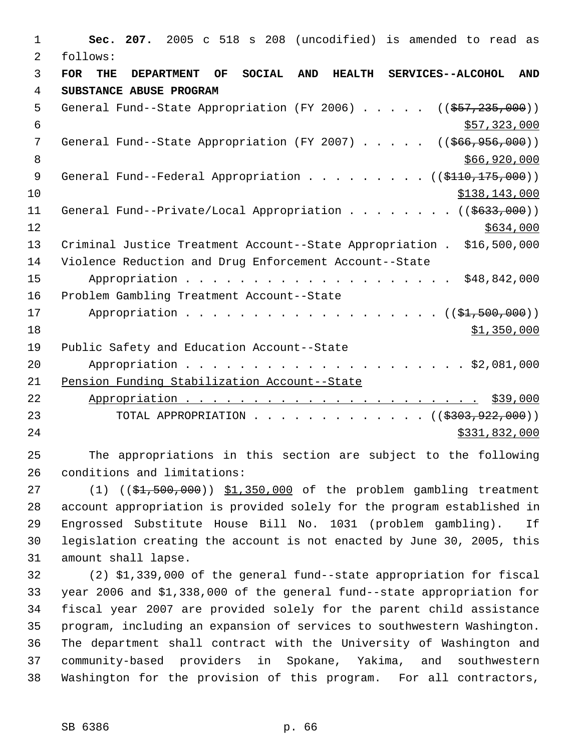**Sec. 207.** 2005 c 518 s 208 (uncodified) is amended to read as follows:

**FOR THE DEPARTMENT OF SOCIAL AND HEALTH SERVICES--ALCOHOL AND SUBSTANCE ABUSE PROGRAM**

General Fund--State Appropriation (FY 2006) . . . . . ((~~$57,235,000~~)) <u>$57,323,000</u>

General Fund--State Appropriation (FY 2007) . . . . . ((~~$66,956,000~~)) <u>$66,920,000</u>

General Fund--Federal Appropriation . . . . . . . . . ((~~$110,175,000~~)) <u>$138,143,000</u>

General Fund--Private/Local Appropriation . . . . . . . . ((~~$633,000~~)) <u>$634,000</u>

Criminal Justice Treatment Account--State Appropriation . $16,500,000

Violence Reduction and Drug Enforcement Account--State Appropriation . . . . . . . . . . . . . . . . . . . . . $48,842,000

Problem Gambling Treatment Account--State Appropriation . . . . . . . . . . . . . . . . . . . ((~~$1,500,000~~)) <u>$1,350,000</u>

Public Safety and Education Account--State Appropriation . . . . . . . . . . . . . . . . . . . . . . $2,081,000

<u>Pension Funding Stabilization Account--State Appropriation . . . . . . . . . . . . . . . . . . . . . . $39,000</u>

TOTAL APPROPRIATION . . . . . . . . . . . . . ((~~$303,922,000~~)) <u>$331,832,000</u>

The appropriations in this section are subject to the following conditions and limitations:

(1) ((~~$1,500,000~~)) <u>$1,350,000</u> of the problem gambling treatment account appropriation is provided solely for the program established in Engrossed Substitute House Bill No. 1031 (problem gambling). If legislation creating the account is not enacted by June 30, 2005, this amount shall lapse.

(2) $1,339,000 of the general fund--state appropriation for fiscal year 2006 and $1,338,000 of the general fund--state appropriation for fiscal year 2007 are provided solely for the parent child assistance program, including an expansion of services to southwestern Washington. The department shall contract with the University of Washington and community-based providers in Spokane, Yakima, and southwestern Washington for the provision of this program. For all contractors,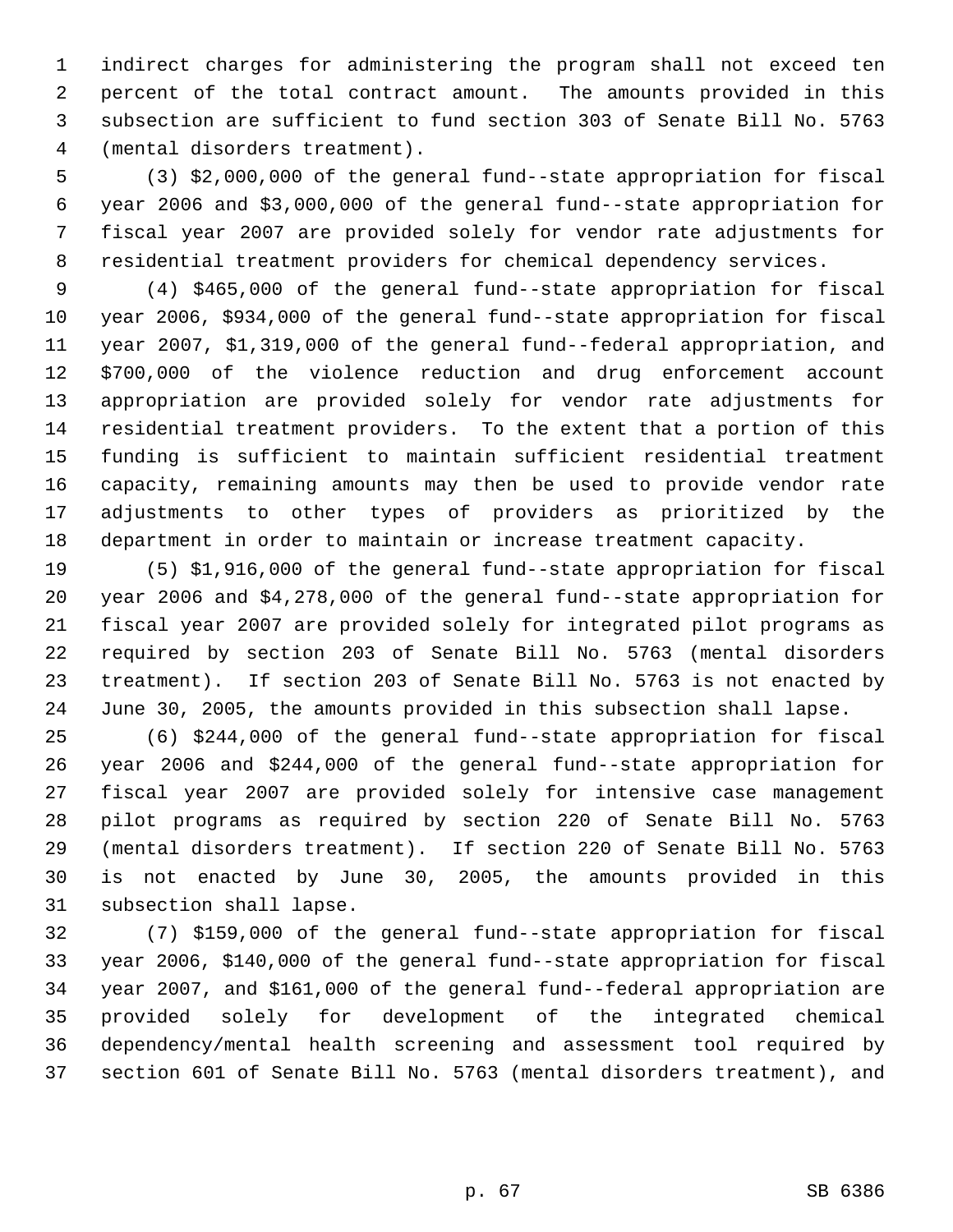indirect charges for administering the program shall not exceed ten percent of the total contract amount. The amounts provided in this subsection are sufficient to fund section 303 of Senate Bill No. 5763 (mental disorders treatment).

(3) $2,000,000 of the general fund--state appropriation for fiscal year 2006 and $3,000,000 of the general fund--state appropriation for fiscal year 2007 are provided solely for vendor rate adjustments for residential treatment providers for chemical dependency services.

(4) $465,000 of the general fund--state appropriation for fiscal year 2006, $934,000 of the general fund--state appropriation for fiscal year 2007, $1,319,000 of the general fund--federal appropriation, and $700,000 of the violence reduction and drug enforcement account appropriation are provided solely for vendor rate adjustments for residential treatment providers. To the extent that a portion of this funding is sufficient to maintain sufficient residential treatment capacity, remaining amounts may then be used to provide vendor rate adjustments to other types of providers as prioritized by the department in order to maintain or increase treatment capacity.

(5) $1,916,000 of the general fund--state appropriation for fiscal year 2006 and $4,278,000 of the general fund--state appropriation for fiscal year 2007 are provided solely for integrated pilot programs as required by section 203 of Senate Bill No. 5763 (mental disorders treatment). If section 203 of Senate Bill No. 5763 is not enacted by June 30, 2005, the amounts provided in this subsection shall lapse.

(6) $244,000 of the general fund--state appropriation for fiscal year 2006 and $244,000 of the general fund--state appropriation for fiscal year 2007 are provided solely for intensive case management pilot programs as required by section 220 of Senate Bill No. 5763 (mental disorders treatment). If section 220 of Senate Bill No. 5763 is not enacted by June 30, 2005, the amounts provided in this subsection shall lapse.

(7) $159,000 of the general fund--state appropriation for fiscal year 2006, $140,000 of the general fund--state appropriation for fiscal year 2007, and $161,000 of the general fund--federal appropriation are provided solely for development of the integrated chemical dependency/mental health screening and assessment tool required by section 601 of Senate Bill No. 5763 (mental disorders treatment), and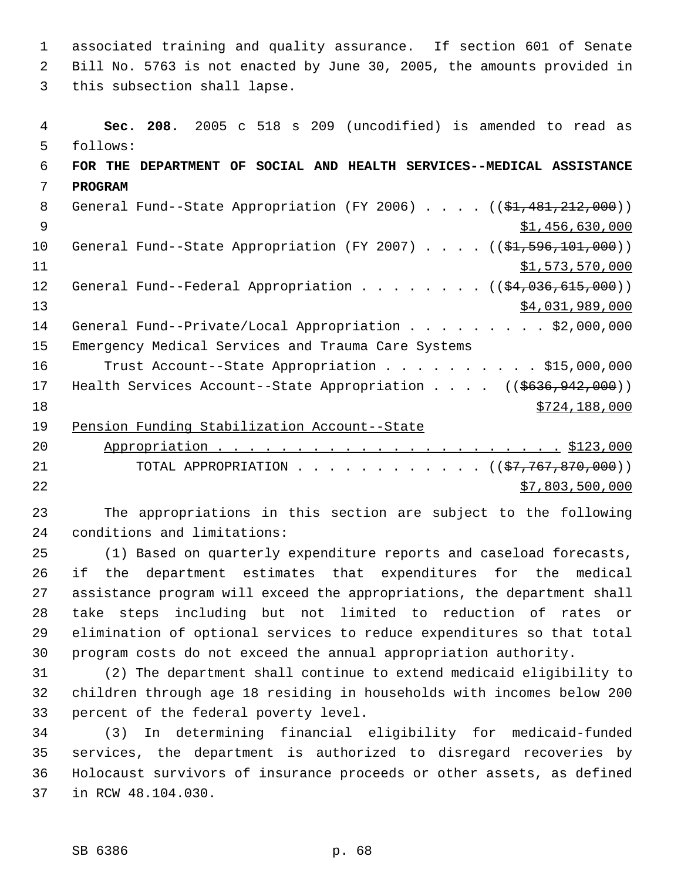associated training and quality assurance. If section 601 of Senate Bill No. 5763 is not enacted by June 30, 2005, the amounts provided in this subsection shall lapse.

**Sec. 208.** 2005 c 518 s 209 (uncodified) is amended to read as follows:

**FOR THE DEPARTMENT OF SOCIAL AND HEALTH SERVICES--MEDICAL ASSISTANCE PROGRAM**

General Fund--State Appropriation (FY 2006) . . . . ((~~$1,481,212,000~~)) $1,456,630,000

General Fund--State Appropriation (FY 2007) . . . . ((~~$1,596,101,000~~)) $1,573,570,000

General Fund--Federal Appropriation . . . . . . . . ((~~$4,036,615,000~~)) $4,031,989,000

General Fund--Private/Local Appropriation . . . . . . . . . $2,000,000

Emergency Medical Services and Trauma Care Systems Trust Account--State Appropriation . . . . . . . . . . $15,000,000

Health Services Account--State Appropriation . . . . ((~~$636,942,000~~)) $724,188,000

Pension Funding Stabilization Account--State Appropriation . . . . . . . . . . . . . . . . . . . . . . $123,000

TOTAL APPROPRIATION . . . . . . . . . . . . ((~~$7,767,870,000~~)) $7,803,500,000

The appropriations in this section are subject to the following conditions and limitations:

(1) Based on quarterly expenditure reports and caseload forecasts, if the department estimates that expenditures for the medical assistance program will exceed the appropriations, the department shall take steps including but not limited to reduction of rates or elimination of optional services to reduce expenditures so that total program costs do not exceed the annual appropriation authority.

(2) The department shall continue to extend medicaid eligibility to children through age 18 residing in households with incomes below 200 percent of the federal poverty level.

(3) In determining financial eligibility for medicaid-funded services, the department is authorized to disregard recoveries by Holocaust survivors of insurance proceeds or other assets, as defined in RCW 48.104.030.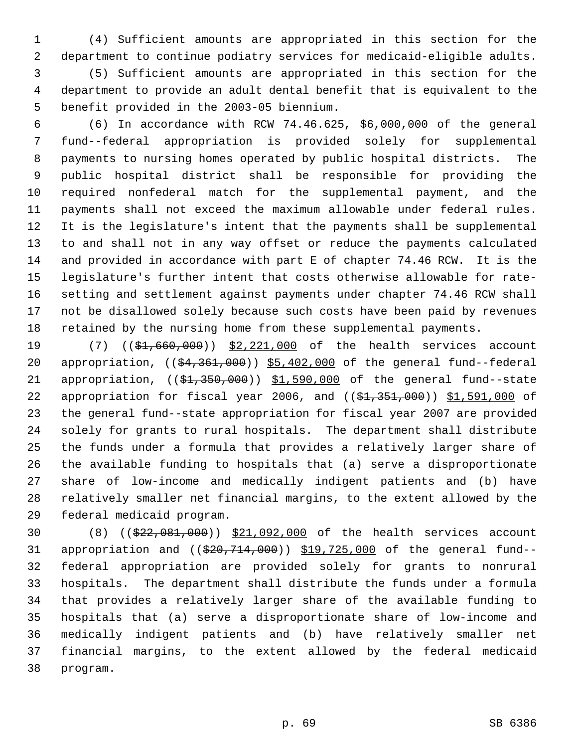(4) Sufficient amounts are appropriated in this section for the department to continue podiatry services for medicaid-eligible adults.

(5) Sufficient amounts are appropriated in this section for the department to provide an adult dental benefit that is equivalent to the benefit provided in the 2003-05 biennium.

(6) In accordance with RCW 74.46.625, $6,000,000 of the general fund--federal appropriation is provided solely for supplemental payments to nursing homes operated by public hospital districts. The public hospital district shall be responsible for providing the required nonfederal match for the supplemental payment, and the payments shall not exceed the maximum allowable under federal rules. It is the legislature's intent that the payments shall be supplemental to and shall not in any way offset or reduce the payments calculated and provided in accordance with part E of chapter 74.46 RCW. It is the legislature's further intent that costs otherwise allowable for rate-setting and settlement against payments under chapter 74.46 RCW shall not be disallowed solely because such costs have been paid by revenues retained by the nursing home from these supplemental payments.

(7) ((~~$1,660,000~~)) $2,221,000 of the health services account appropriation, ((~~$4,361,000~~)) $5,402,000 of the general fund--federal appropriation, ((~~$1,350,000~~)) $1,590,000 of the general fund--state appropriation for fiscal year 2006, and ((~~$1,351,000~~)) $1,591,000 of the general fund--state appropriation for fiscal year 2007 are provided solely for grants to rural hospitals. The department shall distribute the funds under a formula that provides a relatively larger share of the available funding to hospitals that (a) serve a disproportionate share of low-income and medically indigent patients and (b) have relatively smaller net financial margins, to the extent allowed by the federal medicaid program.

(8) ((~~$22,081,000~~)) $21,092,000 of the health services account appropriation and ((~~$20,714,000~~)) $19,725,000 of the general fund--federal appropriation are provided solely for grants to nonrural hospitals. The department shall distribute the funds under a formula that provides a relatively larger share of the available funding to hospitals that (a) serve a disproportionate share of low-income and medically indigent patients and (b) have relatively smaller net financial margins, to the extent allowed by the federal medicaid program.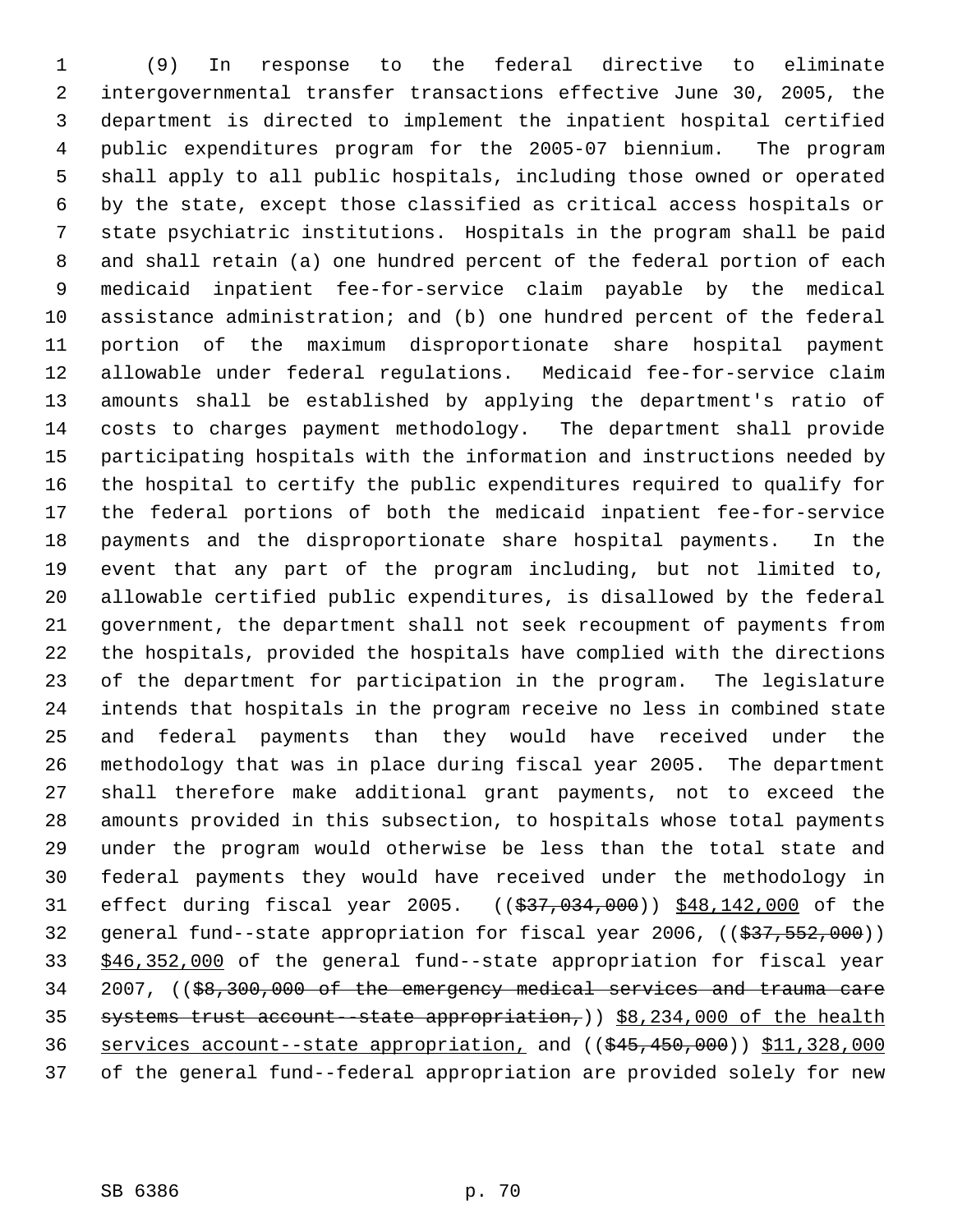(9) In response to the federal directive to eliminate intergovernmental transfer transactions effective June 30, 2005, the department is directed to implement the inpatient hospital certified public expenditures program for the 2005-07 biennium. The program shall apply to all public hospitals, including those owned or operated by the state, except those classified as critical access hospitals or state psychiatric institutions. Hospitals in the program shall be paid and shall retain (a) one hundred percent of the federal portion of each medicaid inpatient fee-for-service claim payable by the medical assistance administration; and (b) one hundred percent of the federal portion of the maximum disproportionate share hospital payment allowable under federal regulations. Medicaid fee-for-service claim amounts shall be established by applying the department's ratio of costs to charges payment methodology. The department shall provide participating hospitals with the information and instructions needed by the hospital to certify the public expenditures required to qualify for the federal portions of both the medicaid inpatient fee-for-service payments and the disproportionate share hospital payments. In the event that any part of the program including, but not limited to, allowable certified public expenditures, is disallowed by the federal government, the department shall not seek recoupment of payments from the hospitals, provided the hospitals have complied with the directions of the department for participation in the program. The legislature intends that hospitals in the program receive no less in combined state and federal payments than they would have received under the methodology that was in place during fiscal year 2005. The department shall therefore make additional grant payments, not to exceed the amounts provided in this subsection, to hospitals whose total payments under the program would otherwise be less than the total state and federal payments they would have received under the methodology in effect during fiscal year 2005. ((~~$37,034,000~~)) <u>$48,142,000</u> of the general fund--state appropriation for fiscal year 2006, ((~~$37,552,000~~)) <u>$46,352,000</u> of the general fund--state appropriation for fiscal year 2007, ((~~$8,300,000 of the emergency medical services and trauma care systems trust account--state appropriation,~~)) <u>$8,234,000 of the health services account--state appropriation,</u> and ((~~$45,450,000~~)) <u>$11,328,000</u> of the general fund--federal appropriation are provided solely for new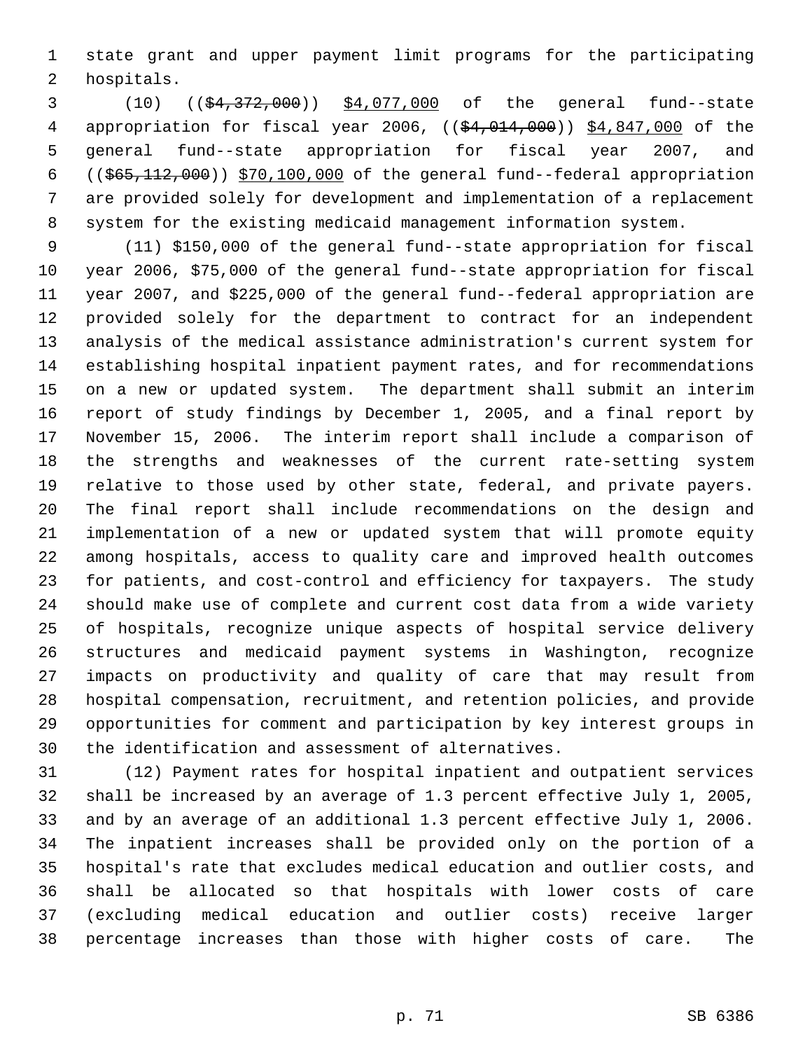state grant and upper payment limit programs for the participating hospitals.

(10) ((~~$4,372,000~~)) $4,077,000 of the general fund--state appropriation for fiscal year 2006, ((~~$4,014,000~~)) $4,847,000 of the general fund--state appropriation for fiscal year 2007, and ((~~$65,112,000~~)) $70,100,000 of the general fund--federal appropriation are provided solely for development and implementation of a replacement system for the existing medicaid management information system.

(11) $150,000 of the general fund--state appropriation for fiscal year 2006, $75,000 of the general fund--state appropriation for fiscal year 2007, and $225,000 of the general fund--federal appropriation are provided solely for the department to contract for an independent analysis of the medical assistance administration's current system for establishing hospital inpatient payment rates, and for recommendations on a new or updated system. The department shall submit an interim report of study findings by December 1, 2005, and a final report by November 15, 2006. The interim report shall include a comparison of the strengths and weaknesses of the current rate-setting system relative to those used by other state, federal, and private payers. The final report shall include recommendations on the design and implementation of a new or updated system that will promote equity among hospitals, access to quality care and improved health outcomes for patients, and cost-control and efficiency for taxpayers. The study should make use of complete and current cost data from a wide variety of hospitals, recognize unique aspects of hospital service delivery structures and medicaid payment systems in Washington, recognize impacts on productivity and quality of care that may result from hospital compensation, recruitment, and retention policies, and provide opportunities for comment and participation by key interest groups in the identification and assessment of alternatives.

(12) Payment rates for hospital inpatient and outpatient services shall be increased by an average of 1.3 percent effective July 1, 2005, and by an average of an additional 1.3 percent effective July 1, 2006. The inpatient increases shall be provided only on the portion of a hospital's rate that excludes medical education and outlier costs, and shall be allocated so that hospitals with lower costs of care (excluding medical education and outlier costs) receive larger percentage increases than those with higher costs of care. The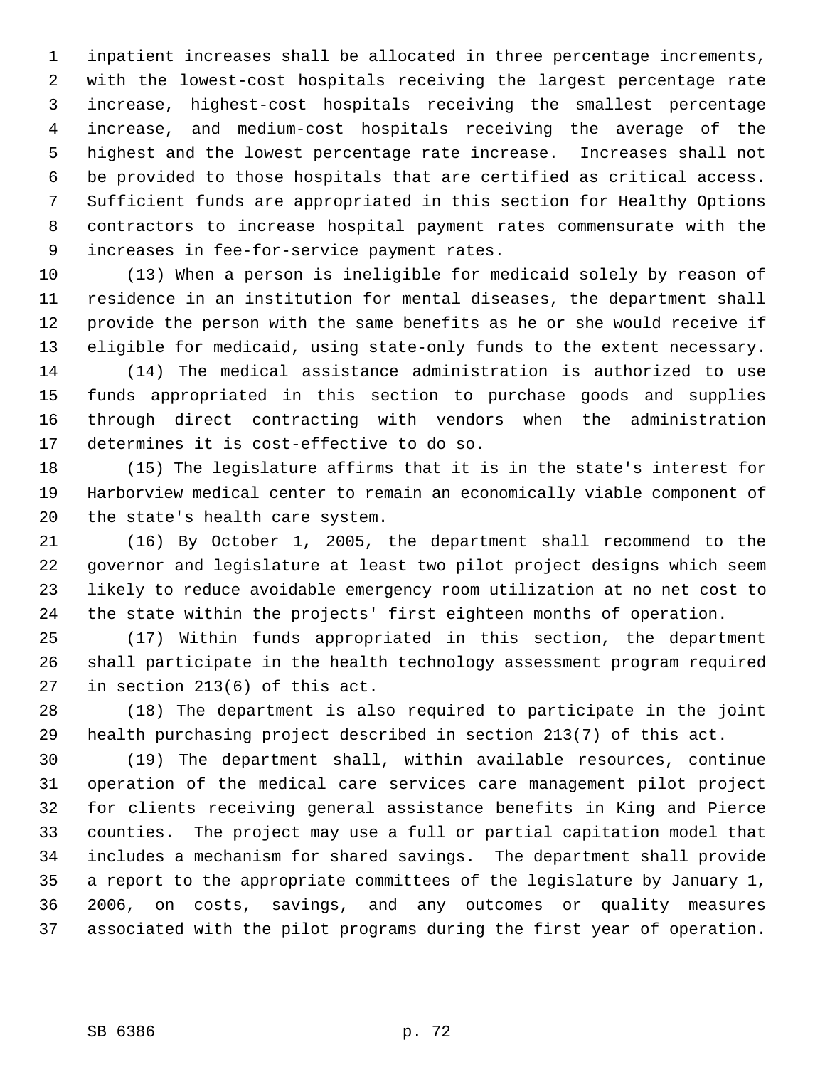inpatient increases shall be allocated in three percentage increments, with the lowest-cost hospitals receiving the largest percentage rate increase, highest-cost hospitals receiving the smallest percentage increase, and medium-cost hospitals receiving the average of the highest and the lowest percentage rate increase. Increases shall not be provided to those hospitals that are certified as critical access. Sufficient funds are appropriated in this section for Healthy Options contractors to increase hospital payment rates commensurate with the increases in fee-for-service payment rates.

(13) When a person is ineligible for medicaid solely by reason of residence in an institution for mental diseases, the department shall provide the person with the same benefits as he or she would receive if eligible for medicaid, using state-only funds to the extent necessary.

(14) The medical assistance administration is authorized to use funds appropriated in this section to purchase goods and supplies through direct contracting with vendors when the administration determines it is cost-effective to do so.

(15) The legislature affirms that it is in the state's interest for Harborview medical center to remain an economically viable component of the state's health care system.

(16) By October 1, 2005, the department shall recommend to the governor and legislature at least two pilot project designs which seem likely to reduce avoidable emergency room utilization at no net cost to the state within the projects' first eighteen months of operation.

(17) Within funds appropriated in this section, the department shall participate in the health technology assessment program required in section 213(6) of this act.

(18) The department is also required to participate in the joint health purchasing project described in section 213(7) of this act.

(19) The department shall, within available resources, continue operation of the medical care services care management pilot project for clients receiving general assistance benefits in King and Pierce counties. The project may use a full or partial capitation model that includes a mechanism for shared savings. The department shall provide a report to the appropriate committees of the legislature by January 1, 2006, on costs, savings, and any outcomes or quality measures associated with the pilot programs during the first year of operation.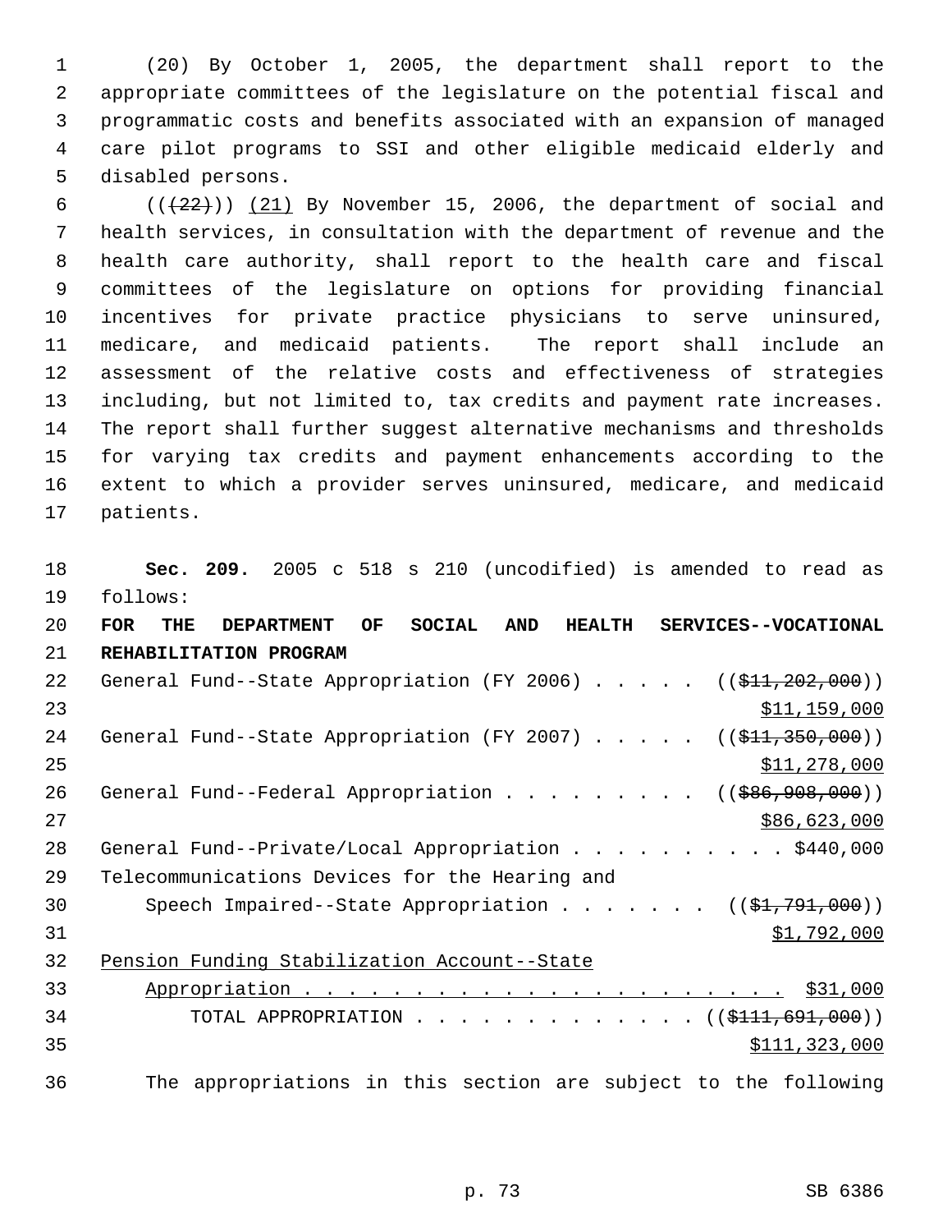(20) By October 1, 2005, the department shall report to the appropriate committees of the legislature on the potential fiscal and programmatic costs and benefits associated with an expansion of managed care pilot programs to SSI and other eligible medicaid elderly and disabled persons.

~~((22))~~ (21) By November 15, 2006, the department of social and health services, in consultation with the department of revenue and the health care authority, shall report to the health care and fiscal committees of the legislature on options for providing financial incentives for private practice physicians to serve uninsured, medicare, and medicaid patients. The report shall include an assessment of the relative costs and effectiveness of strategies including, but not limited to, tax credits and payment rate increases. The report shall further suggest alternative mechanisms and thresholds for varying tax credits and payment enhancements according to the extent to which a provider serves uninsured, medicare, and medicaid patients.

**Sec. 209.** 2005 c 518 s 210 (uncodified) is amended to read as follows:

**FOR THE DEPARTMENT OF SOCIAL AND HEALTH SERVICES--VOCATIONAL REHABILITATION PROGRAM**

General Fund--State Appropriation (FY 2006) . . . . . ((~~$11,202,000~~)) $11,159,000

General Fund--State Appropriation (FY 2007) . . . . . ((~~$11,350,000~~)) $11,278,000

General Fund--Federal Appropriation . . . . . . . . . ((~~$86,908,000~~)) $86,623,000

General Fund--Private/Local Appropriation . . . . . . . . . . $440,000

Telecommunications Devices for the Hearing and Speech Impaired--State Appropriation . . . . . . . ((~~$1,791,000~~)) $1,792,000

Pension Funding Stabilization Account--State Appropriation . . . . . . . . . . . . . . . . . . . . . . . $31,000

TOTAL APPROPRIATION . . . . . . . . . . . . . ((~~$111,691,000~~)) $111,323,000

The appropriations in this section are subject to the following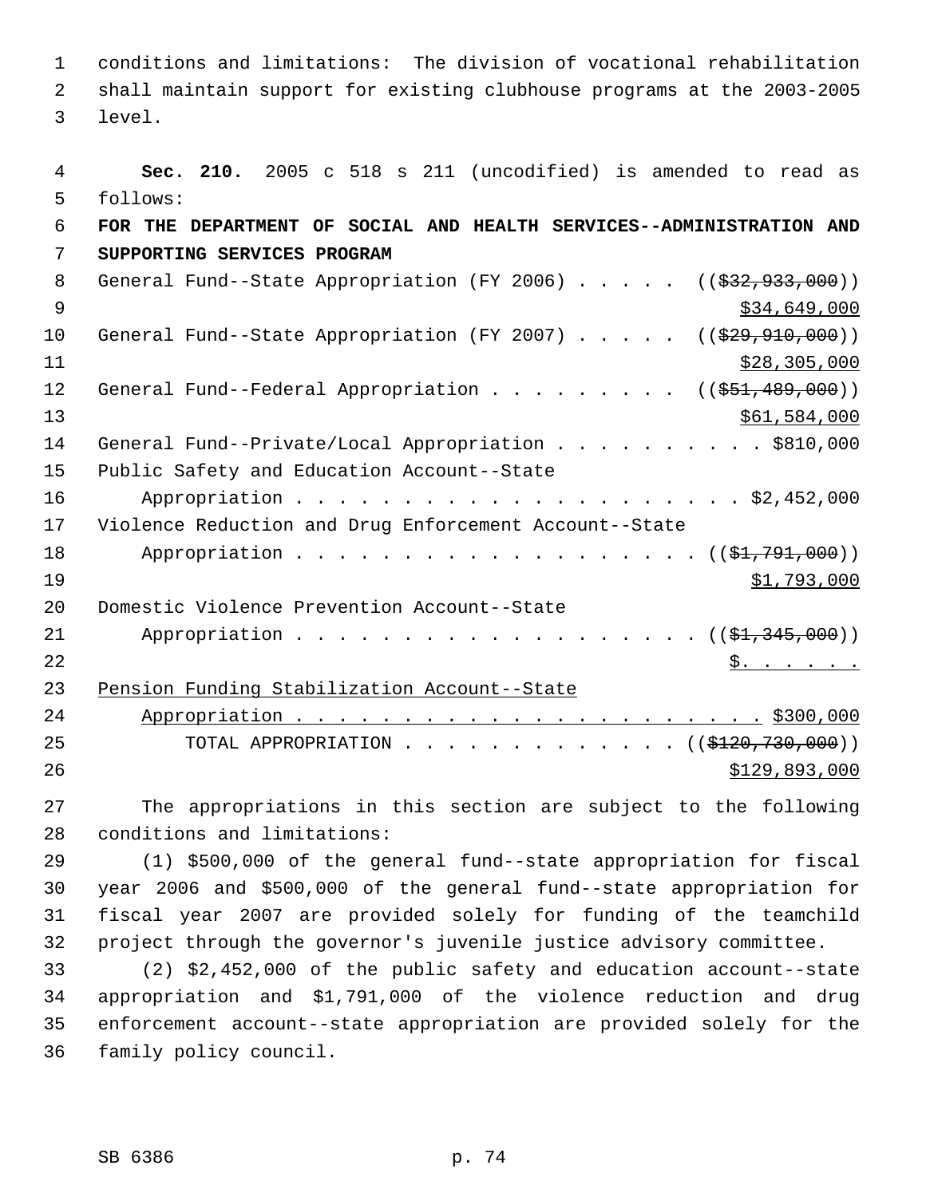conditions and limitations: The division of vocational rehabilitation shall maintain support for existing clubhouse programs at the 2003-2005 level.

**Sec. 210.** 2005 c 518 s 211 (uncodified) is amended to read as follows:

**FOR THE DEPARTMENT OF SOCIAL AND HEALTH SERVICES--ADMINISTRATION AND SUPPORTING SERVICES PROGRAM**

General Fund--State Appropriation (FY 2006) . . . . . ((~~$32,933,000~~)) $34,649,000

General Fund--State Appropriation (FY 2007) . . . . . ((~~$29,910,000~~)) $28,305,000

General Fund--Federal Appropriation . . . . . . . . . ((~~$51,489,000~~)) $61,584,000

General Fund--Private/Local Appropriation . . . . . . . . . . $810,000

Public Safety and Education Account--State Appropriation . . . . . . . . . . . . . . . . . . . . . . $2,452,000

Violence Reduction and Drug Enforcement Account--State Appropriation . . . . . . . . . . . . . . . . . . . . ((~~$1,791,000~~)) $1,793,000

Domestic Violence Prevention Account--State Appropriation . . . . . . . . . . . . . . . . . . . . ((~~$1,345,000~~)) $. . . . . . .

Pension Funding Stabilization Account--State Appropriation . . . . . . . . . . . . . . . . . . . . . . . $300,000

TOTAL APPROPRIATION . . . . . . . . . . . . . ((~~$120,730,000~~)) $129,893,000

The appropriations in this section are subject to the following conditions and limitations:

(1) $500,000 of the general fund--state appropriation for fiscal year 2006 and $500,000 of the general fund--state appropriation for fiscal year 2007 are provided solely for funding of the teamchild project through the governor's juvenile justice advisory committee.

(2) $2,452,000 of the public safety and education account--state appropriation and $1,791,000 of the violence reduction and drug enforcement account--state appropriation are provided solely for the family policy council.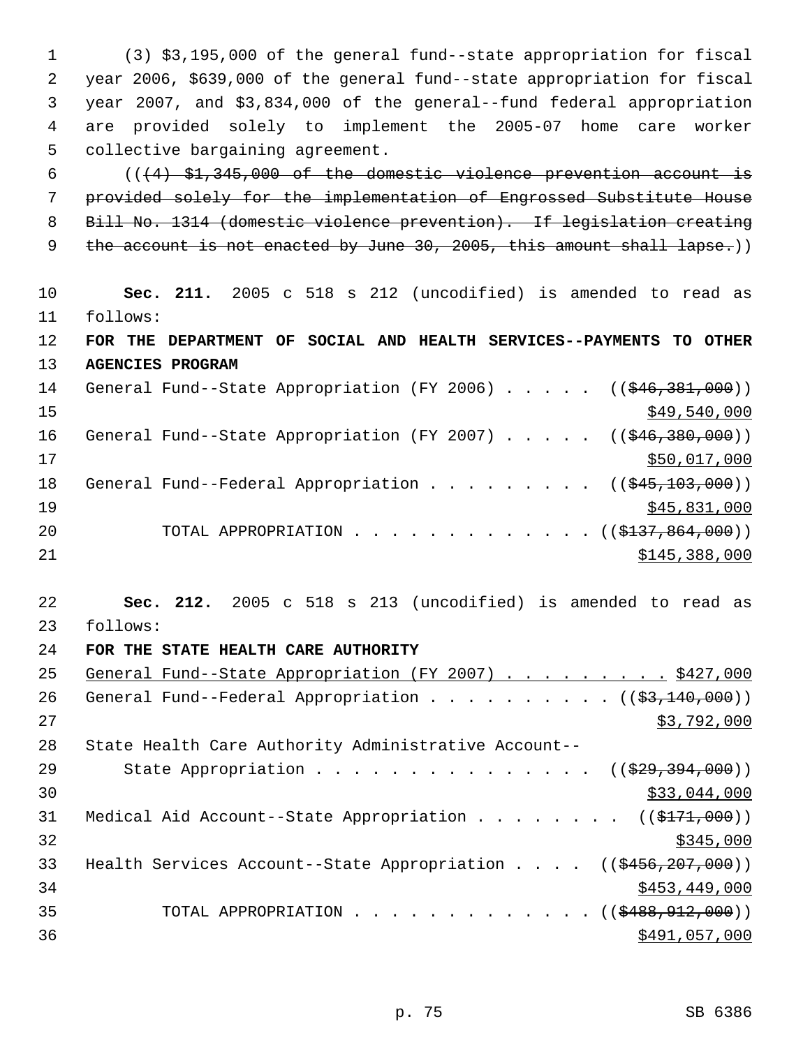(3) $3,195,000 of the general fund--state appropriation for fiscal year 2006, $639,000 of the general fund--state appropriation for fiscal year 2007, and $3,834,000 of the general--fund federal appropriation are provided solely to implement the 2005-07 home care worker collective bargaining agreement.

((~~(4) $1,345,000 of the domestic violence prevention account is provided solely for the implementation of Engrossed Substitute House Bill No. 1314 (domestic violence prevention). If legislation creating the account is not enacted by June 30, 2005, this amount shall lapse.~~))

**Sec. 211.** 2005 c 518 s 212 (uncodified) is amended to read as follows:

**FOR THE DEPARTMENT OF SOCIAL AND HEALTH SERVICES--PAYMENTS TO OTHER AGENCIES PROGRAM**

| | |
|---|---|
| General Fund--State Appropriation (FY 2006) . . . . . | ((~~$46,381,000~~)) <u>$49,540,000</u> |
| General Fund--State Appropriation (FY 2007) . . . . . | ((~~$46,380,000~~)) <u>$50,017,000</u> |
| General Fund--Federal Appropriation . . . . . . . . . | ((~~$45,103,000~~)) <u>$45,831,000</u> |
| TOTAL APPROPRIATION . . . . . . . . . . . . . | ((~~$137,864,000~~)) <u>$145,388,000</u> |

**Sec. 212.** 2005 c 518 s 213 (uncodified) is amended to read as follows:

**FOR THE STATE HEALTH CARE AUTHORITY**

| | |
|---|---|
| <u>General Fund--State Appropriation (FY 2007) . . . . . . . . .</u> | <u>$427,000</u> |
| General Fund--Federal Appropriation . . . . . . . . . . | ((~~$3,140,000~~)) <u>$3,792,000</u> |
| State Health Care Authority Administrative Account--State Appropriation . . . . . . . . . . . . . . . | ((~~$29,394,000~~)) <u>$33,044,000</u> |
| Medical Aid Account--State Appropriation . . . . . . . . | ((~~$171,000~~)) <u>$345,000</u> |
| Health Services Account--State Appropriation . . . . | ((~~$456,207,000~~)) <u>$453,449,000</u> |
| TOTAL APPROPRIATION . . . . . . . . . . . . . | ((~~$488,912,000~~)) <u>$491,057,000</u> |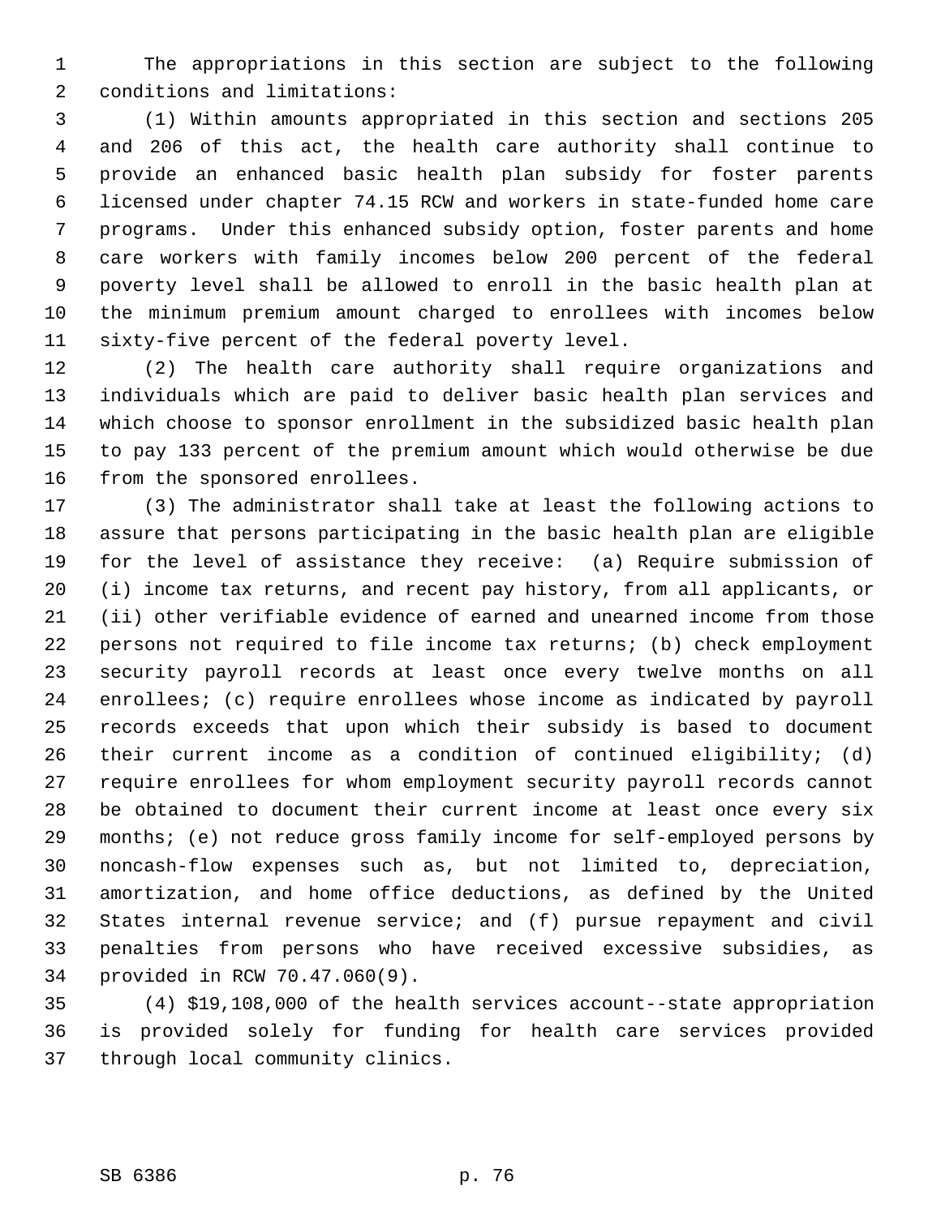The appropriations in this section are subject to the following conditions and limitations:

(1) Within amounts appropriated in this section and sections 205 and 206 of this act, the health care authority shall continue to provide an enhanced basic health plan subsidy for foster parents licensed under chapter 74.15 RCW and workers in state-funded home care programs. Under this enhanced subsidy option, foster parents and home care workers with family incomes below 200 percent of the federal poverty level shall be allowed to enroll in the basic health plan at the minimum premium amount charged to enrollees with incomes below sixty-five percent of the federal poverty level.

(2) The health care authority shall require organizations and individuals which are paid to deliver basic health plan services and which choose to sponsor enrollment in the subsidized basic health plan to pay 133 percent of the premium amount which would otherwise be due from the sponsored enrollees.

(3) The administrator shall take at least the following actions to assure that persons participating in the basic health plan are eligible for the level of assistance they receive: (a) Require submission of (i) income tax returns, and recent pay history, from all applicants, or (ii) other verifiable evidence of earned and unearned income from those persons not required to file income tax returns; (b) check employment security payroll records at least once every twelve months on all enrollees; (c) require enrollees whose income as indicated by payroll records exceeds that upon which their subsidy is based to document their current income as a condition of continued eligibility; (d) require enrollees for whom employment security payroll records cannot be obtained to document their current income at least once every six months; (e) not reduce gross family income for self-employed persons by noncash-flow expenses such as, but not limited to, depreciation, amortization, and home office deductions, as defined by the United States internal revenue service; and (f) pursue repayment and civil penalties from persons who have received excessive subsidies, as provided in RCW 70.47.060(9).

(4) $19,108,000 of the health services account--state appropriation is provided solely for funding for health care services provided through local community clinics.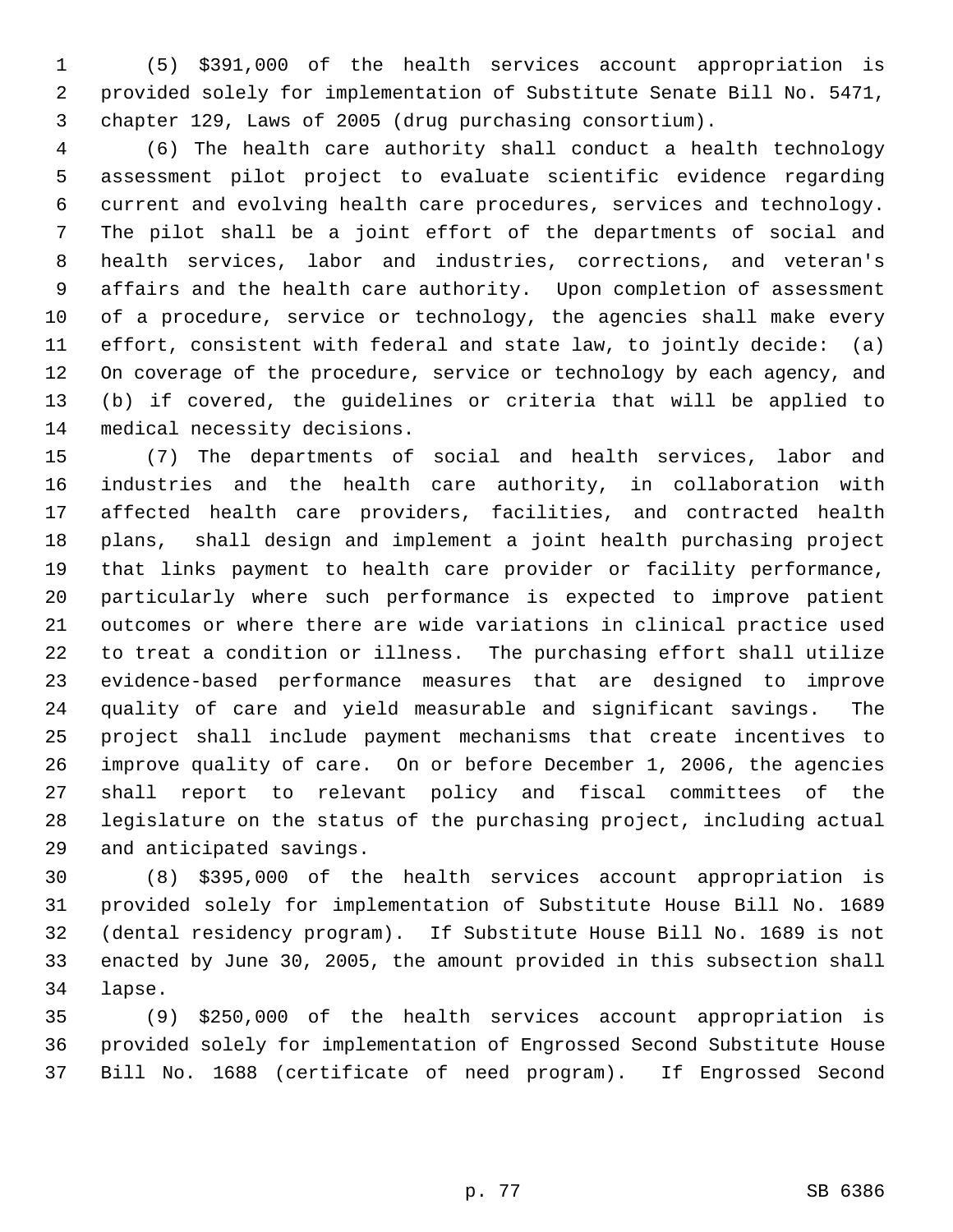(5) $391,000 of the health services account appropriation is provided solely for implementation of Substitute Senate Bill No. 5471, chapter 129, Laws of 2005 (drug purchasing consortium).

(6) The health care authority shall conduct a health technology assessment pilot project to evaluate scientific evidence regarding current and evolving health care procedures, services and technology. The pilot shall be a joint effort of the departments of social and health services, labor and industries, corrections, and veteran's affairs and the health care authority. Upon completion of assessment of a procedure, service or technology, the agencies shall make every effort, consistent with federal and state law, to jointly decide: (a) On coverage of the procedure, service or technology by each agency, and (b) if covered, the guidelines or criteria that will be applied to medical necessity decisions.

(7) The departments of social and health services, labor and industries and the health care authority, in collaboration with affected health care providers, facilities, and contracted health plans, shall design and implement a joint health purchasing project that links payment to health care provider or facility performance, particularly where such performance is expected to improve patient outcomes or where there are wide variations in clinical practice used to treat a condition or illness. The purchasing effort shall utilize evidence-based performance measures that are designed to improve quality of care and yield measurable and significant savings. The project shall include payment mechanisms that create incentives to improve quality of care. On or before December 1, 2006, the agencies shall report to relevant policy and fiscal committees of the legislature on the status of the purchasing project, including actual and anticipated savings.

(8) $395,000 of the health services account appropriation is provided solely for implementation of Substitute House Bill No. 1689 (dental residency program). If Substitute House Bill No. 1689 is not enacted by June 30, 2005, the amount provided in this subsection shall lapse.

(9) $250,000 of the health services account appropriation is provided solely for implementation of Engrossed Second Substitute House Bill No. 1688 (certificate of need program). If Engrossed Second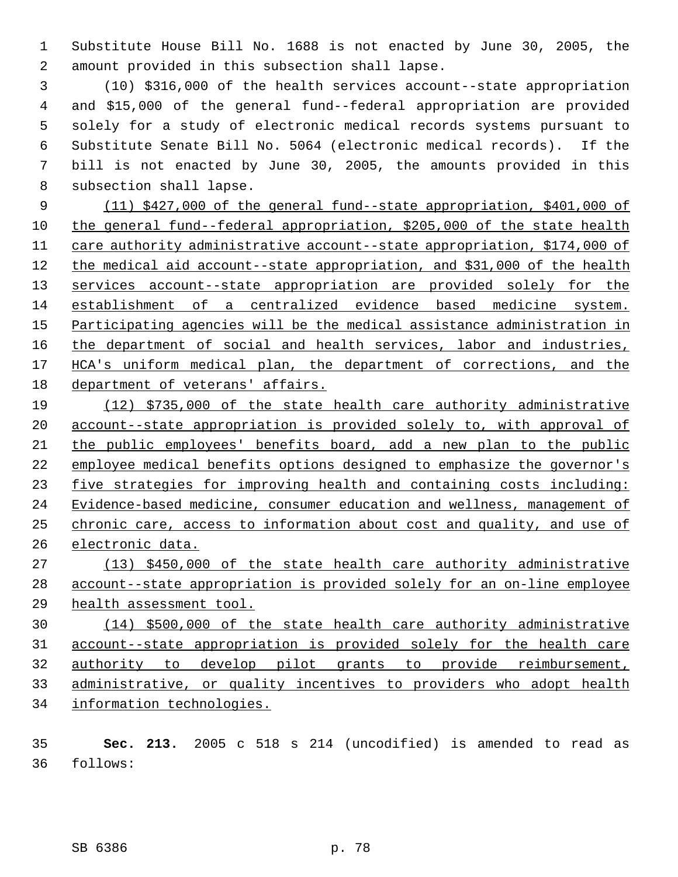Substitute House Bill No. 1688 is not enacted by June 30, 2005, the amount provided in this subsection shall lapse.

(10) $316,000 of the health services account--state appropriation and $15,000 of the general fund--federal appropriation are provided solely for a study of electronic medical records systems pursuant to Substitute Senate Bill No. 5064 (electronic medical records). If the bill is not enacted by June 30, 2005, the amounts provided in this subsection shall lapse.

(11) $427,000 of the general fund--state appropriation, $401,000 of the general fund--federal appropriation, $205,000 of the state health care authority administrative account--state appropriation, $174,000 of the medical aid account--state appropriation, and $31,000 of the health services account--state appropriation are provided solely for the establishment of a centralized evidence based medicine system. Participating agencies will be the medical assistance administration in the department of social and health services, labor and industries, HCA's uniform medical plan, the department of corrections, and the department of veterans' affairs.

(12) $735,000 of the state health care authority administrative account--state appropriation is provided solely to, with approval of the public employees' benefits board, add a new plan to the public employee medical benefits options designed to emphasize the governor's five strategies for improving health and containing costs including: Evidence-based medicine, consumer education and wellness, management of chronic care, access to information about cost and quality, and use of electronic data.

(13) $450,000 of the state health care authority administrative account--state appropriation is provided solely for an on-line employee health assessment tool.

(14) $500,000 of the state health care authority administrative account--state appropriation is provided solely for the health care authority to develop pilot grants to provide reimbursement, administrative, or quality incentives to providers who adopt health information technologies.

**Sec. 213.** 2005 c 518 s 214 (uncodified) is amended to read as follows: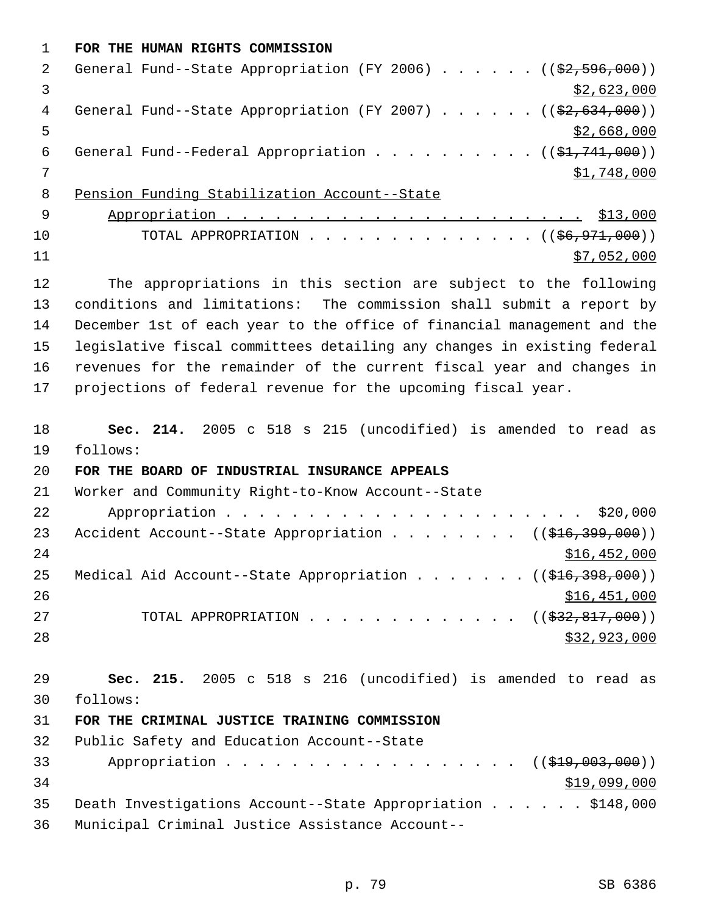**FOR THE HUMAN RIGHTS COMMISSION**

General Fund--State Appropriation (FY 2006) . . . . . . ((~~$2,596,000~~))
<u>$2,623,000</u>

General Fund--State Appropriation (FY 2007) . . . . . . ((~~$2,634,000~~))
<u>$2,668,000</u>

General Fund--Federal Appropriation . . . . . . . . . . ((~~$1,741,000~~))
<u>$1,748,000</u>

<u>Pension Funding Stabilization Account--State Appropriation . . . . . . . . . . . . . . . . . . . . . . . $13,000</u>

TOTAL APPROPRIATION . . . . . . . . . . . . . . . . ((~~$6,971,000~~))
<u>$7,052,000</u>

The appropriations in this section are subject to the following conditions and limitations: The commission shall submit a report by December 1st of each year to the office of financial management and the legislative fiscal committees detailing any changes in existing federal revenues for the remainder of the current fiscal year and changes in projections of federal revenue for the upcoming fiscal year.

**Sec. 214.** 2005 c 518 s 215 (uncodified) is amended to read as follows:

**FOR THE BOARD OF INDUSTRIAL INSURANCE APPEALS**

Worker and Community Right-to-Know Account--State Appropriation . . . . . . . . . . . . . . . . . . . . . . . $20,000

Accident Account--State Appropriation . . . . . . . . . ((~~$16,399,000~~))
<u>$16,452,000</u>

Medical Aid Account--State Appropriation . . . . . . . ((~~$16,398,000~~))
<u>$16,451,000</u>

TOTAL APPROPRIATION . . . . . . . . . . . . . ((~~$32,817,000~~))
<u>$32,923,000</u>

**Sec. 215.** 2005 c 518 s 216 (uncodified) is amended to read as follows:

**FOR THE CRIMINAL JUSTICE TRAINING COMMISSION**

Public Safety and Education Account--State Appropriation . . . . . . . . . . . . . . . . . . ((~~$19,003,000~~))
<u>$19,099,000</u>

Death Investigations Account--State Appropriation . . . . . . $148,000

Municipal Criminal Justice Assistance Account--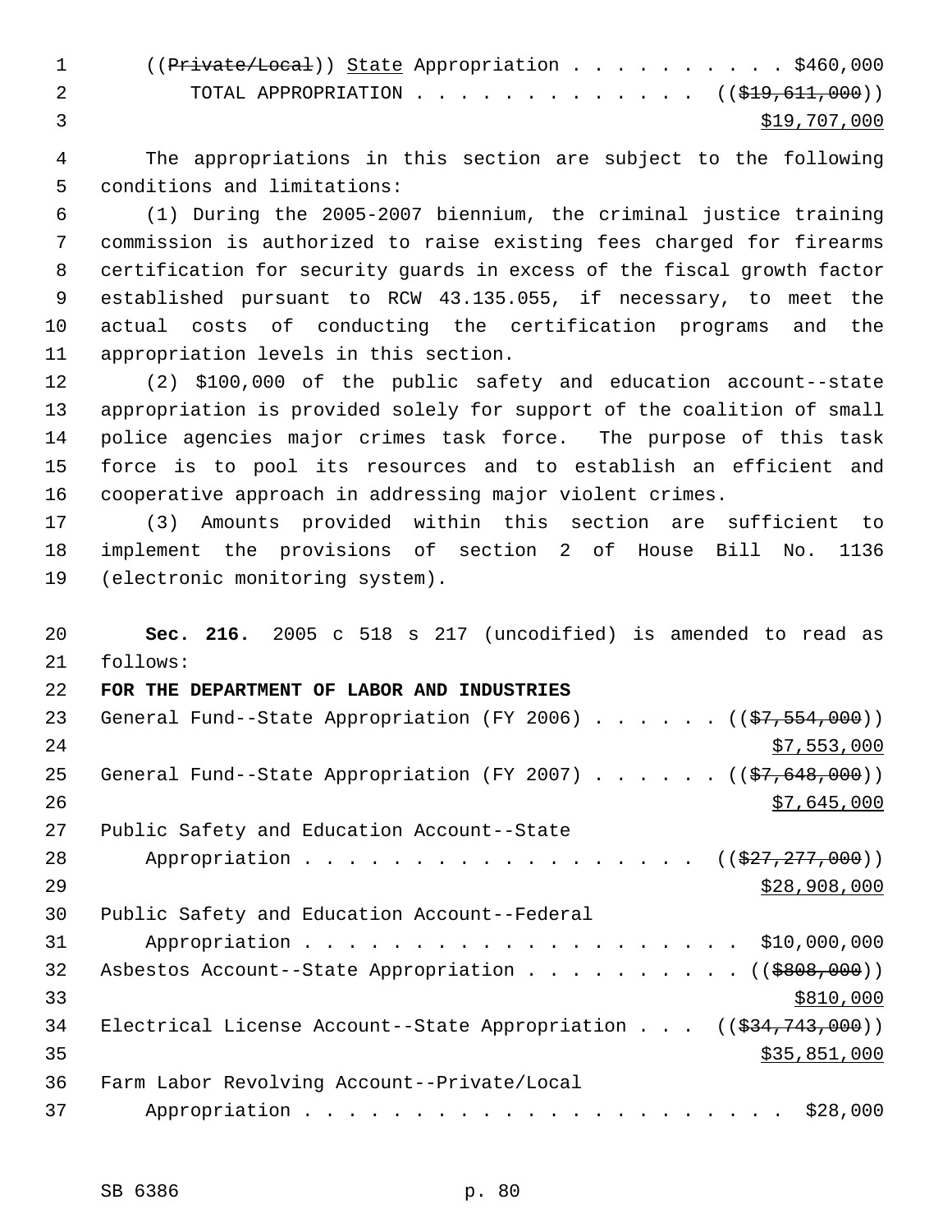((~~Private/Local~~)) <u>State</u> Appropriation . . . . . . . . . . . $460,000

TOTAL APPROPRIATION . . . . . . . . . . . . . . ((~~$19,611,000~~))
<u>$19,707,000</u>

The appropriations in this section are subject to the following conditions and limitations:

(1) During the 2005-2007 biennium, the criminal justice training commission is authorized to raise existing fees charged for firearms certification for security guards in excess of the fiscal growth factor established pursuant to RCW 43.135.055, if necessary, to meet the actual costs of conducting the certification programs and the appropriation levels in this section.

(2) $100,000 of the public safety and education account--state appropriation is provided solely for support of the coalition of small police agencies major crimes task force. The purpose of this task force is to pool its resources and to establish an efficient and cooperative approach in addressing major violent crimes.

(3) Amounts provided within this section are sufficient to implement the provisions of section 2 of House Bill No. 1136 (electronic monitoring system).

**Sec. 216.** 2005 c 518 s 217 (uncodified) is amended to read as follows:

**FOR THE DEPARTMENT OF LABOR AND INDUSTRIES**

General Fund--State Appropriation (FY 2006) . . . . . . ((~~$7,554,000~~))
<u>$7,553,000</u>

General Fund--State Appropriation (FY 2007) . . . . . . ((~~$7,648,000~~))
<u>$7,645,000</u>

Public Safety and Education Account--State
Appropriation . . . . . . . . . . . . . . . . . . . ((~~$27,277,000~~))
<u>$28,908,000</u>

Public Safety and Education Account--Federal
Appropriation . . . . . . . . . . . . . . . . . . . . . $10,000,000

Asbestos Account--State Appropriation . . . . . . . . . . ((~~$808,000~~))
<u>$810,000</u>

Electrical License Account--State Appropriation . . . ((~~$34,743,000~~))
<u>$35,851,000</u>

Farm Labor Revolving Account--Private/Local
Appropriation . . . . . . . . . . . . . . . . . . . . . . $28,000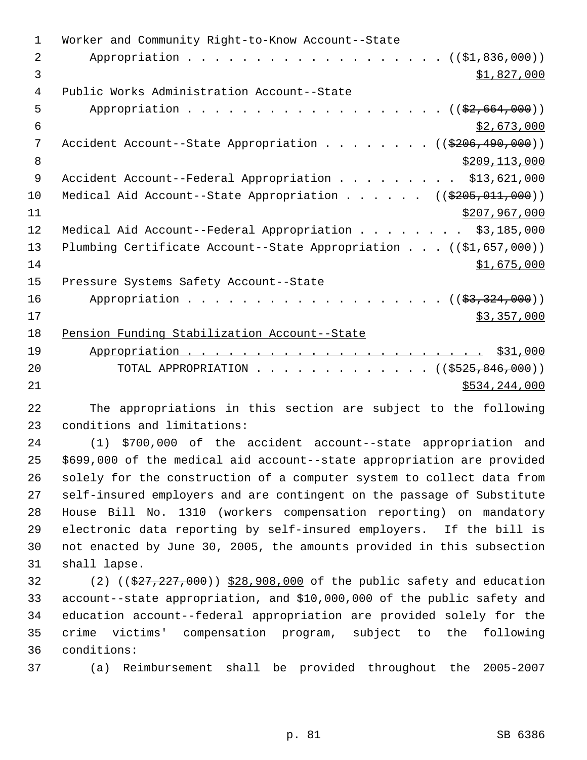Worker and Community Right-to-Know Account--State
Appropriation . . . . . . . . . . . . . . . . . . . . (($1,836,000))
$1,827,000

Public Works Administration Account--State
Appropriation . . . . . . . . . . . . . . . . . . . . (($2,664,000))
$2,673,000

Accident Account--State Appropriation . . . . . . . . (($206,490,000))
$209,113,000

Accident Account--Federal Appropriation . . . . . . . . . $13,621,000

Medical Aid Account--State Appropriation . . . . . . (($205,011,000))
$207,967,000

Medical Aid Account--Federal Appropriation . . . . . . . . $3,185,000

Plumbing Certificate Account--State Appropriation . . . (($1,657,000))
$1,675,000

Pressure Systems Safety Account--State
Appropriation . . . . . . . . . . . . . . . . . . . . (($3,324,000))
$3,357,000

Pension Funding Stabilization Account--State
Appropriation . . . . . . . . . . . . . . . . . . . . . . . $31,000

TOTAL APPROPRIATION . . . . . . . . . . . . . (($525,846,000))
$534,244,000

The appropriations in this section are subject to the following conditions and limitations:

(1) $700,000 of the accident account--state appropriation and $699,000 of the medical aid account--state appropriation are provided solely for the construction of a computer system to collect data from self-insured employers and are contingent on the passage of Substitute House Bill No. 1310 (workers compensation reporting) on mandatory electronic data reporting by self-insured employers. If the bill is not enacted by June 30, 2005, the amounts provided in this subsection shall lapse.

(2) (($27,227,000)) $28,908,000 of the public safety and education account--state appropriation, and $10,000,000 of the public safety and education account--federal appropriation are provided solely for the crime victims' compensation program, subject to the following conditions:

(a) Reimbursement shall be provided throughout the 2005-2007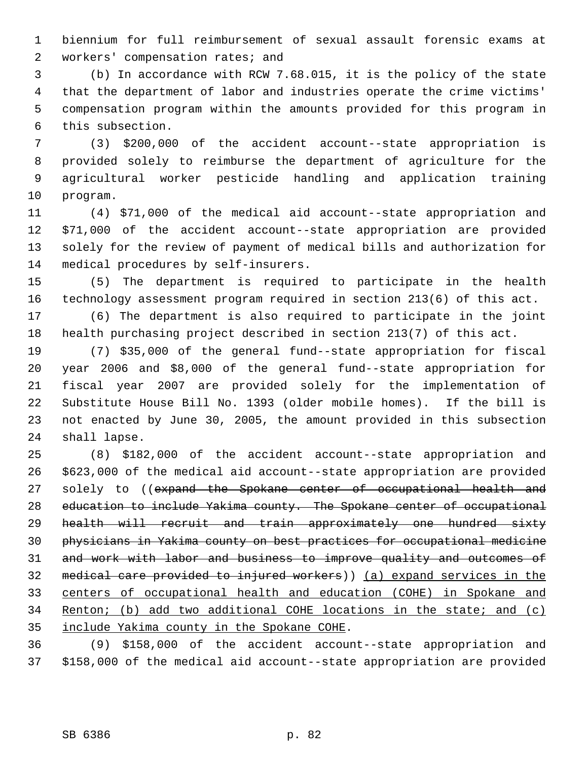biennium for full reimbursement of sexual assault forensic exams at workers' compensation rates; and

(b) In accordance with RCW 7.68.015, it is the policy of the state that the department of labor and industries operate the crime victims' compensation program within the amounts provided for this program in this subsection.

(3) $200,000 of the accident account--state appropriation is provided solely to reimburse the department of agriculture for the agricultural worker pesticide handling and application training program.

(4) $71,000 of the medical aid account--state appropriation and $71,000 of the accident account--state appropriation are provided solely for the review of payment of medical bills and authorization for medical procedures by self-insurers.

(5) The department is required to participate in the health technology assessment program required in section 213(6) of this act.

(6) The department is also required to participate in the joint health purchasing project described in section 213(7) of this act.

(7) $35,000 of the general fund--state appropriation for fiscal year 2006 and $8,000 of the general fund--state appropriation for fiscal year 2007 are provided solely for the implementation of Substitute House Bill No. 1393 (older mobile homes). If the bill is not enacted by June 30, 2005, the amount provided in this subsection shall lapse.

(8) $182,000 of the accident account--state appropriation and $623,000 of the medical aid account--state appropriation are provided solely to ((~~expand the Spokane center of occupational health and education to include Yakima county. The Spokane center of occupational health will recruit and train approximately one hundred sixty physicians in Yakima county on best practices for occupational medicine and work with labor and business to improve quality and outcomes of medical care provided to injured workers~~)) (a) expand services in the centers of occupational health and education (COHE) in Spokane and Renton; (b) add two additional COHE locations in the state; and (c) include Yakima county in the Spokane COHE.

(9) $158,000 of the accident account--state appropriation and $158,000 of the medical aid account--state appropriation are provided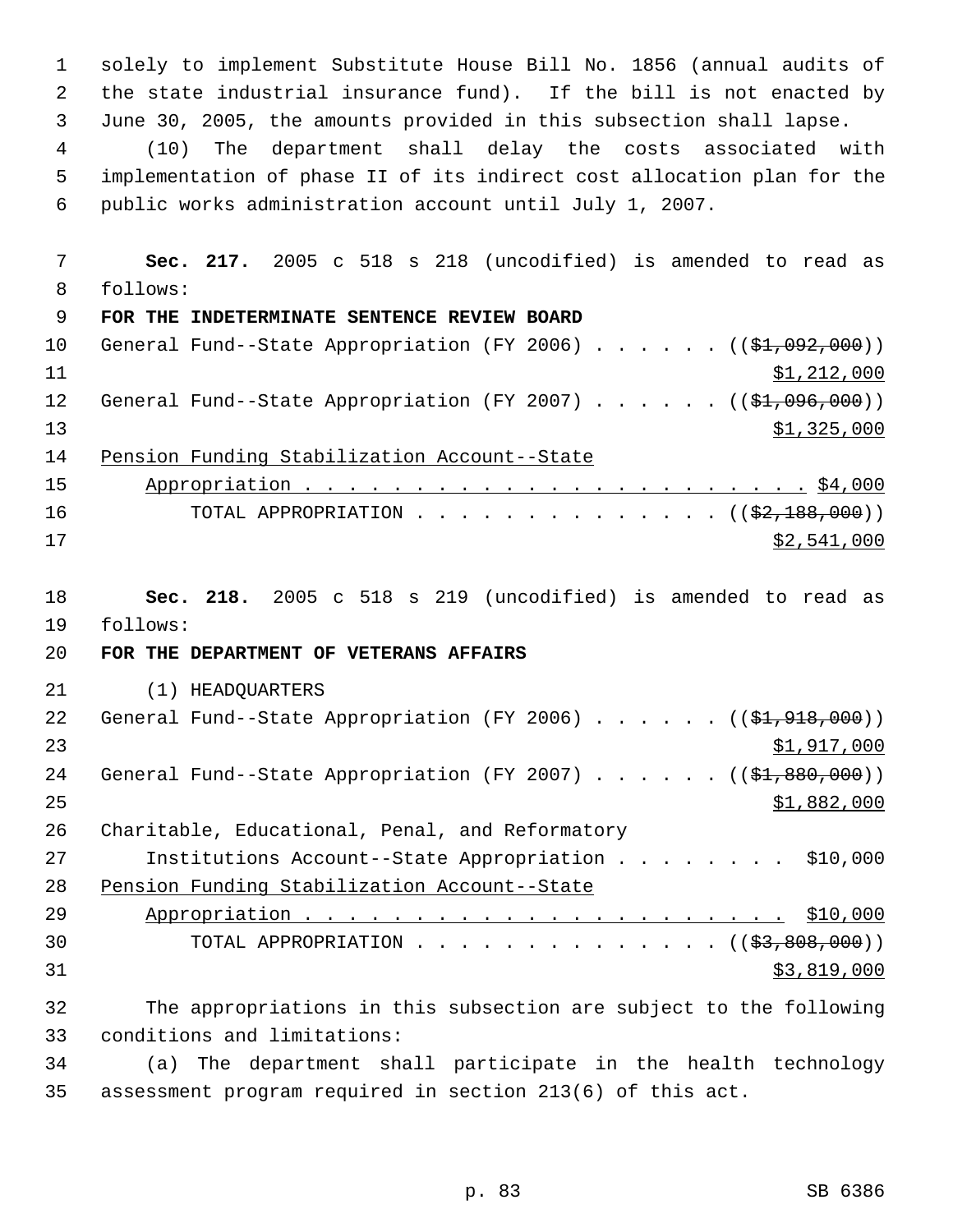solely to implement Substitute House Bill No. 1856 (annual audits of the state industrial insurance fund). If the bill is not enacted by June 30, 2005, the amounts provided in this subsection shall lapse.

(10) The department shall delay the costs associated with implementation of phase II of its indirect cost allocation plan for the public works administration account until July 1, 2007.

**Sec. 217.** 2005 c 518 s 218 (uncodified) is amended to read as follows:

**FOR THE INDETERMINATE SENTENCE REVIEW BOARD**

General Fund--State Appropriation (FY 2006) . . . . . . (($1,092,000)) $1,212,000

General Fund--State Appropriation (FY 2007) . . . . . . (($1,096,000)) $1,325,000

Pension Funding Stabilization Account--State Appropriation . . . . . . . . . . . . . . . . . . . . . . . . $4,000

TOTAL APPROPRIATION . . . . . . . . . . . . . . . (($2,188,000)) $2,541,000

**Sec. 218.** 2005 c 518 s 219 (uncodified) is amended to read as follows:

**FOR THE DEPARTMENT OF VETERANS AFFAIRS**

(1) HEADQUARTERS

General Fund--State Appropriation (FY 2006) . . . . . . (($1,918,000)) $1,917,000

General Fund--State Appropriation (FY 2007) . . . . . . (($1,880,000)) $1,882,000

Charitable, Educational, Penal, and Reformatory Institutions Account--State Appropriation . . . . . . . . $10,000

Pension Funding Stabilization Account--State Appropriation . . . . . . . . . . . . . . . . . . . . . . . . $10,000

TOTAL APPROPRIATION . . . . . . . . . . . . . . . (($3,808,000)) $3,819,000

The appropriations in this subsection are subject to the following conditions and limitations:

(a) The department shall participate in the health technology assessment program required in section 213(6) of this act.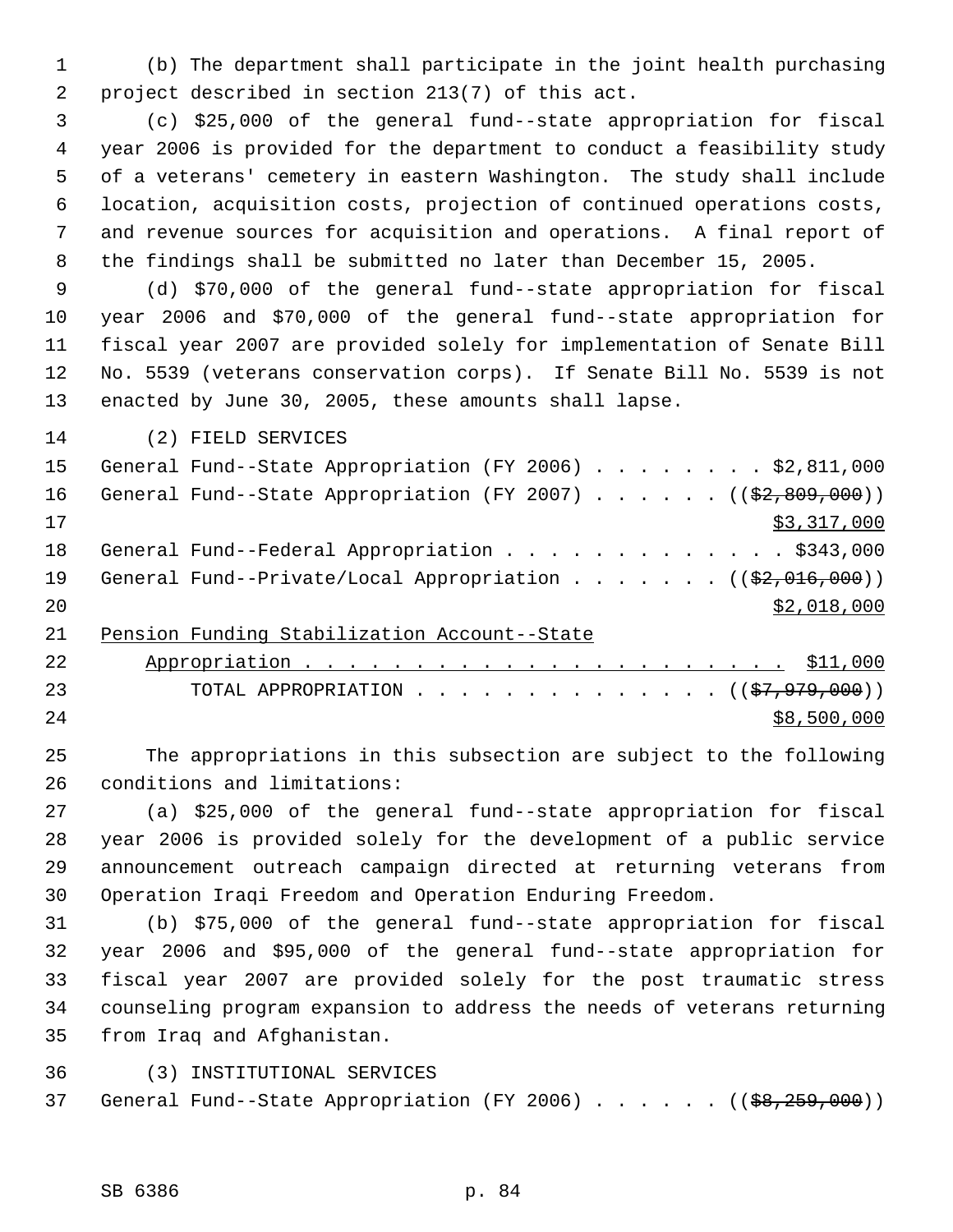(b) The department shall participate in the joint health purchasing project described in section 213(7) of this act.

(c) $25,000 of the general fund--state appropriation for fiscal year 2006 is provided for the department to conduct a feasibility study of a veterans' cemetery in eastern Washington. The study shall include location, acquisition costs, projection of continued operations costs, and revenue sources for acquisition and operations. A final report of the findings shall be submitted no later than December 15, 2005.

(d) $70,000 of the general fund--state appropriation for fiscal year 2006 and $70,000 of the general fund--state appropriation for fiscal year 2007 are provided solely for implementation of Senate Bill No. 5539 (veterans conservation corps). If Senate Bill No. 5539 is not enacted by June 30, 2005, these amounts shall lapse.

(2) FIELD SERVICES

General Fund--State Appropriation (FY 2006) . . . . . . . . . $2,811,000
General Fund--State Appropriation (FY 2007) . . . . . . ((~~$2,809,000~~))
<u>$3,317,000</u>
General Fund--Federal Appropriation . . . . . . . . . . . . . $343,000
General Fund--Private/Local Appropriation . . . . . . . ((~~$2,016,000~~))
<u>$2,018,000</u>
<u>Pension Funding Stabilization Account--State</u>
<u>Appropriation . . . . . . . . . . . . . . . . . . . . . . . $11,000</u>
TOTAL APPROPRIATION . . . . . . . . . . . . . . . ((~~$7,979,000~~))
<u>$8,500,000</u>

The appropriations in this subsection are subject to the following conditions and limitations:

(a) $25,000 of the general fund--state appropriation for fiscal year 2006 is provided solely for the development of a public service announcement outreach campaign directed at returning veterans from Operation Iraqi Freedom and Operation Enduring Freedom.

(b) $75,000 of the general fund--state appropriation for fiscal year 2006 and $95,000 of the general fund--state appropriation for fiscal year 2007 are provided solely for the post traumatic stress counseling program expansion to address the needs of veterans returning from Iraq and Afghanistan.

(3) INSTITUTIONAL SERVICES

General Fund--State Appropriation (FY 2006) . . . . . . ((~~$8,259,000~~))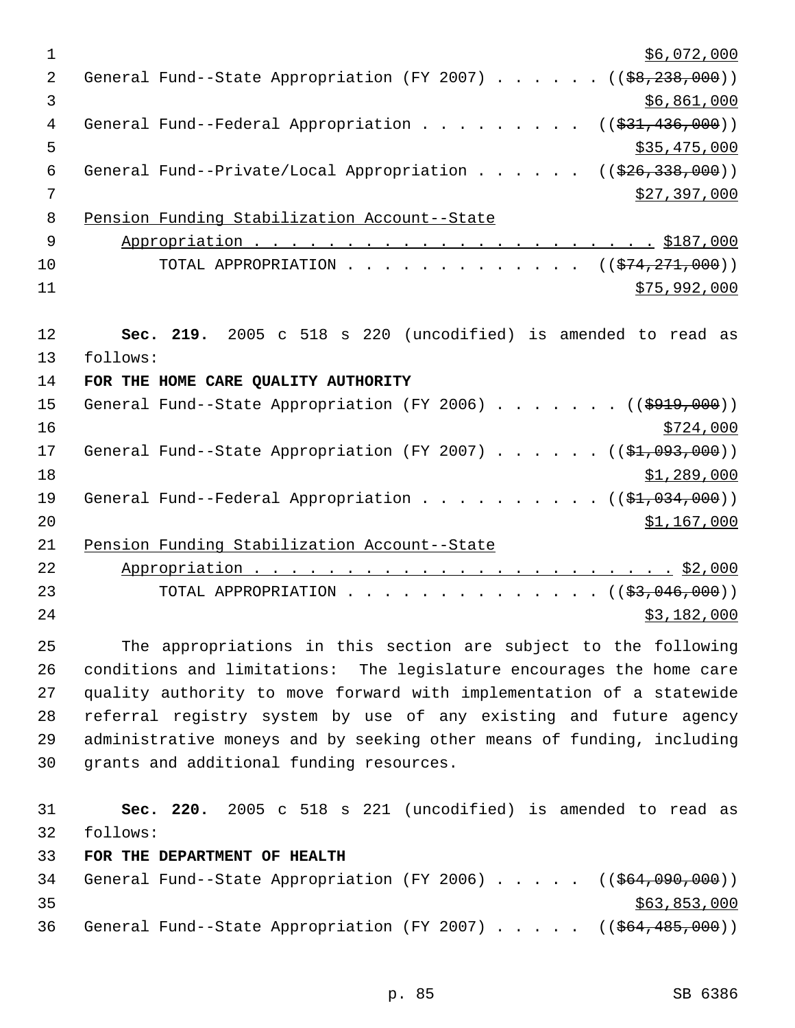$6,072,000

General Fund--State Appropriation (FY 2007) . . . . . . ((~~$8,238,000~~))

$6,861,000

General Fund--Federal Appropriation . . . . . . . . . ((~~$31,436,000~~))

$35,475,000

General Fund--Private/Local Appropriation . . . . . . ((~~$26,338,000~~))

$27,397,000

Pension Funding Stabilization Account--State Appropriation . . . . . . . . . . . . . . . . . . . . . . . $187,000

TOTAL APPROPRIATION . . . . . . . . . . . . . . ((~~$74,271,000~~))

$75,992,000

**Sec. 219.** 2005 c 518 s 220 (uncodified) is amended to read as follows:

**FOR THE HOME CARE QUALITY AUTHORITY**

General Fund--State Appropriation (FY 2006) . . . . . . . ((~~$919,000~~))

$724,000

General Fund--State Appropriation (FY 2007) . . . . . . ((~~$1,093,000~~))

$1,289,000

General Fund--Federal Appropriation . . . . . . . . . . ((~~$1,034,000~~))

$1,167,000

Pension Funding Stabilization Account--State Appropriation . . . . . . . . . . . . . . . . . . . . . . . . $2,000

TOTAL APPROPRIATION . . . . . . . . . . . . . . . ((~~$3,046,000~~))

$3,182,000

The appropriations in this section are subject to the following conditions and limitations: The legislature encourages the home care quality authority to move forward with implementation of a statewide referral registry system by use of any existing and future agency administrative moneys and by seeking other means of funding, including grants and additional funding resources.

**Sec. 220.** 2005 c 518 s 221 (uncodified) is amended to read as follows:

**FOR THE DEPARTMENT OF HEALTH**

General Fund--State Appropriation (FY 2006) . . . . . ((~~$64,090,000~~))

$63,853,000

General Fund--State Appropriation (FY 2007) . . . . . ((~~$64,485,000~~))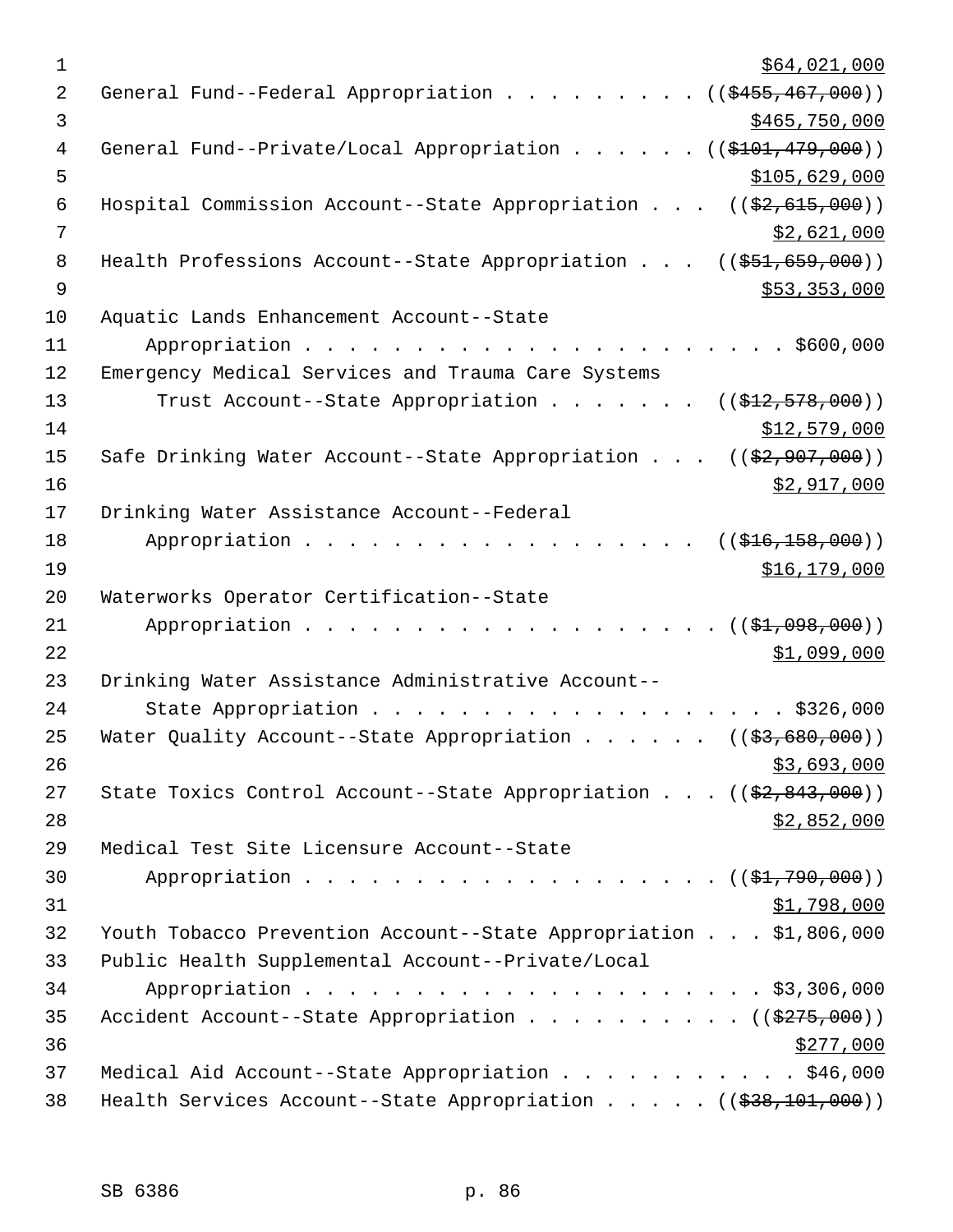$64,021,000

General Fund--Federal Appropriation . . . . . . . . . (($455,467,000))
$465,750,000

General Fund--Private/Local Appropriation . . . . . . (($101,479,000))
$105,629,000

Hospital Commission Account--State Appropriation . . . (($2,615,000))
$2,621,000

Health Professions Account--State Appropriation . . . (($51,659,000))
$53,353,000

Aquatic Lands Enhancement Account--State
Appropriation . . . . . . . . . . . . . . . . . . . . . . $600,000

Emergency Medical Services and Trauma Care Systems
Trust Account--State Appropriation . . . . . . . (($12,578,000))
$12,579,000

Safe Drinking Water Account--State Appropriation . . . (($2,907,000))
$2,917,000

Drinking Water Assistance Account--Federal
Appropriation . . . . . . . . . . . . . . . . . . (($16,158,000))
$16,179,000

Waterworks Operator Certification--State
Appropriation . . . . . . . . . . . . . . . . . . . (($1,098,000))
$1,099,000

Drinking Water Assistance Administrative Account--
State Appropriation . . . . . . . . . . . . . . . . . . . $326,000

Water Quality Account--State Appropriation . . . . . . (($3,680,000))
$3,693,000

State Toxics Control Account--State Appropriation . . . (($2,843,000))
$2,852,000

Medical Test Site Licensure Account--State
Appropriation . . . . . . . . . . . . . . . . . . . (($1,790,000))
$1,798,000

Youth Tobacco Prevention Account--State Appropriation . . . $1,806,000

Public Health Supplemental Account--Private/Local
Appropriation . . . . . . . . . . . . . . . . . . . . . $3,306,000

Accident Account--State Appropriation . . . . . . . . . . (($275,000))
$277,000

Medical Aid Account--State Appropriation . . . . . . . . . . . $46,000

Health Services Account--State Appropriation . . . . . (($38,101,000))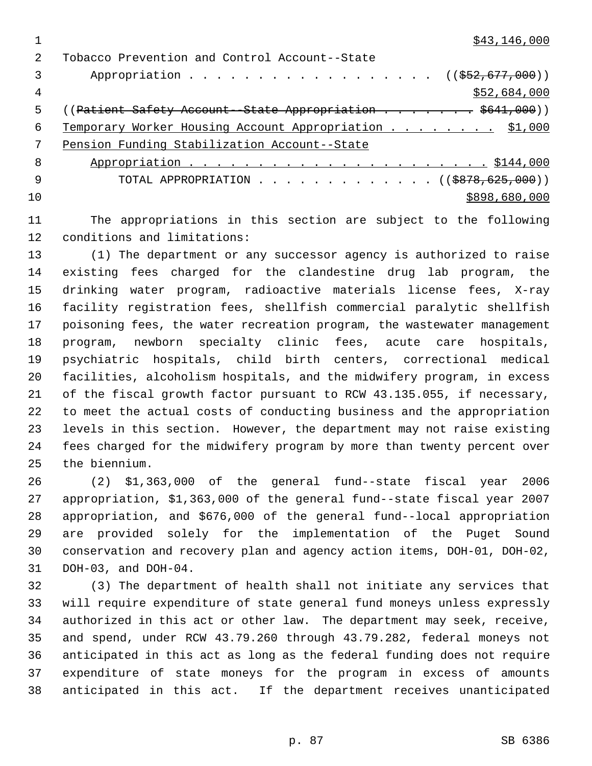$43,146,000

Tobacco Prevention and Control Account--State Appropriation . . . . . . . . . . . . . . . . . . ((~~$52,677,000~~))

$52,684,000

((~~Patient Safety Account--State Appropriation . . . . . . . . $641,000~~))

Temporary Worker Housing Account Appropriation . . . . . . . . . $1,000

Pension Funding Stabilization Account--State Appropriation . . . . . . . . . . . . . . . . . . . . . . . . $144,000

TOTAL APPROPRIATION . . . . . . . . . . . . . . ((~~$878,625,000~~))

$898,680,000

The appropriations in this section are subject to the following conditions and limitations:

(1) The department or any successor agency is authorized to raise existing fees charged for the clandestine drug lab program, the drinking water program, radioactive materials license fees, X-ray facility registration fees, shellfish commercial paralytic shellfish poisoning fees, the water recreation program, the wastewater management program, newborn specialty clinic fees, acute care hospitals, psychiatric hospitals, child birth centers, correctional medical facilities, alcoholism hospitals, and the midwifery program, in excess of the fiscal growth factor pursuant to RCW 43.135.055, if necessary, to meet the actual costs of conducting business and the appropriation levels in this section. However, the department may not raise existing fees charged for the midwifery program by more than twenty percent over the biennium.

(2) $1,363,000 of the general fund--state fiscal year 2006 appropriation, $1,363,000 of the general fund--state fiscal year 2007 appropriation, and $676,000 of the general fund--local appropriation are provided solely for the implementation of the Puget Sound conservation and recovery plan and agency action items, DOH-01, DOH-02, DOH-03, and DOH-04.

(3) The department of health shall not initiate any services that will require expenditure of state general fund moneys unless expressly authorized in this act or other law. The department may seek, receive, and spend, under RCW 43.79.260 through 43.79.282, federal moneys not anticipated in this act as long as the federal funding does not require expenditure of state moneys for the program in excess of amounts anticipated in this act. If the department receives unanticipated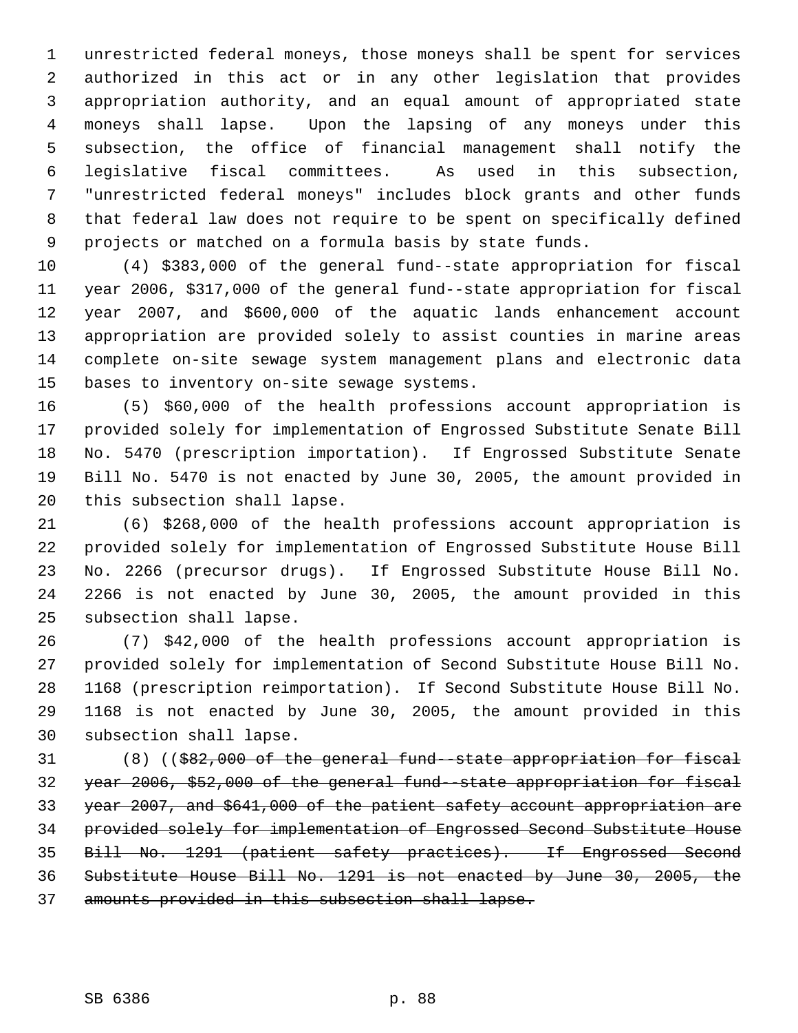unrestricted federal moneys, those moneys shall be spent for services authorized in this act or in any other legislation that provides appropriation authority, and an equal amount of appropriated state moneys shall lapse. Upon the lapsing of any moneys under this subsection, the office of financial management shall notify the legislative fiscal committees. As used in this subsection, "unrestricted federal moneys" includes block grants and other funds that federal law does not require to be spent on specifically defined projects or matched on a formula basis by state funds.

(4) $383,000 of the general fund--state appropriation for fiscal year 2006, $317,000 of the general fund--state appropriation for fiscal year 2007, and $600,000 of the aquatic lands enhancement account appropriation are provided solely to assist counties in marine areas complete on-site sewage system management plans and electronic data bases to inventory on-site sewage systems.

(5) $60,000 of the health professions account appropriation is provided solely for implementation of Engrossed Substitute Senate Bill No. 5470 (prescription importation). If Engrossed Substitute Senate Bill No. 5470 is not enacted by June 30, 2005, the amount provided in this subsection shall lapse.

(6) $268,000 of the health professions account appropriation is provided solely for implementation of Engrossed Substitute House Bill No. 2266 (precursor drugs). If Engrossed Substitute House Bill No. 2266 is not enacted by June 30, 2005, the amount provided in this subsection shall lapse.

(7) $42,000 of the health professions account appropriation is provided solely for implementation of Second Substitute House Bill No. 1168 (prescription reimportation). If Second Substitute House Bill No. 1168 is not enacted by June 30, 2005, the amount provided in this subsection shall lapse.

(8) ((~~$82,000 of the general fund--state appropriation for fiscal year 2006, $52,000 of the general fund--state appropriation for fiscal year 2007, and $641,000 of the patient safety account appropriation are provided solely for implementation of Engrossed Second Substitute House Bill No. 1291 (patient safety practices). If Engrossed Second Substitute House Bill No. 1291 is not enacted by June 30, 2005, the amounts provided in this subsection shall lapse.~~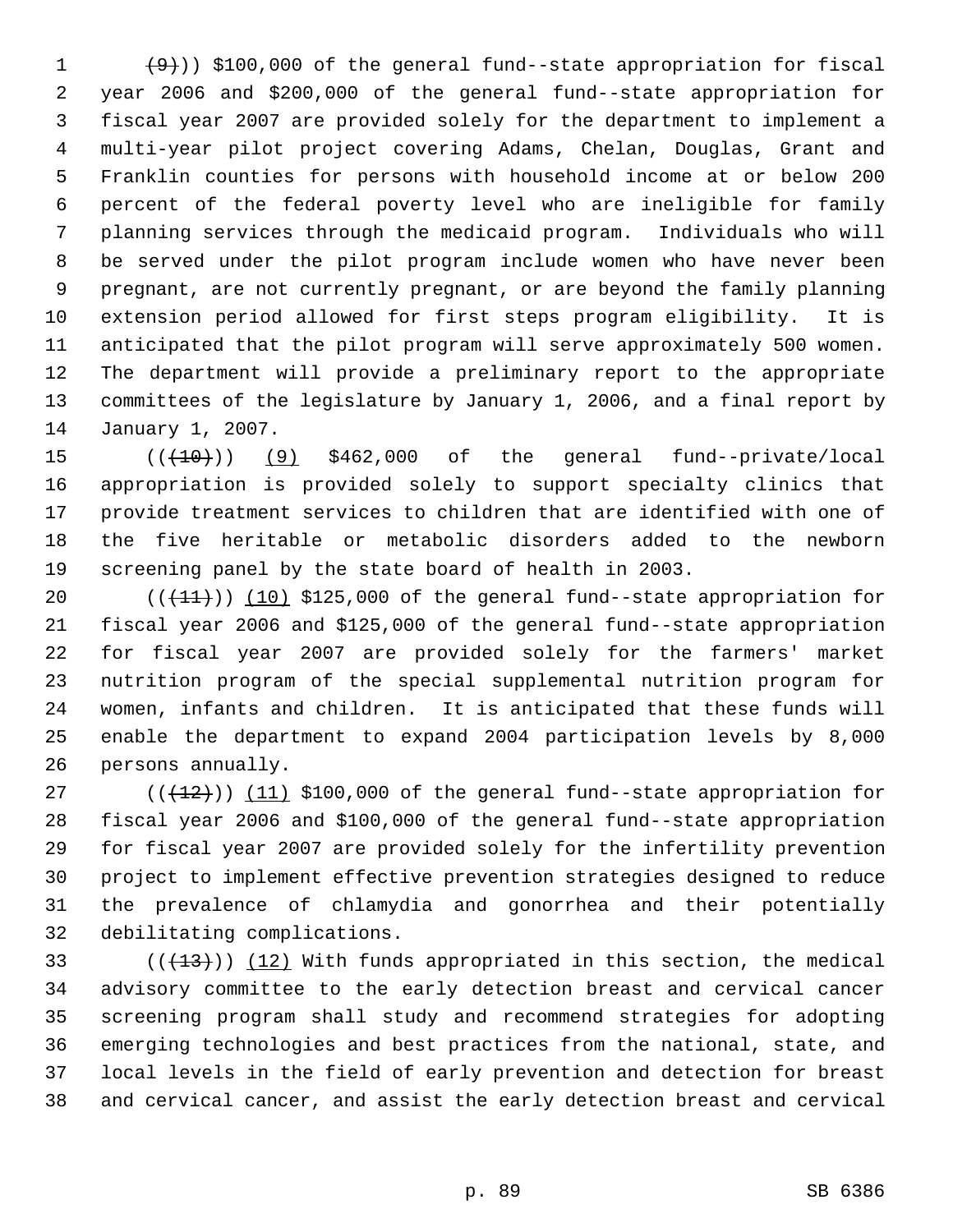(9))) $100,000 of the general fund--state appropriation for fiscal year 2006 and $200,000 of the general fund--state appropriation for fiscal year 2007 are provided solely for the department to implement a multi-year pilot project covering Adams, Chelan, Douglas, Grant and Franklin counties for persons with household income at or below 200 percent of the federal poverty level who are ineligible for family planning services through the medicaid program. Individuals who will be served under the pilot program include women who have never been pregnant, are not currently pregnant, or are beyond the family planning extension period allowed for first steps program eligibility. It is anticipated that the pilot program will serve approximately 500 women. The department will provide a preliminary report to the appropriate committees of the legislature by January 1, 2006, and a final report by January 1, 2007.

(((10))) (9) $462,000 of the general fund--private/local appropriation is provided solely to support specialty clinics that provide treatment services to children that are identified with one of the five heritable or metabolic disorders added to the newborn screening panel by the state board of health in 2003.

(((11))) (10) $125,000 of the general fund--state appropriation for fiscal year 2006 and $125,000 of the general fund--state appropriation for fiscal year 2007 are provided solely for the farmers' market nutrition program of the special supplemental nutrition program for women, infants and children. It is anticipated that these funds will enable the department to expand 2004 participation levels by 8,000 persons annually.

(((12))) (11) $100,000 of the general fund--state appropriation for fiscal year 2006 and $100,000 of the general fund--state appropriation for fiscal year 2007 are provided solely for the infertility prevention project to implement effective prevention strategies designed to reduce the prevalence of chlamydia and gonorrhea and their potentially debilitating complications.

(((13))) (12) With funds appropriated in this section, the medical advisory committee to the early detection breast and cervical cancer screening program shall study and recommend strategies for adopting emerging technologies and best practices from the national, state, and local levels in the field of early prevention and detection for breast and cervical cancer, and assist the early detection breast and cervical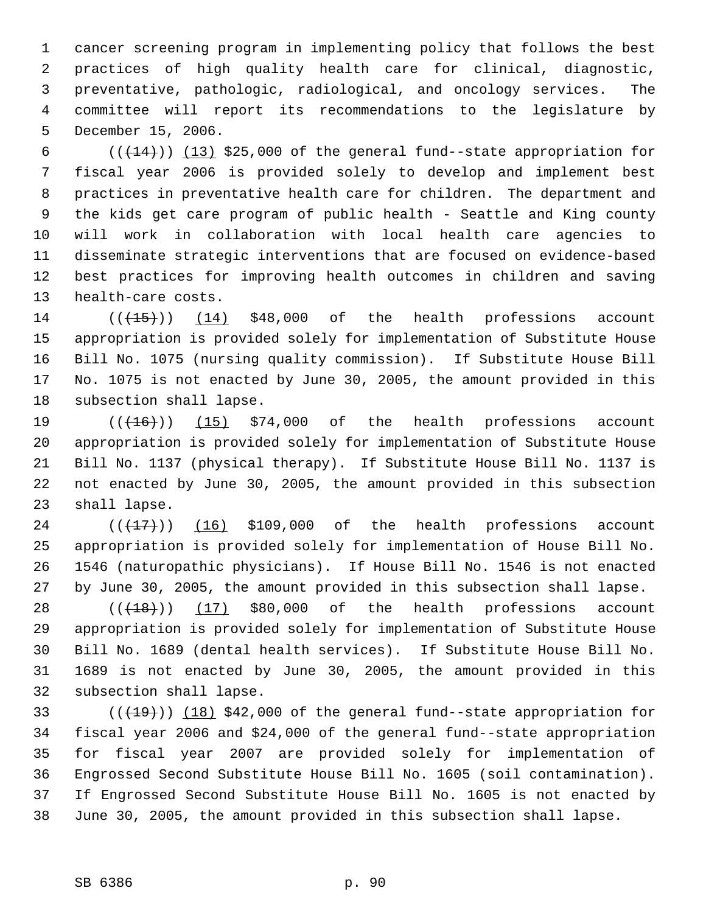cancer screening program in implementing policy that follows the best practices of high quality health care for clinical, diagnostic, preventative, pathologic, radiological, and oncology services. The committee will report its recommendations to the legislature by December 15, 2006.

(((14))) (13) $25,000 of the general fund--state appropriation for fiscal year 2006 is provided solely to develop and implement best practices in preventative health care for children. The department and the kids get care program of public health - Seattle and King county will work in collaboration with local health care agencies to disseminate strategic interventions that are focused on evidence-based best practices for improving health outcomes in children and saving health-care costs.

(((15))) (14) $48,000 of the health professions account appropriation is provided solely for implementation of Substitute House Bill No. 1075 (nursing quality commission). If Substitute House Bill No. 1075 is not enacted by June 30, 2005, the amount provided in this subsection shall lapse.

(((16))) (15) $74,000 of the health professions account appropriation is provided solely for implementation of Substitute House Bill No. 1137 (physical therapy). If Substitute House Bill No. 1137 is not enacted by June 30, 2005, the amount provided in this subsection shall lapse.

(((17))) (16) $109,000 of the health professions account appropriation is provided solely for implementation of House Bill No. 1546 (naturopathic physicians). If House Bill No. 1546 is not enacted by June 30, 2005, the amount provided in this subsection shall lapse.

(((18))) (17) $80,000 of the health professions account appropriation is provided solely for implementation of Substitute House Bill No. 1689 (dental health services). If Substitute House Bill No. 1689 is not enacted by June 30, 2005, the amount provided in this subsection shall lapse.

(((19))) (18) $42,000 of the general fund--state appropriation for fiscal year 2006 and $24,000 of the general fund--state appropriation for fiscal year 2007 are provided solely for implementation of Engrossed Second Substitute House Bill No. 1605 (soil contamination). If Engrossed Second Substitute House Bill No. 1605 is not enacted by June 30, 2005, the amount provided in this subsection shall lapse.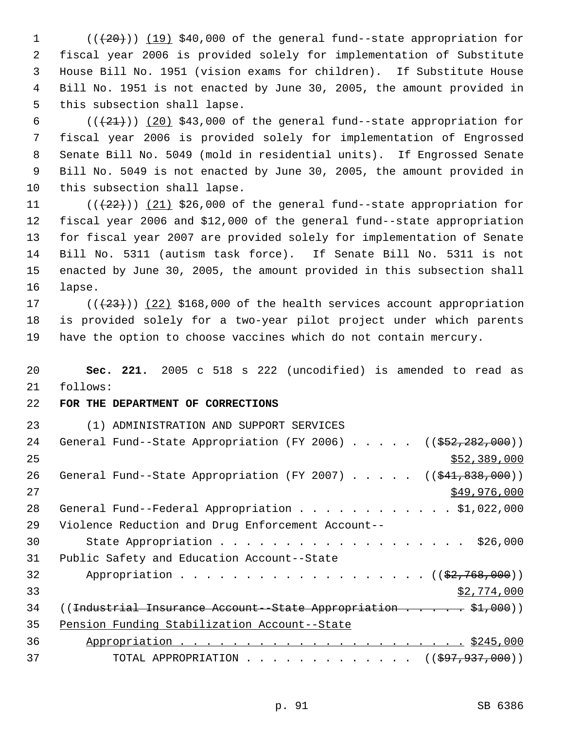((~~(20)~~)) <u>(19)</u> $40,000 of the general fund--state appropriation for fiscal year 2006 is provided solely for implementation of Substitute House Bill No. 1951 (vision exams for children). If Substitute House Bill No. 1951 is not enacted by June 30, 2005, the amount provided in this subsection shall lapse.

((~~(21)~~)) <u>(20)</u> $43,000 of the general fund--state appropriation for fiscal year 2006 is provided solely for implementation of Engrossed Senate Bill No. 5049 (mold in residential units). If Engrossed Senate Bill No. 5049 is not enacted by June 30, 2005, the amount provided in this subsection shall lapse.

((~~(22)~~)) <u>(21)</u> $26,000 of the general fund--state appropriation for fiscal year 2006 and $12,000 of the general fund--state appropriation for fiscal year 2007 are provided solely for implementation of Senate Bill No. 5311 (autism task force). If Senate Bill No. 5311 is not enacted by June 30, 2005, the amount provided in this subsection shall lapse.

((~~(23)~~)) <u>(22)</u> $168,000 of the health services account appropriation is provided solely for a two-year pilot project under which parents have the option to choose vaccines which do not contain mercury.

**Sec. 221.** 2005 c 518 s 222 (uncodified) is amended to read as follows:

**FOR THE DEPARTMENT OF CORRECTIONS**

(1) ADMINISTRATION AND SUPPORT SERVICES

General Fund--State Appropriation (FY 2006) . . . . . ((~~$52,282,000~~))
<u>$52,389,000</u>

General Fund--State Appropriation (FY 2007) . . . . . ((~~$41,838,000~~))
<u>$49,976,000</u>

General Fund--Federal Appropriation . . . . . . . . . . . . $1,022,000

Violence Reduction and Drug Enforcement Account--
State Appropriation . . . . . . . . . . . . . . . . . . . . $26,000

Public Safety and Education Account--State
Appropriation . . . . . . . . . . . . . . . . . . . . ((~~$2,768,000~~))
<u>$2,774,000</u>

((~~Industrial Insurance Account--State Appropriation . . . . . . $1,000~~))

<u>Pension Funding Stabilization Account--State</u>
<u>Appropriation . . . . . . . . . . . . . . . . . . . . . . . $245,000</u>

TOTAL APPROPRIATION . . . . . . . . . . . . . . ((~~$97,937,000~~))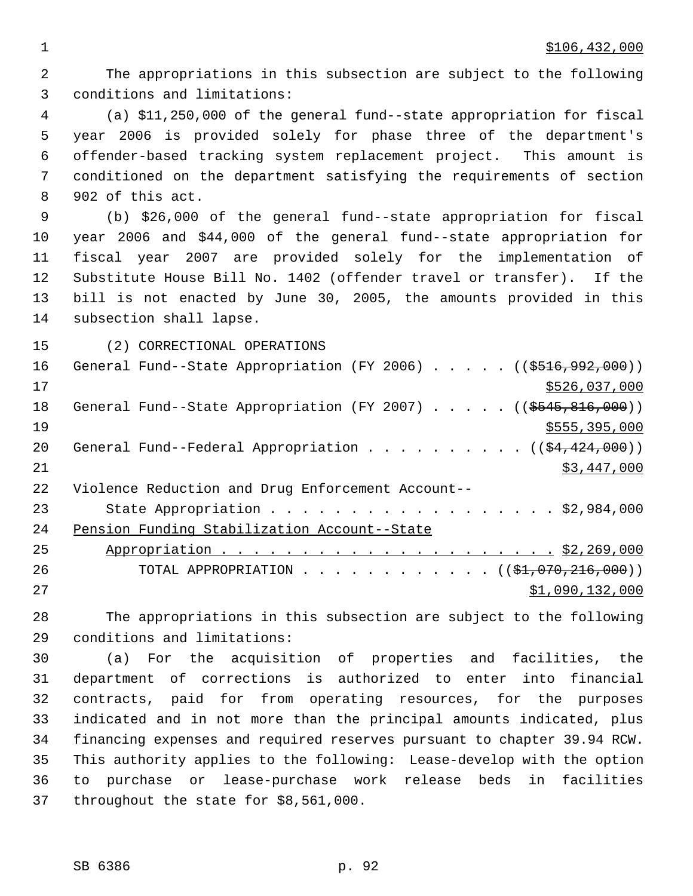$106,432,000

The appropriations in this subsection are subject to the following conditions and limitations:

(a) $11,250,000 of the general fund--state appropriation for fiscal year 2006 is provided solely for phase three of the department's offender-based tracking system replacement project. This amount is conditioned on the department satisfying the requirements of section 902 of this act.

(b) $26,000 of the general fund--state appropriation for fiscal year 2006 and $44,000 of the general fund--state appropriation for fiscal year 2007 are provided solely for the implementation of Substitute House Bill No. 1402 (offender travel or transfer). If the bill is not enacted by June 30, 2005, the amounts provided in this subsection shall lapse.

(2) CORRECTIONAL OPERATIONS

General Fund--State Appropriation (FY 2006) . . . . . (($516,992,000)) $526,037,000

General Fund--State Appropriation (FY 2007) . . . . . (($545,816,000)) $555,395,000

General Fund--Federal Appropriation . . . . . . . . . . (($4,424,000)) $3,447,000

Violence Reduction and Drug Enforcement Account--State Appropriation . . . . . . . . . . . . . . . . . . . $2,984,000

Pension Funding Stabilization Account--State Appropriation . . . . . . . . . . . . . . . . . . . . . . $2,269,000

TOTAL APPROPRIATION . . . . . . . . . . . . (($1,070,216,000)) $1,090,132,000

The appropriations in this subsection are subject to the following conditions and limitations:

(a) For the acquisition of properties and facilities, the department of corrections is authorized to enter into financial contracts, paid for from operating resources, for the purposes indicated and in not more than the principal amounts indicated, plus financing expenses and required reserves pursuant to chapter 39.94 RCW. This authority applies to the following: Lease-develop with the option to purchase or lease-purchase work release beds in facilities throughout the state for $8,561,000.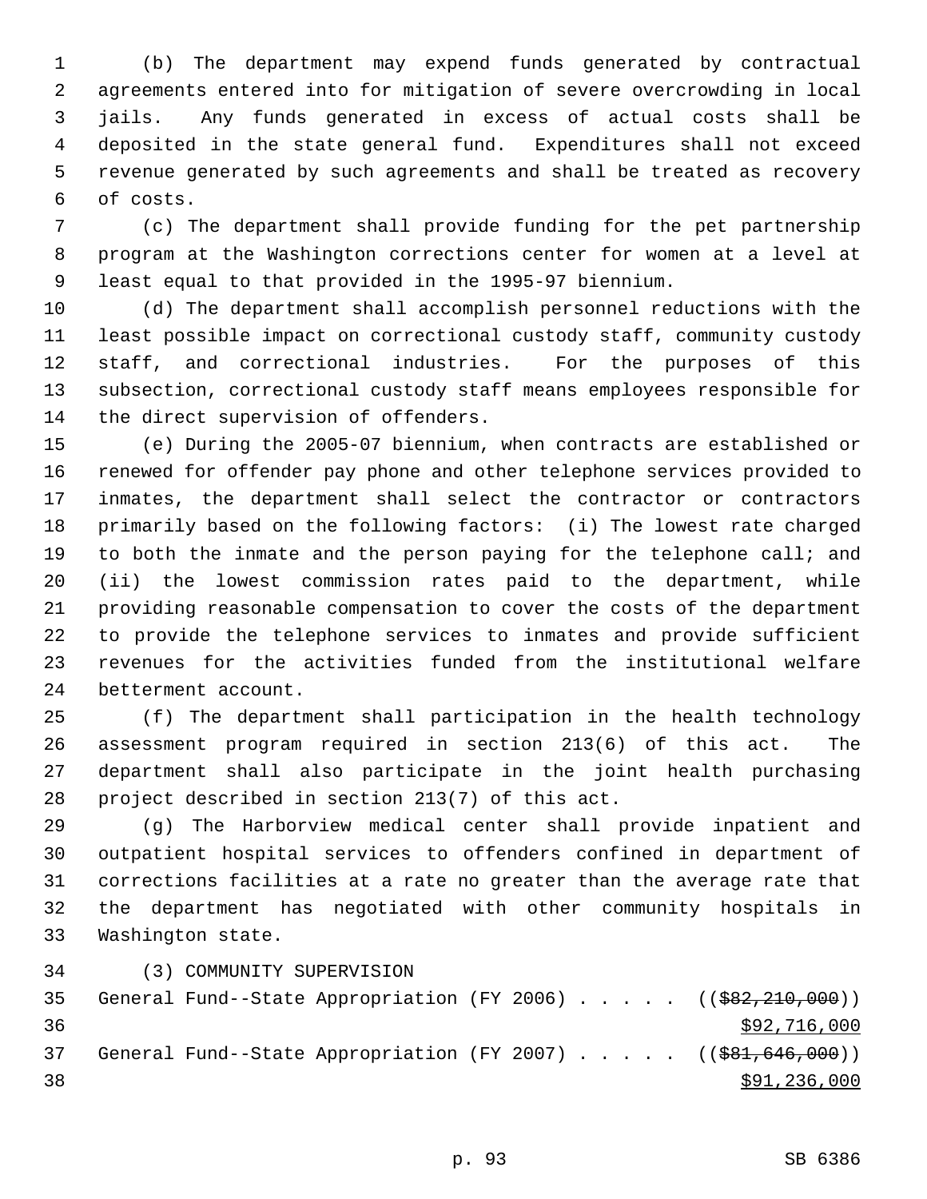(b) The department may expend funds generated by contractual agreements entered into for mitigation of severe overcrowding in local jails. Any funds generated in excess of actual costs shall be deposited in the state general fund. Expenditures shall not exceed revenue generated by such agreements and shall be treated as recovery of costs.

(c) The department shall provide funding for the pet partnership program at the Washington corrections center for women at a level at least equal to that provided in the 1995-97 biennium.

(d) The department shall accomplish personnel reductions with the least possible impact on correctional custody staff, community custody staff, and correctional industries. For the purposes of this subsection, correctional custody staff means employees responsible for the direct supervision of offenders.

(e) During the 2005-07 biennium, when contracts are established or renewed for offender pay phone and other telephone services provided to inmates, the department shall select the contractor or contractors primarily based on the following factors: (i) The lowest rate charged to both the inmate and the person paying for the telephone call; and (ii) the lowest commission rates paid to the department, while providing reasonable compensation to cover the costs of the department to provide the telephone services to inmates and provide sufficient revenues for the activities funded from the institutional welfare betterment account.

(f) The department shall participation in the health technology assessment program required in section 213(6) of this act. The department shall also participate in the joint health purchasing project described in section 213(7) of this act.

(g) The Harborview medical center shall provide inpatient and outpatient hospital services to offenders confined in department of corrections facilities at a rate no greater than the average rate that the department has negotiated with other community hospitals in Washington state.

(3) COMMUNITY SUPERVISION

General Fund--State Appropriation (FY 2006) . . . . . ((~~$82,210,000~~))
<u>$92,716,000</u>

General Fund--State Appropriation (FY 2007) . . . . . ((~~$81,646,000~~))
<u>$91,236,000</u>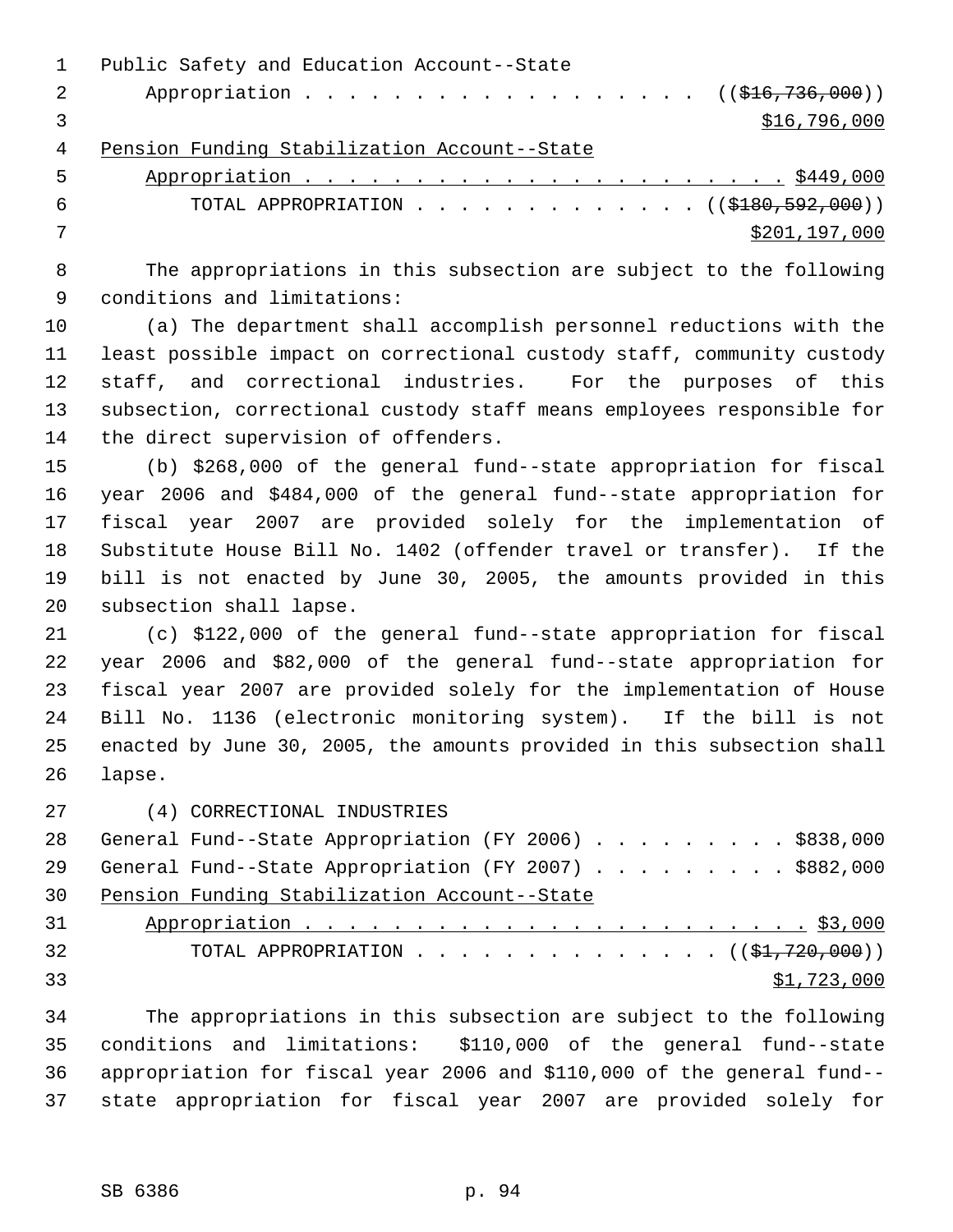Public Safety and Education Account--State
Appropriation . . . . . . . . . . . . . . . . . . (($16,736,000))
$16,796,000

Pension Funding Stabilization Account--State
Appropriation . . . . . . . . . . . . . . . . . . . . . . . $449,000

TOTAL APPROPRIATION . . . . . . . . . . . . . . (($180,592,000))
$201,197,000

The appropriations in this subsection are subject to the following conditions and limitations:

(a) The department shall accomplish personnel reductions with the least possible impact on correctional custody staff, community custody staff, and correctional industries. For the purposes of this subsection, correctional custody staff means employees responsible for the direct supervision of offenders.

(b) $268,000 of the general fund--state appropriation for fiscal year 2006 and $484,000 of the general fund--state appropriation for fiscal year 2007 are provided solely for the implementation of Substitute House Bill No. 1402 (offender travel or transfer). If the bill is not enacted by June 30, 2005, the amounts provided in this subsection shall lapse.

(c) $122,000 of the general fund--state appropriation for fiscal year 2006 and $82,000 of the general fund--state appropriation for fiscal year 2007 are provided solely for the implementation of House Bill No. 1136 (electronic monitoring system). If the bill is not enacted by June 30, 2005, the amounts provided in this subsection shall lapse.

(4) CORRECTIONAL INDUSTRIES

General Fund--State Appropriation (FY 2006) . . . . . . . . . $838,000

General Fund--State Appropriation (FY 2007) . . . . . . . . . $882,000

Pension Funding Stabilization Account--State
Appropriation . . . . . . . . . . . . . . . . . . . . . . . $3,000

TOTAL APPROPRIATION . . . . . . . . . . . . . . (($1,720,000))
$1,723,000

The appropriations in this subsection are subject to the following conditions and limitations: $110,000 of the general fund--state appropriation for fiscal year 2006 and $110,000 of the general fund--state appropriation for fiscal year 2007 are provided solely for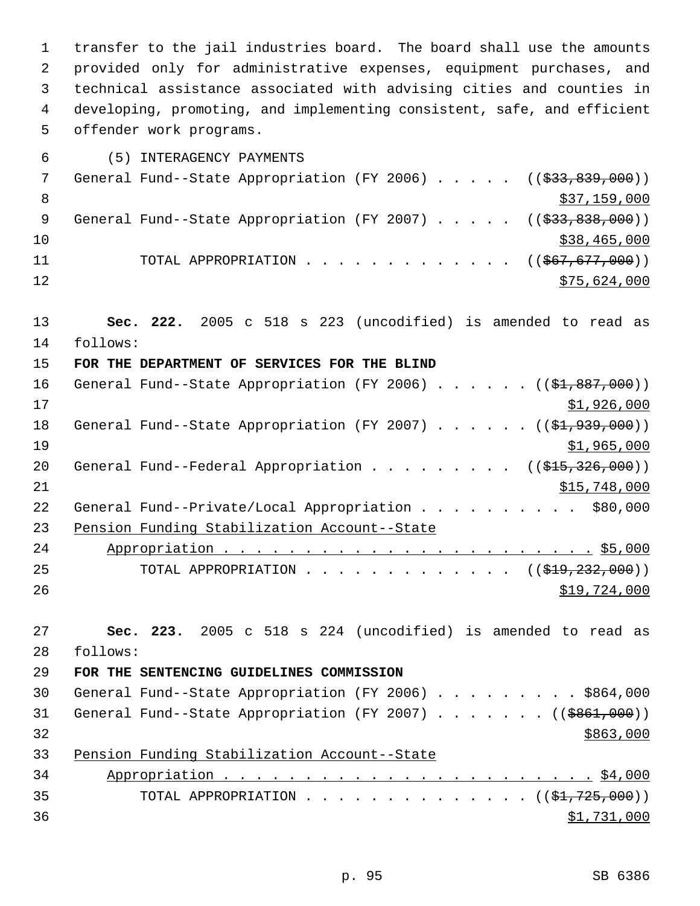transfer to the jail industries board. The board shall use the amounts provided only for administrative expenses, equipment purchases, and technical assistance associated with advising cities and counties in developing, promoting, and implementing consistent, safe, and efficient offender work programs.

(5) INTERAGENCY PAYMENTS

General Fund--State Appropriation (FY 2006) . . . . . ((~~$33,839,000~~)) $37,159,000

General Fund--State Appropriation (FY 2007) . . . . . ((~~$33,838,000~~)) $38,465,000

TOTAL APPROPRIATION . . . . . . . . . . . . . ((~~$67,677,000~~)) $75,624,000

**Sec. 222.** 2005 c 518 s 223 (uncodified) is amended to read as follows:

**FOR THE DEPARTMENT OF SERVICES FOR THE BLIND**

General Fund--State Appropriation (FY 2006) . . . . . . ((~~$1,887,000~~)) $1,926,000

General Fund--State Appropriation (FY 2007) . . . . . . ((~~$1,939,000~~)) $1,965,000

General Fund--Federal Appropriation . . . . . . . . . ((~~$15,326,000~~)) $15,748,000

General Fund--Private/Local Appropriation . . . . . . . . . . $80,000

<u>Pension Funding Stabilization Account--State Appropriation . . . . . . . . . . . . . . . . . . . . . . . . $5,000</u>

TOTAL APPROPRIATION . . . . . . . . . . . . . ((~~$19,232,000~~)) $19,724,000

**Sec. 223.** 2005 c 518 s 224 (uncodified) is amended to read as follows:

**FOR THE SENTENCING GUIDELINES COMMISSION**

General Fund--State Appropriation (FY 2006) . . . . . . . . . $864,000

General Fund--State Appropriation (FY 2007) . . . . . . . ((~~$861,000~~)) $863,000

<u>Pension Funding Stabilization Account--State Appropriation . . . . . . . . . . . . . . . . . . . . . . . . $4,000</u>

TOTAL APPROPRIATION . . . . . . . . . . . . . . . ((~~$1,725,000~~)) $1,731,000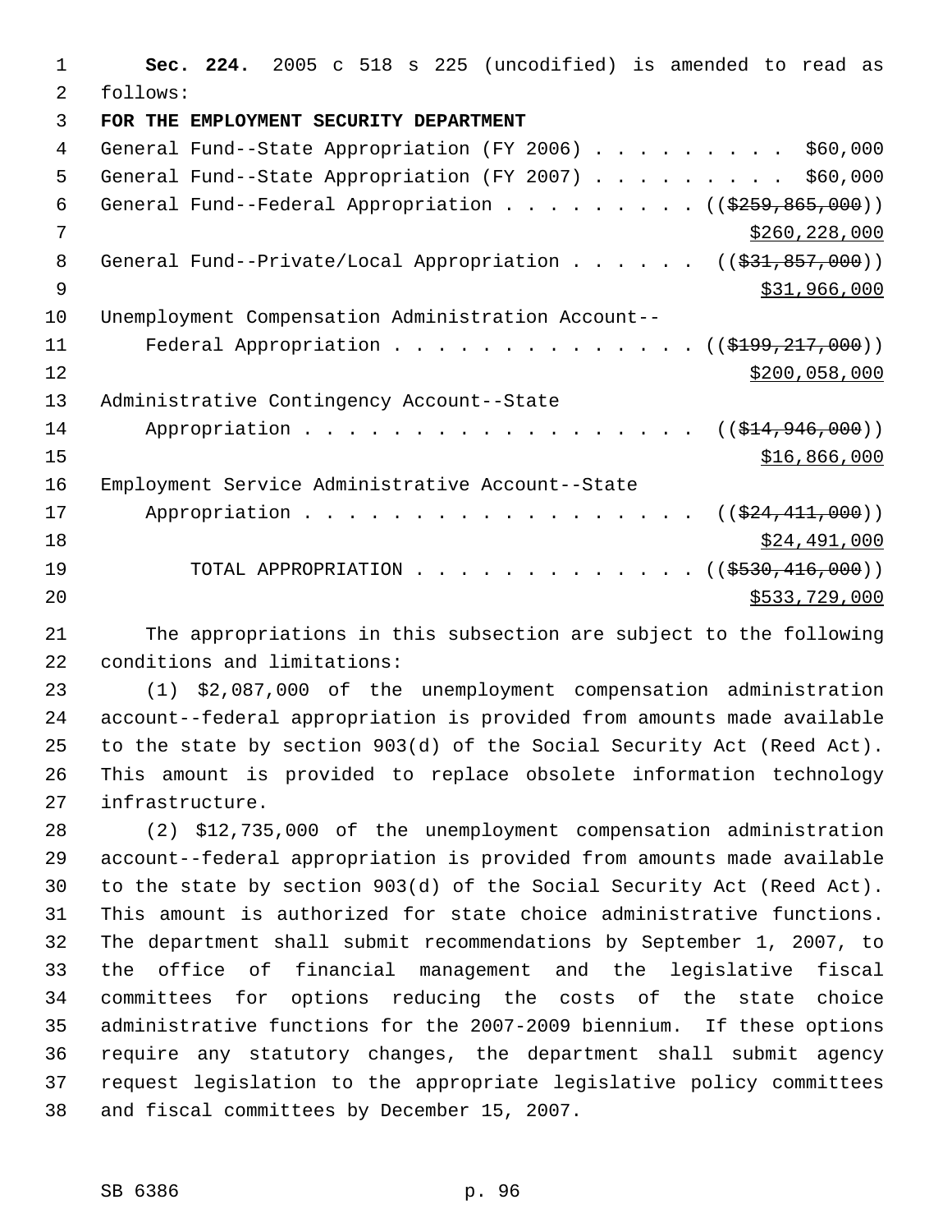**Sec. 224.** 2005 c 518 s 225 (uncodified) is amended to read as follows:

**FOR THE EMPLOYMENT SECURITY DEPARTMENT**

General Fund--State Appropriation (FY 2006) . . . . . . . . . $60,000
General Fund--State Appropriation (FY 2007) . . . . . . . . . $60,000
General Fund--Federal Appropriation . . . . . . . . . ((~~$259,865,000~~))
$260,228,000
General Fund--Private/Local Appropriation . . . . . . ((~~$31,857,000~~))
$31,966,000
Unemployment Compensation Administration Account--
Federal Appropriation . . . . . . . . . . . . . . ((~~$199,217,000~~))
$200,058,000
Administrative Contingency Account--State
Appropriation . . . . . . . . . . . . . . . . . . ((~~$14,946,000~~))
$16,866,000
Employment Service Administrative Account--State
Appropriation . . . . . . . . . . . . . . . . . . ((~~$24,411,000~~))
$24,491,000
TOTAL APPROPRIATION . . . . . . . . . . . . . ((~~$530,416,000~~))
$533,729,000

The appropriations in this subsection are subject to the following conditions and limitations:

(1) $2,087,000 of the unemployment compensation administration account--federal appropriation is provided from amounts made available to the state by section 903(d) of the Social Security Act (Reed Act). This amount is provided to replace obsolete information technology infrastructure.

(2) $12,735,000 of the unemployment compensation administration account--federal appropriation is provided from amounts made available to the state by section 903(d) of the Social Security Act (Reed Act). This amount is authorized for state choice administrative functions. The department shall submit recommendations by September 1, 2007, to the office of financial management and the legislative fiscal committees for options reducing the costs of the state choice administrative functions for the 2007-2009 biennium. If these options require any statutory changes, the department shall submit agency request legislation to the appropriate legislative policy committees and fiscal committees by December 15, 2007.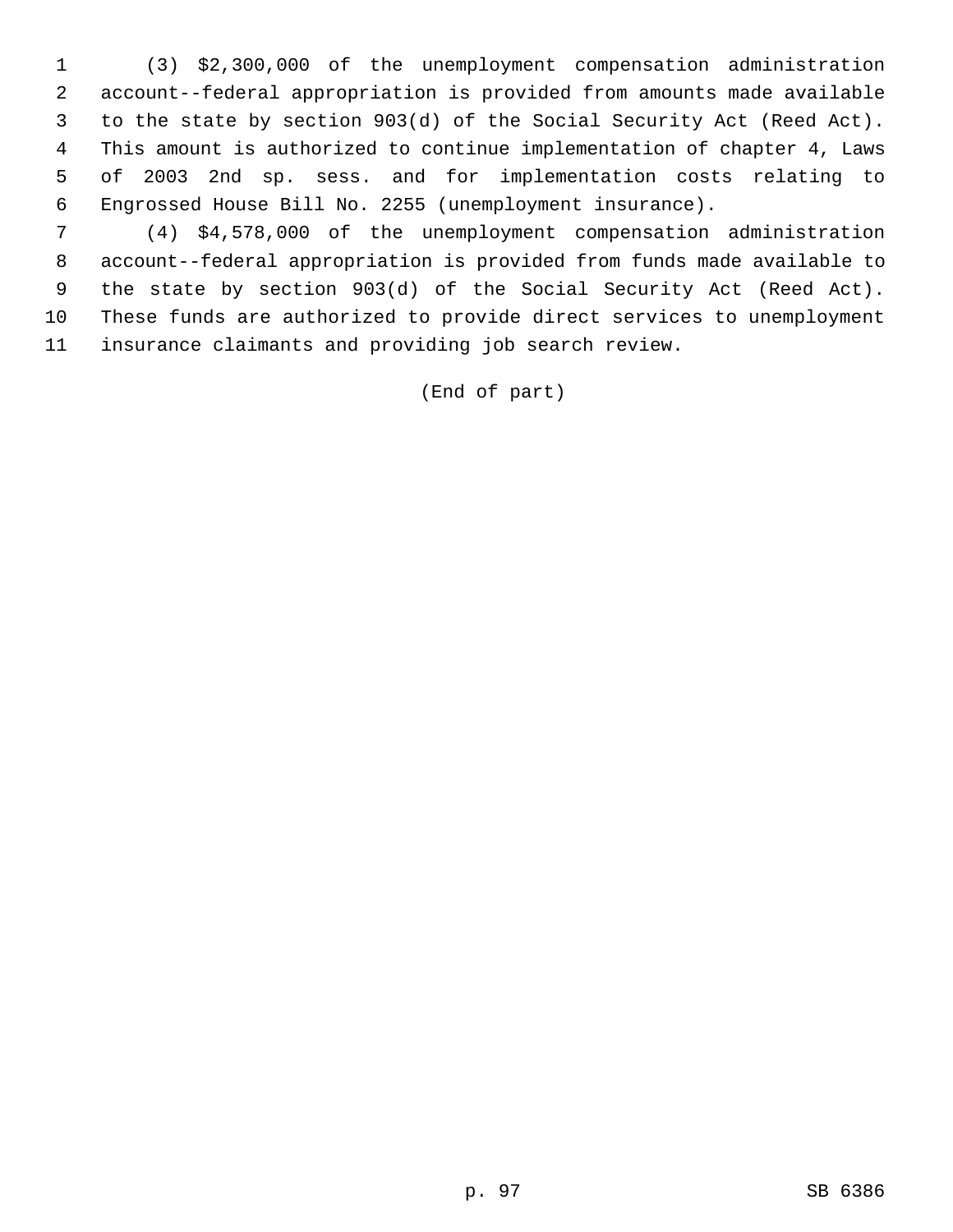(3) $2,300,000 of the unemployment compensation administration account--federal appropriation is provided from amounts made available to the state by section 903(d) of the Social Security Act (Reed Act). This amount is authorized to continue implementation of chapter 4, Laws of 2003 2nd sp. sess. and for implementation costs relating to Engrossed House Bill No. 2255 (unemployment insurance).

(4) $4,578,000 of the unemployment compensation administration account--federal appropriation is provided from funds made available to the state by section 903(d) of the Social Security Act (Reed Act). These funds are authorized to provide direct services to unemployment insurance claimants and providing job search review.

(End of part)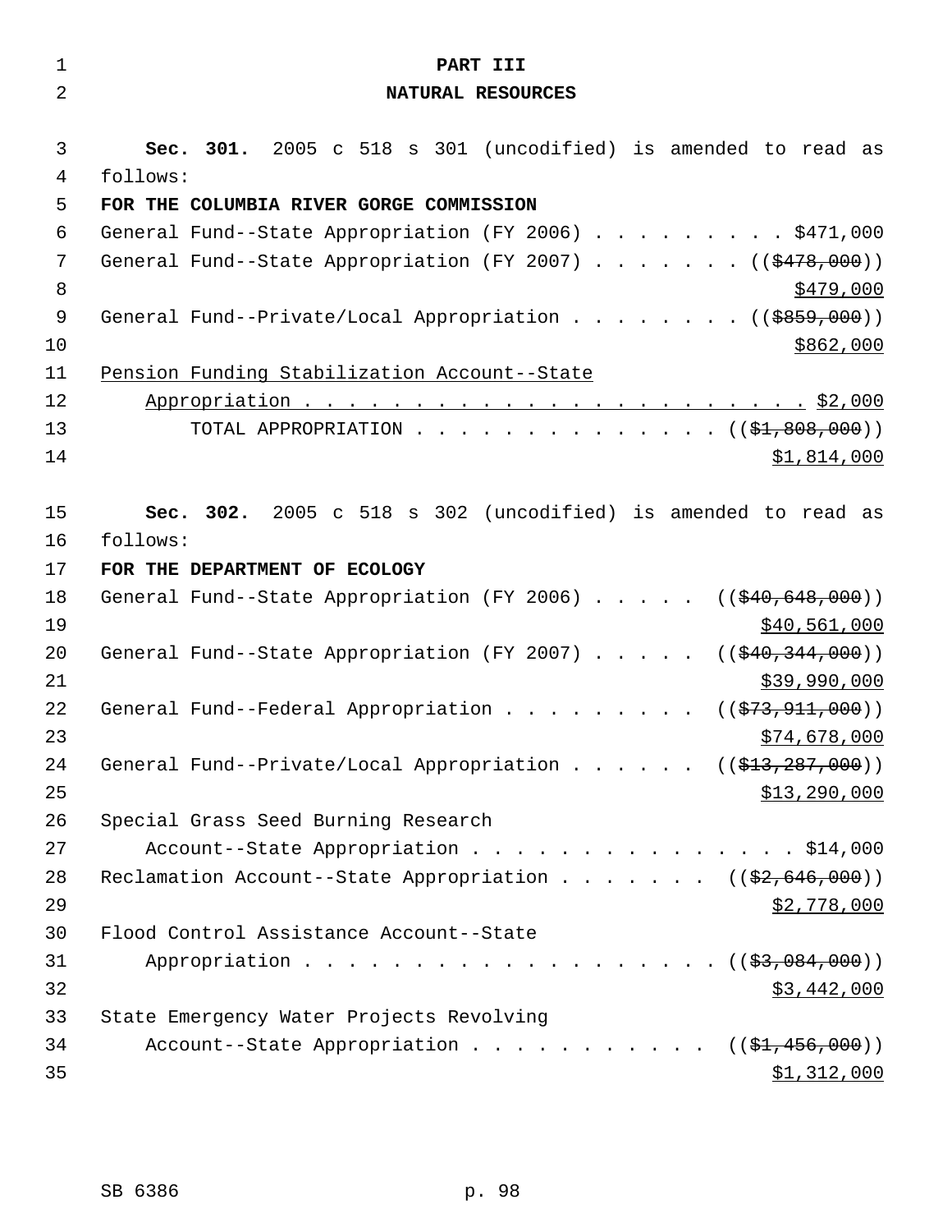**PART III**

**NATURAL RESOURCES**

**Sec. 301.** 2005 c 518 s 301 (uncodified) is amended to read as follows:

**FOR THE COLUMBIA RIVER GORGE COMMISSION**

General Fund--State Appropriation (FY 2006) . . . . . . . . . $471,000

General Fund--State Appropriation (FY 2007) . . . . . . . (($478,000)) $479,000

General Fund--Private/Local Appropriation . . . . . . . . (($859,000)) $862,000

Pension Funding Stabilization Account--State Appropriation . . . . . . . . . . . . . . . . . . . . . . . . $2,000

TOTAL APPROPRIATION . . . . . . . . . . . . . . (($1,808,000)) $1,814,000

**Sec. 302.** 2005 c 518 s 302 (uncodified) is amended to read as follows:

**FOR THE DEPARTMENT OF ECOLOGY**

General Fund--State Appropriation (FY 2006) . . . . . (($40,648,000)) $40,561,000

General Fund--State Appropriation (FY 2007) . . . . . (($40,344,000)) $39,990,000

General Fund--Federal Appropriation . . . . . . . . . (($73,911,000)) $74,678,000

General Fund--Private/Local Appropriation . . . . . . (($13,287,000)) $13,290,000

Special Grass Seed Burning Research Account--State Appropriation . . . . . . . . . . . . . . . . $14,000

Reclamation Account--State Appropriation . . . . . . . (($2,646,000)) $2,778,000

Flood Control Assistance Account--State Appropriation . . . . . . . . . . . . . . . . . . . . (($3,084,000)) $3,442,000

State Emergency Water Projects Revolving Account--State Appropriation . . . . . . . . . . . (($1,456,000)) $1,312,000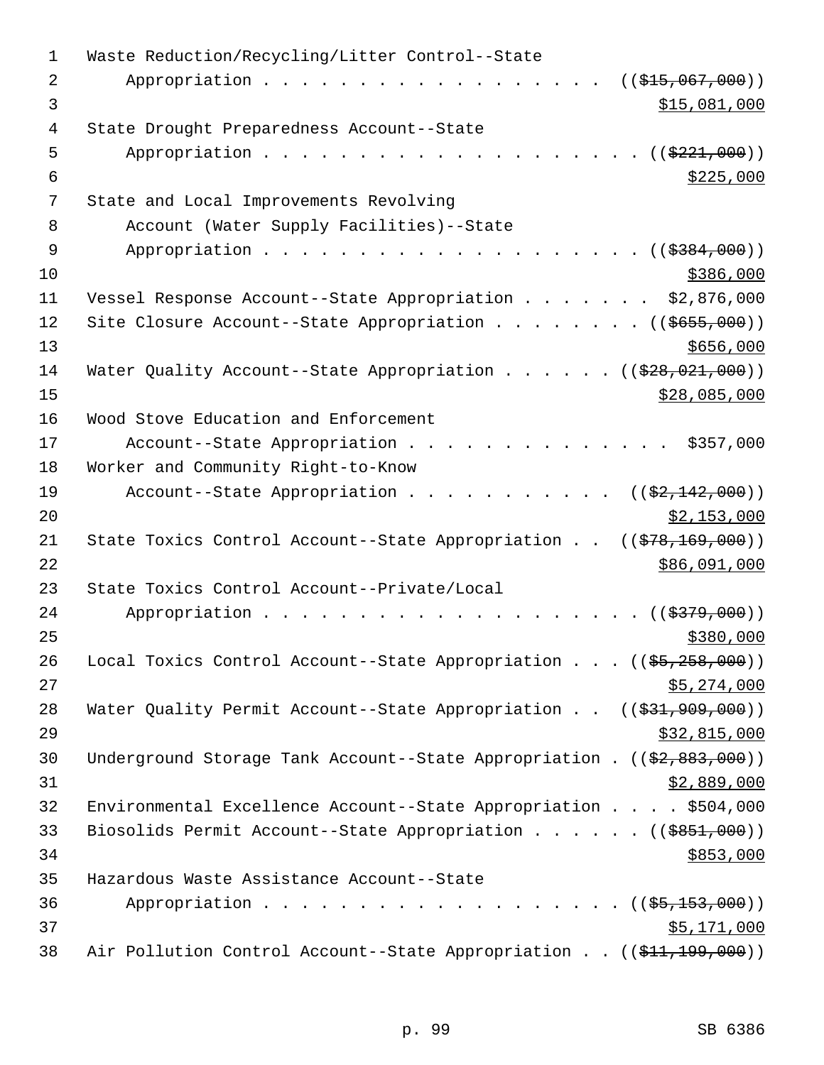Waste Reduction/Recycling/Litter Control--State
Appropriation . . . . . . . . . . . . . . . . . . . ((~~$15,067,000~~))
$15,081,000

State Drought Preparedness Account--State
Appropriation . . . . . . . . . . . . . . . . . . . . . ((~~$221,000~~))
$225,000

State and Local Improvements Revolving
Account (Water Supply Facilities)--State
Appropriation . . . . . . . . . . . . . . . . . . . . . ((~~$384,000~~))
$386,000

Vessel Response Account--State Appropriation . . . . . . . $2,876,000

Site Closure Account--State Appropriation . . . . . . . . ((~~$655,000~~))
$656,000

Water Quality Account--State Appropriation . . . . . . ((~~$28,021,000~~))
$28,085,000

Wood Stove Education and Enforcement
Account--State Appropriation . . . . . . . . . . . . . . $357,000

Worker and Community Right-to-Know
Account--State Appropriation . . . . . . . . . . . ((~~$2,142,000~~))
$2,153,000

State Toxics Control Account--State Appropriation . . ((~~$78,169,000~~))
$86,091,000

State Toxics Control Account--Private/Local
Appropriation . . . . . . . . . . . . . . . . . . . . . ((~~$379,000~~))
$380,000

Local Toxics Control Account--State Appropriation . . . ((~~$5,258,000~~))
$5,274,000

Water Quality Permit Account--State Appropriation . . ((~~$31,909,000~~))
$32,815,000

Underground Storage Tank Account--State Appropriation . ((~~$2,883,000~~))
$2,889,000

Environmental Excellence Account--State Appropriation . . . . $504,000

Biosolids Permit Account--State Appropriation . . . . . . ((~~$851,000~~))
$853,000

Hazardous Waste Assistance Account--State
Appropriation . . . . . . . . . . . . . . . . . . . . ((~~$5,153,000~~))
$5,171,000

Air Pollution Control Account--State Appropriation . . ((~~$11,199,000~~))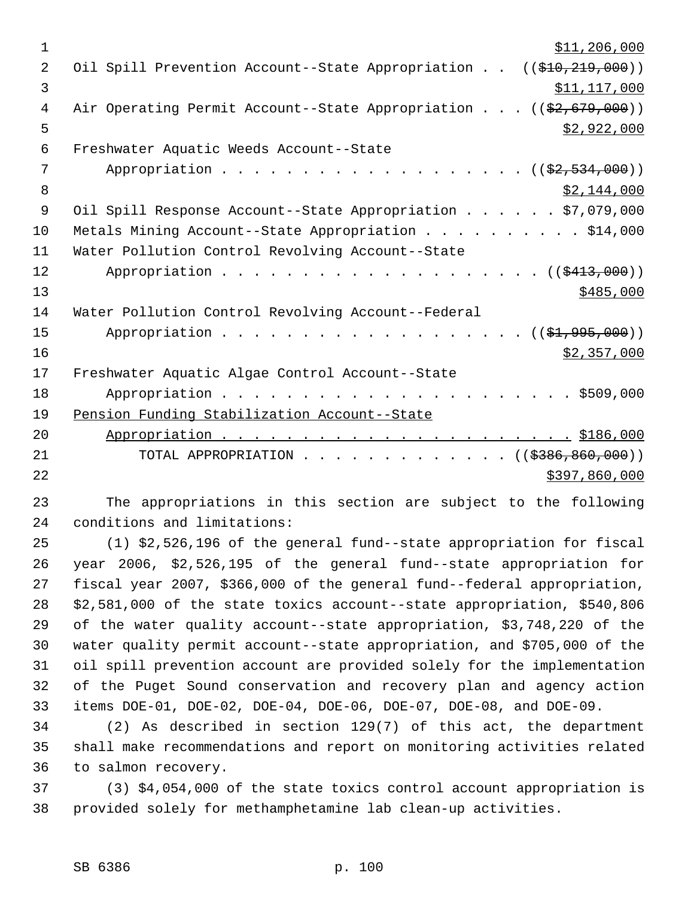$11,206,000

Oil Spill Prevention Account--State Appropriation . . (($10,219,000))

$11,117,000

Air Operating Permit Account--State Appropriation . . . (($2,679,000))

$2,922,000

Freshwater Aquatic Weeds Account--State

Appropriation . . . . . . . . . . . . . . . . . . . . (($2,534,000))

$2,144,000

Oil Spill Response Account--State Appropriation . . . . . . $7,079,000

Metals Mining Account--State Appropriation . . . . . . . . . . $14,000

Water Pollution Control Revolving Account--State

Appropriation . . . . . . . . . . . . . . . . . . . . (($413,000))

$485,000

Water Pollution Control Revolving Account--Federal

Appropriation . . . . . . . . . . . . . . . . . . . . (($1,995,000))

$2,357,000

Freshwater Aquatic Algae Control Account--State

Appropriation . . . . . . . . . . . . . . . . . . . . . . $509,000

Pension Funding Stabilization Account--State

Appropriation . . . . . . . . . . . . . . . . . . . . . . $186,000

TOTAL APPROPRIATION . . . . . . . . . . . . . (($386,860,000))

$397,860,000

The appropriations in this section are subject to the following conditions and limitations:

(1) $2,526,196 of the general fund--state appropriation for fiscal year 2006, $2,526,195 of the general fund--state appropriation for fiscal year 2007, $366,000 of the general fund--federal appropriation, $2,581,000 of the state toxics account--state appropriation, $540,806 of the water quality account--state appropriation, $3,748,220 of the water quality permit account--state appropriation, and $705,000 of the oil spill prevention account are provided solely for the implementation of the Puget Sound conservation and recovery plan and agency action items DOE-01, DOE-02, DOE-04, DOE-06, DOE-07, DOE-08, and DOE-09.

(2) As described in section 129(7) of this act, the department shall make recommendations and report on monitoring activities related to salmon recovery.

(3) $4,054,000 of the state toxics control account appropriation is provided solely for methamphetamine lab clean-up activities.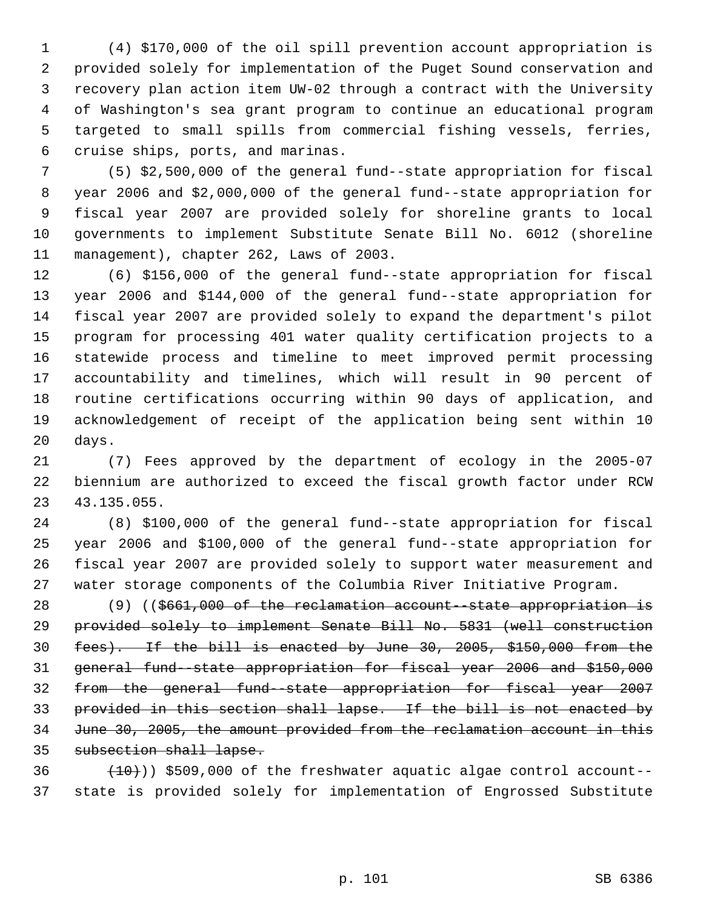(4) $170,000 of the oil spill prevention account appropriation is provided solely for implementation of the Puget Sound conservation and recovery plan action item UW-02 through a contract with the University of Washington's sea grant program to continue an educational program targeted to small spills from commercial fishing vessels, ferries, cruise ships, ports, and marinas.

(5) $2,500,000 of the general fund--state appropriation for fiscal year 2006 and $2,000,000 of the general fund--state appropriation for fiscal year 2007 are provided solely for shoreline grants to local governments to implement Substitute Senate Bill No. 6012 (shoreline management), chapter 262, Laws of 2003.

(6) $156,000 of the general fund--state appropriation for fiscal year 2006 and $144,000 of the general fund--state appropriation for fiscal year 2007 are provided solely to expand the department's pilot program for processing 401 water quality certification projects to a statewide process and timeline to meet improved permit processing accountability and timelines, which will result in 90 percent of routine certifications occurring within 90 days of application, and acknowledgement of receipt of the application being sent within 10 days.

(7) Fees approved by the department of ecology in the 2005-07 biennium are authorized to exceed the fiscal growth factor under RCW 43.135.055.

(8) $100,000 of the general fund--state appropriation for fiscal year 2006 and $100,000 of the general fund--state appropriation for fiscal year 2007 are provided solely to support water measurement and water storage components of the Columbia River Initiative Program.

(9) ((~~$661,000 of the reclamation account--state appropriation is provided solely to implement Senate Bill No. 5831 (well construction fees). If the bill is enacted by June 30, 2005, $150,000 from the general fund--state appropriation for fiscal year 2006 and $150,000 from the general fund--state appropriation for fiscal year 2007 provided in this section shall lapse. If the bill is not enacted by June 30, 2005, the amount provided from the reclamation account in this subsection shall lapse.~~

~~(10)~~)) $509,000 of the freshwater aquatic algae control account--state is provided solely for implementation of Engrossed Substitute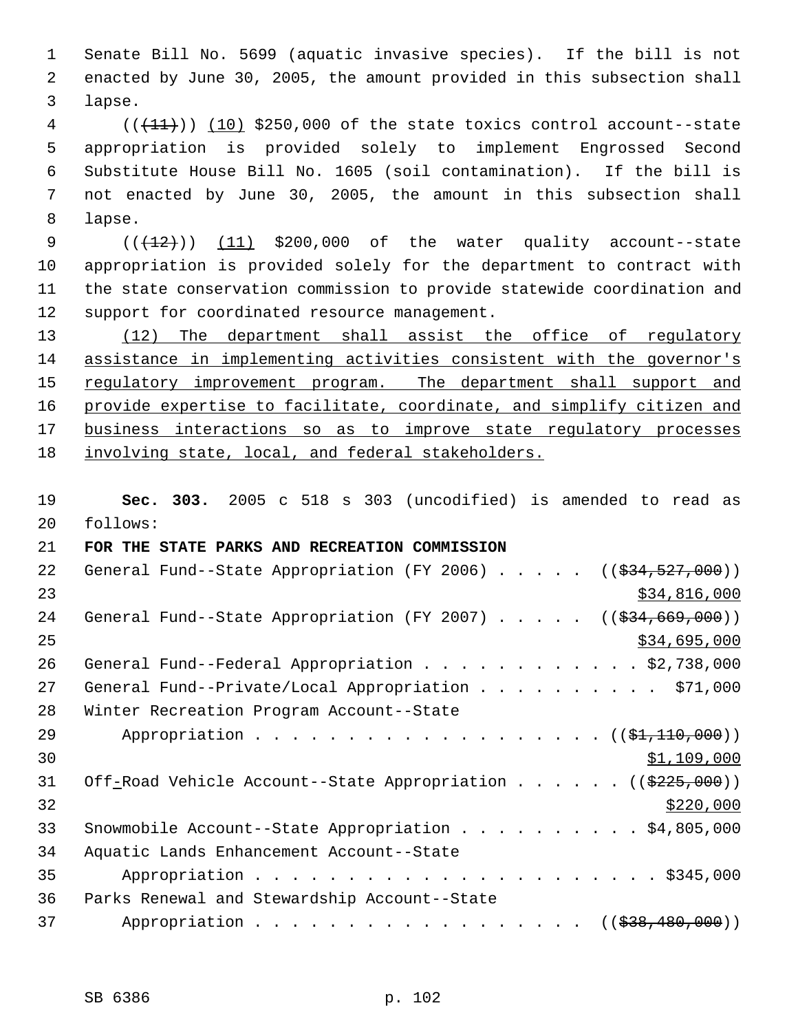Senate Bill No. 5699 (aquatic invasive species). If the bill is not enacted by June 30, 2005, the amount provided in this subsection shall lapse.

(( ~~(11)~~ )) (10) $250,000 of the state toxics control account--state appropriation is provided solely to implement Engrossed Second Substitute House Bill No. 1605 (soil contamination). If the bill is not enacted by June 30, 2005, the amount in this subsection shall lapse.

(( ~~(12)~~ )) (11) $200,000 of the water quality account--state appropriation is provided solely for the department to contract with the state conservation commission to provide statewide coordination and support for coordinated resource management.

(12) The department shall assist the office of regulatory assistance in implementing activities consistent with the governor's regulatory improvement program. The department shall support and provide expertise to facilitate, coordinate, and simplify citizen and business interactions so as to improve state regulatory processes involving state, local, and federal stakeholders.

**Sec. 303.** 2005 c 518 s 303 (uncodified) is amended to read as follows:

**FOR THE STATE PARKS AND RECREATION COMMISSION**

General Fund--State Appropriation (FY 2006) . . . . . (( ~~$34,527,000~~ )) $34,816,000

General Fund--State Appropriation (FY 2007) . . . . . (( ~~$34,669,000~~ )) $34,695,000

General Fund--Federal Appropriation . . . . . . . . . . . . $2,738,000

General Fund--Private/Local Appropriation . . . . . . . . . . $71,000

Winter Recreation Program Account--State Appropriation . . . . . . . . . . . . . . . . . . . (( ~~$1,110,000~~ )) $1,109,000

Off-Road Vehicle Account--State Appropriation . . . . . . (( ~~$225,000~~ )) $220,000

Snowmobile Account--State Appropriation . . . . . . . . . . $4,805,000

Aquatic Lands Enhancement Account--State Appropriation . . . . . . . . . . . . . . . . . . . . . . $345,000

Parks Renewal and Stewardship Account--State Appropriation . . . . . . . . . . . . . . . . . . (( ~~$38,480,000~~ ))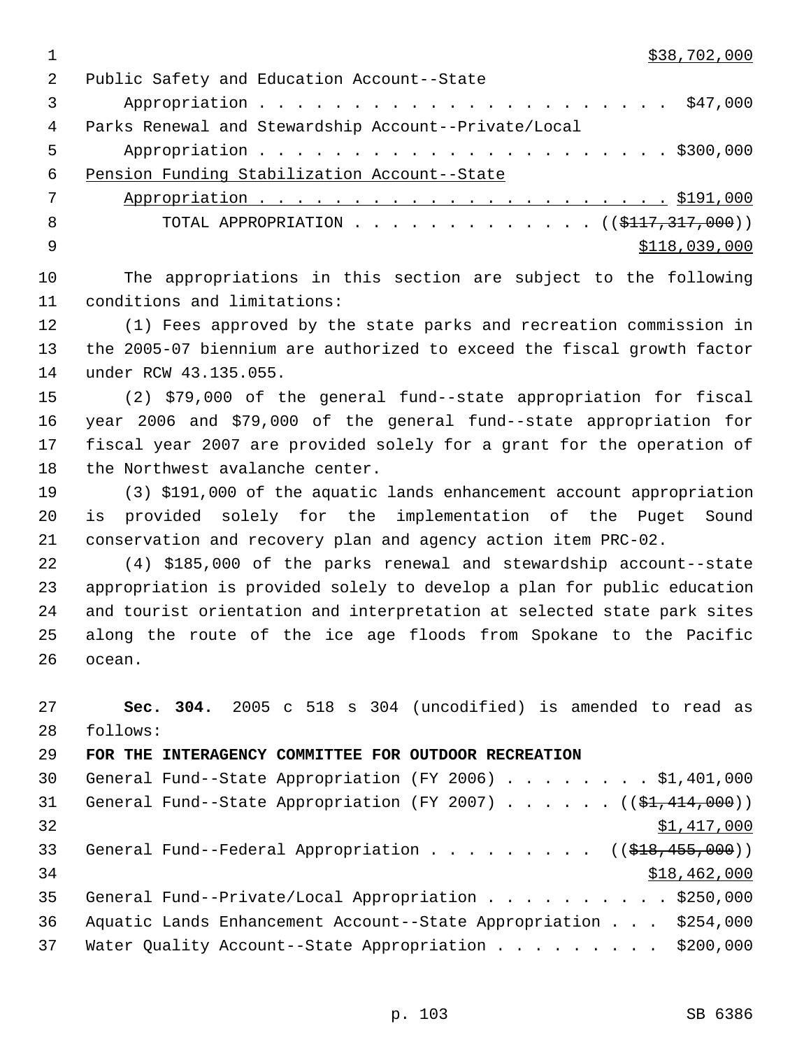$38,702,000

Public Safety and Education Account--State Appropriation . . . . . . . . . . . . . . . . . . . . . . $47,000

Parks Renewal and Stewardship Account--Private/Local Appropriation . . . . . . . . . . . . . . . . . . . . . . $300,000

Pension Funding Stabilization Account--State Appropriation . . . . . . . . . . . . . . . . . . . . . . $191,000

TOTAL APPROPRIATION . . . . . . . . . . . . . ((~~$117,317,000~~)) $118,039,000

The appropriations in this section are subject to the following conditions and limitations:

(1) Fees approved by the state parks and recreation commission in the 2005-07 biennium are authorized to exceed the fiscal growth factor under RCW 43.135.055.

(2) $79,000 of the general fund--state appropriation for fiscal year 2006 and $79,000 of the general fund--state appropriation for fiscal year 2007 are provided solely for a grant for the operation of the Northwest avalanche center.

(3) $191,000 of the aquatic lands enhancement account appropriation is provided solely for the implementation of the Puget Sound conservation and recovery plan and agency action item PRC-02.

(4) $185,000 of the parks renewal and stewardship account--state appropriation is provided solely to develop a plan for public education and tourist orientation and interpretation at selected state park sites along the route of the ice age floods from Spokane to the Pacific ocean.

**Sec. 304.** 2005 c 518 s 304 (uncodified) is amended to read as follows:

**FOR THE INTERAGENCY COMMITTEE FOR OUTDOOR RECREATION**

General Fund--State Appropriation (FY 2006) . . . . . . . . $1,401,000

General Fund--State Appropriation (FY 2007) . . . . . . ((~~$1,414,000~~)) $1,417,000

General Fund--Federal Appropriation . . . . . . . . . ((~~$18,455,000~~)) $18,462,000

General Fund--Private/Local Appropriation . . . . . . . . . . $250,000

Aquatic Lands Enhancement Account--State Appropriation . . . $254,000

Water Quality Account--State Appropriation . . . . . . . . . $200,000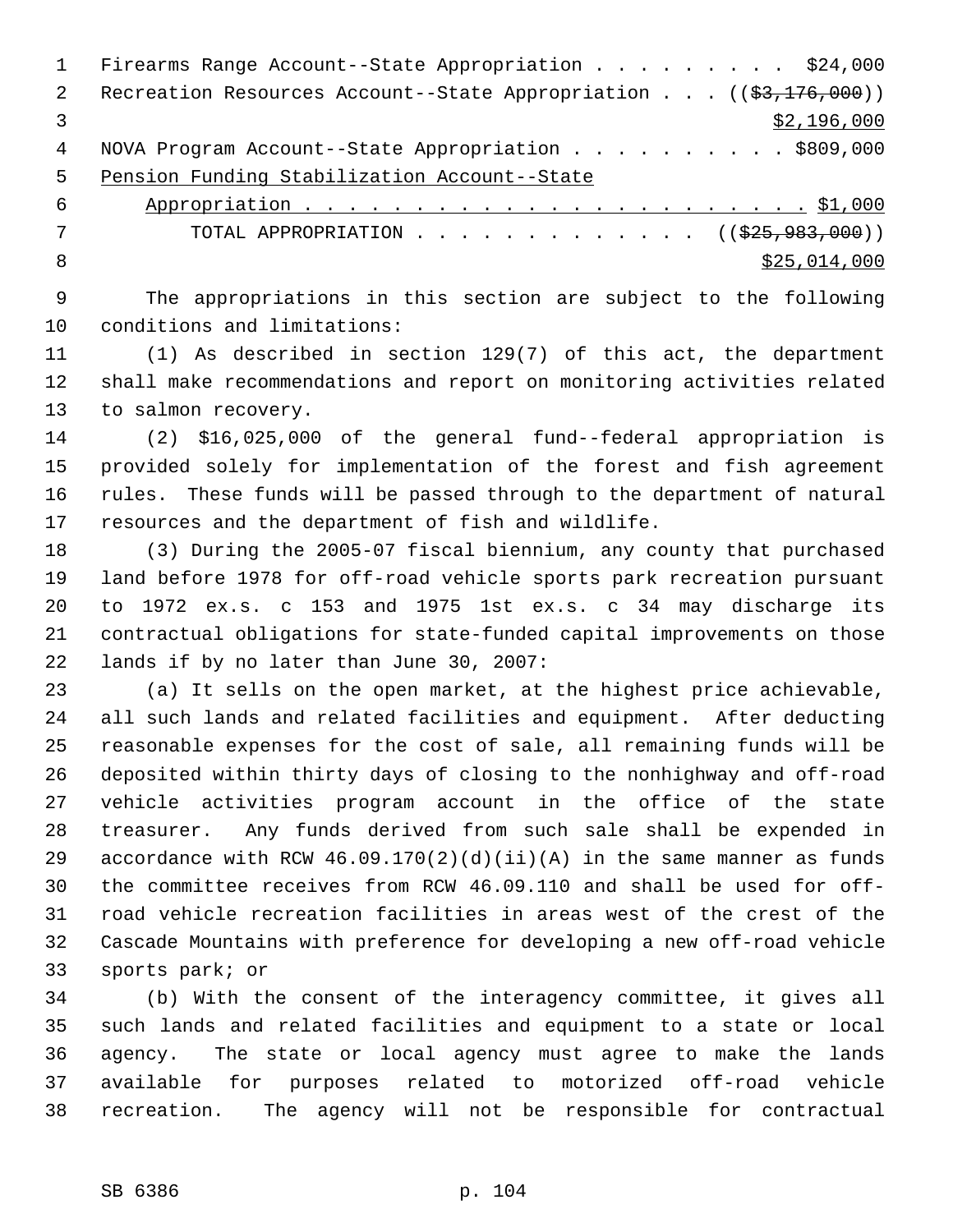Firearms Range Account--State Appropriation . . . . . . . . . $24,000
Recreation Resources Account--State Appropriation . . . ((~~$3,176,000~~))
$2,196,000
NOVA Program Account--State Appropriation . . . . . . . . . . $809,000
Pension Funding Stabilization Account--State
Appropriation . . . . . . . . . . . . . . . . . . . . . . . . $1,000
TOTAL APPROPRIATION . . . . . . . . . . . . . ((~~$25,983,000~~))
$25,014,000

The appropriations in this section are subject to the following conditions and limitations:

(1) As described in section 129(7) of this act, the department shall make recommendations and report on monitoring activities related to salmon recovery.

(2) $16,025,000 of the general fund--federal appropriation is provided solely for implementation of the forest and fish agreement rules. These funds will be passed through to the department of natural resources and the department of fish and wildlife.

(3) During the 2005-07 fiscal biennium, any county that purchased land before 1978 for off-road vehicle sports park recreation pursuant to 1972 ex.s. c 153 and 1975 1st ex.s. c 34 may discharge its contractual obligations for state-funded capital improvements on those lands if by no later than June 30, 2007:

(a) It sells on the open market, at the highest price achievable, all such lands and related facilities and equipment. After deducting reasonable expenses for the cost of sale, all remaining funds will be deposited within thirty days of closing to the nonhighway and off-road vehicle activities program account in the office of the state treasurer. Any funds derived from such sale shall be expended in accordance with RCW 46.09.170(2)(d)(ii)(A) in the same manner as funds the committee receives from RCW 46.09.110 and shall be used for off-road vehicle recreation facilities in areas west of the crest of the Cascade Mountains with preference for developing a new off-road vehicle sports park; or

(b) With the consent of the interagency committee, it gives all such lands and related facilities and equipment to a state or local agency. The state or local agency must agree to make the lands available for purposes related to motorized off-road vehicle recreation. The agency will not be responsible for contractual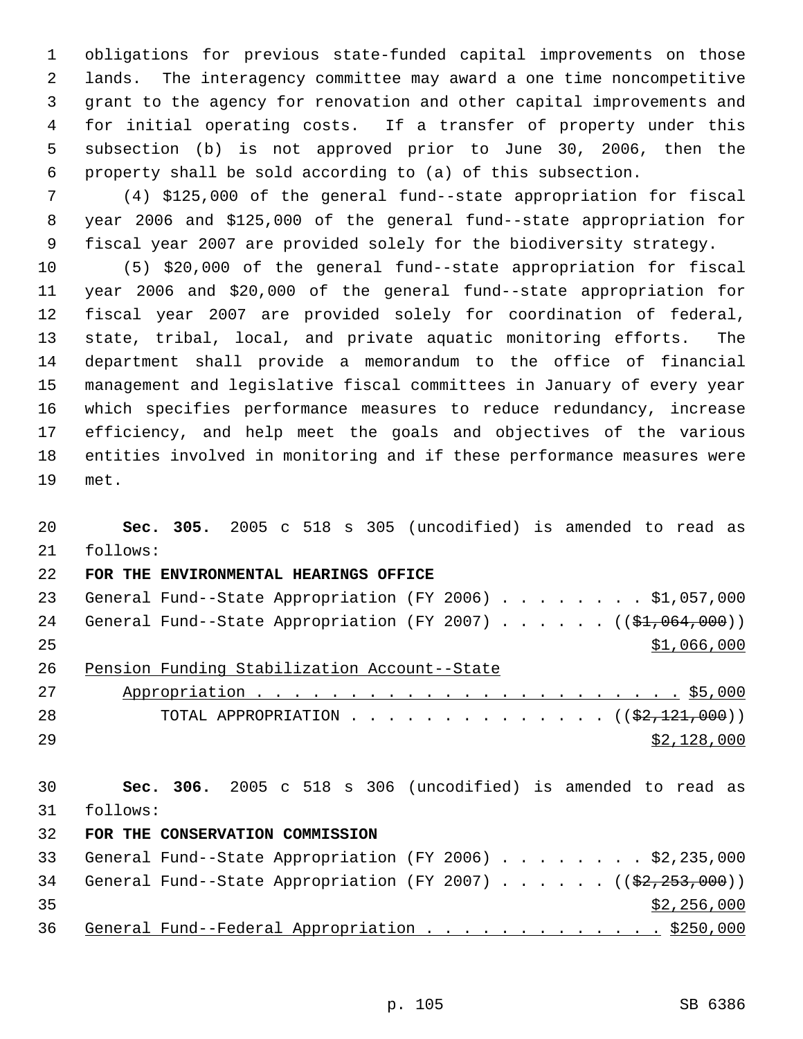obligations for previous state-funded capital improvements on those lands. The interagency committee may award a one time noncompetitive grant to the agency for renovation and other capital improvements and for initial operating costs. If a transfer of property under this subsection (b) is not approved prior to June 30, 2006, then the property shall be sold according to (a) of this subsection.

(4) $125,000 of the general fund--state appropriation for fiscal year 2006 and $125,000 of the general fund--state appropriation for fiscal year 2007 are provided solely for the biodiversity strategy.

(5) $20,000 of the general fund--state appropriation for fiscal year 2006 and $20,000 of the general fund--state appropriation for fiscal year 2007 are provided solely for coordination of federal, state, tribal, local, and private aquatic monitoring efforts. The department shall provide a memorandum to the office of financial management and legislative fiscal committees in January of every year which specifies performance measures to reduce redundancy, increase efficiency, and help meet the goals and objectives of the various entities involved in monitoring and if these performance measures were met.

**Sec. 305.** 2005 c 518 s 305 (uncodified) is amended to read as follows:

**FOR THE ENVIRONMENTAL HEARINGS OFFICE**

General Fund--State Appropriation (FY 2006) . . . . . . . . $1,057,000
General Fund--State Appropriation (FY 2007) . . . . . . (( ~~$1,064,000~~ ))
<u>$1,066,000</u>
<u>Pension Funding Stabilization Account--State Appropriation . . . . . . . . . . . . . . . . . . . . . . . $5,000</u>
TOTAL APPROPRIATION . . . . . . . . . . . . . . (( ~~$2,121,000~~ ))
<u>$2,128,000</u>

**Sec. 306.** 2005 c 518 s 306 (uncodified) is amended to read as follows:

**FOR THE CONSERVATION COMMISSION**

General Fund--State Appropriation (FY 2006) . . . . . . . . $2,235,000
General Fund--State Appropriation (FY 2007) . . . . . . (( ~~$2,253,000~~ ))
<u>$2,256,000</u>
<u>General Fund--Federal Appropriation . . . . . . . . . . . . . $250,000</u>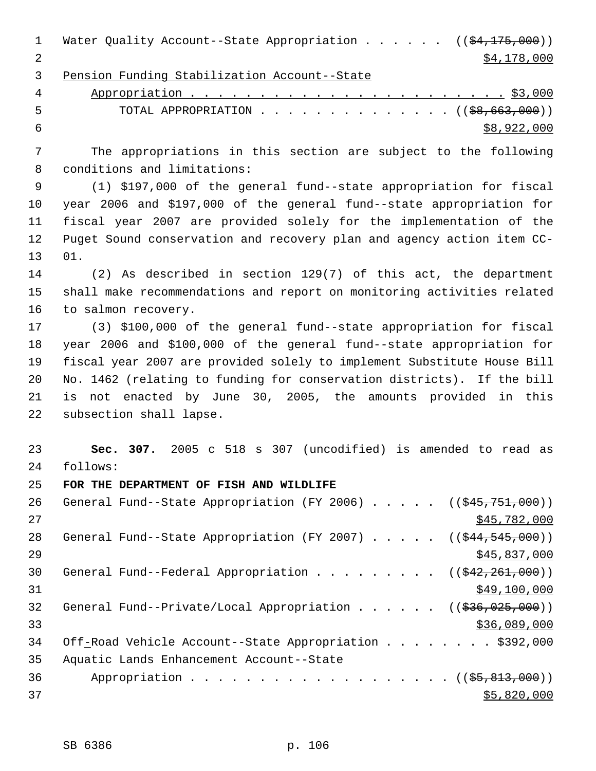Water Quality Account--State Appropriation . . . . . . ((~~$4,175,000~~))
<u>$4,178,000</u>

<u>Pension Funding Stabilization Account--State</u>
<u>Appropriation . . . . . . . . . . . . . . . . . . . . . . . $3,000</u>

TOTAL APPROPRIATION . . . . . . . . . . . . . . ((~~$8,663,000~~))
<u>$8,922,000</u>

The appropriations in this section are subject to the following conditions and limitations:

(1) $197,000 of the general fund--state appropriation for fiscal year 2006 and $197,000 of the general fund--state appropriation for fiscal year 2007 are provided solely for the implementation of the Puget Sound conservation and recovery plan and agency action item CC-01.

(2) As described in section 129(7) of this act, the department shall make recommendations and report on monitoring activities related to salmon recovery.

(3) $100,000 of the general fund--state appropriation for fiscal year 2006 and $100,000 of the general fund--state appropriation for fiscal year 2007 are provided solely to implement Substitute House Bill No. 1462 (relating to funding for conservation districts). If the bill is not enacted by June 30, 2005, the amounts provided in this subsection shall lapse.

**Sec. 307.** 2005 c 518 s 307 (uncodified) is amended to read as follows:

**FOR THE DEPARTMENT OF FISH AND WILDLIFE**

General Fund--State Appropriation (FY 2006) . . . . . ((~~$45,751,000~~))
<u>$45,782,000</u>

General Fund--State Appropriation (FY 2007) . . . . . ((~~$44,545,000~~))
<u>$45,837,000</u>

General Fund--Federal Appropriation . . . . . . . . . ((~~$42,261,000~~))
<u>$49,100,000</u>

General Fund--Private/Local Appropriation . . . . . . ((~~$36,025,000~~))
<u>$36,089,000</u>

Off<u>-</u>Road Vehicle Account--State Appropriation . . . . . . . . $392,000

Aquatic Lands Enhancement Account--State
Appropriation . . . . . . . . . . . . . . . . . . . . ((~~$5,813,000~~))
<u>$5,820,000</u>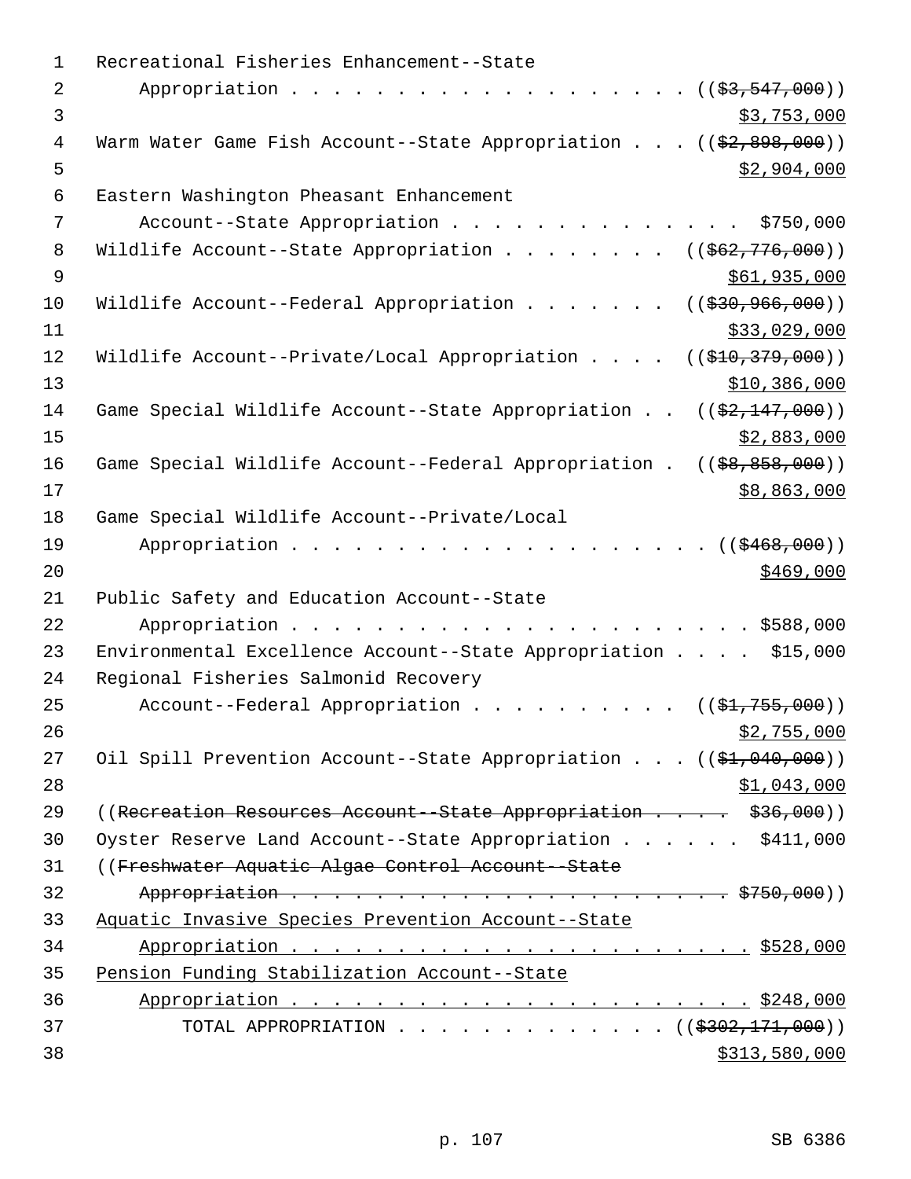Recreational Fisheries Enhancement--State
Appropriation . . . . . . . . . . . . . . . . . . . . (($3,547,000))
$3,753,000
Warm Water Game Fish Account--State Appropriation . . . (($2,898,000))
$2,904,000
Eastern Washington Pheasant Enhancement
Account--State Appropriation . . . . . . . . . . . . . . . $750,000
Wildlife Account--State Appropriation . . . . . . . . (($62,776,000))
$61,935,000
Wildlife Account--Federal Appropriation . . . . . . . (($30,966,000))
$33,029,000
Wildlife Account--Private/Local Appropriation . . . . (($10,379,000))
$10,386,000
Game Special Wildlife Account--State Appropriation . . (($2,147,000))
$2,883,000
Game Special Wildlife Account--Federal Appropriation . (($8,858,000))
$8,863,000
Game Special Wildlife Account--Private/Local
Appropriation . . . . . . . . . . . . . . . . . . . . . (($468,000))
$469,000
Public Safety and Education Account--State
Appropriation . . . . . . . . . . . . . . . . . . . . . . $588,000
Environmental Excellence Account--State Appropriation . . . . $15,000
Regional Fisheries Salmonid Recovery
Account--Federal Appropriation . . . . . . . . . . (($1,755,000))
$2,755,000
Oil Spill Prevention Account--State Appropriation . . . (($1,040,000))
$1,043,000
((~~Recreation Resources Account--State Appropriation . . . . $36,000~~))
Oyster Reserve Land Account--State Appropriation . . . . . . $411,000
((~~Freshwater Aquatic Algae Control Account--State~~
~~Appropriation . . . . . . . . . . . . . . . . . . . . . . . $750,000~~))
<u>Aquatic Invasive Species Prevention Account--State</u>
<u>Appropriation . . . . . . . . . . . . . . . . . . . . . . . $528,000</u>
<u>Pension Funding Stabilization Account--State</u>
<u>Appropriation . . . . . . . . . . . . . . . . . . . . . . . $248,000</u>
TOTAL APPROPRIATION . . . . . . . . . . . . . (($302,171,000))
$313,580,000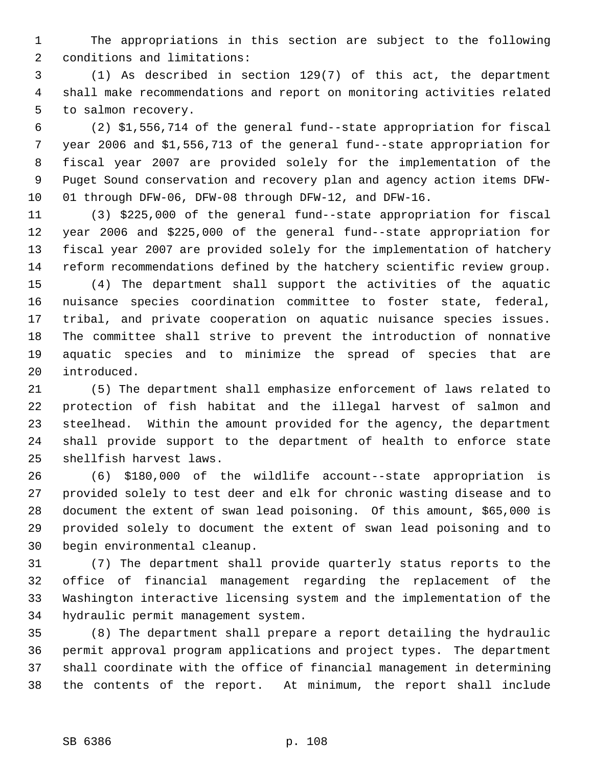The appropriations in this section are subject to the following conditions and limitations:

(1) As described in section 129(7) of this act, the department shall make recommendations and report on monitoring activities related to salmon recovery.

(2) $1,556,714 of the general fund--state appropriation for fiscal year 2006 and $1,556,713 of the general fund--state appropriation for fiscal year 2007 are provided solely for the implementation of the Puget Sound conservation and recovery plan and agency action items DFW-01 through DFW-06, DFW-08 through DFW-12, and DFW-16.

(3) $225,000 of the general fund--state appropriation for fiscal year 2006 and $225,000 of the general fund--state appropriation for fiscal year 2007 are provided solely for the implementation of hatchery reform recommendations defined by the hatchery scientific review group.

(4) The department shall support the activities of the aquatic nuisance species coordination committee to foster state, federal, tribal, and private cooperation on aquatic nuisance species issues. The committee shall strive to prevent the introduction of nonnative aquatic species and to minimize the spread of species that are introduced.

(5) The department shall emphasize enforcement of laws related to protection of fish habitat and the illegal harvest of salmon and steelhead. Within the amount provided for the agency, the department shall provide support to the department of health to enforce state shellfish harvest laws.

(6) $180,000 of the wildlife account--state appropriation is provided solely to test deer and elk for chronic wasting disease and to document the extent of swan lead poisoning. Of this amount, $65,000 is provided solely to document the extent of swan lead poisoning and to begin environmental cleanup.

(7) The department shall provide quarterly status reports to the office of financial management regarding the replacement of the Washington interactive licensing system and the implementation of the hydraulic permit management system.

(8) The department shall prepare a report detailing the hydraulic permit approval program applications and project types. The department shall coordinate with the office of financial management in determining the contents of the report. At minimum, the report shall include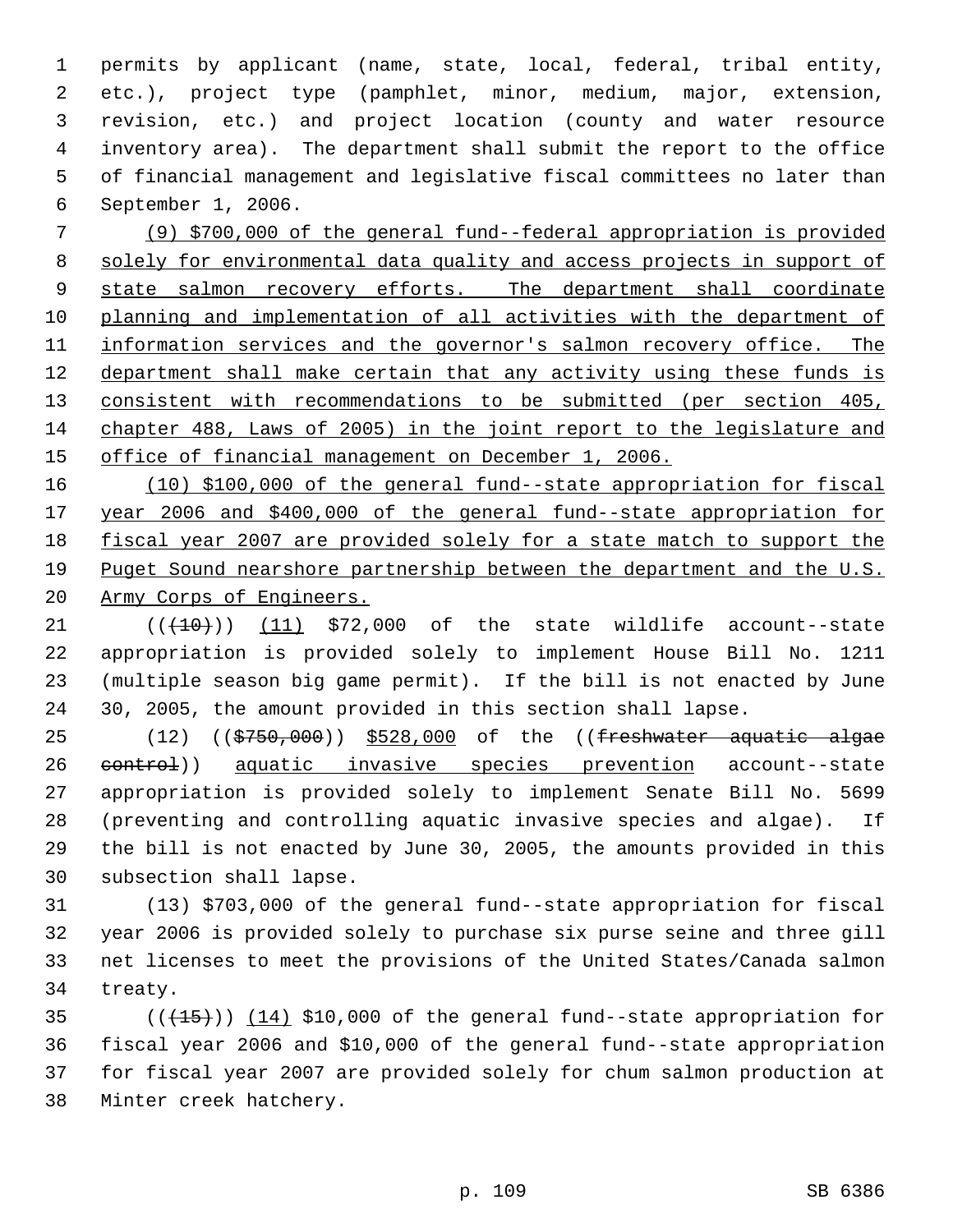permits by applicant (name, state, local, federal, tribal entity, etc.), project type (pamphlet, minor, medium, major, extension, revision, etc.) and project location (county and water resource inventory area). The department shall submit the report to the office of financial management and legislative fiscal committees no later than September 1, 2006.

(9) $700,000 of the general fund--federal appropriation is provided solely for environmental data quality and access projects in support of state salmon recovery efforts. The department shall coordinate planning and implementation of all activities with the department of information services and the governor's salmon recovery office. The department shall make certain that any activity using these funds is consistent with recommendations to be submitted (per section 405, chapter 488, Laws of 2005) in the joint report to the legislature and office of financial management on December 1, 2006.

(10) $100,000 of the general fund--state appropriation for fiscal year 2006 and $400,000 of the general fund--state appropriation for fiscal year 2007 are provided solely for a state match to support the Puget Sound nearshore partnership between the department and the U.S. Army Corps of Engineers.

(((10))) (11) $72,000 of the state wildlife account--state appropriation is provided solely to implement House Bill No. 1211 (multiple season big game permit). If the bill is not enacted by June 30, 2005, the amount provided in this section shall lapse.

(12) (($750,000)) $528,000 of the ((freshwater aquatic algae control)) aquatic invasive species prevention account--state appropriation is provided solely to implement Senate Bill No. 5699 (preventing and controlling aquatic invasive species and algae). If the bill is not enacted by June 30, 2005, the amounts provided in this subsection shall lapse.

(13) $703,000 of the general fund--state appropriation for fiscal year 2006 is provided solely to purchase six purse seine and three gill net licenses to meet the provisions of the United States/Canada salmon treaty.

(((15))) (14) $10,000 of the general fund--state appropriation for fiscal year 2006 and $10,000 of the general fund--state appropriation for fiscal year 2007 are provided solely for chum salmon production at Minter creek hatchery.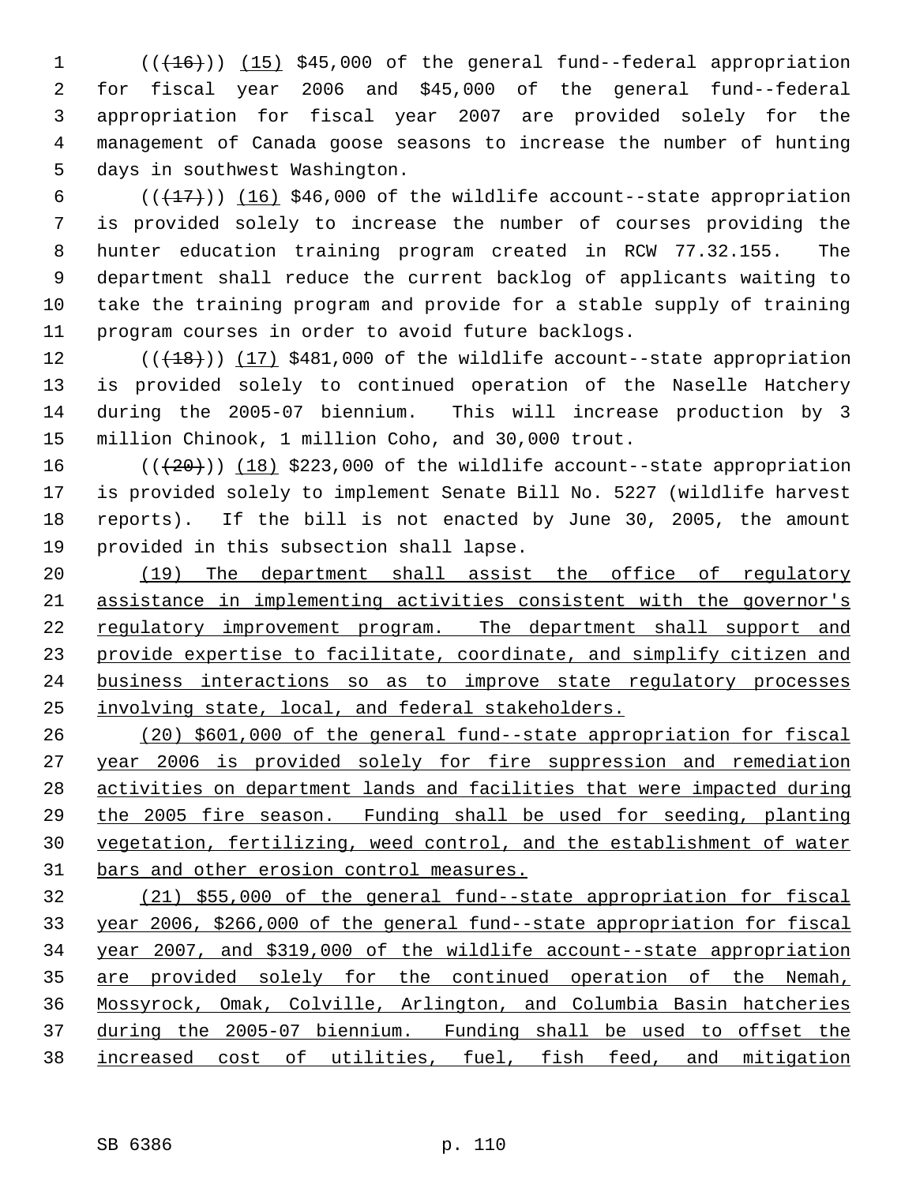((~~(16)~~)) (15) $45,000 of the general fund--federal appropriation for fiscal year 2006 and $45,000 of the general fund--federal appropriation for fiscal year 2007 are provided solely for the management of Canada goose seasons to increase the number of hunting days in southwest Washington.

((~~(17)~~)) (16) $46,000 of the wildlife account--state appropriation is provided solely to increase the number of courses providing the hunter education training program created in RCW 77.32.155. The department shall reduce the current backlog of applicants waiting to take the training program and provide for a stable supply of training program courses in order to avoid future backlogs.

((~~(18)~~)) (17) $481,000 of the wildlife account--state appropriation is provided solely to continued operation of the Naselle Hatchery during the 2005-07 biennium. This will increase production by 3 million Chinook, 1 million Coho, and 30,000 trout.

((~~(20)~~)) (18) $223,000 of the wildlife account--state appropriation is provided solely to implement Senate Bill No. 5227 (wildlife harvest reports). If the bill is not enacted by June 30, 2005, the amount provided in this subsection shall lapse.

<u>(19) The department shall assist the office of regulatory assistance in implementing activities consistent with the governor's regulatory improvement program. The department shall support and provide expertise to facilitate, coordinate, and simplify citizen and business interactions so as to improve state regulatory processes involving state, local, and federal stakeholders.</u>

<u>(20) $601,000 of the general fund--state appropriation for fiscal year 2006 is provided solely for fire suppression and remediation activities on department lands and facilities that were impacted during the 2005 fire season. Funding shall be used for seeding, planting vegetation, fertilizing, weed control, and the establishment of water bars and other erosion control measures.</u>

<u>(21) $55,000 of the general fund--state appropriation for fiscal year 2006, $266,000 of the general fund--state appropriation for fiscal year 2007, and $319,000 of the wildlife account--state appropriation are provided solely for the continued operation of the Nemah, Mossyrock, Omak, Colville, Arlington, and Columbia Basin hatcheries during the 2005-07 biennium. Funding shall be used to offset the increased cost of utilities, fuel, fish feed, and mitigation</u>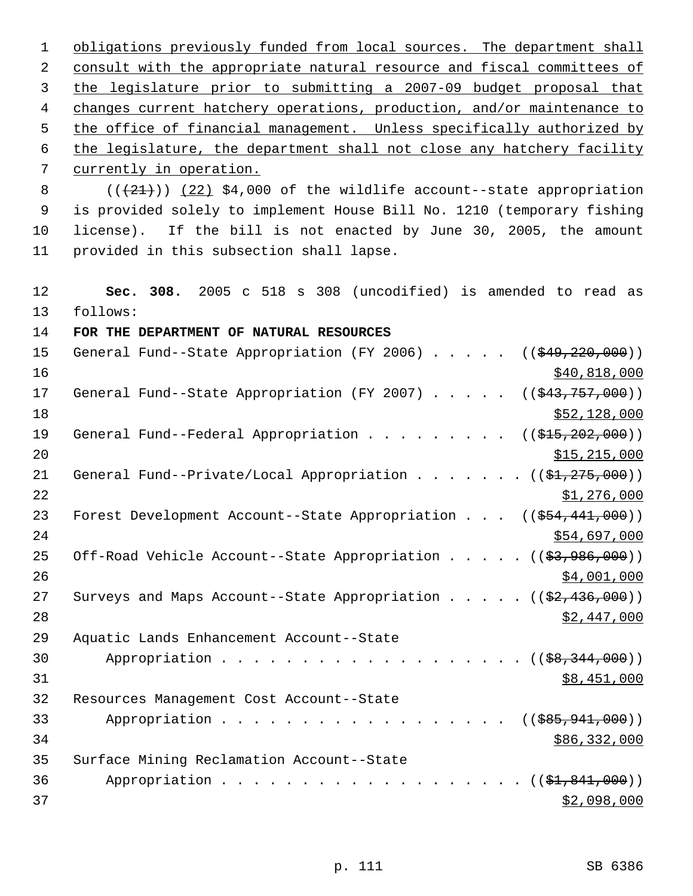obligations previously funded from local sources. The department shall consult with the appropriate natural resource and fiscal committees of the legislature prior to submitting a 2007-09 budget proposal that changes current hatchery operations, production, and/or maintenance to the office of financial management. Unless specifically authorized by the legislature, the department shall not close any hatchery facility currently in operation.

(((21))) (22) $4,000 of the wildlife account--state appropriation is provided solely to implement House Bill No. 1210 (temporary fishing license). If the bill is not enacted by June 30, 2005, the amount provided in this subsection shall lapse.

**Sec. 308.** 2005 c 518 s 308 (uncodified) is amended to read as follows:

**FOR THE DEPARTMENT OF NATURAL RESOURCES**

General Fund--State Appropriation (FY 2006) . . . . . (($49,220,000)) $40,818,000

General Fund--State Appropriation (FY 2007) . . . . . (($43,757,000)) $52,128,000

General Fund--Federal Appropriation . . . . . . . . . (($15,202,000)) $15,215,000

General Fund--Private/Local Appropriation . . . . . . . (($1,275,000)) $1,276,000

Forest Development Account--State Appropriation . . . (($54,441,000)) $54,697,000

Off-Road Vehicle Account--State Appropriation . . . . . (($3,986,000)) $4,001,000

Surveys and Maps Account--State Appropriation . . . . . (($2,436,000)) $2,447,000

Aquatic Lands Enhancement Account--State Appropriation . . . . . . . . . . . . . . . . . . . (($8,344,000)) $8,451,000

Resources Management Cost Account--State Appropriation . . . . . . . . . . . . . . . . . . (($85,941,000)) $86,332,000

Surface Mining Reclamation Account--State Appropriation . . . . . . . . . . . . . . . . . . . (($1,841,000)) $2,098,000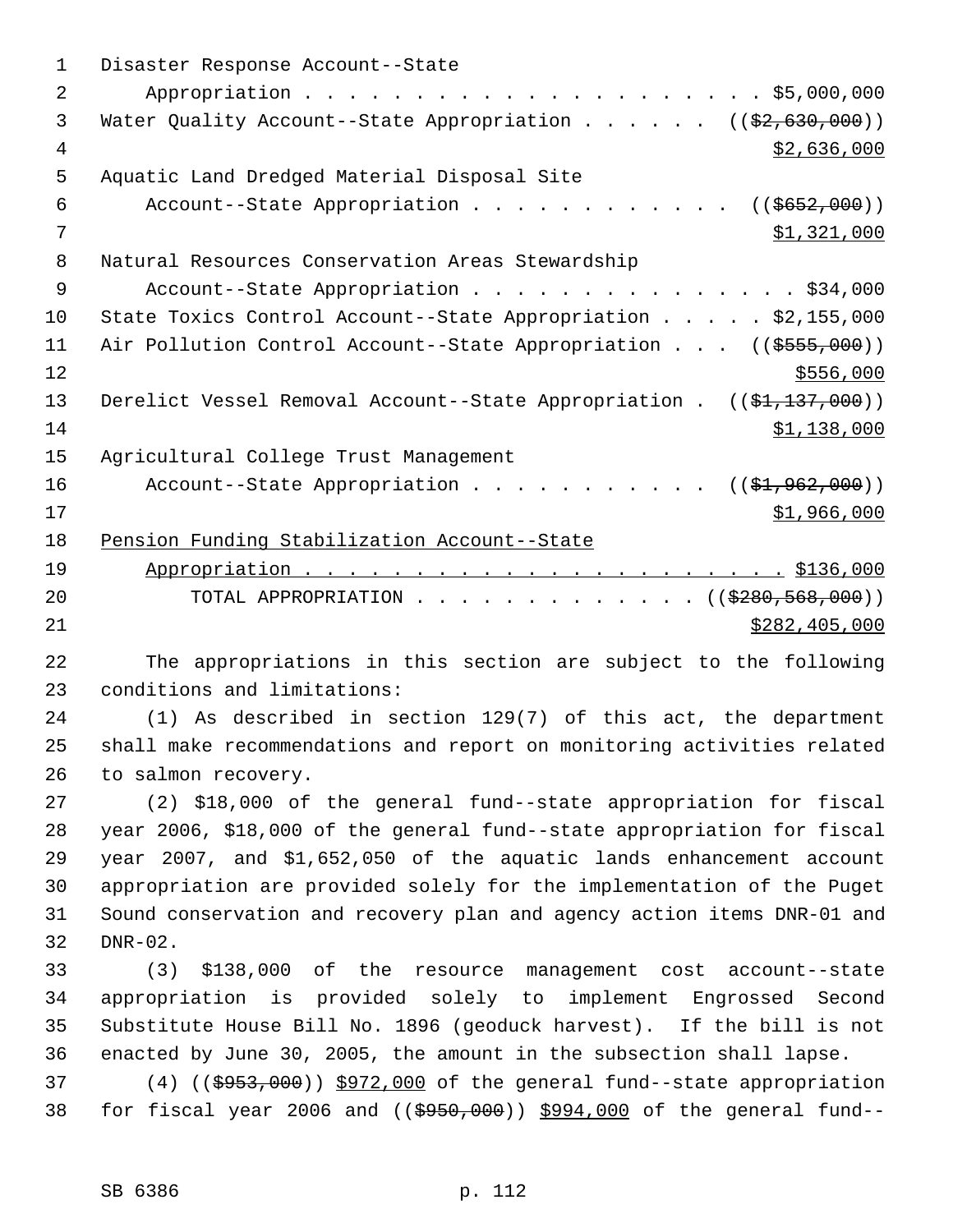Disaster Response Account--State Appropriation . . . . . . . . . . . . . . . . . . . . . . $5,000,000

Water Quality Account--State Appropriation . . . . . . ((~~$2,630,000~~)) <u>$2,636,000</u>

Aquatic Land Dredged Material Disposal Site Account--State Appropriation . . . . . . . . . . . . ((~~$652,000~~)) <u>$1,321,000</u>

Natural Resources Conservation Areas Stewardship Account--State Appropriation . . . . . . . . . . . . . . . . $34,000

State Toxics Control Account--State Appropriation . . . . . $2,155,000

Air Pollution Control Account--State Appropriation . . . ((~~$555,000~~)) <u>$556,000</u>

Derelict Vessel Removal Account--State Appropriation . ((~~$1,137,000~~)) <u>$1,138,000</u>

Agricultural College Trust Management Account--State Appropriation . . . . . . . . . . . ((~~$1,962,000~~)) <u>$1,966,000</u>

<u>Pension Funding Stabilization Account--State Appropriation . . . . . . . . . . . . . . . . . . . . . . . . $136,000</u>

TOTAL APPROPRIATION . . . . . . . . . . . . . . ((~~$280,568,000~~)) <u>$282,405,000</u>

The appropriations in this section are subject to the following conditions and limitations:

(1) As described in section 129(7) of this act, the department shall make recommendations and report on monitoring activities related to salmon recovery.

(2) $18,000 of the general fund--state appropriation for fiscal year 2006, $18,000 of the general fund--state appropriation for fiscal year 2007, and $1,652,050 of the aquatic lands enhancement account appropriation are provided solely for the implementation of the Puget Sound conservation and recovery plan and agency action items DNR-01 and DNR-02.

(3) $138,000 of the resource management cost account--state appropriation is provided solely to implement Engrossed Second Substitute House Bill No. 1896 (geoduck harvest). If the bill is not enacted by June 30, 2005, the amount in the subsection shall lapse.

(4) ((~~$953,000~~)) <u>$972,000</u> of the general fund--state appropriation for fiscal year 2006 and ((~~$950,000~~)) <u>$994,000</u> of the general fund--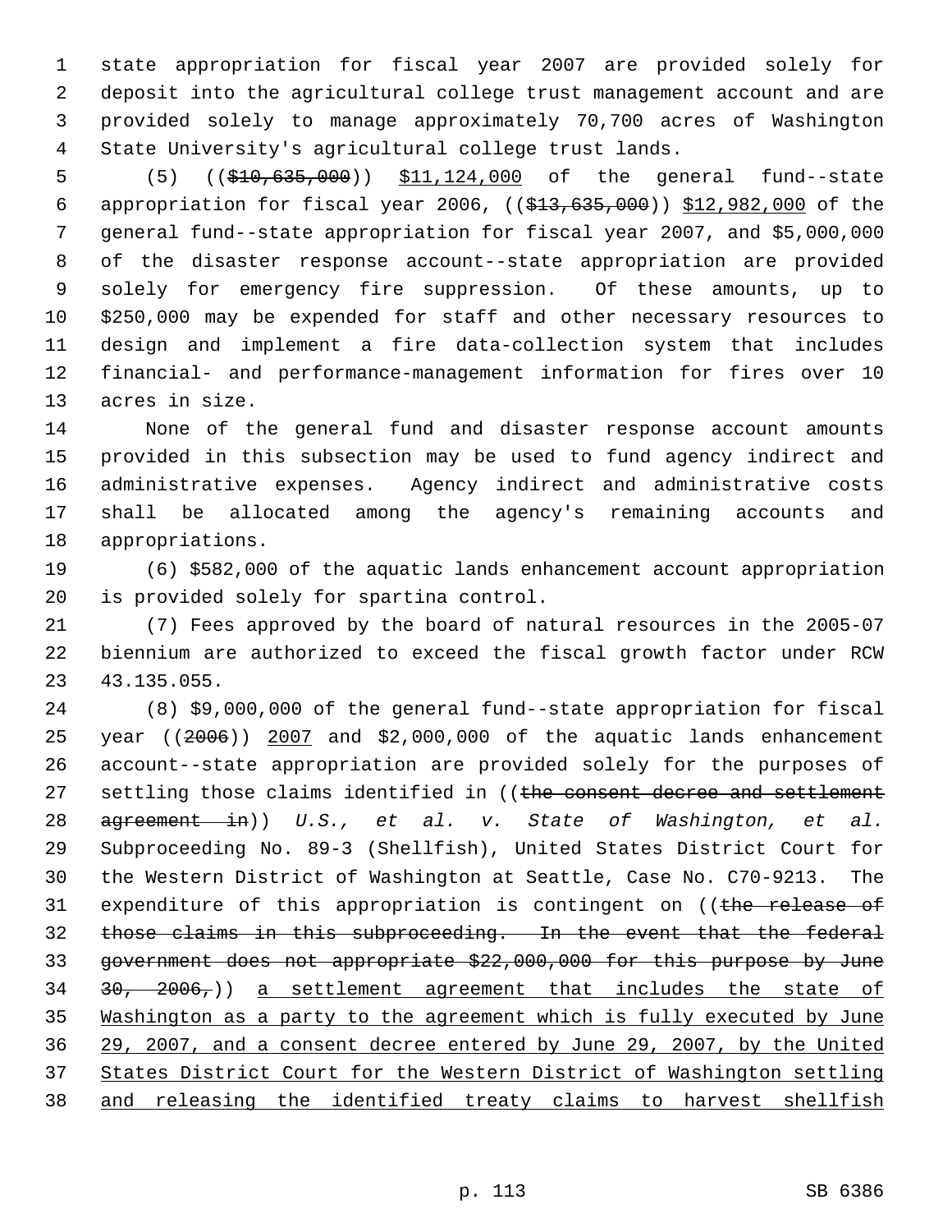state appropriation for fiscal year 2007 are provided solely for deposit into the agricultural college trust management account and are provided solely to manage approximately 70,700 acres of Washington State University's agricultural college trust lands.

(5) ((~~$10,635,000~~)) <u>$11,124,000</u> of the general fund--state appropriation for fiscal year 2006, ((~~$13,635,000~~)) <u>$12,982,000</u> of the general fund--state appropriation for fiscal year 2007, and $5,000,000 of the disaster response account--state appropriation are provided solely for emergency fire suppression. Of these amounts, up to $250,000 may be expended for staff and other necessary resources to design and implement a fire data-collection system that includes financial- and performance-management information for fires over 10 acres in size.

None of the general fund and disaster response account amounts provided in this subsection may be used to fund agency indirect and administrative expenses. Agency indirect and administrative costs shall be allocated among the agency's remaining accounts and appropriations.

(6) $582,000 of the aquatic lands enhancement account appropriation is provided solely for spartina control.

(7) Fees approved by the board of natural resources in the 2005-07 biennium are authorized to exceed the fiscal growth factor under RCW 43.135.055.

(8) $9,000,000 of the general fund--state appropriation for fiscal year ((~~2006~~)) <u>2007</u> and $2,000,000 of the aquatic lands enhancement account--state appropriation are provided solely for the purposes of settling those claims identified in ((~~the consent decree and settlement agreement in~~)) *U.S., et al. v. State of Washington, et al.* Subproceeding No. 89-3 (Shellfish), United States District Court for the Western District of Washington at Seattle, Case No. C70-9213. The expenditure of this appropriation is contingent on ((~~the release of those claims in this subproceeding. In the event that the federal government does not appropriate $22,000,000 for this purpose by June 30, 2006,~~)) <u>a settlement agreement that includes the state of Washington as a party to the agreement which is fully executed by June 29, 2007, and a consent decree entered by June 29, 2007, by the United States District Court for the Western District of Washington settling and releasing the identified treaty claims to harvest shellfish</u>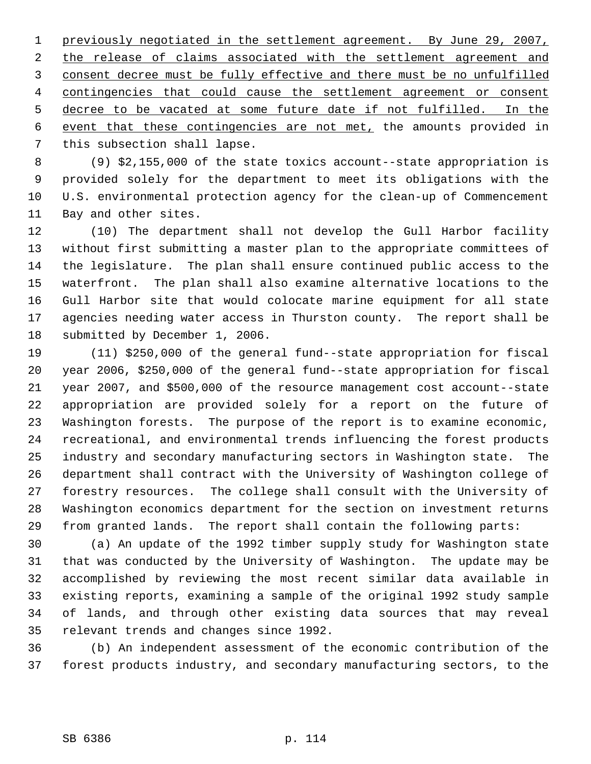previously negotiated in the settlement agreement. By June 29, 2007, the release of claims associated with the settlement agreement and consent decree must be fully effective and there must be no unfulfilled contingencies that could cause the settlement agreement or consent decree to be vacated at some future date if not fulfilled. In the event that these contingencies are not met, the amounts provided in this subsection shall lapse.

(9) $2,155,000 of the state toxics account--state appropriation is provided solely for the department to meet its obligations with the U.S. environmental protection agency for the clean-up of Commencement Bay and other sites.

(10) The department shall not develop the Gull Harbor facility without first submitting a master plan to the appropriate committees of the legislature. The plan shall ensure continued public access to the waterfront. The plan shall also examine alternative locations to the Gull Harbor site that would colocate marine equipment for all state agencies needing water access in Thurston county. The report shall be submitted by December 1, 2006.

(11) $250,000 of the general fund--state appropriation for fiscal year 2006, $250,000 of the general fund--state appropriation for fiscal year 2007, and $500,000 of the resource management cost account--state appropriation are provided solely for a report on the future of Washington forests. The purpose of the report is to examine economic, recreational, and environmental trends influencing the forest products industry and secondary manufacturing sectors in Washington state. The department shall contract with the University of Washington college of forestry resources. The college shall consult with the University of Washington economics department for the section on investment returns from granted lands. The report shall contain the following parts:

(a) An update of the 1992 timber supply study for Washington state that was conducted by the University of Washington. The update may be accomplished by reviewing the most recent similar data available in existing reports, examining a sample of the original 1992 study sample of lands, and through other existing data sources that may reveal relevant trends and changes since 1992.

(b) An independent assessment of the economic contribution of the forest products industry, and secondary manufacturing sectors, to the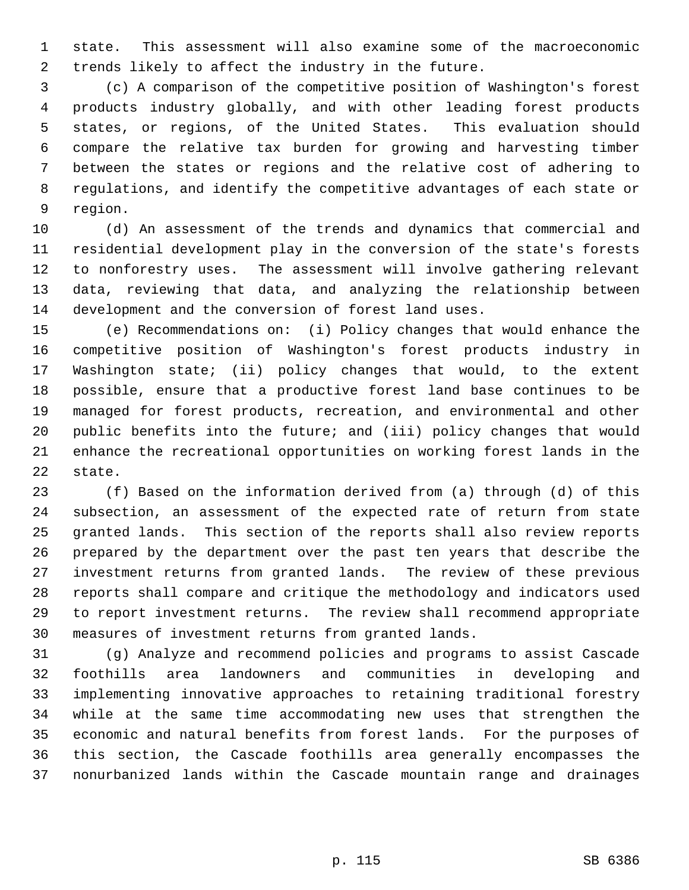state. This assessment will also examine some of the macroeconomic trends likely to affect the industry in the future.

(c) A comparison of the competitive position of Washington's forest products industry globally, and with other leading forest products states, or regions, of the United States. This evaluation should compare the relative tax burden for growing and harvesting timber between the states or regions and the relative cost of adhering to regulations, and identify the competitive advantages of each state or region.

(d) An assessment of the trends and dynamics that commercial and residential development play in the conversion of the state's forests to nonforestry uses. The assessment will involve gathering relevant data, reviewing that data, and analyzing the relationship between development and the conversion of forest land uses.

(e) Recommendations on: (i) Policy changes that would enhance the competitive position of Washington's forest products industry in Washington state; (ii) policy changes that would, to the extent possible, ensure that a productive forest land base continues to be managed for forest products, recreation, and environmental and other public benefits into the future; and (iii) policy changes that would enhance the recreational opportunities on working forest lands in the state.

(f) Based on the information derived from (a) through (d) of this subsection, an assessment of the expected rate of return from state granted lands. This section of the reports shall also review reports prepared by the department over the past ten years that describe the investment returns from granted lands. The review of these previous reports shall compare and critique the methodology and indicators used to report investment returns. The review shall recommend appropriate measures of investment returns from granted lands.

(g) Analyze and recommend policies and programs to assist Cascade foothills area landowners and communities in developing and implementing innovative approaches to retaining traditional forestry while at the same time accommodating new uses that strengthen the economic and natural benefits from forest lands. For the purposes of this section, the Cascade foothills area generally encompasses the nonurbanized lands within the Cascade mountain range and drainages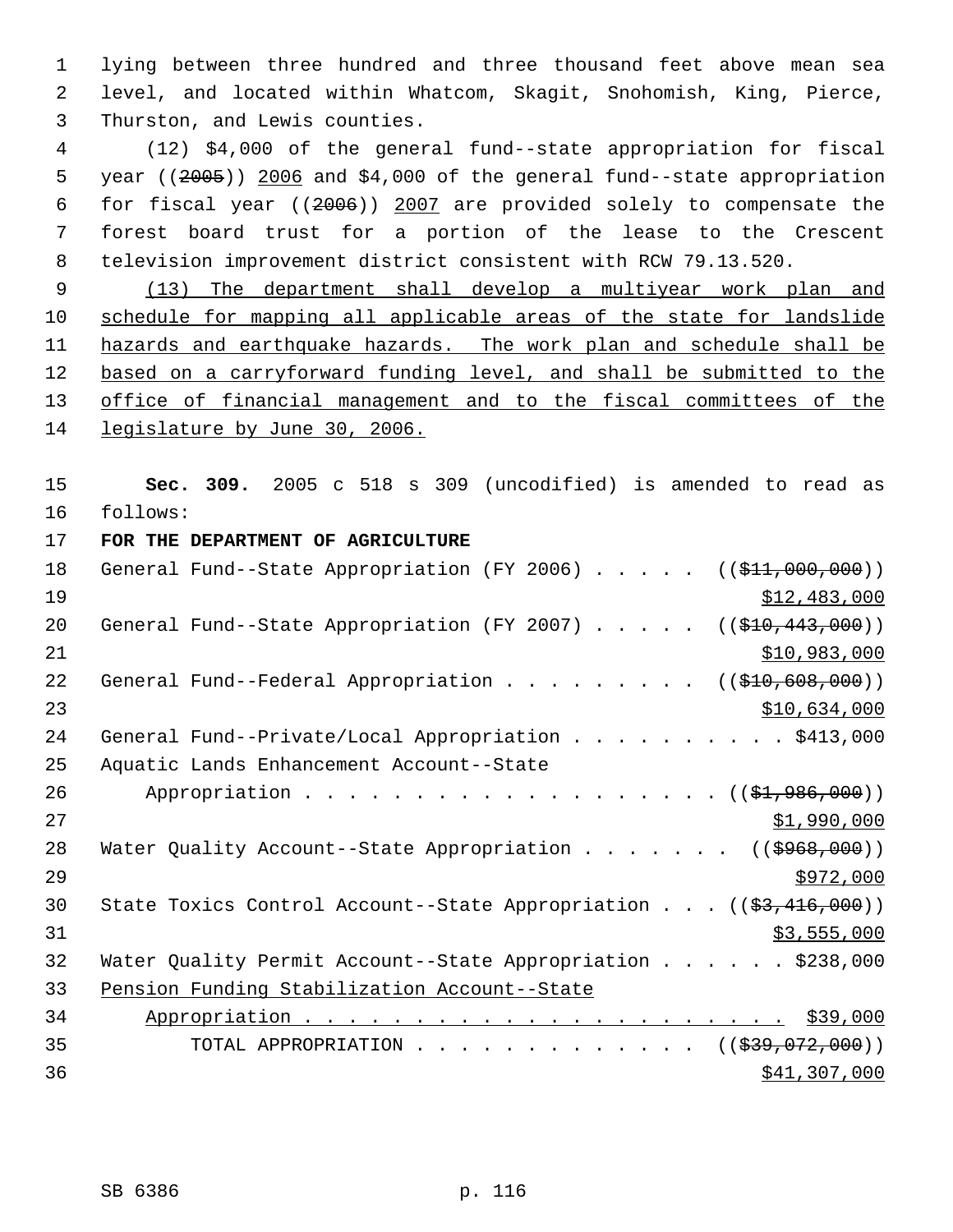lying between three hundred and three thousand feet above mean sea level, and located within Whatcom, Skagit, Snohomish, King, Pierce, Thurston, and Lewis counties.

(12) $4,000 of the general fund--state appropriation for fiscal year ((~~2005~~)) 2006 and $4,000 of the general fund--state appropriation for fiscal year ((~~2006~~)) 2007 are provided solely to compensate the forest board trust for a portion of the lease to the Crescent television improvement district consistent with RCW 79.13.520.

(13) The department shall develop a multiyear work plan and schedule for mapping all applicable areas of the state for landslide hazards and earthquake hazards. The work plan and schedule shall be based on a carryforward funding level, and shall be submitted to the office of financial management and to the fiscal committees of the legislature by June 30, 2006.

**Sec. 309.** 2005 c 518 s 309 (uncodified) is amended to read as follows:

**FOR THE DEPARTMENT OF AGRICULTURE**

General Fund--State Appropriation (FY 2006) . . . . . ((~~$11,000,000~~)) $12,483,000

General Fund--State Appropriation (FY 2007) . . . . . ((~~$10,443,000~~)) $10,983,000

General Fund--Federal Appropriation . . . . . . . . . ((~~$10,608,000~~)) $10,634,000

General Fund--Private/Local Appropriation . . . . . . . . . . $413,000

Aquatic Lands Enhancement Account--State Appropriation . . . . . . . . . . . . . . . . . . . . ((~~$1,986,000~~)) $1,990,000

Water Quality Account--State Appropriation . . . . . . . ((~~$968,000~~)) $972,000

State Toxics Control Account--State Appropriation . . . ((~~$3,416,000~~)) $3,555,000

Water Quality Permit Account--State Appropriation . . . . . . $238,000

Pension Funding Stabilization Account--State Appropriation . . . . . . . . . . . . . . . . . . . . . . $39,000

TOTAL APPROPRIATION . . . . . . . . . . . . . ((~~$39,072,000~~)) $41,307,000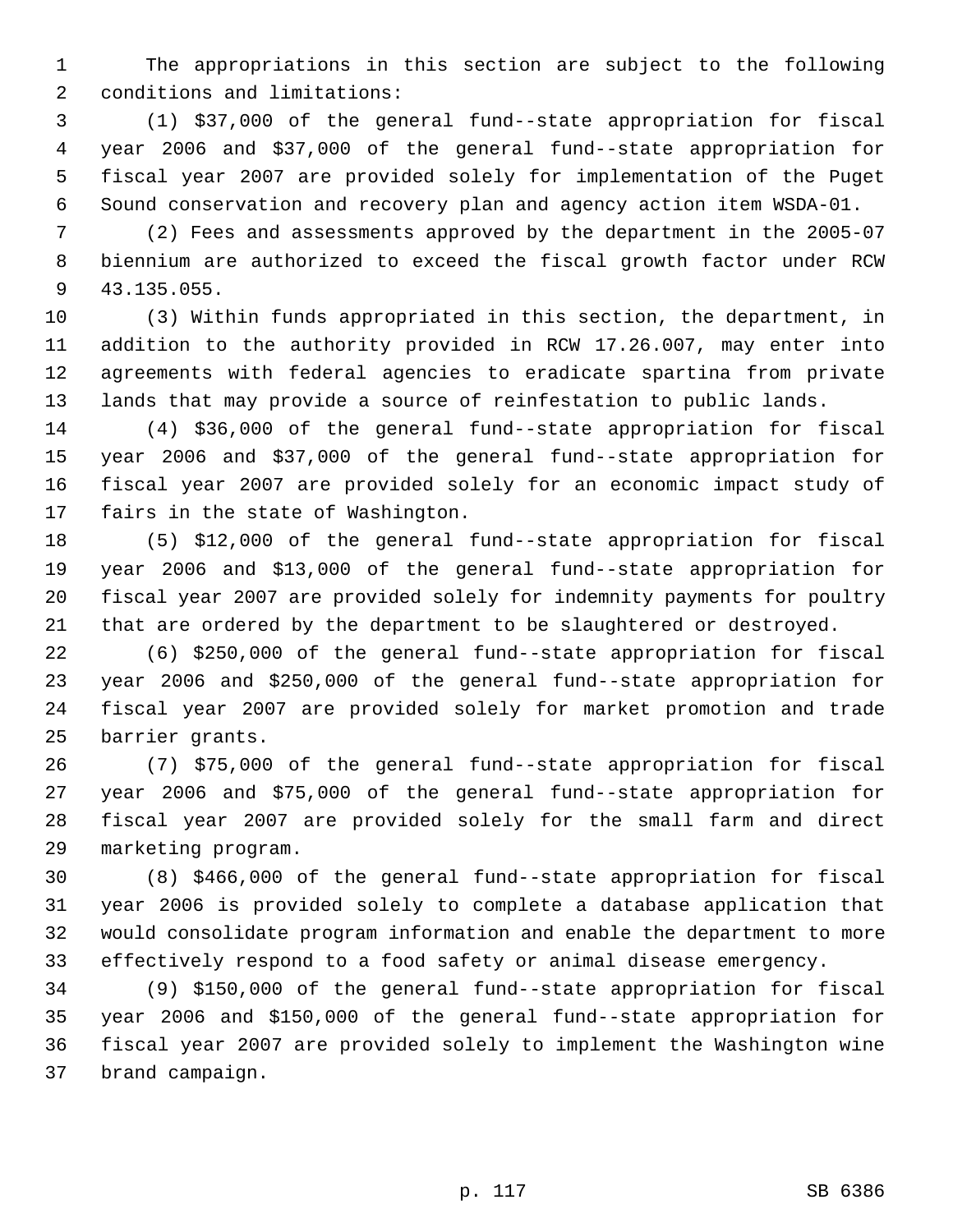The appropriations in this section are subject to the following conditions and limitations:

(1) $37,000 of the general fund--state appropriation for fiscal year 2006 and $37,000 of the general fund--state appropriation for fiscal year 2007 are provided solely for implementation of the Puget Sound conservation and recovery plan and agency action item WSDA-01.

(2) Fees and assessments approved by the department in the 2005-07 biennium are authorized to exceed the fiscal growth factor under RCW 43.135.055.

(3) Within funds appropriated in this section, the department, in addition to the authority provided in RCW 17.26.007, may enter into agreements with federal agencies to eradicate spartina from private lands that may provide a source of reinfestation to public lands.

(4) $36,000 of the general fund--state appropriation for fiscal year 2006 and $37,000 of the general fund--state appropriation for fiscal year 2007 are provided solely for an economic impact study of fairs in the state of Washington.

(5) $12,000 of the general fund--state appropriation for fiscal year 2006 and $13,000 of the general fund--state appropriation for fiscal year 2007 are provided solely for indemnity payments for poultry that are ordered by the department to be slaughtered or destroyed.

(6) $250,000 of the general fund--state appropriation for fiscal year 2006 and $250,000 of the general fund--state appropriation for fiscal year 2007 are provided solely for market promotion and trade barrier grants.

(7) $75,000 of the general fund--state appropriation for fiscal year 2006 and $75,000 of the general fund--state appropriation for fiscal year 2007 are provided solely for the small farm and direct marketing program.

(8) $466,000 of the general fund--state appropriation for fiscal year 2006 is provided solely to complete a database application that would consolidate program information and enable the department to more effectively respond to a food safety or animal disease emergency.

(9) $150,000 of the general fund--state appropriation for fiscal year 2006 and $150,000 of the general fund--state appropriation for fiscal year 2007 are provided solely to implement the Washington wine brand campaign.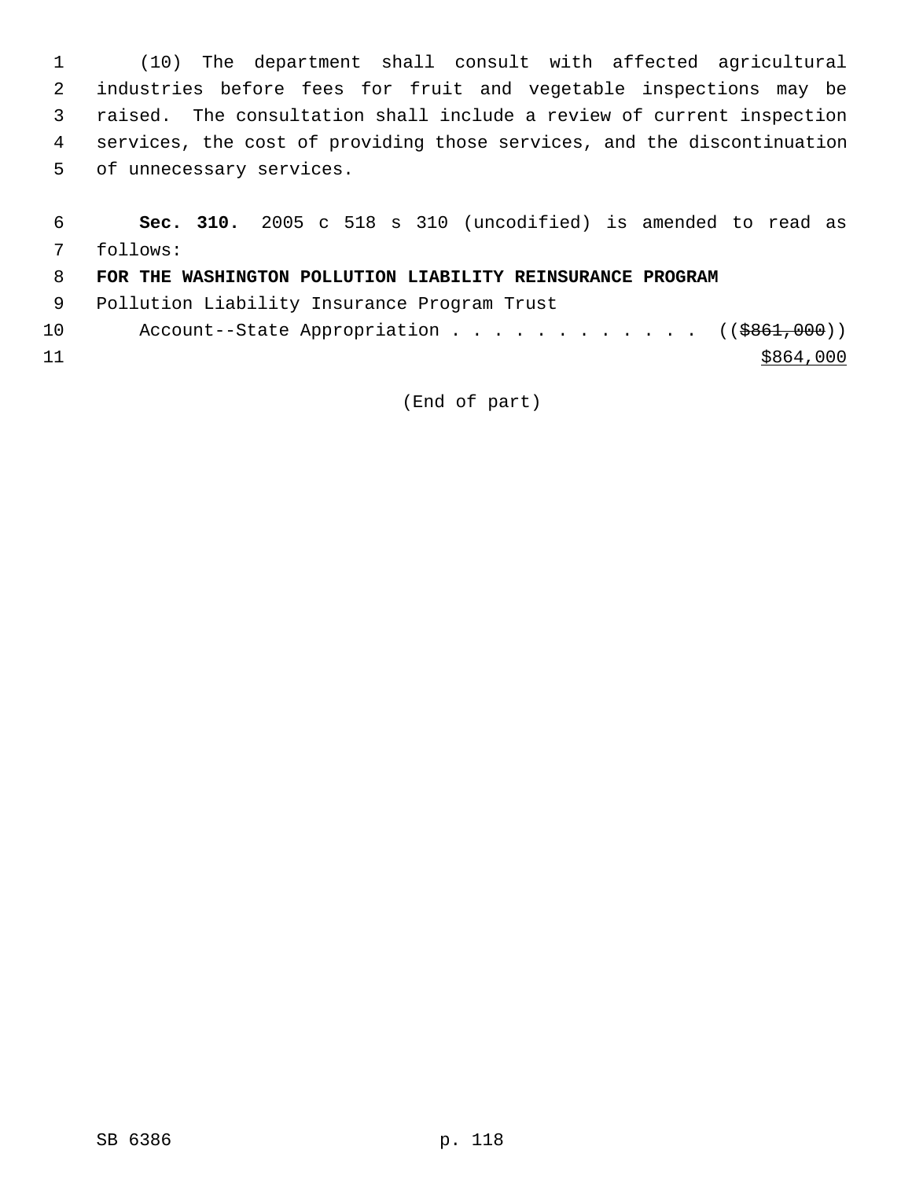(10) The department shall consult with affected agricultural industries before fees for fruit and vegetable inspections may be raised. The consultation shall include a review of current inspection services, the cost of providing those services, and the discontinuation of unnecessary services.

**Sec. 310.** 2005 c 518 s 310 (uncodified) is amended to read as follows:

**FOR THE WASHINGTON POLLUTION LIABILITY REINSURANCE PROGRAM**

Pollution Liability Insurance Program Trust
Account--State Appropriation . . . . . . . . . . . . ((~~$861,000~~))
<u>$864,000</u>

(End of part)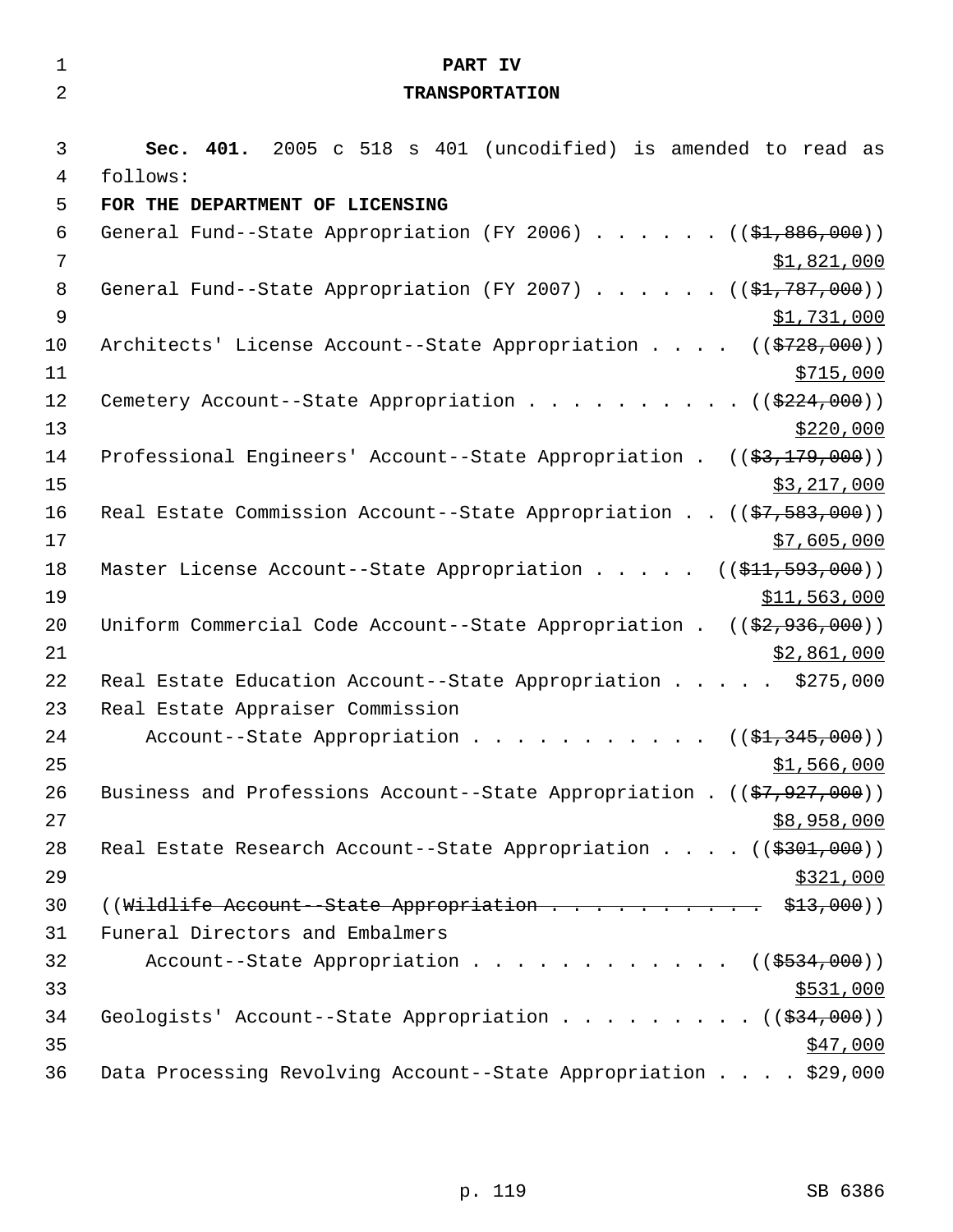**PART IV**

**TRANSPORTATION**

**Sec. 401.** 2005 c 518 s 401 (uncodified) is amended to read as follows:

**FOR THE DEPARTMENT OF LICENSING**

General Fund--State Appropriation (FY 2006) . . . . . . ((~~$1,886,000~~))
$1,821,000

General Fund--State Appropriation (FY 2007) . . . . . . ((~~$1,787,000~~))
$1,731,000

Architects' License Account--State Appropriation . . . . ((~~$728,000~~))
$715,000

Cemetery Account--State Appropriation . . . . . . . . . . ((~~$224,000~~))
$220,000

Professional Engineers' Account--State Appropriation . ((~~$3,179,000~~))
$3,217,000

Real Estate Commission Account--State Appropriation . . ((~~$7,583,000~~))
$7,605,000

Master License Account--State Appropriation . . . . . ((~~$11,593,000~~))
$11,563,000

Uniform Commercial Code Account--State Appropriation . ((~~$2,936,000~~))
$2,861,000

Real Estate Education Account--State Appropriation . . . . . $275,000

Real Estate Appraiser Commission
Account--State Appropriation . . . . . . . . . . . ((~~$1,345,000~~))
$1,566,000

Business and Professions Account--State Appropriation . ((~~$7,927,000~~))
$8,958,000

Real Estate Research Account--State Appropriation . . . . ((~~$301,000~~))
$321,000

((~~Wildlife Account--State Appropriation . . . . . . . . . . . $13,000~~))

Funeral Directors and Embalmers
Account--State Appropriation . . . . . . . . . . . . . ((~~$534,000~~))
$531,000

Geologists' Account--State Appropriation . . . . . . . . . ((~~$34,000~~))
$47,000

Data Processing Revolving Account--State Appropriation . . . . $29,000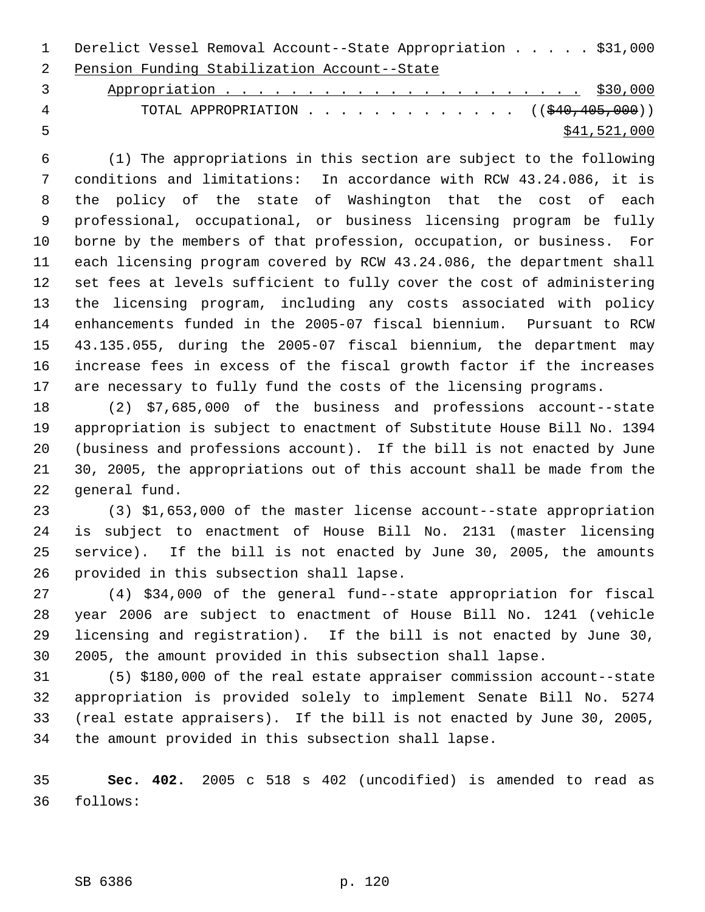Derelict Vessel Removal Account--State Appropriation . . . . . $31,000

Pension Funding Stabilization Account--State Appropriation . . . . . . . . . . . . . . . . . . . . . . . $30,000

TOTAL APPROPRIATION . . . . . . . . . . . . . (($40,405,000)) $41,521,000

(1) The appropriations in this section are subject to the following conditions and limitations: In accordance with RCW 43.24.086, it is the policy of the state of Washington that the cost of each professional, occupational, or business licensing program be fully borne by the members of that profession, occupation, or business. For each licensing program covered by RCW 43.24.086, the department shall set fees at levels sufficient to fully cover the cost of administering the licensing program, including any costs associated with policy enhancements funded in the 2005-07 fiscal biennium. Pursuant to RCW 43.135.055, during the 2005-07 fiscal biennium, the department may increase fees in excess of the fiscal growth factor if the increases are necessary to fully fund the costs of the licensing programs.

(2) $7,685,000 of the business and professions account--state appropriation is subject to enactment of Substitute House Bill No. 1394 (business and professions account). If the bill is not enacted by June 30, 2005, the appropriations out of this account shall be made from the general fund.

(3) $1,653,000 of the master license account--state appropriation is subject to enactment of House Bill No. 2131 (master licensing service). If the bill is not enacted by June 30, 2005, the amounts provided in this subsection shall lapse.

(4) $34,000 of the general fund--state appropriation for fiscal year 2006 are subject to enactment of House Bill No. 1241 (vehicle licensing and registration). If the bill is not enacted by June 30, 2005, the amount provided in this subsection shall lapse.

(5) $180,000 of the real estate appraiser commission account--state appropriation is provided solely to implement Senate Bill No. 5274 (real estate appraisers). If the bill is not enacted by June 30, 2005, the amount provided in this subsection shall lapse.

**Sec. 402.** 2005 c 518 s 402 (uncodified) is amended to read as follows: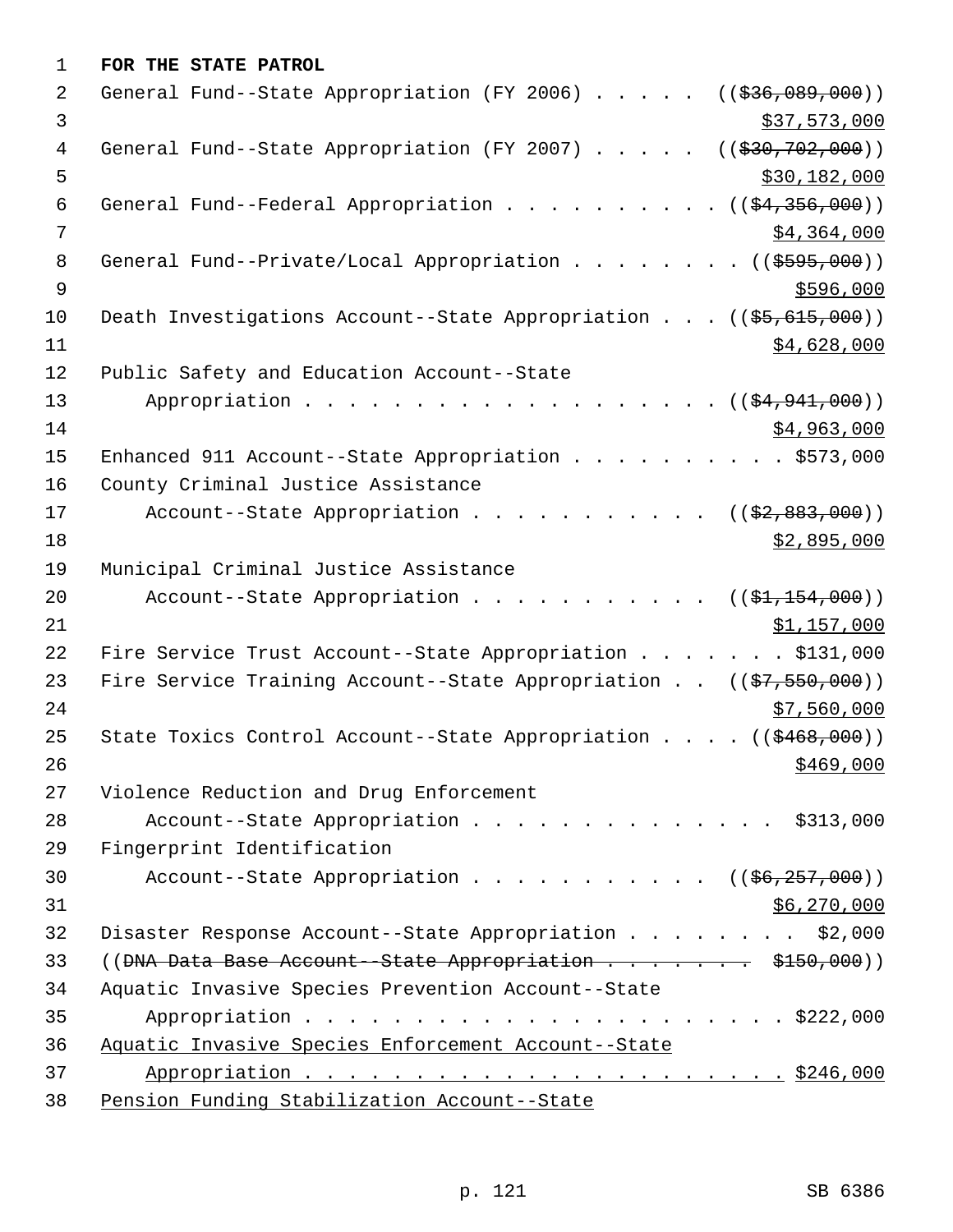**FOR THE STATE PATROL**

General Fund--State Appropriation (FY 2006) . . . . . ((~~$36,089,000~~))
<u>$37,573,000</u>

General Fund--State Appropriation (FY 2007) . . . . . ((~~$30,702,000~~))
<u>$30,182,000</u>

General Fund--Federal Appropriation . . . . . . . . . . ((~~$4,356,000~~))
<u>$4,364,000</u>

General Fund--Private/Local Appropriation . . . . . . . . ((~~$595,000~~))
<u>$596,000</u>

Death Investigations Account--State Appropriation . . . ((~~$5,615,000~~))
<u>$4,628,000</u>

Public Safety and Education Account--State
Appropriation . . . . . . . . . . . . . . . . . . . ((~~$4,941,000~~))
<u>$4,963,000</u>

Enhanced 911 Account--State Appropriation . . . . . . . . . . $573,000

County Criminal Justice Assistance
Account--State Appropriation . . . . . . . . . . . ((~~$2,883,000~~))
<u>$2,895,000</u>

Municipal Criminal Justice Assistance
Account--State Appropriation . . . . . . . . . . . ((~~$1,154,000~~))
<u>$1,157,000</u>

Fire Service Trust Account--State Appropriation . . . . . . . $131,000

Fire Service Training Account--State Appropriation . . ((~~$7,550,000~~))
<u>$7,560,000</u>

State Toxics Control Account--State Appropriation . . . . ((~~$468,000~~))
<u>$469,000</u>

Violence Reduction and Drug Enforcement
Account--State Appropriation . . . . . . . . . . . . . . . $313,000

Fingerprint Identification
Account--State Appropriation . . . . . . . . . . . ((~~$6,257,000~~))
<u>$6,270,000</u>

Disaster Response Account--State Appropriation . . . . . . . . $2,000

((~~DNA Data Base Account--State Appropriation . . . . . . . . $150,000~~))

Aquatic Invasive Species Prevention Account--State
Appropriation . . . . . . . . . . . . . . . . . . . . . . . $222,000

<u>Aquatic Invasive Species Enforcement Account--State</u>
<u>Appropriation . . . . . . . . . . . . . . . . . . . . . . . $246,000</u>

<u>Pension Funding Stabilization Account--State</u>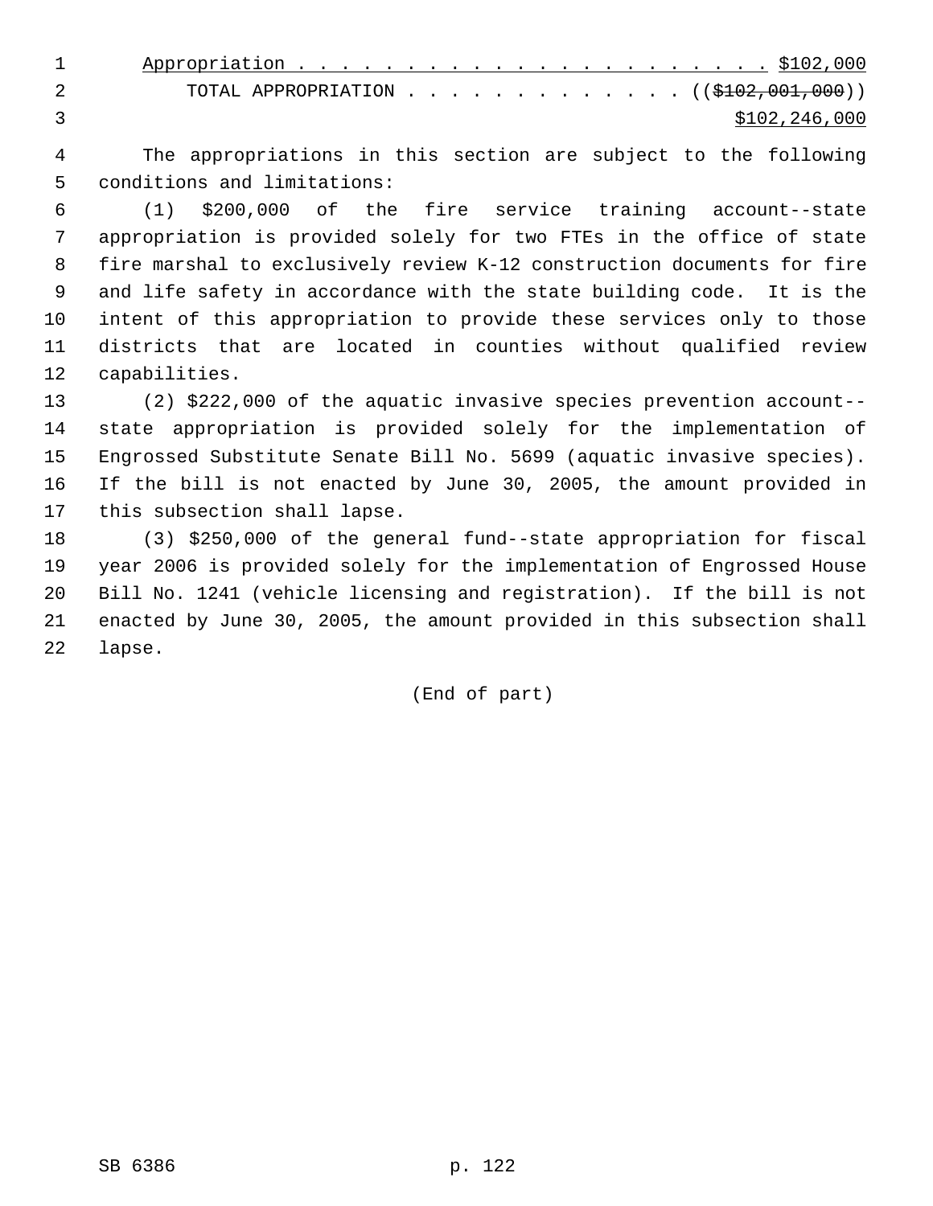<u>Appropriation . . . . . . . . . . . . . . . . . . . . . . $102,000</u>

TOTAL APPROPRIATION . . . . . . . . . . . . . ((~~$102,001,000~~))
<u>$102,246,000</u>

The appropriations in this section are subject to the following conditions and limitations:

(1) $200,000 of the fire service training account--state appropriation is provided solely for two FTEs in the office of state fire marshal to exclusively review K-12 construction documents for fire and life safety in accordance with the state building code. It is the intent of this appropriation to provide these services only to those districts that are located in counties without qualified review capabilities.

(2) $222,000 of the aquatic invasive species prevention account--state appropriation is provided solely for the implementation of Engrossed Substitute Senate Bill No. 5699 (aquatic invasive species). If the bill is not enacted by June 30, 2005, the amount provided in this subsection shall lapse.

(3) $250,000 of the general fund--state appropriation for fiscal year 2006 is provided solely for the implementation of Engrossed House Bill No. 1241 (vehicle licensing and registration). If the bill is not enacted by June 30, 2005, the amount provided in this subsection shall lapse.

(End of part)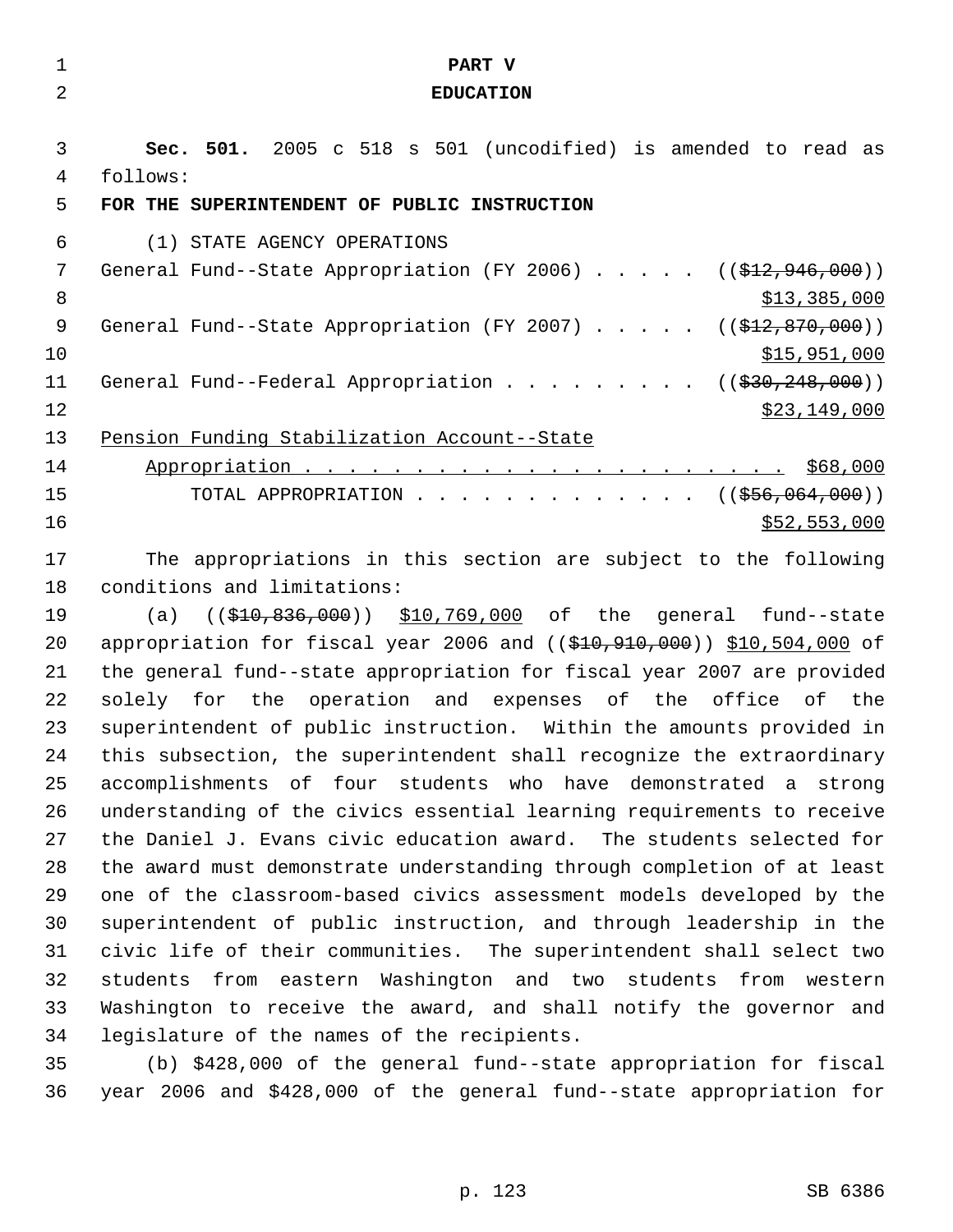# PART V

## EDUCATION

**Sec. 501.** 2005 c 518 s 501 (uncodified) is amended to read as follows:

**FOR THE SUPERINTENDENT OF PUBLIC INSTRUCTION**

(1) STATE AGENCY OPERATIONS

General Fund--State Appropriation (FY 2006) . . . . . (($12,946,000)) $13,385,000

General Fund--State Appropriation (FY 2007) . . . . . (($12,870,000)) $15,951,000

General Fund--Federal Appropriation . . . . . . . . . (($30,248,000)) $23,149,000

Pension Funding Stabilization Account--State Appropriation . . . . . . . . . . . . . . . . . . . . . . . $68,000

TOTAL APPROPRIATION . . . . . . . . . . . . . (($56,064,000)) $52,553,000

The appropriations in this section are subject to the following conditions and limitations:

(a) (($10,836,000)) $10,769,000 of the general fund--state appropriation for fiscal year 2006 and (($10,910,000)) $10,504,000 of the general fund--state appropriation for fiscal year 2007 are provided solely for the operation and expenses of the office of the superintendent of public instruction. Within the amounts provided in this subsection, the superintendent shall recognize the extraordinary accomplishments of four students who have demonstrated a strong understanding of the civics essential learning requirements to receive the Daniel J. Evans civic education award. The students selected for the award must demonstrate understanding through completion of at least one of the classroom-based civics assessment models developed by the superintendent of public instruction, and through leadership in the civic life of their communities. The superintendent shall select two students from eastern Washington and two students from western Washington to receive the award, and shall notify the governor and legislature of the names of the recipients.

(b) $428,000 of the general fund--state appropriation for fiscal year 2006 and $428,000 of the general fund--state appropriation for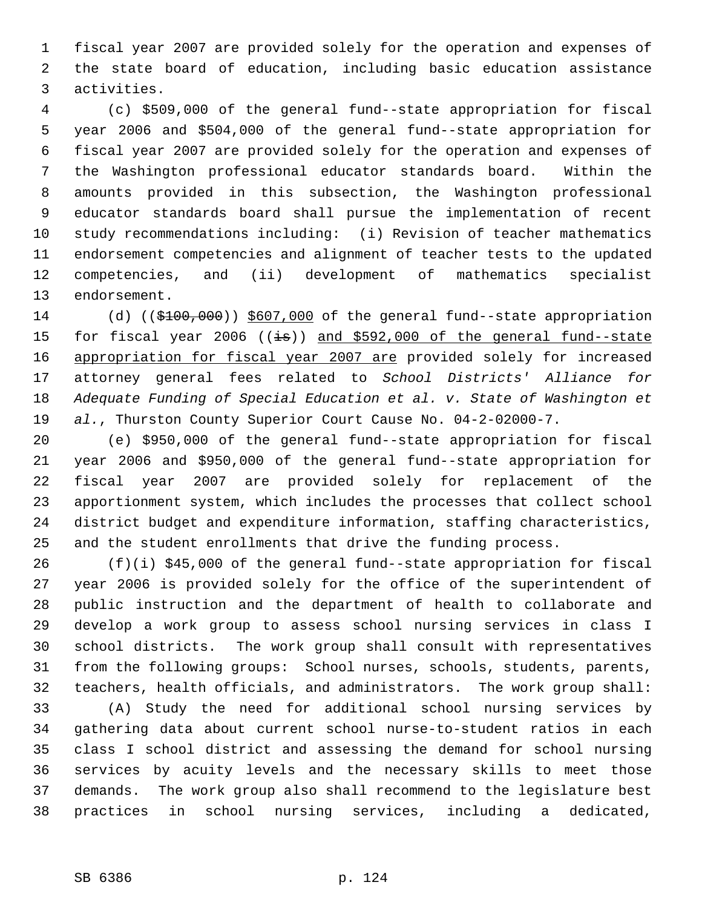fiscal year 2007 are provided solely for the operation and expenses of the state board of education, including basic education assistance activities.

(c) $509,000 of the general fund--state appropriation for fiscal year 2006 and $504,000 of the general fund--state appropriation for fiscal year 2007 are provided solely for the operation and expenses of the Washington professional educator standards board. Within the amounts provided in this subsection, the Washington professional educator standards board shall pursue the implementation of recent study recommendations including: (i) Revision of teacher mathematics endorsement competencies and alignment of teacher tests to the updated competencies, and (ii) development of mathematics specialist endorsement.

(d) ((~~$100,000~~)) <u>$607,000</u> of the general fund--state appropriation for fiscal year 2006 ((~~is~~)) <u>and $592,000 of the general fund--state appropriation for fiscal year 2007 are</u> provided solely for increased attorney general fees related to *School Districts' Alliance for Adequate Funding of Special Education et al. v. State of Washington et al.*, Thurston County Superior Court Cause No. 04-2-02000-7.

(e) $950,000 of the general fund--state appropriation for fiscal year 2006 and $950,000 of the general fund--state appropriation for fiscal year 2007 are provided solely for replacement of the apportionment system, which includes the processes that collect school district budget and expenditure information, staffing characteristics, and the student enrollments that drive the funding process.

(f)(i) $45,000 of the general fund--state appropriation for fiscal year 2006 is provided solely for the office of the superintendent of public instruction and the department of health to collaborate and develop a work group to assess school nursing services in class I school districts. The work group shall consult with representatives from the following groups: School nurses, schools, students, parents, teachers, health officials, and administrators. The work group shall:

(A) Study the need for additional school nursing services by gathering data about current school nurse-to-student ratios in each class I school district and assessing the demand for school nursing services by acuity levels and the necessary skills to meet those demands. The work group also shall recommend to the legislature best practices in school nursing services, including a dedicated,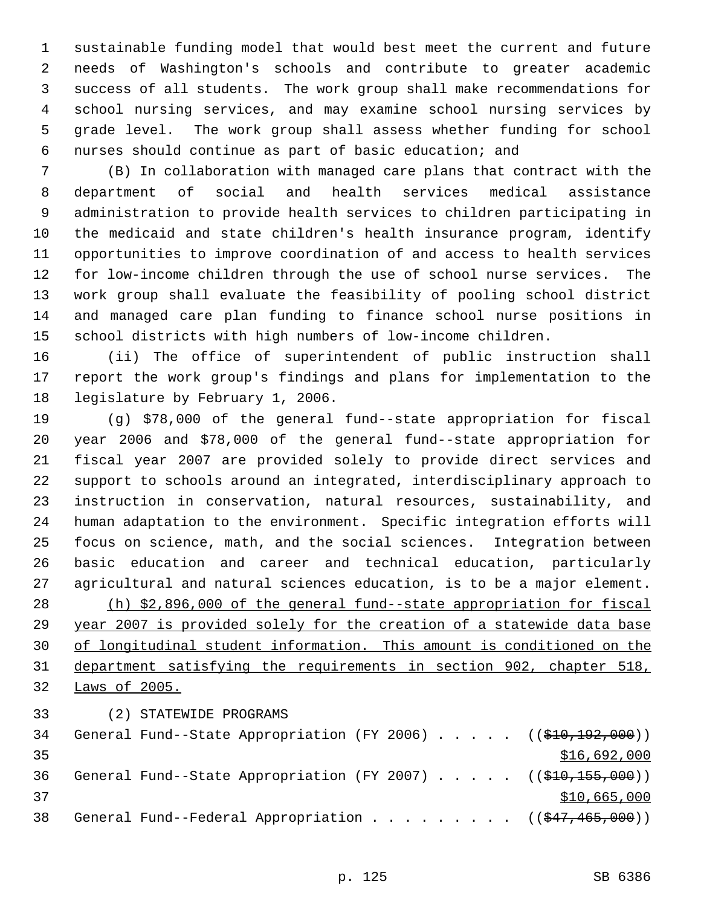sustainable funding model that would best meet the current and future needs of Washington's schools and contribute to greater academic success of all students. The work group shall make recommendations for school nursing services, and may examine school nursing services by grade level. The work group shall assess whether funding for school nurses should continue as part of basic education; and

(B) In collaboration with managed care plans that contract with the department of social and health services medical assistance administration to provide health services to children participating in the medicaid and state children's health insurance program, identify opportunities to improve coordination of and access to health services for low-income children through the use of school nurse services. The work group shall evaluate the feasibility of pooling school district and managed care plan funding to finance school nurse positions in school districts with high numbers of low-income children.

(ii) The office of superintendent of public instruction shall report the work group's findings and plans for implementation to the legislature by February 1, 2006.

(g) $78,000 of the general fund--state appropriation for fiscal year 2006 and $78,000 of the general fund--state appropriation for fiscal year 2007 are provided solely to provide direct services and support to schools around an integrated, interdisciplinary approach to instruction in conservation, natural resources, sustainability, and human adaptation to the environment. Specific integration efforts will focus on science, math, and the social sciences. Integration between basic education and career and technical education, particularly agricultural and natural sciences education, is to be a major element.

<u>(h) $2,896,000 of the general fund--state appropriation for fiscal year 2007 is provided solely for the creation of a statewide data base of longitudinal student information. This amount is conditioned on the department satisfying the requirements in section 902, chapter 518, Laws of 2005.</u>

(2) STATEWIDE PROGRAMS

General Fund--State Appropriation (FY 2006) . . . . . ((~~$10,192,000~~))
<u>$16,692,000</u>

General Fund--State Appropriation (FY 2007) . . . . . ((~~$10,155,000~~))
<u>$10,665,000</u>

General Fund--Federal Appropriation . . . . . . . . . ((~~$47,465,000~~))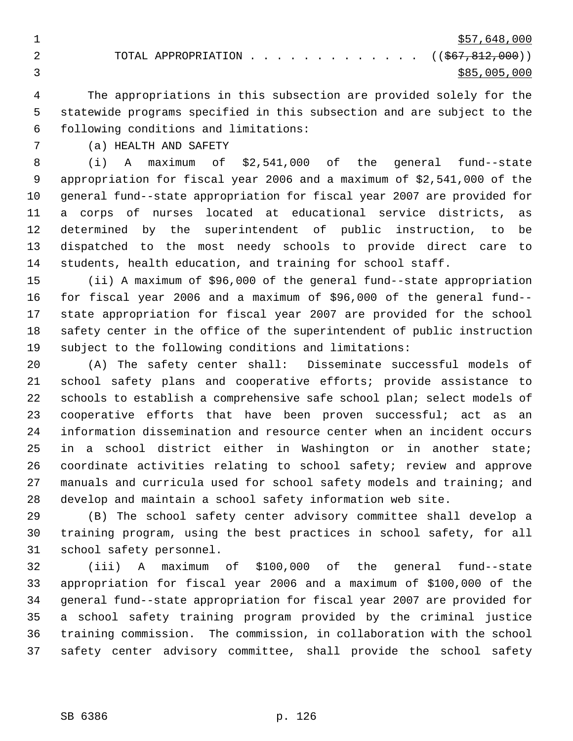$57,648,000

TOTAL APPROPRIATION . . . . . . . . . . . . . . (( ~~$67,812,000~~ ))
$85,005,000

The appropriations in this subsection are provided solely for the statewide programs specified in this subsection and are subject to the following conditions and limitations:

(a) HEALTH AND SAFETY

(i) A maximum of $2,541,000 of the general fund--state appropriation for fiscal year 2006 and a maximum of $2,541,000 of the general fund--state appropriation for fiscal year 2007 are provided for a corps of nurses located at educational service districts, as determined by the superintendent of public instruction, to be dispatched to the most needy schools to provide direct care to students, health education, and training for school staff.

(ii) A maximum of $96,000 of the general fund--state appropriation for fiscal year 2006 and a maximum of $96,000 of the general fund--state appropriation for fiscal year 2007 are provided for the school safety center in the office of the superintendent of public instruction subject to the following conditions and limitations:

(A) The safety center shall: Disseminate successful models of school safety plans and cooperative efforts; provide assistance to schools to establish a comprehensive safe school plan; select models of cooperative efforts that have been proven successful; act as an information dissemination and resource center when an incident occurs in a school district either in Washington or in another state; coordinate activities relating to school safety; review and approve manuals and curricula used for school safety models and training; and develop and maintain a school safety information web site.

(B) The school safety center advisory committee shall develop a training program, using the best practices in school safety, for all school safety personnel.

(iii) A maximum of $100,000 of the general fund--state appropriation for fiscal year 2006 and a maximum of $100,000 of the general fund--state appropriation for fiscal year 2007 are provided for a school safety training program provided by the criminal justice training commission. The commission, in collaboration with the school safety center advisory committee, shall provide the school safety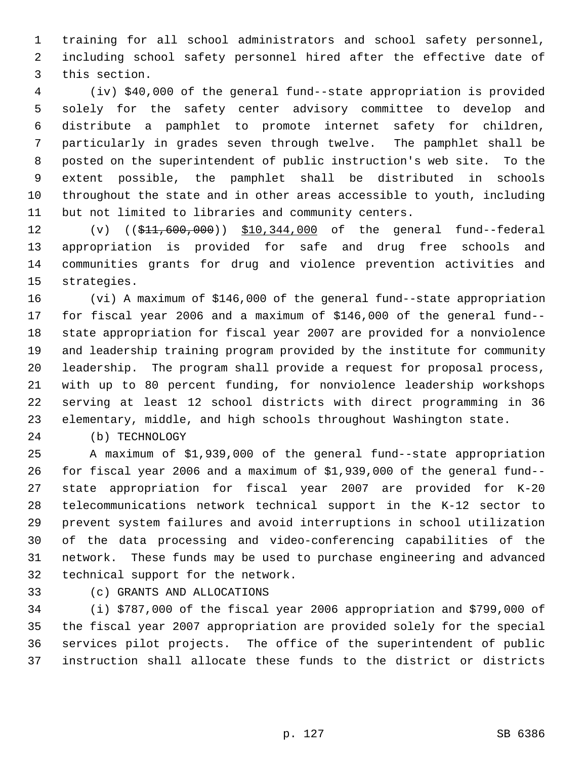training for all school administrators and school safety personnel, including school safety personnel hired after the effective date of this section.

(iv) $40,000 of the general fund--state appropriation is provided solely for the safety center advisory committee to develop and distribute a pamphlet to promote internet safety for children, particularly in grades seven through twelve. The pamphlet shall be posted on the superintendent of public instruction's web site. To the extent possible, the pamphlet shall be distributed in schools throughout the state and in other areas accessible to youth, including but not limited to libraries and community centers.

(v) ((~~$11,600,000~~)) <u>$10,344,000</u> of the general fund--federal appropriation is provided for safe and drug free schools and communities grants for drug and violence prevention activities and strategies.

(vi) A maximum of $146,000 of the general fund--state appropriation for fiscal year 2006 and a maximum of $146,000 of the general fund--state appropriation for fiscal year 2007 are provided for a nonviolence and leadership training program provided by the institute for community leadership. The program shall provide a request for proposal process, with up to 80 percent funding, for nonviolence leadership workshops serving at least 12 school districts with direct programming in 36 elementary, middle, and high schools throughout Washington state.

(b) TECHNOLOGY

A maximum of $1,939,000 of the general fund--state appropriation for fiscal year 2006 and a maximum of $1,939,000 of the general fund--state appropriation for fiscal year 2007 are provided for K-20 telecommunications network technical support in the K-12 sector to prevent system failures and avoid interruptions in school utilization of the data processing and video-conferencing capabilities of the network. These funds may be used to purchase engineering and advanced technical support for the network.

(c) GRANTS AND ALLOCATIONS

(i) $787,000 of the fiscal year 2006 appropriation and $799,000 of the fiscal year 2007 appropriation are provided solely for the special services pilot projects. The office of the superintendent of public instruction shall allocate these funds to the district or districts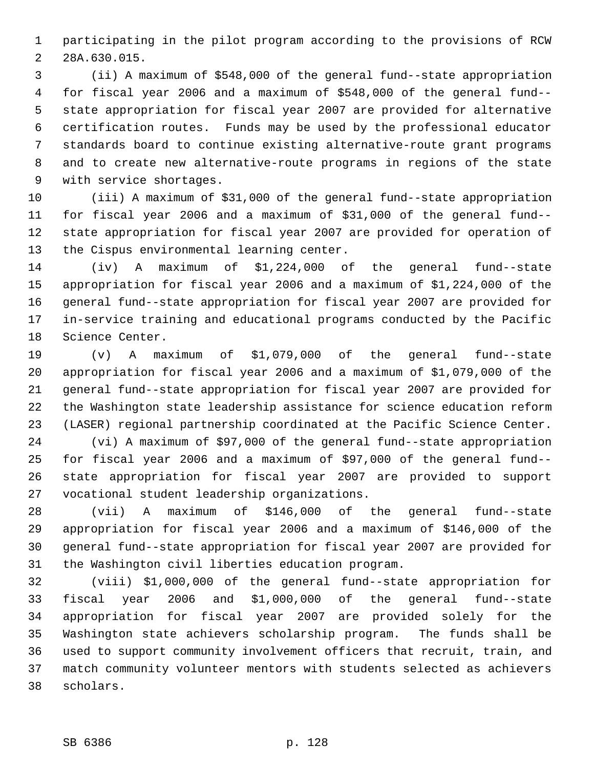participating in the pilot program according to the provisions of RCW 28A.630.015.

(ii) A maximum of $548,000 of the general fund--state appropriation for fiscal year 2006 and a maximum of $548,000 of the general fund--state appropriation for fiscal year 2007 are provided for alternative certification routes. Funds may be used by the professional educator standards board to continue existing alternative-route grant programs and to create new alternative-route programs in regions of the state with service shortages.

(iii) A maximum of $31,000 of the general fund--state appropriation for fiscal year 2006 and a maximum of $31,000 of the general fund--state appropriation for fiscal year 2007 are provided for operation of the Cispus environmental learning center.

(iv) A maximum of $1,224,000 of the general fund--state appropriation for fiscal year 2006 and a maximum of $1,224,000 of the general fund--state appropriation for fiscal year 2007 are provided for in-service training and educational programs conducted by the Pacific Science Center.

(v) A maximum of $1,079,000 of the general fund--state appropriation for fiscal year 2006 and a maximum of $1,079,000 of the general fund--state appropriation for fiscal year 2007 are provided for the Washington state leadership assistance for science education reform (LASER) regional partnership coordinated at the Pacific Science Center.

(vi) A maximum of $97,000 of the general fund--state appropriation for fiscal year 2006 and a maximum of $97,000 of the general fund--state appropriation for fiscal year 2007 are provided to support vocational student leadership organizations.

(vii) A maximum of $146,000 of the general fund--state appropriation for fiscal year 2006 and a maximum of $146,000 of the general fund--state appropriation for fiscal year 2007 are provided for the Washington civil liberties education program.

(viii) $1,000,000 of the general fund--state appropriation for fiscal year 2006 and $1,000,000 of the general fund--state appropriation for fiscal year 2007 are provided solely for the Washington state achievers scholarship program. The funds shall be used to support community involvement officers that recruit, train, and match community volunteer mentors with students selected as achievers scholars.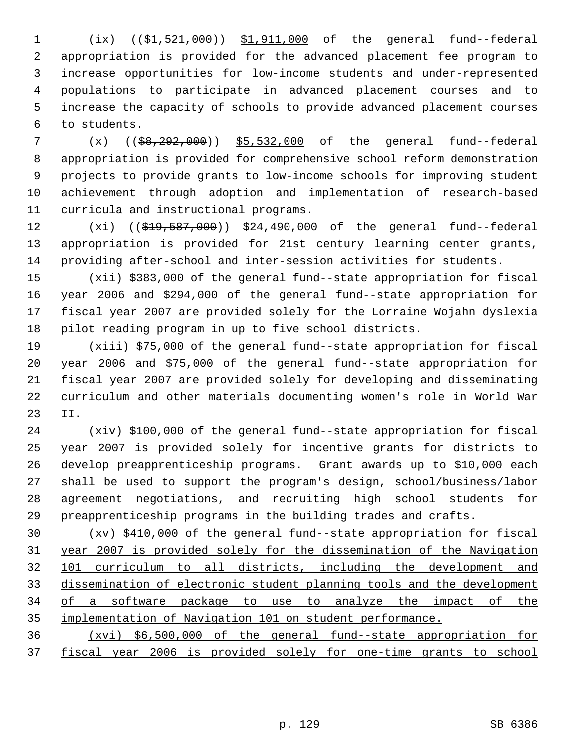(ix) (($1,521,000)) $1,911,000 of the general fund--federal appropriation is provided for the advanced placement fee program to increase opportunities for low-income students and under-represented populations to participate in advanced placement courses and to increase the capacity of schools to provide advanced placement courses to students.

(x) (($8,292,000)) $5,532,000 of the general fund--federal appropriation is provided for comprehensive school reform demonstration projects to provide grants to low-income schools for improving student achievement through adoption and implementation of research-based curricula and instructional programs.

(xi) (($19,587,000)) $24,490,000 of the general fund--federal appropriation is provided for 21st century learning center grants, providing after-school and inter-session activities for students.

(xii) $383,000 of the general fund--state appropriation for fiscal year 2006 and $294,000 of the general fund--state appropriation for fiscal year 2007 are provided solely for the Lorraine Wojahn dyslexia pilot reading program in up to five school districts.

(xiii) $75,000 of the general fund--state appropriation for fiscal year 2006 and $75,000 of the general fund--state appropriation for fiscal year 2007 are provided solely for developing and disseminating curriculum and other materials documenting women's role in World War II.

(xiv) $100,000 of the general fund--state appropriation for fiscal year 2007 is provided solely for incentive grants for districts to develop preapprenticeship programs. Grant awards up to $10,000 each shall be used to support the program's design, school/business/labor agreement negotiations, and recruiting high school students for preapprenticeship programs in the building trades and crafts.

(xv) $410,000 of the general fund--state appropriation for fiscal year 2007 is provided solely for the dissemination of the Navigation 101 curriculum to all districts, including the development and dissemination of electronic student planning tools and the development of a software package to use to analyze the impact of the implementation of Navigation 101 on student performance.

(xvi) $6,500,000 of the general fund--state appropriation for fiscal year 2006 is provided solely for one-time grants to school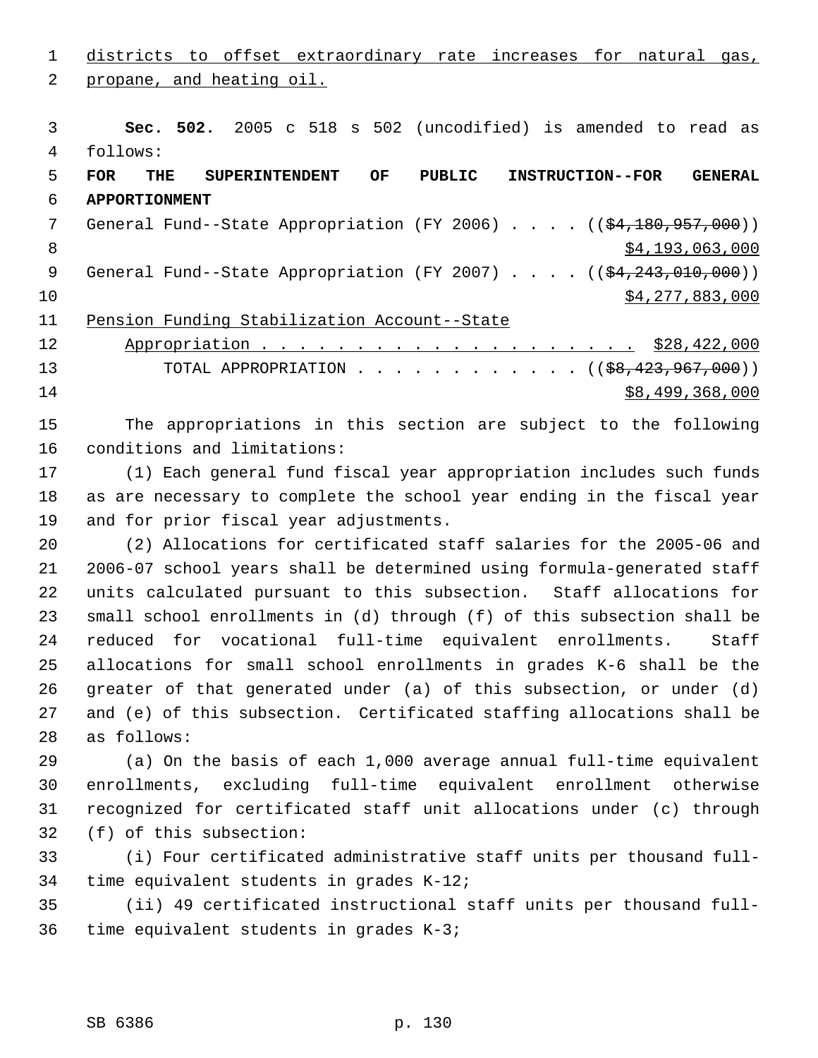districts to offset extraordinary rate increases for natural gas, propane, and heating oil.

**Sec. 502.** 2005 c 518 s 502 (uncodified) is amended to read as follows:

**FOR THE SUPERINTENDENT OF PUBLIC INSTRUCTION--FOR GENERAL APPORTIONMENT**

General Fund--State Appropriation (FY 2006) . . . . ((~~$4,180,957,000~~))
$4,193,063,000

General Fund--State Appropriation (FY 2007) . . . . ((~~$4,243,010,000~~))
$4,277,883,000

Pension Funding Stabilization Account--State Appropriation . . . . . . . . . . . . . . . . . . . . . $28,422,000

TOTAL APPROPRIATION . . . . . . . . . . . . ((~~$8,423,967,000~~))
$8,499,368,000

The appropriations in this section are subject to the following conditions and limitations:

(1) Each general fund fiscal year appropriation includes such funds as are necessary to complete the school year ending in the fiscal year and for prior fiscal year adjustments.

(2) Allocations for certificated staff salaries for the 2005-06 and 2006-07 school years shall be determined using formula-generated staff units calculated pursuant to this subsection. Staff allocations for small school enrollments in (d) through (f) of this subsection shall be reduced for vocational full-time equivalent enrollments. Staff allocations for small school enrollments in grades K-6 shall be the greater of that generated under (a) of this subsection, or under (d) and (e) of this subsection. Certificated staffing allocations shall be as follows:

(a) On the basis of each 1,000 average annual full-time equivalent enrollments, excluding full-time equivalent enrollment otherwise recognized for certificated staff unit allocations under (c) through (f) of this subsection:

(i) Four certificated administrative staff units per thousand full-time equivalent students in grades K-12;

(ii) 49 certificated instructional staff units per thousand full-time equivalent students in grades K-3;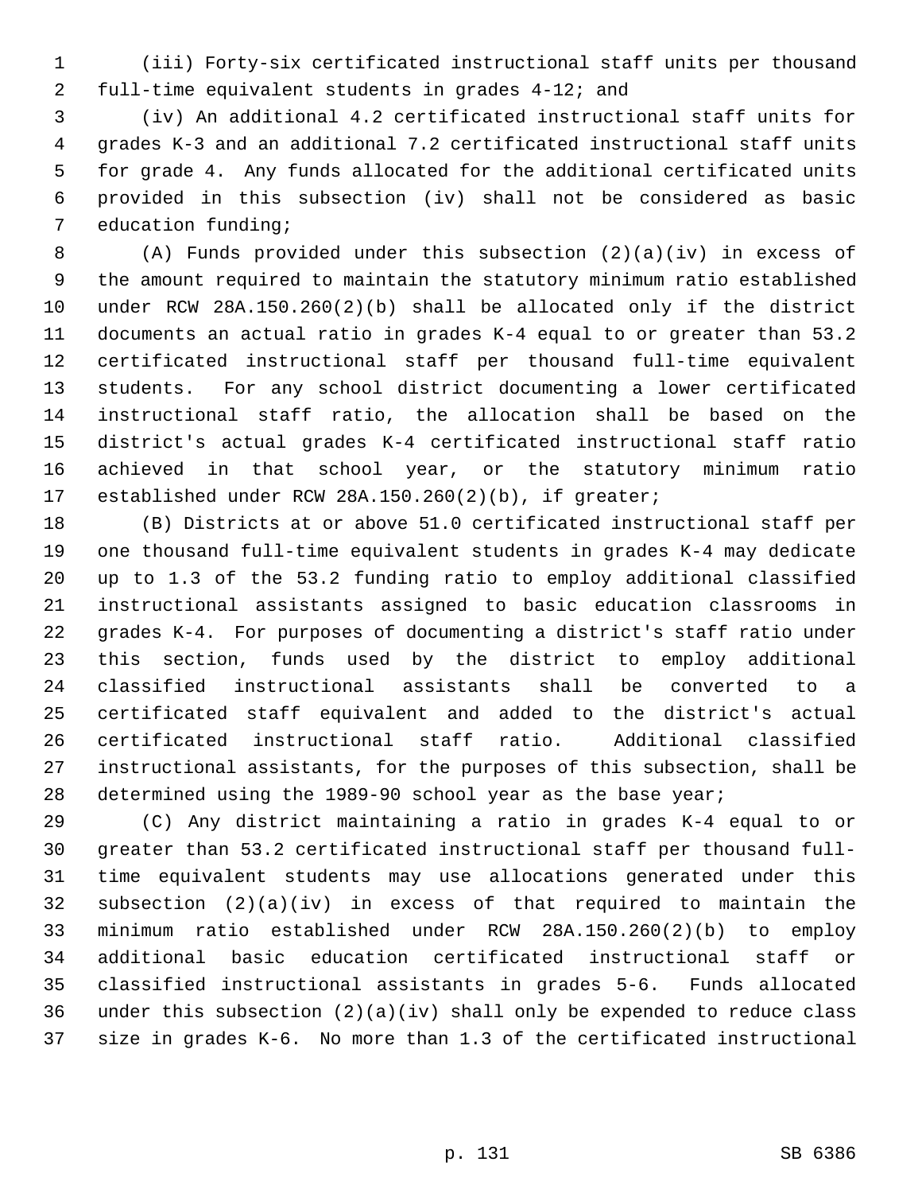(iii) Forty-six certificated instructional staff units per thousand full-time equivalent students in grades 4-12; and

(iv) An additional 4.2 certificated instructional staff units for grades K-3 and an additional 7.2 certificated instructional staff units for grade 4. Any funds allocated for the additional certificated units provided in this subsection (iv) shall not be considered as basic education funding;

(A) Funds provided under this subsection (2)(a)(iv) in excess of the amount required to maintain the statutory minimum ratio established under RCW 28A.150.260(2)(b) shall be allocated only if the district documents an actual ratio in grades K-4 equal to or greater than 53.2 certificated instructional staff per thousand full-time equivalent students. For any school district documenting a lower certificated instructional staff ratio, the allocation shall be based on the district's actual grades K-4 certificated instructional staff ratio achieved in that school year, or the statutory minimum ratio established under RCW 28A.150.260(2)(b), if greater;

(B) Districts at or above 51.0 certificated instructional staff per one thousand full-time equivalent students in grades K-4 may dedicate up to 1.3 of the 53.2 funding ratio to employ additional classified instructional assistants assigned to basic education classrooms in grades K-4. For purposes of documenting a district's staff ratio under this section, funds used by the district to employ additional classified instructional assistants shall be converted to a certificated staff equivalent and added to the district's actual certificated instructional staff ratio. Additional classified instructional assistants, for the purposes of this subsection, shall be determined using the 1989-90 school year as the base year;

(C) Any district maintaining a ratio in grades K-4 equal to or greater than 53.2 certificated instructional staff per thousand full-time equivalent students may use allocations generated under this subsection (2)(a)(iv) in excess of that required to maintain the minimum ratio established under RCW 28A.150.260(2)(b) to employ additional basic education certificated instructional staff or classified instructional assistants in grades 5-6. Funds allocated under this subsection (2)(a)(iv) shall only be expended to reduce class size in grades K-6. No more than 1.3 of the certificated instructional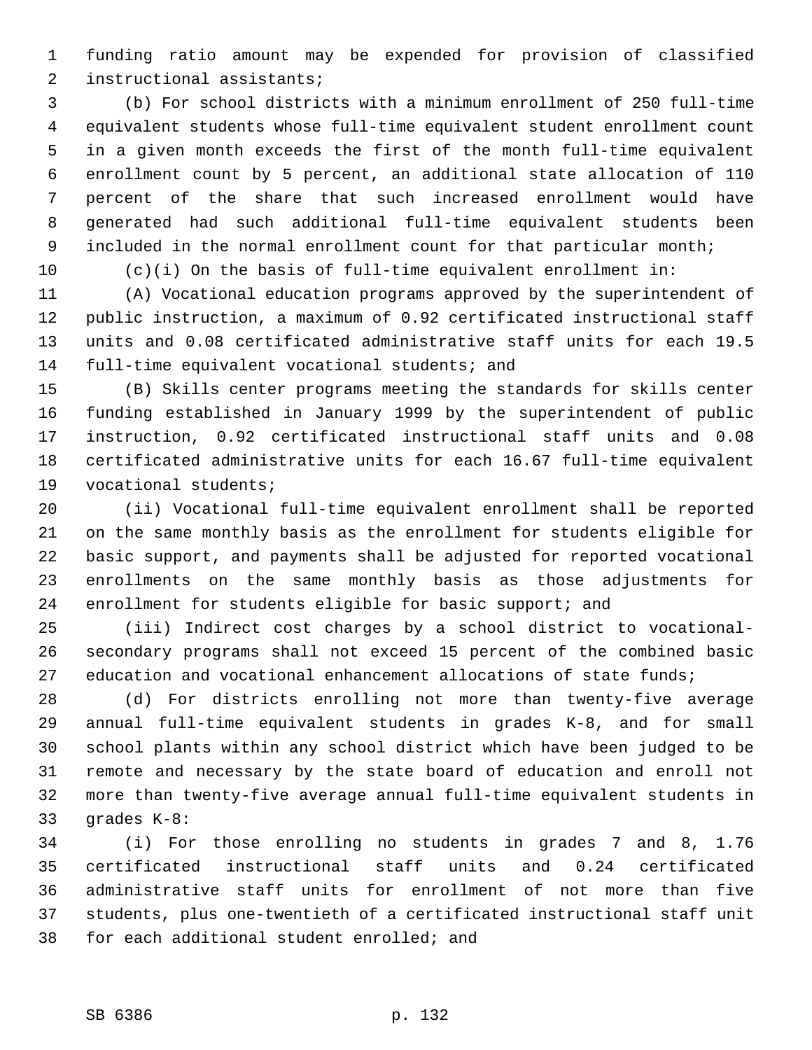funding ratio amount may be expended for provision of classified instructional assistants;

(b) For school districts with a minimum enrollment of 250 full-time equivalent students whose full-time equivalent student enrollment count in a given month exceeds the first of the month full-time equivalent enrollment count by 5 percent, an additional state allocation of 110 percent of the share that such increased enrollment would have generated had such additional full-time equivalent students been included in the normal enrollment count for that particular month;

(c)(i) On the basis of full-time equivalent enrollment in:

(A) Vocational education programs approved by the superintendent of public instruction, a maximum of 0.92 certificated instructional staff units and 0.08 certificated administrative staff units for each 19.5 full-time equivalent vocational students; and

(B) Skills center programs meeting the standards for skills center funding established in January 1999 by the superintendent of public instruction, 0.92 certificated instructional staff units and 0.08 certificated administrative units for each 16.67 full-time equivalent vocational students;

(ii) Vocational full-time equivalent enrollment shall be reported on the same monthly basis as the enrollment for students eligible for basic support, and payments shall be adjusted for reported vocational enrollments on the same monthly basis as those adjustments for enrollment for students eligible for basic support; and

(iii) Indirect cost charges by a school district to vocational-secondary programs shall not exceed 15 percent of the combined basic education and vocational enhancement allocations of state funds;

(d) For districts enrolling not more than twenty-five average annual full-time equivalent students in grades K-8, and for small school plants within any school district which have been judged to be remote and necessary by the state board of education and enroll not more than twenty-five average annual full-time equivalent students in grades K-8:

(i) For those enrolling no students in grades 7 and 8, 1.76 certificated instructional staff units and 0.24 certificated administrative staff units for enrollment of not more than five students, plus one-twentieth of a certificated instructional staff unit for each additional student enrolled; and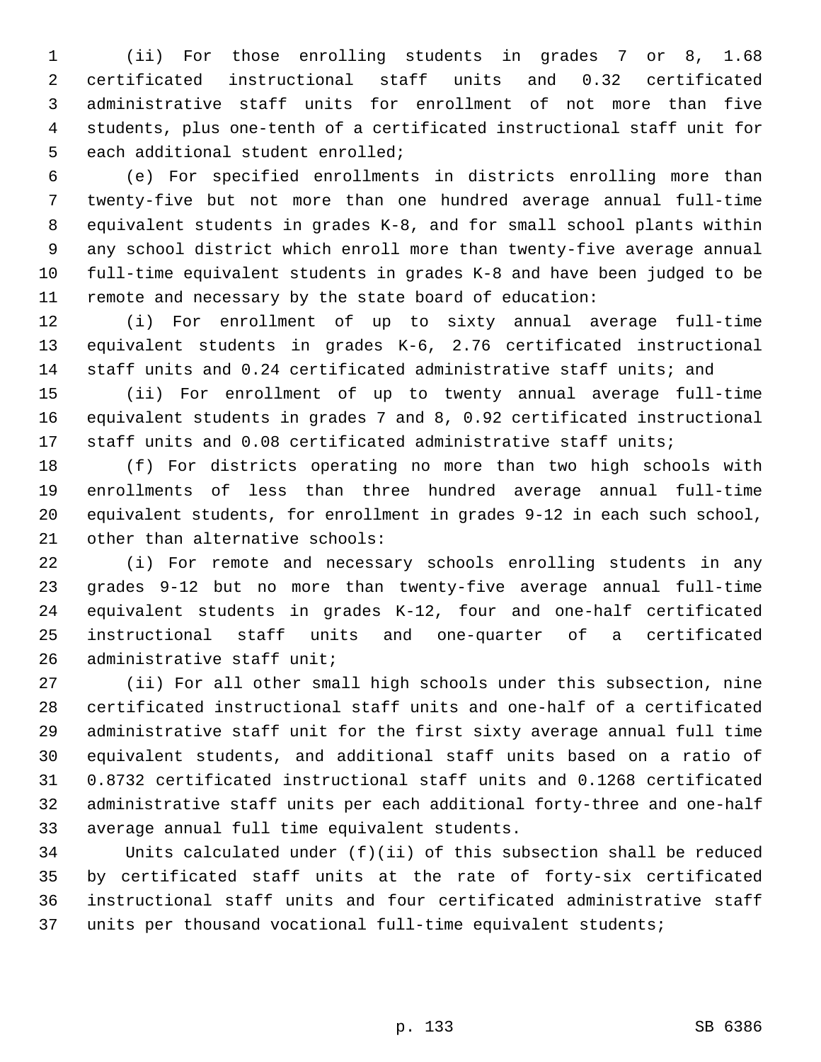(ii) For those enrolling students in grades 7 or 8, 1.68 certificated instructional staff units and 0.32 certificated administrative staff units for enrollment of not more than five students, plus one-tenth of a certificated instructional staff unit for each additional student enrolled;

(e) For specified enrollments in districts enrolling more than twenty-five but not more than one hundred average annual full-time equivalent students in grades K-8, and for small school plants within any school district which enroll more than twenty-five average annual full-time equivalent students in grades K-8 and have been judged to be remote and necessary by the state board of education:

(i) For enrollment of up to sixty annual average full-time equivalent students in grades K-6, 2.76 certificated instructional staff units and 0.24 certificated administrative staff units; and

(ii) For enrollment of up to twenty annual average full-time equivalent students in grades 7 and 8, 0.92 certificated instructional staff units and 0.08 certificated administrative staff units;

(f) For districts operating no more than two high schools with enrollments of less than three hundred average annual full-time equivalent students, for enrollment in grades 9-12 in each such school, other than alternative schools:

(i) For remote and necessary schools enrolling students in any grades 9-12 but no more than twenty-five average annual full-time equivalent students in grades K-12, four and one-half certificated instructional staff units and one-quarter of a certificated administrative staff unit;

(ii) For all other small high schools under this subsection, nine certificated instructional staff units and one-half of a certificated administrative staff unit for the first sixty average annual full time equivalent students, and additional staff units based on a ratio of 0.8732 certificated instructional staff units and 0.1268 certificated administrative staff units per each additional forty-three and one-half average annual full time equivalent students.

Units calculated under (f)(ii) of this subsection shall be reduced by certificated staff units at the rate of forty-six certificated instructional staff units and four certificated administrative staff units per thousand vocational full-time equivalent students;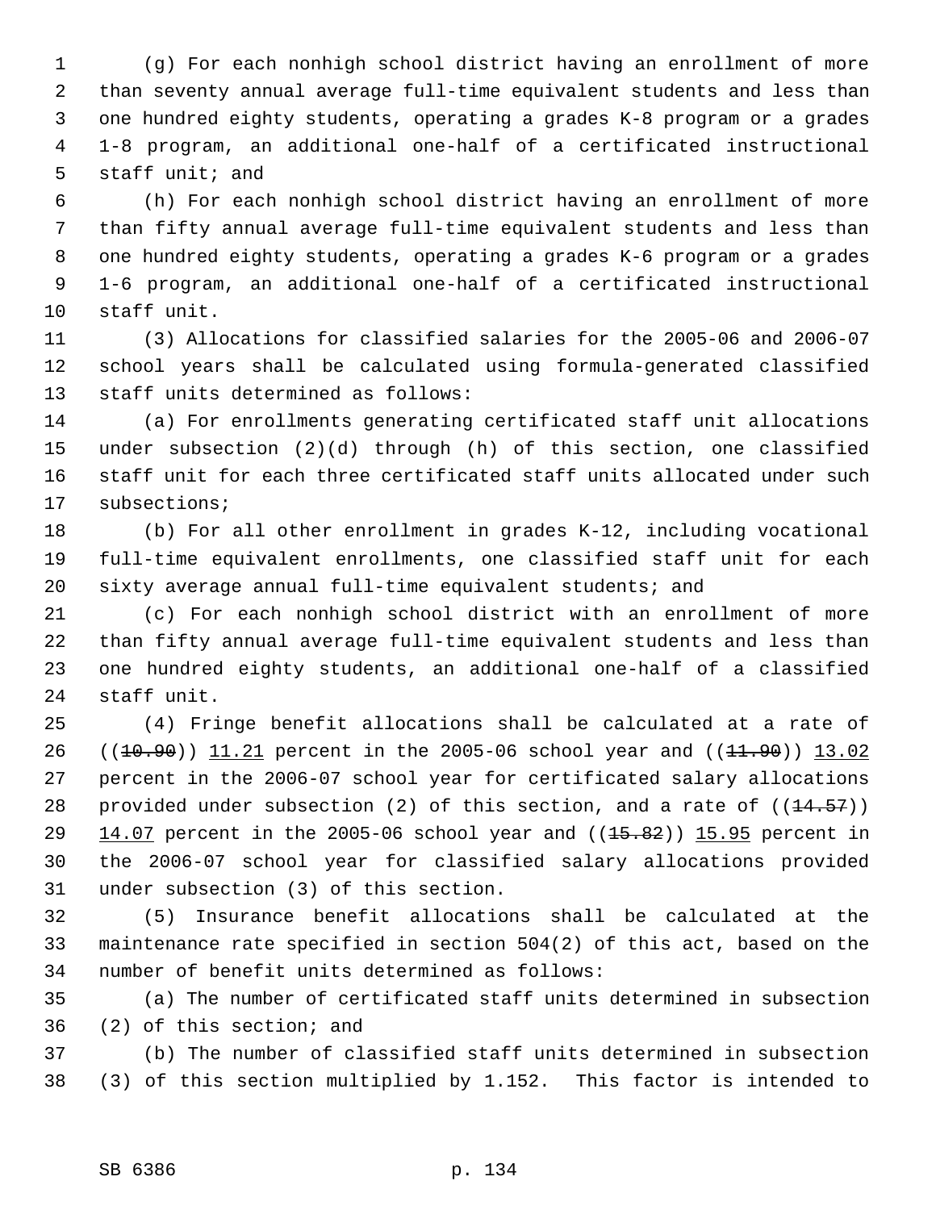(g) For each nonhigh school district having an enrollment of more than seventy annual average full-time equivalent students and less than one hundred eighty students, operating a grades K-8 program or a grades 1-8 program, an additional one-half of a certificated instructional staff unit; and

(h) For each nonhigh school district having an enrollment of more than fifty annual average full-time equivalent students and less than one hundred eighty students, operating a grades K-6 program or a grades 1-6 program, an additional one-half of a certificated instructional staff unit.

(3) Allocations for classified salaries for the 2005-06 and 2006-07 school years shall be calculated using formula-generated classified staff units determined as follows:

(a) For enrollments generating certificated staff unit allocations under subsection (2)(d) through (h) of this section, one classified staff unit for each three certificated staff units allocated under such subsections;

(b) For all other enrollment in grades K-12, including vocational full-time equivalent enrollments, one classified staff unit for each sixty average annual full-time equivalent students; and

(c) For each nonhigh school district with an enrollment of more than fifty annual average full-time equivalent students and less than one hundred eighty students, an additional one-half of a classified staff unit.

(4) Fringe benefit allocations shall be calculated at a rate of ((~~10.90~~)) <u>11.21</u> percent in the 2005-06 school year and ((~~11.90~~)) <u>13.02</u> percent in the 2006-07 school year for certificated salary allocations provided under subsection (2) of this section, and a rate of ((~~14.57~~)) <u>14.07</u> percent in the 2005-06 school year and ((~~15.82~~)) <u>15.95</u> percent in the 2006-07 school year for classified salary allocations provided under subsection (3) of this section.

(5) Insurance benefit allocations shall be calculated at the maintenance rate specified in section 504(2) of this act, based on the number of benefit units determined as follows:

(a) The number of certificated staff units determined in subsection (2) of this section; and

(b) The number of classified staff units determined in subsection (3) of this section multiplied by 1.152. This factor is intended to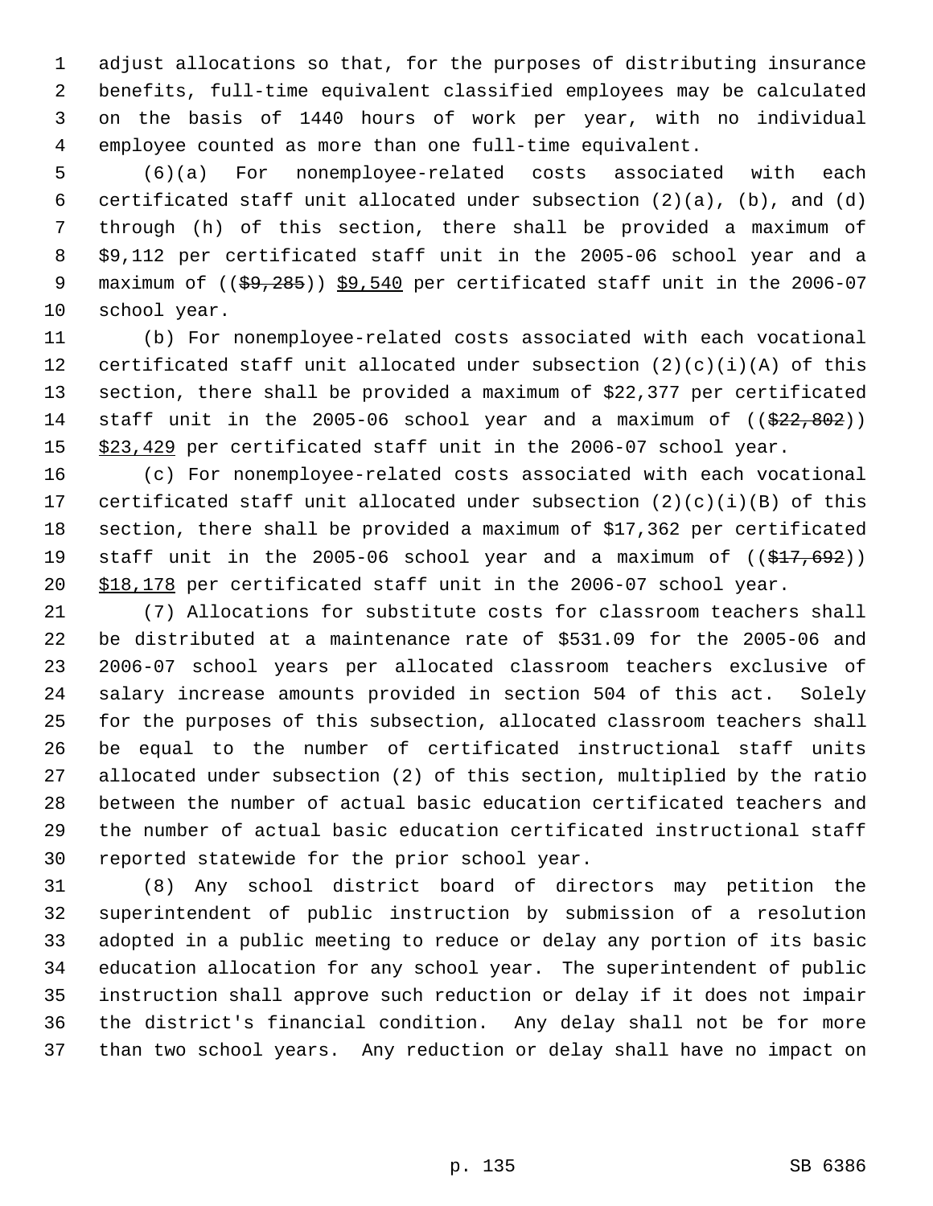adjust allocations so that, for the purposes of distributing insurance benefits, full-time equivalent classified employees may be calculated on the basis of 1440 hours of work per year, with no individual employee counted as more than one full-time equivalent.

(6)(a) For nonemployee-related costs associated with each certificated staff unit allocated under subsection (2)(a), (b), and (d) through (h) of this section, there shall be provided a maximum of $9,112 per certificated staff unit in the 2005-06 school year and a maximum of (($9,285)) $9,540 per certificated staff unit in the 2006-07 school year.

(b) For nonemployee-related costs associated with each vocational certificated staff unit allocated under subsection (2)(c)(i)(A) of this section, there shall be provided a maximum of $22,377 per certificated staff unit in the 2005-06 school year and a maximum of (($22,802)) $23,429 per certificated staff unit in the 2006-07 school year.

(c) For nonemployee-related costs associated with each vocational certificated staff unit allocated under subsection (2)(c)(i)(B) of this section, there shall be provided a maximum of $17,362 per certificated staff unit in the 2005-06 school year and a maximum of (($17,692)) $18,178 per certificated staff unit in the 2006-07 school year.

(7) Allocations for substitute costs for classroom teachers shall be distributed at a maintenance rate of $531.09 for the 2005-06 and 2006-07 school years per allocated classroom teachers exclusive of salary increase amounts provided in section 504 of this act. Solely for the purposes of this subsection, allocated classroom teachers shall be equal to the number of certificated instructional staff units allocated under subsection (2) of this section, multiplied by the ratio between the number of actual basic education certificated teachers and the number of actual basic education certificated instructional staff reported statewide for the prior school year.

(8) Any school district board of directors may petition the superintendent of public instruction by submission of a resolution adopted in a public meeting to reduce or delay any portion of its basic education allocation for any school year. The superintendent of public instruction shall approve such reduction or delay if it does not impair the district's financial condition. Any delay shall not be for more than two school years. Any reduction or delay shall have no impact on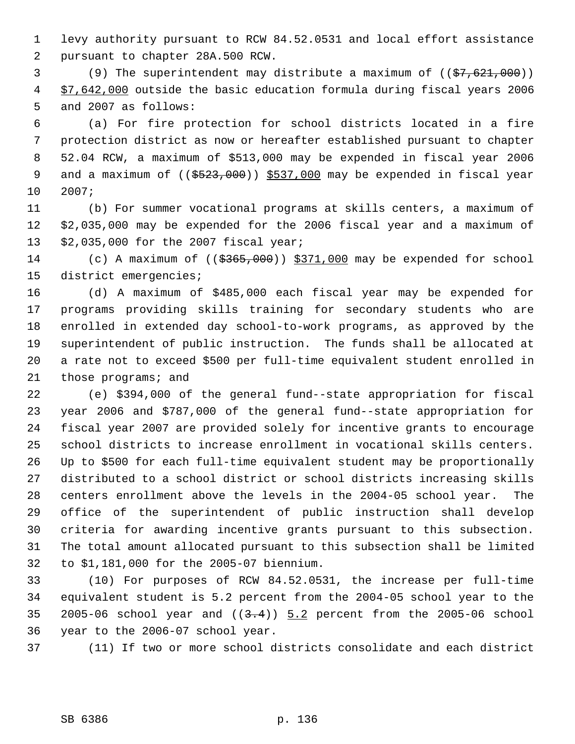levy authority pursuant to RCW 84.52.0531 and local effort assistance pursuant to chapter 28A.500 RCW.

(9) The superintendent may distribute a maximum of ((~~$7,621,000~~)) <u>$7,642,000</u> outside the basic education formula during fiscal years 2006 and 2007 as follows:

(a) For fire protection for school districts located in a fire protection district as now or hereafter established pursuant to chapter 52.04 RCW, a maximum of $513,000 may be expended in fiscal year 2006 and a maximum of ((~~$523,000~~)) <u>$537,000</u> may be expended in fiscal year 2007;

(b) For summer vocational programs at skills centers, a maximum of $2,035,000 may be expended for the 2006 fiscal year and a maximum of $2,035,000 for the 2007 fiscal year;

(c) A maximum of ((~~$365,000~~)) <u>$371,000</u> may be expended for school district emergencies;

(d) A maximum of $485,000 each fiscal year may be expended for programs providing skills training for secondary students who are enrolled in extended day school-to-work programs, as approved by the superintendent of public instruction. The funds shall be allocated at a rate not to exceed $500 per full-time equivalent student enrolled in those programs; and

(e) $394,000 of the general fund--state appropriation for fiscal year 2006 and $787,000 of the general fund--state appropriation for fiscal year 2007 are provided solely for incentive grants to encourage school districts to increase enrollment in vocational skills centers. Up to $500 for each full-time equivalent student may be proportionally distributed to a school district or school districts increasing skills centers enrollment above the levels in the 2004-05 school year. The office of the superintendent of public instruction shall develop criteria for awarding incentive grants pursuant to this subsection. The total amount allocated pursuant to this subsection shall be limited to $1,181,000 for the 2005-07 biennium.

(10) For purposes of RCW 84.52.0531, the increase per full-time equivalent student is 5.2 percent from the 2004-05 school year to the 2005-06 school year and ((~~3.4~~)) <u>5.2</u> percent from the 2005-06 school year to the 2006-07 school year.

(11) If two or more school districts consolidate and each district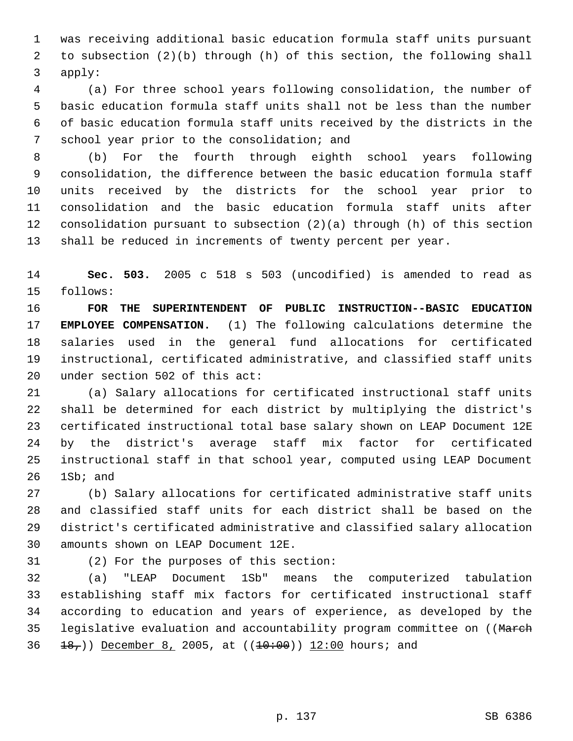was receiving additional basic education formula staff units pursuant to subsection (2)(b) through (h) of this section, the following shall apply:

(a) For three school years following consolidation, the number of basic education formula staff units shall not be less than the number of basic education formula staff units received by the districts in the school year prior to the consolidation; and

(b) For the fourth through eighth school years following consolidation, the difference between the basic education formula staff units received by the districts for the school year prior to consolidation and the basic education formula staff units after consolidation pursuant to subsection (2)(a) through (h) of this section shall be reduced in increments of twenty percent per year.

**Sec. 503.** 2005 c 518 s 503 (uncodified) is amended to read as follows:

**FOR THE SUPERINTENDENT OF PUBLIC INSTRUCTION--BASIC EDUCATION EMPLOYEE COMPENSATION.** (1) The following calculations determine the salaries used in the general fund allocations for certificated instructional, certificated administrative, and classified staff units under section 502 of this act:

(a) Salary allocations for certificated instructional staff units shall be determined for each district by multiplying the district's certificated instructional total base salary shown on LEAP Document 12E by the district's average staff mix factor for certificated instructional staff in that school year, computed using LEAP Document 1Sb; and

(b) Salary allocations for certificated administrative staff units and classified staff units for each district shall be based on the district's certificated administrative and classified salary allocation amounts shown on LEAP Document 12E.

(2) For the purposes of this section:

(a) "LEAP Document 1Sb" means the computerized tabulation establishing staff mix factors for certificated instructional staff according to education and years of experience, as developed by the legislative evaluation and accountability program committee on ((~~March 18,~~)) <u>December 8,</u> 2005, at ((~~10:00~~)) <u>12:00</u> hours; and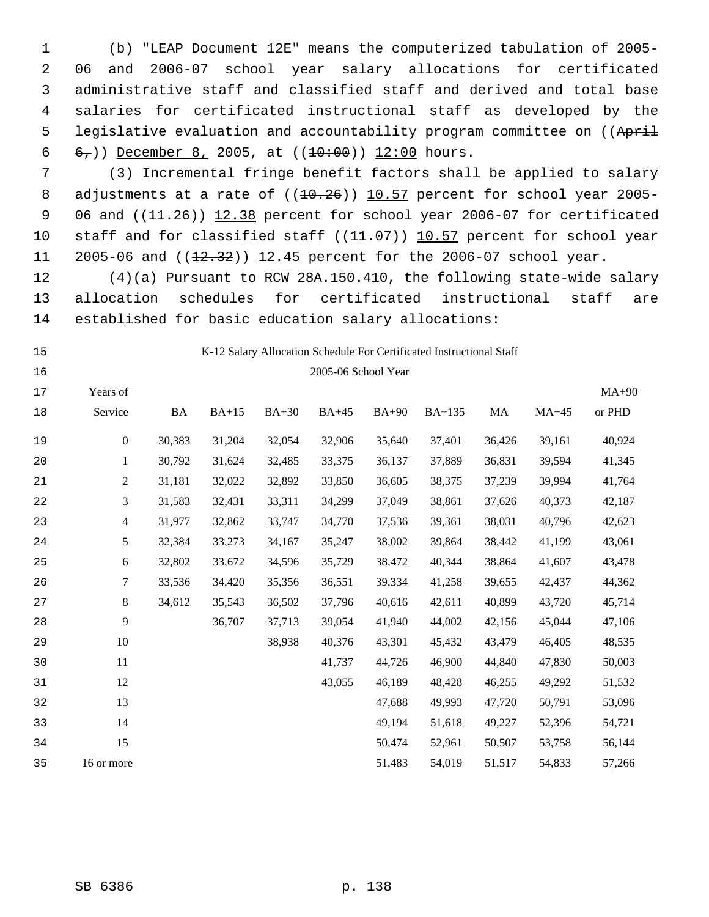(b) "LEAP Document 12E" means the computerized tabulation of 2005-06 and 2006-07 school year salary allocations for certificated administrative staff and classified staff and derived and total base salaries for certificated instructional staff as developed by the legislative evaluation and accountability program committee on ((~~April 6,~~)) December 8, 2005, at ((~~10:00~~)) 12:00 hours.

(3) Incremental fringe benefit factors shall be applied to salary adjustments at a rate of ((~~10.26~~)) 10.57 percent for school year 2005-06 and ((~~11.26~~)) 12.38 percent for school year 2006-07 for certificated staff and for classified staff ((~~11.07~~)) 10.57 percent for school year 2005-06 and ((~~12.32~~)) 12.45 percent for the 2006-07 school year.

(4)(a) Pursuant to RCW 28A.150.410, the following state-wide salary allocation schedules for certificated instructional staff are established for basic education salary allocations:

K-12 Salary Allocation Schedule For Certificated Instructional Staff

2005-06 School Year

| Years of Service | BA | BA+15 | BA+30 | BA+45 | BA+90 | BA+135 | MA | MA+45 | MA+90 or PHD |
|---|---|---|---|---|---|---|---|---|---|
| 0 | 30,383 | 31,204 | 32,054 | 32,906 | 35,640 | 37,401 | 36,426 | 39,161 | 40,924 |
| 1 | 30,792 | 31,624 | 32,485 | 33,375 | 36,137 | 37,889 | 36,831 | 39,594 | 41,345 |
| 2 | 31,181 | 32,022 | 32,892 | 33,850 | 36,605 | 38,375 | 37,239 | 39,994 | 41,764 |
| 3 | 31,583 | 32,431 | 33,311 | 34,299 | 37,049 | 38,861 | 37,626 | 40,373 | 42,187 |
| 4 | 31,977 | 32,862 | 33,747 | 34,770 | 37,536 | 39,361 | 38,031 | 40,796 | 42,623 |
| 5 | 32,384 | 33,273 | 34,167 | 35,247 | 38,002 | 39,864 | 38,442 | 41,199 | 43,061 |
| 6 | 32,802 | 33,672 | 34,596 | 35,729 | 38,472 | 40,344 | 38,864 | 41,607 | 43,478 |
| 7 | 33,536 | 34,420 | 35,356 | 36,551 | 39,334 | 41,258 | 39,655 | 42,437 | 44,362 |
| 8 | 34,612 | 35,543 | 36,502 | 37,796 | 40,616 | 42,611 | 40,899 | 43,720 | 45,714 |
| 9 | | 36,707 | 37,713 | 39,054 | 41,940 | 44,002 | 42,156 | 45,044 | 47,106 |
| 10 | | | 38,938 | 40,376 | 43,301 | 45,432 | 43,479 | 46,405 | 48,535 |
| 11 | | | | 41,737 | 44,726 | 46,900 | 44,840 | 47,830 | 50,003 |
| 12 | | | | 43,055 | 46,189 | 48,428 | 46,255 | 49,292 | 51,532 |
| 13 | | | | | 47,688 | 49,993 | 47,720 | 50,791 | 53,096 |
| 14 | | | | | 49,194 | 51,618 | 49,227 | 52,396 | 54,721 |
| 15 | | | | | 50,474 | 52,961 | 50,507 | 53,758 | 56,144 |
| 16 or more | | | | | 51,483 | 54,019 | 51,517 | 54,833 | 57,266 |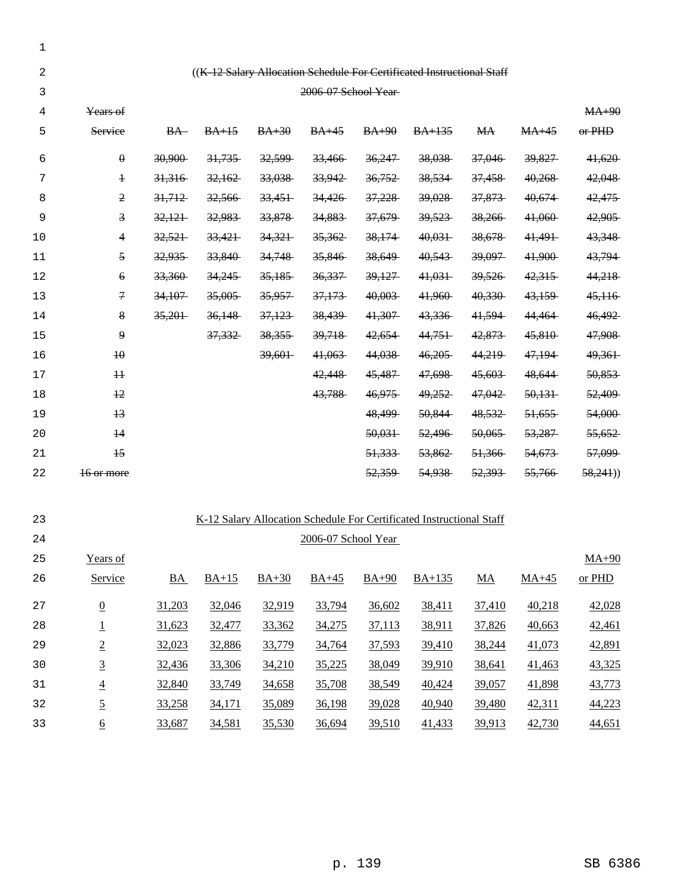((~~K-12 Salary Allocation Schedule For Certificated Instructional Staff~~

~~2006-07 School Year~~

| ~~Years of Service~~ | ~~BA~~ | ~~BA+15~~ | ~~BA+30~~ | ~~BA+45~~ | ~~BA+90~~ | ~~BA+135~~ | ~~MA~~ | ~~MA+45~~ | ~~MA+90 or PHD~~ |
|---|---|---|---|---|---|---|---|---|---|
| ~~0~~ | ~~30,900~~ | ~~31,735~~ | ~~32,599~~ | ~~33,466~~ | ~~36,247~~ | ~~38,038~~ | ~~37,046~~ | ~~39,827~~ | ~~41,620~~ |
| ~~1~~ | ~~31,316~~ | ~~32,162~~ | ~~33,038~~ | ~~33,942~~ | ~~36,752~~ | ~~38,534~~ | ~~37,458~~ | ~~40,268~~ | ~~42,048~~ |
| ~~2~~ | ~~31,712~~ | ~~32,566~~ | ~~33,451~~ | ~~34,426~~ | ~~37,228~~ | ~~39,028~~ | ~~37,873~~ | ~~40,674~~ | ~~42,475~~ |
| ~~3~~ | ~~32,121~~ | ~~32,983~~ | ~~33,878~~ | ~~34,883~~ | ~~37,679~~ | ~~39,523~~ | ~~38,266~~ | ~~41,060~~ | ~~42,905~~ |
| ~~4~~ | ~~32,521~~ | ~~33,421~~ | ~~34,321~~ | ~~35,362~~ | ~~38,174~~ | ~~40,031~~ | ~~38,678~~ | ~~41,491~~ | ~~43,348~~ |
| ~~5~~ | ~~32,935~~ | ~~33,840~~ | ~~34,748~~ | ~~35,846~~ | ~~38,649~~ | ~~40,543~~ | ~~39,097~~ | ~~41,900~~ | ~~43,794~~ |
| ~~6~~ | ~~33,360~~ | ~~34,245~~ | ~~35,185~~ | ~~36,337~~ | ~~39,127~~ | ~~41,031~~ | ~~39,526~~ | ~~42,315~~ | ~~44,218~~ |
| ~~7~~ | ~~34,107~~ | ~~35,005~~ | ~~35,957~~ | ~~37,173~~ | ~~40,003~~ | ~~41,960~~ | ~~40,330~~ | ~~43,159~~ | ~~45,116~~ |
| ~~8~~ | ~~35,201~~ | ~~36,148~~ | ~~37,123~~ | ~~38,439~~ | ~~41,307~~ | ~~43,336~~ | ~~41,594~~ | ~~44,464~~ | ~~46,492~~ |
| ~~9~~ | | ~~37,332~~ | ~~38,355~~ | ~~39,718~~ | ~~42,654~~ | ~~44,751~~ | ~~42,873~~ | ~~45,810~~ | ~~47,908~~ |
| ~~10~~ | | | ~~39,601~~ | ~~41,063~~ | ~~44,038~~ | ~~46,205~~ | ~~44,219~~ | ~~47,194~~ | ~~49,361~~ |
| ~~11~~ | | | | ~~42,448~~ | ~~45,487~~ | ~~47,698~~ | ~~45,603~~ | ~~48,644~~ | ~~50,853~~ |
| ~~12~~ | | | | ~~43,788~~ | ~~46,975~~ | ~~49,252~~ | ~~47,042~~ | ~~50,131~~ | ~~52,409~~ |
| ~~13~~ | | | | | ~~48,499~~ | ~~50,844~~ | ~~48,532~~ | ~~51,655~~ | ~~54,000~~ |
| ~~14~~ | | | | | ~~50,031~~ | ~~52,496~~ | ~~50,065~~ | ~~53,287~~ | ~~55,652~~ |
| ~~15~~ | | | | | ~~51,333~~ | ~~53,862~~ | ~~51,366~~ | ~~54,673~~ | ~~57,099~~ |
| ~~16 or more~~ | | | | | ~~52,359~~ | ~~54,938~~ | ~~52,393~~ | ~~55,766~~ | ~~58,241~~)) |

<u>K-12 Salary Allocation Schedule For Certificated Instructional Staff</u>

<u>2006-07 School Year</u>

| <u>Years of Service</u> | <u>BA</u> | <u>BA+15</u> | <u>BA+30</u> | <u>BA+45</u> | <u>BA+90</u> | <u>BA+135</u> | <u>MA</u> | <u>MA+45</u> | <u>MA+90 or PHD</u> |
|---|---|---|---|---|---|---|---|---|---|
| <u>0</u> | <u>31,203</u> | <u>32,046</u> | <u>32,919</u> | <u>33,794</u> | <u>36,602</u> | <u>38,411</u> | <u>37,410</u> | <u>40,218</u> | <u>42,028</u> |
| <u>1</u> | <u>31,623</u> | <u>32,477</u> | <u>33,362</u> | <u>34,275</u> | <u>37,113</u> | <u>38,911</u> | <u>37,826</u> | <u>40,663</u> | <u>42,461</u> |
| <u>2</u> | <u>32,023</u> | <u>32,886</u> | <u>33,779</u> | <u>34,764</u> | <u>37,593</u> | <u>39,410</u> | <u>38,244</u> | <u>41,073</u> | <u>42,891</u> |
| <u>3</u> | <u>32,436</u> | <u>33,306</u> | <u>34,210</u> | <u>35,225</u> | <u>38,049</u> | <u>39,910</u> | <u>38,641</u> | <u>41,463</u> | <u>43,325</u> |
| <u>4</u> | <u>32,840</u> | <u>33,749</u> | <u>34,658</u> | <u>35,708</u> | <u>38,549</u> | <u>40,424</u> | <u>39,057</u> | <u>41,898</u> | <u>43,773</u> |
| <u>5</u> | <u>33,258</u> | <u>34,171</u> | <u>35,089</u> | <u>36,198</u> | <u>39,028</u> | <u>40,940</u> | <u>39,480</u> | <u>42,311</u> | <u>44,223</u> |
| <u>6</u> | <u>33,687</u> | <u>34,581</u> | <u>35,530</u> | <u>36,694</u> | <u>39,510</u> | <u>41,433</u> | <u>39,913</u> | <u>42,730</u> | <u>44,651</u> |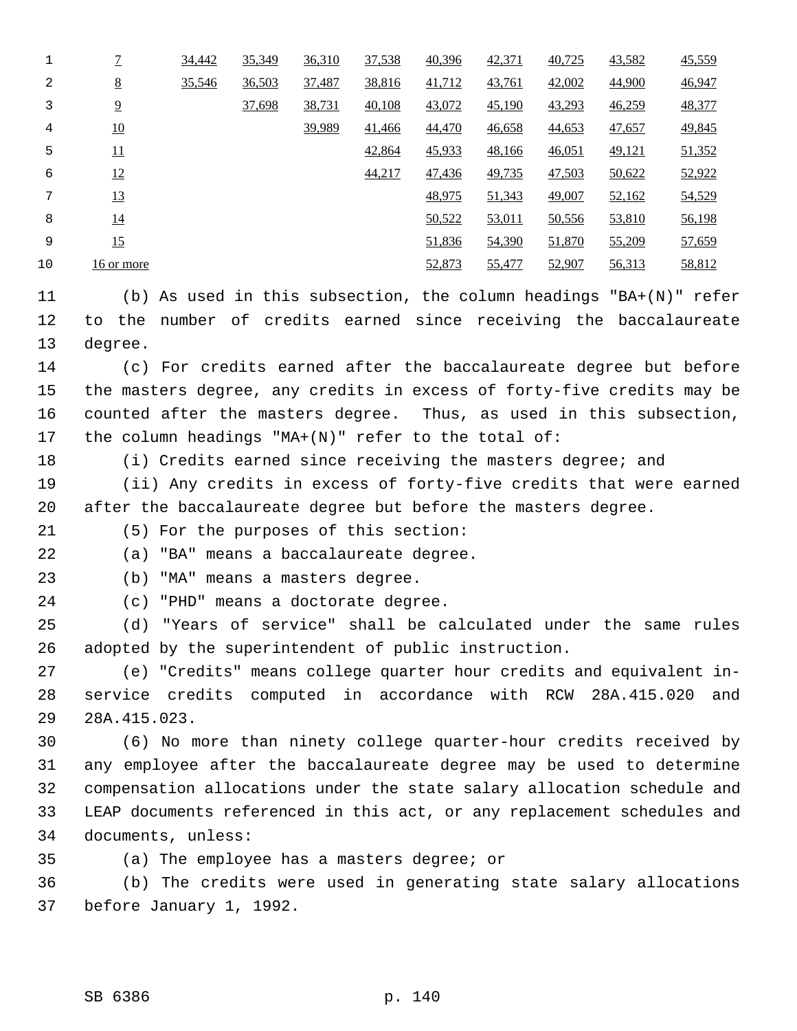| | | | | | | | | | |
|---|---|---|---|---|---|---|---|---|---|
| 7 | 34,442 | 35,349 | 36,310 | 37,538 | 40,396 | 42,371 | 40,725 | 43,582 | 45,559 |
| 8 | 35,546 | 36,503 | 37,487 | 38,816 | 41,712 | 43,761 | 42,002 | 44,900 | 46,947 |
| 9 | | 37,698 | 38,731 | 40,108 | 43,072 | 45,190 | 43,293 | 46,259 | 48,377 |
| 10 | | | 39,989 | 41,466 | 44,470 | 46,658 | 44,653 | 47,657 | 49,845 |
| 11 | | | | 42,864 | 45,933 | 48,166 | 46,051 | 49,121 | 51,352 |
| 12 | | | | 44,217 | 47,436 | 49,735 | 47,503 | 50,622 | 52,922 |
| 13 | | | | | 48,975 | 51,343 | 49,007 | 52,162 | 54,529 |
| 14 | | | | | 50,522 | 53,011 | 50,556 | 53,810 | 56,198 |
| 15 | | | | | 51,836 | 54,390 | 51,870 | 55,209 | 57,659 |
| 16 or more | | | | | 52,873 | 55,477 | 52,907 | 56,313 | 58,812 |

(b) As used in this subsection, the column headings "BA+(N)" refer to the number of credits earned since receiving the baccalaureate degree.

(c) For credits earned after the baccalaureate degree but before the masters degree, any credits in excess of forty-five credits may be counted after the masters degree. Thus, as used in this subsection, the column headings "MA+(N)" refer to the total of:

(i) Credits earned since receiving the masters degree; and

(ii) Any credits in excess of forty-five credits that were earned after the baccalaureate degree but before the masters degree.

(5) For the purposes of this section:

(a) "BA" means a baccalaureate degree.

(b) "MA" means a masters degree.

(c) "PHD" means a doctorate degree.

(d) "Years of service" shall be calculated under the same rules adopted by the superintendent of public instruction.

(e) "Credits" means college quarter hour credits and equivalent in-service credits computed in accordance with RCW 28A.415.020 and 28A.415.023.

(6) No more than ninety college quarter-hour credits received by any employee after the baccalaureate degree may be used to determine compensation allocations under the state salary allocation schedule and LEAP documents referenced in this act, or any replacement schedules and documents, unless:

(a) The employee has a masters degree; or

(b) The credits were used in generating state salary allocations before January 1, 1992.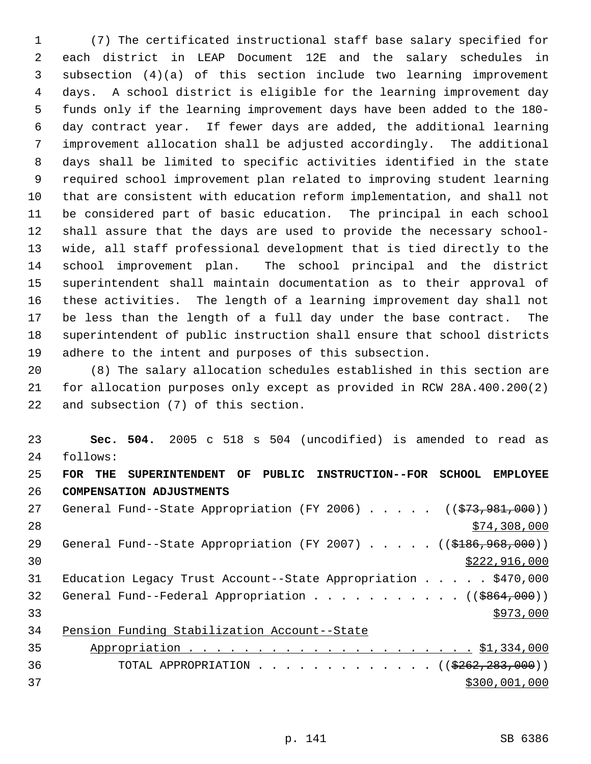(7) The certificated instructional staff base salary specified for each district in LEAP Document 12E and the salary schedules in subsection (4)(a) of this section include two learning improvement days. A school district is eligible for the learning improvement day funds only if the learning improvement days have been added to the 180-day contract year. If fewer days are added, the additional learning improvement allocation shall be adjusted accordingly. The additional days shall be limited to specific activities identified in the state required school improvement plan related to improving student learning that are consistent with education reform implementation, and shall not be considered part of basic education. The principal in each school shall assure that the days are used to provide the necessary school-wide, all staff professional development that is tied directly to the school improvement plan. The school principal and the district superintendent shall maintain documentation as to their approval of these activities. The length of a learning improvement day shall not be less than the length of a full day under the base contract. The superintendent of public instruction shall ensure that school districts adhere to the intent and purposes of this subsection.

(8) The salary allocation schedules established in this section are for allocation purposes only except as provided in RCW 28A.400.200(2) and subsection (7) of this section.

**Sec. 504.** 2005 c 518 s 504 (uncodified) is amended to read as follows:

**FOR THE SUPERINTENDENT OF PUBLIC INSTRUCTION--FOR SCHOOL EMPLOYEE COMPENSATION ADJUSTMENTS**

General Fund--State Appropriation (FY 2006) . . . . . ((~~$73,981,000~~)) $74,308,000

General Fund--State Appropriation (FY 2007) . . . . . ((~~$186,968,000~~)) $222,916,000

Education Legacy Trust Account--State Appropriation . . . . . $470,000

General Fund--Federal Appropriation . . . . . . . . . . . ((~~$864,000~~)) $973,000

Pension Funding Stabilization Account--State Appropriation . . . . . . . . . . . . . . . . . . . . . . $1,334,000

TOTAL APPROPRIATION . . . . . . . . . . . . . . ((~~$262,283,000~~)) $300,001,000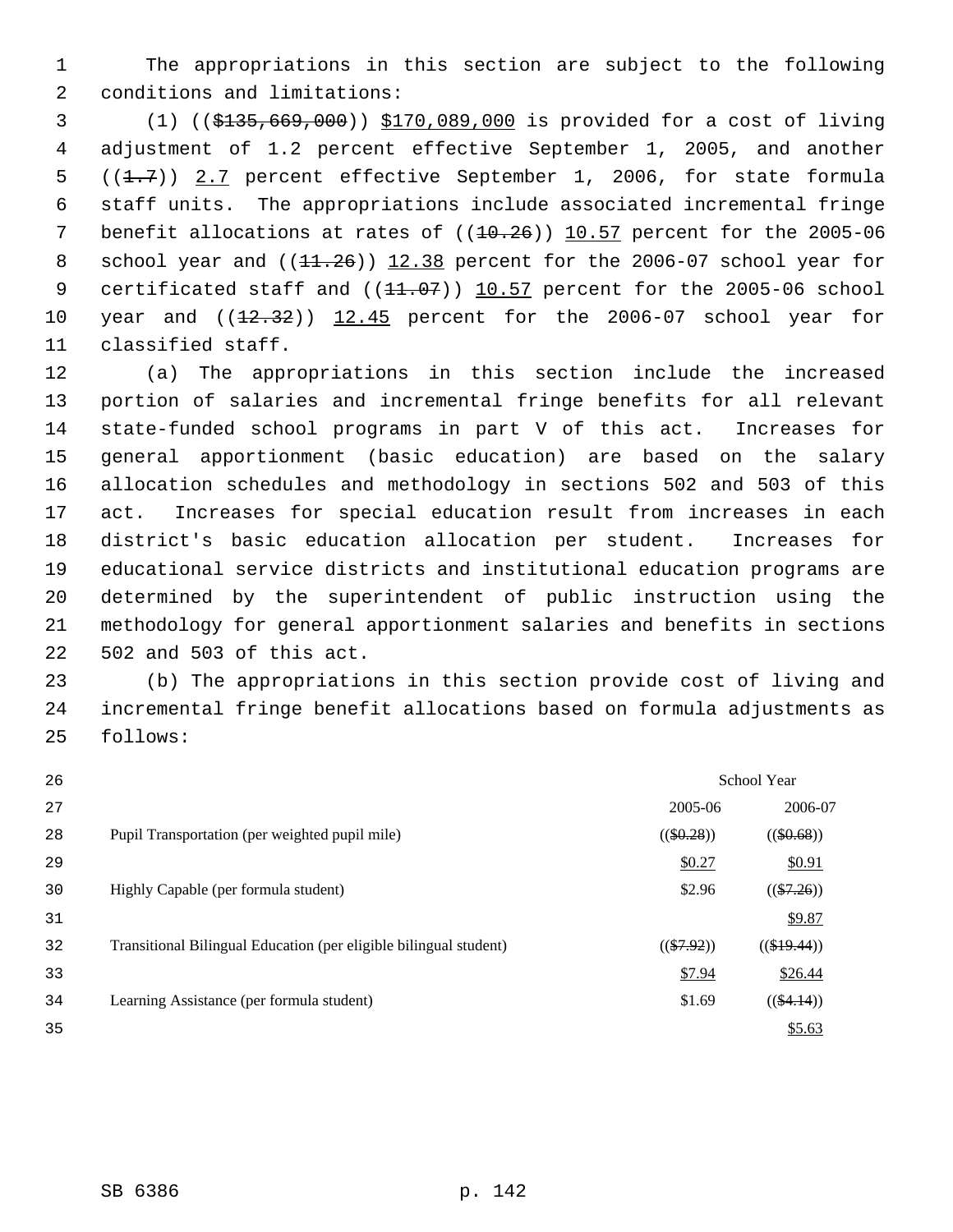The appropriations in this section are subject to the following conditions and limitations:

(1) (($135,669,000)) $170,089,000 is provided for a cost of living adjustment of 1.2 percent effective September 1, 2005, and another ((1.7)) 2.7 percent effective September 1, 2006, for state formula staff units. The appropriations include associated incremental fringe benefit allocations at rates of ((10.26)) 10.57 percent for the 2005-06 school year and ((11.26)) 12.38 percent for the 2006-07 school year for certificated staff and ((11.07)) 10.57 percent for the 2005-06 school year and ((12.32)) 12.45 percent for the 2006-07 school year for classified staff.

(a) The appropriations in this section include the increased portion of salaries and incremental fringe benefits for all relevant state-funded school programs in part V of this act. Increases for general apportionment (basic education) are based on the salary allocation schedules and methodology in sections 502 and 503 of this act. Increases for special education result from increases in each district's basic education allocation per student. Increases for educational service districts and institutional education programs are determined by the superintendent of public instruction using the methodology for general apportionment salaries and benefits in sections 502 and 503 of this act.

(b) The appropriations in this section provide cost of living and incremental fringe benefit allocations based on formula adjustments as follows:

| | School Year | |
|---|---|---|
| | 2005-06 | 2006-07 |
| Pupil Transportation (per weighted pupil mile) | (($0.28)) | (($0.68)) |
| | $0.27 | $0.91 |
| Highly Capable (per formula student) | $2.96 | (($7.26)) |
| | | $9.87 |
| Transitional Bilingual Education (per eligible bilingual student) | (($7.92)) | (($19.44)) |
| | $7.94 | $26.44 |
| Learning Assistance (per formula student) | $1.69 | (($4.14)) |
| | | $5.63 |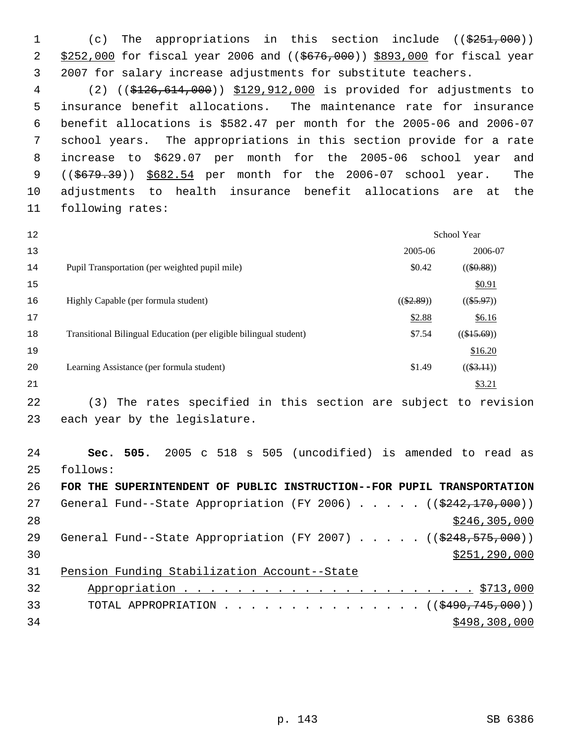(c) The appropriations in this section include ((~~$251,000~~)) <u>$252,000</u> for fiscal year 2006 and ((~~$676,000~~)) <u>$893,000</u> for fiscal year 2007 for salary increase adjustments for substitute teachers.

(2) ((~~$126,614,000~~)) <u>$129,912,000</u> is provided for adjustments to insurance benefit allocations. The maintenance rate for insurance benefit allocations is $582.47 per month for the 2005-06 and 2006-07 school years. The appropriations in this section provide for a rate increase to $629.07 per month for the 2005-06 school year and ((~~$679.39~~)) <u>$682.54</u> per month for the 2006-07 school year. The adjustments to health insurance benefit allocations are at the following rates:

| | School Year | |
|---|---|---|
| | 2005-06 | 2006-07 |
| Pupil Transportation (per weighted pupil mile) | $0.42 | ((~~$0.88~~)) <u>$0.91</u> |
| Highly Capable (per formula student) | ((~~$2.89~~)) <u>$2.88</u> | ((~~$5.97~~)) <u>$6.16</u> |
| Transitional Bilingual Education (per eligible bilingual student) | $7.54 | ((~~$15.69~~)) <u>$16.20</u> |
| Learning Assistance (per formula student) | $1.49 | ((~~$3.11~~)) <u>$3.21</u> |

(3) The rates specified in this section are subject to revision each year by the legislature.

**Sec. 505.** 2005 c 518 s 505 (uncodified) is amended to read as follows:

**FOR THE SUPERINTENDENT OF PUBLIC INSTRUCTION--FOR PUPIL TRANSPORTATION**

General Fund--State Appropriation (FY 2006) . . . . . ((~~$242,170,000~~)) <u>$246,305,000</u>

General Fund--State Appropriation (FY 2007) . . . . . ((~~$248,575,000~~)) <u>$251,290,000</u>

<u>Pension Funding Stabilization Account--State Appropriation . . . . . . . . . . . . . . . . . . . . . . . $713,000</u>

TOTAL APPROPRIATION . . . . . . . . . . . . . . . . ((~~$490,745,000~~)) <u>$498,308,000</u>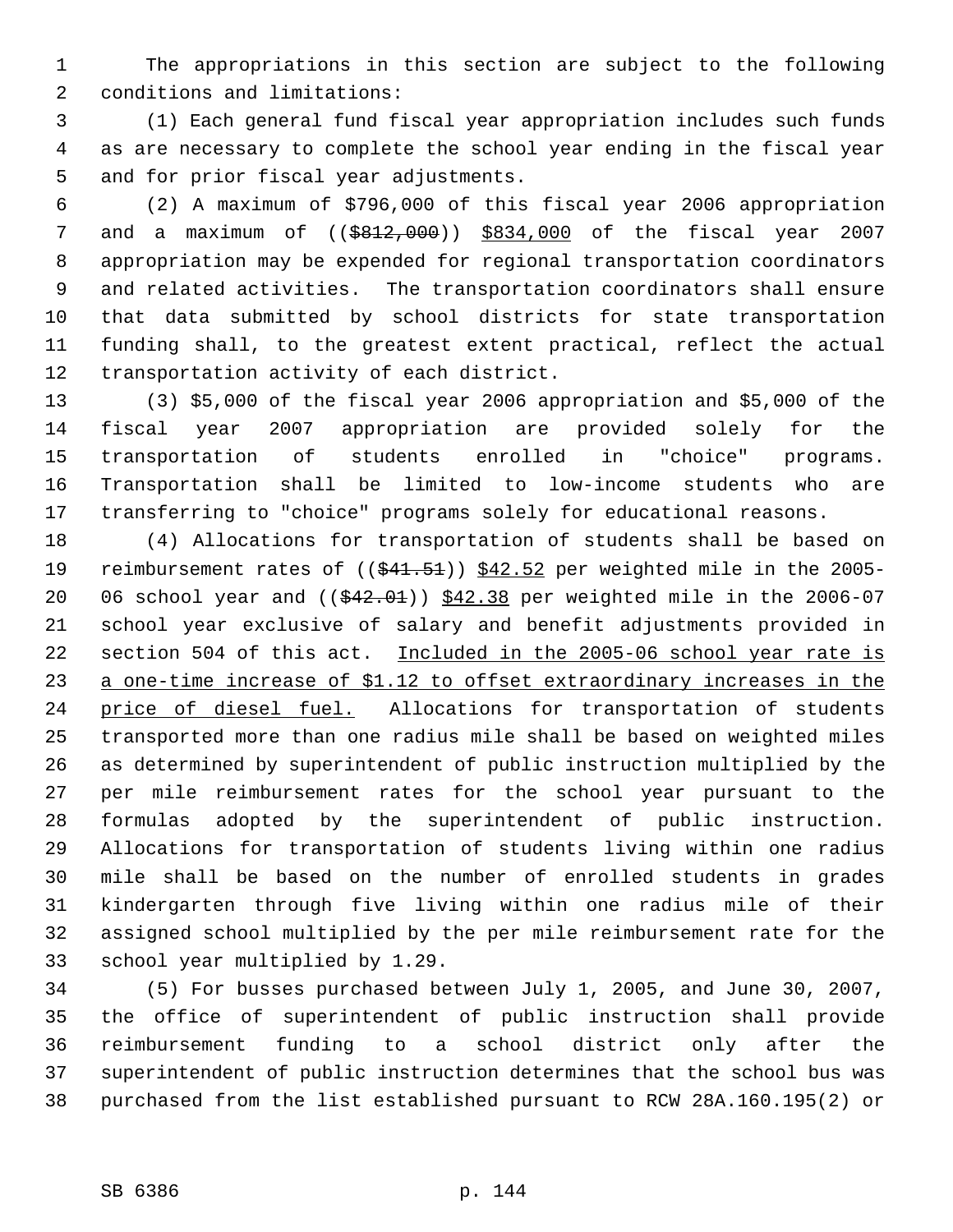The appropriations in this section are subject to the following conditions and limitations:

(1) Each general fund fiscal year appropriation includes such funds as are necessary to complete the school year ending in the fiscal year and for prior fiscal year adjustments.

(2) A maximum of $796,000 of this fiscal year 2006 appropriation and a maximum of (($812,000)) $834,000 of the fiscal year 2007 appropriation may be expended for regional transportation coordinators and related activities. The transportation coordinators shall ensure that data submitted by school districts for state transportation funding shall, to the greatest extent practical, reflect the actual transportation activity of each district.

(3) $5,000 of the fiscal year 2006 appropriation and $5,000 of the fiscal year 2007 appropriation are provided solely for the transportation of students enrolled in "choice" programs. Transportation shall be limited to low-income students who are transferring to "choice" programs solely for educational reasons.

(4) Allocations for transportation of students shall be based on reimbursement rates of (($41.51)) $42.52 per weighted mile in the 2005-06 school year and (($42.01)) $42.38 per weighted mile in the 2006-07 school year exclusive of salary and benefit adjustments provided in section 504 of this act. Included in the 2005-06 school year rate is a one-time increase of $1.12 to offset extraordinary increases in the price of diesel fuel. Allocations for transportation of students transported more than one radius mile shall be based on weighted miles as determined by superintendent of public instruction multiplied by the per mile reimbursement rates for the school year pursuant to the formulas adopted by the superintendent of public instruction. Allocations for transportation of students living within one radius mile shall be based on the number of enrolled students in grades kindergarten through five living within one radius mile of their assigned school multiplied by the per mile reimbursement rate for the school year multiplied by 1.29.

(5) For busses purchased between July 1, 2005, and June 30, 2007, the office of superintendent of public instruction shall provide reimbursement funding to a school district only after the superintendent of public instruction determines that the school bus was purchased from the list established pursuant to RCW 28A.160.195(2) or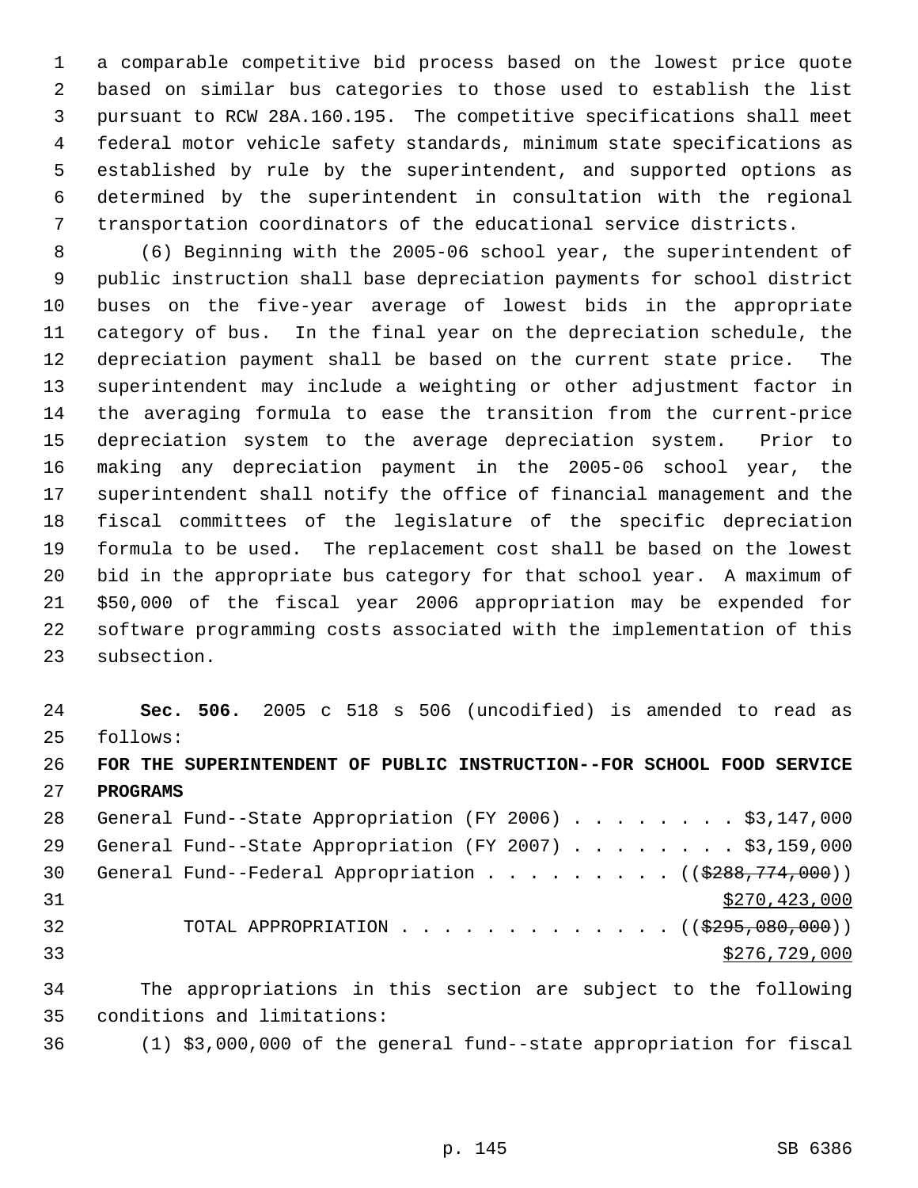a comparable competitive bid process based on the lowest price quote based on similar bus categories to those used to establish the list pursuant to RCW 28A.160.195. The competitive specifications shall meet federal motor vehicle safety standards, minimum state specifications as established by rule by the superintendent, and supported options as determined by the superintendent in consultation with the regional transportation coordinators of the educational service districts.

(6) Beginning with the 2005-06 school year, the superintendent of public instruction shall base depreciation payments for school district buses on the five-year average of lowest bids in the appropriate category of bus. In the final year on the depreciation schedule, the depreciation payment shall be based on the current state price. The superintendent may include a weighting or other adjustment factor in the averaging formula to ease the transition from the current-price depreciation system to the average depreciation system. Prior to making any depreciation payment in the 2005-06 school year, the superintendent shall notify the office of financial management and the fiscal committees of the legislature of the specific depreciation formula to be used. The replacement cost shall be based on the lowest bid in the appropriate bus category for that school year. A maximum of $50,000 of the fiscal year 2006 appropriation may be expended for software programming costs associated with the implementation of this subsection.

**Sec. 506.** 2005 c 518 s 506 (uncodified) is amended to read as follows:

**FOR THE SUPERINTENDENT OF PUBLIC INSTRUCTION--FOR SCHOOL FOOD SERVICE PROGRAMS**

General Fund--State Appropriation (FY 2006) . . . . . . . . $3,147,000
General Fund--State Appropriation (FY 2007) . . . . . . . . $3,159,000
General Fund--Federal Appropriation . . . . . . . . . ((~~$288,774,000~~))
<u>$270,423,000</u>
TOTAL APPROPRIATION . . . . . . . . . . . . . ((~~$295,080,000~~))
<u>$276,729,000</u>

The appropriations in this section are subject to the following conditions and limitations:

(1) $3,000,000 of the general fund--state appropriation for fiscal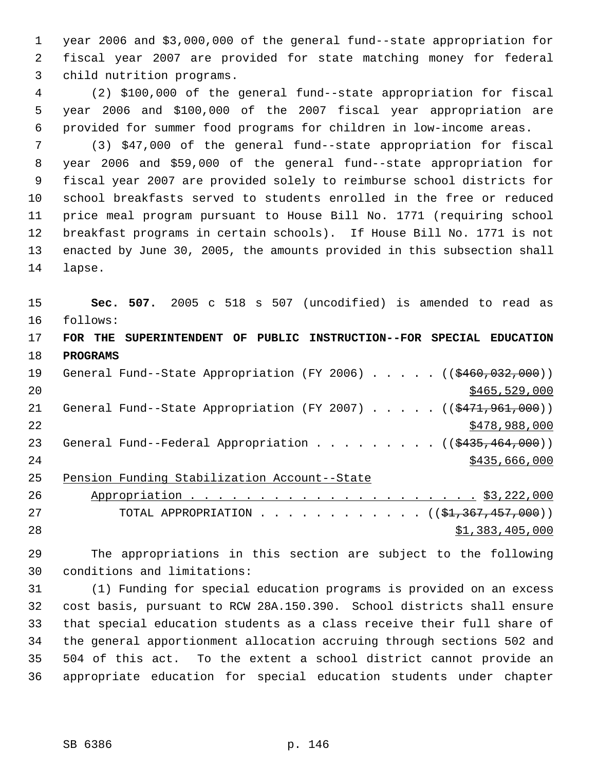year 2006 and $3,000,000 of the general fund--state appropriation for fiscal year 2007 are provided for state matching money for federal child nutrition programs.

(2) $100,000 of the general fund--state appropriation for fiscal year 2006 and $100,000 of the 2007 fiscal year appropriation are provided for summer food programs for children in low-income areas.

(3) $47,000 of the general fund--state appropriation for fiscal year 2006 and $59,000 of the general fund--state appropriation for fiscal year 2007 are provided solely to reimburse school districts for school breakfasts served to students enrolled in the free or reduced price meal program pursuant to House Bill No. 1771 (requiring school breakfast programs in certain schools). If House Bill No. 1771 is not enacted by June 30, 2005, the amounts provided in this subsection shall lapse.

**Sec. 507.** 2005 c 518 s 507 (uncodified) is amended to read as follows:

**FOR THE SUPERINTENDENT OF PUBLIC INSTRUCTION--FOR SPECIAL EDUCATION PROGRAMS**

General Fund--State Appropriation (FY 2006) . . . . . ((~~$460,032,000~~))
<u>$465,529,000</u>

General Fund--State Appropriation (FY 2007) . . . . . ((~~$471,961,000~~))
<u>$478,988,000</u>

General Fund--Federal Appropriation . . . . . . . . . ((~~$435,464,000~~))
<u>$435,666,000</u>

<u>Pension Funding Stabilization Account--State Appropriation . . . . . . . . . . . . . . . . . . . . . $3,222,000</u>

TOTAL APPROPRIATION . . . . . . . . . . . . ((~~$1,367,457,000~~))
<u>$1,383,405,000</u>

The appropriations in this section are subject to the following conditions and limitations:

(1) Funding for special education programs is provided on an excess cost basis, pursuant to RCW 28A.150.390. School districts shall ensure that special education students as a class receive their full share of the general apportionment allocation accruing through sections 502 and 504 of this act. To the extent a school district cannot provide an appropriate education for special education students under chapter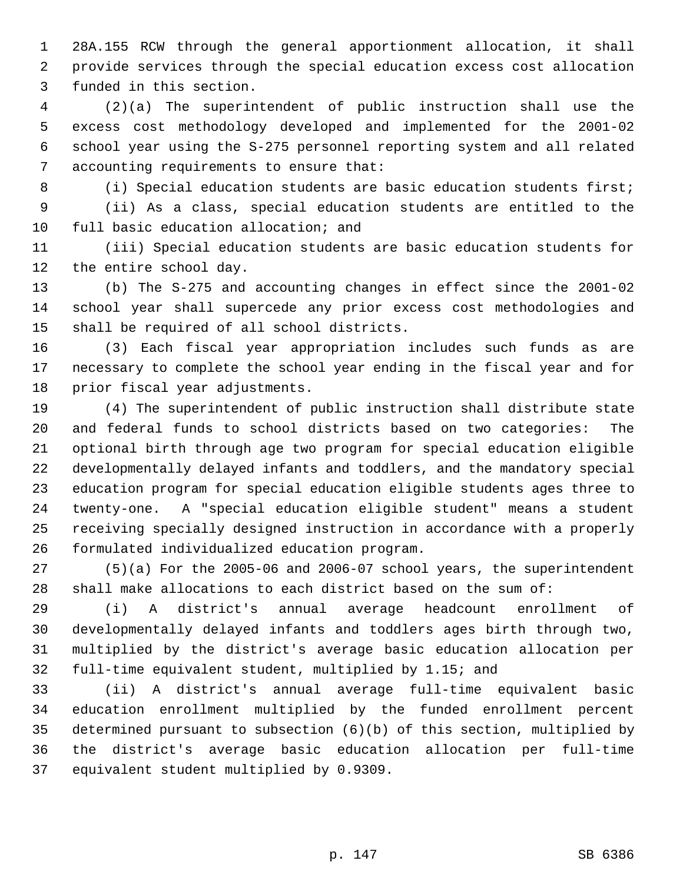28A.155 RCW through the general apportionment allocation, it shall provide services through the special education excess cost allocation funded in this section.

(2)(a) The superintendent of public instruction shall use the excess cost methodology developed and implemented for the 2001-02 school year using the S-275 personnel reporting system and all related accounting requirements to ensure that:

(i) Special education students are basic education students first;

(ii) As a class, special education students are entitled to the full basic education allocation; and

(iii) Special education students are basic education students for the entire school day.

(b) The S-275 and accounting changes in effect since the 2001-02 school year shall supercede any prior excess cost methodologies and shall be required of all school districts.

(3) Each fiscal year appropriation includes such funds as are necessary to complete the school year ending in the fiscal year and for prior fiscal year adjustments.

(4) The superintendent of public instruction shall distribute state and federal funds to school districts based on two categories: The optional birth through age two program for special education eligible developmentally delayed infants and toddlers, and the mandatory special education program for special education eligible students ages three to twenty-one. A "special education eligible student" means a student receiving specially designed instruction in accordance with a properly formulated individualized education program.

(5)(a) For the 2005-06 and 2006-07 school years, the superintendent shall make allocations to each district based on the sum of:

(i) A district's annual average headcount enrollment of developmentally delayed infants and toddlers ages birth through two, multiplied by the district's average basic education allocation per full-time equivalent student, multiplied by 1.15; and

(ii) A district's annual average full-time equivalent basic education enrollment multiplied by the funded enrollment percent determined pursuant to subsection (6)(b) of this section, multiplied by the district's average basic education allocation per full-time equivalent student multiplied by 0.9309.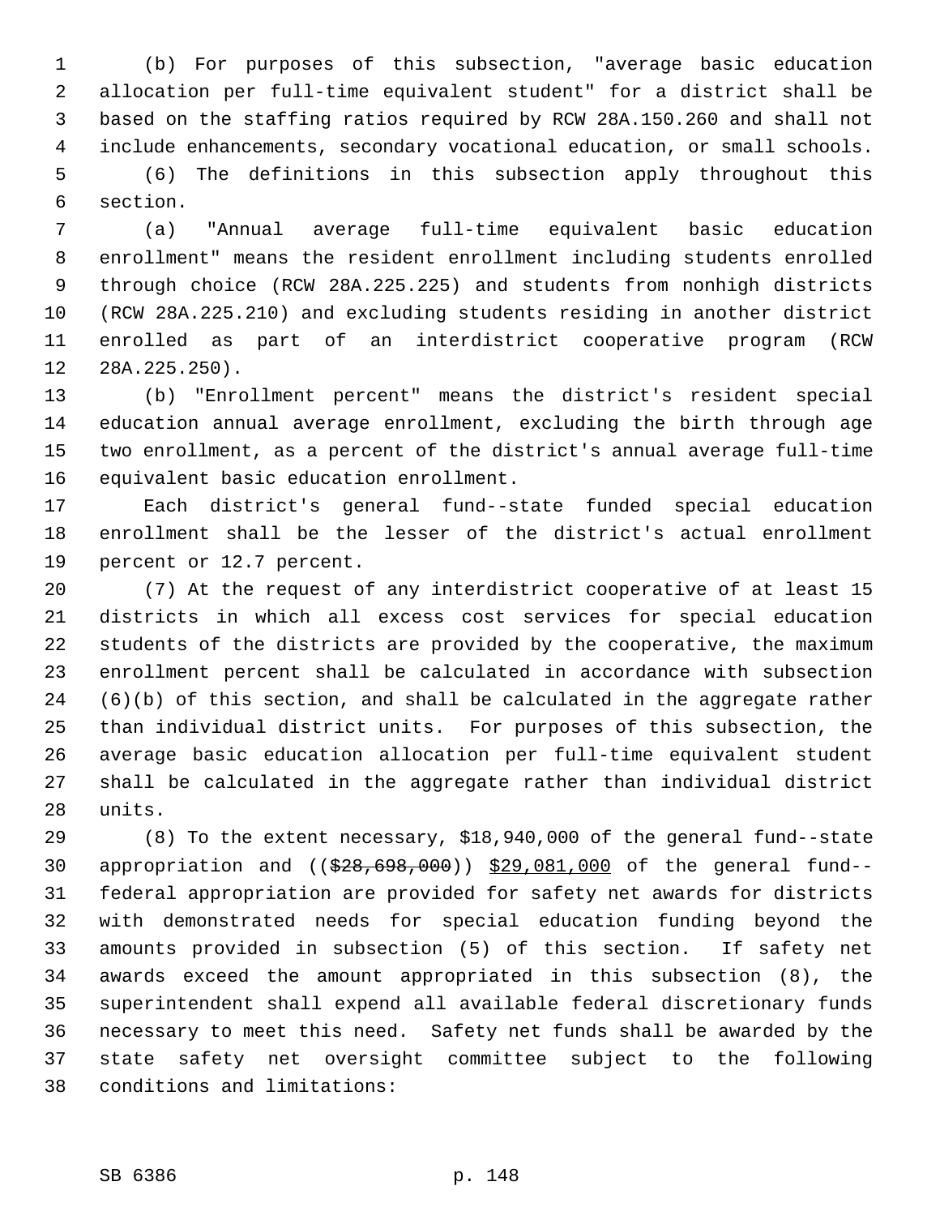(b) For purposes of this subsection, "average basic education allocation per full-time equivalent student" for a district shall be based on the staffing ratios required by RCW 28A.150.260 and shall not include enhancements, secondary vocational education, or small schools.

(6) The definitions in this subsection apply throughout this section.

(a) "Annual average full-time equivalent basic education enrollment" means the resident enrollment including students enrolled through choice (RCW 28A.225.225) and students from nonhigh districts (RCW 28A.225.210) and excluding students residing in another district enrolled as part of an interdistrict cooperative program (RCW 28A.225.250).

(b) "Enrollment percent" means the district's resident special education annual average enrollment, excluding the birth through age two enrollment, as a percent of the district's annual average full-time equivalent basic education enrollment.

Each district's general fund--state funded special education enrollment shall be the lesser of the district's actual enrollment percent or 12.7 percent.

(7) At the request of any interdistrict cooperative of at least 15 districts in which all excess cost services for special education students of the districts are provided by the cooperative, the maximum enrollment percent shall be calculated in accordance with subsection (6)(b) of this section, and shall be calculated in the aggregate rather than individual district units. For purposes of this subsection, the average basic education allocation per full-time equivalent student shall be calculated in the aggregate rather than individual district units.

(8) To the extent necessary, $18,940,000 of the general fund--state appropriation and ((~~$28,698,000~~)) <u>$29,081,000</u> of the general fund--federal appropriation are provided for safety net awards for districts with demonstrated needs for special education funding beyond the amounts provided in subsection (5) of this section. If safety net awards exceed the amount appropriated in this subsection (8), the superintendent shall expend all available federal discretionary funds necessary to meet this need. Safety net funds shall be awarded by the state safety net oversight committee subject to the following conditions and limitations: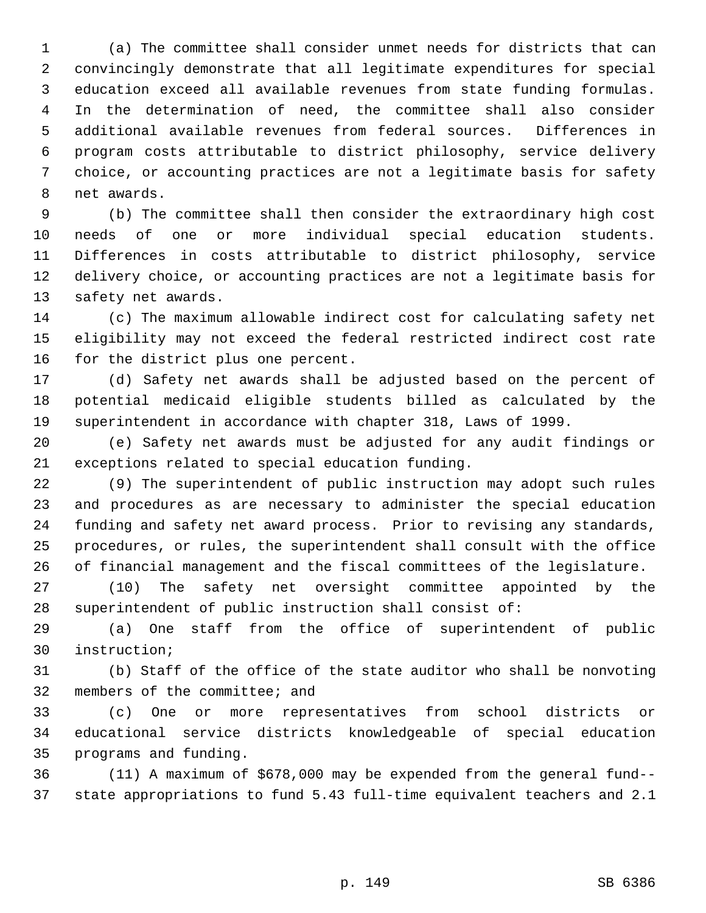(a) The committee shall consider unmet needs for districts that can convincingly demonstrate that all legitimate expenditures for special education exceed all available revenues from state funding formulas. In the determination of need, the committee shall also consider additional available revenues from federal sources. Differences in program costs attributable to district philosophy, service delivery choice, or accounting practices are not a legitimate basis for safety net awards.

(b) The committee shall then consider the extraordinary high cost needs of one or more individual special education students. Differences in costs attributable to district philosophy, service delivery choice, or accounting practices are not a legitimate basis for safety net awards.

(c) The maximum allowable indirect cost for calculating safety net eligibility may not exceed the federal restricted indirect cost rate for the district plus one percent.

(d) Safety net awards shall be adjusted based on the percent of potential medicaid eligible students billed as calculated by the superintendent in accordance with chapter 318, Laws of 1999.

(e) Safety net awards must be adjusted for any audit findings or exceptions related to special education funding.

(9) The superintendent of public instruction may adopt such rules and procedures as are necessary to administer the special education funding and safety net award process. Prior to revising any standards, procedures, or rules, the superintendent shall consult with the office of financial management and the fiscal committees of the legislature.

(10) The safety net oversight committee appointed by the superintendent of public instruction shall consist of:

(a) One staff from the office of superintendent of public instruction;

(b) Staff of the office of the state auditor who shall be nonvoting members of the committee; and

(c) One or more representatives from school districts or educational service districts knowledgeable of special education programs and funding.

(11) A maximum of $678,000 may be expended from the general fund--state appropriations to fund 5.43 full-time equivalent teachers and 2.1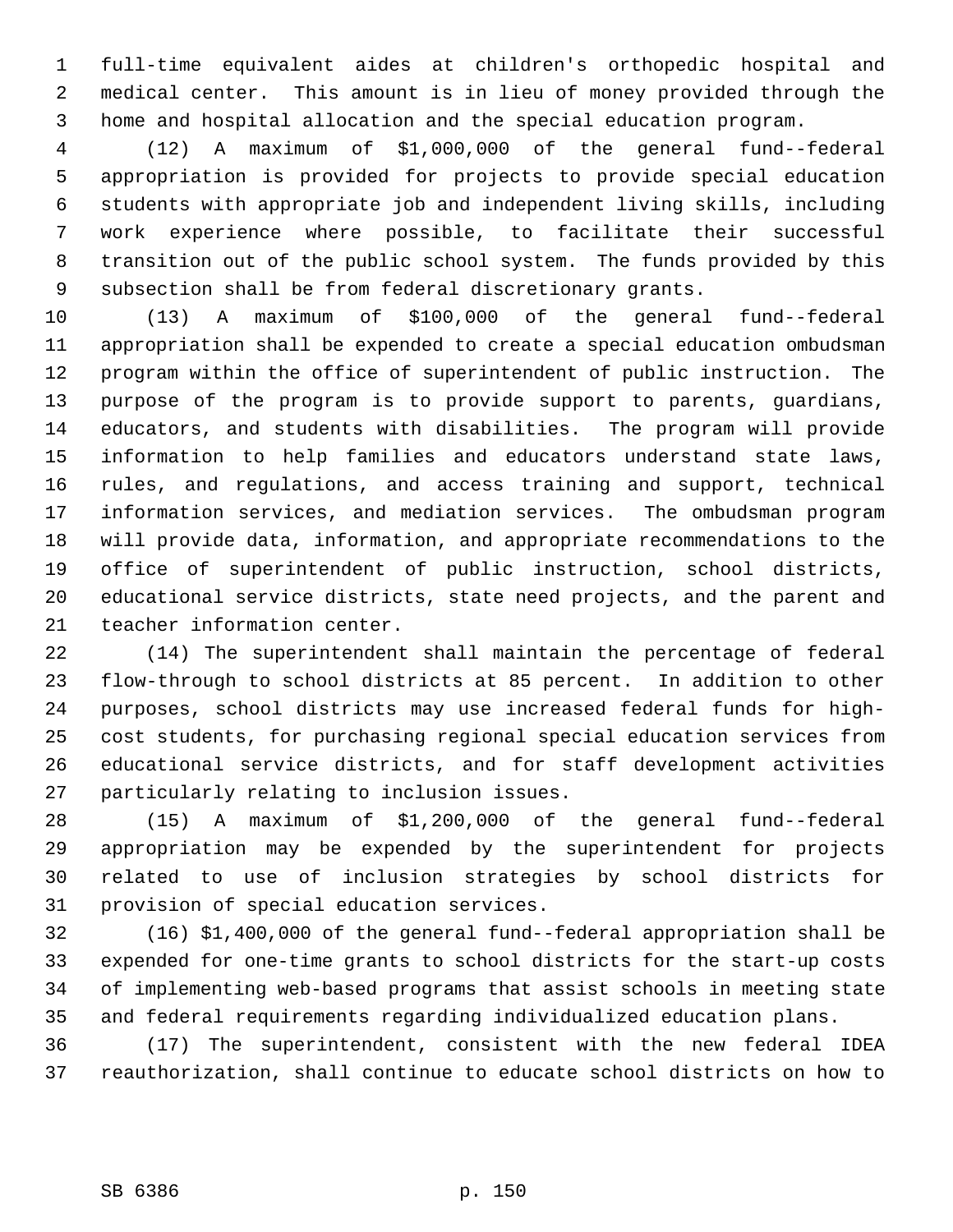full-time equivalent aides at children's orthopedic hospital and medical center. This amount is in lieu of money provided through the home and hospital allocation and the special education program.

(12) A maximum of $1,000,000 of the general fund--federal appropriation is provided for projects to provide special education students with appropriate job and independent living skills, including work experience where possible, to facilitate their successful transition out of the public school system. The funds provided by this subsection shall be from federal discretionary grants.

(13) A maximum of $100,000 of the general fund--federal appropriation shall be expended to create a special education ombudsman program within the office of superintendent of public instruction. The purpose of the program is to provide support to parents, guardians, educators, and students with disabilities. The program will provide information to help families and educators understand state laws, rules, and regulations, and access training and support, technical information services, and mediation services. The ombudsman program will provide data, information, and appropriate recommendations to the office of superintendent of public instruction, school districts, educational service districts, state need projects, and the parent and teacher information center.

(14) The superintendent shall maintain the percentage of federal flow-through to school districts at 85 percent. In addition to other purposes, school districts may use increased federal funds for high-cost students, for purchasing regional special education services from educational service districts, and for staff development activities particularly relating to inclusion issues.

(15) A maximum of $1,200,000 of the general fund--federal appropriation may be expended by the superintendent for projects related to use of inclusion strategies by school districts for provision of special education services.

(16) $1,400,000 of the general fund--federal appropriation shall be expended for one-time grants to school districts for the start-up costs of implementing web-based programs that assist schools in meeting state and federal requirements regarding individualized education plans.

(17) The superintendent, consistent with the new federal IDEA reauthorization, shall continue to educate school districts on how to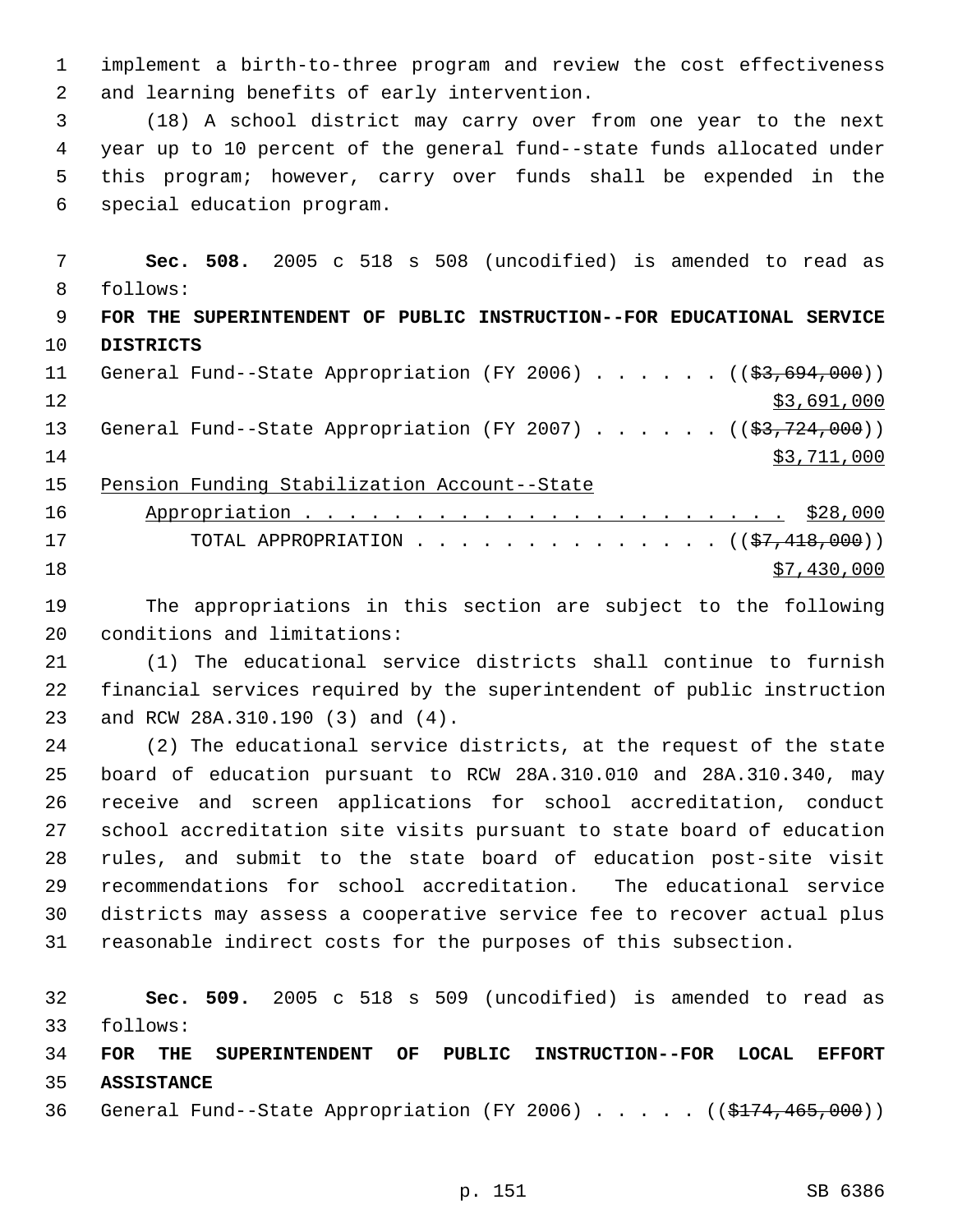implement a birth-to-three program and review the cost effectiveness and learning benefits of early intervention.

(18) A school district may carry over from one year to the next year up to 10 percent of the general fund--state funds allocated under this program; however, carry over funds shall be expended in the special education program.

**Sec. 508.** 2005 c 518 s 508 (uncodified) is amended to read as follows:

**FOR THE SUPERINTENDENT OF PUBLIC INSTRUCTION--FOR EDUCATIONAL SERVICE DISTRICTS**

General Fund--State Appropriation (FY 2006) . . . . . . ((~~$3,694,000~~))
$3,691,000

General Fund--State Appropriation (FY 2007) . . . . . . ((~~$3,724,000~~))
$3,711,000

Pension Funding Stabilization Account--State Appropriation . . . . . . . . . . . . . . . . . . . . . . $28,000

TOTAL APPROPRIATION . . . . . . . . . . . . . . ((~~$7,418,000~~))
$7,430,000

The appropriations in this section are subject to the following conditions and limitations:

(1) The educational service districts shall continue to furnish financial services required by the superintendent of public instruction and RCW 28A.310.190 (3) and (4).

(2) The educational service districts, at the request of the state board of education pursuant to RCW 28A.310.010 and 28A.310.340, may receive and screen applications for school accreditation, conduct school accreditation site visits pursuant to state board of education rules, and submit to the state board of education post-site visit recommendations for school accreditation. The educational service districts may assess a cooperative service fee to recover actual plus reasonable indirect costs for the purposes of this subsection.

**Sec. 509.** 2005 c 518 s 509 (uncodified) is amended to read as follows:

**FOR THE SUPERINTENDENT OF PUBLIC INSTRUCTION--FOR LOCAL EFFORT ASSISTANCE**

General Fund--State Appropriation (FY 2006) . . . . . ((~~$174,465,000~~))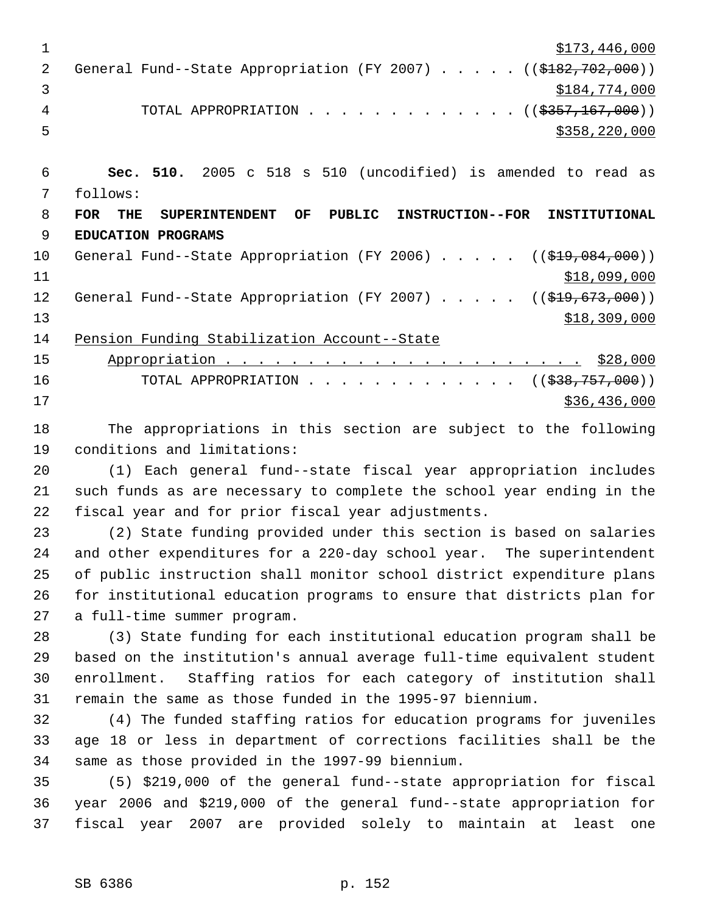$173,446,000

General Fund--State Appropriation (FY 2007) . . . . . (($182,702,000))

$184,774,000

TOTAL APPROPRIATION . . . . . . . . . . . . . . (($357,167,000))

$358,220,000

**Sec. 510.** 2005 c 518 s 510 (uncodified) is amended to read as follows:

**FOR THE SUPERINTENDENT OF PUBLIC INSTRUCTION--FOR INSTITUTIONAL EDUCATION PROGRAMS**

General Fund--State Appropriation (FY 2006) . . . . . (($19,084,000))

$18,099,000

General Fund--State Appropriation (FY 2007) . . . . . (($19,673,000))

$18,309,000

Pension Funding Stabilization Account--State Appropriation . . . . . . . . . . . . . . . . . . . . . . . . $28,000

TOTAL APPROPRIATION . . . . . . . . . . . . . . (($38,757,000))

$36,436,000

The appropriations in this section are subject to the following conditions and limitations:

(1) Each general fund--state fiscal year appropriation includes such funds as are necessary to complete the school year ending in the fiscal year and for prior fiscal year adjustments.

(2) State funding provided under this section is based on salaries and other expenditures for a 220-day school year. The superintendent of public instruction shall monitor school district expenditure plans for institutional education programs to ensure that districts plan for a full-time summer program.

(3) State funding for each institutional education program shall be based on the institution's annual average full-time equivalent student enrollment. Staffing ratios for each category of institution shall remain the same as those funded in the 1995-97 biennium.

(4) The funded staffing ratios for education programs for juveniles age 18 or less in department of corrections facilities shall be the same as those provided in the 1997-99 biennium.

(5) $219,000 of the general fund--state appropriation for fiscal year 2006 and $219,000 of the general fund--state appropriation for fiscal year 2007 are provided solely to maintain at least one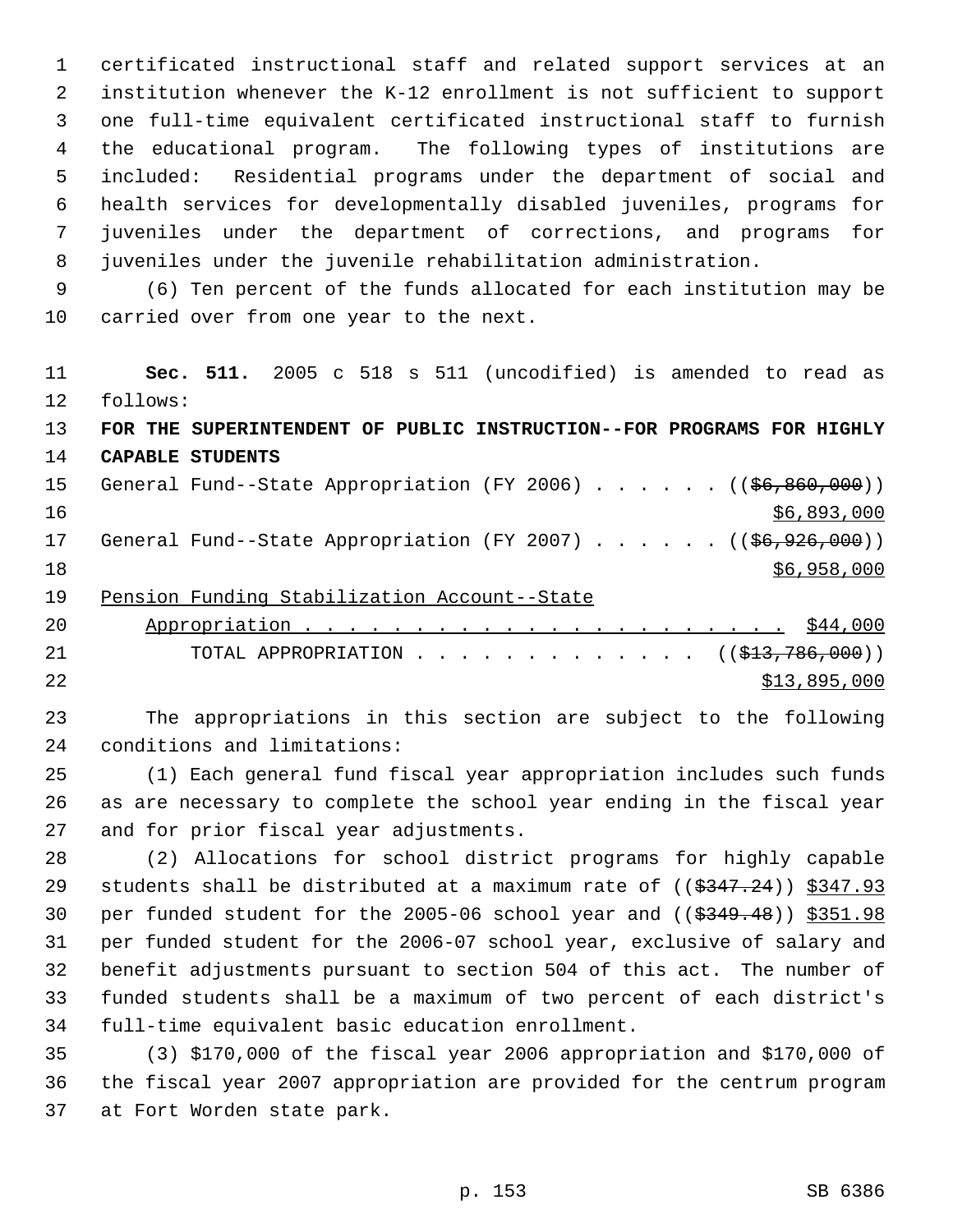certificated instructional staff and related support services at an institution whenever the K-12 enrollment is not sufficient to support one full-time equivalent certificated instructional staff to furnish the educational program. The following types of institutions are included: Residential programs under the department of social and health services for developmentally disabled juveniles, programs for juveniles under the department of corrections, and programs for juveniles under the juvenile rehabilitation administration.

(6) Ten percent of the funds allocated for each institution may be carried over from one year to the next.

**Sec. 511.** 2005 c 518 s 511 (uncodified) is amended to read as follows:

**FOR THE SUPERINTENDENT OF PUBLIC INSTRUCTION--FOR PROGRAMS FOR HIGHLY CAPABLE STUDENTS**

General Fund--State Appropriation (FY 2006) . . . . . . ((~~$6,860,000~~))
<u>$6,893,000</u>

General Fund--State Appropriation (FY 2007) . . . . . . ((~~$6,926,000~~))
<u>$6,958,000</u>

<u>Pension Funding Stabilization Account--State</u>
<u>Appropriation . . . . . . . . . . . . . . . . . . . . . . . $44,000</u>

TOTAL APPROPRIATION . . . . . . . . . . . . . ((~~$13,786,000~~))
<u>$13,895,000</u>

The appropriations in this section are subject to the following conditions and limitations:

(1) Each general fund fiscal year appropriation includes such funds as are necessary to complete the school year ending in the fiscal year and for prior fiscal year adjustments.

(2) Allocations for school district programs for highly capable students shall be distributed at a maximum rate of ((~~$347.24~~)) <u>$347.93</u> per funded student for the 2005-06 school year and ((~~$349.48~~)) <u>$351.98</u> per funded student for the 2006-07 school year, exclusive of salary and benefit adjustments pursuant to section 504 of this act. The number of funded students shall be a maximum of two percent of each district's full-time equivalent basic education enrollment.

(3) $170,000 of the fiscal year 2006 appropriation and $170,000 of the fiscal year 2007 appropriation are provided for the centrum program at Fort Worden state park.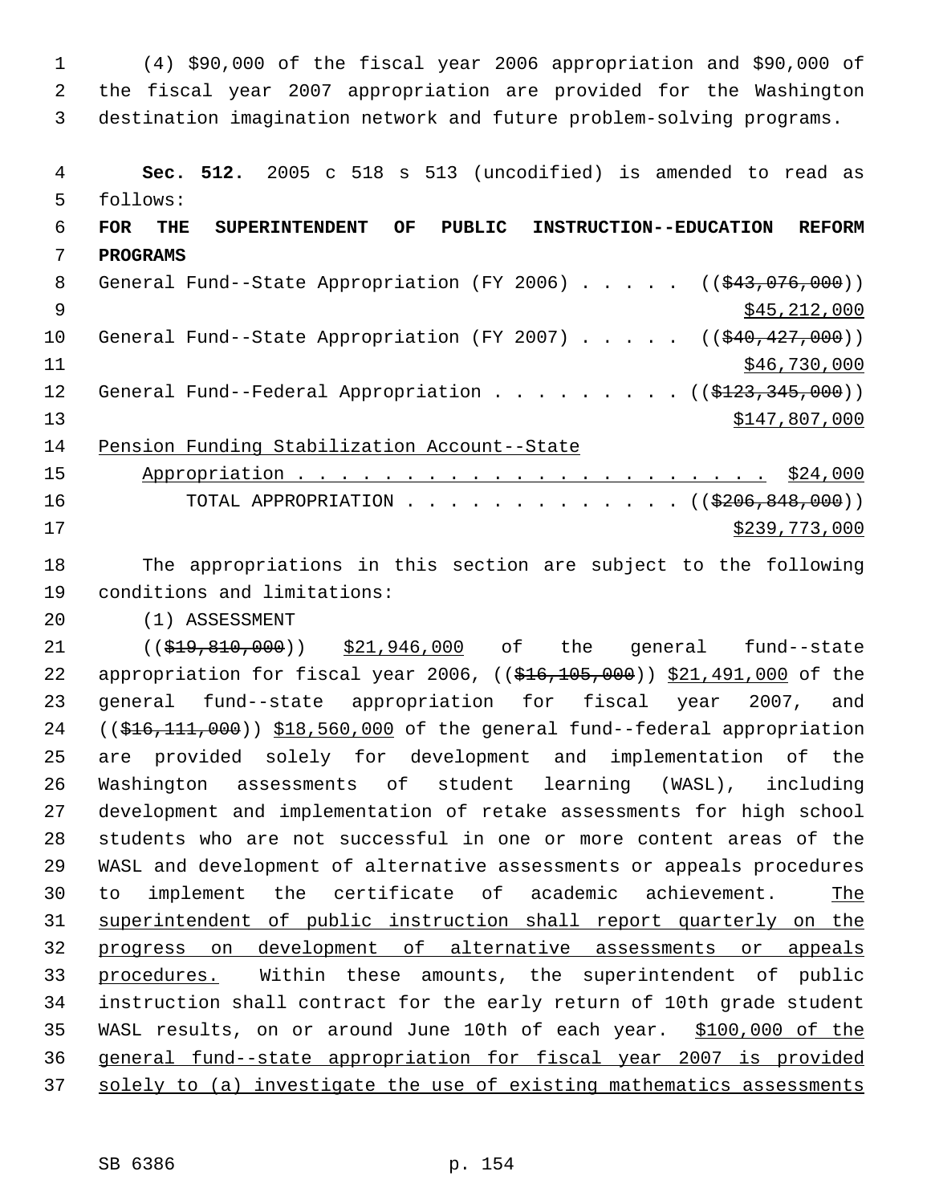(4) $90,000 of the fiscal year 2006 appropriation and $90,000 of the fiscal year 2007 appropriation are provided for the Washington destination imagination network and future problem-solving programs.

**Sec. 512.** 2005 c 518 s 513 (uncodified) is amended to read as follows:

**FOR THE SUPERINTENDENT OF PUBLIC INSTRUCTION--EDUCATION REFORM PROGRAMS**

General Fund--State Appropriation (FY 2006) . . . . . (($43,076,000)) $45,212,000

General Fund--State Appropriation (FY 2007) . . . . . (($40,427,000)) $46,730,000

General Fund--Federal Appropriation . . . . . . . . . (($123,345,000)) $147,807,000

Pension Funding Stabilization Account--State Appropriation . . . . . . . . . . . . . . . . . . . . . . . $24,000

TOTAL APPROPRIATION . . . . . . . . . . . . . (($206,848,000)) $239,773,000

The appropriations in this section are subject to the following conditions and limitations:

(1) ASSESSMENT

(($19,810,000)) $21,946,000 of the general fund--state appropriation for fiscal year 2006, (($16,105,000)) $21,491,000 of the general fund--state appropriation for fiscal year 2007, and (($16,111,000)) $18,560,000 of the general fund--federal appropriation are provided solely for development and implementation of the Washington assessments of student learning (WASL), including development and implementation of retake assessments for high school students who are not successful in one or more content areas of the WASL and development of alternative assessments or appeals procedures to implement the certificate of academic achievement. The superintendent of public instruction shall report quarterly on the progress on development of alternative assessments or appeals procedures. Within these amounts, the superintendent of public instruction shall contract for the early return of 10th grade student WASL results, on or around June 10th of each year. $100,000 of the general fund--state appropriation for fiscal year 2007 is provided solely to (a) investigate the use of existing mathematics assessments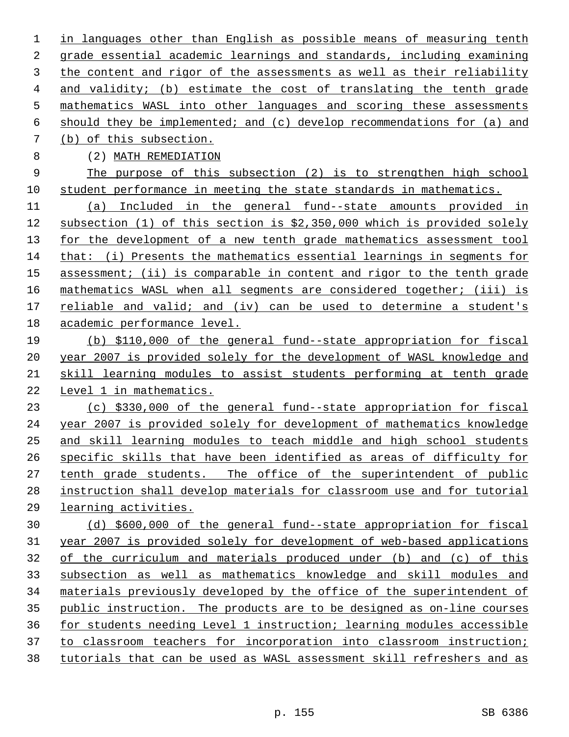in languages other than English as possible means of measuring tenth grade essential academic learnings and standards, including examining the content and rigor of the assessments as well as their reliability and validity; (b) estimate the cost of translating the tenth grade mathematics WASL into other languages and scoring these assessments should they be implemented; and (c) develop recommendations for (a) and (b) of this subsection.

(2) MATH REMEDIATION

The purpose of this subsection (2) is to strengthen high school student performance in meeting the state standards in mathematics.

(a) Included in the general fund--state amounts provided in subsection (1) of this section is $2,350,000 which is provided solely for the development of a new tenth grade mathematics assessment tool that: (i) Presents the mathematics essential learnings in segments for assessment; (ii) is comparable in content and rigor to the tenth grade mathematics WASL when all segments are considered together; (iii) is reliable and valid; and (iv) can be used to determine a student's academic performance level.

(b) $110,000 of the general fund--state appropriation for fiscal year 2007 is provided solely for the development of WASL knowledge and skill learning modules to assist students performing at tenth grade Level 1 in mathematics.

(c) $330,000 of the general fund--state appropriation for fiscal year 2007 is provided solely for development of mathematics knowledge and skill learning modules to teach middle and high school students specific skills that have been identified as areas of difficulty for tenth grade students. The office of the superintendent of public instruction shall develop materials for classroom use and for tutorial learning activities.

(d) $600,000 of the general fund--state appropriation for fiscal year 2007 is provided solely for development of web-based applications of the curriculum and materials produced under (b) and (c) of this subsection as well as mathematics knowledge and skill modules and materials previously developed by the office of the superintendent of public instruction. The products are to be designed as on-line courses for students needing Level 1 instruction; learning modules accessible to classroom teachers for incorporation into classroom instruction; tutorials that can be used as WASL assessment skill refreshers and as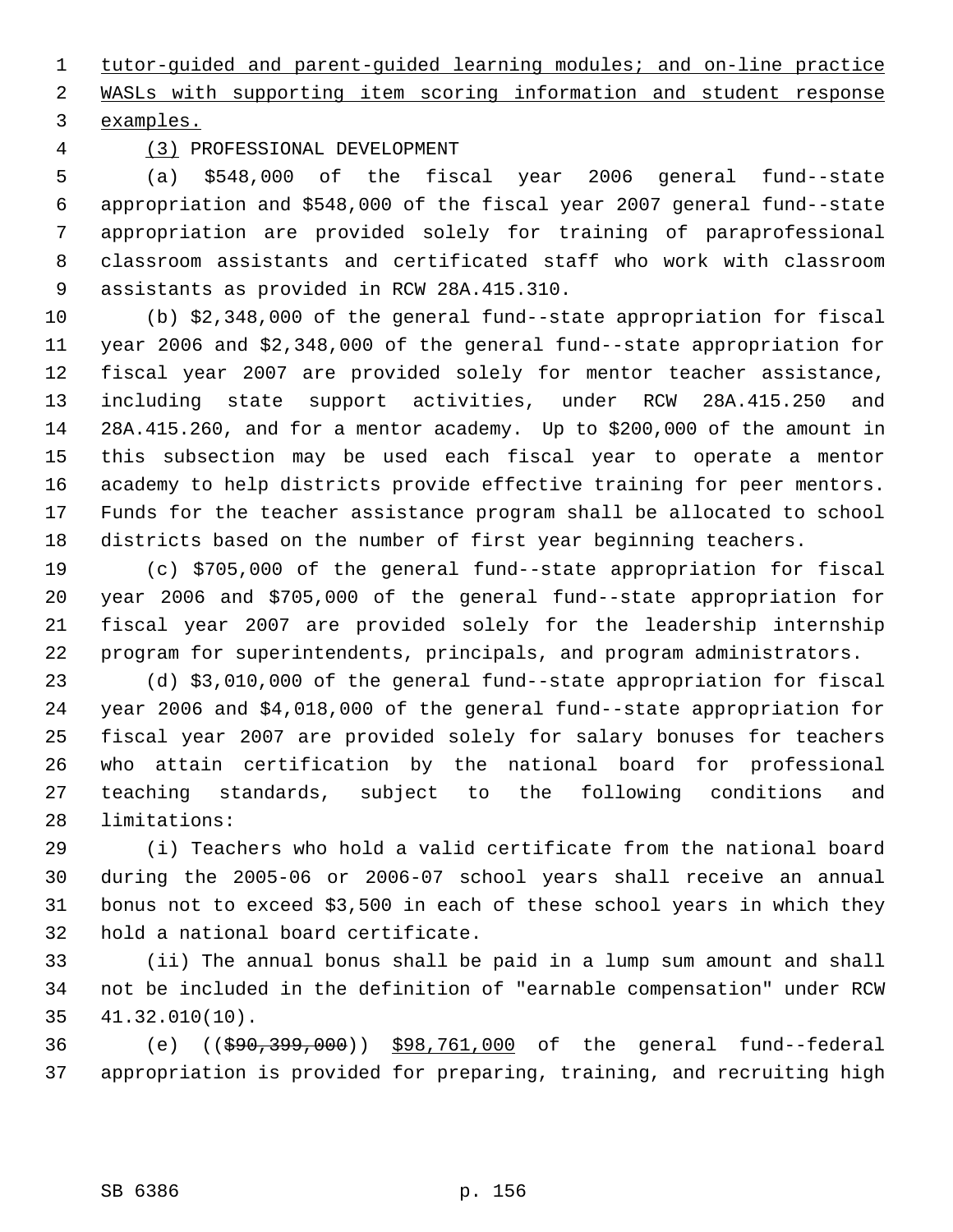tutor-guided and parent-guided learning modules; and on-line practice WASLs with supporting item scoring information and student response examples.

(3) PROFESSIONAL DEVELOPMENT

(a) $548,000 of the fiscal year 2006 general fund--state appropriation and $548,000 of the fiscal year 2007 general fund--state appropriation are provided solely for training of paraprofessional classroom assistants and certificated staff who work with classroom assistants as provided in RCW 28A.415.310.

(b) $2,348,000 of the general fund--state appropriation for fiscal year 2006 and $2,348,000 of the general fund--state appropriation for fiscal year 2007 are provided solely for mentor teacher assistance, including state support activities, under RCW 28A.415.250 and 28A.415.260, and for a mentor academy. Up to $200,000 of the amount in this subsection may be used each fiscal year to operate a mentor academy to help districts provide effective training for peer mentors. Funds for the teacher assistance program shall be allocated to school districts based on the number of first year beginning teachers.

(c) $705,000 of the general fund--state appropriation for fiscal year 2006 and $705,000 of the general fund--state appropriation for fiscal year 2007 are provided solely for the leadership internship program for superintendents, principals, and program administrators.

(d) $3,010,000 of the general fund--state appropriation for fiscal year 2006 and $4,018,000 of the general fund--state appropriation for fiscal year 2007 are provided solely for salary bonuses for teachers who attain certification by the national board for professional teaching standards, subject to the following conditions and limitations:

(i) Teachers who hold a valid certificate from the national board during the 2005-06 or 2006-07 school years shall receive an annual bonus not to exceed $3,500 in each of these school years in which they hold a national board certificate.

(ii) The annual bonus shall be paid in a lump sum amount and shall not be included in the definition of "earnable compensation" under RCW 41.32.010(10).

(e) ((~~$90,399,000~~)) $98,761,000 of the general fund--federal appropriation is provided for preparing, training, and recruiting high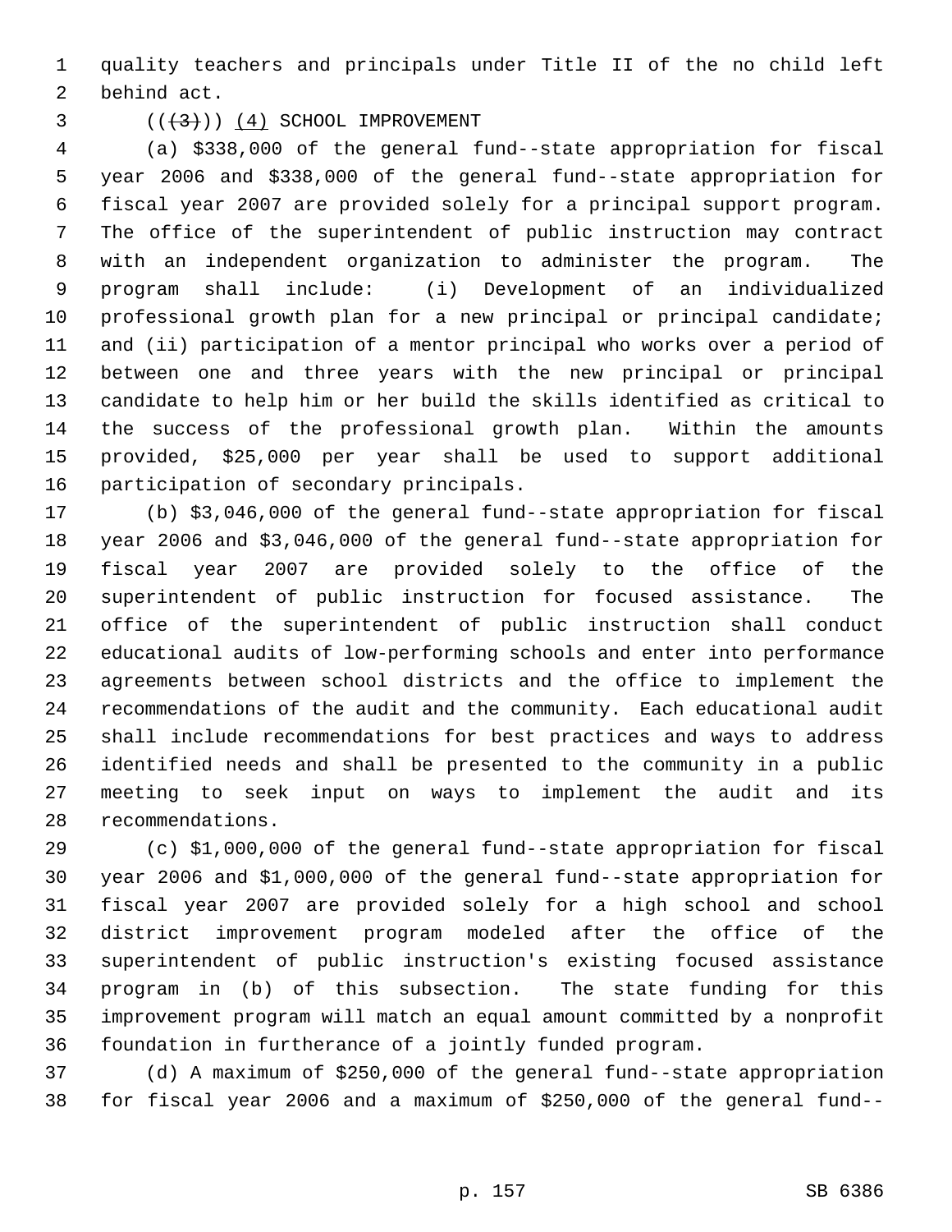quality teachers and principals under Title II of the no child left behind act.

((~~(3)~~)) <u>(4)</u> SCHOOL IMPROVEMENT

(a) $338,000 of the general fund--state appropriation for fiscal year 2006 and $338,000 of the general fund--state appropriation for fiscal year 2007 are provided solely for a principal support program. The office of the superintendent of public instruction may contract with an independent organization to administer the program. The program shall include: (i) Development of an individualized professional growth plan for a new principal or principal candidate; and (ii) participation of a mentor principal who works over a period of between one and three years with the new principal or principal candidate to help him or her build the skills identified as critical to the success of the professional growth plan. Within the amounts provided, $25,000 per year shall be used to support additional participation of secondary principals.

(b) $3,046,000 of the general fund--state appropriation for fiscal year 2006 and $3,046,000 of the general fund--state appropriation for fiscal year 2007 are provided solely to the office of the superintendent of public instruction for focused assistance. The office of the superintendent of public instruction shall conduct educational audits of low-performing schools and enter into performance agreements between school districts and the office to implement the recommendations of the audit and the community. Each educational audit shall include recommendations for best practices and ways to address identified needs and shall be presented to the community in a public meeting to seek input on ways to implement the audit and its recommendations.

(c) $1,000,000 of the general fund--state appropriation for fiscal year 2006 and $1,000,000 of the general fund--state appropriation for fiscal year 2007 are provided solely for a high school and school district improvement program modeled after the office of the superintendent of public instruction's existing focused assistance program in (b) of this subsection. The state funding for this improvement program will match an equal amount committed by a nonprofit foundation in furtherance of a jointly funded program.

(d) A maximum of $250,000 of the general fund--state appropriation for fiscal year 2006 and a maximum of $250,000 of the general fund--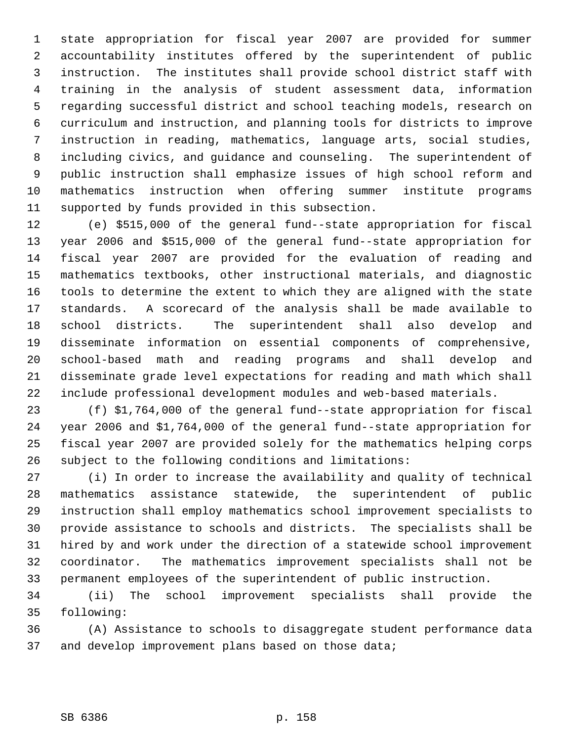state appropriation for fiscal year 2007 are provided for summer accountability institutes offered by the superintendent of public instruction. The institutes shall provide school district staff with training in the analysis of student assessment data, information regarding successful district and school teaching models, research on curriculum and instruction, and planning tools for districts to improve instruction in reading, mathematics, language arts, social studies, including civics, and guidance and counseling. The superintendent of public instruction shall emphasize issues of high school reform and mathematics instruction when offering summer institute programs supported by funds provided in this subsection.

(e) $515,000 of the general fund--state appropriation for fiscal year 2006 and $515,000 of the general fund--state appropriation for fiscal year 2007 are provided for the evaluation of reading and mathematics textbooks, other instructional materials, and diagnostic tools to determine the extent to which they are aligned with the state standards. A scorecard of the analysis shall be made available to school districts. The superintendent shall also develop and disseminate information on essential components of comprehensive, school-based math and reading programs and shall develop and disseminate grade level expectations for reading and math which shall include professional development modules and web-based materials.

(f) $1,764,000 of the general fund--state appropriation for fiscal year 2006 and $1,764,000 of the general fund--state appropriation for fiscal year 2007 are provided solely for the mathematics helping corps subject to the following conditions and limitations:

(i) In order to increase the availability and quality of technical mathematics assistance statewide, the superintendent of public instruction shall employ mathematics school improvement specialists to provide assistance to schools and districts. The specialists shall be hired by and work under the direction of a statewide school improvement coordinator. The mathematics improvement specialists shall not be permanent employees of the superintendent of public instruction.

(ii) The school improvement specialists shall provide the following:

(A) Assistance to schools to disaggregate student performance data and develop improvement plans based on those data;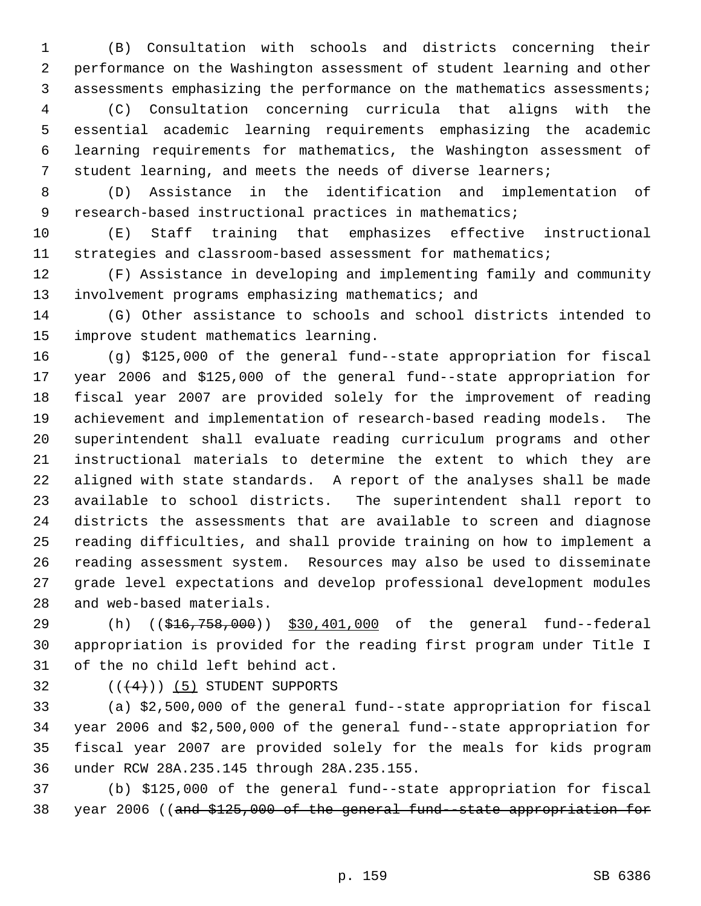(B) Consultation with schools and districts concerning their performance on the Washington assessment of student learning and other assessments emphasizing the performance on the mathematics assessments;

(C) Consultation concerning curricula that aligns with the essential academic learning requirements emphasizing the academic learning requirements for mathematics, the Washington assessment of student learning, and meets the needs of diverse learners;

(D) Assistance in the identification and implementation of research-based instructional practices in mathematics;

(E) Staff training that emphasizes effective instructional strategies and classroom-based assessment for mathematics;

(F) Assistance in developing and implementing family and community involvement programs emphasizing mathematics; and

(G) Other assistance to schools and school districts intended to improve student mathematics learning.

(g) $125,000 of the general fund--state appropriation for fiscal year 2006 and $125,000 of the general fund--state appropriation for fiscal year 2007 are provided solely for the improvement of reading achievement and implementation of research-based reading models. The superintendent shall evaluate reading curriculum programs and other instructional materials to determine the extent to which they are aligned with state standards. A report of the analyses shall be made available to school districts. The superintendent shall report to districts the assessments that are available to screen and diagnose reading difficulties, and shall provide training on how to implement a reading assessment system. Resources may also be used to disseminate grade level expectations and develop professional development modules and web-based materials.

(h) ((~~$16,758,000~~)) <u>$30,401,000</u> of the general fund--federal appropriation is provided for the reading first program under Title I of the no child left behind act.

((~~(4)~~)) <u>(5)</u> STUDENT SUPPORTS

(a) $2,500,000 of the general fund--state appropriation for fiscal year 2006 and $2,500,000 of the general fund--state appropriation for fiscal year 2007 are provided solely for the meals for kids program under RCW 28A.235.145 through 28A.235.155.

(b) $125,000 of the general fund--state appropriation for fiscal year 2006 ((~~and $125,000 of the general fund--state appropriation for~~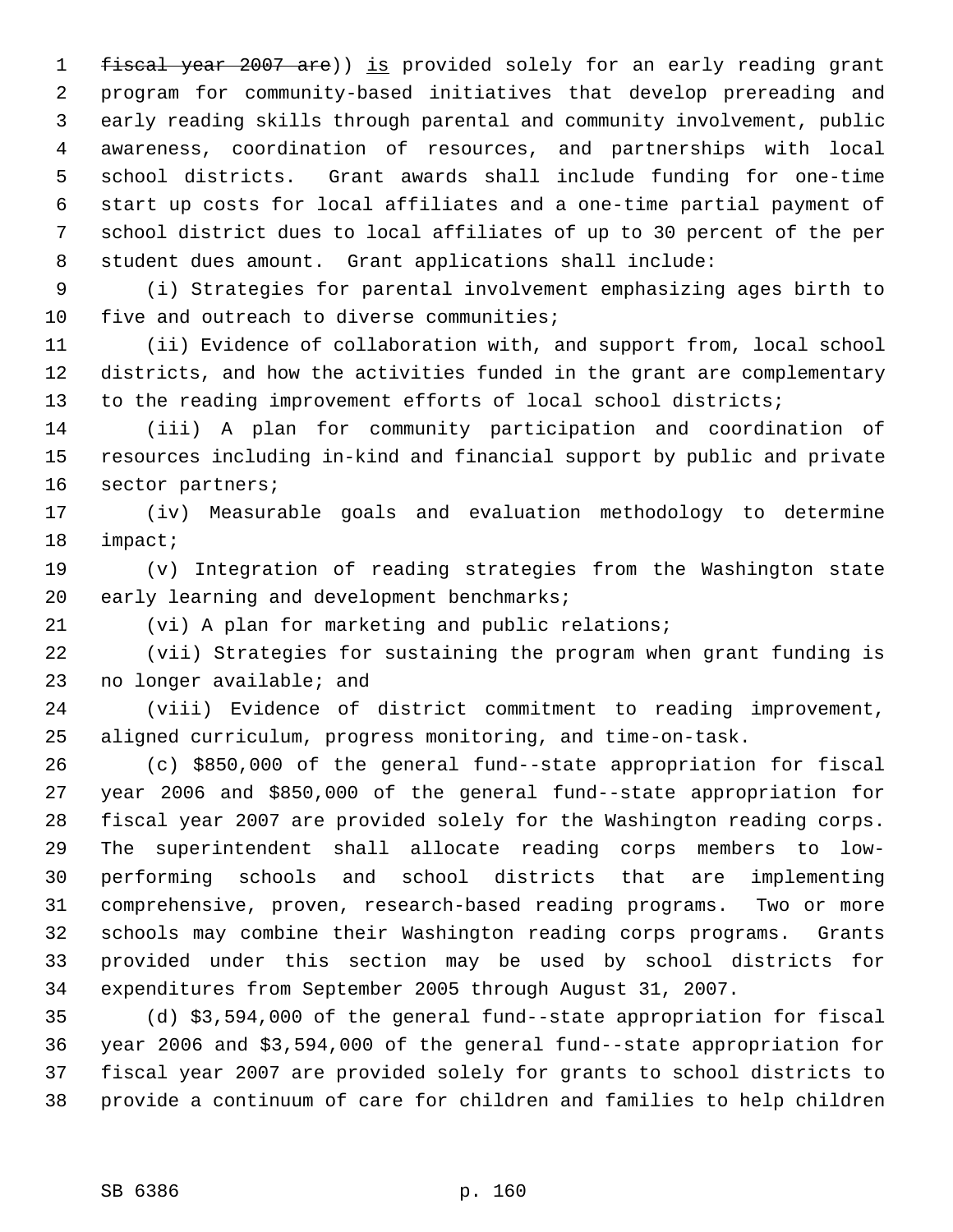~~fiscal year 2007 are~~)) <u>is</u> provided solely for an early reading grant program for community-based initiatives that develop prereading and early reading skills through parental and community involvement, public awareness, coordination of resources, and partnerships with local school districts. Grant awards shall include funding for one-time start up costs for local affiliates and a one-time partial payment of school district dues to local affiliates of up to 30 percent of the per student dues amount. Grant applications shall include:

(i) Strategies for parental involvement emphasizing ages birth to five and outreach to diverse communities;

(ii) Evidence of collaboration with, and support from, local school districts, and how the activities funded in the grant are complementary to the reading improvement efforts of local school districts;

(iii) A plan for community participation and coordination of resources including in-kind and financial support by public and private sector partners;

(iv) Measurable goals and evaluation methodology to determine impact;

(v) Integration of reading strategies from the Washington state early learning and development benchmarks;

(vi) A plan for marketing and public relations;

(vii) Strategies for sustaining the program when grant funding is no longer available; and

(viii) Evidence of district commitment to reading improvement, aligned curriculum, progress monitoring, and time-on-task.

(c) $850,000 of the general fund--state appropriation for fiscal year 2006 and $850,000 of the general fund--state appropriation for fiscal year 2007 are provided solely for the Washington reading corps. The superintendent shall allocate reading corps members to low-performing schools and school districts that are implementing comprehensive, proven, research-based reading programs. Two or more schools may combine their Washington reading corps programs. Grants provided under this section may be used by school districts for expenditures from September 2005 through August 31, 2007.

(d) $3,594,000 of the general fund--state appropriation for fiscal year 2006 and $3,594,000 of the general fund--state appropriation for fiscal year 2007 are provided solely for grants to school districts to provide a continuum of care for children and families to help children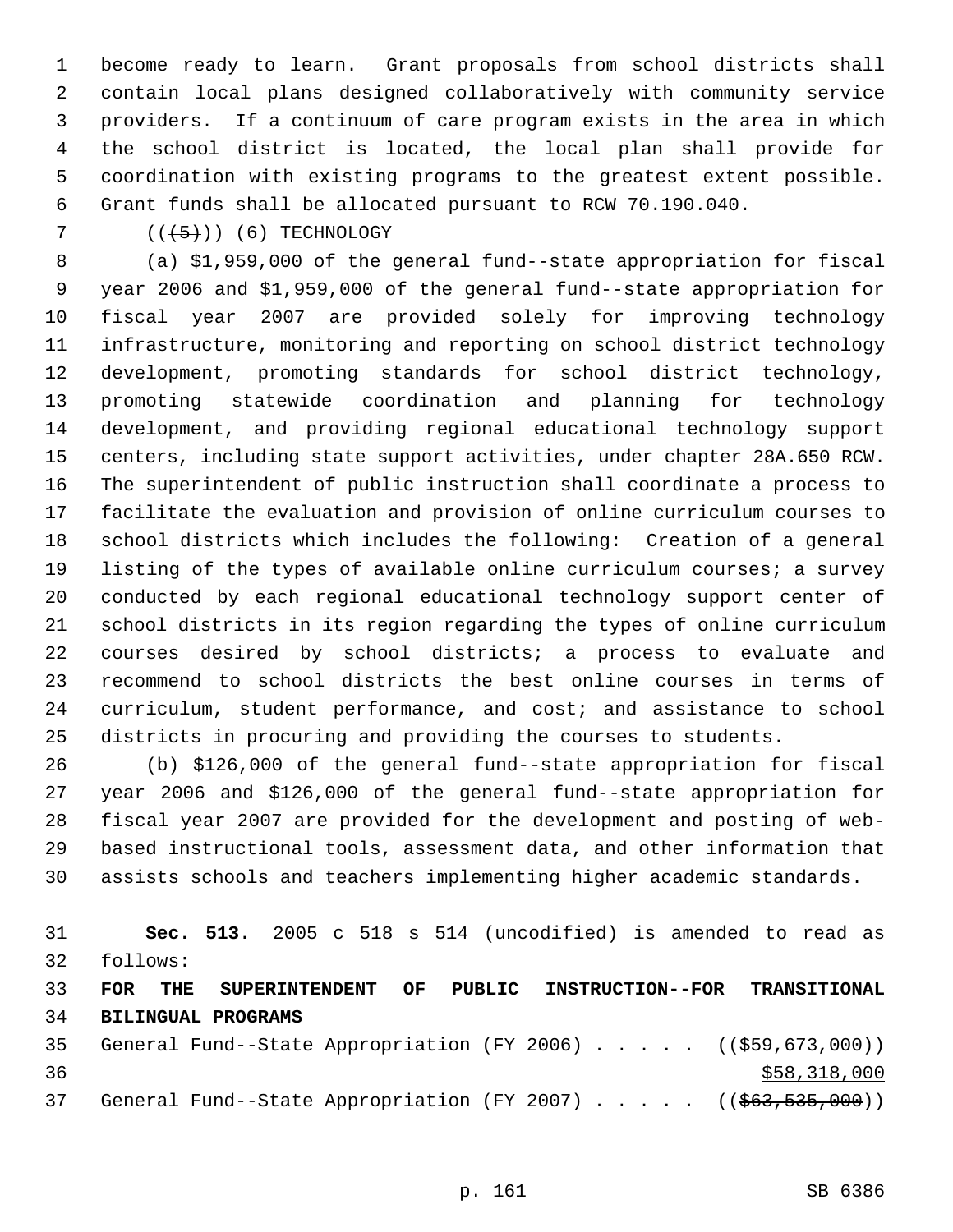become ready to learn. Grant proposals from school districts shall contain local plans designed collaboratively with community service providers. If a continuum of care program exists in the area in which the school district is located, the local plan shall provide for coordination with existing programs to the greatest extent possible. Grant funds shall be allocated pursuant to RCW 70.190.040.

((~~(5)~~)) (6) TECHNOLOGY

(a) $1,959,000 of the general fund--state appropriation for fiscal year 2006 and $1,959,000 of the general fund--state appropriation for fiscal year 2007 are provided solely for improving technology infrastructure, monitoring and reporting on school district technology development, promoting standards for school district technology, promoting statewide coordination and planning for technology development, and providing regional educational technology support centers, including state support activities, under chapter 28A.650 RCW. The superintendent of public instruction shall coordinate a process to facilitate the evaluation and provision of online curriculum courses to school districts which includes the following: Creation of a general listing of the types of available online curriculum courses; a survey conducted by each regional educational technology support center of school districts in its region regarding the types of online curriculum courses desired by school districts; a process to evaluate and recommend to school districts the best online courses in terms of curriculum, student performance, and cost; and assistance to school districts in procuring and providing the courses to students.

(b) $126,000 of the general fund--state appropriation for fiscal year 2006 and $126,000 of the general fund--state appropriation for fiscal year 2007 are provided for the development and posting of web-based instructional tools, assessment data, and other information that assists schools and teachers implementing higher academic standards.

**Sec. 513.** 2005 c 518 s 514 (uncodified) is amended to read as follows:

**FOR THE SUPERINTENDENT OF PUBLIC INSTRUCTION--FOR TRANSITIONAL BILINGUAL PROGRAMS**

General Fund--State Appropriation (FY 2006) . . . . . ((~~$59,673,000~~))
$58,318,000

General Fund--State Appropriation (FY 2007) . . . . . ((~~$63,535,000~~))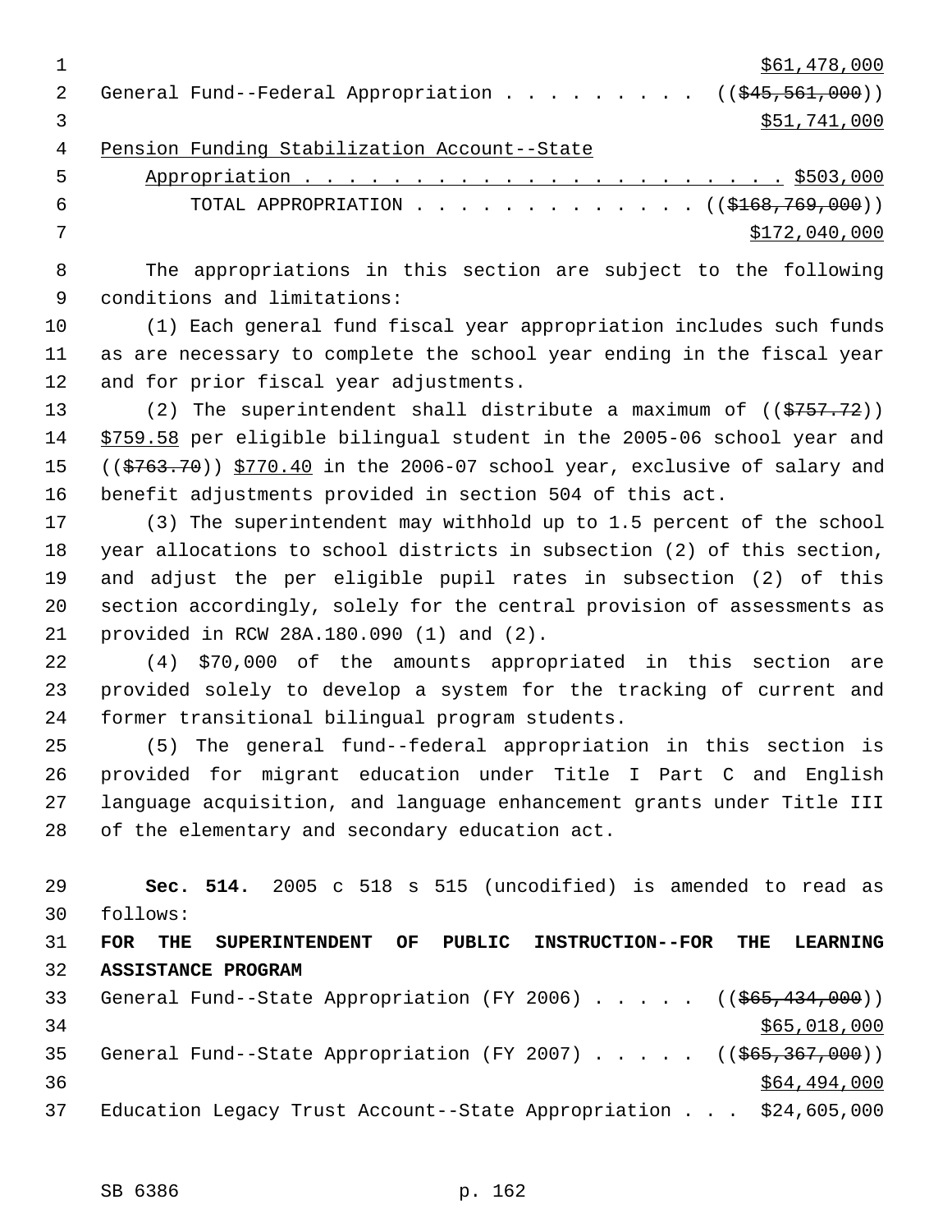$61,478,000

General Fund--Federal Appropriation . . . . . . . . . ((~~$45,561,000~~))
$51,741,000

Pension Funding Stabilization Account--State Appropriation . . . . . . . . . . . . . . . . . . . . . . . $503,000

TOTAL APPROPRIATION . . . . . . . . . . . . . . ((~~$168,769,000~~))
$172,040,000

The appropriations in this section are subject to the following conditions and limitations:

(1) Each general fund fiscal year appropriation includes such funds as are necessary to complete the school year ending in the fiscal year and for prior fiscal year adjustments.

(2) The superintendent shall distribute a maximum of ((~~$757.72~~)) $759.58 per eligible bilingual student in the 2005-06 school year and ((~~$763.70~~)) $770.40 in the 2006-07 school year, exclusive of salary and benefit adjustments provided in section 504 of this act.

(3) The superintendent may withhold up to 1.5 percent of the school year allocations to school districts in subsection (2) of this section, and adjust the per eligible pupil rates in subsection (2) of this section accordingly, solely for the central provision of assessments as provided in RCW 28A.180.090 (1) and (2).

(4) $70,000 of the amounts appropriated in this section are provided solely to develop a system for the tracking of current and former transitional bilingual program students.

(5) The general fund--federal appropriation in this section is provided for migrant education under Title I Part C and English language acquisition, and language enhancement grants under Title III of the elementary and secondary education act.

**Sec. 514.** 2005 c 518 s 515 (uncodified) is amended to read as follows:

**FOR THE SUPERINTENDENT OF PUBLIC INSTRUCTION--FOR THE LEARNING ASSISTANCE PROGRAM**

General Fund--State Appropriation (FY 2006) . . . . . ((~~$65,434,000~~))
$65,018,000

General Fund--State Appropriation (FY 2007) . . . . . ((~~$65,367,000~~))
$64,494,000

Education Legacy Trust Account--State Appropriation . . . $24,605,000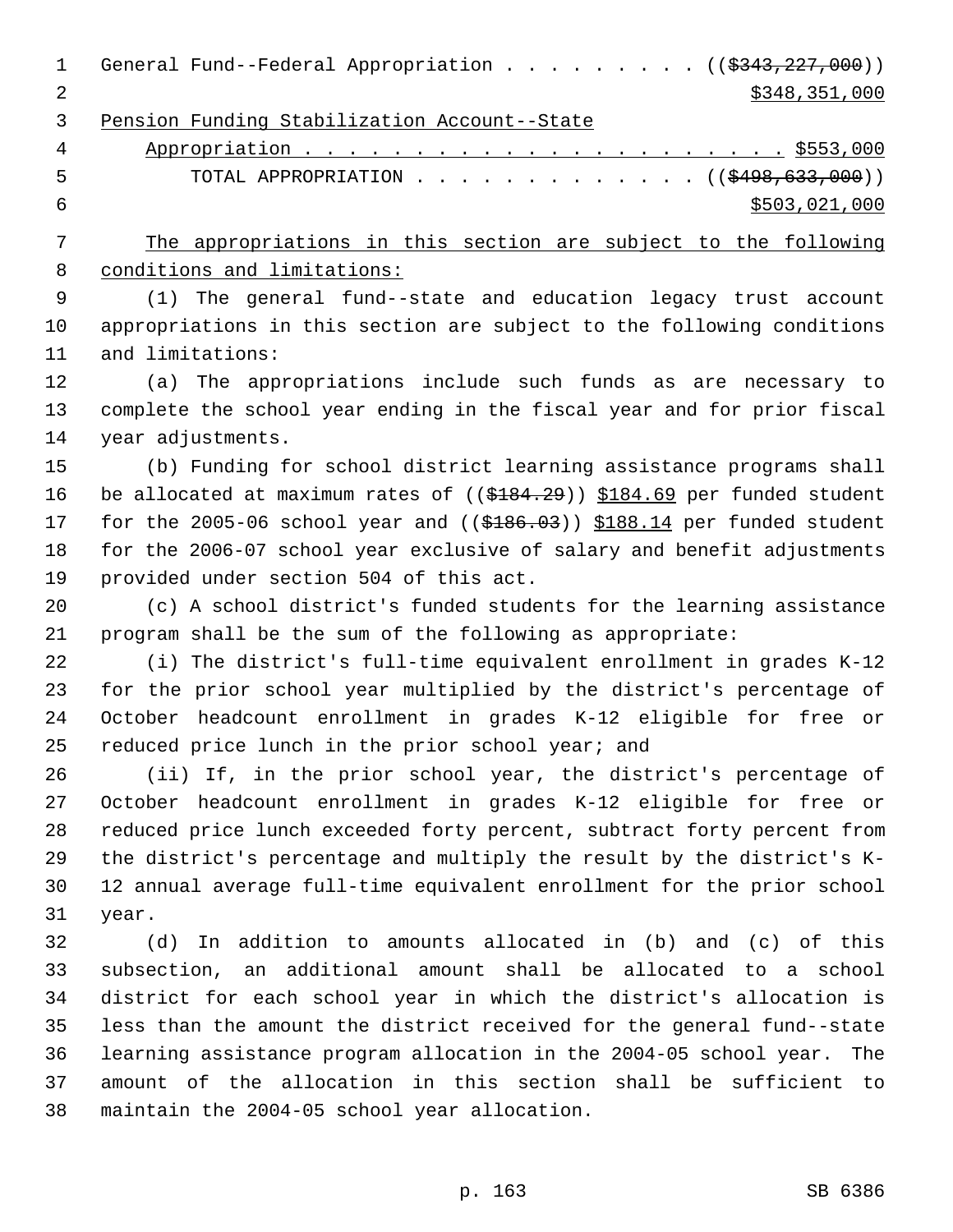General Fund--Federal Appropriation . . . . . . . . . (($343,227,000)) $348,351,000

Pension Funding Stabilization Account--State Appropriation . . . . . . . . . . . . . . . . . . . . . . . $553,000

TOTAL APPROPRIATION . . . . . . . . . . . . . . (($498,633,000)) $503,021,000

The appropriations in this section are subject to the following conditions and limitations:

(1) The general fund--state and education legacy trust account appropriations in this section are subject to the following conditions and limitations:

(a) The appropriations include such funds as are necessary to complete the school year ending in the fiscal year and for prior fiscal year adjustments.

(b) Funding for school district learning assistance programs shall be allocated at maximum rates of (($184.29)) $184.69 per funded student for the 2005-06 school year and (($186.03)) $188.14 per funded student for the 2006-07 school year exclusive of salary and benefit adjustments provided under section 504 of this act.

(c) A school district's funded students for the learning assistance program shall be the sum of the following as appropriate:

(i) The district's full-time equivalent enrollment in grades K-12 for the prior school year multiplied by the district's percentage of October headcount enrollment in grades K-12 eligible for free or reduced price lunch in the prior school year; and

(ii) If, in the prior school year, the district's percentage of October headcount enrollment in grades K-12 eligible for free or reduced price lunch exceeded forty percent, subtract forty percent from the district's percentage and multiply the result by the district's K-12 annual average full-time equivalent enrollment for the prior school year.

(d) In addition to amounts allocated in (b) and (c) of this subsection, an additional amount shall be allocated to a school district for each school year in which the district's allocation is less than the amount the district received for the general fund--state learning assistance program allocation in the 2004-05 school year. The amount of the allocation in this section shall be sufficient to maintain the 2004-05 school year allocation.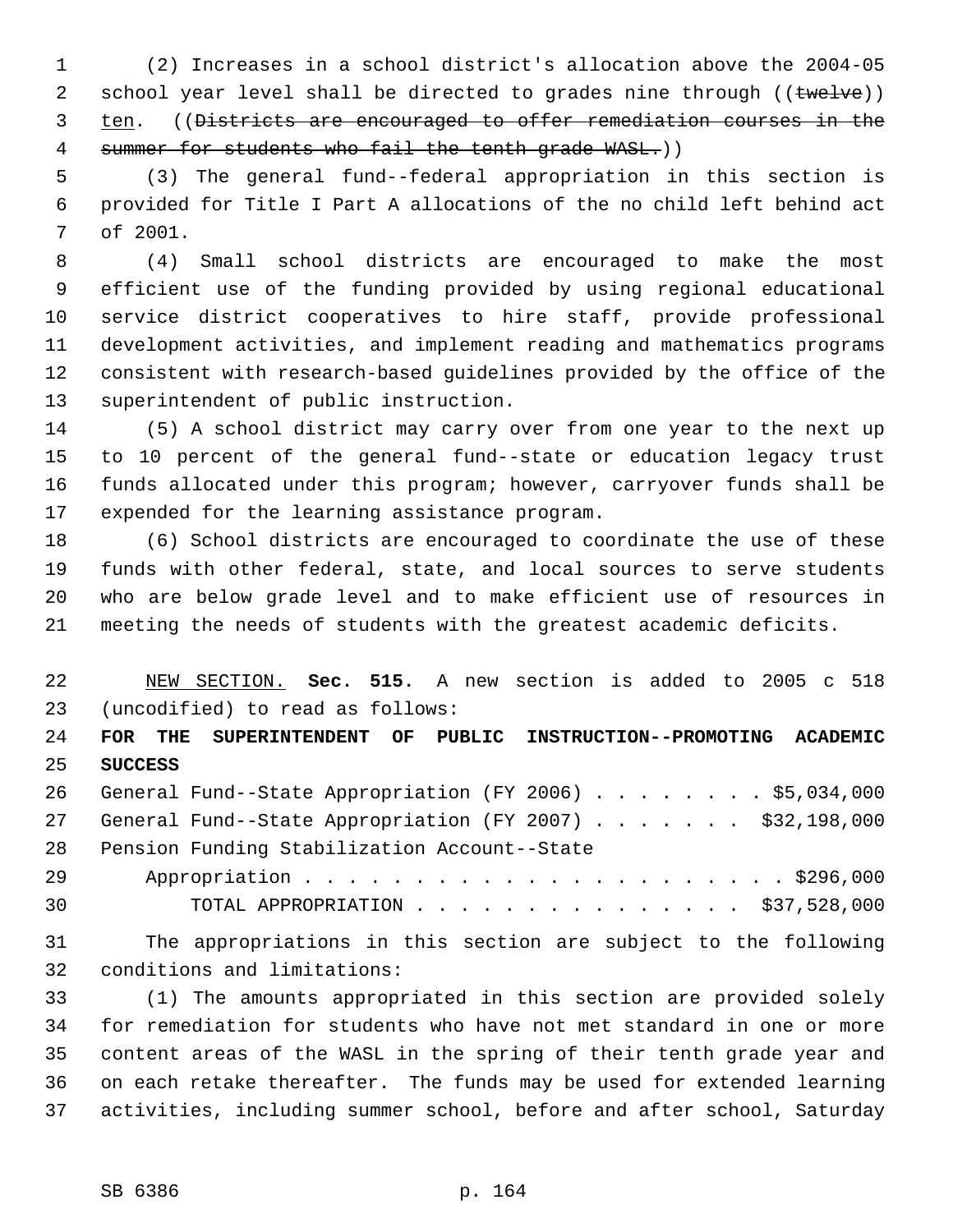(2) Increases in a school district's allocation above the 2004-05 school year level shall be directed to grades nine through ((~~twelve~~)) <u>ten</u>. ((~~Districts are encouraged to offer remediation courses in the summer for students who fail the tenth grade WASL.~~))

(3) The general fund--federal appropriation in this section is provided for Title I Part A allocations of the no child left behind act of 2001.

(4) Small school districts are encouraged to make the most efficient use of the funding provided by using regional educational service district cooperatives to hire staff, provide professional development activities, and implement reading and mathematics programs consistent with research-based guidelines provided by the office of the superintendent of public instruction.

(5) A school district may carry over from one year to the next up to 10 percent of the general fund--state or education legacy trust funds allocated under this program; however, carryover funds shall be expended for the learning assistance program.

(6) School districts are encouraged to coordinate the use of these funds with other federal, state, and local sources to serve students who are below grade level and to make efficient use of resources in meeting the needs of students with the greatest academic deficits.

<u>NEW SECTION.</u> **Sec. 515.** A new section is added to 2005 c 518 (uncodified) to read as follows:

**FOR THE SUPERINTENDENT OF PUBLIC INSTRUCTION--PROMOTING ACADEMIC SUCCESS**

General Fund--State Appropriation (FY 2006) . . . . . . . . $5,034,000
General Fund--State Appropriation (FY 2007) . . . . . . . $32,198,000
Pension Funding Stabilization Account--State
Appropriation . . . . . . . . . . . . . . . . . . . . . . $296,000
TOTAL APPROPRIATION . . . . . . . . . . . . . . . $37,528,000

The appropriations in this section are subject to the following conditions and limitations:

(1) The amounts appropriated in this section are provided solely for remediation for students who have not met standard in one or more content areas of the WASL in the spring of their tenth grade year and on each retake thereafter. The funds may be used for extended learning activities, including summer school, before and after school, Saturday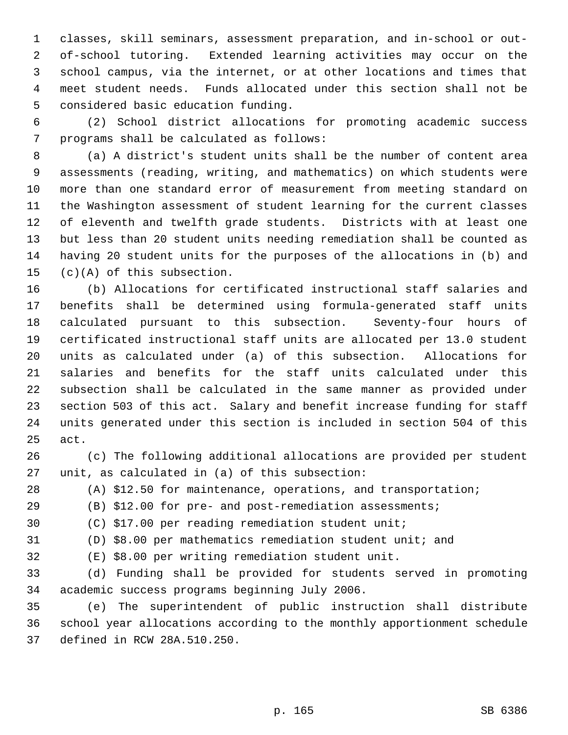classes, skill seminars, assessment preparation, and in-school or out-of-school tutoring. Extended learning activities may occur on the school campus, via the internet, or at other locations and times that meet student needs. Funds allocated under this section shall not be considered basic education funding.

(2) School district allocations for promoting academic success programs shall be calculated as follows:

(a) A district's student units shall be the number of content area assessments (reading, writing, and mathematics) on which students were more than one standard error of measurement from meeting standard on the Washington assessment of student learning for the current classes of eleventh and twelfth grade students. Districts with at least one but less than 20 student units needing remediation shall be counted as having 20 student units for the purposes of the allocations in (b) and (c)(A) of this subsection.

(b) Allocations for certificated instructional staff salaries and benefits shall be determined using formula-generated staff units calculated pursuant to this subsection. Seventy-four hours of certificated instructional staff units are allocated per 13.0 student units as calculated under (a) of this subsection. Allocations for salaries and benefits for the staff units calculated under this subsection shall be calculated in the same manner as provided under section 503 of this act. Salary and benefit increase funding for staff units generated under this section is included in section 504 of this act.

(c) The following additional allocations are provided per student unit, as calculated in (a) of this subsection:

(A) $12.50 for maintenance, operations, and transportation;

(B) $12.00 for pre- and post-remediation assessments;

(C) $17.00 per reading remediation student unit;

(D) $8.00 per mathematics remediation student unit; and

(E) $8.00 per writing remediation student unit.

(d) Funding shall be provided for students served in promoting academic success programs beginning July 2006.

(e) The superintendent of public instruction shall distribute school year allocations according to the monthly apportionment schedule defined in RCW 28A.510.250.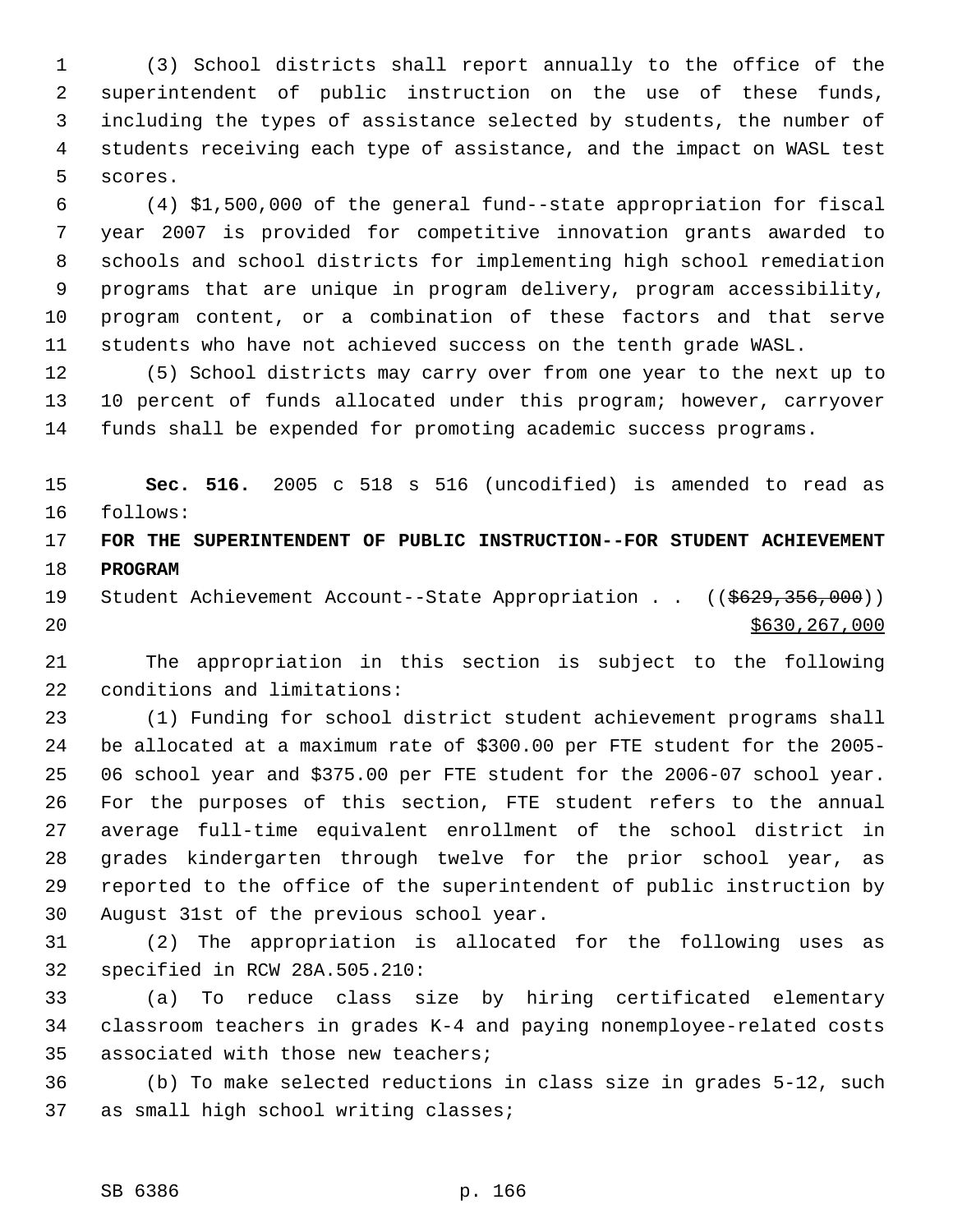(3) School districts shall report annually to the office of the superintendent of public instruction on the use of these funds, including the types of assistance selected by students, the number of students receiving each type of assistance, and the impact on WASL test scores.

(4) $1,500,000 of the general fund--state appropriation for fiscal year 2007 is provided for competitive innovation grants awarded to schools and school districts for implementing high school remediation programs that are unique in program delivery, program accessibility, program content, or a combination of these factors and that serve students who have not achieved success on the tenth grade WASL.

(5) School districts may carry over from one year to the next up to 10 percent of funds allocated under this program; however, carryover funds shall be expended for promoting academic success programs.

**Sec. 516.** 2005 c 518 s 516 (uncodified) is amended to read as follows:

**FOR THE SUPERINTENDENT OF PUBLIC INSTRUCTION--FOR STUDENT ACHIEVEMENT PROGRAM**

Student Achievement Account--State Appropriation . . ((~~$629,356,000~~)) $630,267,000

The appropriation in this section is subject to the following conditions and limitations:

(1) Funding for school district student achievement programs shall be allocated at a maximum rate of $300.00 per FTE student for the 2005-06 school year and $375.00 per FTE student for the 2006-07 school year. For the purposes of this section, FTE student refers to the annual average full-time equivalent enrollment of the school district in grades kindergarten through twelve for the prior school year, as reported to the office of the superintendent of public instruction by August 31st of the previous school year.

(2) The appropriation is allocated for the following uses as specified in RCW 28A.505.210:

(a) To reduce class size by hiring certificated elementary classroom teachers in grades K-4 and paying nonemployee-related costs associated with those new teachers;

(b) To make selected reductions in class size in grades 5-12, such as small high school writing classes;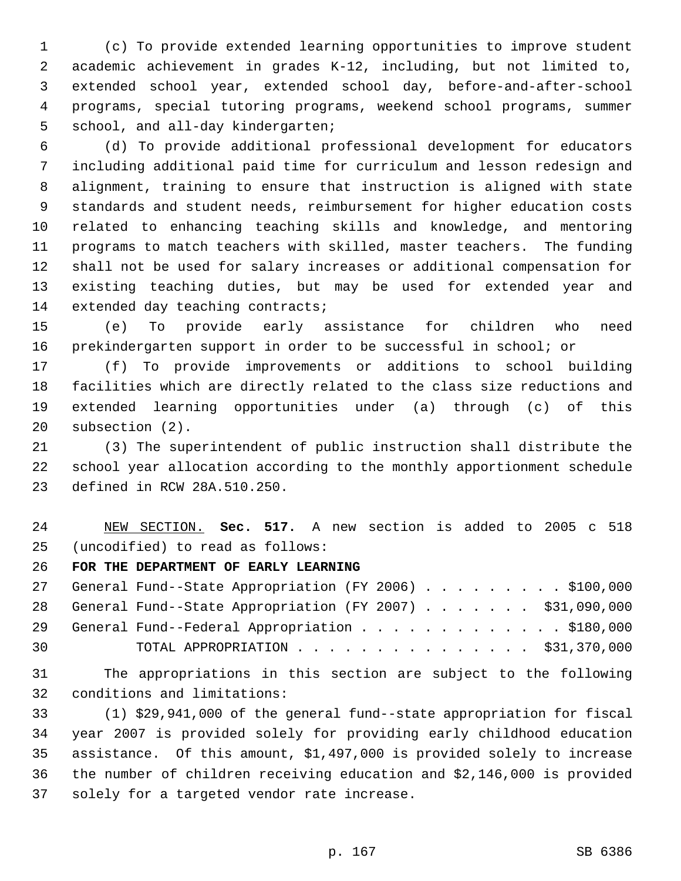(c) To provide extended learning opportunities to improve student academic achievement in grades K-12, including, but not limited to, extended school year, extended school day, before-and-after-school programs, special tutoring programs, weekend school programs, summer school, and all-day kindergarten;

(d) To provide additional professional development for educators including additional paid time for curriculum and lesson redesign and alignment, training to ensure that instruction is aligned with state standards and student needs, reimbursement for higher education costs related to enhancing teaching skills and knowledge, and mentoring programs to match teachers with skilled, master teachers. The funding shall not be used for salary increases or additional compensation for existing teaching duties, but may be used for extended year and extended day teaching contracts;

(e) To provide early assistance for children who need prekindergarten support in order to be successful in school; or

(f) To provide improvements or additions to school building facilities which are directly related to the class size reductions and extended learning opportunities under (a) through (c) of this subsection (2).

(3) The superintendent of public instruction shall distribute the school year allocation according to the monthly apportionment schedule defined in RCW 28A.510.250.

NEW SECTION. **Sec. 517.** A new section is added to 2005 c 518 (uncodified) to read as follows:

**FOR THE DEPARTMENT OF EARLY LEARNING**

| | |
|---|---|
| General Fund--State Appropriation (FY 2006) | $100,000 |
| General Fund--State Appropriation (FY 2007) | $31,090,000 |
| General Fund--Federal Appropriation | $180,000 |
| TOTAL APPROPRIATION | $31,370,000 |

The appropriations in this section are subject to the following conditions and limitations:

(1) $29,941,000 of the general fund--state appropriation for fiscal year 2007 is provided solely for providing early childhood education assistance. Of this amount, $1,497,000 is provided solely to increase the number of children receiving education and $2,146,000 is provided solely for a targeted vendor rate increase.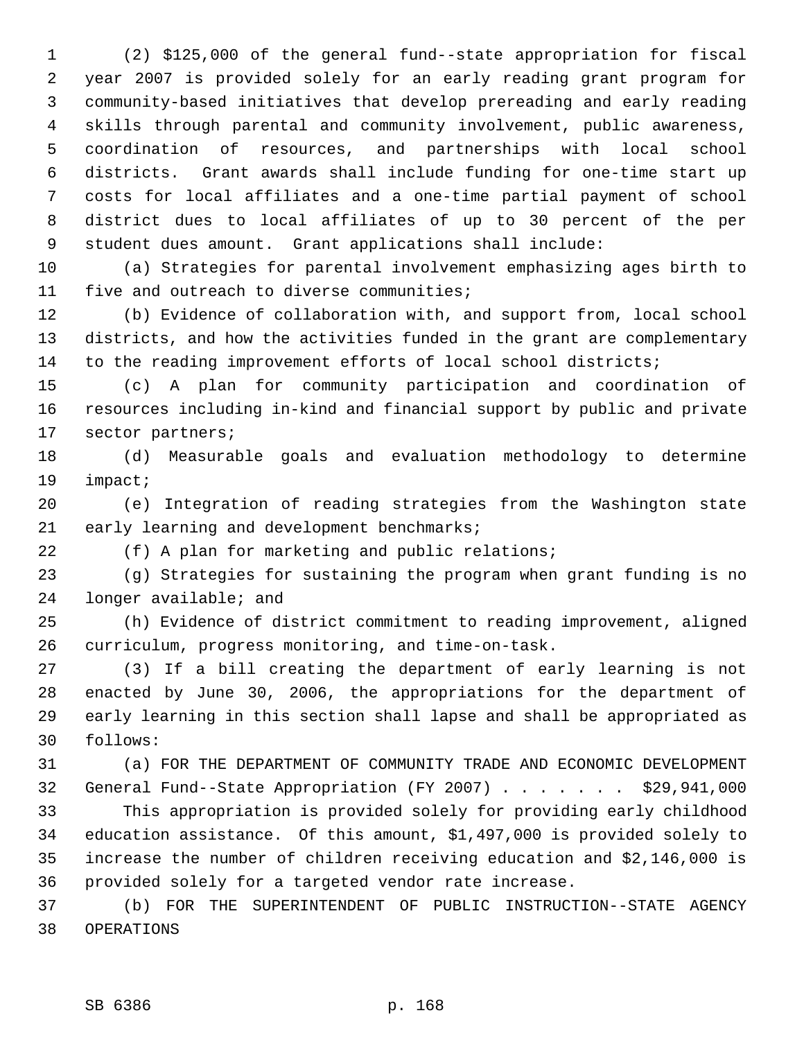(2) $125,000 of the general fund--state appropriation for fiscal year 2007 is provided solely for an early reading grant program for community-based initiatives that develop prereading and early reading skills through parental and community involvement, public awareness, coordination of resources, and partnerships with local school districts. Grant awards shall include funding for one-time start up costs for local affiliates and a one-time partial payment of school district dues to local affiliates of up to 30 percent of the per student dues amount. Grant applications shall include:

(a) Strategies for parental involvement emphasizing ages birth to five and outreach to diverse communities;

(b) Evidence of collaboration with, and support from, local school districts, and how the activities funded in the grant are complementary to the reading improvement efforts of local school districts;

(c) A plan for community participation and coordination of resources including in-kind and financial support by public and private sector partners;

(d) Measurable goals and evaluation methodology to determine impact;

(e) Integration of reading strategies from the Washington state early learning and development benchmarks;

(f) A plan for marketing and public relations;

(g) Strategies for sustaining the program when grant funding is no longer available; and

(h) Evidence of district commitment to reading improvement, aligned curriculum, progress monitoring, and time-on-task.

(3) If a bill creating the department of early learning is not enacted by June 30, 2006, the appropriations for the department of early learning in this section shall lapse and shall be appropriated as follows:

(a) FOR THE DEPARTMENT OF COMMUNITY TRADE AND ECONOMIC DEVELOPMENT

General Fund--State Appropriation (FY 2007) . . . . . . . $29,941,000

This appropriation is provided solely for providing early childhood education assistance. Of this amount, $1,497,000 is provided solely to increase the number of children receiving education and $2,146,000 is provided solely for a targeted vendor rate increase.

(b) FOR THE SUPERINTENDENT OF PUBLIC INSTRUCTION--STATE AGENCY OPERATIONS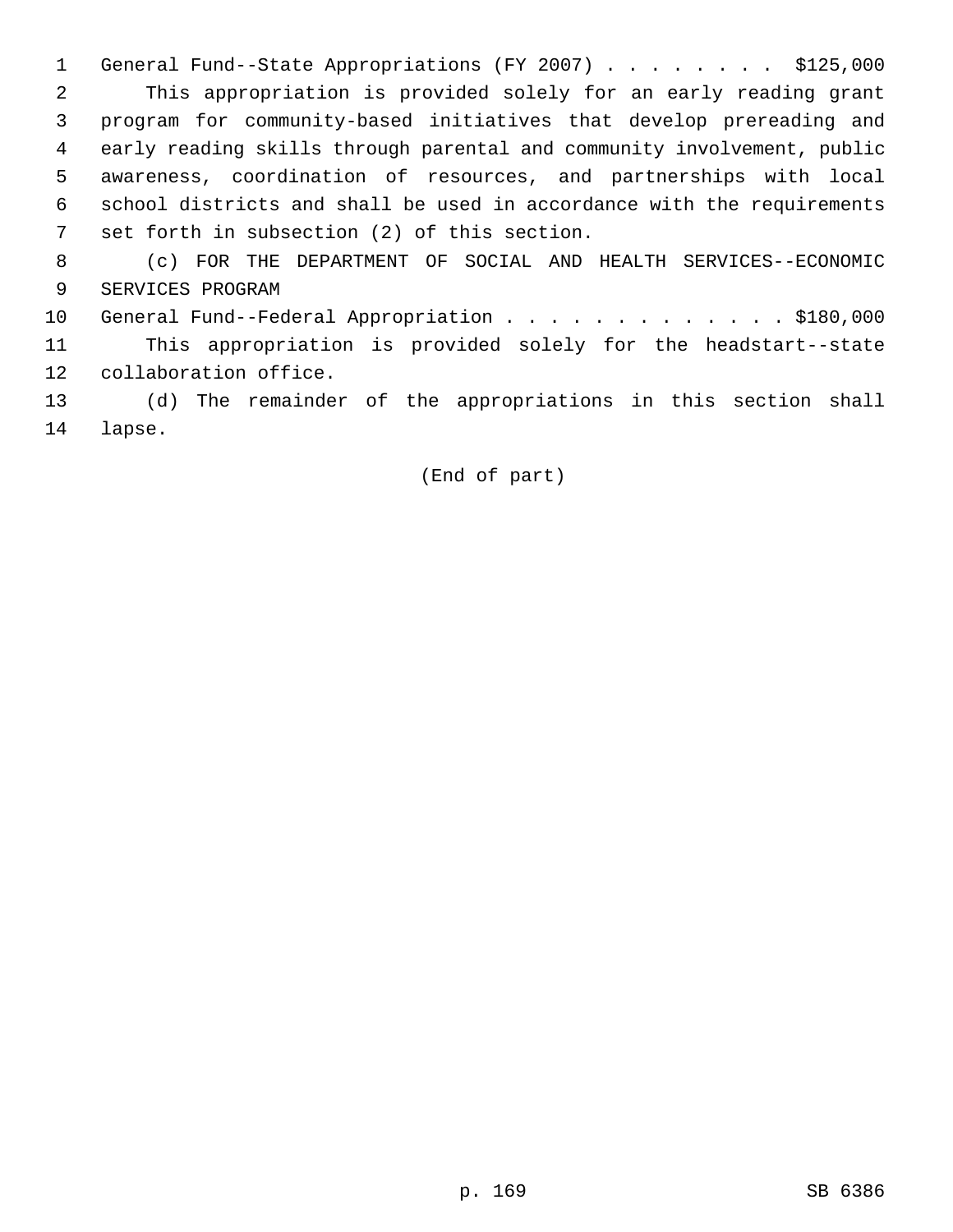General Fund--State Appropriations (FY 2007) . . . . . . . . $125,000

This appropriation is provided solely for an early reading grant program for community-based initiatives that develop prereading and early reading skills through parental and community involvement, public awareness, coordination of resources, and partnerships with local school districts and shall be used in accordance with the requirements set forth in subsection (2) of this section.

(c) FOR THE DEPARTMENT OF SOCIAL AND HEALTH SERVICES--ECONOMIC SERVICES PROGRAM

General Fund--Federal Appropriation . . . . . . . . . . . . . $180,000

This appropriation is provided solely for the headstart--state collaboration office.

(d) The remainder of the appropriations in this section shall lapse.

(End of part)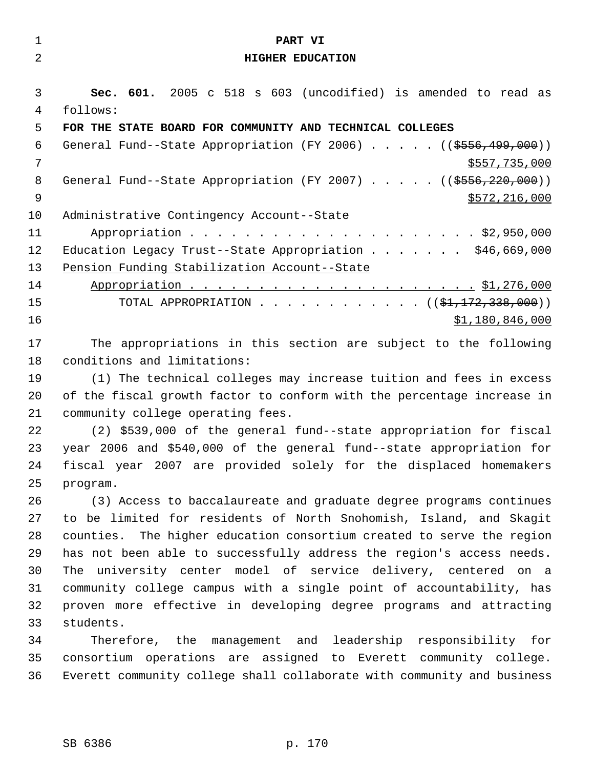# PART VI

# HIGHER EDUCATION

**Sec. 601.** 2005 c 518 s 603 (uncodified) is amended to read as follows:

**FOR THE STATE BOARD FOR COMMUNITY AND TECHNICAL COLLEGES**

General Fund--State Appropriation (FY 2006) . . . . . (($556,499,000)) $557,735,000

General Fund--State Appropriation (FY 2007) . . . . . (($556,220,000)) $572,216,000

Administrative Contingency Account--State Appropriation . . . . . . . . . . . . . . . . . . . . . . $2,950,000

Education Legacy Trust--State Appropriation . . . . . . . $46,669,000

Pension Funding Stabilization Account--State Appropriation . . . . . . . . . . . . . . . . . . . . . . $1,276,000

TOTAL APPROPRIATION . . . . . . . . . . . . (($1,172,338,000)) $1,180,846,000

The appropriations in this section are subject to the following conditions and limitations:

(1) The technical colleges may increase tuition and fees in excess of the fiscal growth factor to conform with the percentage increase in community college operating fees.

(2) $539,000 of the general fund--state appropriation for fiscal year 2006 and $540,000 of the general fund--state appropriation for fiscal year 2007 are provided solely for the displaced homemakers program.

(3) Access to baccalaureate and graduate degree programs continues to be limited for residents of North Snohomish, Island, and Skagit counties. The higher education consortium created to serve the region has not been able to successfully address the region's access needs. The university center model of service delivery, centered on a community college campus with a single point of accountability, has proven more effective in developing degree programs and attracting students.

Therefore, the management and leadership responsibility for consortium operations are assigned to Everett community college. Everett community college shall collaborate with community and business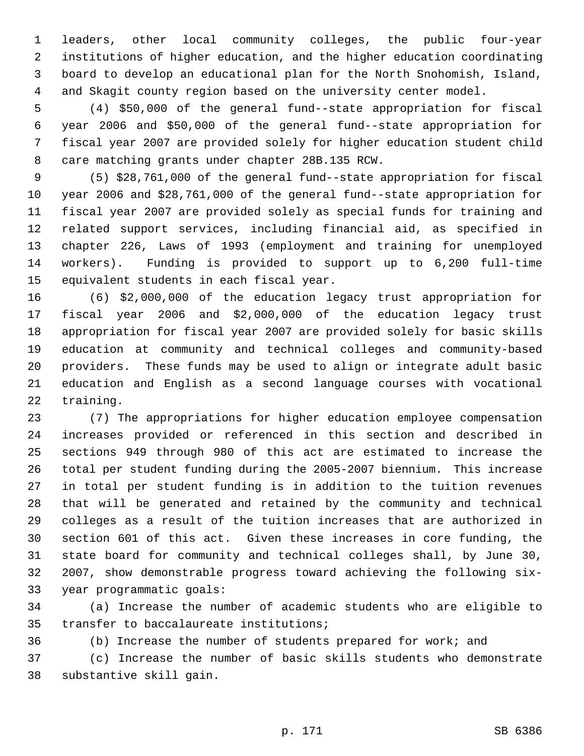leaders, other local community colleges, the public four-year institutions of higher education, and the higher education coordinating board to develop an educational plan for the North Snohomish, Island, and Skagit county region based on the university center model.

(4) $50,000 of the general fund--state appropriation for fiscal year 2006 and $50,000 of the general fund--state appropriation for fiscal year 2007 are provided solely for higher education student child care matching grants under chapter 28B.135 RCW.

(5) $28,761,000 of the general fund--state appropriation for fiscal year 2006 and $28,761,000 of the general fund--state appropriation for fiscal year 2007 are provided solely as special funds for training and related support services, including financial aid, as specified in chapter 226, Laws of 1993 (employment and training for unemployed workers). Funding is provided to support up to 6,200 full-time equivalent students in each fiscal year.

(6) $2,000,000 of the education legacy trust appropriation for fiscal year 2006 and $2,000,000 of the education legacy trust appropriation for fiscal year 2007 are provided solely for basic skills education at community and technical colleges and community-based providers. These funds may be used to align or integrate adult basic education and English as a second language courses with vocational training.

(7) The appropriations for higher education employee compensation increases provided or referenced in this section and described in sections 949 through 980 of this act are estimated to increase the total per student funding during the 2005-2007 biennium. This increase in total per student funding is in addition to the tuition revenues that will be generated and retained by the community and technical colleges as a result of the tuition increases that are authorized in section 601 of this act. Given these increases in core funding, the state board for community and technical colleges shall, by June 30, 2007, show demonstrable progress toward achieving the following six-year programmatic goals:

(a) Increase the number of academic students who are eligible to transfer to baccalaureate institutions;

(b) Increase the number of students prepared for work; and

(c) Increase the number of basic skills students who demonstrate substantive skill gain.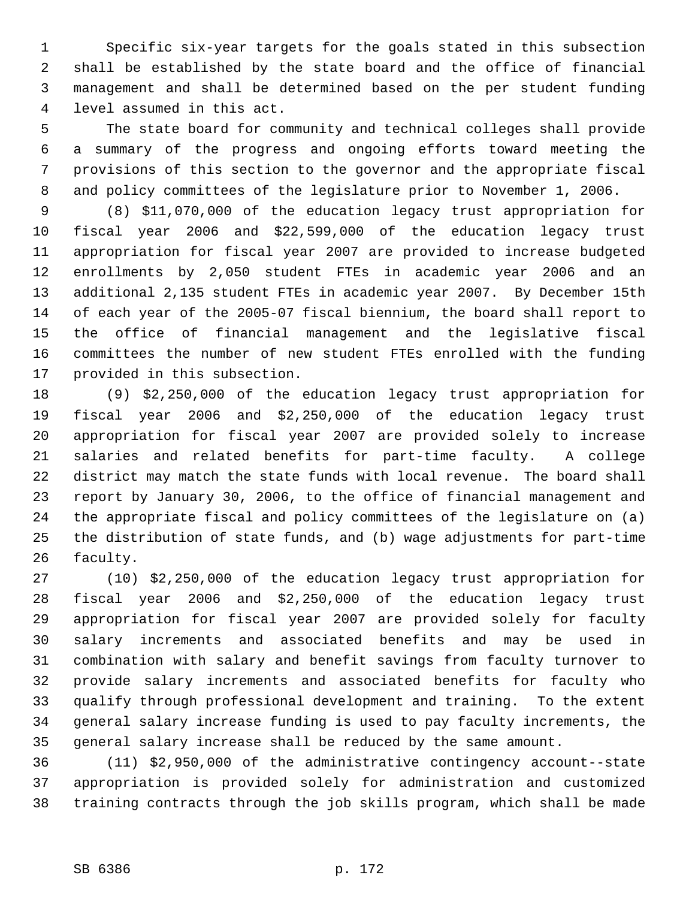Specific six-year targets for the goals stated in this subsection shall be established by the state board and the office of financial management and shall be determined based on the per student funding level assumed in this act.

The state board for community and technical colleges shall provide a summary of the progress and ongoing efforts toward meeting the provisions of this section to the governor and the appropriate fiscal and policy committees of the legislature prior to November 1, 2006.

(8) $11,070,000 of the education legacy trust appropriation for fiscal year 2006 and $22,599,000 of the education legacy trust appropriation for fiscal year 2007 are provided to increase budgeted enrollments by 2,050 student FTEs in academic year 2006 and an additional 2,135 student FTEs in academic year 2007. By December 15th of each year of the 2005-07 fiscal biennium, the board shall report to the office of financial management and the legislative fiscal committees the number of new student FTEs enrolled with the funding provided in this subsection.

(9) $2,250,000 of the education legacy trust appropriation for fiscal year 2006 and $2,250,000 of the education legacy trust appropriation for fiscal year 2007 are provided solely to increase salaries and related benefits for part-time faculty. A college district may match the state funds with local revenue. The board shall report by January 30, 2006, to the office of financial management and the appropriate fiscal and policy committees of the legislature on (a) the distribution of state funds, and (b) wage adjustments for part-time faculty.

(10) $2,250,000 of the education legacy trust appropriation for fiscal year 2006 and $2,250,000 of the education legacy trust appropriation for fiscal year 2007 are provided solely for faculty salary increments and associated benefits and may be used in combination with salary and benefit savings from faculty turnover to provide salary increments and associated benefits for faculty who qualify through professional development and training. To the extent general salary increase funding is used to pay faculty increments, the general salary increase shall be reduced by the same amount.

(11) $2,950,000 of the administrative contingency account--state appropriation is provided solely for administration and customized training contracts through the job skills program, which shall be made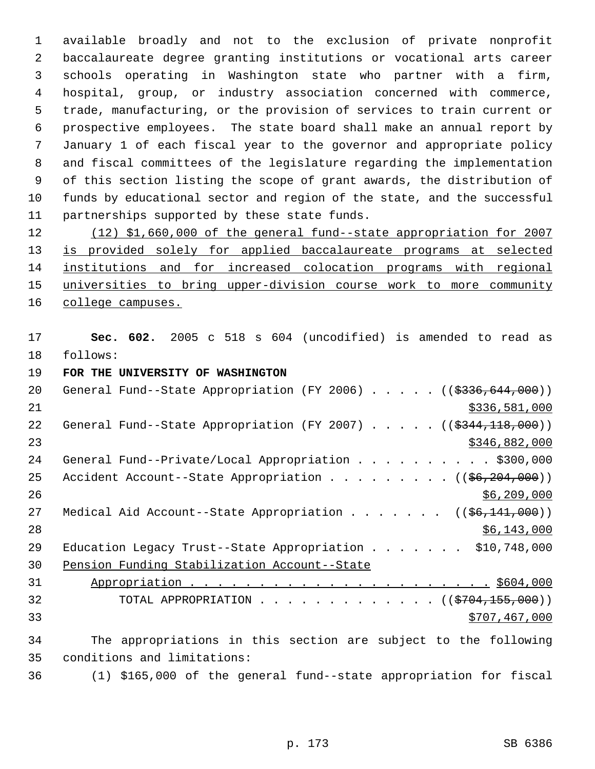available broadly and not to the exclusion of private nonprofit baccalaureate degree granting institutions or vocational arts career schools operating in Washington state who partner with a firm, hospital, group, or industry association concerned with commerce, trade, manufacturing, or the provision of services to train current or prospective employees. The state board shall make an annual report by January 1 of each fiscal year to the governor and appropriate policy and fiscal committees of the legislature regarding the implementation of this section listing the scope of grant awards, the distribution of funds by educational sector and region of the state, and the successful partnerships supported by these state funds.

(12) $1,660,000 of the general fund--state appropriation for 2007 is provided solely for applied baccalaureate programs at selected institutions and for increased colocation programs with regional universities to bring upper-division course work to more community college campuses.

**Sec. 602.** 2005 c 518 s 604 (uncodified) is amended to read as follows:

**FOR THE UNIVERSITY OF WASHINGTON**

| | |
|---|---|
| General Fund--State Appropriation (FY 2006) | (( ~~$336,644,000~~ )) $336,581,000 |
| General Fund--State Appropriation (FY 2007) | (( ~~$344,118,000~~ )) $346,882,000 |
| General Fund--Private/Local Appropriation | $300,000 |
| Accident Account--State Appropriation | (( ~~$6,204,000~~ )) $6,209,000 |
| Medical Aid Account--State Appropriation | (( ~~$6,141,000~~ )) $6,143,000 |
| Education Legacy Trust--State Appropriation | $10,748,000 |
| Pension Funding Stabilization Account--State Appropriation | $604,000 |
| TOTAL APPROPRIATION | (( ~~$704,155,000~~ )) $707,467,000 |

The appropriations in this section are subject to the following conditions and limitations:

(1) $165,000 of the general fund--state appropriation for fiscal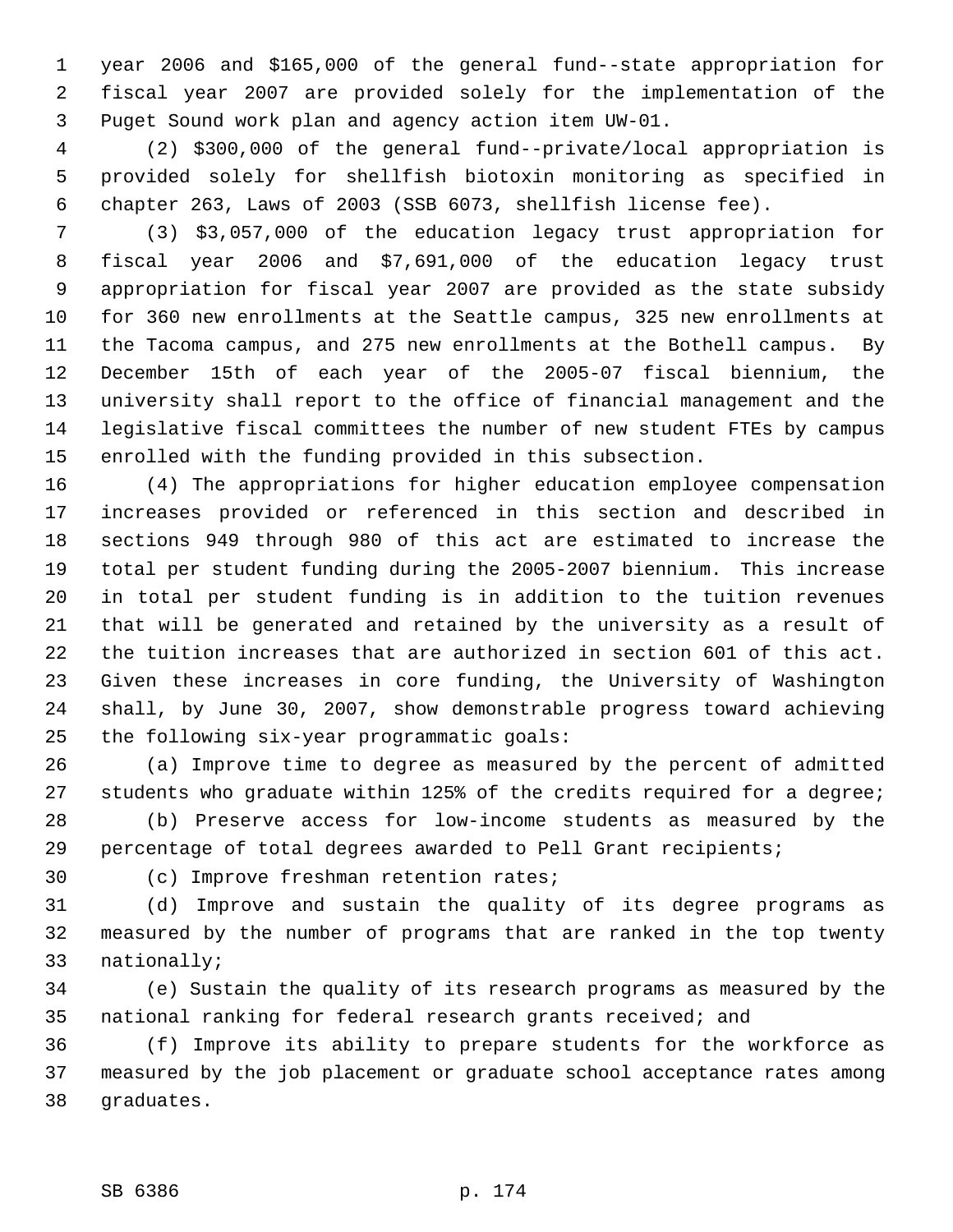year 2006 and $165,000 of the general fund--state appropriation for fiscal year 2007 are provided solely for the implementation of the Puget Sound work plan and agency action item UW-01.

(2) $300,000 of the general fund--private/local appropriation is provided solely for shellfish biotoxin monitoring as specified in chapter 263, Laws of 2003 (SSB 6073, shellfish license fee).

(3) $3,057,000 of the education legacy trust appropriation for fiscal year 2006 and $7,691,000 of the education legacy trust appropriation for fiscal year 2007 are provided as the state subsidy for 360 new enrollments at the Seattle campus, 325 new enrollments at the Tacoma campus, and 275 new enrollments at the Bothell campus. By December 15th of each year of the 2005-07 fiscal biennium, the university shall report to the office of financial management and the legislative fiscal committees the number of new student FTEs by campus enrolled with the funding provided in this subsection.

(4) The appropriations for higher education employee compensation increases provided or referenced in this section and described in sections 949 through 980 of this act are estimated to increase the total per student funding during the 2005-2007 biennium. This increase in total per student funding is in addition to the tuition revenues that will be generated and retained by the university as a result of the tuition increases that are authorized in section 601 of this act. Given these increases in core funding, the University of Washington shall, by June 30, 2007, show demonstrable progress toward achieving the following six-year programmatic goals:

(a) Improve time to degree as measured by the percent of admitted students who graduate within 125% of the credits required for a degree;

(b) Preserve access for low-income students as measured by the percentage of total degrees awarded to Pell Grant recipients;

(c) Improve freshman retention rates;

(d) Improve and sustain the quality of its degree programs as measured by the number of programs that are ranked in the top twenty nationally;

(e) Sustain the quality of its research programs as measured by the national ranking for federal research grants received; and

(f) Improve its ability to prepare students for the workforce as measured by the job placement or graduate school acceptance rates among graduates.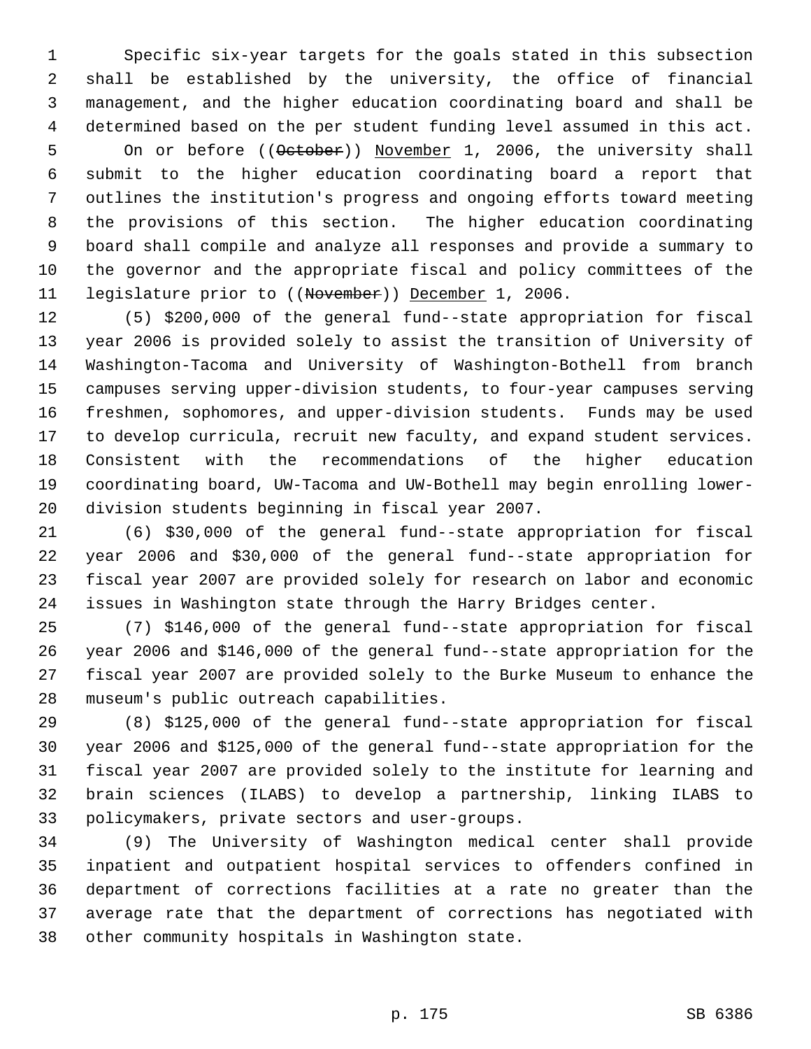Specific six-year targets for the goals stated in this subsection shall be established by the university, the office of financial management, and the higher education coordinating board and shall be determined based on the per student funding level assumed in this act.

On or before ((~~October~~)) <u>November</u> 1, 2006, the university shall submit to the higher education coordinating board a report that outlines the institution's progress and ongoing efforts toward meeting the provisions of this section. The higher education coordinating board shall compile and analyze all responses and provide a summary to the governor and the appropriate fiscal and policy committees of the legislature prior to ((~~November~~)) <u>December</u> 1, 2006.

(5) $200,000 of the general fund--state appropriation for fiscal year 2006 is provided solely to assist the transition of University of Washington-Tacoma and University of Washington-Bothell from branch campuses serving upper-division students, to four-year campuses serving freshmen, sophomores, and upper-division students. Funds may be used to develop curricula, recruit new faculty, and expand student services. Consistent with the recommendations of the higher education coordinating board, UW-Tacoma and UW-Bothell may begin enrolling lower-division students beginning in fiscal year 2007.

(6) $30,000 of the general fund--state appropriation for fiscal year 2006 and $30,000 of the general fund--state appropriation for fiscal year 2007 are provided solely for research on labor and economic issues in Washington state through the Harry Bridges center.

(7) $146,000 of the general fund--state appropriation for fiscal year 2006 and $146,000 of the general fund--state appropriation for the fiscal year 2007 are provided solely to the Burke Museum to enhance the museum's public outreach capabilities.

(8) $125,000 of the general fund--state appropriation for fiscal year 2006 and $125,000 of the general fund--state appropriation for the fiscal year 2007 are provided solely to the institute for learning and brain sciences (ILABS) to develop a partnership, linking ILABS to policymakers, private sectors and user-groups.

(9) The University of Washington medical center shall provide inpatient and outpatient hospital services to offenders confined in department of corrections facilities at a rate no greater than the average rate that the department of corrections has negotiated with other community hospitals in Washington state.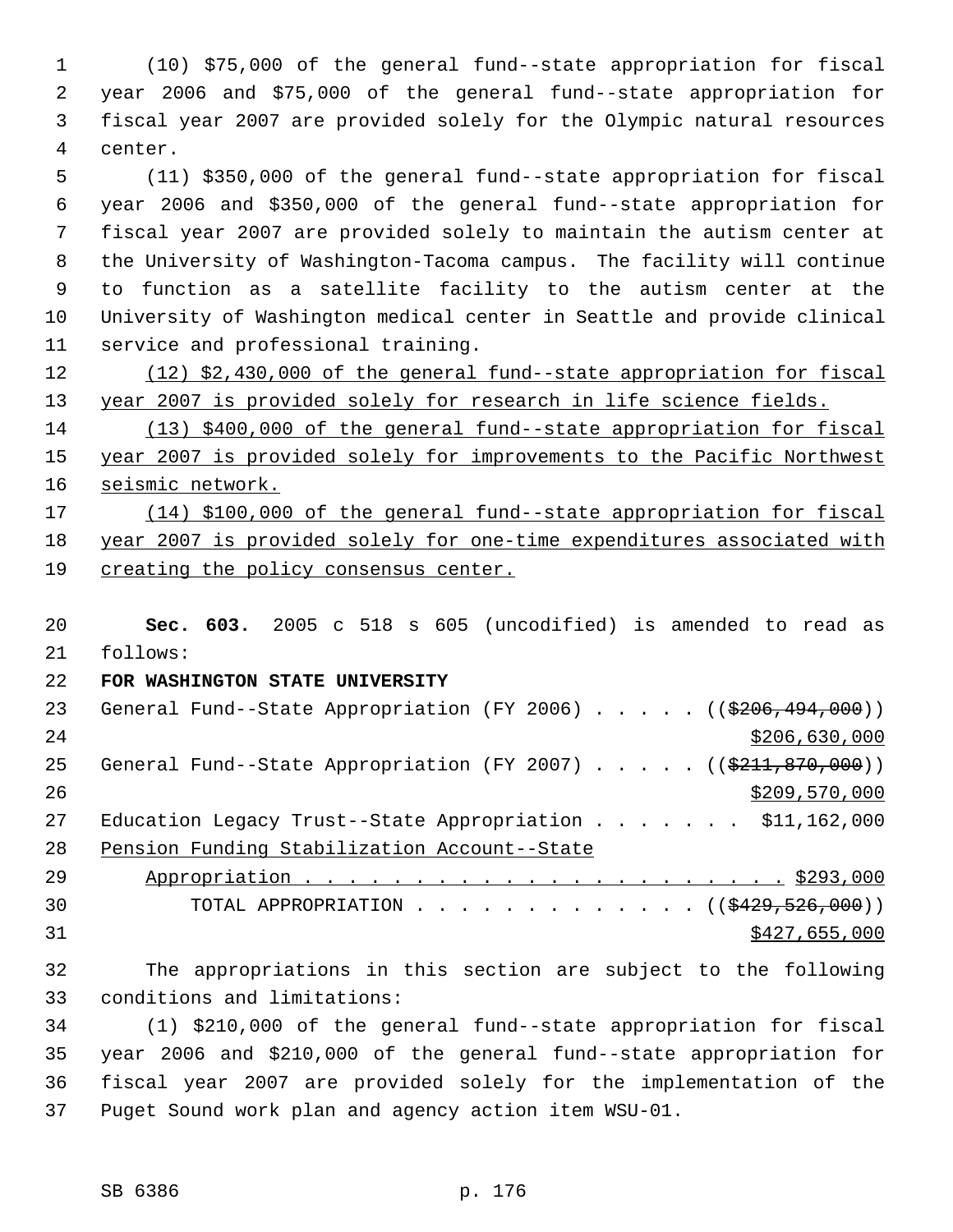(10) $75,000 of the general fund--state appropriation for fiscal year 2006 and $75,000 of the general fund--state appropriation for fiscal year 2007 are provided solely for the Olympic natural resources center.

(11) $350,000 of the general fund--state appropriation for fiscal year 2006 and $350,000 of the general fund--state appropriation for fiscal year 2007 are provided solely to maintain the autism center at the University of Washington-Tacoma campus. The facility will continue to function as a satellite facility to the autism center at the University of Washington medical center in Seattle and provide clinical service and professional training.

<u>(12) $2,430,000 of the general fund--state appropriation for fiscal year 2007 is provided solely for research in life science fields.</u>

<u>(13) $400,000 of the general fund--state appropriation for fiscal year 2007 is provided solely for improvements to the Pacific Northwest seismic network.</u>

<u>(14) $100,000 of the general fund--state appropriation for fiscal year 2007 is provided solely for one-time expenditures associated with creating the policy consensus center.</u>

**Sec. 603.** 2005 c 518 s 605 (uncodified) is amended to read as follows:

**FOR WASHINGTON STATE UNIVERSITY**

General Fund--State Appropriation (FY 2006) . . . . . ((~~$206,494,000~~)) <u>$206,630,000</u>

General Fund--State Appropriation (FY 2007) . . . . . ((~~$211,870,000~~)) <u>$209,570,000</u>

Education Legacy Trust--State Appropriation . . . . . . . $11,162,000

<u>Pension Funding Stabilization Account--State Appropriation . . . . . . . . . . . . . . . . . . . . . . . $293,000</u>

TOTAL APPROPRIATION . . . . . . . . . . . . . ((~~$429,526,000~~)) <u>$427,655,000</u>

The appropriations in this section are subject to the following conditions and limitations:

(1) $210,000 of the general fund--state appropriation for fiscal year 2006 and $210,000 of the general fund--state appropriation for fiscal year 2007 are provided solely for the implementation of the Puget Sound work plan and agency action item WSU-01.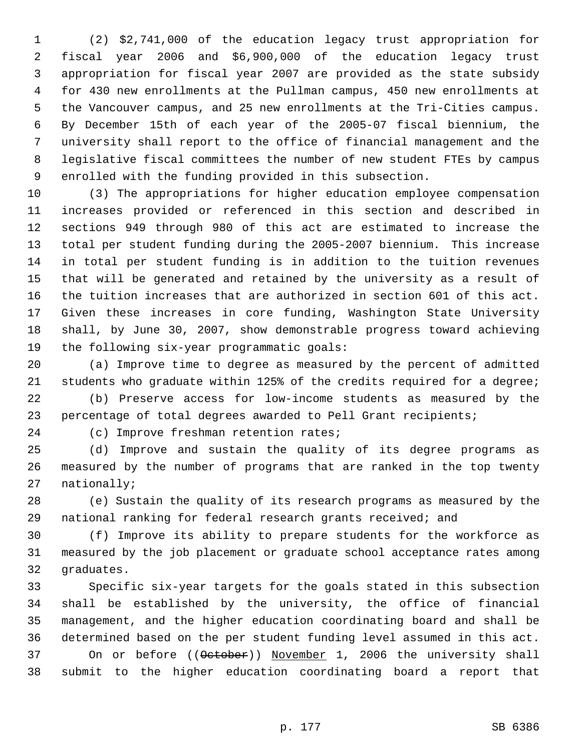(2) $2,741,000 of the education legacy trust appropriation for fiscal year 2006 and $6,900,000 of the education legacy trust appropriation for fiscal year 2007 are provided as the state subsidy for 430 new enrollments at the Pullman campus, 450 new enrollments at the Vancouver campus, and 25 new enrollments at the Tri-Cities campus. By December 15th of each year of the 2005-07 fiscal biennium, the university shall report to the office of financial management and the legislative fiscal committees the number of new student FTEs by campus enrolled with the funding provided in this subsection.

(3) The appropriations for higher education employee compensation increases provided or referenced in this section and described in sections 949 through 980 of this act are estimated to increase the total per student funding during the 2005-2007 biennium. This increase in total per student funding is in addition to the tuition revenues that will be generated and retained by the university as a result of the tuition increases that are authorized in section 601 of this act. Given these increases in core funding, Washington State University shall, by June 30, 2007, show demonstrable progress toward achieving the following six-year programmatic goals:

(a) Improve time to degree as measured by the percent of admitted students who graduate within 125% of the credits required for a degree;

(b) Preserve access for low-income students as measured by the percentage of total degrees awarded to Pell Grant recipients;

(c) Improve freshman retention rates;

(d) Improve and sustain the quality of its degree programs as measured by the number of programs that are ranked in the top twenty nationally;

(e) Sustain the quality of its research programs as measured by the national ranking for federal research grants received; and

(f) Improve its ability to prepare students for the workforce as measured by the job placement or graduate school acceptance rates among graduates.

Specific six-year targets for the goals stated in this subsection shall be established by the university, the office of financial management, and the higher education coordinating board and shall be determined based on the per student funding level assumed in this act. On or before ((~~October~~)) November 1, 2006 the university shall submit to the higher education coordinating board a report that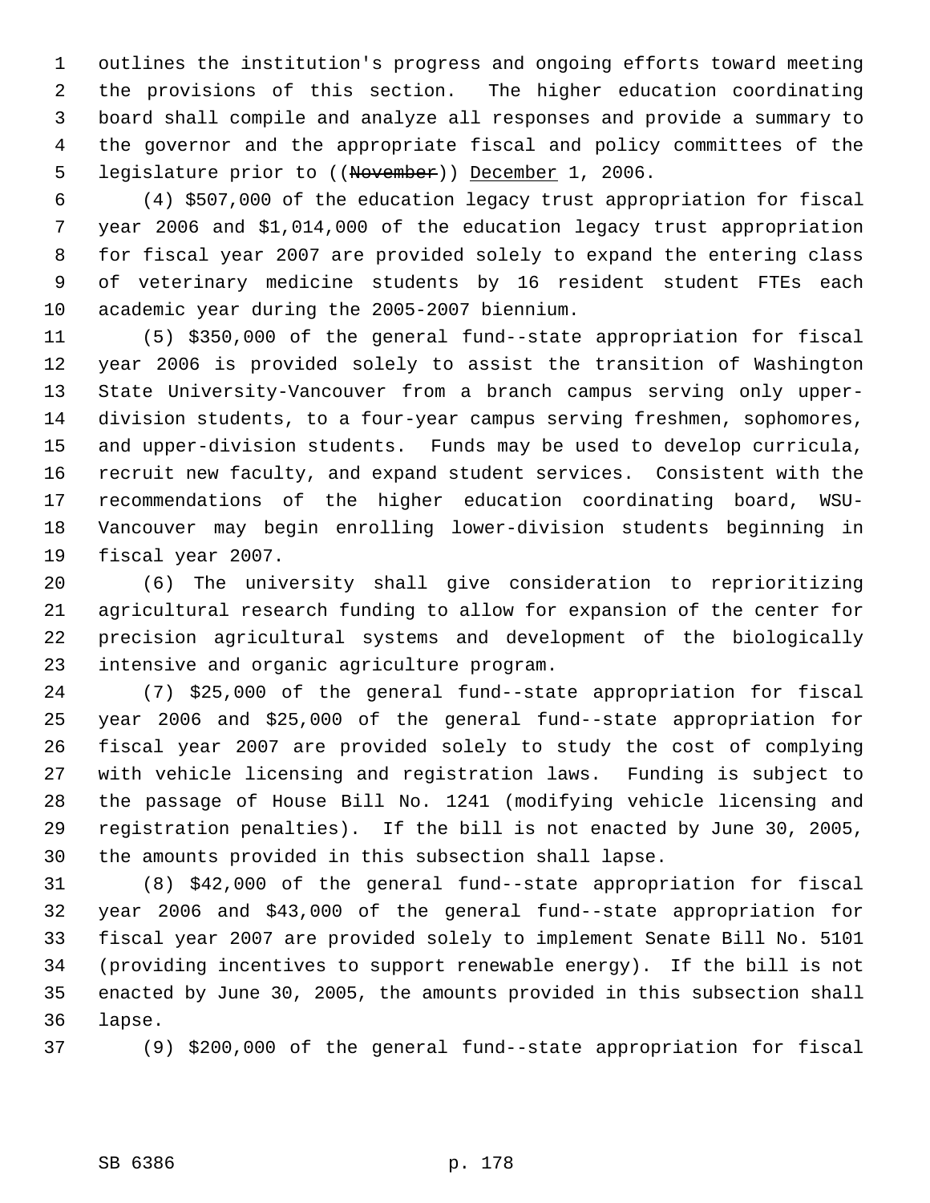outlines the institution's progress and ongoing efforts toward meeting the provisions of this section. The higher education coordinating board shall compile and analyze all responses and provide a summary to the governor and the appropriate fiscal and policy committees of the legislature prior to ((~~November~~)) December 1, 2006.

(4) $507,000 of the education legacy trust appropriation for fiscal year 2006 and $1,014,000 of the education legacy trust appropriation for fiscal year 2007 are provided solely to expand the entering class of veterinary medicine students by 16 resident student FTEs each academic year during the 2005-2007 biennium.

(5) $350,000 of the general fund--state appropriation for fiscal year 2006 is provided solely to assist the transition of Washington State University-Vancouver from a branch campus serving only upper-division students, to a four-year campus serving freshmen, sophomores, and upper-division students. Funds may be used to develop curricula, recruit new faculty, and expand student services. Consistent with the recommendations of the higher education coordinating board, WSU-Vancouver may begin enrolling lower-division students beginning in fiscal year 2007.

(6) The university shall give consideration to reprioritizing agricultural research funding to allow for expansion of the center for precision agricultural systems and development of the biologically intensive and organic agriculture program.

(7) $25,000 of the general fund--state appropriation for fiscal year 2006 and $25,000 of the general fund--state appropriation for fiscal year 2007 are provided solely to study the cost of complying with vehicle licensing and registration laws. Funding is subject to the passage of House Bill No. 1241 (modifying vehicle licensing and registration penalties). If the bill is not enacted by June 30, 2005, the amounts provided in this subsection shall lapse.

(8) $42,000 of the general fund--state appropriation for fiscal year 2006 and $43,000 of the general fund--state appropriation for fiscal year 2007 are provided solely to implement Senate Bill No. 5101 (providing incentives to support renewable energy). If the bill is not enacted by June 30, 2005, the amounts provided in this subsection shall lapse.

(9) $200,000 of the general fund--state appropriation for fiscal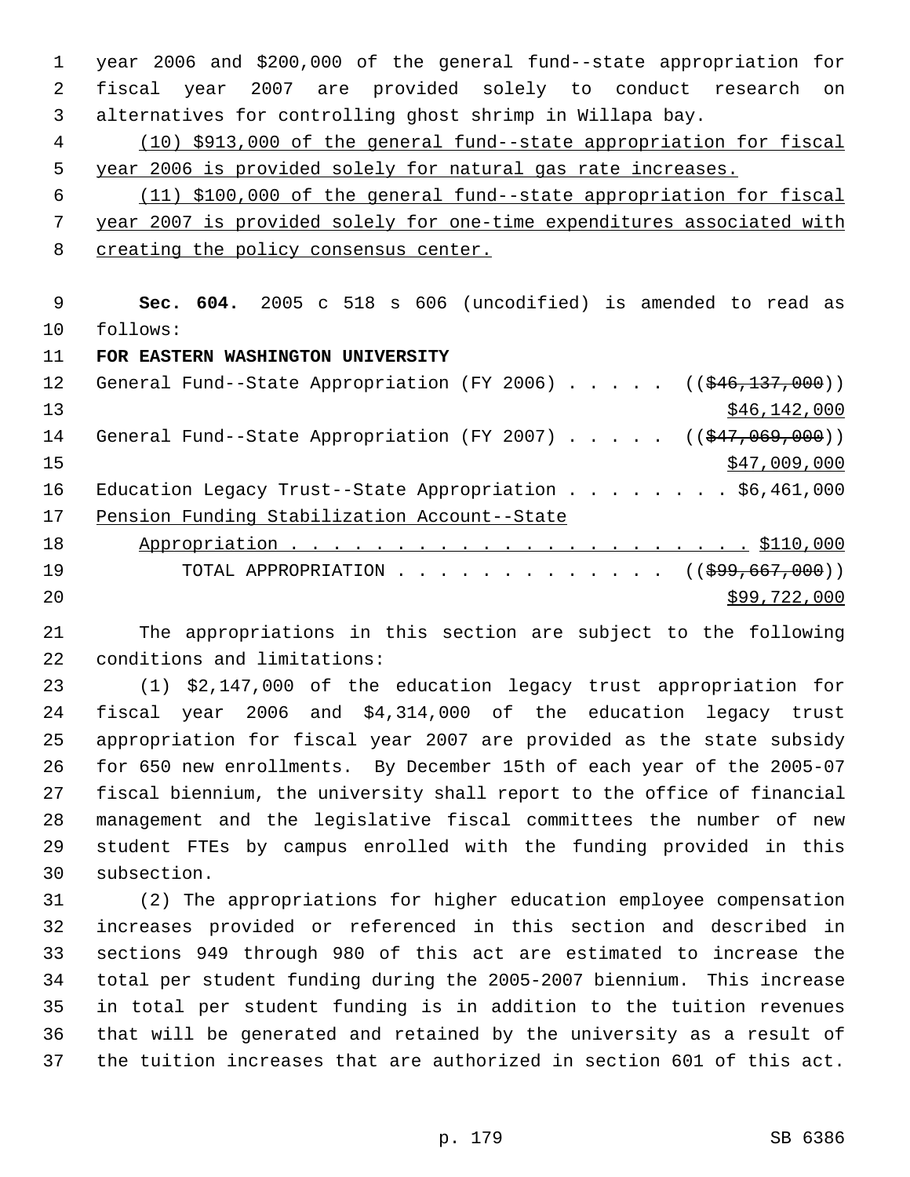year 2006 and $200,000 of the general fund--state appropriation for fiscal year 2007 are provided solely to conduct research on alternatives for controlling ghost shrimp in Willapa bay.

(10) $913,000 of the general fund--state appropriation for fiscal year 2006 is provided solely for natural gas rate increases.

(11) $100,000 of the general fund--state appropriation for fiscal year 2007 is provided solely for one-time expenditures associated with creating the policy consensus center.

**Sec. 604.** 2005 c 518 s 606 (uncodified) is amended to read as follows:

**FOR EASTERN WASHINGTON UNIVERSITY**

General Fund--State Appropriation (FY 2006) . . . . . ((~~$46,137,000~~)) $46,142,000

General Fund--State Appropriation (FY 2007) . . . . . ((~~$47,069,000~~)) $47,009,000

Education Legacy Trust--State Appropriation . . . . . . . . $6,461,000

Pension Funding Stabilization Account--State Appropriation . . . . . . . . . . . . . . . . . . . . . . $110,000

TOTAL APPROPRIATION . . . . . . . . . . . . . ((~~$99,667,000~~)) $99,722,000

The appropriations in this section are subject to the following conditions and limitations:

(1) $2,147,000 of the education legacy trust appropriation for fiscal year 2006 and $4,314,000 of the education legacy trust appropriation for fiscal year 2007 are provided as the state subsidy for 650 new enrollments. By December 15th of each year of the 2005-07 fiscal biennium, the university shall report to the office of financial management and the legislative fiscal committees the number of new student FTEs by campus enrolled with the funding provided in this subsection.

(2) The appropriations for higher education employee compensation increases provided or referenced in this section and described in sections 949 through 980 of this act are estimated to increase the total per student funding during the 2005-2007 biennium. This increase in total per student funding is in addition to the tuition revenues that will be generated and retained by the university as a result of the tuition increases that are authorized in section 601 of this act.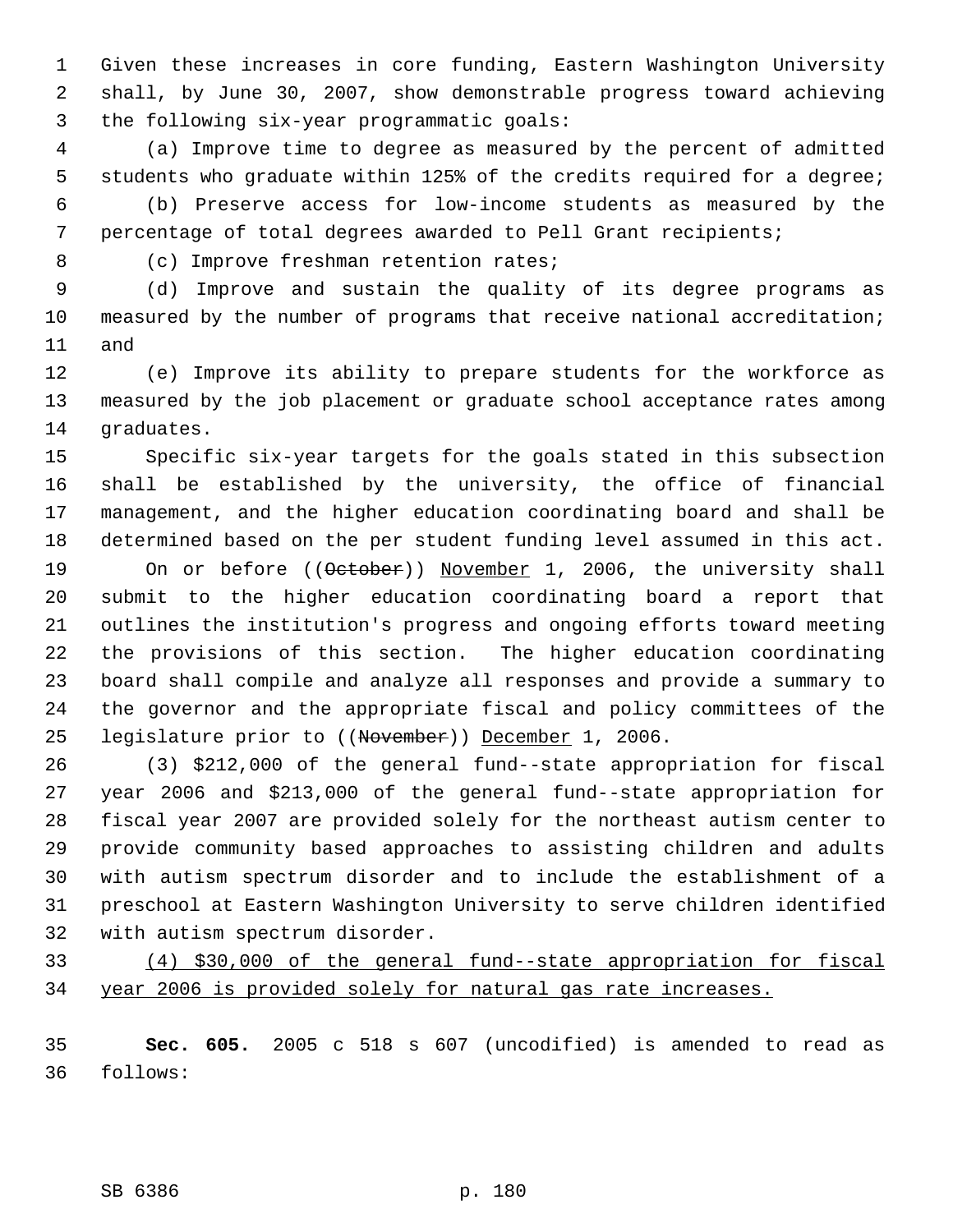Given these increases in core funding, Eastern Washington University shall, by June 30, 2007, show demonstrable progress toward achieving the following six-year programmatic goals:

(a) Improve time to degree as measured by the percent of admitted students who graduate within 125% of the credits required for a degree;

(b) Preserve access for low-income students as measured by the percentage of total degrees awarded to Pell Grant recipients;

(c) Improve freshman retention rates;

(d) Improve and sustain the quality of its degree programs as measured by the number of programs that receive national accreditation; and

(e) Improve its ability to prepare students for the workforce as measured by the job placement or graduate school acceptance rates among graduates.

Specific six-year targets for the goals stated in this subsection shall be established by the university, the office of financial management, and the higher education coordinating board and shall be determined based on the per student funding level assumed in this act.

On or before ((~~October~~)) <u>November</u> 1, 2006, the university shall submit to the higher education coordinating board a report that outlines the institution's progress and ongoing efforts toward meeting the provisions of this section. The higher education coordinating board shall compile and analyze all responses and provide a summary to the governor and the appropriate fiscal and policy committees of the legislature prior to ((~~November~~)) <u>December</u> 1, 2006.

(3) $212,000 of the general fund--state appropriation for fiscal year 2006 and $213,000 of the general fund--state appropriation for fiscal year 2007 are provided solely for the northeast autism center to provide community based approaches to assisting children and adults with autism spectrum disorder and to include the establishment of a preschool at Eastern Washington University to serve children identified with autism spectrum disorder.

<u>(4) $30,000 of the general fund--state appropriation for fiscal year 2006 is provided solely for natural gas rate increases.</u>

**Sec. 605.** 2005 c 518 s 607 (uncodified) is amended to read as follows: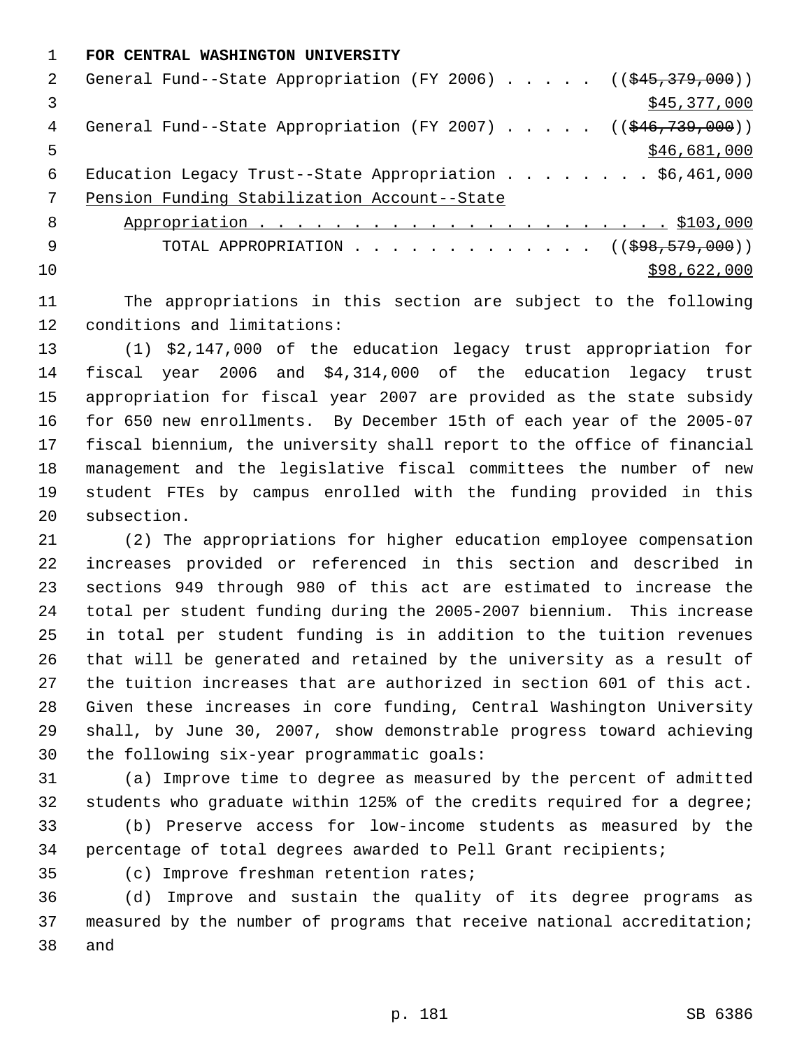**FOR CENTRAL WASHINGTON UNIVERSITY**

General Fund--State Appropriation (FY 2006) . . . . . ((~~$45,379,000~~))
<u>$45,377,000</u>
General Fund--State Appropriation (FY 2007) . . . . . ((~~$46,739,000~~))
<u>$46,681,000</u>
Education Legacy Trust--State Appropriation . . . . . . . . $6,461,000
<u>Pension Funding Stabilization Account--State</u>
<u>Appropriation . . . . . . . . . . . . . . . . . . . . . . $103,000</u>
TOTAL APPROPRIATION . . . . . . . . . . . . . ((~~$98,579,000~~))
<u>$98,622,000</u>

The appropriations in this section are subject to the following conditions and limitations:

(1) $2,147,000 of the education legacy trust appropriation for fiscal year 2006 and $4,314,000 of the education legacy trust appropriation for fiscal year 2007 are provided as the state subsidy for 650 new enrollments. By December 15th of each year of the 2005-07 fiscal biennium, the university shall report to the office of financial management and the legislative fiscal committees the number of new student FTEs by campus enrolled with the funding provided in this subsection.

(2) The appropriations for higher education employee compensation increases provided or referenced in this section and described in sections 949 through 980 of this act are estimated to increase the total per student funding during the 2005-2007 biennium. This increase in total per student funding is in addition to the tuition revenues that will be generated and retained by the university as a result of the tuition increases that are authorized in section 601 of this act. Given these increases in core funding, Central Washington University shall, by June 30, 2007, show demonstrable progress toward achieving the following six-year programmatic goals:

(a) Improve time to degree as measured by the percent of admitted students who graduate within 125% of the credits required for a degree;

(b) Preserve access for low-income students as measured by the percentage of total degrees awarded to Pell Grant recipients;

(c) Improve freshman retention rates;

(d) Improve and sustain the quality of its degree programs as measured by the number of programs that receive national accreditation; and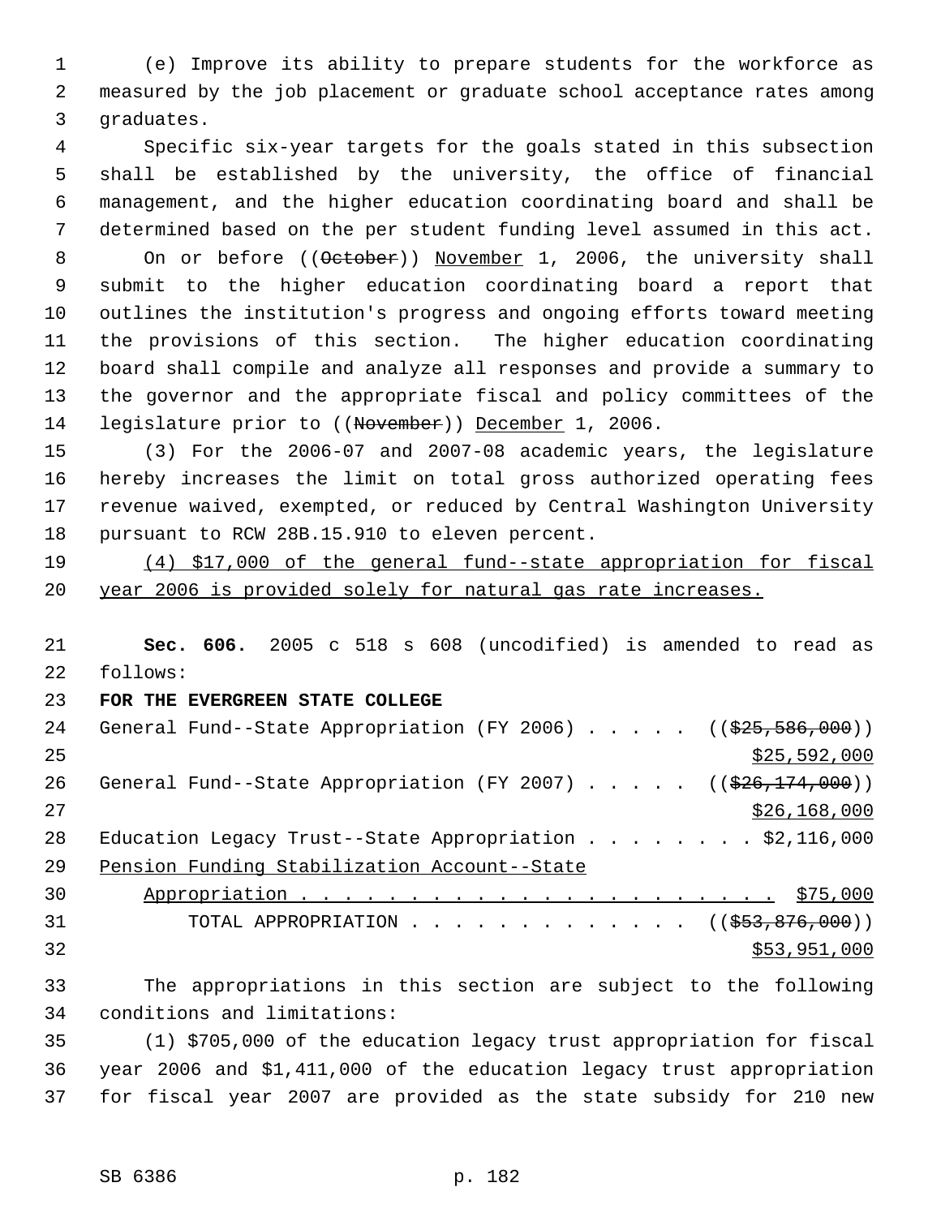(e) Improve its ability to prepare students for the workforce as measured by the job placement or graduate school acceptance rates among graduates.

Specific six-year targets for the goals stated in this subsection shall be established by the university, the office of financial management, and the higher education coordinating board and shall be determined based on the per student funding level assumed in this act.

On or before ((~~October~~)) November 1, 2006, the university shall submit to the higher education coordinating board a report that outlines the institution's progress and ongoing efforts toward meeting the provisions of this section. The higher education coordinating board shall compile and analyze all responses and provide a summary to the governor and the appropriate fiscal and policy committees of the legislature prior to ((~~November~~)) December 1, 2006.

(3) For the 2006-07 and 2007-08 academic years, the legislature hereby increases the limit on total gross authorized operating fees revenue waived, exempted, or reduced by Central Washington University pursuant to RCW 28B.15.910 to eleven percent.

(4) $17,000 of the general fund--state appropriation for fiscal year 2006 is provided solely for natural gas rate increases.

**Sec. 606.** 2005 c 518 s 608 (uncodified) is amended to read as follows:

**FOR THE EVERGREEN STATE COLLEGE**

General Fund--State Appropriation (FY 2006) . . . . . ((~~$25,586,000~~)) $25,592,000

General Fund--State Appropriation (FY 2007) . . . . . ((~~$26,174,000~~)) $26,168,000

Education Legacy Trust--State Appropriation . . . . . . . . $2,116,000

Pension Funding Stabilization Account--State Appropriation . . . . . . . . . . . . . . . . . . . . . . $75,000

TOTAL APPROPRIATION . . . . . . . . . . . . . ((~~$53,876,000~~)) $53,951,000

The appropriations in this section are subject to the following conditions and limitations:

(1) $705,000 of the education legacy trust appropriation for fiscal year 2006 and $1,411,000 of the education legacy trust appropriation for fiscal year 2007 are provided as the state subsidy for 210 new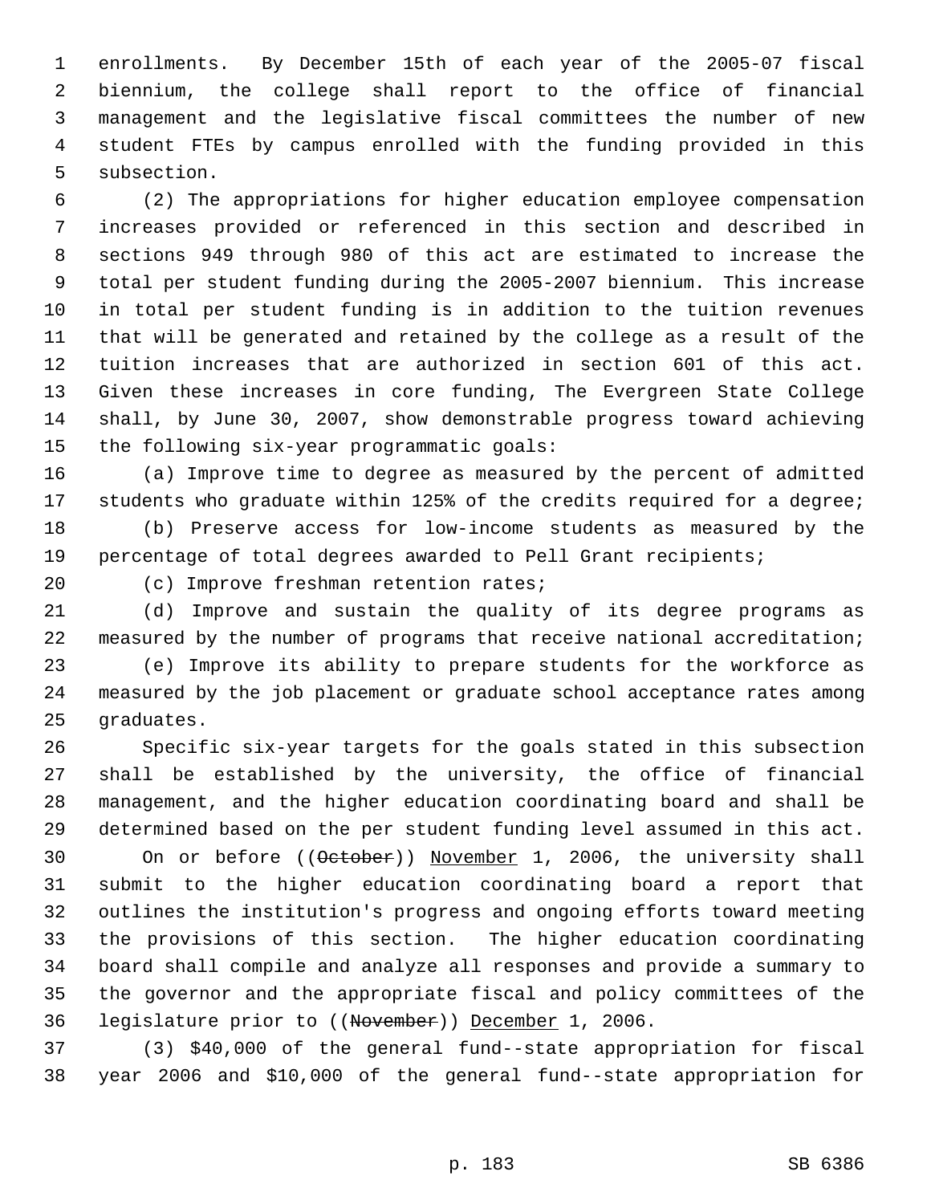enrollments. By December 15th of each year of the 2005-07 fiscal biennium, the college shall report to the office of financial management and the legislative fiscal committees the number of new student FTEs by campus enrolled with the funding provided in this subsection.

(2) The appropriations for higher education employee compensation increases provided or referenced in this section and described in sections 949 through 980 of this act are estimated to increase the total per student funding during the 2005-2007 biennium. This increase in total per student funding is in addition to the tuition revenues that will be generated and retained by the college as a result of the tuition increases that are authorized in section 601 of this act. Given these increases in core funding, The Evergreen State College shall, by June 30, 2007, show demonstrable progress toward achieving the following six-year programmatic goals:

(a) Improve time to degree as measured by the percent of admitted students who graduate within 125% of the credits required for a degree;

(b) Preserve access for low-income students as measured by the percentage of total degrees awarded to Pell Grant recipients;

(c) Improve freshman retention rates;

(d) Improve and sustain the quality of its degree programs as measured by the number of programs that receive national accreditation;

(e) Improve its ability to prepare students for the workforce as measured by the job placement or graduate school acceptance rates among graduates.

Specific six-year targets for the goals stated in this subsection shall be established by the university, the office of financial management, and the higher education coordinating board and shall be determined based on the per student funding level assumed in this act. On or before ((~~October~~)) November 1, 2006, the university shall submit to the higher education coordinating board a report that outlines the institution's progress and ongoing efforts toward meeting the provisions of this section. The higher education coordinating board shall compile and analyze all responses and provide a summary to the governor and the appropriate fiscal and policy committees of the legislature prior to ((~~November~~)) December 1, 2006.

(3) $40,000 of the general fund--state appropriation for fiscal year 2006 and $10,000 of the general fund--state appropriation for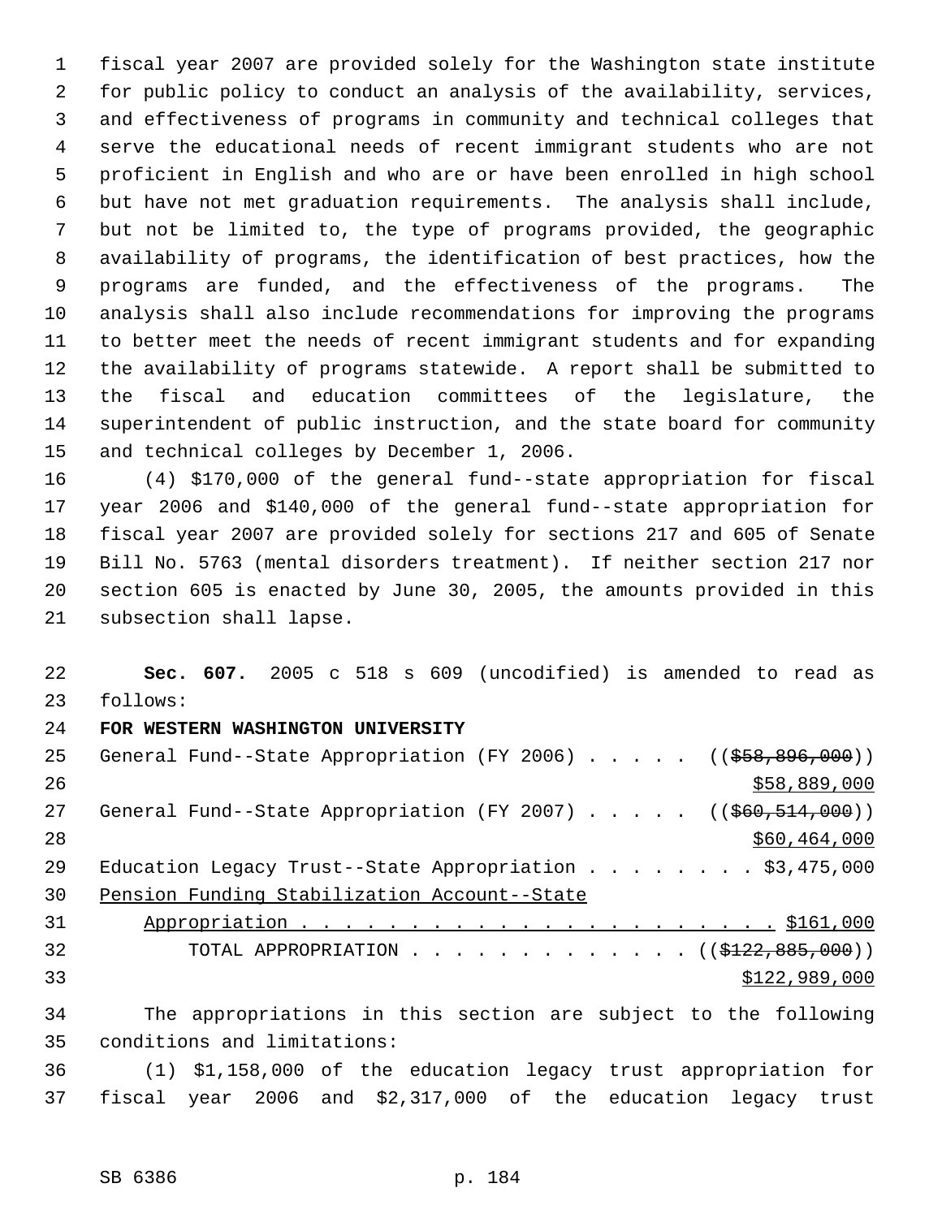fiscal year 2007 are provided solely for the Washington state institute for public policy to conduct an analysis of the availability, services, and effectiveness of programs in community and technical colleges that serve the educational needs of recent immigrant students who are not proficient in English and who are or have been enrolled in high school but have not met graduation requirements. The analysis shall include, but not be limited to, the type of programs provided, the geographic availability of programs, the identification of best practices, how the programs are funded, and the effectiveness of the programs. The analysis shall also include recommendations for improving the programs to better meet the needs of recent immigrant students and for expanding the availability of programs statewide. A report shall be submitted to the fiscal and education committees of the legislature, the superintendent of public instruction, and the state board for community and technical colleges by December 1, 2006.

(4) $170,000 of the general fund--state appropriation for fiscal year 2006 and $140,000 of the general fund--state appropriation for fiscal year 2007 are provided solely for sections 217 and 605 of Senate Bill No. 5763 (mental disorders treatment). If neither section 217 nor section 605 is enacted by June 30, 2005, the amounts provided in this subsection shall lapse.

**Sec. 607.** 2005 c 518 s 609 (uncodified) is amended to read as follows:

**FOR WESTERN WASHINGTON UNIVERSITY**

General Fund--State Appropriation (FY 2006) . . . . . ((~~$58,896,000~~)) <u>$58,889,000</u>

General Fund--State Appropriation (FY 2007) . . . . . ((~~$60,514,000~~)) <u>$60,464,000</u>

Education Legacy Trust--State Appropriation . . . . . . . . $3,475,000

<u>Pension Funding Stabilization Account--State Appropriation . . . . . . . . . . . . . . . . . . . . . . . $161,000</u>

TOTAL APPROPRIATION . . . . . . . . . . . . . ((~~$122,885,000~~)) <u>$122,989,000</u>

The appropriations in this section are subject to the following conditions and limitations:

(1) $1,158,000 of the education legacy trust appropriation for fiscal year 2006 and $2,317,000 of the education legacy trust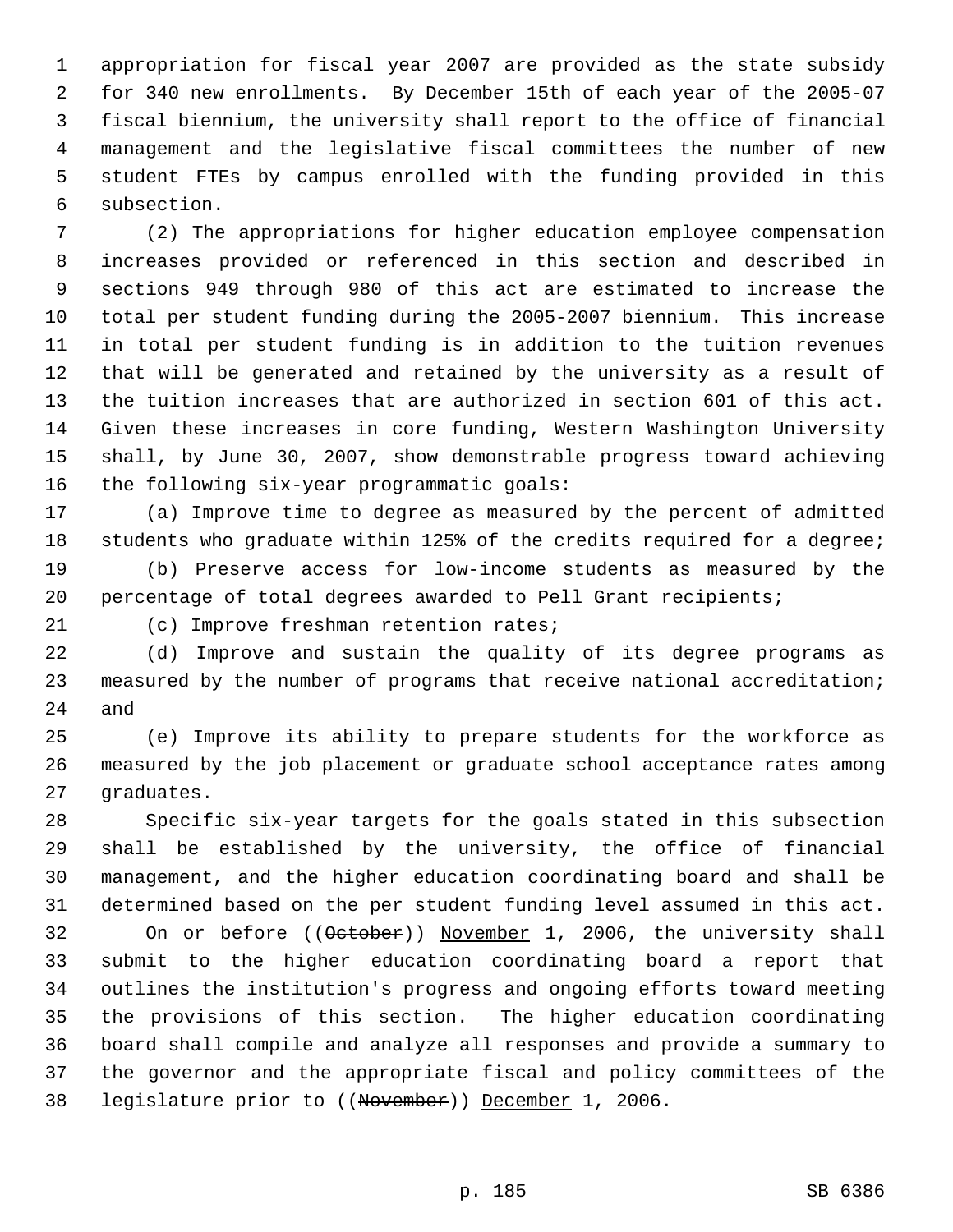appropriation for fiscal year 2007 are provided as the state subsidy for 340 new enrollments. By December 15th of each year of the 2005-07 fiscal biennium, the university shall report to the office of financial management and the legislative fiscal committees the number of new student FTEs by campus enrolled with the funding provided in this subsection.

(2) The appropriations for higher education employee compensation increases provided or referenced in this section and described in sections 949 through 980 of this act are estimated to increase the total per student funding during the 2005-2007 biennium. This increase in total per student funding is in addition to the tuition revenues that will be generated and retained by the university as a result of the tuition increases that are authorized in section 601 of this act. Given these increases in core funding, Western Washington University shall, by June 30, 2007, show demonstrable progress toward achieving the following six-year programmatic goals:

(a) Improve time to degree as measured by the percent of admitted students who graduate within 125% of the credits required for a degree;

(b) Preserve access for low-income students as measured by the percentage of total degrees awarded to Pell Grant recipients;

(c) Improve freshman retention rates;

(d) Improve and sustain the quality of its degree programs as measured by the number of programs that receive national accreditation; and

(e) Improve its ability to prepare students for the workforce as measured by the job placement or graduate school acceptance rates among graduates.

Specific six-year targets for the goals stated in this subsection shall be established by the university, the office of financial management, and the higher education coordinating board and shall be determined based on the per student funding level assumed in this act. On or before ((~~October~~)) <u>November</u> 1, 2006, the university shall submit to the higher education coordinating board a report that outlines the institution's progress and ongoing efforts toward meeting the provisions of this section. The higher education coordinating board shall compile and analyze all responses and provide a summary to the governor and the appropriate fiscal and policy committees of the legislature prior to ((~~November~~)) <u>December</u> 1, 2006.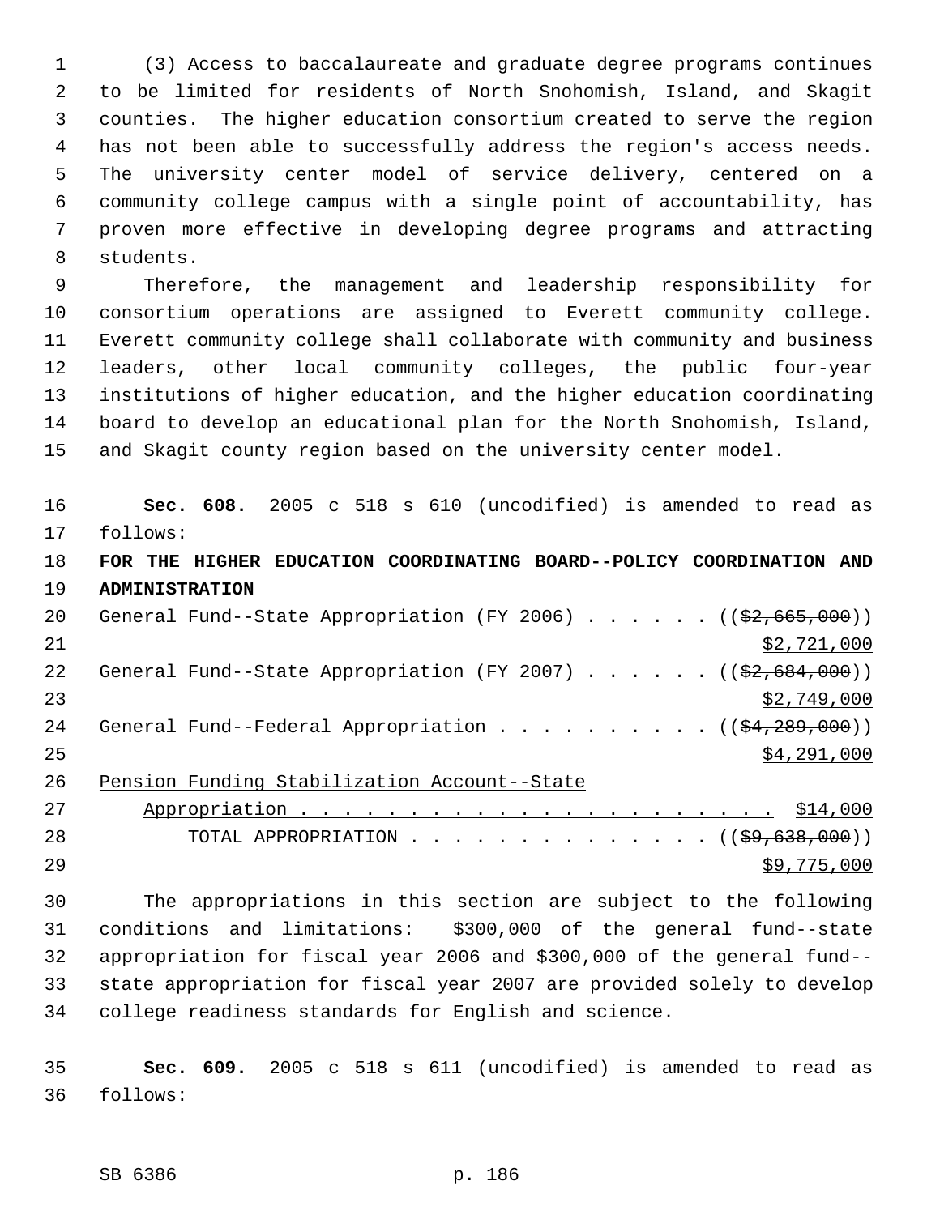(3) Access to baccalaureate and graduate degree programs continues to be limited for residents of North Snohomish, Island, and Skagit counties. The higher education consortium created to serve the region has not been able to successfully address the region's access needs. The university center model of service delivery, centered on a community college campus with a single point of accountability, has proven more effective in developing degree programs and attracting students.

Therefore, the management and leadership responsibility for consortium operations are assigned to Everett community college. Everett community college shall collaborate with community and business leaders, other local community colleges, the public four-year institutions of higher education, and the higher education coordinating board to develop an educational plan for the North Snohomish, Island, and Skagit county region based on the university center model.

**Sec. 608.** 2005 c 518 s 610 (uncodified) is amended to read as follows:

**FOR THE HIGHER EDUCATION COORDINATING BOARD--POLICY COORDINATION AND ADMINISTRATION**

General Fund--State Appropriation (FY 2006) . . . . . . ((~~$2,665,000~~)) $2,721,000

General Fund--State Appropriation (FY 2007) . . . . . . ((~~$2,684,000~~)) $2,749,000

General Fund--Federal Appropriation . . . . . . . . . . ((~~$4,289,000~~)) $4,291,000

Pension Funding Stabilization Account--State Appropriation . . . . . . . . . . . . . . . . . . . . . . . $14,000

TOTAL APPROPRIATION . . . . . . . . . . . . . . . ((~~$9,638,000~~)) $9,775,000

The appropriations in this section are subject to the following conditions and limitations: $300,000 of the general fund--state appropriation for fiscal year 2006 and $300,000 of the general fund--state appropriation for fiscal year 2007 are provided solely to develop college readiness standards for English and science.

**Sec. 609.** 2005 c 518 s 611 (uncodified) is amended to read as follows: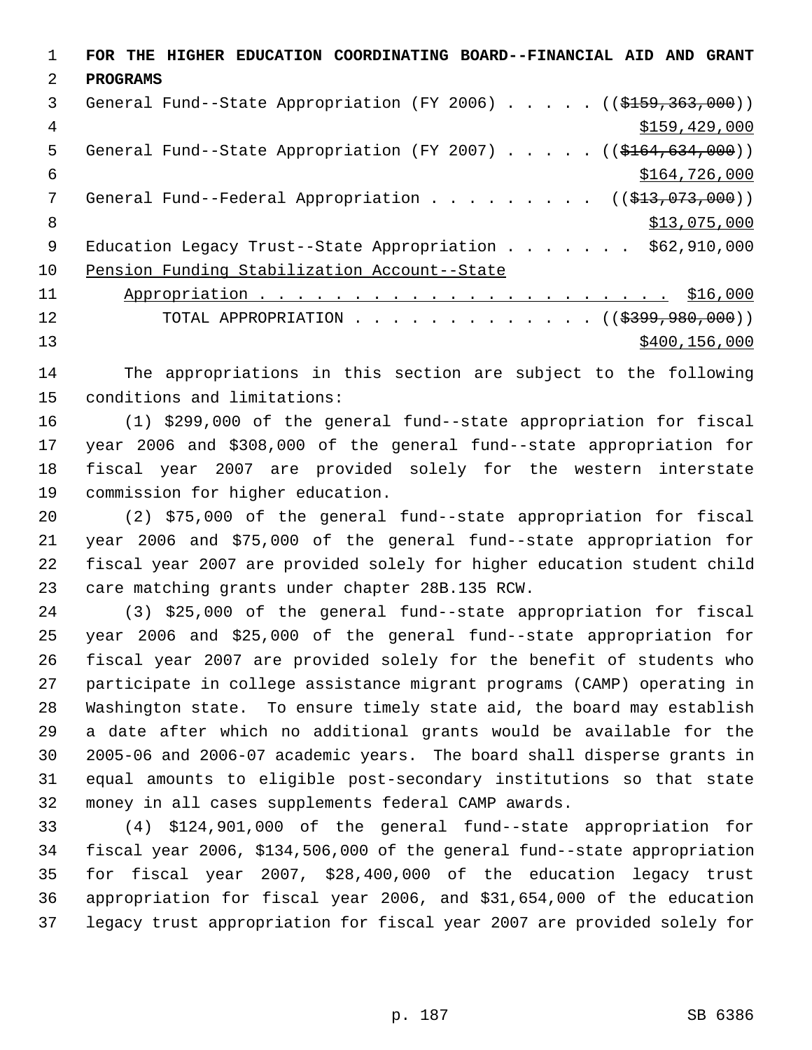**FOR THE HIGHER EDUCATION COORDINATING BOARD--FINANCIAL AID AND GRANT PROGRAMS**

General Fund--State Appropriation (FY 2006) . . . . . (($159,363,000))
$159,429,000

General Fund--State Appropriation (FY 2007) . . . . . (($164,634,000))
$164,726,000

General Fund--Federal Appropriation . . . . . . . . . (($13,073,000))
$13,075,000

Education Legacy Trust--State Appropriation . . . . . . . $62,910,000

Pension Funding Stabilization Account--State Appropriation . . . . . . . . . . . . . . . . . . . . . . $16,000

TOTAL APPROPRIATION . . . . . . . . . . . . . (($399,980,000))
$400,156,000

The appropriations in this section are subject to the following conditions and limitations:

(1) $299,000 of the general fund--state appropriation for fiscal year 2006 and $308,000 of the general fund--state appropriation for fiscal year 2007 are provided solely for the western interstate commission for higher education.

(2) $75,000 of the general fund--state appropriation for fiscal year 2006 and $75,000 of the general fund--state appropriation for fiscal year 2007 are provided solely for higher education student child care matching grants under chapter 28B.135 RCW.

(3) $25,000 of the general fund--state appropriation for fiscal year 2006 and $25,000 of the general fund--state appropriation for fiscal year 2007 are provided solely for the benefit of students who participate in college assistance migrant programs (CAMP) operating in Washington state. To ensure timely state aid, the board may establish a date after which no additional grants would be available for the 2005-06 and 2006-07 academic years. The board shall disperse grants in equal amounts to eligible post-secondary institutions so that state money in all cases supplements federal CAMP awards.

(4) $124,901,000 of the general fund--state appropriation for fiscal year 2006, $134,506,000 of the general fund--state appropriation for fiscal year 2007, $28,400,000 of the education legacy trust appropriation for fiscal year 2006, and $31,654,000 of the education legacy trust appropriation for fiscal year 2007 are provided solely for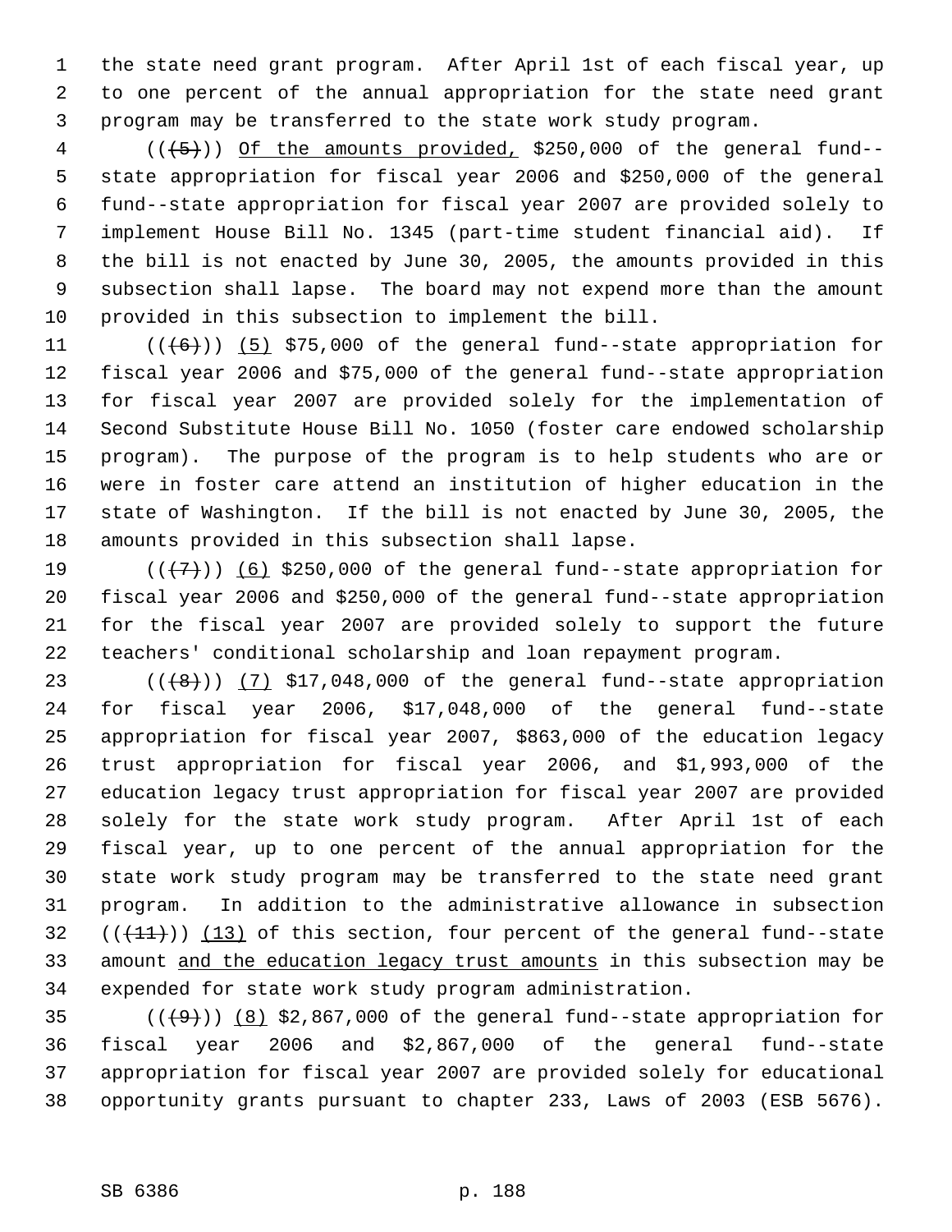the state need grant program. After April 1st of each fiscal year, up to one percent of the annual appropriation for the state need grant program may be transferred to the state work study program.

(((5))) Of the amounts provided, $250,000 of the general fund--state appropriation for fiscal year 2006 and $250,000 of the general fund--state appropriation for fiscal year 2007 are provided solely to implement House Bill No. 1345 (part-time student financial aid). If the bill is not enacted by June 30, 2005, the amounts provided in this subsection shall lapse. The board may not expend more than the amount provided in this subsection to implement the bill.

(((6))) (5) $75,000 of the general fund--state appropriation for fiscal year 2006 and $75,000 of the general fund--state appropriation for fiscal year 2007 are provided solely for the implementation of Second Substitute House Bill No. 1050 (foster care endowed scholarship program). The purpose of the program is to help students who are or were in foster care attend an institution of higher education in the state of Washington. If the bill is not enacted by June 30, 2005, the amounts provided in this subsection shall lapse.

(((7))) (6) $250,000 of the general fund--state appropriation for fiscal year 2006 and $250,000 of the general fund--state appropriation for the fiscal year 2007 are provided solely to support the future teachers' conditional scholarship and loan repayment program.

(((8))) (7) $17,048,000 of the general fund--state appropriation for fiscal year 2006, $17,048,000 of the general fund--state appropriation for fiscal year 2007, $863,000 of the education legacy trust appropriation for fiscal year 2006, and $1,993,000 of the education legacy trust appropriation for fiscal year 2007 are provided solely for the state work study program. After April 1st of each fiscal year, up to one percent of the annual appropriation for the state work study program may be transferred to the state need grant program. In addition to the administrative allowance in subsection (((11))) (13) of this section, four percent of the general fund--state amount and the education legacy trust amounts in this subsection may be expended for state work study program administration.

(((9))) (8) $2,867,000 of the general fund--state appropriation for fiscal year 2006 and $2,867,000 of the general fund--state appropriation for fiscal year 2007 are provided solely for educational opportunity grants pursuant to chapter 233, Laws of 2003 (ESB 5676).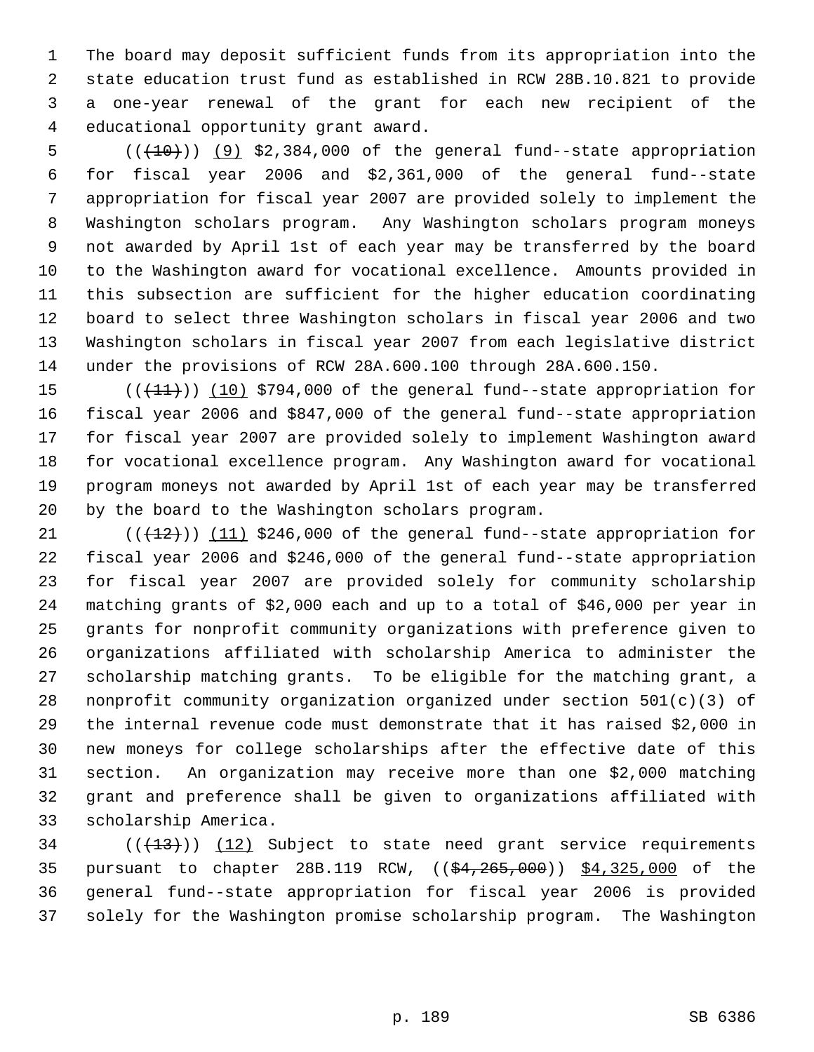The board may deposit sufficient funds from its appropriation into the state education trust fund as established in RCW 28B.10.821 to provide a one-year renewal of the grant for each new recipient of the educational opportunity grant award.

(( ~~(10)~~ )) <u>(9)</u> $2,384,000 of the general fund--state appropriation for fiscal year 2006 and $2,361,000 of the general fund--state appropriation for fiscal year 2007 are provided solely to implement the Washington scholars program. Any Washington scholars program moneys not awarded by April 1st of each year may be transferred by the board to the Washington award for vocational excellence. Amounts provided in this subsection are sufficient for the higher education coordinating board to select three Washington scholars in fiscal year 2006 and two Washington scholars in fiscal year 2007 from each legislative district under the provisions of RCW 28A.600.100 through 28A.600.150.

(( ~~(11)~~ )) <u>(10)</u> $794,000 of the general fund--state appropriation for fiscal year 2006 and $847,000 of the general fund--state appropriation for fiscal year 2007 are provided solely to implement Washington award for vocational excellence program. Any Washington award for vocational program moneys not awarded by April 1st of each year may be transferred by the board to the Washington scholars program.

(( ~~(12)~~ )) <u>(11)</u> $246,000 of the general fund--state appropriation for fiscal year 2006 and $246,000 of the general fund--state appropriation for fiscal year 2007 are provided solely for community scholarship matching grants of $2,000 each and up to a total of $46,000 per year in grants for nonprofit community organizations with preference given to organizations affiliated with scholarship America to administer the scholarship matching grants. To be eligible for the matching grant, a nonprofit community organization organized under section 501(c)(3) of the internal revenue code must demonstrate that it has raised $2,000 in new moneys for college scholarships after the effective date of this section. An organization may receive more than one $2,000 matching grant and preference shall be given to organizations affiliated with scholarship America.

(( ~~(13)~~ )) <u>(12)</u> Subject to state need grant service requirements pursuant to chapter 28B.119 RCW, (( ~~$4,265,000~~ )) <u>$4,325,000</u> of the general fund--state appropriation for fiscal year 2006 is provided solely for the Washington promise scholarship program. The Washington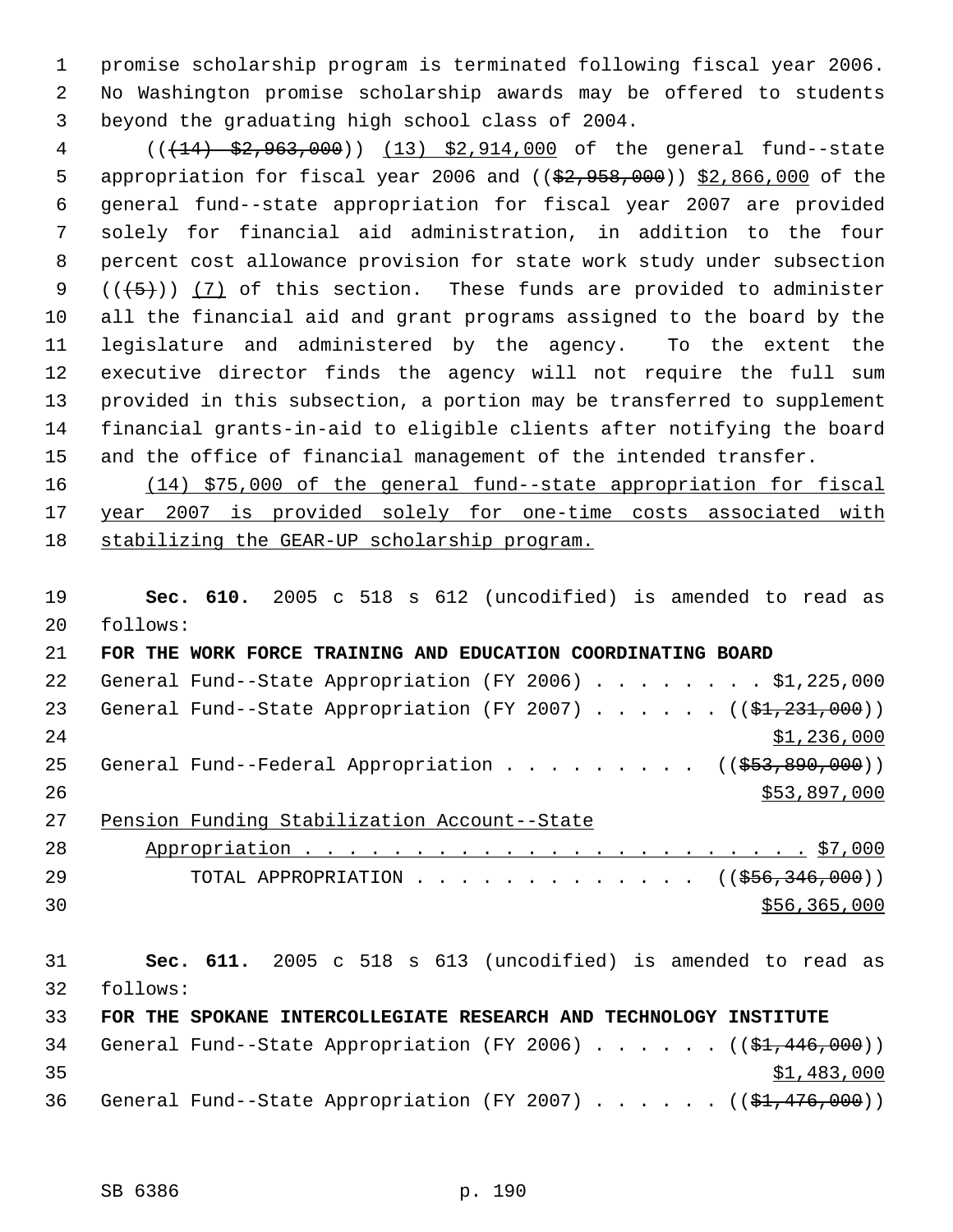promise scholarship program is terminated following fiscal year 2006. No Washington promise scholarship awards may be offered to students beyond the graduating high school class of 2004.

(((14) $2,963,000)) (13) $2,914,000 of the general fund--state appropriation for fiscal year 2006 and (($2,958,000)) $2,866,000 of the general fund--state appropriation for fiscal year 2007 are provided solely for financial aid administration, in addition to the four percent cost allowance provision for state work study under subsection (((5))) (7) of this section. These funds are provided to administer all the financial aid and grant programs assigned to the board by the legislature and administered by the agency. To the extent the executive director finds the agency will not require the full sum provided in this subsection, a portion may be transferred to supplement financial grants-in-aid to eligible clients after notifying the board and the office of financial management of the intended transfer.

(14) $75,000 of the general fund--state appropriation for fiscal year 2007 is provided solely for one-time costs associated with stabilizing the GEAR-UP scholarship program.

**Sec. 610.** 2005 c 518 s 612 (uncodified) is amended to read as follows:

**FOR THE WORK FORCE TRAINING AND EDUCATION COORDINATING BOARD**

General Fund--State Appropriation (FY 2006) . . . . . . . . $1,225,000
General Fund--State Appropriation (FY 2007) . . . . . . (($1,231,000)) $1,236,000
General Fund--Federal Appropriation . . . . . . . . . (($53,890,000)) $53,897,000
Pension Funding Stabilization Account--State Appropriation . . . . . . . . . . . . . . . . . . . . . . . . $7,000
TOTAL APPROPRIATION . . . . . . . . . . . . . (($56,346,000)) $56,365,000

**Sec. 611.** 2005 c 518 s 613 (uncodified) is amended to read as follows:

**FOR THE SPOKANE INTERCOLLEGIATE RESEARCH AND TECHNOLOGY INSTITUTE**

General Fund--State Appropriation (FY 2006) . . . . . . (($1,446,000)) $1,483,000
General Fund--State Appropriation (FY 2007) . . . . . . (($1,476,000))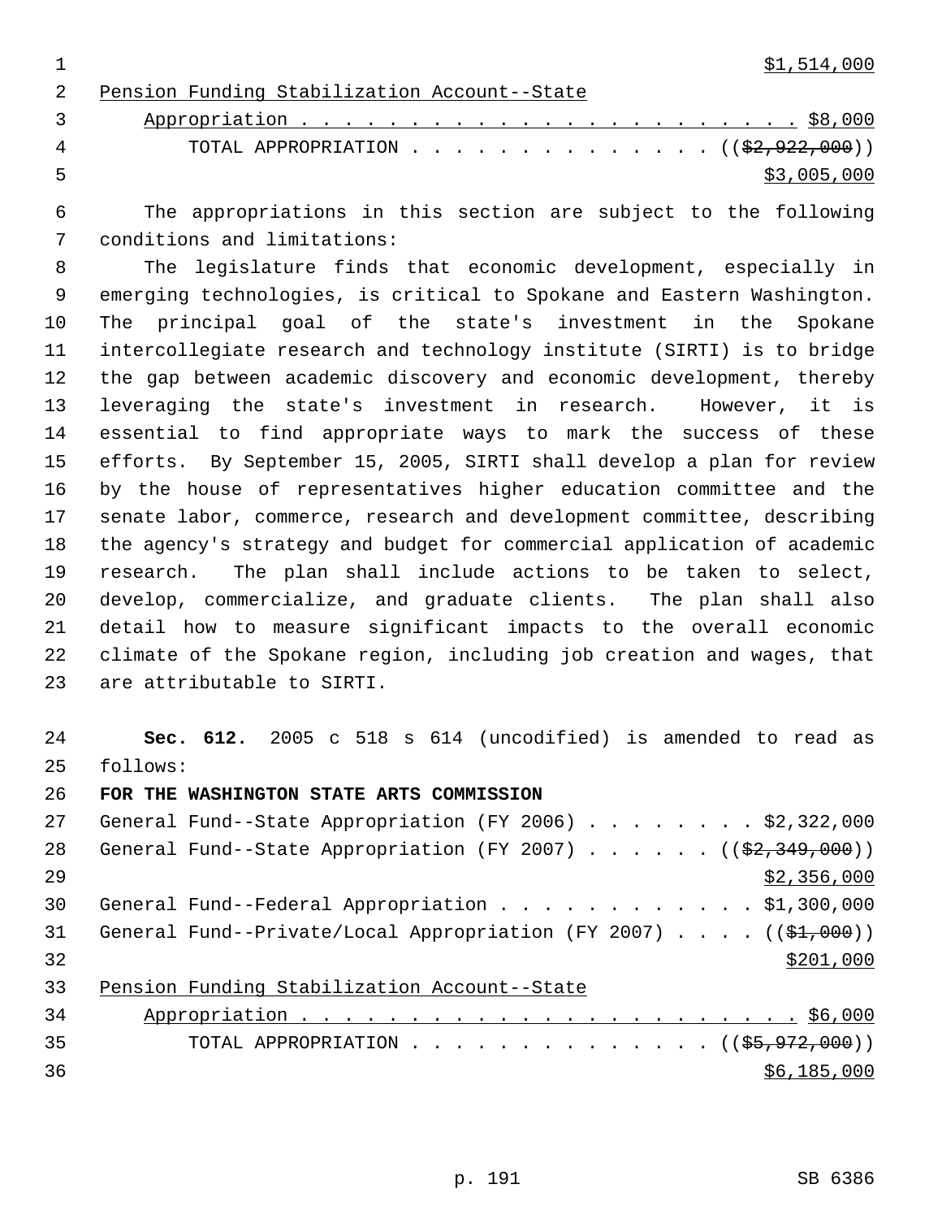$1,514,000

Pension Funding Stabilization Account--State Appropriation . . . . . . . . . . . . . . . . . . . . . . . $8,000

TOTAL APPROPRIATION . . . . . . . . . . . . . . (($2,922,000))
$3,005,000

The appropriations in this section are subject to the following conditions and limitations:

The legislature finds that economic development, especially in emerging technologies, is critical to Spokane and Eastern Washington. The principal goal of the state's investment in the Spokane intercollegiate research and technology institute (SIRTI) is to bridge the gap between academic discovery and economic development, thereby leveraging the state's investment in research. However, it is essential to find appropriate ways to mark the success of these efforts. By September 15, 2005, SIRTI shall develop a plan for review by the house of representatives higher education committee and the senate labor, commerce, research and development committee, describing the agency's strategy and budget for commercial application of academic research. The plan shall include actions to be taken to select, develop, commercialize, and graduate clients. The plan shall also detail how to measure significant impacts to the overall economic climate of the Spokane region, including job creation and wages, that are attributable to SIRTI.

**Sec. 612.** 2005 c 518 s 614 (uncodified) is amended to read as follows:

**FOR THE WASHINGTON STATE ARTS COMMISSION**

General Fund--State Appropriation (FY 2006) . . . . . . . . $2,322,000

General Fund--State Appropriation (FY 2007) . . . . . . (($2,349,000))
$2,356,000

General Fund--Federal Appropriation . . . . . . . . . . . . $1,300,000

General Fund--Private/Local Appropriation (FY 2007) . . . . (($1,000))
$201,000

Pension Funding Stabilization Account--State Appropriation . . . . . . . . . . . . . . . . . . . . . . . $6,000

TOTAL APPROPRIATION . . . . . . . . . . . . . . (($5,972,000))
$6,185,000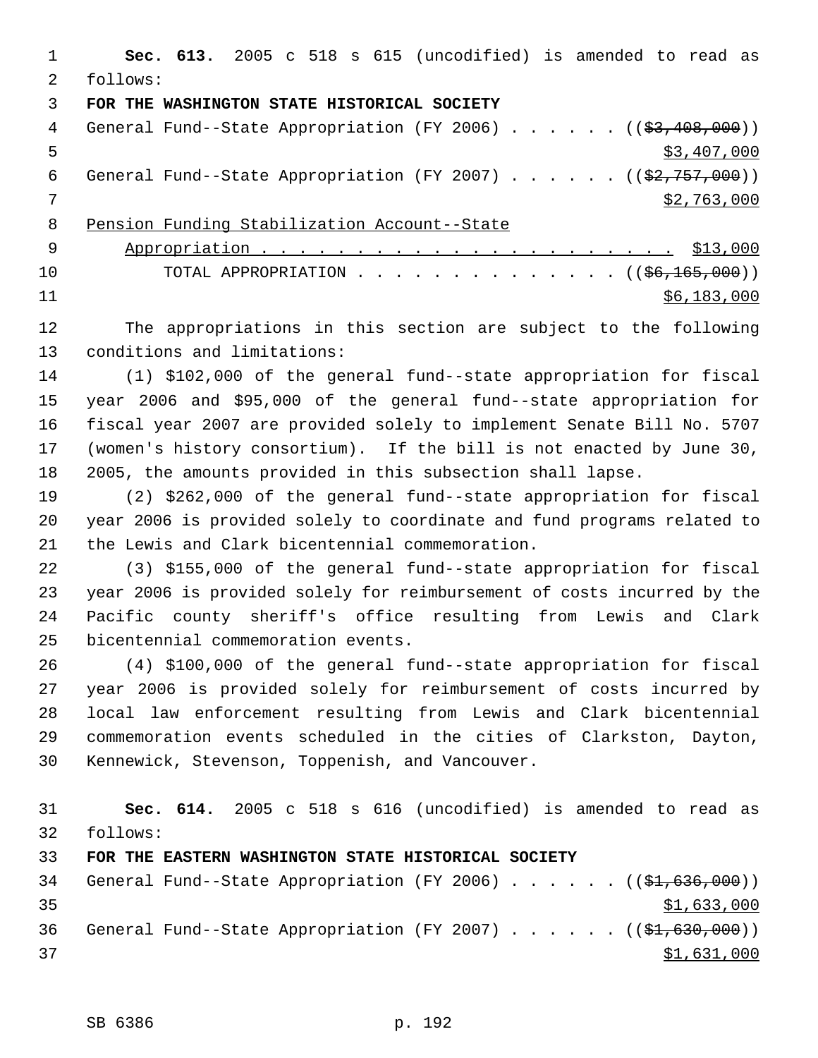**Sec. 613.** 2005 c 518 s 615 (uncodified) is amended to read as follows:

**FOR THE WASHINGTON STATE HISTORICAL SOCIETY**

General Fund--State Appropriation (FY 2006) . . . . . . (($3,408,000)) $3,407,000

General Fund--State Appropriation (FY 2007) . . . . . . (($2,757,000)) $2,763,000

Pension Funding Stabilization Account--State Appropriation . . . . . . . . . . . . . . . . . . . . . . $13,000

TOTAL APPROPRIATION . . . . . . . . . . . . . . . (($6,165,000)) $6,183,000

The appropriations in this section are subject to the following conditions and limitations:

(1) $102,000 of the general fund--state appropriation for fiscal year 2006 and $95,000 of the general fund--state appropriation for fiscal year 2007 are provided solely to implement Senate Bill No. 5707 (women's history consortium). If the bill is not enacted by June 30, 2005, the amounts provided in this subsection shall lapse.

(2) $262,000 of the general fund--state appropriation for fiscal year 2006 is provided solely to coordinate and fund programs related to the Lewis and Clark bicentennial commemoration.

(3) $155,000 of the general fund--state appropriation for fiscal year 2006 is provided solely for reimbursement of costs incurred by the Pacific county sheriff's office resulting from Lewis and Clark bicentennial commemoration events.

(4) $100,000 of the general fund--state appropriation for fiscal year 2006 is provided solely for reimbursement of costs incurred by local law enforcement resulting from Lewis and Clark bicentennial commemoration events scheduled in the cities of Clarkston, Dayton, Kennewick, Stevenson, Toppenish, and Vancouver.

**Sec. 614.** 2005 c 518 s 616 (uncodified) is amended to read as follows:

**FOR THE EASTERN WASHINGTON STATE HISTORICAL SOCIETY**

General Fund--State Appropriation (FY 2006) . . . . . . (($1,636,000)) $1,633,000

General Fund--State Appropriation (FY 2007) . . . . . . (($1,630,000)) $1,631,000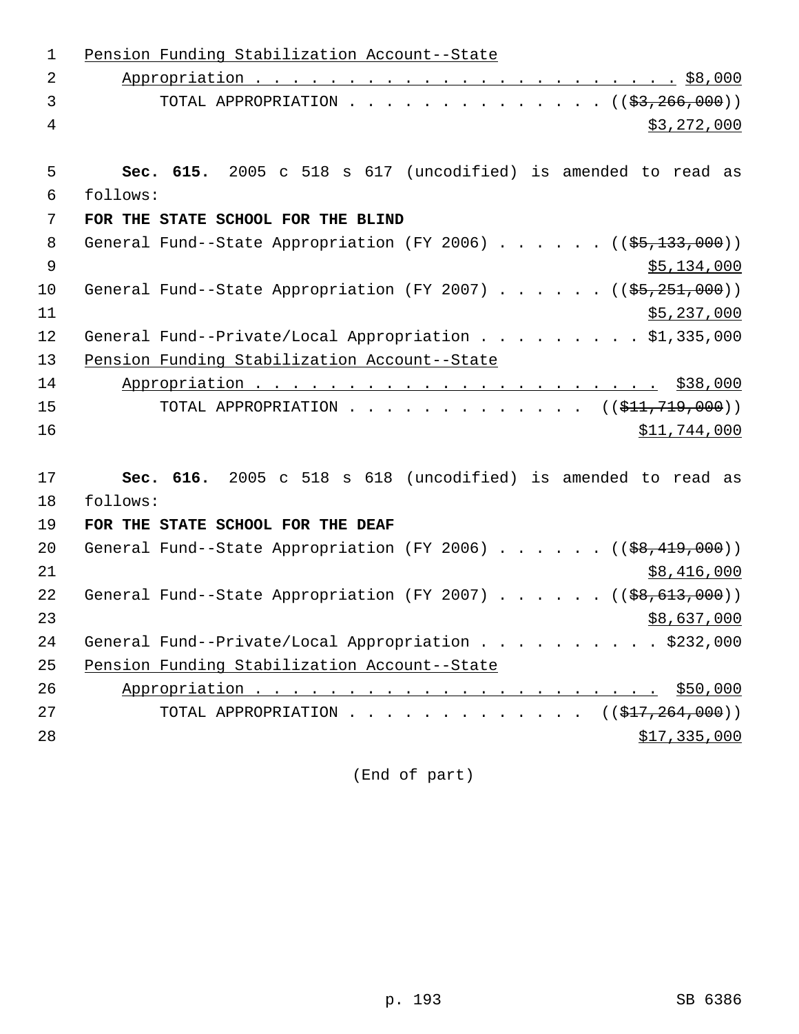Pension Funding Stabilization Account--State
    Appropriation . . . . . . . . . . . . . . . . . . . . . . . $8,000
        TOTAL APPROPRIATION . . . . . . . . . . . . . . ((~~$3,266,000~~))
$3,272,000

**Sec. 615.** 2005 c 518 s 617 (uncodified) is amended to read as follows:

**FOR THE STATE SCHOOL FOR THE BLIND**

General Fund--State Appropriation (FY 2006) . . . . . . ((~~$5,133,000~~))
$5,134,000
General Fund--State Appropriation (FY 2007) . . . . . . ((~~$5,251,000~~))
$5,237,000
General Fund--Private/Local Appropriation . . . . . . . . . $1,335,000
Pension Funding Stabilization Account--State
    Appropriation . . . . . . . . . . . . . . . . . . . . . . $38,000
        TOTAL APPROPRIATION . . . . . . . . . . . . . ((~~$11,719,000~~))
$11,744,000

**Sec. 616.** 2005 c 518 s 618 (uncodified) is amended to read as follows:

**FOR THE STATE SCHOOL FOR THE DEAF**

General Fund--State Appropriation (FY 2006) . . . . . . ((~~$8,419,000~~))
$8,416,000
General Fund--State Appropriation (FY 2007) . . . . . . ((~~$8,613,000~~))
$8,637,000
General Fund--Private/Local Appropriation . . . . . . . . . . $232,000
Pension Funding Stabilization Account--State
    Appropriation . . . . . . . . . . . . . . . . . . . . . . $50,000
        TOTAL APPROPRIATION . . . . . . . . . . . . . ((~~$17,264,000~~))
$17,335,000

(End of part)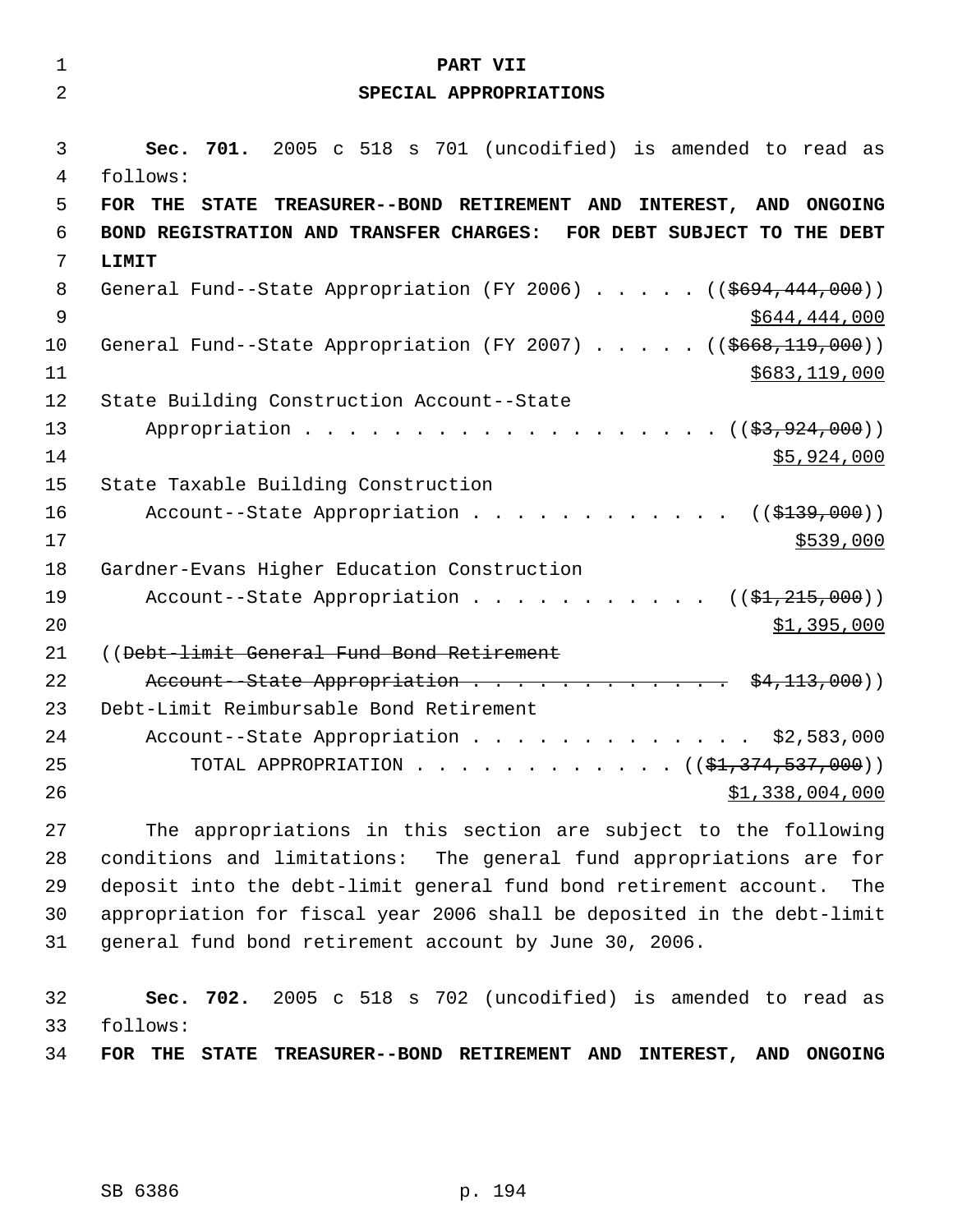# PART VII
## SPECIAL APPROPRIATIONS

**Sec. 701.** 2005 c 518 s 701 (uncodified) is amended to read as follows:

**FOR THE STATE TREASURER--BOND RETIREMENT AND INTEREST, AND ONGOING BOND REGISTRATION AND TRANSFER CHARGES: FOR DEBT SUBJECT TO THE DEBT LIMIT**

General Fund--State Appropriation (FY 2006) . . . . . ((~~$694,444,000~~)) $644,444,000

General Fund--State Appropriation (FY 2007) . . . . . ((~~$668,119,000~~)) $683,119,000

State Building Construction Account--State Appropriation . . . . . . . . . . . . . . . . . . . ((~~$3,924,000~~)) $5,924,000

State Taxable Building Construction Account--State Appropriation . . . . . . . . . . . . ((~~$139,000~~)) $539,000

Gardner-Evans Higher Education Construction Account--State Appropriation . . . . . . . . . . . ((~~$1,215,000~~)) $1,395,000

((~~Debt-limit General Fund Bond Retirement Account--State Appropriation . . . . . . . . . . . . . $4,113,000~~))

Debt-Limit Reimbursable Bond Retirement Account--State Appropriation . . . . . . . . . . . . . $2,583,000

TOTAL APPROPRIATION . . . . . . . . . . . . ((~~$1,374,537,000~~)) $1,338,004,000

The appropriations in this section are subject to the following conditions and limitations: The general fund appropriations are for deposit into the debt-limit general fund bond retirement account. The appropriation for fiscal year 2006 shall be deposited in the debt-limit general fund bond retirement account by June 30, 2006.

**Sec. 702.** 2005 c 518 s 702 (uncodified) is amended to read as follows:

**FOR THE STATE TREASURER--BOND RETIREMENT AND INTEREST, AND ONGOING**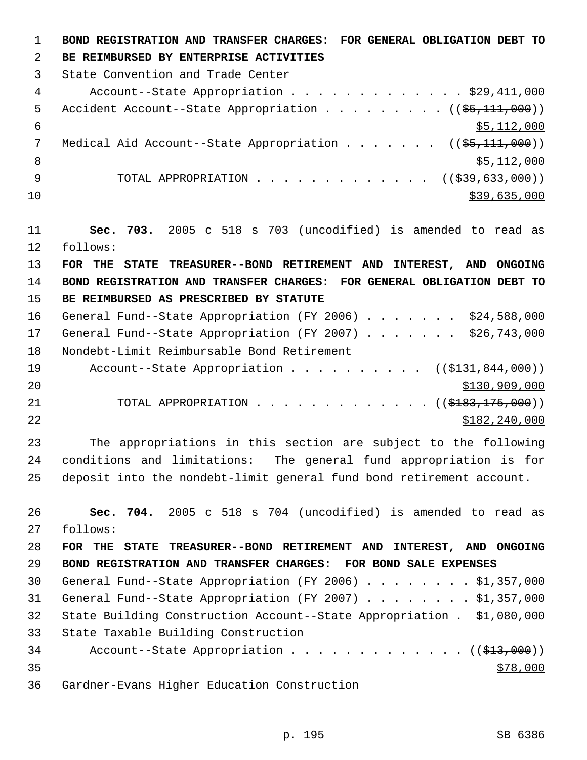**BOND REGISTRATION AND TRANSFER CHARGES: FOR GENERAL OBLIGATION DEBT TO BE REIMBURSED BY ENTERPRISE ACTIVITIES**

State Convention and Trade Center
Account--State Appropriation . . . . . . . . . . . . . $29,411,000
Accident Account--State Appropriation . . . . . . . . . ((~~$5,111,000~~))
$5,112,000
Medical Aid Account--State Appropriation . . . . . . . ((~~$5,111,000~~))
$5,112,000
TOTAL APPROPRIATION . . . . . . . . . . . . . ((~~$39,633,000~~))
$39,635,000

**Sec. 703.** 2005 c 518 s 703 (uncodified) is amended to read as follows:

**FOR THE STATE TREASURER--BOND RETIREMENT AND INTEREST, AND ONGOING BOND REGISTRATION AND TRANSFER CHARGES: FOR GENERAL OBLIGATION DEBT TO BE REIMBURSED AS PRESCRIBED BY STATUTE**

General Fund--State Appropriation (FY 2006) . . . . . . . $24,588,000
General Fund--State Appropriation (FY 2007) . . . . . . . $26,743,000
Nondebt-Limit Reimbursable Bond Retirement
Account--State Appropriation . . . . . . . . . . ((~~$131,844,000~~))
$130,909,000
TOTAL APPROPRIATION . . . . . . . . . . . . . ((~~$183,175,000~~))
$182,240,000

The appropriations in this section are subject to the following conditions and limitations: The general fund appropriation is for deposit into the nondebt-limit general fund bond retirement account.

**Sec. 704.** 2005 c 518 s 704 (uncodified) is amended to read as follows:

**FOR THE STATE TREASURER--BOND RETIREMENT AND INTEREST, AND ONGOING BOND REGISTRATION AND TRANSFER CHARGES: FOR BOND SALE EXPENSES**

General Fund--State Appropriation (FY 2006) . . . . . . . . $1,357,000
General Fund--State Appropriation (FY 2007) . . . . . . . . $1,357,000
State Building Construction Account--State Appropriation . $1,080,000
State Taxable Building Construction
Account--State Appropriation . . . . . . . . . . . . . ((~~$13,000~~))
$78,000
Gardner-Evans Higher Education Construction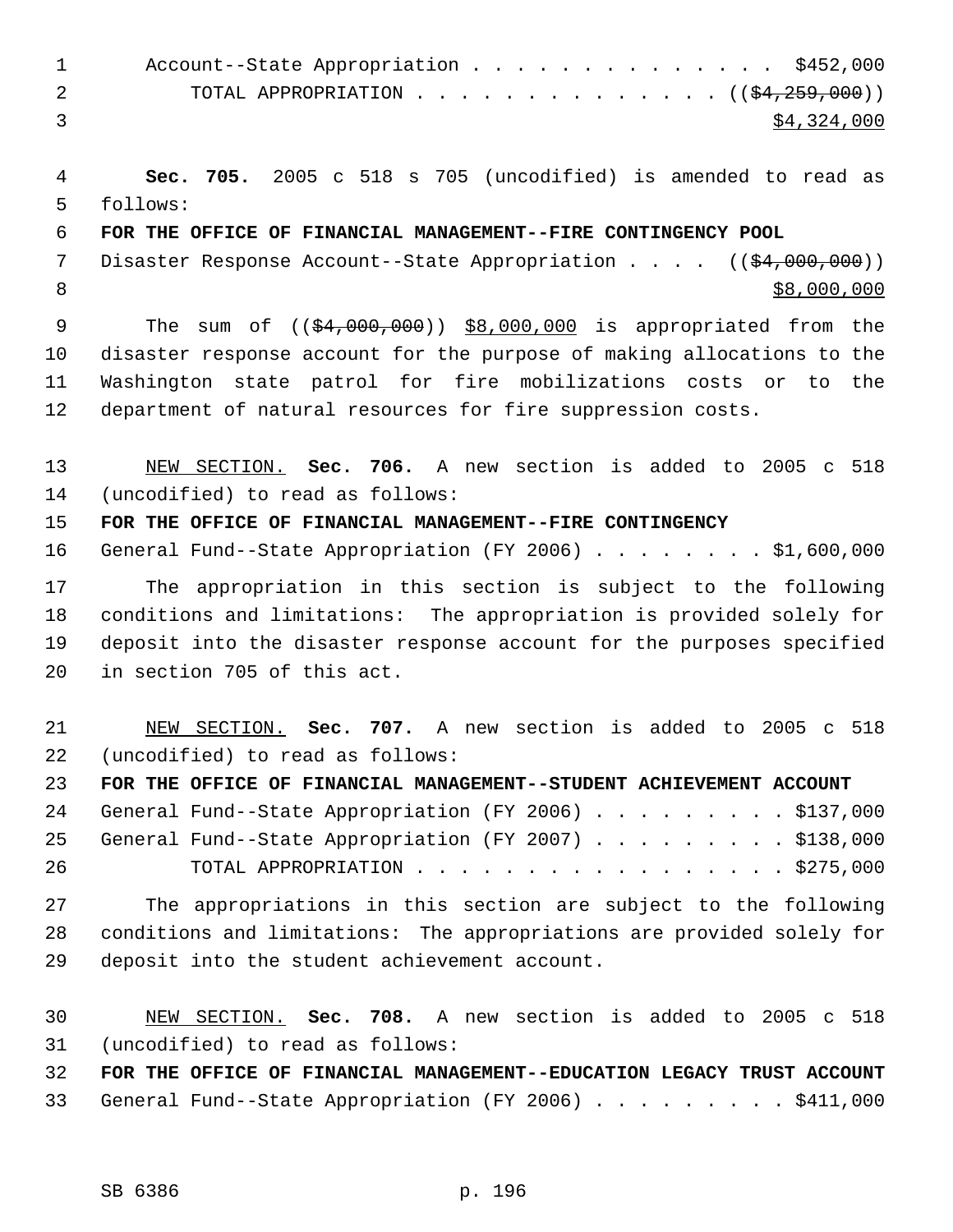Account--State Appropriation . . . . . . . . . . . . . . . $452,000
TOTAL APPROPRIATION . . . . . . . . . . . . . . . ((~~$4,259,000~~))
<u>$4,324,000</u>

**Sec. 705.** 2005 c 518 s 705 (uncodified) is amended to read as follows:

**FOR THE OFFICE OF FINANCIAL MANAGEMENT--FIRE CONTINGENCY POOL**

Disaster Response Account--State Appropriation . . . . ((~~$4,000,000~~))
<u>$8,000,000</u>

The sum of ((~~$4,000,000~~)) <u>$8,000,000</u> is appropriated from the disaster response account for the purpose of making allocations to the Washington state patrol for fire mobilizations costs or to the department of natural resources for fire suppression costs.

<u>NEW SECTION.</u> **Sec. 706.** A new section is added to 2005 c 518 (uncodified) to read as follows:

**FOR THE OFFICE OF FINANCIAL MANAGEMENT--FIRE CONTINGENCY**

General Fund--State Appropriation (FY 2006) . . . . . . . . $1,600,000

The appropriation in this section is subject to the following conditions and limitations: The appropriation is provided solely for deposit into the disaster response account for the purposes specified in section 705 of this act.

<u>NEW SECTION.</u> **Sec. 707.** A new section is added to 2005 c 518 (uncodified) to read as follows:

**FOR THE OFFICE OF FINANCIAL MANAGEMENT--STUDENT ACHIEVEMENT ACCOUNT**

General Fund--State Appropriation (FY 2006) . . . . . . . . . $137,000
General Fund--State Appropriation (FY 2007) . . . . . . . . . $138,000
TOTAL APPROPRIATION . . . . . . . . . . . . . . . . . . $275,000

The appropriations in this section are subject to the following conditions and limitations: The appropriations are provided solely for deposit into the student achievement account.

<u>NEW SECTION.</u> **Sec. 708.** A new section is added to 2005 c 518 (uncodified) to read as follows:

**FOR THE OFFICE OF FINANCIAL MANAGEMENT--EDUCATION LEGACY TRUST ACCOUNT**

General Fund--State Appropriation (FY 2006) . . . . . . . . . $411,000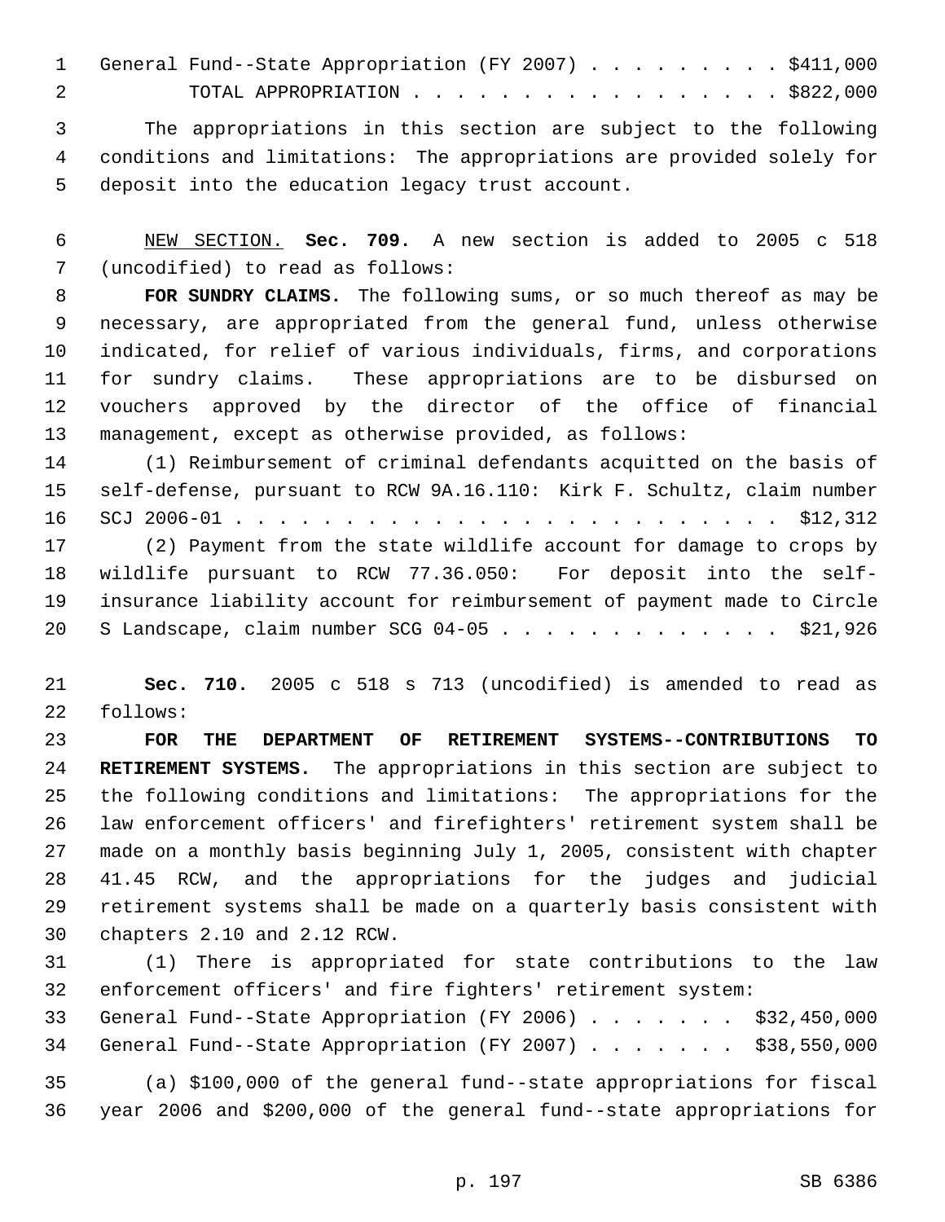General Fund--State Appropriation (FY 2007) . . . . . . . . . $411,000
TOTAL APPROPRIATION . . . . . . . . . . . . . . . . . $822,000

The appropriations in this section are subject to the following conditions and limitations: The appropriations are provided solely for deposit into the education legacy trust account.

NEW SECTION. **Sec. 709.** A new section is added to 2005 c 518 (uncodified) to read as follows:

**FOR SUNDRY CLAIMS.** The following sums, or so much thereof as may be necessary, are appropriated from the general fund, unless otherwise indicated, for relief of various individuals, firms, and corporations for sundry claims. These appropriations are to be disbursed on vouchers approved by the director of the office of financial management, except as otherwise provided, as follows:

(1) Reimbursement of criminal defendants acquitted on the basis of self-defense, pursuant to RCW 9A.16.110: Kirk F. Schultz, claim number SCJ 2006-01 . . . . . . . . . . . . . . . . . . . . . . . . . $12,312

(2) Payment from the state wildlife account for damage to crops by wildlife pursuant to RCW 77.36.050: For deposit into the self-insurance liability account for reimbursement of payment made to Circle S Landscape, claim number SCG 04-05 . . . . . . . . . . . . . $21,926

**Sec. 710.** 2005 c 518 s 713 (uncodified) is amended to read as follows:

**FOR THE DEPARTMENT OF RETIREMENT SYSTEMS--CONTRIBUTIONS TO RETIREMENT SYSTEMS.** The appropriations in this section are subject to the following conditions and limitations: The appropriations for the law enforcement officers' and firefighters' retirement system shall be made on a monthly basis beginning July 1, 2005, consistent with chapter 41.45 RCW, and the appropriations for the judges and judicial retirement systems shall be made on a quarterly basis consistent with chapters 2.10 and 2.12 RCW.

(1) There is appropriated for state contributions to the law enforcement officers' and fire fighters' retirement system:

General Fund--State Appropriation (FY 2006) . . . . . . . $32,450,000
General Fund--State Appropriation (FY 2007) . . . . . . . $38,550,000

(a) $100,000 of the general fund--state appropriations for fiscal year 2006 and $200,000 of the general fund--state appropriations for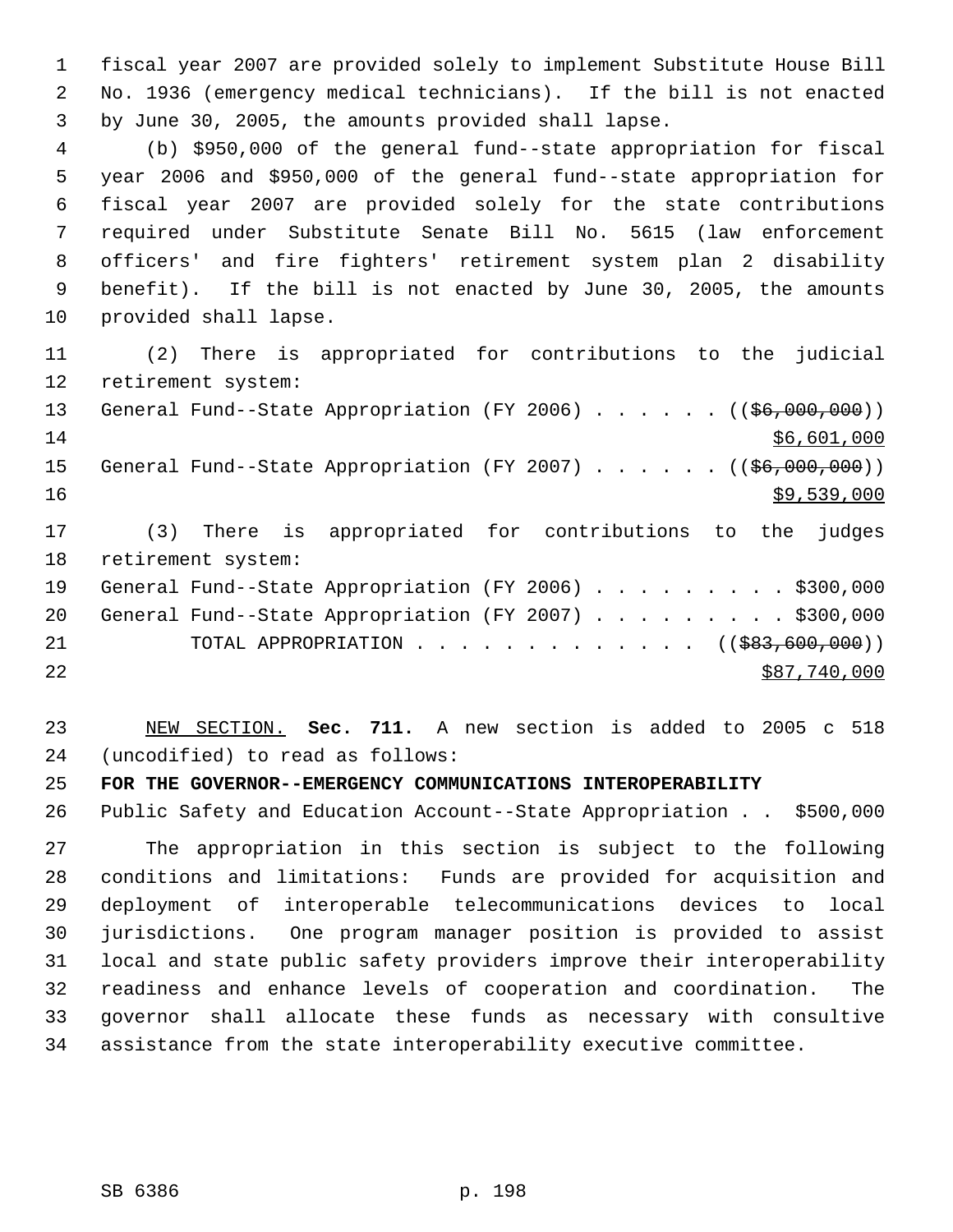fiscal year 2007 are provided solely to implement Substitute House Bill No. 1936 (emergency medical technicians). If the bill is not enacted by June 30, 2005, the amounts provided shall lapse.

(b) $950,000 of the general fund--state appropriation for fiscal year 2006 and $950,000 of the general fund--state appropriation for fiscal year 2007 are provided solely for the state contributions required under Substitute Senate Bill No. 5615 (law enforcement officers' and fire fighters' retirement system plan 2 disability benefit). If the bill is not enacted by June 30, 2005, the amounts provided shall lapse.

(2) There is appropriated for contributions to the judicial retirement system:

General Fund--State Appropriation (FY 2006) . . . . . . ((~~$6,000,000~~))
<u>$6,601,000</u>

General Fund--State Appropriation (FY 2007) . . . . . . ((~~$6,000,000~~))
<u>$9,539,000</u>

(3) There is appropriated for contributions to the judges retirement system:

General Fund--State Appropriation (FY 2006) . . . . . . . . . $300,000

General Fund--State Appropriation (FY 2007) . . . . . . . . . $300,000

TOTAL APPROPRIATION . . . . . . . . . . . . . ((~~$83,600,000~~))
<u>$87,740,000</u>

<u>NEW SECTION.</u> **Sec. 711.** A new section is added to 2005 c 518 (uncodified) to read as follows:

**FOR THE GOVERNOR--EMERGENCY COMMUNICATIONS INTEROPERABILITY**

Public Safety and Education Account--State Appropriation . . $500,000

The appropriation in this section is subject to the following conditions and limitations: Funds are provided for acquisition and deployment of interoperable telecommunications devices to local jurisdictions. One program manager position is provided to assist local and state public safety providers improve their interoperability readiness and enhance levels of cooperation and coordination. The governor shall allocate these funds as necessary with consultive assistance from the state interoperability executive committee.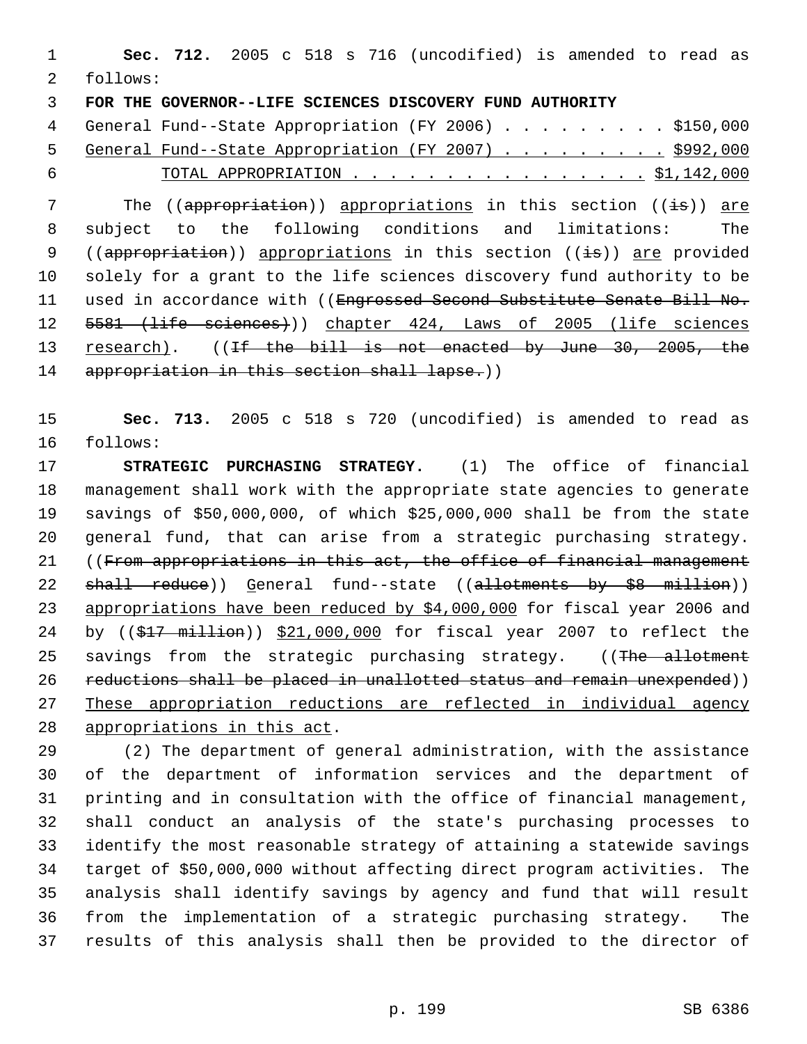**Sec. 712.** 2005 c 518 s 716 (uncodified) is amended to read as follows:

**FOR THE GOVERNOR--LIFE SCIENCES DISCOVERY FUND AUTHORITY**

General Fund--State Appropriation (FY 2006) . . . . . . . . . $150,000
General Fund--State Appropriation (FY 2007) . . . . . . . . . $992,000
TOTAL APPROPRIATION . . . . . . . . . . . . . . . . $1,142,000

The ((~~appropriation~~)) appropriations in this section ((~~is~~)) are subject to the following conditions and limitations: The ((~~appropriation~~)) appropriations in this section ((~~is~~)) are provided solely for a grant to the life sciences discovery fund authority to be used in accordance with ((~~Engrossed Second Substitute Senate Bill No. 5581 (life sciences)~~)) chapter 424, Laws of 2005 (life sciences research). ((~~If the bill is not enacted by June 30, 2005, the appropriation in this section shall lapse.~~))

**Sec. 713.** 2005 c 518 s 720 (uncodified) is amended to read as follows:

**STRATEGIC PURCHASING STRATEGY.** (1) The office of financial management shall work with the appropriate state agencies to generate savings of $50,000,000, of which $25,000,000 shall be from the state general fund, that can arise from a strategic purchasing strategy. ((~~From appropriations in this act, the office of financial management shall reduce~~)) General fund--state ((~~allotments by $8 million~~)) appropriations have been reduced by $4,000,000 for fiscal year 2006 and by ((~~$17 million~~)) $21,000,000 for fiscal year 2007 to reflect the savings from the strategic purchasing strategy. ((~~The allotment reductions shall be placed in unallotted status and remain unexpended~~)) These appropriation reductions are reflected in individual agency appropriations in this act.

(2) The department of general administration, with the assistance of the department of information services and the department of printing and in consultation with the office of financial management, shall conduct an analysis of the state's purchasing processes to identify the most reasonable strategy of attaining a statewide savings target of $50,000,000 without affecting direct program activities. The analysis shall identify savings by agency and fund that will result from the implementation of a strategic purchasing strategy. The results of this analysis shall then be provided to the director of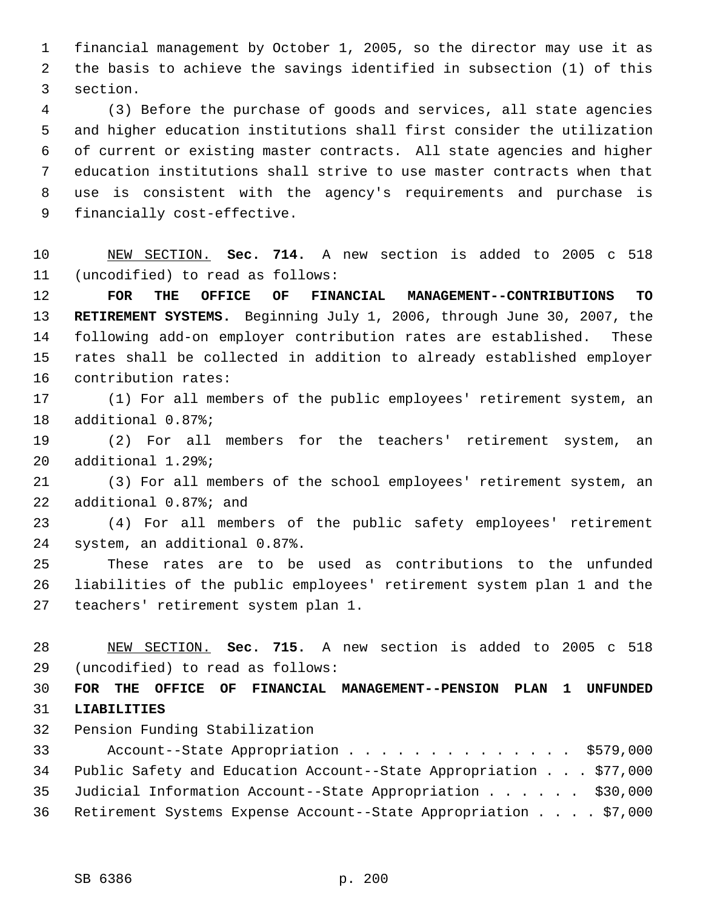financial management by October 1, 2005, so the director may use it as the basis to achieve the savings identified in subsection (1) of this section.

(3) Before the purchase of goods and services, all state agencies and higher education institutions shall first consider the utilization of current or existing master contracts. All state agencies and higher education institutions shall strive to use master contracts when that use is consistent with the agency's requirements and purchase is financially cost-effective.

NEW SECTION. **Sec. 714.** A new section is added to 2005 c 518 (uncodified) to read as follows:

**FOR THE OFFICE OF FINANCIAL MANAGEMENT--CONTRIBUTIONS TO RETIREMENT SYSTEMS.** Beginning July 1, 2006, through June 30, 2007, the following add-on employer contribution rates are established. These rates shall be collected in addition to already established employer contribution rates:

(1) For all members of the public employees' retirement system, an additional 0.87%;

(2) For all members for the teachers' retirement system, an additional 1.29%;

(3) For all members of the school employees' retirement system, an additional 0.87%; and

(4) For all members of the public safety employees' retirement system, an additional 0.87%.

These rates are to be used as contributions to the unfunded liabilities of the public employees' retirement system plan 1 and the teachers' retirement system plan 1.

NEW SECTION. **Sec. 715.** A new section is added to 2005 c 518 (uncodified) to read as follows:

**FOR THE OFFICE OF FINANCIAL MANAGEMENT--PENSION PLAN 1 UNFUNDED LIABILITIES**

Pension Funding Stabilization Account--State Appropriation . . . . . . . . . . . . . . $579,000

Public Safety and Education Account--State Appropriation . . . $77,000

Judicial Information Account--State Appropriation . . . . . . $30,000

Retirement Systems Expense Account--State Appropriation . . . . $7,000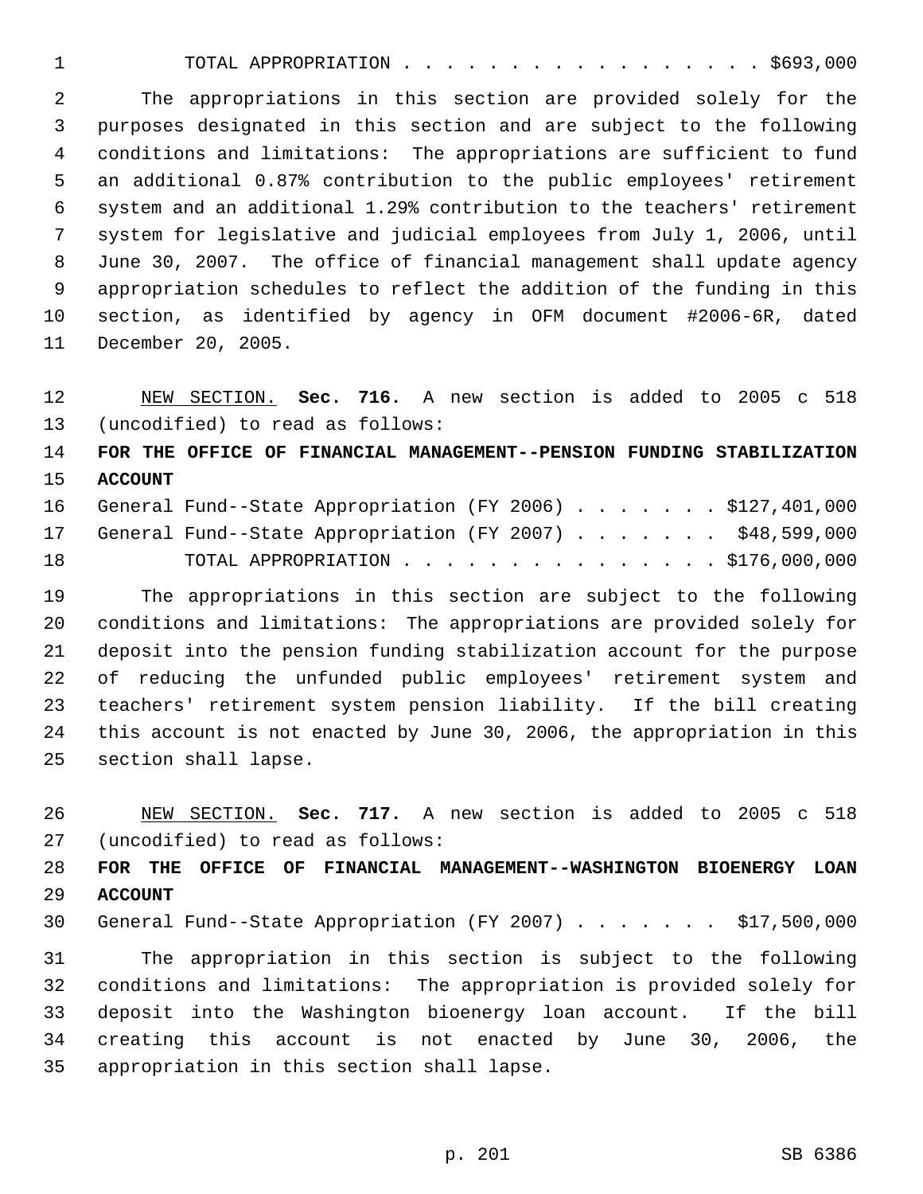TOTAL APPROPRIATION . . . . . . . . . . . . . . . . . $693,000

The appropriations in this section are provided solely for the purposes designated in this section and are subject to the following conditions and limitations: The appropriations are sufficient to fund an additional 0.87% contribution to the public employees' retirement system and an additional 1.29% contribution to the teachers' retirement system for legislative and judicial employees from July 1, 2006, until June 30, 2007. The office of financial management shall update agency appropriation schedules to reflect the addition of the funding in this section, as identified by agency in OFM document #2006-6R, dated December 20, 2005.

NEW SECTION. **Sec. 716.** A new section is added to 2005 c 518 (uncodified) to read as follows:

**FOR THE OFFICE OF FINANCIAL MANAGEMENT--PENSION FUNDING STABILIZATION ACCOUNT**

General Fund--State Appropriation (FY 2006) . . . . . . . $127,401,000
General Fund--State Appropriation (FY 2007) . . . . . . . $48,599,000
TOTAL APPROPRIATION . . . . . . . . . . . . . . . $176,000,000

The appropriations in this section are subject to the following conditions and limitations: The appropriations are provided solely for deposit into the pension funding stabilization account for the purpose of reducing the unfunded public employees' retirement system and teachers' retirement system pension liability. If the bill creating this account is not enacted by June 30, 2006, the appropriation in this section shall lapse.

NEW SECTION. **Sec. 717.** A new section is added to 2005 c 518 (uncodified) to read as follows:

**FOR THE OFFICE OF FINANCIAL MANAGEMENT--WASHINGTON BIOENERGY LOAN ACCOUNT**

General Fund--State Appropriation (FY 2007) . . . . . . . $17,500,000

The appropriation in this section is subject to the following conditions and limitations: The appropriation is provided solely for deposit into the Washington bioenergy loan account. If the bill creating this account is not enacted by June 30, 2006, the appropriation in this section shall lapse.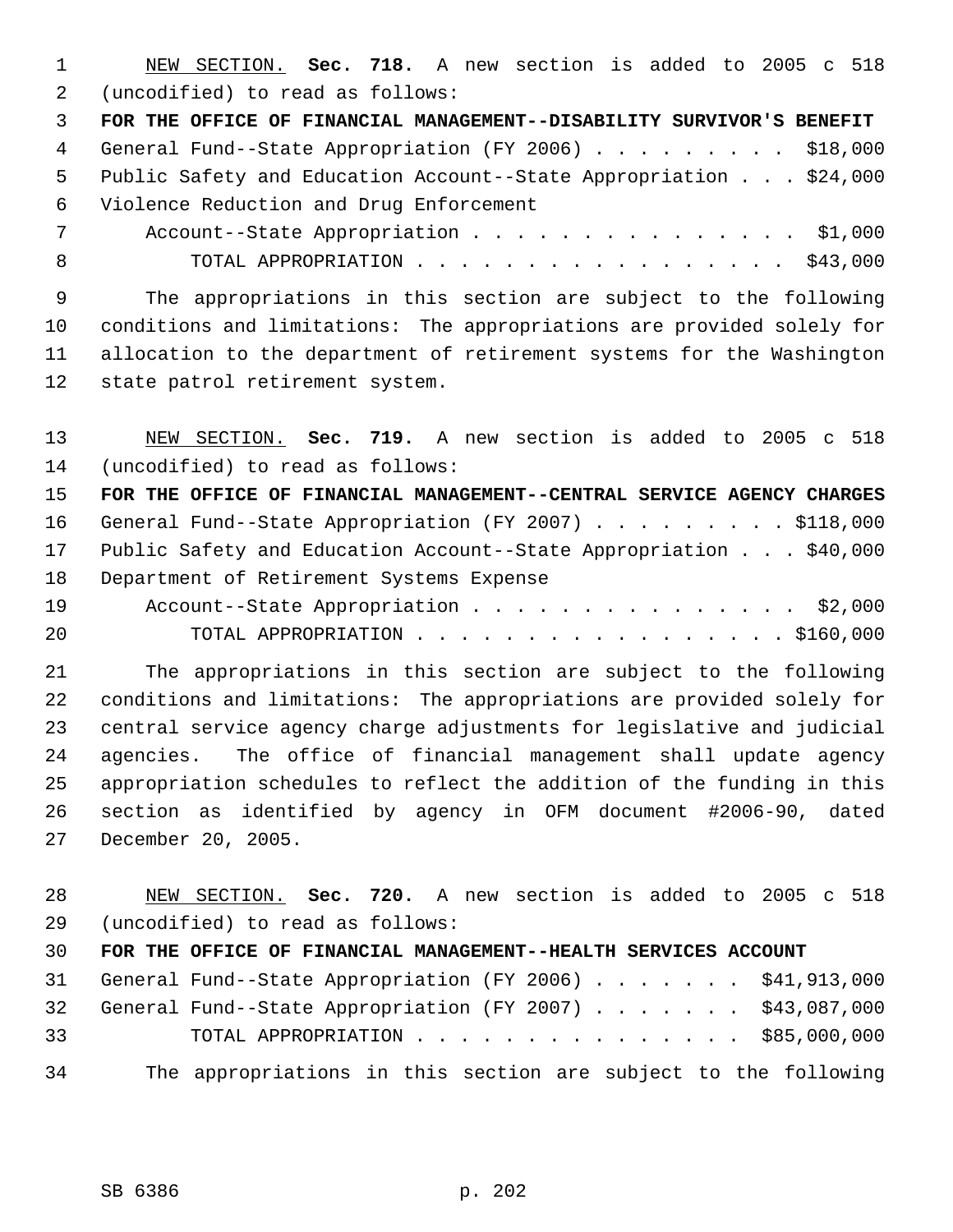NEW SECTION. **Sec. 718.** A new section is added to 2005 c 518 (uncodified) to read as follows:

**FOR THE OFFICE OF FINANCIAL MANAGEMENT--DISABILITY SURVIVOR'S BENEFIT**

General Fund--State Appropriation (FY 2006) . . . . . . . . . $18,000
Public Safety and Education Account--State Appropriation . . . $24,000
Violence Reduction and Drug Enforcement
Account--State Appropriation . . . . . . . . . . . . . . . $1,000
TOTAL APPROPRIATION . . . . . . . . . . . . . . . . . $43,000

The appropriations in this section are subject to the following conditions and limitations: The appropriations are provided solely for allocation to the department of retirement systems for the Washington state patrol retirement system.

NEW SECTION. **Sec. 719.** A new section is added to 2005 c 518 (uncodified) to read as follows:

**FOR THE OFFICE OF FINANCIAL MANAGEMENT--CENTRAL SERVICE AGENCY CHARGES**

General Fund--State Appropriation (FY 2007) . . . . . . . . . $118,000
Public Safety and Education Account--State Appropriation . . . $40,000
Department of Retirement Systems Expense
Account--State Appropriation . . . . . . . . . . . . . . . $2,000
TOTAL APPROPRIATION . . . . . . . . . . . . . . . . . $160,000

The appropriations in this section are subject to the following conditions and limitations: The appropriations are provided solely for central service agency charge adjustments for legislative and judicial agencies. The office of financial management shall update agency appropriation schedules to reflect the addition of the funding in this section as identified by agency in OFM document #2006-90, dated December 20, 2005.

NEW SECTION. **Sec. 720.** A new section is added to 2005 c 518 (uncodified) to read as follows:

**FOR THE OFFICE OF FINANCIAL MANAGEMENT--HEALTH SERVICES ACCOUNT**

General Fund--State Appropriation (FY 2006) . . . . . . . $41,913,000
General Fund--State Appropriation (FY 2007) . . . . . . . $43,087,000
TOTAL APPROPRIATION . . . . . . . . . . . . . . . $85,000,000

The appropriations in this section are subject to the following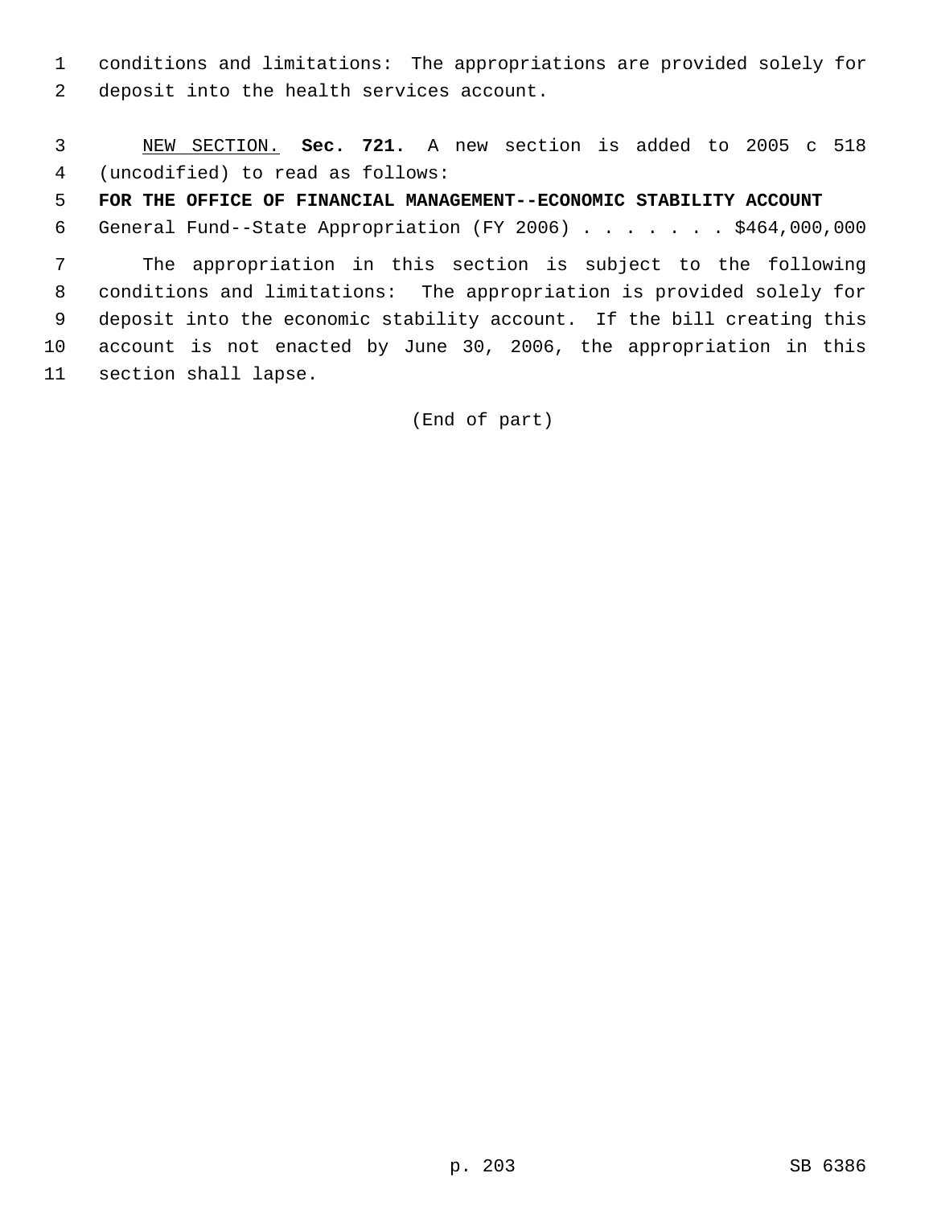conditions and limitations: The appropriations are provided solely for deposit into the health services account.

<u>NEW SECTION.</u> **Sec. 721.** A new section is added to 2005 c 518 (uncodified) to read as follows:

**FOR THE OFFICE OF FINANCIAL MANAGEMENT--ECONOMIC STABILITY ACCOUNT**

General Fund--State Appropriation (FY 2006) . . . . . . . $464,000,000

The appropriation in this section is subject to the following conditions and limitations: The appropriation is provided solely for deposit into the economic stability account. If the bill creating this account is not enacted by June 30, 2006, the appropriation in this section shall lapse.

(End of part)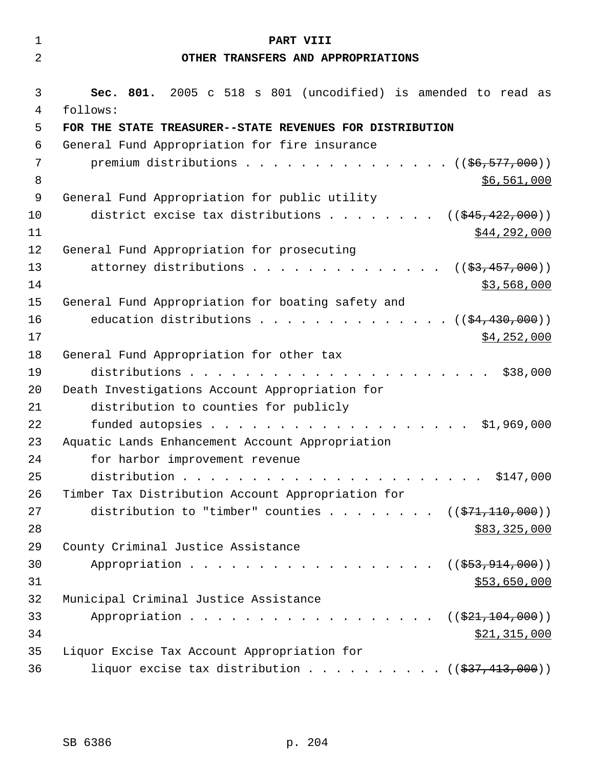# PART VIII

## OTHER TRANSFERS AND APPROPRIATIONS

**Sec. 801.** 2005 c 518 s 801 (uncodified) is amended to read as follows:

**FOR THE STATE TREASURER--STATE REVENUES FOR DISTRIBUTION**

General Fund Appropriation for fire insurance premium distributions . . . . . . . . . . . . . . . . (( ~~$6,577,000~~ )) $6,561,000

General Fund Appropriation for public utility district excise tax distributions . . . . . . . . (( ~~$45,422,000~~ )) $44,292,000

General Fund Appropriation for prosecuting attorney distributions . . . . . . . . . . . . . . . (( ~~$3,457,000~~ )) $3,568,000

General Fund Appropriation for boating safety and education distributions . . . . . . . . . . . . . . (( ~~$4,430,000~~ )) $4,252,000

General Fund Appropriation for other tax distributions . . . . . . . . . . . . . . . . . . . . . . . . $38,000

Death Investigations Account Appropriation for distribution to counties for publicly funded autopsies . . . . . . . . . . . . . . . . . . . . $1,969,000

Aquatic Lands Enhancement Account Appropriation for harbor improvement revenue distribution . . . . . . . . . . . . . . . . . . . . . . . $147,000

Timber Tax Distribution Account Appropriation for distribution to "timber" counties . . . . . . . . (( ~~$71,110,000~~ )) $83,325,000

County Criminal Justice Assistance Appropriation . . . . . . . . . . . . . . . . . . . (( ~~$53,914,000~~ )) $53,650,000

Municipal Criminal Justice Assistance Appropriation . . . . . . . . . . . . . . . . . . . (( ~~$21,104,000~~ )) $21,315,000

Liquor Excise Tax Account Appropriation for liquor excise tax distribution . . . . . . . . . . (( ~~$37,413,000~~ ))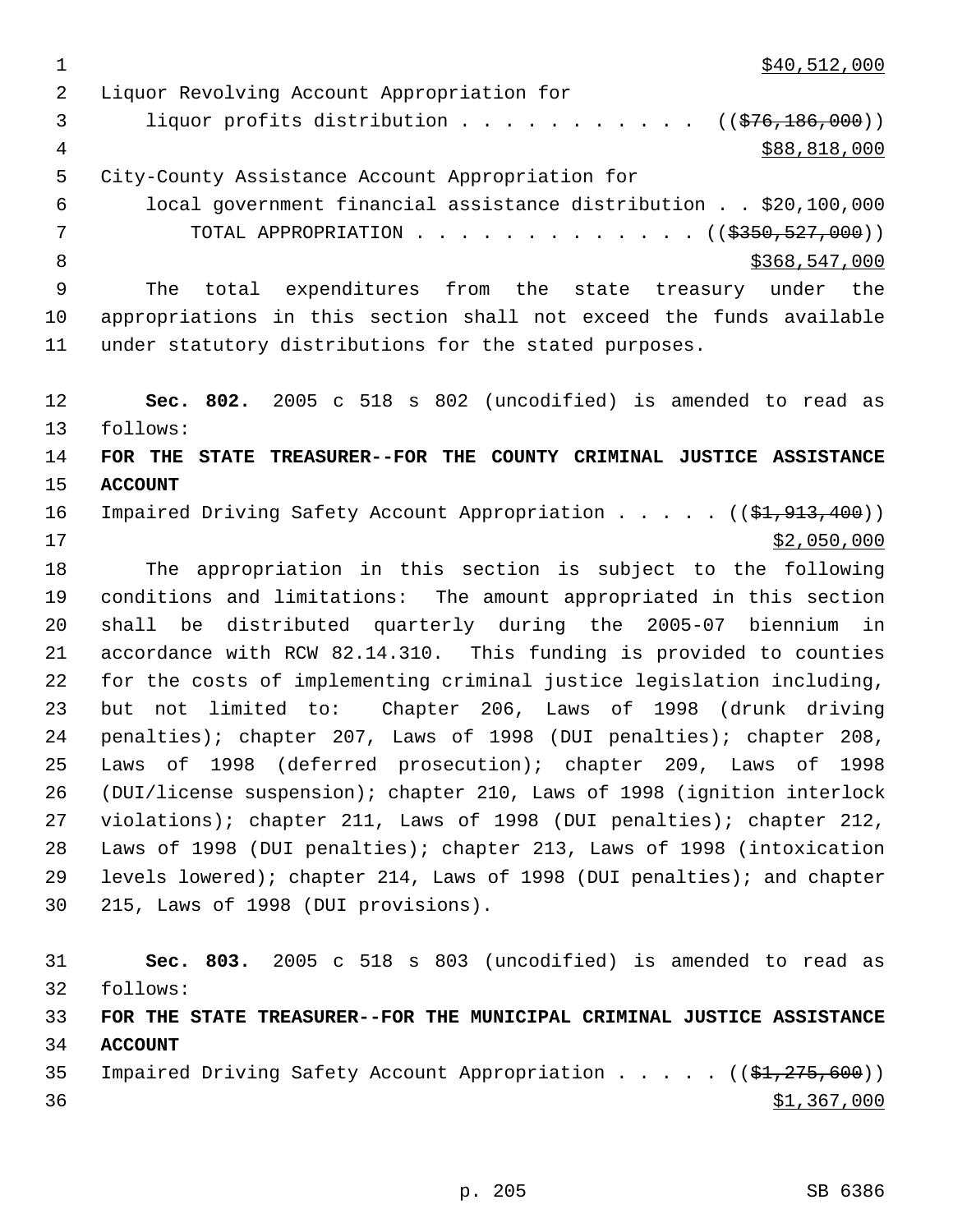$40,512,000

Liquor Revolving Account Appropriation for
liquor profits distribution . . . . . . . . . . . ((~~$76,186,000~~))
$88,818,000

City-County Assistance Account Appropriation for
local government financial assistance distribution . . $20,100,000

TOTAL APPROPRIATION . . . . . . . . . . . . . ((~~$350,527,000~~))
$368,547,000

The total expenditures from the state treasury under the appropriations in this section shall not exceed the funds available under statutory distributions for the stated purposes.

**Sec. 802.** 2005 c 518 s 802 (uncodified) is amended to read as follows:

**FOR THE STATE TREASURER--FOR THE COUNTY CRIMINAL JUSTICE ASSISTANCE ACCOUNT**

Impaired Driving Safety Account Appropriation . . . . . ((~~$1,913,400~~))
$2,050,000

The appropriation in this section is subject to the following conditions and limitations: The amount appropriated in this section shall be distributed quarterly during the 2005-07 biennium in accordance with RCW 82.14.310. This funding is provided to counties for the costs of implementing criminal justice legislation including, but not limited to: Chapter 206, Laws of 1998 (drunk driving penalties); chapter 207, Laws of 1998 (DUI penalties); chapter 208, Laws of 1998 (deferred prosecution); chapter 209, Laws of 1998 (DUI/license suspension); chapter 210, Laws of 1998 (ignition interlock violations); chapter 211, Laws of 1998 (DUI penalties); chapter 212, Laws of 1998 (DUI penalties); chapter 213, Laws of 1998 (intoxication levels lowered); chapter 214, Laws of 1998 (DUI penalties); and chapter 215, Laws of 1998 (DUI provisions).

**Sec. 803.** 2005 c 518 s 803 (uncodified) is amended to read as follows:

**FOR THE STATE TREASURER--FOR THE MUNICIPAL CRIMINAL JUSTICE ASSISTANCE ACCOUNT**

Impaired Driving Safety Account Appropriation . . . . . ((~~$1,275,600~~))
$1,367,000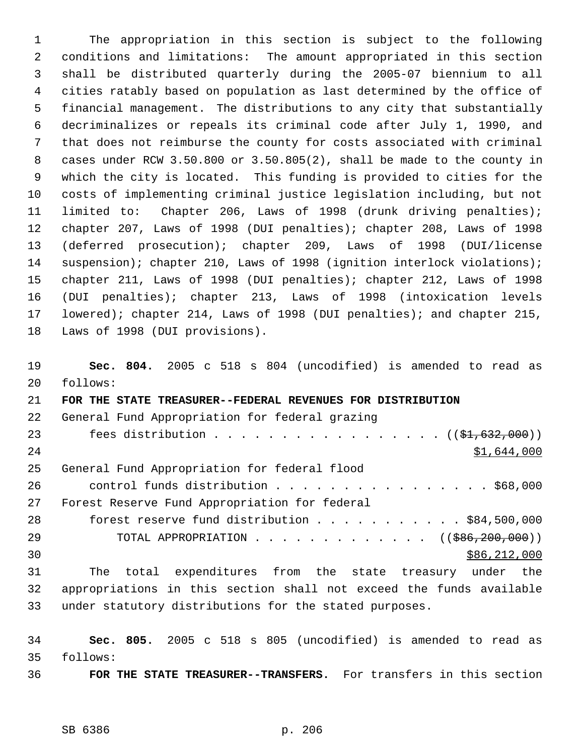The appropriation in this section is subject to the following conditions and limitations: The amount appropriated in this section shall be distributed quarterly during the 2005-07 biennium to all cities ratably based on population as last determined by the office of financial management. The distributions to any city that substantially decriminalizes or repeals its criminal code after July 1, 1990, and that does not reimburse the county for costs associated with criminal cases under RCW 3.50.800 or 3.50.805(2), shall be made to the county in which the city is located. This funding is provided to cities for the costs of implementing criminal justice legislation including, but not limited to: Chapter 206, Laws of 1998 (drunk driving penalties); chapter 207, Laws of 1998 (DUI penalties); chapter 208, Laws of 1998 (deferred prosecution); chapter 209, Laws of 1998 (DUI/license suspension); chapter 210, Laws of 1998 (ignition interlock violations); chapter 211, Laws of 1998 (DUI penalties); chapter 212, Laws of 1998 (DUI penalties); chapter 213, Laws of 1998 (intoxication levels lowered); chapter 214, Laws of 1998 (DUI penalties); and chapter 215, Laws of 1998 (DUI provisions).

**Sec. 804.** 2005 c 518 s 804 (uncodified) is amended to read as follows:

**FOR THE STATE TREASURER--FEDERAL REVENUES FOR DISTRIBUTION**

General Fund Appropriation for federal grazing fees distribution . . . . . . . . . . . . . . . . . . (( ~~$1,632,000~~ ))
$1,644,000

General Fund Appropriation for federal flood control funds distribution . . . . . . . . . . . . . . . . . $68,000

Forest Reserve Fund Appropriation for federal forest reserve fund distribution . . . . . . . . . . . $84,500,000

TOTAL APPROPRIATION . . . . . . . . . . . . . (( ~~$86,200,000~~ ))
$86,212,000

The total expenditures from the state treasury under the appropriations in this section shall not exceed the funds available under statutory distributions for the stated purposes.

**Sec. 805.** 2005 c 518 s 805 (uncodified) is amended to read as follows:

**FOR THE STATE TREASURER--TRANSFERS.** For transfers in this section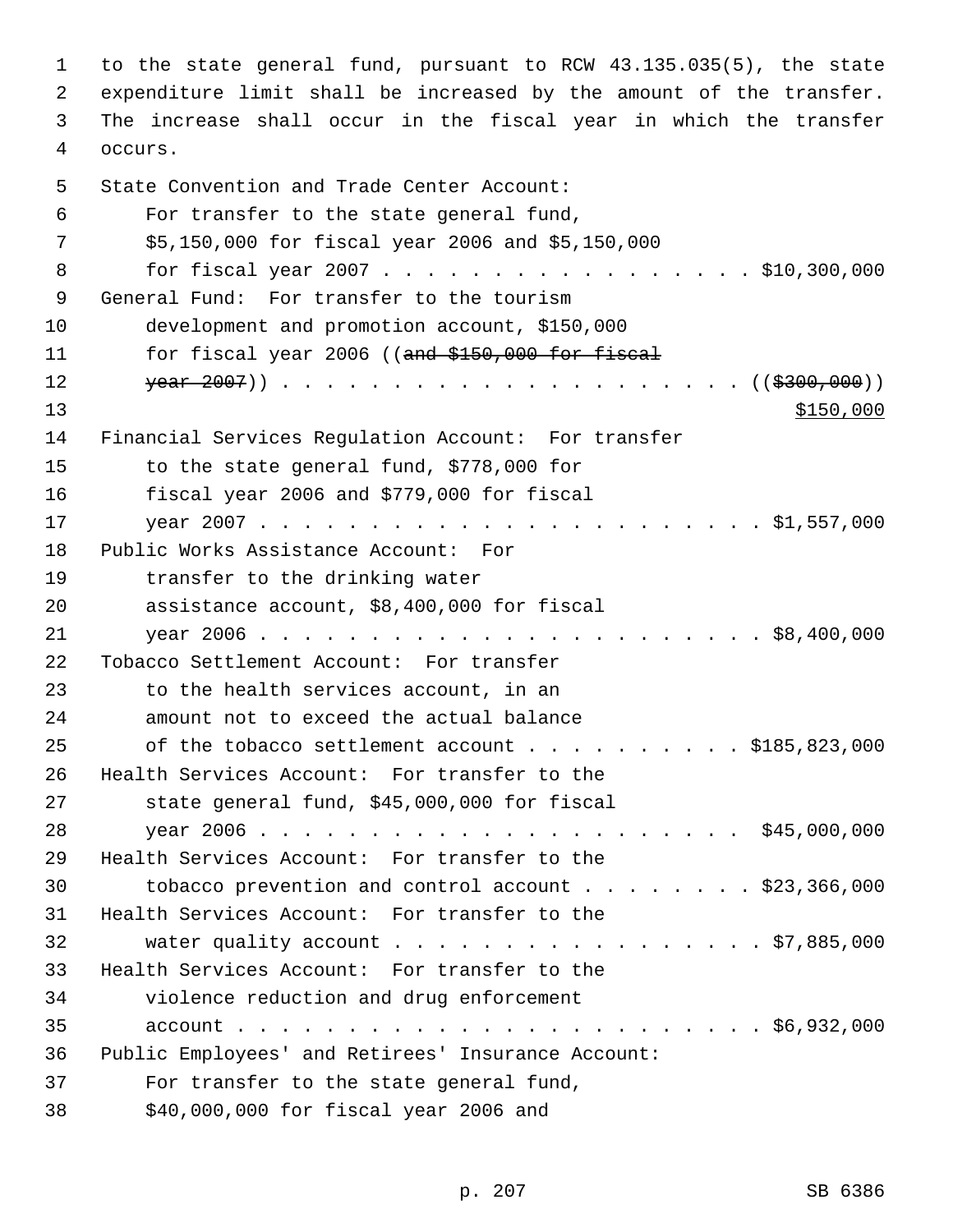to the state general fund, pursuant to RCW 43.135.035(5), the state expenditure limit shall be increased by the amount of the transfer. The increase shall occur in the fiscal year in which the transfer occurs.

State Convention and Trade Center Account:
For transfer to the state general fund, $5,150,000 for fiscal year 2006 and $5,150,000 for fiscal year 2007 . . . . . . . . . . . . . . . . . . $10,300,000

General Fund: For transfer to the tourism development and promotion account, $150,000 for fiscal year 2006 ((~~and $150,000 for fiscal year 2007~~)) . . . . . . . . . . . . . . . . . . . . . ((~~$300,000~~))
<u>$150,000</u>

Financial Services Regulation Account: For transfer to the state general fund, $778,000 for fiscal year 2006 and $779,000 for fiscal year 2007 . . . . . . . . . . . . . . . . . . . . . . . . $1,557,000

Public Works Assistance Account: For transfer to the drinking water assistance account, $8,400,000 for fiscal year 2006 . . . . . . . . . . . . . . . . . . . . . . . . $8,400,000

Tobacco Settlement Account: For transfer to the health services account, in an amount not to exceed the actual balance of the tobacco settlement account . . . . . . . . . . $185,823,000

Health Services Account: For transfer to the state general fund, $45,000,000 for fiscal year 2006 . . . . . . . . . . . . . . . . . . . . . . . $45,000,000

Health Services Account: For transfer to the tobacco prevention and control account . . . . . . . . $23,366,000

Health Services Account: For transfer to the water quality account . . . . . . . . . . . . . . . . . $7,885,000

Health Services Account: For transfer to the violence reduction and drug enforcement account . . . . . . . . . . . . . . . . . . . . . . . . . $6,932,000

Public Employees' and Retirees' Insurance Account:
For transfer to the state general fund, $40,000,000 for fiscal year 2006 and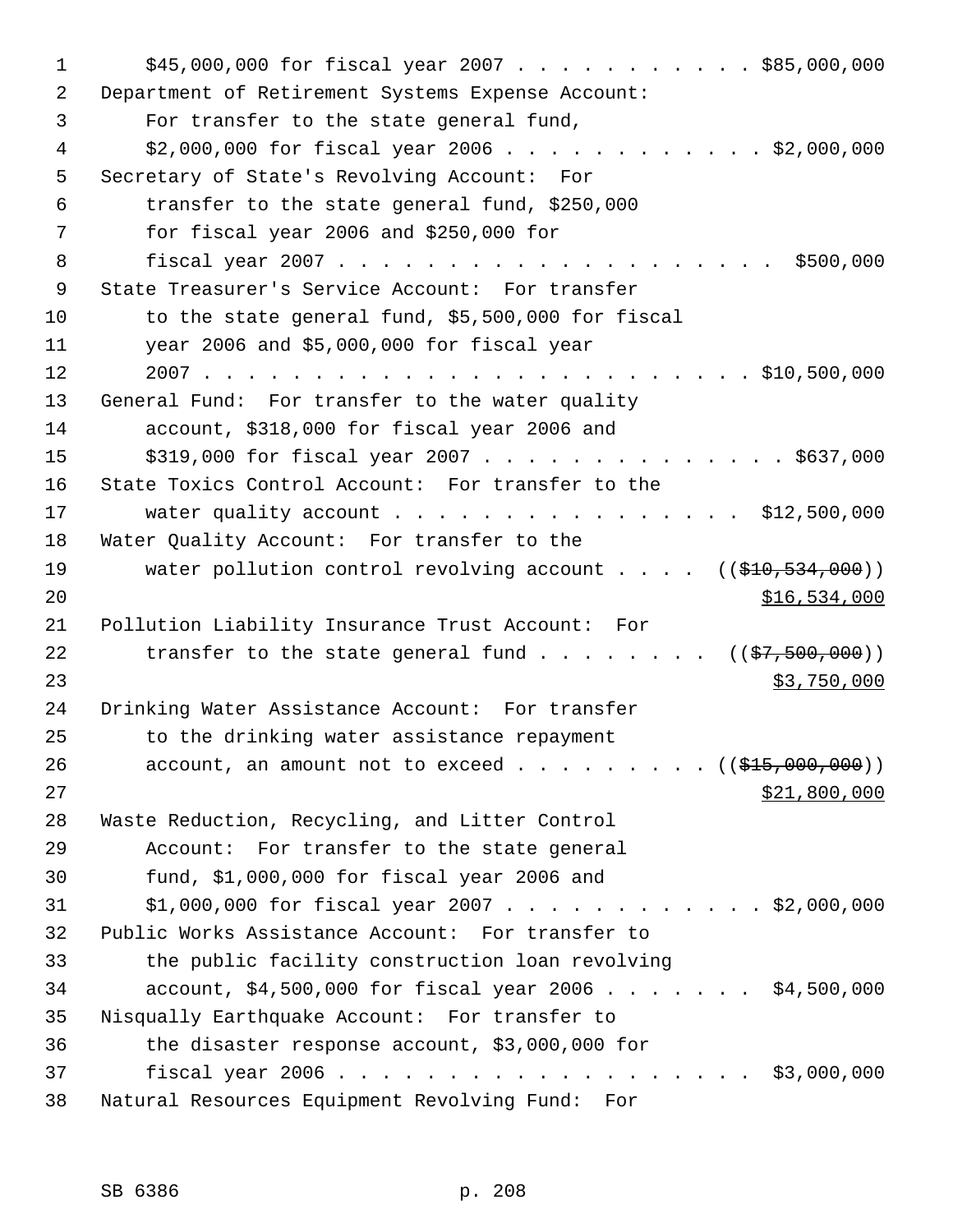$45,000,000 for fiscal year 2007 . . . . . . . . . . . $85,000,000

Department of Retirement Systems Expense Account: For transfer to the state general fund, $2,000,000 for fiscal year 2006 . . . . . . . . . . . . $2,000,000

Secretary of State's Revolving Account: For transfer to the state general fund, $250,000 for fiscal year 2006 and $250,000 for fiscal year 2007 . . . . . . . . . . . . . . . . . . . . $500,000

State Treasurer's Service Account: For transfer to the state general fund, $5,500,000 for fiscal year 2006 and $5,000,000 for fiscal year 2007 . . . . . . . . . . . . . . . . . . . . . . . . $10,500,000

General Fund: For transfer to the water quality account, $318,000 for fiscal year 2006 and $319,000 for fiscal year 2007 . . . . . . . . . . . . . . $637,000

State Toxics Control Account: For transfer to the water quality account . . . . . . . . . . . . . . . . . $12,500,000

Water Quality Account: For transfer to the water pollution control revolving account . . . . ((~~$10,534,000~~)) <u>$16,534,000</u>

Pollution Liability Insurance Trust Account: For transfer to the state general fund . . . . . . . . ((~~$7,500,000~~)) <u>$3,750,000</u>

Drinking Water Assistance Account: For transfer to the drinking water assistance repayment account, an amount not to exceed . . . . . . . . . ((~~$15,000,000~~)) <u>$21,800,000</u>

Waste Reduction, Recycling, and Litter Control Account: For transfer to the state general fund, $1,000,000 for fiscal year 2006 and $1,000,000 for fiscal year 2007 . . . . . . . . . . . $2,000,000

Public Works Assistance Account: For transfer to the public facility construction loan revolving account, $4,500,000 for fiscal year 2006 . . . . . . . $4,500,000

Nisqually Earthquake Account: For transfer to the disaster response account, $3,000,000 for fiscal year 2006 . . . . . . . . . . . . . . . . . . . . $3,000,000

Natural Resources Equipment Revolving Fund: For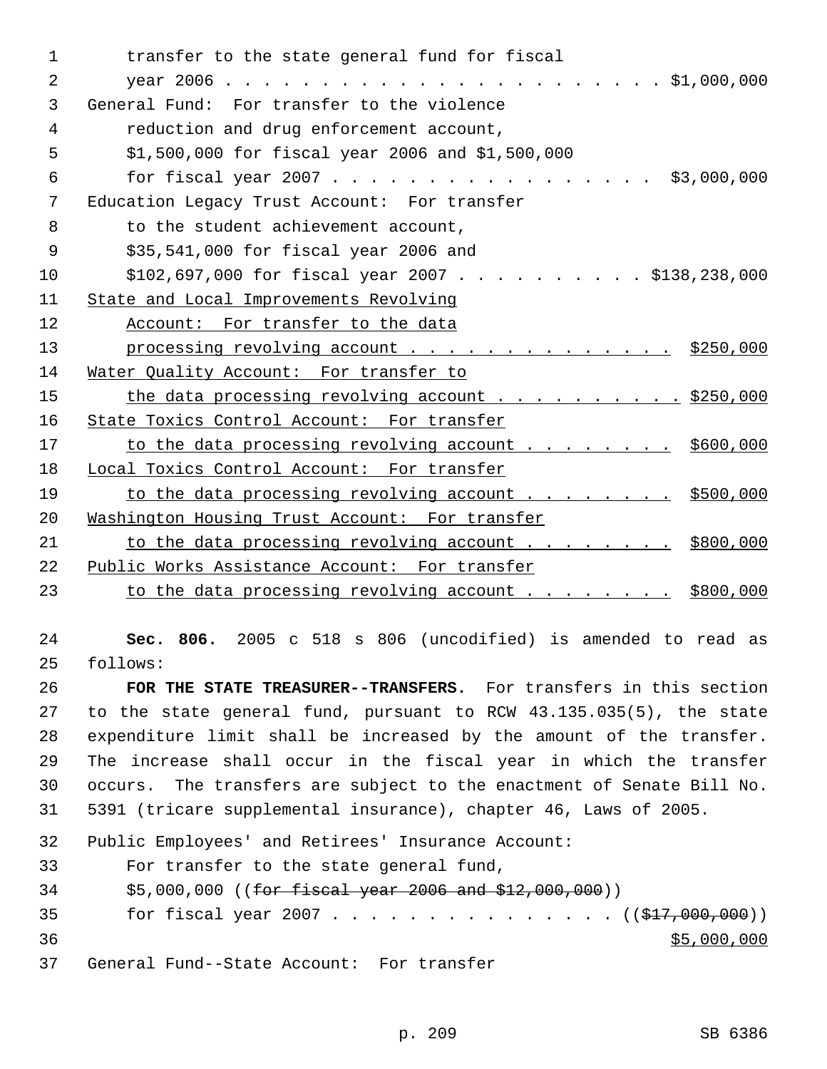transfer to the state general fund for fiscal year 2006 . . . . . . . . . . . . . . . . . . . . . . . . $1,000,000

General Fund: For transfer to the violence reduction and drug enforcement account, $1,500,000 for fiscal year 2006 and $1,500,000 for fiscal year 2007 . . . . . . . . . . . . . . . . . $3,000,000

Education Legacy Trust Account: For transfer to the student achievement account, $35,541,000 for fiscal year 2006 and $102,697,000 for fiscal year 2007 . . . . . . . . . . $138,238,000

<u>State and Local Improvements Revolving Account: For transfer to the data processing revolving account . . . . . . . . . . . . . . $250,000</u>

<u>Water Quality Account: For transfer to the data processing revolving account . . . . . . . . . . $250,000</u>

<u>State Toxics Control Account: For transfer to the data processing revolving account . . . . . . . . $600,000</u>

<u>Local Toxics Control Account: For transfer to the data processing revolving account . . . . . . . . $500,000</u>

<u>Washington Housing Trust Account: For transfer to the data processing revolving account . . . . . . . . $800,000</u>

<u>Public Works Assistance Account: For transfer to the data processing revolving account . . . . . . . . $800,000</u>

**Sec. 806.** 2005 c 518 s 806 (uncodified) is amended to read as follows:

**FOR THE STATE TREASURER--TRANSFERS.** For transfers in this section to the state general fund, pursuant to RCW 43.135.035(5), the state expenditure limit shall be increased by the amount of the transfer. The increase shall occur in the fiscal year in which the transfer occurs. The transfers are subject to the enactment of Senate Bill No. 5391 (tricare supplemental insurance), chapter 46, Laws of 2005.

Public Employees' and Retirees' Insurance Account: For transfer to the state general fund, $5,000,000 ((~~for fiscal year 2006 and $12,000,000~~)) for fiscal year 2007 . . . . . . . . . . . . . . . ((~~$17,000,000~~)) <u>$5,000,000</u>

General Fund--State Account: For transfer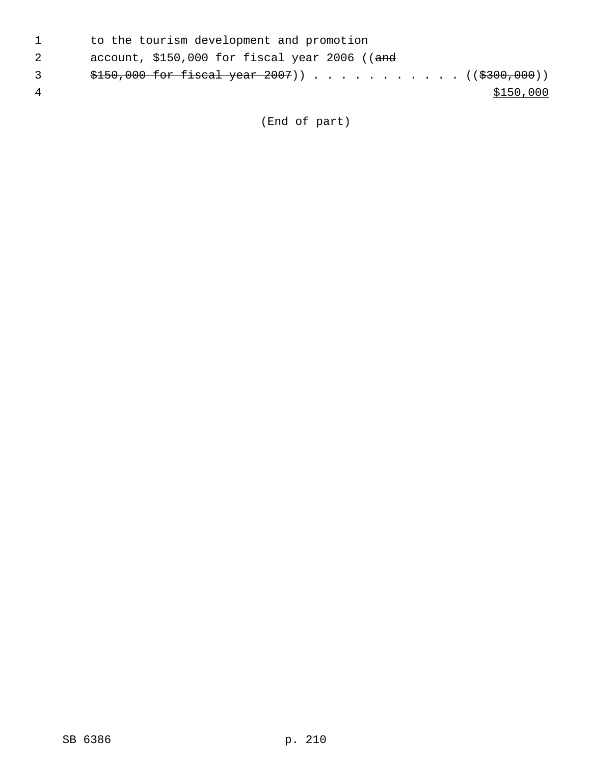to the tourism development and promotion account, $150,000 for fiscal year 2006 ((~~and $150,000 for fiscal year 2007~~)) . . . . . . . . . . . . ((~~$300,000~~)) <u>$150,000</u>

(End of part)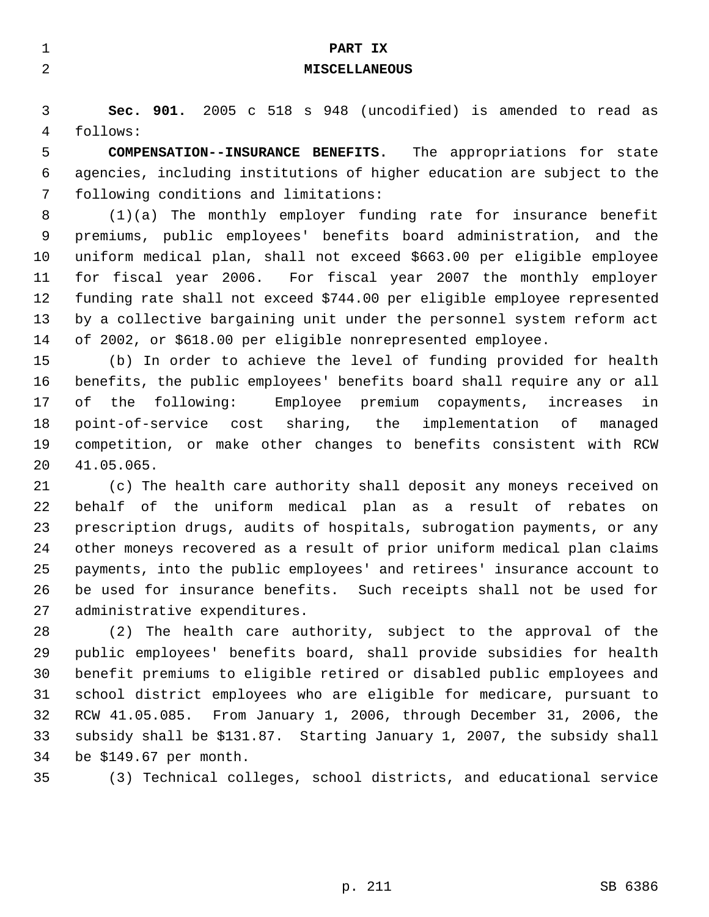## PART IX
## MISCELLANEOUS

**Sec. 901.** 2005 c 518 s 948 (uncodified) is amended to read as follows:

**COMPENSATION--INSURANCE BENEFITS.** The appropriations for state agencies, including institutions of higher education are subject to the following conditions and limitations:

(1)(a) The monthly employer funding rate for insurance benefit premiums, public employees' benefits board administration, and the uniform medical plan, shall not exceed $663.00 per eligible employee for fiscal year 2006. For fiscal year 2007 the monthly employer funding rate shall not exceed $744.00 per eligible employee represented by a collective bargaining unit under the personnel system reform act of 2002, or $618.00 per eligible nonrepresented employee.

(b) In order to achieve the level of funding provided for health benefits, the public employees' benefits board shall require any or all of the following: Employee premium copayments, increases in point-of-service cost sharing, the implementation of managed competition, or make other changes to benefits consistent with RCW 41.05.065.

(c) The health care authority shall deposit any moneys received on behalf of the uniform medical plan as a result of rebates on prescription drugs, audits of hospitals, subrogation payments, or any other moneys recovered as a result of prior uniform medical plan claims payments, into the public employees' and retirees' insurance account to be used for insurance benefits. Such receipts shall not be used for administrative expenditures.

(2) The health care authority, subject to the approval of the public employees' benefits board, shall provide subsidies for health benefit premiums to eligible retired or disabled public employees and school district employees who are eligible for medicare, pursuant to RCW 41.05.085. From January 1, 2006, through December 31, 2006, the subsidy shall be $131.87. Starting January 1, 2007, the subsidy shall be $149.67 per month.

(3) Technical colleges, school districts, and educational service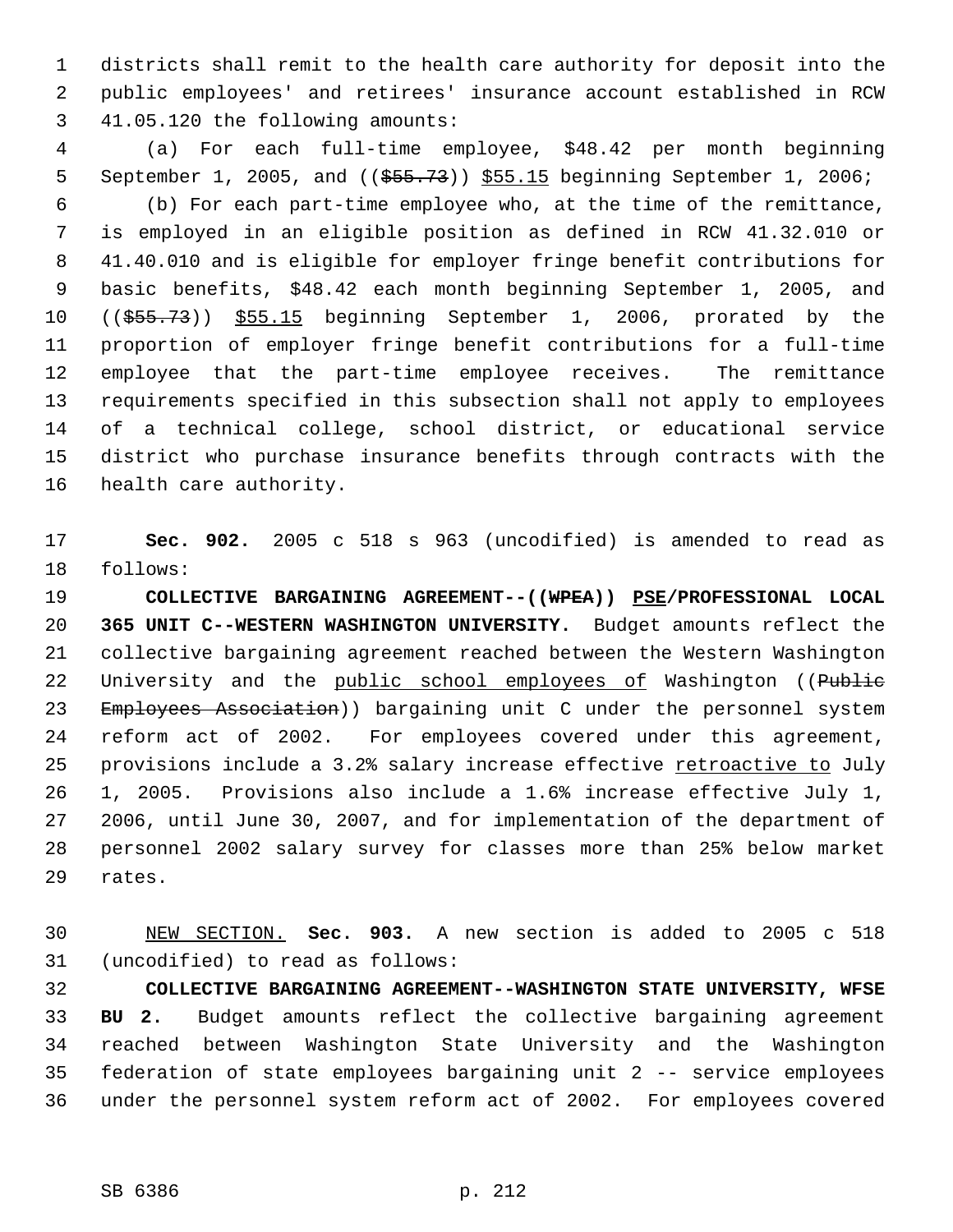districts shall remit to the health care authority for deposit into the public employees' and retirees' insurance account established in RCW 41.05.120 the following amounts:

(a) For each full-time employee, $48.42 per month beginning September 1, 2005, and (($55.73)) $55.15 beginning September 1, 2006;

(b) For each part-time employee who, at the time of the remittance, is employed in an eligible position as defined in RCW 41.32.010 or 41.40.010 and is eligible for employer fringe benefit contributions for basic benefits, $48.42 each month beginning September 1, 2005, and (($55.73)) $55.15 beginning September 1, 2006, prorated by the proportion of employer fringe benefit contributions for a full-time employee that the part-time employee receives. The remittance requirements specified in this subsection shall not apply to employees of a technical college, school district, or educational service district who purchase insurance benefits through contracts with the health care authority.

**Sec. 902.** 2005 c 518 s 963 (uncodified) is amended to read as follows:

**COLLECTIVE BARGAINING AGREEMENT--((WPEA)) PSE/PROFESSIONAL LOCAL 365 UNIT C--WESTERN WASHINGTON UNIVERSITY.** Budget amounts reflect the collective bargaining agreement reached between the Western Washington University and the public school employees of Washington ((Public Employees Association)) bargaining unit C under the personnel system reform act of 2002. For employees covered under this agreement, provisions include a 3.2% salary increase effective retroactive to July 1, 2005. Provisions also include a 1.6% increase effective July 1, 2006, until June 30, 2007, and for implementation of the department of personnel 2002 salary survey for classes more than 25% below market rates.

NEW SECTION. **Sec. 903.** A new section is added to 2005 c 518 (uncodified) to read as follows:

**COLLECTIVE BARGAINING AGREEMENT--WASHINGTON STATE UNIVERSITY, WFSE BU 2.** Budget amounts reflect the collective bargaining agreement reached between Washington State University and the Washington federation of state employees bargaining unit 2 -- service employees under the personnel system reform act of 2002. For employees covered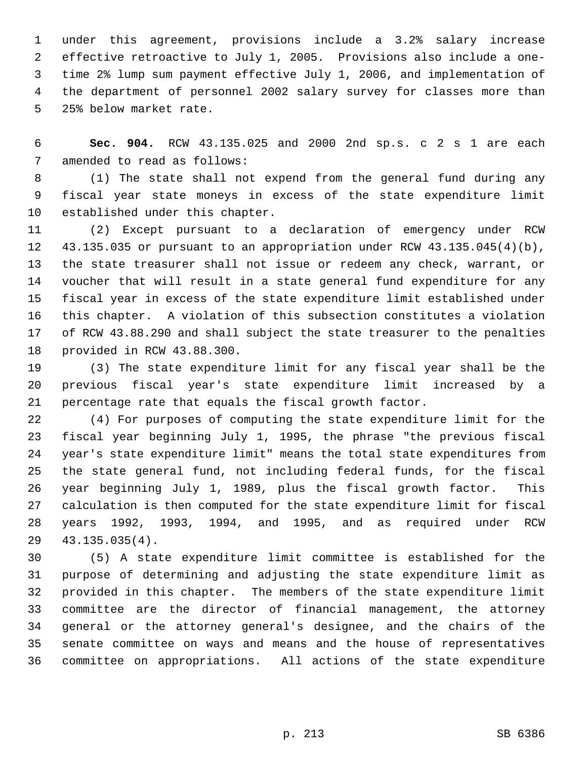under this agreement, provisions include a 3.2% salary increase effective retroactive to July 1, 2005. Provisions also include a one-time 2% lump sum payment effective July 1, 2006, and implementation of the department of personnel 2002 salary survey for classes more than 25% below market rate.

**Sec. 904.** RCW 43.135.025 and 2000 2nd sp.s. c 2 s 1 are each amended to read as follows:

(1) The state shall not expend from the general fund during any fiscal year state moneys in excess of the state expenditure limit established under this chapter.

(2) Except pursuant to a declaration of emergency under RCW 43.135.035 or pursuant to an appropriation under RCW 43.135.045(4)(b), the state treasurer shall not issue or redeem any check, warrant, or voucher that will result in a state general fund expenditure for any fiscal year in excess of the state expenditure limit established under this chapter. A violation of this subsection constitutes a violation of RCW 43.88.290 and shall subject the state treasurer to the penalties provided in RCW 43.88.300.

(3) The state expenditure limit for any fiscal year shall be the previous fiscal year's state expenditure limit increased by a percentage rate that equals the fiscal growth factor.

(4) For purposes of computing the state expenditure limit for the fiscal year beginning July 1, 1995, the phrase "the previous fiscal year's state expenditure limit" means the total state expenditures from the state general fund, not including federal funds, for the fiscal year beginning July 1, 1989, plus the fiscal growth factor. This calculation is then computed for the state expenditure limit for fiscal years 1992, 1993, 1994, and 1995, and as required under RCW 43.135.035(4).

(5) A state expenditure limit committee is established for the purpose of determining and adjusting the state expenditure limit as provided in this chapter. The members of the state expenditure limit committee are the director of financial management, the attorney general or the attorney general's designee, and the chairs of the senate committee on ways and means and the house of representatives committee on appropriations. All actions of the state expenditure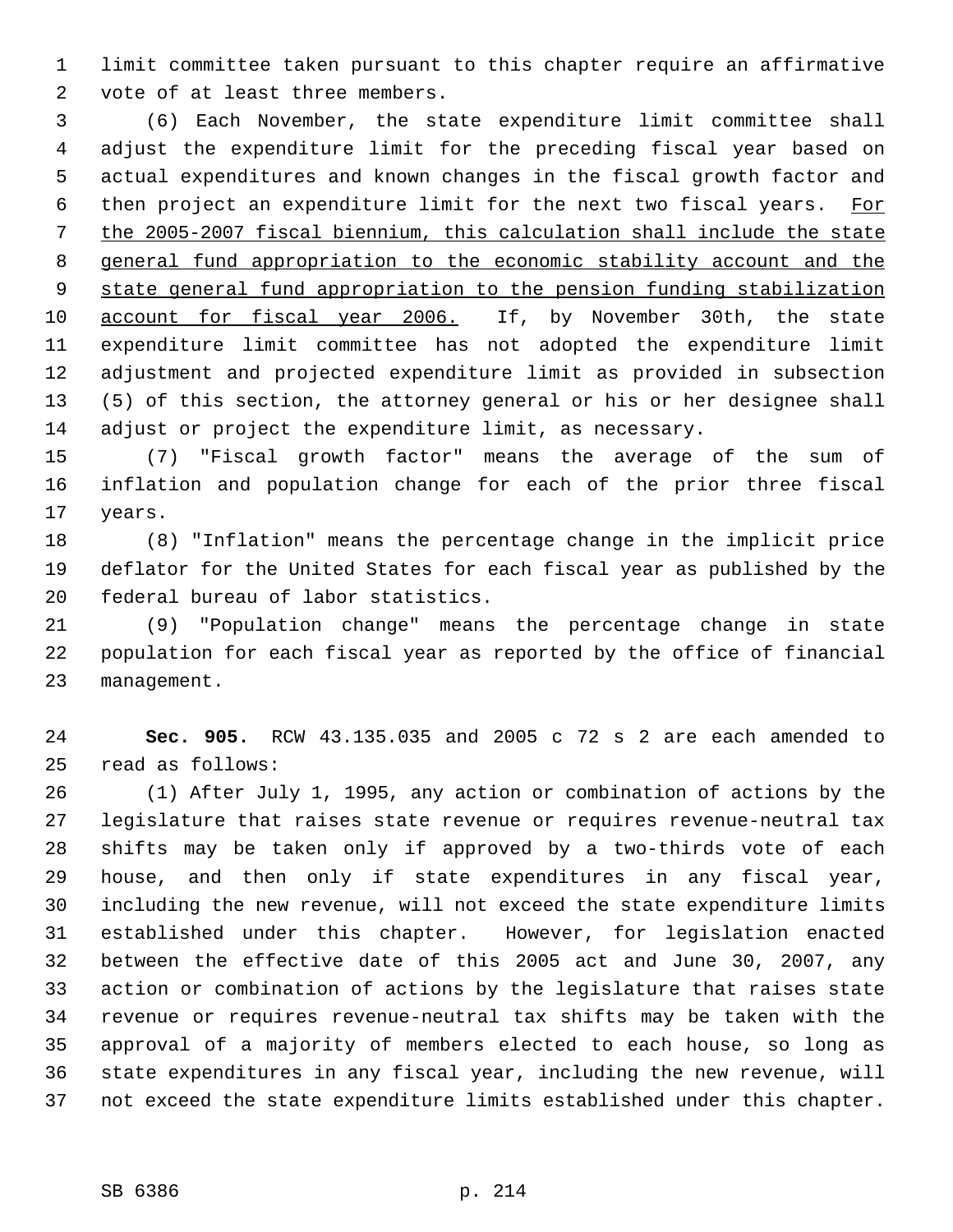limit committee taken pursuant to this chapter require an affirmative vote of at least three members.

(6) Each November, the state expenditure limit committee shall adjust the expenditure limit for the preceding fiscal year based on actual expenditures and known changes in the fiscal growth factor and then project an expenditure limit for the next two fiscal years. For the 2005-2007 fiscal biennium, this calculation shall include the state general fund appropriation to the economic stability account and the state general fund appropriation to the pension funding stabilization account for fiscal year 2006. If, by November 30th, the state expenditure limit committee has not adopted the expenditure limit adjustment and projected expenditure limit as provided in subsection (5) of this section, the attorney general or his or her designee shall adjust or project the expenditure limit, as necessary.

(7) "Fiscal growth factor" means the average of the sum of inflation and population change for each of the prior three fiscal years.

(8) "Inflation" means the percentage change in the implicit price deflator for the United States for each fiscal year as published by the federal bureau of labor statistics.

(9) "Population change" means the percentage change in state population for each fiscal year as reported by the office of financial management.

**Sec. 905.** RCW 43.135.035 and 2005 c 72 s 2 are each amended to read as follows:

(1) After July 1, 1995, any action or combination of actions by the legislature that raises state revenue or requires revenue-neutral tax shifts may be taken only if approved by a two-thirds vote of each house, and then only if state expenditures in any fiscal year, including the new revenue, will not exceed the state expenditure limits established under this chapter. However, for legislation enacted between the effective date of this 2005 act and June 30, 2007, any action or combination of actions by the legislature that raises state revenue or requires revenue-neutral tax shifts may be taken with the approval of a majority of members elected to each house, so long as state expenditures in any fiscal year, including the new revenue, will not exceed the state expenditure limits established under this chapter.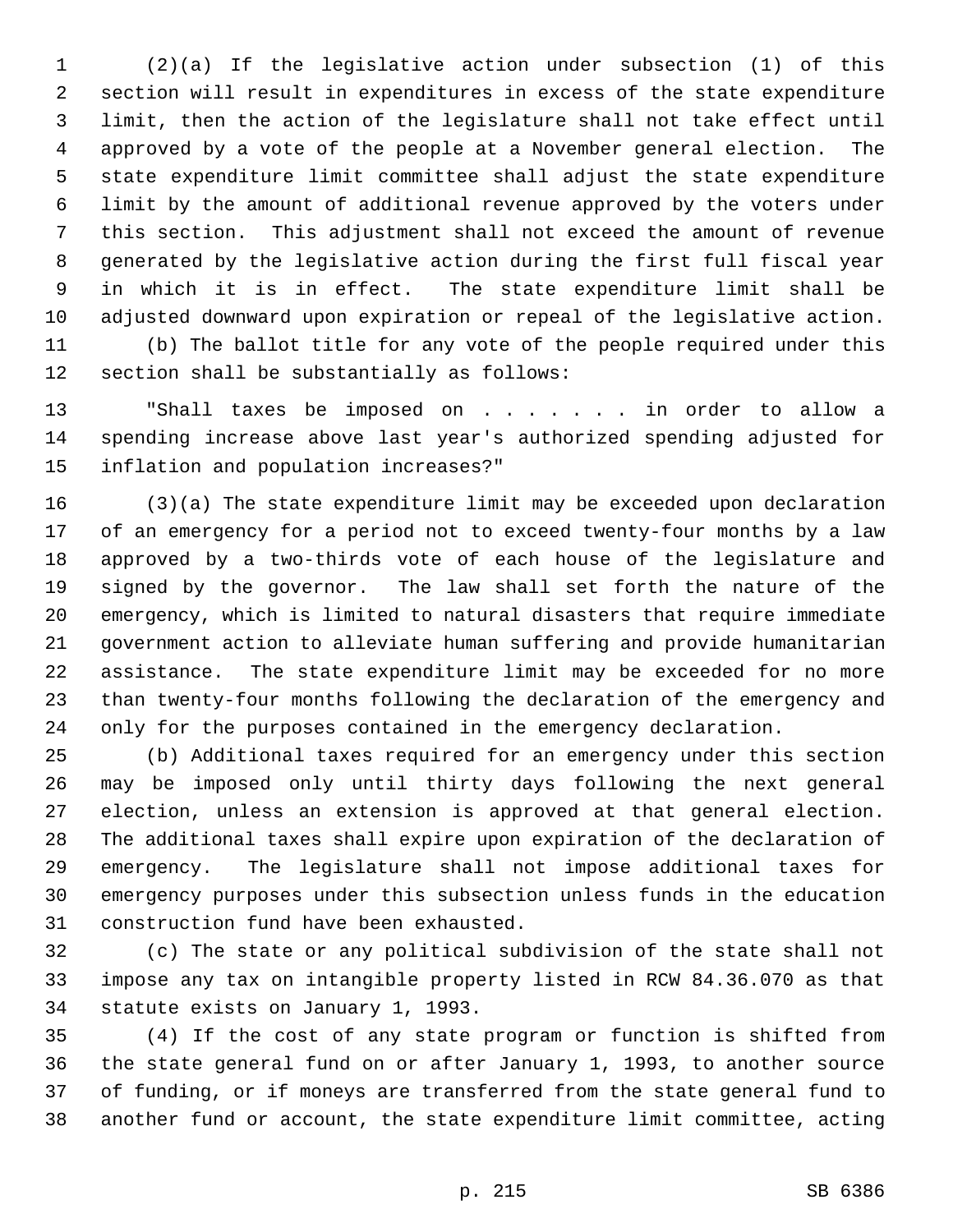(2)(a) If the legislative action under subsection (1) of this section will result in expenditures in excess of the state expenditure limit, then the action of the legislature shall not take effect until approved by a vote of the people at a November general election. The state expenditure limit committee shall adjust the state expenditure limit by the amount of additional revenue approved by the voters under this section. This adjustment shall not exceed the amount of revenue generated by the legislative action during the first full fiscal year in which it is in effect. The state expenditure limit shall be adjusted downward upon expiration or repeal of the legislative action.

(b) The ballot title for any vote of the people required under this section shall be substantially as follows:

"Shall taxes be imposed on . . . . . . . in order to allow a spending increase above last year's authorized spending adjusted for inflation and population increases?"

(3)(a) The state expenditure limit may be exceeded upon declaration of an emergency for a period not to exceed twenty-four months by a law approved by a two-thirds vote of each house of the legislature and signed by the governor. The law shall set forth the nature of the emergency, which is limited to natural disasters that require immediate government action to alleviate human suffering and provide humanitarian assistance. The state expenditure limit may be exceeded for no more than twenty-four months following the declaration of the emergency and only for the purposes contained in the emergency declaration.

(b) Additional taxes required for an emergency under this section may be imposed only until thirty days following the next general election, unless an extension is approved at that general election. The additional taxes shall expire upon expiration of the declaration of emergency. The legislature shall not impose additional taxes for emergency purposes under this subsection unless funds in the education construction fund have been exhausted.

(c) The state or any political subdivision of the state shall not impose any tax on intangible property listed in RCW 84.36.070 as that statute exists on January 1, 1993.

(4) If the cost of any state program or function is shifted from the state general fund on or after January 1, 1993, to another source of funding, or if moneys are transferred from the state general fund to another fund or account, the state expenditure limit committee, acting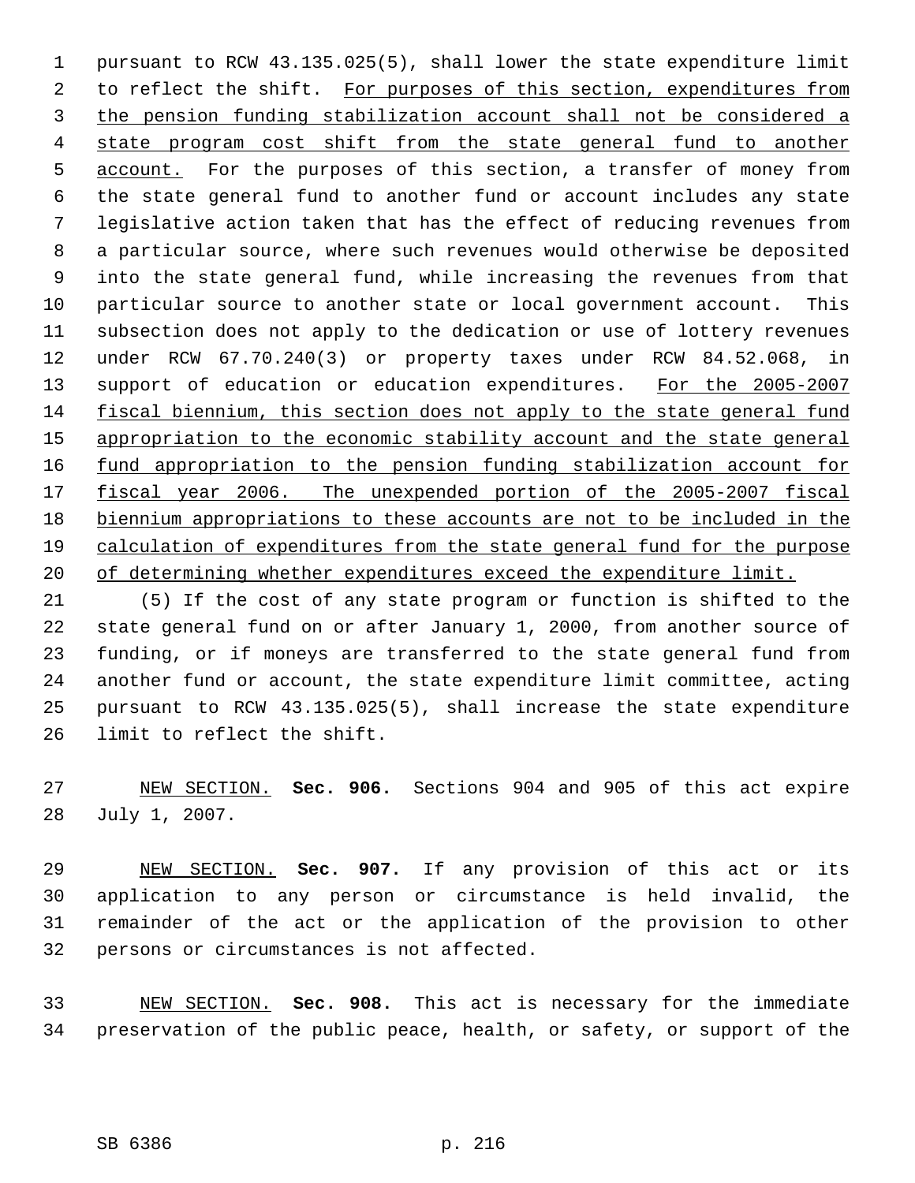pursuant to RCW 43.135.025(5), shall lower the state expenditure limit to reflect the shift. For purposes of this section, expenditures from the pension funding stabilization account shall not be considered a state program cost shift from the state general fund to another account. For the purposes of this section, a transfer of money from the state general fund to another fund or account includes any state legislative action taken that has the effect of reducing revenues from a particular source, where such revenues would otherwise be deposited into the state general fund, while increasing the revenues from that particular source to another state or local government account. This subsection does not apply to the dedication or use of lottery revenues under RCW 67.70.240(3) or property taxes under RCW 84.52.068, in support of education or education expenditures. For the 2005-2007 fiscal biennium, this section does not apply to the state general fund appropriation to the economic stability account and the state general fund appropriation to the pension funding stabilization account for fiscal year 2006. The unexpended portion of the 2005-2007 fiscal biennium appropriations to these accounts are not to be included in the calculation of expenditures from the state general fund for the purpose of determining whether expenditures exceed the expenditure limit.

(5) If the cost of any state program or function is shifted to the state general fund on or after January 1, 2000, from another source of funding, or if moneys are transferred to the state general fund from another fund or account, the state expenditure limit committee, acting pursuant to RCW 43.135.025(5), shall increase the state expenditure limit to reflect the shift.

NEW SECTION. **Sec. 906.** Sections 904 and 905 of this act expire July 1, 2007.

NEW SECTION. **Sec. 907.** If any provision of this act or its application to any person or circumstance is held invalid, the remainder of the act or the application of the provision to other persons or circumstances is not affected.

NEW SECTION. **Sec. 908.** This act is necessary for the immediate preservation of the public peace, health, or safety, or support of the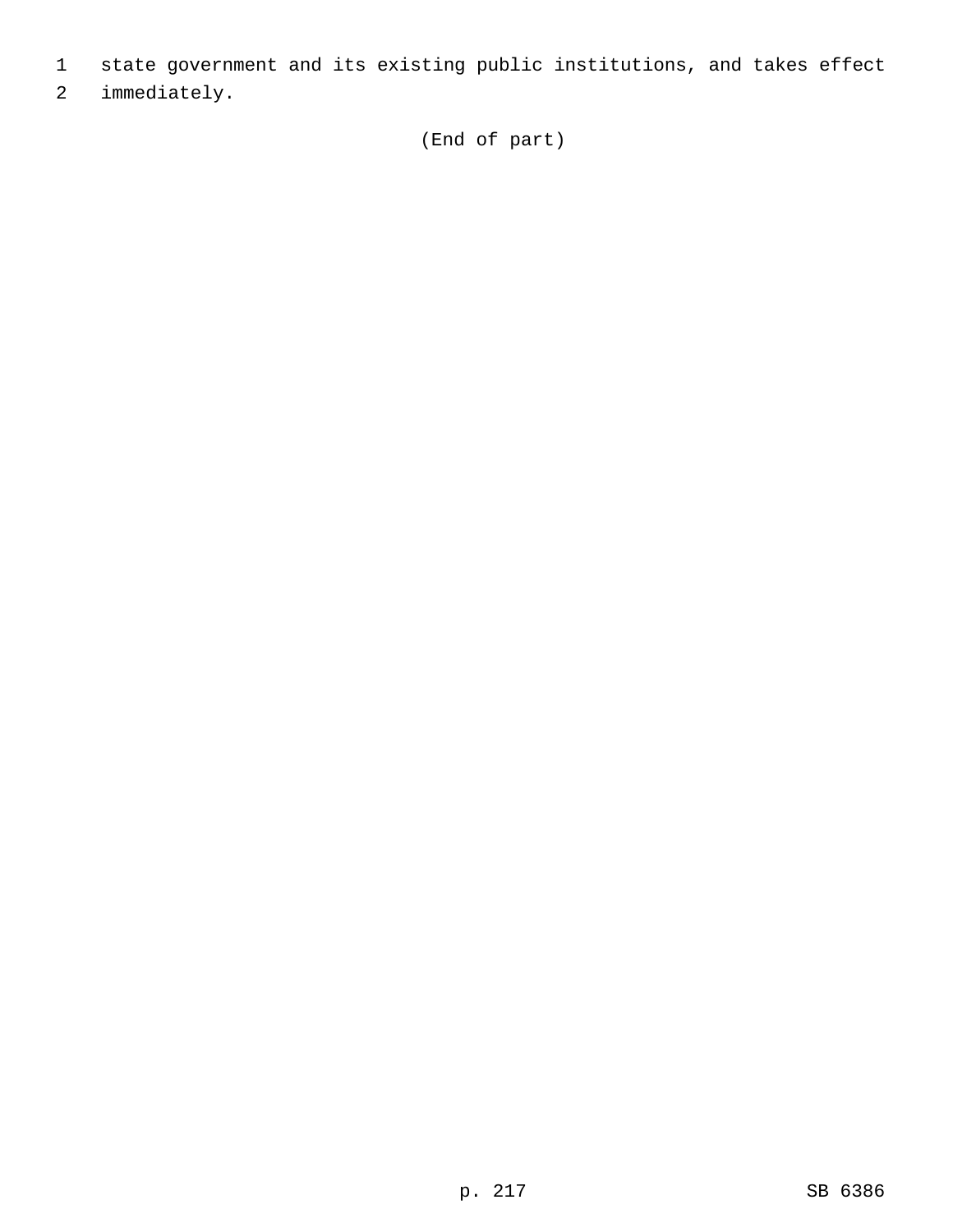state government and its existing public institutions, and takes effect immediately.

(End of part)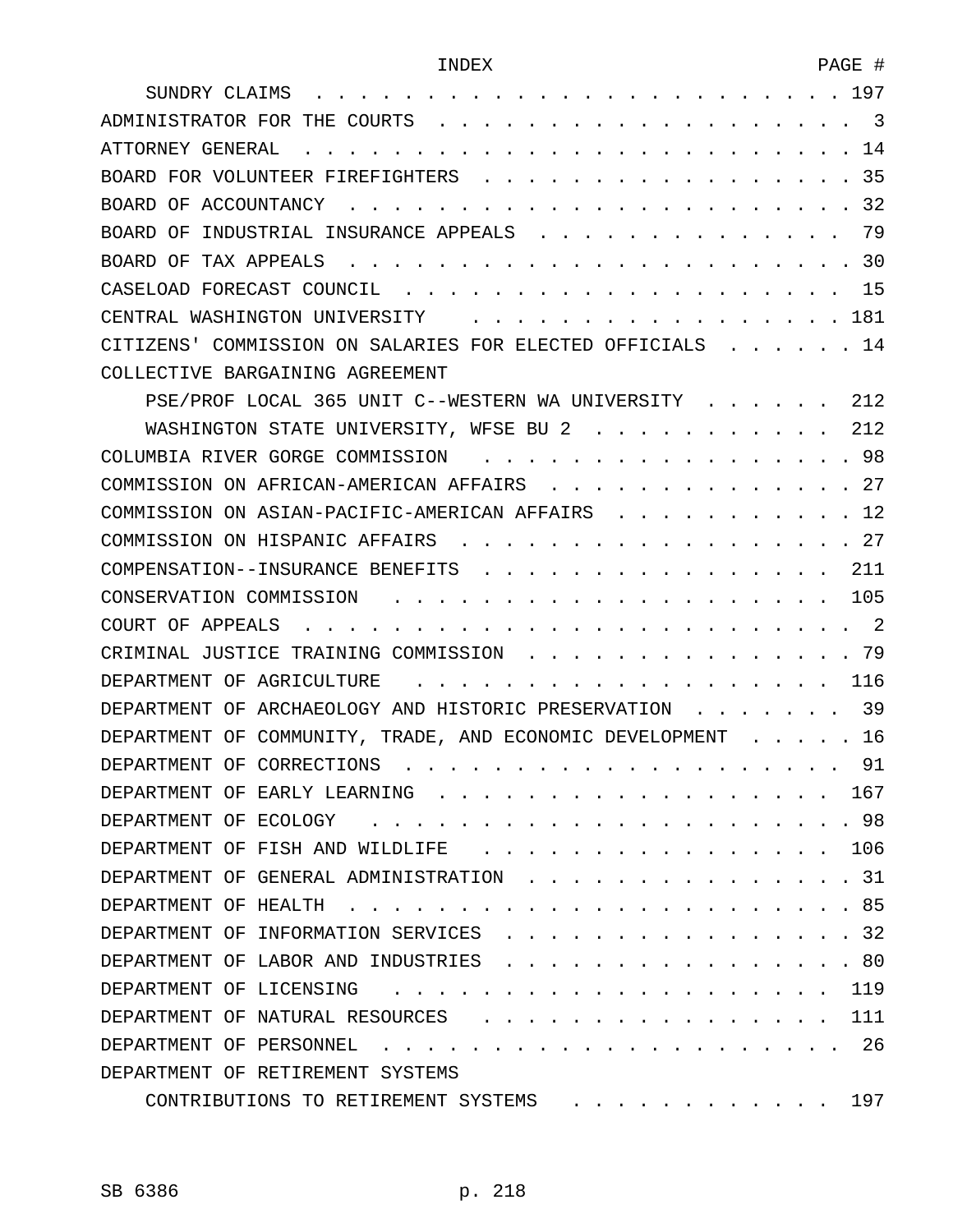| INDEX | PAGE # |
|---|---|
| SUNDRY CLAIMS | 197 |
| ADMINISTRATOR FOR THE COURTS | 3 |
| ATTORNEY GENERAL | 14 |
| BOARD FOR VOLUNTEER FIREFIGHTERS | 35 |
| BOARD OF ACCOUNTANCY | 32 |
| BOARD OF INDUSTRIAL INSURANCE APPEALS | 79 |
| BOARD OF TAX APPEALS | 30 |
| CASELOAD FORECAST COUNCIL | 15 |
| CENTRAL WASHINGTON UNIVERSITY | 181 |
| CITIZENS' COMMISSION ON SALARIES FOR ELECTED OFFICIALS | 14 |
| COLLECTIVE BARGAINING AGREEMENT | |
| PSE/PROF LOCAL 365 UNIT C--WESTERN WA UNIVERSITY | 212 |
| WASHINGTON STATE UNIVERSITY, WFSE BU 2 | 212 |
| COLUMBIA RIVER GORGE COMMISSION | 98 |
| COMMISSION ON AFRICAN-AMERICAN AFFAIRS | 27 |
| COMMISSION ON ASIAN-PACIFIC-AMERICAN AFFAIRS | 12 |
| COMMISSION ON HISPANIC AFFAIRS | 27 |
| COMPENSATION--INSURANCE BENEFITS | 211 |
| CONSERVATION COMMISSION | 105 |
| COURT OF APPEALS | 2 |
| CRIMINAL JUSTICE TRAINING COMMISSION | 79 |
| DEPARTMENT OF AGRICULTURE | 116 |
| DEPARTMENT OF ARCHAEOLOGY AND HISTORIC PRESERVATION | 39 |
| DEPARTMENT OF COMMUNITY, TRADE, AND ECONOMIC DEVELOPMENT | 16 |
| DEPARTMENT OF CORRECTIONS | 91 |
| DEPARTMENT OF EARLY LEARNING | 167 |
| DEPARTMENT OF ECOLOGY | 98 |
| DEPARTMENT OF FISH AND WILDLIFE | 106 |
| DEPARTMENT OF GENERAL ADMINISTRATION | 31 |
| DEPARTMENT OF HEALTH | 85 |
| DEPARTMENT OF INFORMATION SERVICES | 32 |
| DEPARTMENT OF LABOR AND INDUSTRIES | 80 |
| DEPARTMENT OF LICENSING | 119 |
| DEPARTMENT OF NATURAL RESOURCES | 111 |
| DEPARTMENT OF PERSONNEL | 26 |
| DEPARTMENT OF RETIREMENT SYSTEMS | |
| CONTRIBUTIONS TO RETIREMENT SYSTEMS | 197 |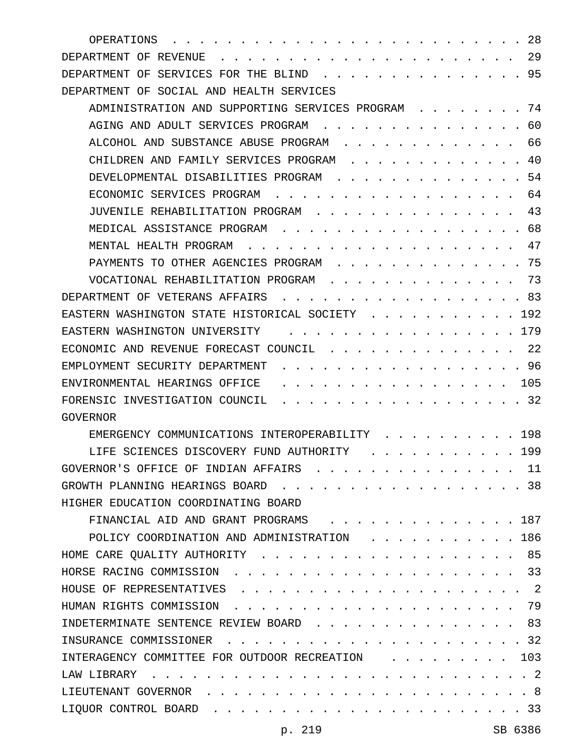| | |
|---|---|
| OPERATIONS | 28 |
| DEPARTMENT OF REVENUE | 29 |
| DEPARTMENT OF SERVICES FOR THE BLIND | 95 |
| DEPARTMENT OF SOCIAL AND HEALTH SERVICES | |
| ADMINISTRATION AND SUPPORTING SERVICES PROGRAM | 74 |
| AGING AND ADULT SERVICES PROGRAM | 60 |
| ALCOHOL AND SUBSTANCE ABUSE PROGRAM | 66 |
| CHILDREN AND FAMILY SERVICES PROGRAM | 40 |
| DEVELOPMENTAL DISABILITIES PROGRAM | 54 |
| ECONOMIC SERVICES PROGRAM | 64 |
| JUVENILE REHABILITATION PROGRAM | 43 |
| MEDICAL ASSISTANCE PROGRAM | 68 |
| MENTAL HEALTH PROGRAM | 47 |
| PAYMENTS TO OTHER AGENCIES PROGRAM | 75 |
| VOCATIONAL REHABILITATION PROGRAM | 73 |
| DEPARTMENT OF VETERANS AFFAIRS | 83 |
| EASTERN WASHINGTON STATE HISTORICAL SOCIETY | 192 |
| EASTERN WASHINGTON UNIVERSITY | 179 |
| ECONOMIC AND REVENUE FORECAST COUNCIL | 22 |
| EMPLOYMENT SECURITY DEPARTMENT | 96 |
| ENVIRONMENTAL HEARINGS OFFICE | 105 |
| FORENSIC INVESTIGATION COUNCIL | 32 |
| GOVERNOR | |
| EMERGENCY COMMUNICATIONS INTEROPERABILITY | 198 |
| LIFE SCIENCES DISCOVERY FUND AUTHORITY | 199 |
| GOVERNOR'S OFFICE OF INDIAN AFFAIRS | 11 |
| GROWTH PLANNING HEARINGS BOARD | 38 |
| HIGHER EDUCATION COORDINATING BOARD | |
| FINANCIAL AID AND GRANT PROGRAMS | 187 |
| POLICY COORDINATION AND ADMINISTRATION | 186 |
| HOME CARE QUALITY AUTHORITY | 85 |
| HORSE RACING COMMISSION | 33 |
| HOUSE OF REPRESENTATIVES | 2 |
| HUMAN RIGHTS COMMISSION | 79 |
| INDETERMINATE SENTENCE REVIEW BOARD | 83 |
| INSURANCE COMMISSIONER | 32 |
| INTERAGENCY COMMITTEE FOR OUTDOOR RECREATION | 103 |
| LAW LIBRARY | 2 |
| LIEUTENANT GOVERNOR | 8 |
| LIQUOR CONTROL BOARD | 33 |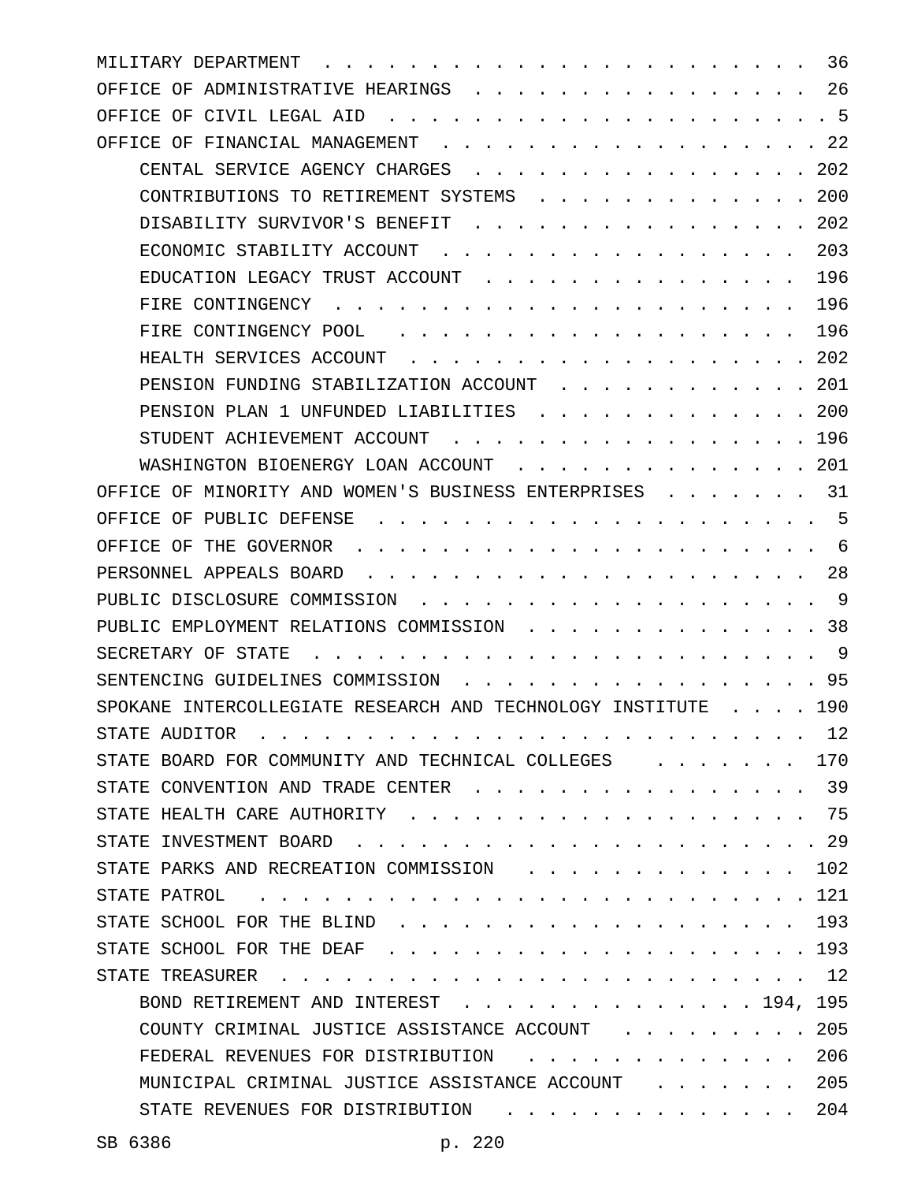MILITARY DEPARTMENT . . . . . . . . . . . . . . . . . . . . . . . 36
OFFICE OF ADMINISTRATIVE HEARINGS . . . . . . . . . . . . . . . . 26
OFFICE OF CIVIL LEGAL AID . . . . . . . . . . . . . . . . . . . . . 5
OFFICE OF FINANCIAL MANAGEMENT . . . . . . . . . . . . . . . . . . 22
    CENTAL SERVICE AGENCY CHARGES . . . . . . . . . . . . . . . . 202
    CONTRIBUTIONS TO RETIREMENT SYSTEMS . . . . . . . . . . . . . 200
    DISABILITY SURVIVOR'S BENEFIT . . . . . . . . . . . . . . . . 202
    ECONOMIC STABILITY ACCOUNT . . . . . . . . . . . . . . . . . 203
    EDUCATION LEGACY TRUST ACCOUNT . . . . . . . . . . . . . . . 196
    FIRE CONTINGENCY . . . . . . . . . . . . . . . . . . . . . . 196
    FIRE CONTINGENCY POOL . . . . . . . . . . . . . . . . . . . . 196
    HEALTH SERVICES ACCOUNT . . . . . . . . . . . . . . . . . . . 202
    PENSION FUNDING STABILIZATION ACCOUNT . . . . . . . . . . . . 201
    PENSION PLAN 1 UNFUNDED LIABILITIES . . . . . . . . . . . . . 200
    STUDENT ACHIEVEMENT ACCOUNT . . . . . . . . . . . . . . . . . 196
    WASHINGTON BIOENERGY LOAN ACCOUNT . . . . . . . . . . . . . . 201
OFFICE OF MINORITY AND WOMEN'S BUSINESS ENTERPRISES . . . . . . . 31
OFFICE OF PUBLIC DEFENSE . . . . . . . . . . . . . . . . . . . . . 5
OFFICE OF THE GOVERNOR . . . . . . . . . . . . . . . . . . . . . . 6
PERSONNEL APPEALS BOARD . . . . . . . . . . . . . . . . . . . . . 28
PUBLIC DISCLOSURE COMMISSION . . . . . . . . . . . . . . . . . . . 9
PUBLIC EMPLOYMENT RELATIONS COMMISSION . . . . . . . . . . . . . . 38
SECRETARY OF STATE . . . . . . . . . . . . . . . . . . . . . . . . 9
SENTENCING GUIDELINES COMMISSION . . . . . . . . . . . . . . . . . 95
SPOKANE INTERCOLLEGIATE RESEARCH AND TECHNOLOGY INSTITUTE . . . . 190
STATE AUDITOR . . . . . . . . . . . . . . . . . . . . . . . . . . 12
STATE BOARD FOR COMMUNITY AND TECHNICAL COLLEGES . . . . . . . . 170
STATE CONVENTION AND TRADE CENTER . . . . . . . . . . . . . . . . 39
STATE HEALTH CARE AUTHORITY . . . . . . . . . . . . . . . . . . . 75
STATE INVESTMENT BOARD . . . . . . . . . . . . . . . . . . . . . . 29
STATE PARKS AND RECREATION COMMISSION . . . . . . . . . . . . . 102
STATE PATROL . . . . . . . . . . . . . . . . . . . . . . . . . . 121
STATE SCHOOL FOR THE BLIND . . . . . . . . . . . . . . . . . . . 193
STATE SCHOOL FOR THE DEAF . . . . . . . . . . . . . . . . . . . . 193
STATE TREASURER . . . . . . . . . . . . . . . . . . . . . . . . . 12
    BOND RETIREMENT AND INTEREST . . . . . . . . . . . . . . 194, 195
    COUNTY CRIMINAL JUSTICE ASSISTANCE ACCOUNT . . . . . . . . . . 205
    FEDERAL REVENUES FOR DISTRIBUTION . . . . . . . . . . . . . . 206
    MUNICIPAL CRIMINAL JUSTICE ASSISTANCE ACCOUNT . . . . . . . . 205
    STATE REVENUES FOR DISTRIBUTION . . . . . . . . . . . . . . . 204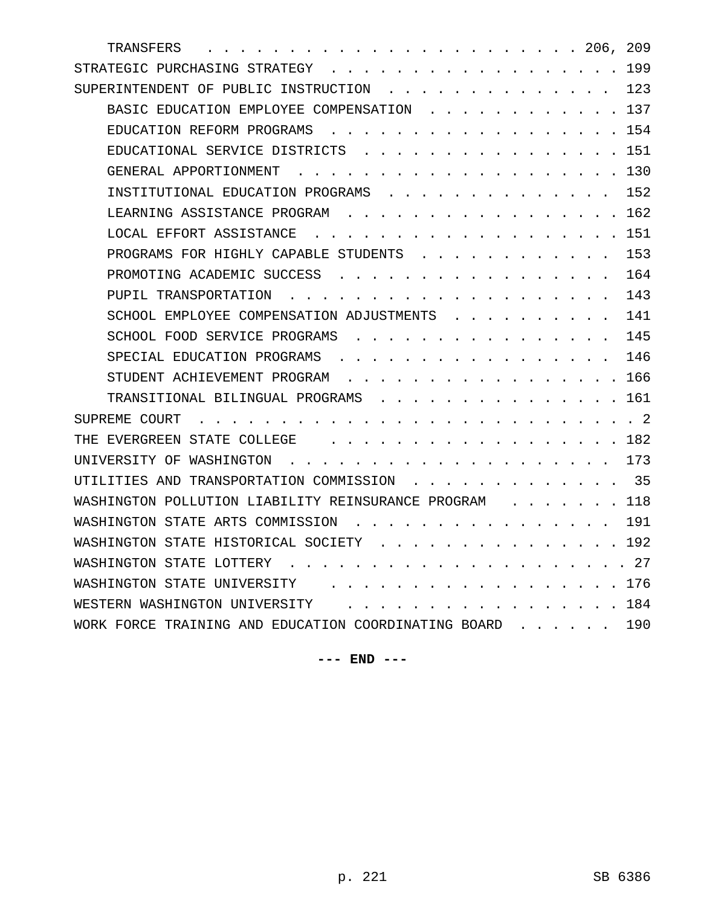TRANSFERS . . . . . . . . . . . . . . . . . . . . . . . . 206, 209
STRATEGIC PURCHASING STRATEGY . . . . . . . . . . . . . . . . . . 199
SUPERINTENDENT OF PUBLIC INSTRUCTION . . . . . . . . . . . . . . 123
BASIC EDUCATION EMPLOYEE COMPENSATION . . . . . . . . . . . . . 137
EDUCATION REFORM PROGRAMS . . . . . . . . . . . . . . . . . . . 154
EDUCATIONAL SERVICE DISTRICTS . . . . . . . . . . . . . . . . . 151
GENERAL APPORTIONMENT . . . . . . . . . . . . . . . . . . . . . 130
INSTITUTIONAL EDUCATION PROGRAMS . . . . . . . . . . . . . . 152
LEARNING ASSISTANCE PROGRAM . . . . . . . . . . . . . . . . . . 162
LOCAL EFFORT ASSISTANCE . . . . . . . . . . . . . . . . . . . . 151
PROGRAMS FOR HIGHLY CAPABLE STUDENTS . . . . . . . . . . . . 153
PROMOTING ACADEMIC SUCCESS . . . . . . . . . . . . . . . . . 164
PUPIL TRANSPORTATION . . . . . . . . . . . . . . . . . . . . . 143
SCHOOL EMPLOYEE COMPENSATION ADJUSTMENTS . . . . . . . . . . 141
SCHOOL FOOD SERVICE PROGRAMS . . . . . . . . . . . . . . . . 145
SPECIAL EDUCATION PROGRAMS . . . . . . . . . . . . . . . . . 146
STUDENT ACHIEVEMENT PROGRAM . . . . . . . . . . . . . . . . . . 166
TRANSITIONAL BILINGUAL PROGRAMS . . . . . . . . . . . . . . . . 161
SUPREME COURT . . . . . . . . . . . . . . . . . . . . . . . . . . 2
THE EVERGREEN STATE COLLEGE . . . . . . . . . . . . . . . . . . . 182
UNIVERSITY OF WASHINGTON . . . . . . . . . . . . . . . . . . . . 173
UTILITIES AND TRANSPORTATION COMMISSION . . . . . . . . . . . . . 35
WASHINGTON POLLUTION LIABILITY REINSURANCE PROGRAM . . . . . . . . 118
WASHINGTON STATE ARTS COMMISSION . . . . . . . . . . . . . . . . 191
WASHINGTON STATE HISTORICAL SOCIETY . . . . . . . . . . . . . . . . 192
WASHINGTON STATE LOTTERY . . . . . . . . . . . . . . . . . . . . . . 27
WASHINGTON STATE UNIVERSITY . . . . . . . . . . . . . . . . . . . 176
WESTERN WASHINGTON UNIVERSITY . . . . . . . . . . . . . . . . . . 184
WORK FORCE TRAINING AND EDUCATION COORDINATING BOARD . . . . . . 190

**--- END ---**